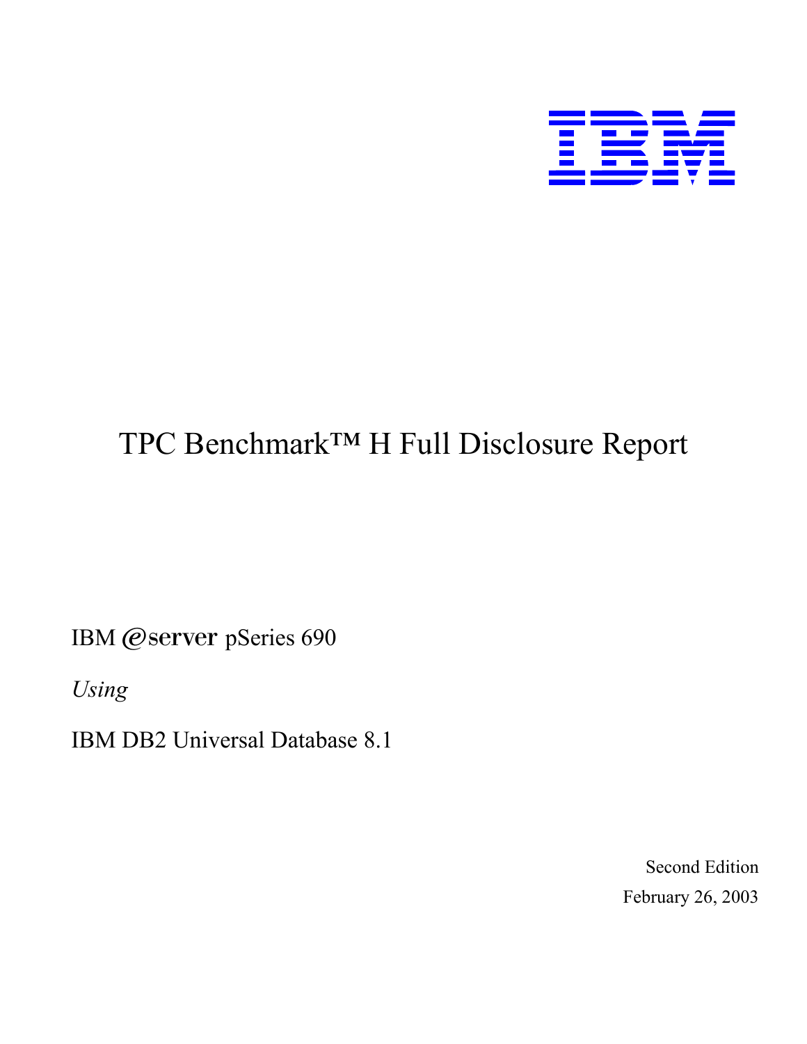IBM

# TPC Benchmark™ H Full Disclosure Report

IBM @server pSeries 690

*Using*

IBM DB2 Universal Database 8.1

Second Edition

February 26, 2003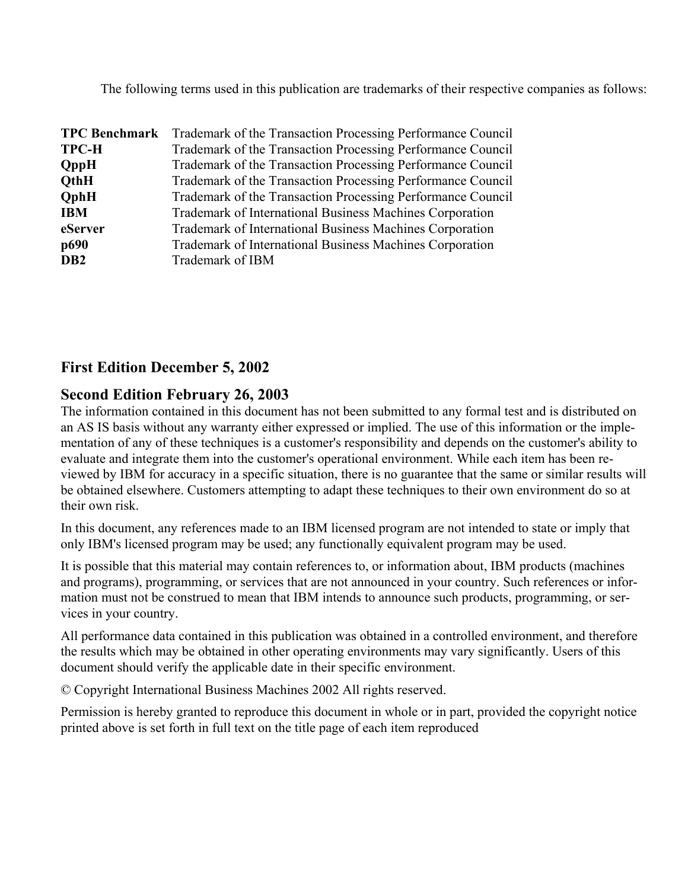The following terms used in this publication are trademarks of their respective companies as follows:

| | |
|---|---|
| **TPC Benchmark** | Trademark of the Transaction Processing Performance Council |
| **TPC-H** | Trademark of the Transaction Processing Performance Council |
| **QppH** | Trademark of the Transaction Processing Performance Council |
| **QthH** | Trademark of the Transaction Processing Performance Council |
| **QphH** | Trademark of the Transaction Processing Performance Council |
| **IBM** | Trademark of International Business Machines Corporation |
| **eServer** | Trademark of International Business Machines Corporation |
| **p690** | Trademark of International Business Machines Corporation |
| **DB2** | Trademark of IBM |

## First Edition December 5, 2002

## Second Edition February 26, 2003

The information contained in this document has not been submitted to any formal test and is distributed on an AS IS basis without any warranty either expressed or implied. The use of this information or the implementation of any of these techniques is a customer's responsibility and depends on the customer's ability to evaluate and integrate them into the customer's operational environment. While each item has been reviewed by IBM for accuracy in a specific situation, there is no guarantee that the same or similar results will be obtained elsewhere. Customers attempting to adapt these techniques to their own environment do so at their own risk.

In this document, any references made to an IBM licensed program are not intended to state or imply that only IBM's licensed program may be used; any functionally equivalent program may be used.

It is possible that this material may contain references to, or information about, IBM products (machines and programs), programming, or services that are not announced in your country. Such references or information must not be construed to mean that IBM intends to announce such products, programming, or services in your country.

All performance data contained in this publication was obtained in a controlled environment, and therefore the results which may be obtained in other operating environments may vary significantly. Users of this document should verify the applicable date in their specific environment.

© Copyright International Business Machines 2002 All rights reserved.

Permission is hereby granted to reproduce this document in whole or in part, provided the copyright notice printed above is set forth in full text on the title page of each item reproduced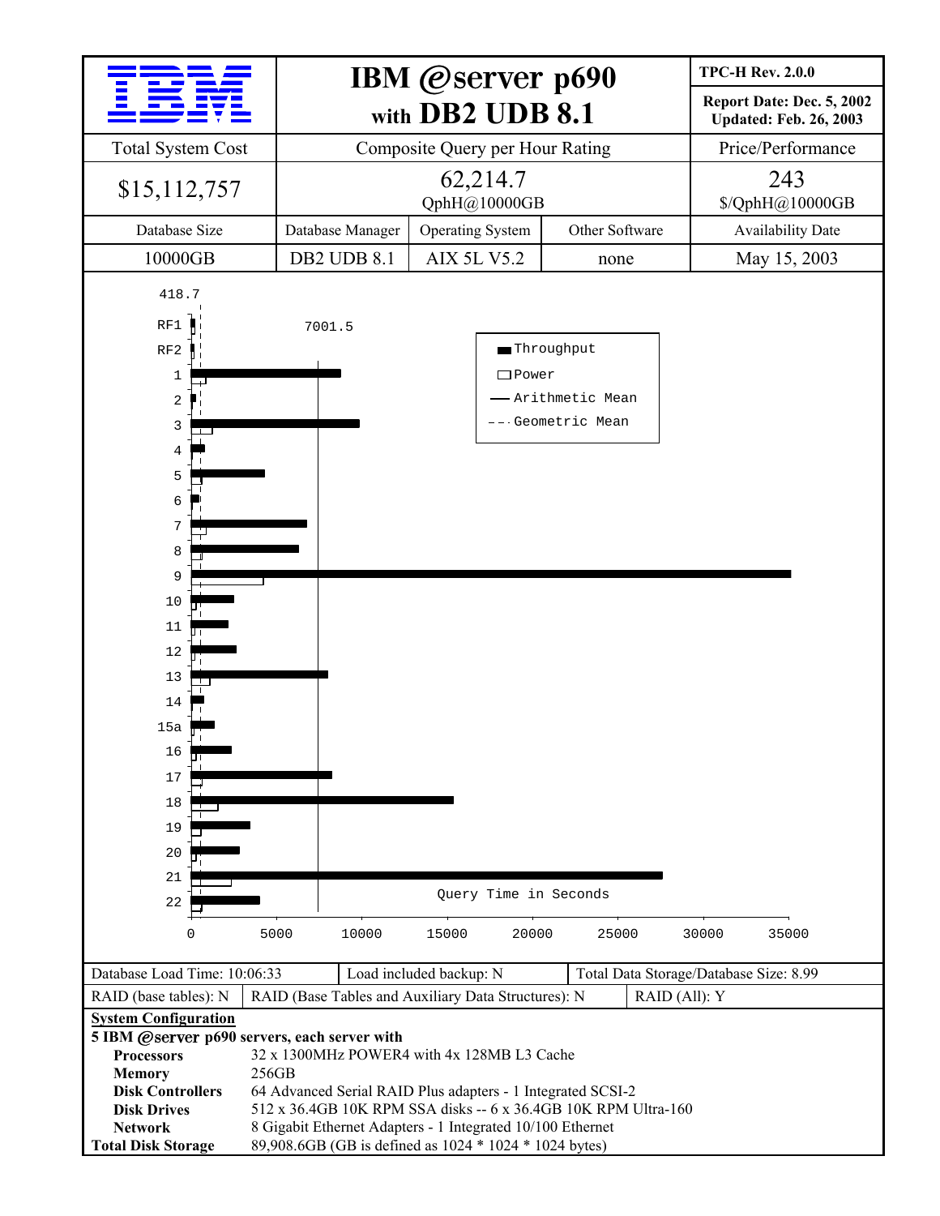| IBM | IBM @server p690 with DB2 UDB 8.1 | | | TPC-H Rev. 2.0.0 Report Date: Dec. 5, 2002 Updated: Feb. 26, 2003 |
|---|---|---|---|---|
| Total System Cost | Composite Query per Hour Rating | | | Price/Performance |
| $15,112,757 | 62,214.7 QphH@10000GB | | | 243 $/QphH@10000GB |
| Database Size | Database Manager | Operating System | Other Software | Availability Date |
| 10000GB | DB2 UDB 8.1 | AIX 5L V5.2 | none | May 15, 2003 |

418.7

7001.5

Throughput
Power
Arithmetic Mean
Geometric Mean

RF1, RF2, 1, 2, 3, 4, 5, 6, 7, 8, 9, 10, 11, 12, 13, 14, 15a, 16, 17, 18, 19, 20, 21, 22

Query Time in Seconds

0 5000 10000 15000 20000 25000 30000 35000

| Database Load Time: 10:06:33 | Load included backup: N | Total Data Storage/Database Size: 8.99 |
|---|---|---|
| RAID (base tables): N | RAID (Base Tables and Auxiliary Data Structures): N | RAID (All): Y |

**System Configuration**

**5 IBM @server p690 servers, each server with**

| | |
|---|---|
| **Processors** | 32 x 1300MHz POWER4 with 4x 128MB L3 Cache |
| **Memory** | 256GB |
| **Disk Controllers** | 64 Advanced Serial RAID Plus adapters - 1 Integrated SCSI-2 |
| **Disk Drives** | 512 x 36.4GB 10K RPM SSA disks -- 6 x 36.4GB 10K RPM Ultra-160 |
| **Network** | 8 Gigabit Ethernet Adapters - 1 Integrated 10/100 Ethernet |
| **Total Disk Storage** | 89,908.6GB (GB is defined as 1024 * 1024 * 1024 bytes) |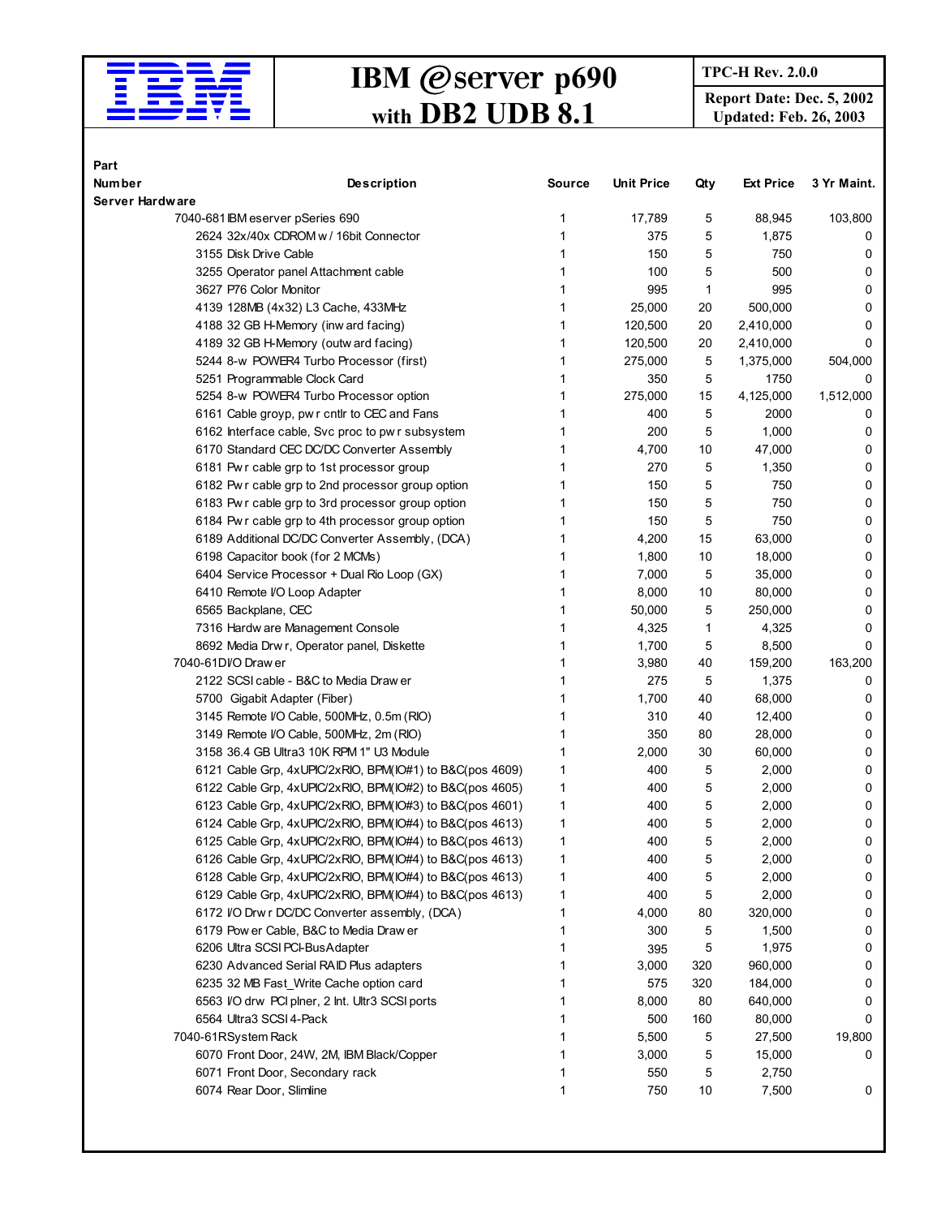# IBM @server p690 with DB2 UDB 8.1

**TPC-H Rev. 2.0.0**

**Report Date: Dec. 5, 2002**
**Updated: Feb. 26, 2003**

| Part Number | Description | Source | Unit Price | Qty | Ext Price | 3 Yr Maint. |
|---|---|---|---|---|---|---|
| **Server Hardware** | | | | | | |
| 7040-681 | IBM eserver pSeries 690 | 1 | 17,789 | 5 | 88,945 | 103,800 |
| 2624 | 32x/40x CDROM w / 16bit Connector | 1 | 375 | 5 | 1,875 | 0 |
| 3155 | Disk Drive Cable | 1 | 150 | 5 | 750 | 0 |
| 3255 | Operator panel Attachment cable | 1 | 100 | 5 | 500 | 0 |
| 3627 | P76 Color Monitor | 1 | 995 | 1 | 995 | 0 |
| 4139 | 128MB (4x32) L3 Cache, 433MHz | 1 | 25,000 | 20 | 500,000 | 0 |
| 4188 | 32 GB H-Memory (inw ard facing) | 1 | 120,500 | 20 | 2,410,000 | 0 |
| 4189 | 32 GB H-Memory (outw ard facing) | 1 | 120,500 | 20 | 2,410,000 | 0 |
| 5244 | 8-w POWER4 Turbo Processor (first) | 1 | 275,000 | 5 | 1,375,000 | 504,000 |
| 5251 | Programmable Clock Card | 1 | 350 | 5 | 1750 | 0 |
| 5254 | 8-w POWER4 Turbo Processor option | 1 | 275,000 | 15 | 4,125,000 | 1,512,000 |
| 6161 | Cable groyp, pw r cntlr to CEC and Fans | 1 | 400 | 5 | 2000 | 0 |
| 6162 | Interface cable, Svc proc to pw r subsystem | 1 | 200 | 5 | 1,000 | 0 |
| 6170 | Standard CEC DC/DC Converter Assembly | 1 | 4,700 | 10 | 47,000 | 0 |
| 6181 | Pw r cable grp to 1st processor group | 1 | 270 | 5 | 1,350 | 0 |
| 6182 | Pw r cable grp to 2nd processor group option | 1 | 150 | 5 | 750 | 0 |
| 6183 | Pw r cable grp to 3rd processor group option | 1 | 150 | 5 | 750 | 0 |
| 6184 | Pw r cable grp to 4th processor group option | 1 | 150 | 5 | 750 | 0 |
| 6189 | Additional DC/DC Converter Assembly, (DCA) | 1 | 4,200 | 15 | 63,000 | 0 |
| 6198 | Capacitor book (for 2 MCMs) | 1 | 1,800 | 10 | 18,000 | 0 |
| 6404 | Service Processor + Dual Rio Loop (GX) | 1 | 7,000 | 5 | 35,000 | 0 |
| 6410 | Remote I/O Loop Adapter | 1 | 8,000 | 10 | 80,000 | 0 |
| 6565 | Backplane, CEC | 1 | 50,000 | 5 | 250,000 | 0 |
| 7316 | Hardw are Management Console | 1 | 4,325 | 1 | 4,325 | 0 |
| 8692 | Media Drw r, Operator panel, Diskette | 1 | 1,700 | 5 | 8,500 | 0 |
| 7040-61D | I/O Draw er | 1 | 3,980 | 40 | 159,200 | 163,200 |
| 2122 | SCSI cable - B&C to Media Draw er | 1 | 275 | 5 | 1,375 | 0 |
| 5700 | Gigabit Adapter (Fiber) | 1 | 1,700 | 40 | 68,000 | 0 |
| 3145 | Remote I/O Cable, 500MHz, 0.5m (RIO) | 1 | 310 | 40 | 12,400 | 0 |
| 3149 | Remote I/O Cable, 500MHz, 2m (RIO) | 1 | 350 | 80 | 28,000 | 0 |
| 3158 | 36.4 GB Ultra3 10K RPM 1" U3 Module | 1 | 2,000 | 30 | 60,000 | 0 |
| 6121 | Cable Grp, 4xUPIC/2xRIO, BPM(IO#1) to B&C(pos 4609) | 1 | 400 | 5 | 2,000 | 0 |
| 6122 | Cable Grp, 4xUPIC/2xRIO, BPM(IO#2) to B&C(pos 4605) | 1 | 400 | 5 | 2,000 | 0 |
| 6123 | Cable Grp, 4xUPIC/2xRIO, BPM(IO#3) to B&C(pos 4601) | 1 | 400 | 5 | 2,000 | 0 |
| 6124 | Cable Grp, 4xUPIC/2xRIO, BPM(IO#4) to B&C(pos 4613) | 1 | 400 | 5 | 2,000 | 0 |
| 6125 | Cable Grp, 4xUPIC/2xRIO, BPM(IO#4) to B&C(pos 4613) | 1 | 400 | 5 | 2,000 | 0 |
| 6126 | Cable Grp, 4xUPIC/2xRIO, BPM(IO#4) to B&C(pos 4613) | 1 | 400 | 5 | 2,000 | 0 |
| 6128 | Cable Grp, 4xUPIC/2xRIO, BPM(IO#4) to B&C(pos 4613) | 1 | 400 | 5 | 2,000 | 0 |
| 6129 | Cable Grp, 4xUPIC/2xRIO, BPM(IO#4) to B&C(pos 4613) | 1 | 400 | 5 | 2,000 | 0 |
| 6172 | I/O Drw r DC/DC Converter assembly, (DCA) | 1 | 4,000 | 80 | 320,000 | 0 |
| 6179 | Pow er Cable, B&C to Media Draw er | 1 | 300 | 5 | 1,500 | 0 |
| 6206 | Ultra SCSI PCI-BusAdapter | 1 | 395 | 5 | 1,975 | 0 |
| 6230 | Advanced Serial RAID Plus adapters | 1 | 3,000 | 320 | 960,000 | 0 |
| 6235 | 32 MB Fast_Write Cache option card | 1 | 575 | 320 | 184,000 | 0 |
| 6563 | I/O drw PCI plner, 2 Int. Ultr3 SCSI ports | 1 | 8,000 | 80 | 640,000 | 0 |
| 6564 | Ultra3 SCSI 4-Pack | 1 | 500 | 160 | 80,000 | 0 |
| 7040-61R | System Rack | 1 | 5,500 | 5 | 27,500 | 19,800 |
| 6070 | Front Door, 24W, 2M, IBM Black/Copper | 1 | 3,000 | 5 | 15,000 | 0 |
| 6071 | Front Door, Secondary rack | 1 | 550 | 5 | 2,750 | |
| 6074 | Rear Door, Slimline | 1 | 750 | 10 | 7,500 | 0 |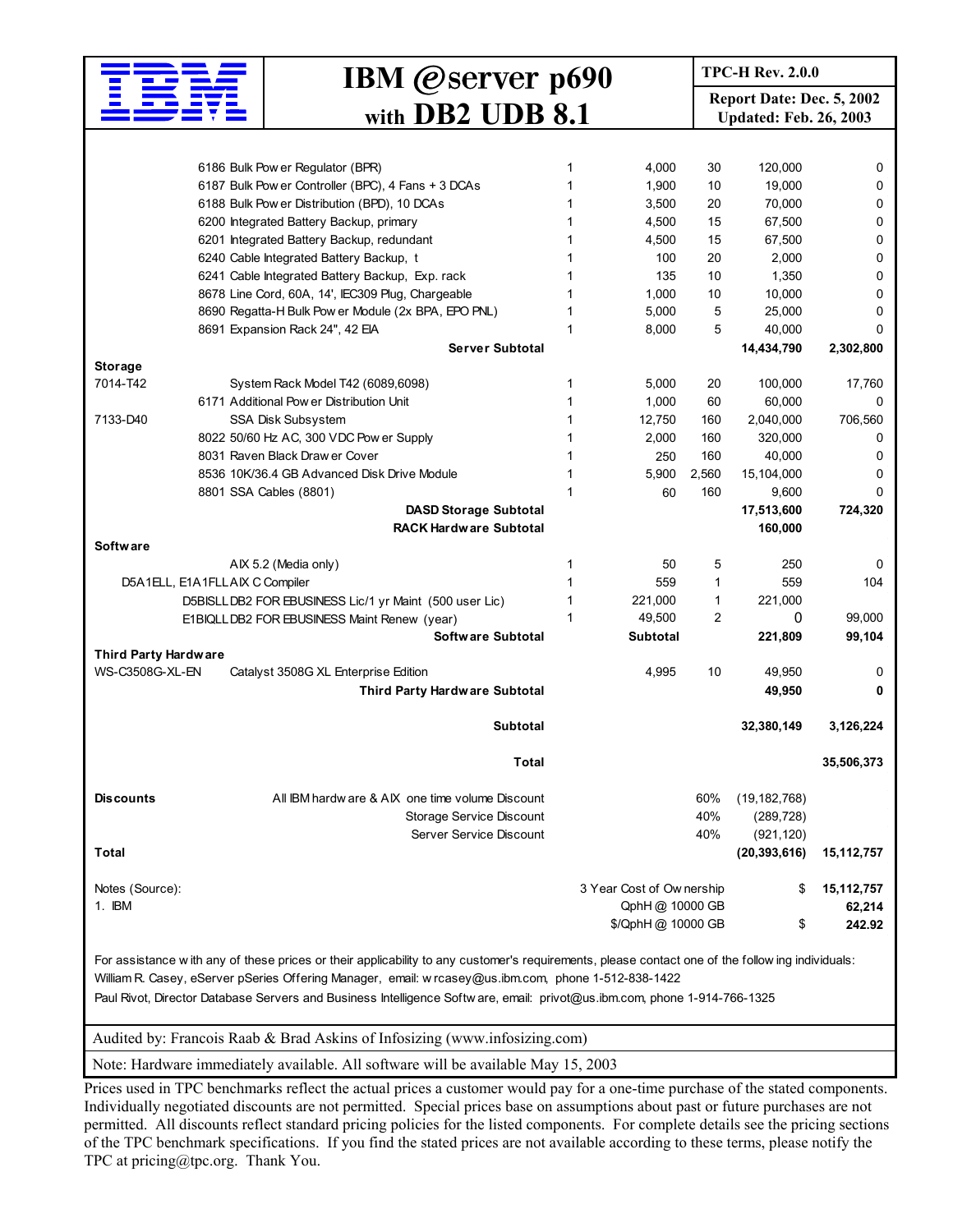| IBM | IBM @server p690 with DB2 UDB 8.1 | TPC-H Rev. 2.0.0 Report Date: Dec. 5, 2002 Updated: Feb. 26, 2003 |
|---|---|---|

| | Description | | Unit Price | Qty | Price | 3-yr Maint |
|---|---|---|---|---|---|---|
| | 6186 Bulk Power Regulator (BPR) | 1 | 4,000 | 30 | 120,000 | 0 |
| | 6187 Bulk Power Controller (BPC), 4 Fans + 3 DCAs | 1 | 1,900 | 10 | 19,000 | 0 |
| | 6188 Bulk Power Distribution (BPD), 10 DCAs | 1 | 3,500 | 20 | 70,000 | 0 |
| | 6200 Integrated Battery Backup, primary | 1 | 4,500 | 15 | 67,500 | 0 |
| | 6201 Integrated Battery Backup, redundant | 1 | 4,500 | 15 | 67,500 | 0 |
| | 6240 Cable Integrated Battery Backup, t | 1 | 100 | 20 | 2,000 | 0 |
| | 6241 Cable Integrated Battery Backup, Exp. rack | 1 | 135 | 10 | 1,350 | 0 |
| | 8678 Line Cord, 60A, 14', IEC309 Plug, Chargeable | 1 | 1,000 | 10 | 10,000 | 0 |
| | 8690 Regatta-H Bulk Power Module (2x BPA, EPO PNL) | 1 | 5,000 | 5 | 25,000 | 0 |
| | 8691 Expansion Rack 24", 42 EIA | 1 | 8,000 | 5 | 40,000 | 0 |
| | **Server Subtotal** | | | | **14,434,790** | **2,302,800** |
| **Storage** | | | | | | |
| 7014-T42 | System Rack Model T42 (6089,6098) | 1 | 5,000 | 20 | 100,000 | 17,760 |
| | 6171 Additional Power Distribution Unit | 1 | 1,000 | 60 | 60,000 | 0 |
| 7133-D40 | SSA Disk Subsystem | 1 | 12,750 | 160 | 2,040,000 | 706,560 |
| | 8022 50/60 Hz AC, 300 VDC Power Supply | 1 | 2,000 | 160 | 320,000 | 0 |
| | 8031 Raven Black Drawer Cover | 1 | 250 | 160 | 40,000 | 0 |
| | 8536 10K/36.4 GB Advanced Disk Drive Module | 1 | 5,900 | 2,560 | 15,104,000 | 0 |
| | 8801 SSA Cables (8801) | 1 | 60 | 160 | 9,600 | 0 |
| | **DASD Storage Subtotal** | | | | **17,513,600** | **724,320** |
| | **RACK Hardware Subtotal** | | | | **160,000** | |
| **Software** | | | | | | |
| | AIX 5.2 (Media only) | 1 | 50 | 5 | 250 | 0 |
| D5A1ELL, E1A1FLL | AIX C Compiler | 1 | 559 | 1 | 559 | 104 |
| | D5BISLL DB2 FOR EBUSINESS Lic/1 yr Maint (500 user Lic) | 1 | 221,000 | 1 | 221,000 | |
| | E1BIQLL DB2 FOR EBUSINESS Maint Renew (year) | 1 | 49,500 | 2 | 0 | 99,000 |
| | **Software Subtotal** | | **Subtotal** | | **221,809** | **99,104** |
| **Third Party Hardware** | | | | | | |
| WS-C3508G-XL-EN | Catalyst 3508G XL Enterprise Edition | | 4,995 | 10 | 49,950 | 0 |
| | **Third Party Hardware Subtotal** | | | | **49,950** | **0** |
| | **Subtotal** | | | | **32,380,149** | **3,126,224** |
| | **Total** | | | | | **35,506,373** |
| **Discounts** | All IBM hardware & AIX one time volume Discount | | | 60% | (19,182,768) | |
| | Storage Service Discount | | | 40% | (289,728) | |
| | Server Service Discount | | | 40% | (921,120) | |
| **Total** | | | | | **(20,393,616)** | **15,112,757** |

Notes (Source):
1. IBM

| | | |
|---|---|---|
| 3 Year Cost of Ownership | $ | **15,112,757** |
| QphH @ 10000 GB | | **62,214** |
| $/QphH @ 10000 GB | $ | **242.92** |

For assistance with any of these prices or their applicability to any customer's requirements, please contact one of the following individuals:
William R. Casey, eServer pSeries Offering Manager, email: wrcasey@us.ibm.com, phone 1-512-838-1422
Paul Rivot, Director Database Servers and Business Intelligence Software, email: privot@us.ibm.com, phone 1-914-766-1325

Audited by: Francois Raab & Brad Askins of Infosizing (www.infosizing.com)

Note: Hardware immediately available. All software will be available May 15, 2003

Prices used in TPC benchmarks reflect the actual prices a customer would pay for a one-time purchase of the stated components. Individually negotiated discounts are not permitted. Special prices base on assumptions about past or future purchases are not permitted. All discounts reflect standard pricing policies for the listed components. For complete details see the pricing sections of the TPC benchmark specifications. If you find the stated prices are not available according to these terms, please notify the TPC at pricing@tpc.org. Thank You.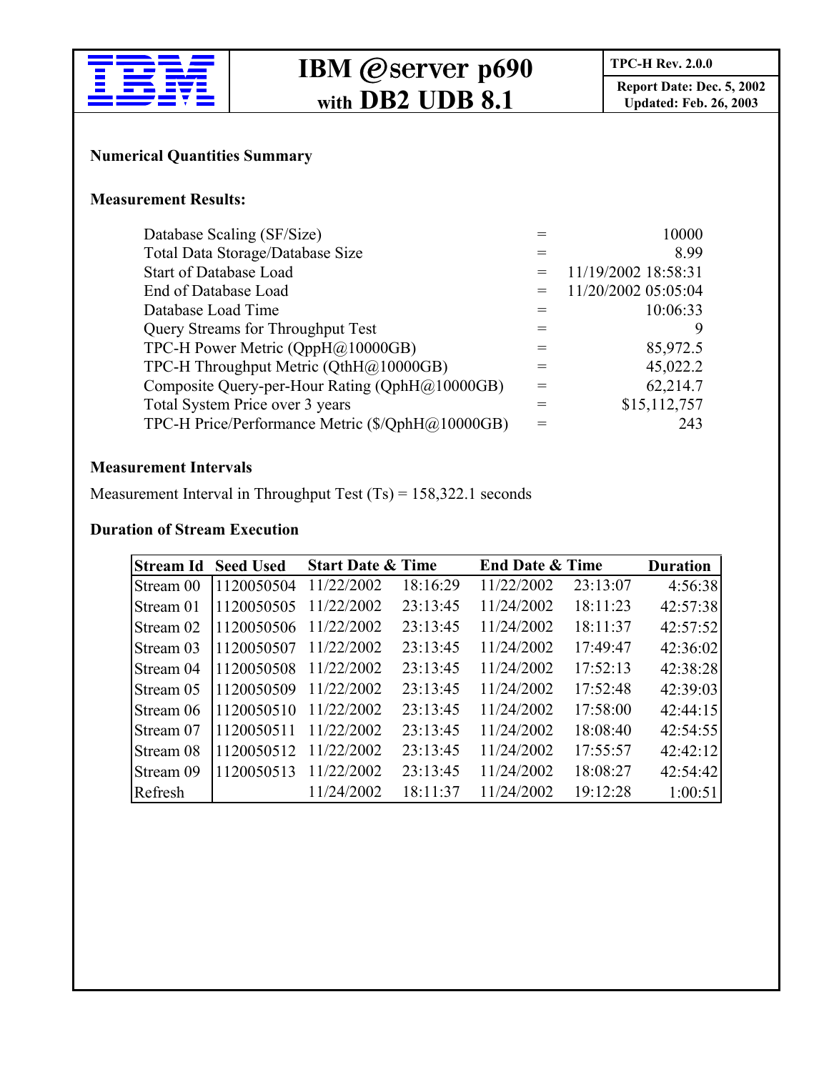## Numerical Quantities Summary

### Measurement Results:

| | | |
|---|---|---|
| Database Scaling (SF/Size) | = | 10000 |
| Total Data Storage/Database Size | = | 8.99 |
| Start of Database Load | = | 11/19/2002 18:58:31 |
| End of Database Load | = | 11/20/2002 05:05:04 |
| Database Load Time | = | 10:06:33 |
| Query Streams for Throughput Test | = | 9 |
| TPC-H Power Metric (QppH@10000GB) | = | 85,972.5 |
| TPC-H Throughput Metric (QthH@10000GB) | = | 45,022.2 |
| Composite Query-per-Hour Rating (QphH@10000GB) | = | 62,214.7 |
| Total System Price over 3 years | = | $15,112,757 |
| TPC-H Price/Performance Metric ($/QphH@10000GB) | = | 243 |

### Measurement Intervals

Measurement Interval in Throughput Test (Ts) = 158,322.1 seconds

### Duration of Stream Execution

| Stream Id | Seed Used | Start Date & Time | | End Date & Time | | Duration |
|---|---|---|---|---|---|---|
| Stream 00 | 1120050504 | 11/22/2002 | 18:16:29 | 11/22/2002 | 23:13:07 | 4:56:38 |
| Stream 01 | 1120050505 | 11/22/2002 | 23:13:45 | 11/24/2002 | 18:11:23 | 42:57:38 |
| Stream 02 | 1120050506 | 11/22/2002 | 23:13:45 | 11/24/2002 | 18:11:37 | 42:57:52 |
| Stream 03 | 1120050507 | 11/22/2002 | 23:13:45 | 11/24/2002 | 17:49:47 | 42:36:02 |
| Stream 04 | 1120050508 | 11/22/2002 | 23:13:45 | 11/24/2002 | 17:52:13 | 42:38:28 |
| Stream 05 | 1120050509 | 11/22/2002 | 23:13:45 | 11/24/2002 | 17:52:48 | 42:39:03 |
| Stream 06 | 1120050510 | 11/22/2002 | 23:13:45 | 11/24/2002 | 17:58:00 | 42:44:15 |
| Stream 07 | 1120050511 | 11/22/2002 | 23:13:45 | 11/24/2002 | 18:08:40 | 42:54:55 |
| Stream 08 | 1120050512 | 11/22/2002 | 23:13:45 | 11/24/2002 | 17:55:57 | 42:42:12 |
| Stream 09 | 1120050513 | 11/22/2002 | 23:13:45 | 11/24/2002 | 18:08:27 | 42:54:42 |
| Refresh | | 11/24/2002 | 18:11:37 | 11/24/2002 | 19:12:28 | 1:00:51 |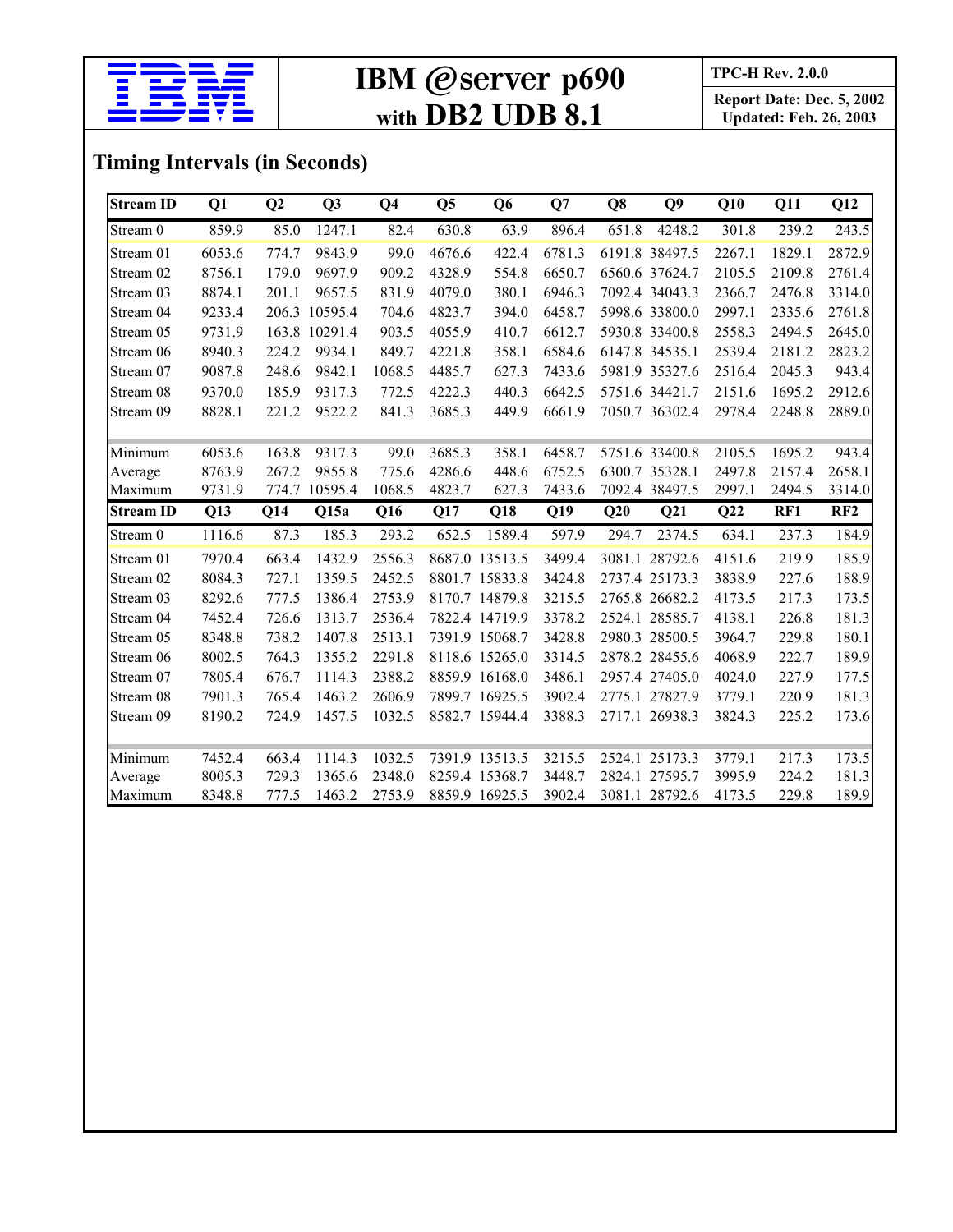## Timing Intervals (in Seconds)

| Stream ID | Q1 | Q2 | Q3 | Q4 | Q5 | Q6 | Q7 | Q8 | Q9 | Q10 | Q11 | Q12 |
|---|---|---|---|---|---|---|---|---|---|---|---|---|
| Stream 0 | 859.9 | 85.0 | 1247.1 | 82.4 | 630.8 | 63.9 | 896.4 | 651.8 | 4248.2 | 301.8 | 239.2 | 243.5 |
| Stream 01 | 6053.6 | 774.7 | 9843.9 | 99.0 | 4676.6 | 422.4 | 6781.3 | 6191.8 | 38497.5 | 2267.1 | 1829.1 | 2872.9 |
| Stream 02 | 8756.1 | 179.0 | 9697.9 | 909.2 | 4328.9 | 554.8 | 6650.7 | 6560.6 | 37624.7 | 2105.5 | 2109.8 | 2761.4 |
| Stream 03 | 8874.1 | 201.1 | 9657.5 | 831.9 | 4079.0 | 380.1 | 6946.3 | 7092.4 | 34043.3 | 2366.7 | 2476.8 | 3314.0 |
| Stream 04 | 9233.4 | 206.3 | 10595.4 | 704.6 | 4823.7 | 394.0 | 6458.7 | 5998.6 | 33800.0 | 2997.1 | 2335.6 | 2761.8 |
| Stream 05 | 9731.9 | 163.8 | 10291.4 | 903.5 | 4055.9 | 410.7 | 6612.7 | 5930.8 | 33400.8 | 2558.3 | 2494.5 | 2645.0 |
| Stream 06 | 8940.3 | 224.2 | 9934.1 | 849.7 | 4221.8 | 358.1 | 6584.6 | 6147.8 | 34535.1 | 2539.4 | 2181.2 | 2823.2 |
| Stream 07 | 9087.8 | 248.6 | 9842.1 | 1068.5 | 4485.7 | 627.3 | 7433.6 | 5981.9 | 35327.6 | 2516.4 | 2045.3 | 943.4 |
| Stream 08 | 9370.0 | 185.9 | 9317.3 | 772.5 | 4222.3 | 440.3 | 6642.5 | 5751.6 | 34421.7 | 2151.6 | 1695.2 | 2912.6 |
| Stream 09 | 8828.1 | 221.2 | 9522.2 | 841.3 | 3685.3 | 449.9 | 6661.9 | 7050.7 | 36302.4 | 2978.4 | 2248.8 | 2889.0 |
| Minimum | 6053.6 | 163.8 | 9317.3 | 99.0 | 3685.3 | 358.1 | 6458.7 | 5751.6 | 33400.8 | 2105.5 | 1695.2 | 943.4 |
| Average | 8763.9 | 267.2 | 9855.8 | 775.6 | 4286.6 | 448.6 | 6752.5 | 6300.7 | 35328.1 | 2497.8 | 2157.4 | 2658.1 |
| Maximum | 9731.9 | 774.7 | 10595.4 | 1068.5 | 4823.7 | 627.3 | 7433.6 | 7092.4 | 38497.5 | 2997.1 | 2494.5 | 3314.0 |
| **Stream ID** | **Q13** | **Q14** | **Q15a** | **Q16** | **Q17** | **Q18** | **Q19** | **Q20** | **Q21** | **Q22** | **RF1** | **RF2** |
| Stream 0 | 1116.6 | 87.3 | 185.3 | 293.2 | 652.5 | 1589.4 | 597.9 | 294.7 | 2374.5 | 634.1 | 237.3 | 184.9 |
| Stream 01 | 7970.4 | 663.4 | 1432.9 | 2556.3 | 8687.0 | 13513.5 | 3499.4 | 3081.1 | 28792.6 | 4151.6 | 219.9 | 185.9 |
| Stream 02 | 8084.3 | 727.1 | 1359.5 | 2452.5 | 8801.7 | 15833.8 | 3424.8 | 2737.4 | 25173.3 | 3838.9 | 227.6 | 188.9 |
| Stream 03 | 8292.6 | 777.5 | 1386.4 | 2753.9 | 8170.7 | 14879.8 | 3215.5 | 2765.8 | 26682.2 | 4173.5 | 217.3 | 173.5 |
| Stream 04 | 7452.4 | 726.6 | 1313.7 | 2536.4 | 7822.4 | 14719.9 | 3378.2 | 2524.1 | 28585.7 | 4138.1 | 226.8 | 181.3 |
| Stream 05 | 8348.8 | 738.2 | 1407.8 | 2513.1 | 7391.9 | 15068.7 | 3428.8 | 2980.3 | 28500.5 | 3964.7 | 229.8 | 180.1 |
| Stream 06 | 8002.5 | 764.3 | 1355.2 | 2291.8 | 8118.6 | 15265.0 | 3314.5 | 2878.2 | 28455.6 | 4068.9 | 222.7 | 189.9 |
| Stream 07 | 7805.4 | 676.7 | 1114.3 | 2388.2 | 8859.9 | 16168.0 | 3486.1 | 2957.4 | 27405.0 | 4024.0 | 227.9 | 177.5 |
| Stream 08 | 7901.3 | 765.4 | 1463.2 | 2606.9 | 7899.7 | 16925.5 | 3902.4 | 2775.1 | 27827.9 | 3779.1 | 220.9 | 181.3 |
| Stream 09 | 8190.2 | 724.9 | 1457.5 | 1032.5 | 8582.7 | 15944.4 | 3388.3 | 2717.1 | 26938.3 | 3824.3 | 225.2 | 173.6 |
| Minimum | 7452.4 | 663.4 | 1114.3 | 1032.5 | 7391.9 | 13513.5 | 3215.5 | 2524.1 | 25173.3 | 3779.1 | 217.3 | 173.5 |
| Average | 8005.3 | 729.3 | 1365.6 | 2348.0 | 8259.4 | 15368.7 | 3448.7 | 2824.1 | 27595.7 | 3995.9 | 224.2 | 181.3 |
| Maximum | 8348.8 | 777.5 | 1463.2 | 2753.9 | 8859.9 | 16925.5 | 3902.4 | 3081.1 | 28792.6 | 4173.5 | 229.8 | 189.9 |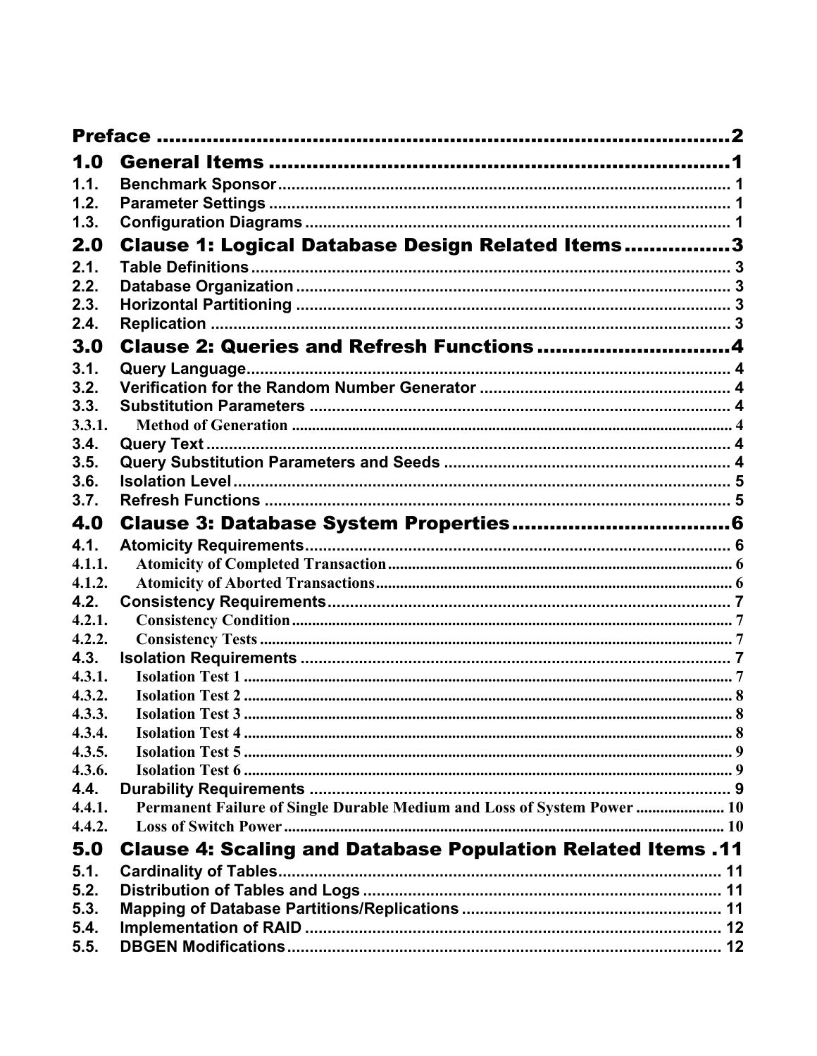Preface .......................................................................... 2

1.0 General Items .......................................................................... 1

1.1. Benchmark Sponsor .......................................................................... 1
1.2. Parameter Settings .......................................................................... 1
1.3. Configuration Diagrams .......................................................................... 1

2.0 Clause 1: Logical Database Design Related Items .......................................................................... 3

2.1. Table Definitions .......................................................................... 3
2.2. Database Organization .......................................................................... 3
2.3. Horizontal Partitioning .......................................................................... 3
2.4. Replication .......................................................................... 3

3.0 Clause 2: Queries and Refresh Functions .......................................................................... 4

3.1. Query Language .......................................................................... 4
3.2. Verification for the Random Number Generator .......................................................................... 4
3.3. Substitution Parameters .......................................................................... 4
3.3.1. Method of Generation .......................................................................... 4
3.4. Query Text .......................................................................... 4
3.5. Query Substitution Parameters and Seeds .......................................................................... 4
3.6. Isolation Level .......................................................................... 5
3.7. Refresh Functions .......................................................................... 5

4.0 Clause 3: Database System Properties .......................................................................... 6

4.1. Atomicity Requirements .......................................................................... 6
4.1.1. Atomicity of Completed Transaction .......................................................................... 6
4.1.2. Atomicity of Aborted Transactions .......................................................................... 6
4.2. Consistency Requirements .......................................................................... 7
4.2.1. Consistency Condition .......................................................................... 7
4.2.2. Consistency Tests .......................................................................... 7
4.3. Isolation Requirements .......................................................................... 7
4.3.1. Isolation Test 1 .......................................................................... 7
4.3.2. Isolation Test 2 .......................................................................... 8
4.3.3. Isolation Test 3 .......................................................................... 8
4.3.4. Isolation Test 4 .......................................................................... 8
4.3.5. Isolation Test 5 .......................................................................... 9
4.3.6. Isolation Test 6 .......................................................................... 9
4.4. Durability Requirements .......................................................................... 9
4.4.1. Permanent Failure of Single Durable Medium and Loss of System Power .......................................................................... 10
4.4.2. Loss of Switch Power .......................................................................... 10

5.0 Clause 4: Scaling and Database Population Related Items .......................................................................... 11

5.1. Cardinality of Tables .......................................................................... 11
5.2. Distribution of Tables and Logs .......................................................................... 11
5.3. Mapping of Database Partitions/Replications .......................................................................... 11
5.4. Implementation of RAID .......................................................................... 12
5.5. DBGEN Modifications .......................................................................... 12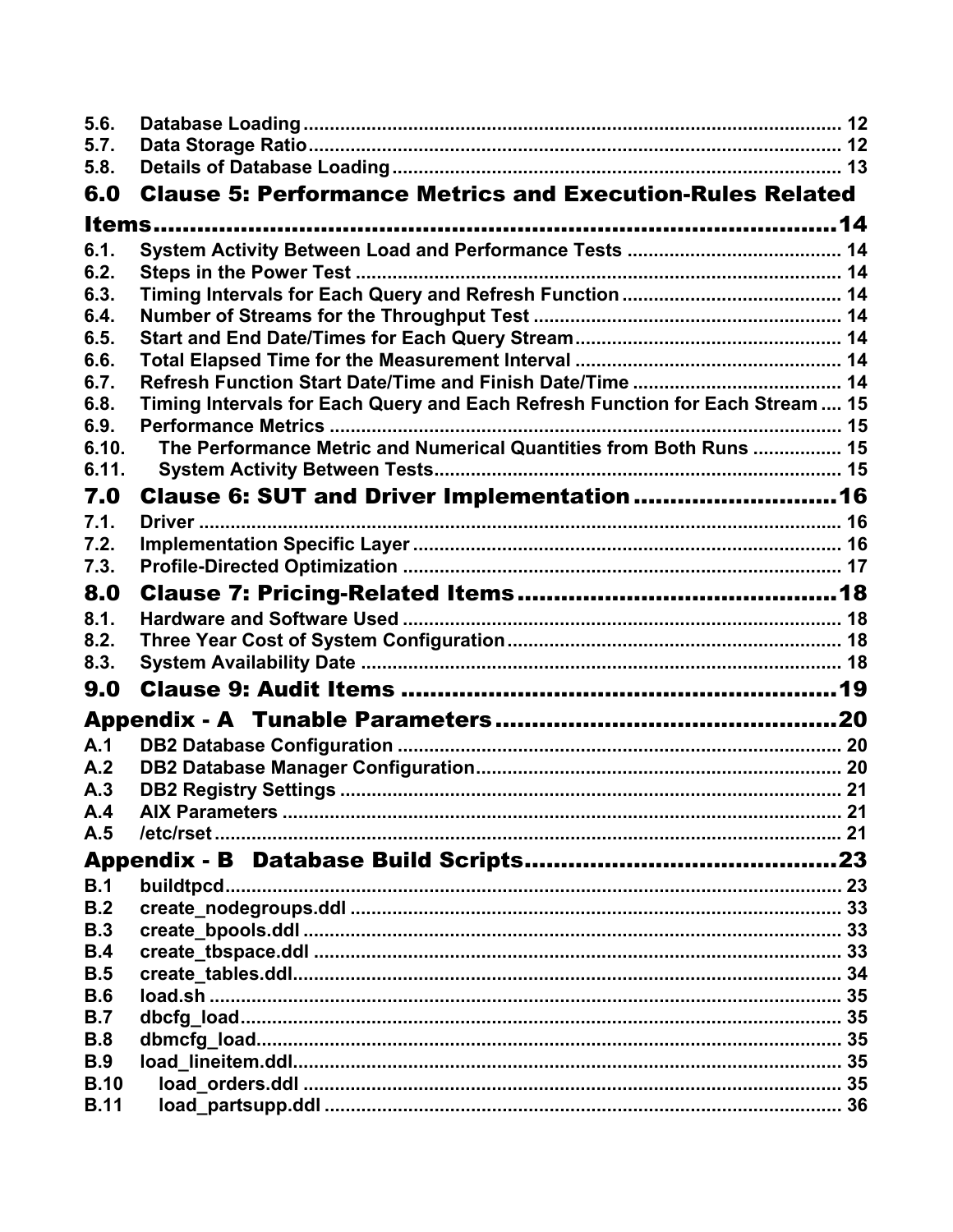5.6. Database Loading ........................................................................................................ 12
5.7. Data Storage Ratio ....................................................................................................... 12
5.8. Details of Database Loading ....................................................................................... 13

**6.0 Clause 5: Performance Metrics and Execution-Rules Related Items ........................................................................................14**

6.1. System Activity Between Load and Performance Tests ........................................ 14
6.2. Steps in the Power Test ............................................................................................ 14
6.3. Timing Intervals for Each Query and Refresh Function .......................................... 14
6.4. Number of Streams for the Throughput Test ........................................................... 14
6.5. Start and End Date/Times for Each Query Stream .................................................. 14
6.6. Total Elapsed Time for the Measurement Interval ................................................... 14
6.7. Refresh Function Start Date/Time and Finish Date/Time ........................................ 14
6.8. Timing Intervals for Each Query and Each Refresh Function for Each Stream .... 15
6.9. Performance Metrics .................................................................................................. 15
6.10. The Performance Metric and Numerical Quantities from Both Runs ................. 15
6.11. System Activity Between Tests ............................................................................. 15

**7.0 Clause 6: SUT and Driver Implementation ...........................16**

7.1. Driver .......................................................................................................................... 16
7.2. Implementation Specific Layer .................................................................................. 16
7.3. Profile-Directed Optimization .................................................................................... 17

**8.0 Clause 7: Pricing-Related Items ...........................................18**

8.1. Hardware and Software Used .................................................................................... 18
8.2. Three Year Cost of System Configuration ................................................................ 18
8.3. System Availability Date ............................................................................................ 18

**9.0 Clause 9: Audit Items ..........................................................19**

**Appendix - A Tunable Parameters ...............................................20**

A.1 DB2 Database Configuration ..................................................................................... 20
A.2 DB2 Database Manager Configuration ...................................................................... 20
A.3 DB2 Registry Settings ................................................................................................ 21
A.4 AIX Parameters ............................................................................................................ 21
A.5 /etc/rset ........................................................................................................................ 21

**Appendix - B Database Build Scripts ..........................................23**

B.1 buildtpcd ...................................................................................................................... 23
B.2 create_nodegroups.ddl .............................................................................................. 33
B.3 create_bpools.ddl ....................................................................................................... 33
B.4 create_tbspace.ddl ..................................................................................................... 33
B.5 create_tables.ddl ......................................................................................................... 34
B.6 load.sh .......................................................................................................................... 35
B.7 dbcfg_load .................................................................................................................... 35
B.8 dbmcfg_load ................................................................................................................. 35
B.9 load_lineitem.ddl .......................................................................................................... 35
B.10 load_orders.ddl ....................................................................................................... 35
B.11 load_partsupp.ddl ................................................................................................... 36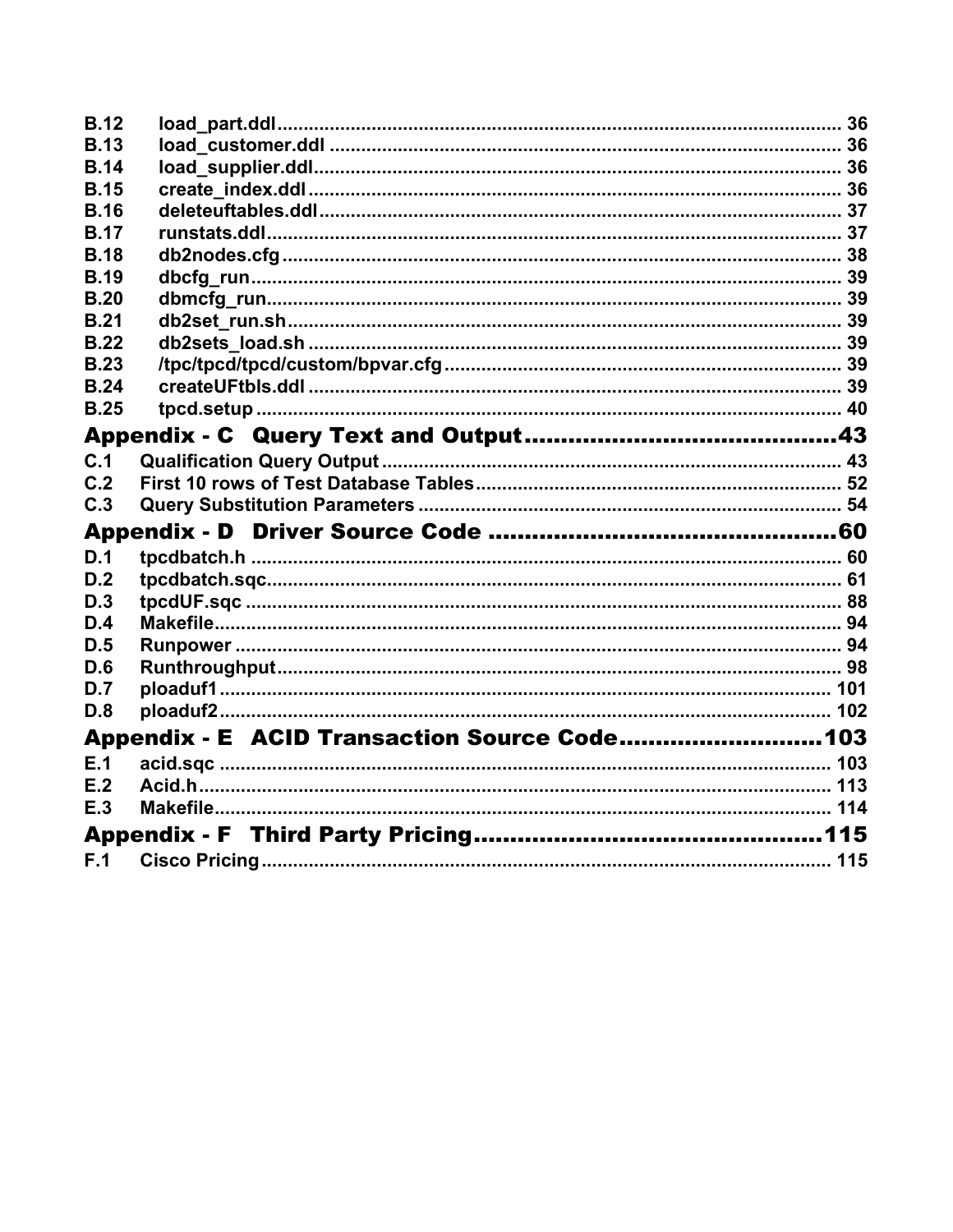B.12 load_part.ddl ........................................................................................................... 36
B.13 load_customer.ddl .................................................................................................. 36
B.14 load_supplier.ddl ..................................................................................................... 36
B.15 create_index.ddl ...................................................................................................... 36
B.16 deleteuftables.ddl .................................................................................................... 37
B.17 runstats.ddl .............................................................................................................. 37
B.18 db2nodes.cfg ........................................................................................................... 38
B.19 dbcfg_run ................................................................................................................. 39
B.20 dbmcfg_run .............................................................................................................. 39
B.21 db2set_run.sh ........................................................................................................... 39
B.22 db2sets_load.sh ....................................................................................................... 39
B.23 /tpc/tpcd/tpcd/custom/bpvar.cfg ............................................................................ 39
B.24 createUFtbls.ddl ...................................................................................................... 39
B.25 tpcd.setup ................................................................................................................ 40

## Appendix - C Query Text and Output ........................................ 43

C.1 Qualification Query Output ........................................................................................ 43
C.2 First 10 rows of Test Database Tables ...................................................................... 52
C.3 Query Substitution Parameters ................................................................................. 54

## Appendix - D Driver Source Code ............................................... 60

D.1 tpcdbatch.h ................................................................................................................. 60
D.2 tpcdbatch.sqc .............................................................................................................. 61
D.3 tpcdUF.sqc .................................................................................................................. 88
D.4 Makefile ....................................................................................................................... 94
D.5 Runpower .................................................................................................................... 94
D.6 Runthroughput ............................................................................................................ 98
D.7 ploaduf1 ...................................................................................................................... 101
D.8 ploaduf2 ...................................................................................................................... 102

## Appendix - E ACID Transaction Source Code ........................... 103

E.1 acid.sqc ....................................................................................................................... 103
E.2 Acid.h .......................................................................................................................... 113
E.3 Makefile ....................................................................................................................... 114

## Appendix - F Third Party Pricing ................................................ 115

F.1 Cisco Pricing ............................................................................................................... 115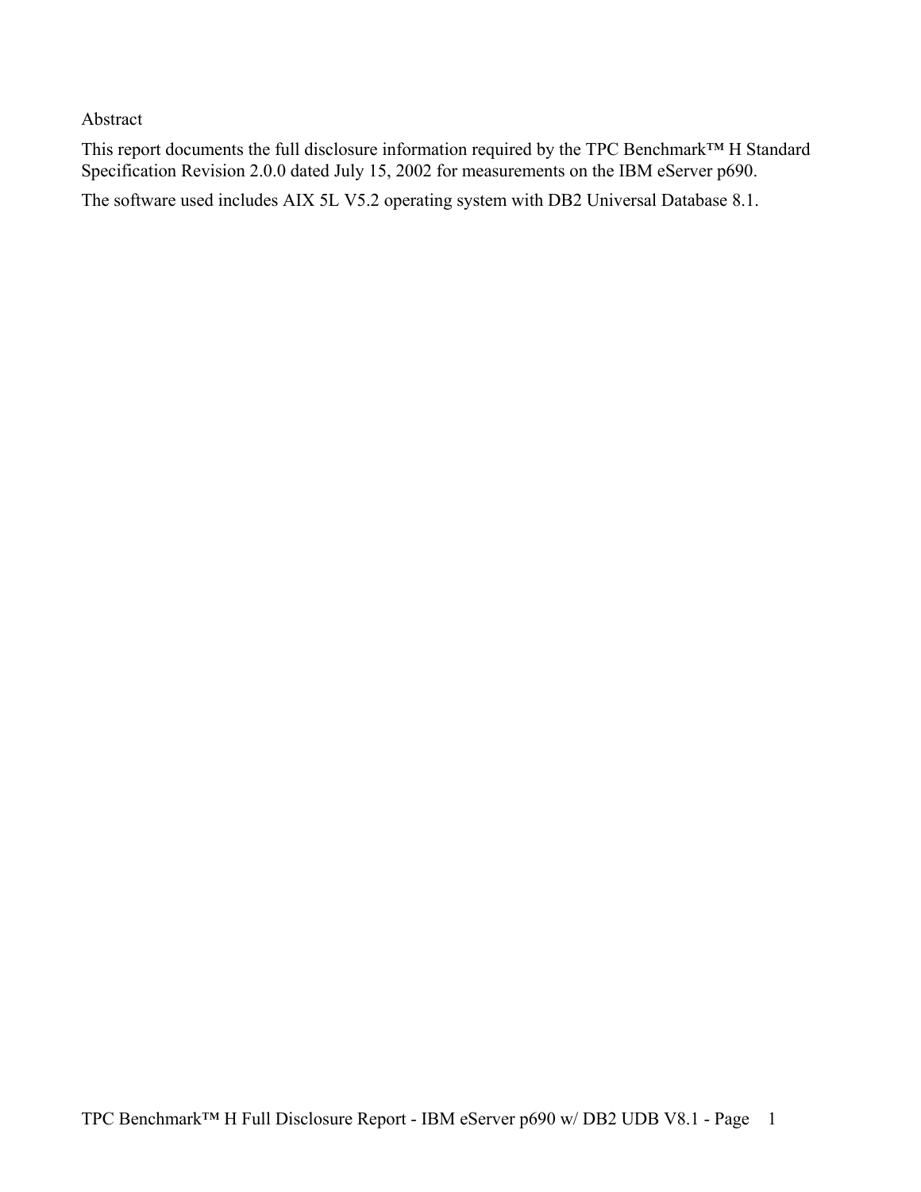# Abstract

This report documents the full disclosure information required by the TPC Benchmark™ H Standard Specification Revision 2.0.0 dated July 15, 2002 for measurements on the IBM eServer p690.

The software used includes AIX 5L V5.2 operating system with DB2 Universal Database 8.1.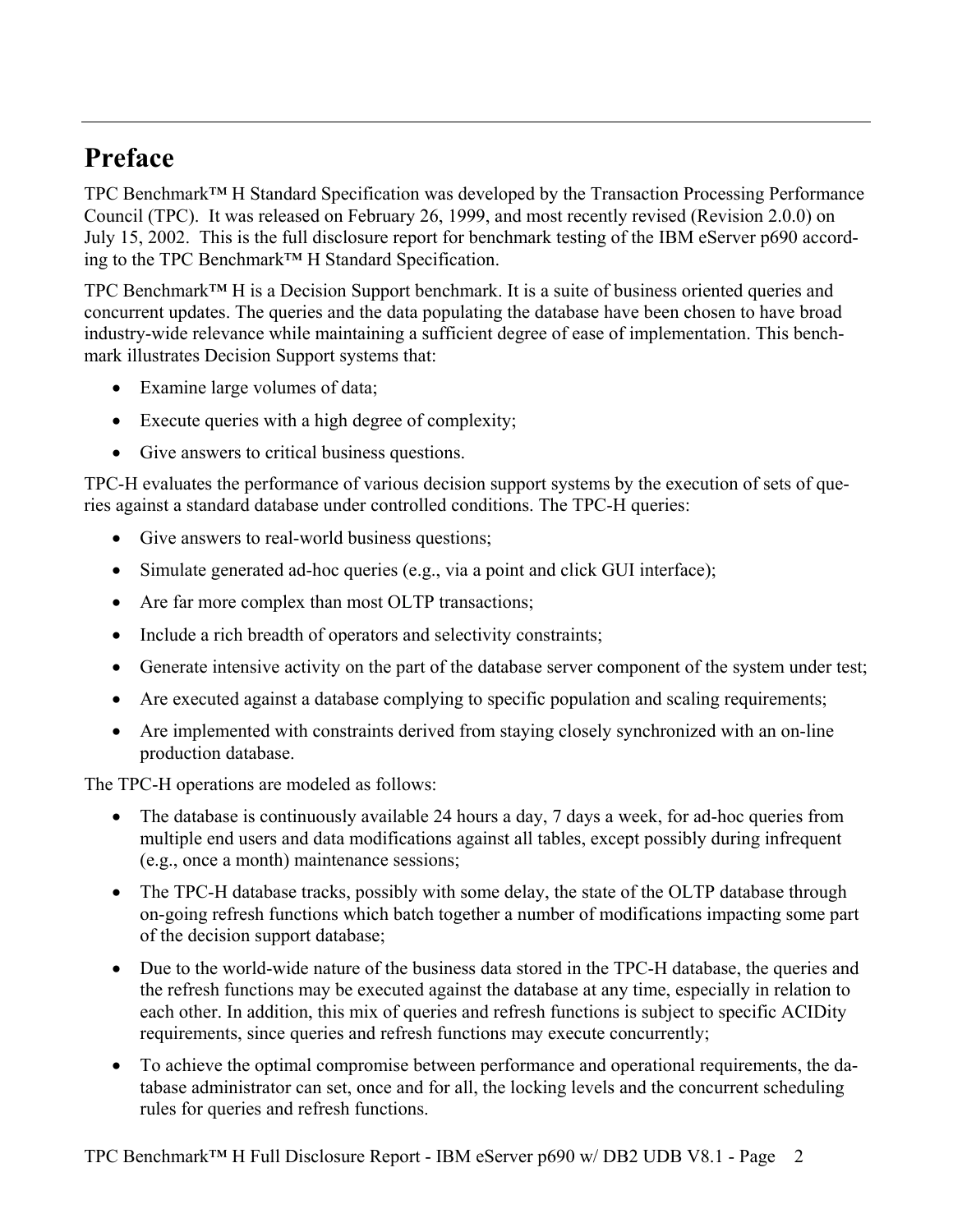# Preface

TPC Benchmark™ H Standard Specification was developed by the Transaction Processing Performance Council (TPC). It was released on February 26, 1999, and most recently revised (Revision 2.0.0) on July 15, 2002. This is the full disclosure report for benchmark testing of the IBM eServer p690 according to the TPC Benchmark™ H Standard Specification.

TPC Benchmark™ H is a Decision Support benchmark. It is a suite of business oriented queries and concurrent updates. The queries and the data populating the database have been chosen to have broad industry-wide relevance while maintaining a sufficient degree of ease of implementation. This benchmark illustrates Decision Support systems that:

- Examine large volumes of data;
- Execute queries with a high degree of complexity;
- Give answers to critical business questions.

TPC-H evaluates the performance of various decision support systems by the execution of sets of queries against a standard database under controlled conditions. The TPC-H queries:

- Give answers to real-world business questions;
- Simulate generated ad-hoc queries (e.g., via a point and click GUI interface);
- Are far more complex than most OLTP transactions;
- Include a rich breadth of operators and selectivity constraints;
- Generate intensive activity on the part of the database server component of the system under test;
- Are executed against a database complying to specific population and scaling requirements;
- Are implemented with constraints derived from staying closely synchronized with an on-line production database.

The TPC-H operations are modeled as follows:

- The database is continuously available 24 hours a day, 7 days a week, for ad-hoc queries from multiple end users and data modifications against all tables, except possibly during infrequent (e.g., once a month) maintenance sessions;
- The TPC-H database tracks, possibly with some delay, the state of the OLTP database through on-going refresh functions which batch together a number of modifications impacting some part of the decision support database;
- Due to the world-wide nature of the business data stored in the TPC-H database, the queries and the refresh functions may be executed against the database at any time, especially in relation to each other. In addition, this mix of queries and refresh functions is subject to specific ACIDity requirements, since queries and refresh functions may execute concurrently;
- To achieve the optimal compromise between performance and operational requirements, the database administrator can set, once and for all, the locking levels and the concurrent scheduling rules for queries and refresh functions.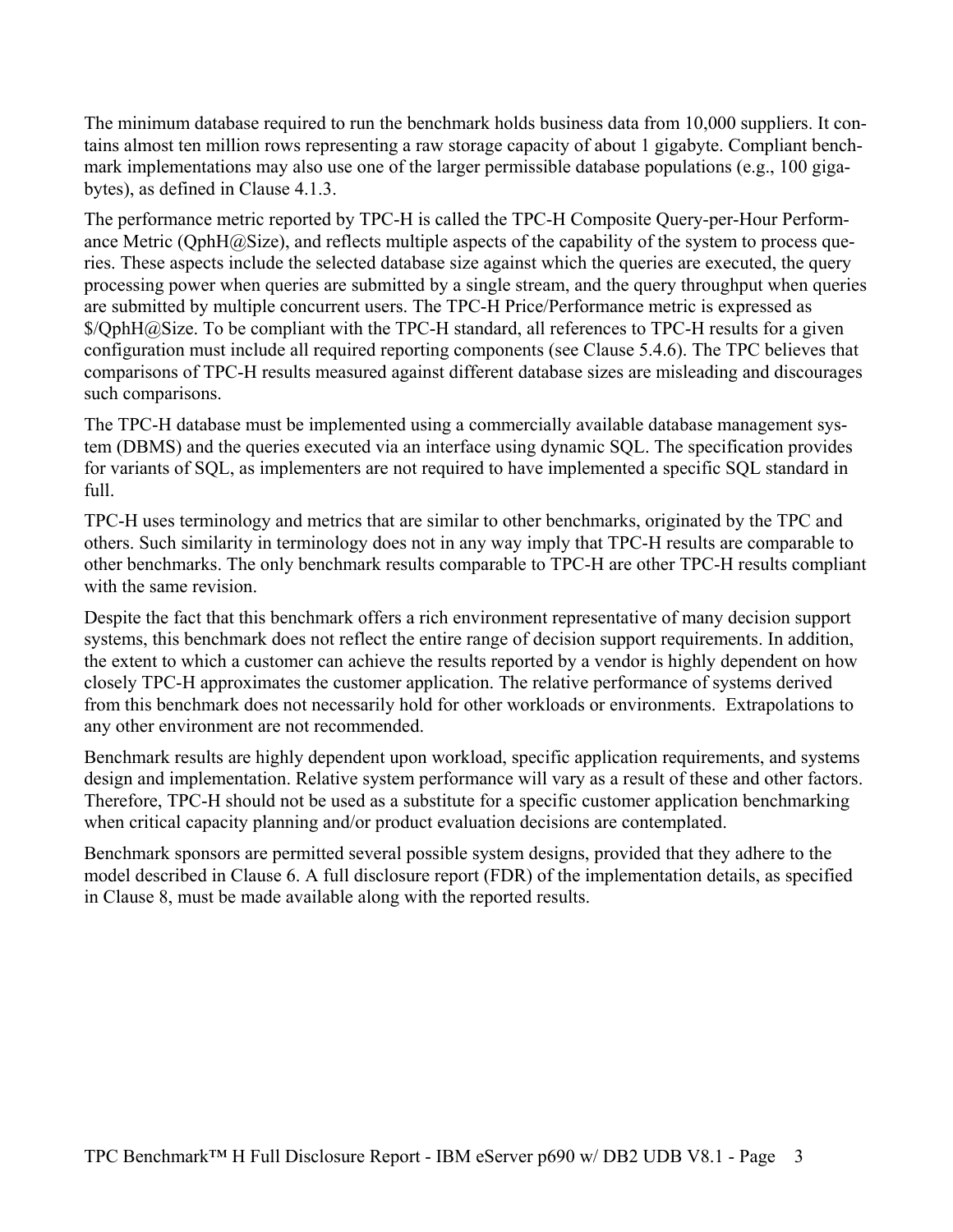The minimum database required to run the benchmark holds business data from 10,000 suppliers. It contains almost ten million rows representing a raw storage capacity of about 1 gigabyte. Compliant benchmark implementations may also use one of the larger permissible database populations (e.g., 100 gigabytes), as defined in Clause 4.1.3.

The performance metric reported by TPC-H is called the TPC-H Composite Query-per-Hour Performance Metric (QphH@Size), and reflects multiple aspects of the capability of the system to process queries. These aspects include the selected database size against which the queries are executed, the query processing power when queries are submitted by a single stream, and the query throughput when queries are submitted by multiple concurrent users. The TPC-H Price/Performance metric is expressed as $/QphH@Size. To be compliant with the TPC-H standard, all references to TPC-H results for a given configuration must include all required reporting components (see Clause 5.4.6). The TPC believes that comparisons of TPC-H results measured against different database sizes are misleading and discourages such comparisons.

The TPC-H database must be implemented using a commercially available database management system (DBMS) and the queries executed via an interface using dynamic SQL. The specification provides for variants of SQL, as implementers are not required to have implemented a specific SQL standard in full.

TPC-H uses terminology and metrics that are similar to other benchmarks, originated by the TPC and others. Such similarity in terminology does not in any way imply that TPC-H results are comparable to other benchmarks. The only benchmark results comparable to TPC-H are other TPC-H results compliant with the same revision.

Despite the fact that this benchmark offers a rich environment representative of many decision support systems, this benchmark does not reflect the entire range of decision support requirements. In addition, the extent to which a customer can achieve the results reported by a vendor is highly dependent on how closely TPC-H approximates the customer application. The relative performance of systems derived from this benchmark does not necessarily hold for other workloads or environments. Extrapolations to any other environment are not recommended.

Benchmark results are highly dependent upon workload, specific application requirements, and systems design and implementation. Relative system performance will vary as a result of these and other factors. Therefore, TPC-H should not be used as a substitute for a specific customer application benchmarking when critical capacity planning and/or product evaluation decisions are contemplated.

Benchmark sponsors are permitted several possible system designs, provided that they adhere to the model described in Clause 6. A full disclosure report (FDR) of the implementation details, as specified in Clause 8, must be made available along with the reported results.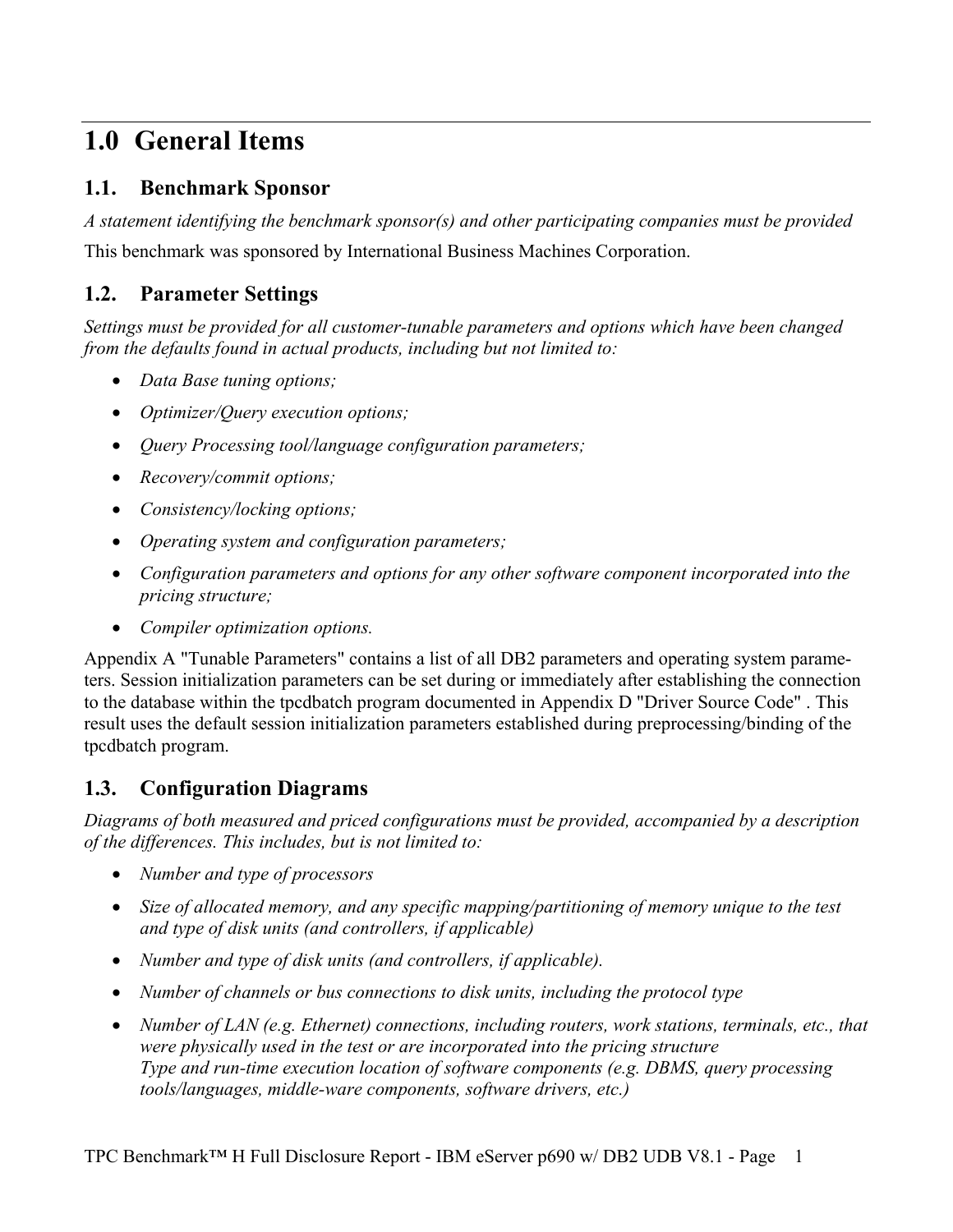# 1.0 General Items

## 1.1. Benchmark Sponsor

*A statement identifying the benchmark sponsor(s) and other participating companies must be provided*

This benchmark was sponsored by International Business Machines Corporation.

## 1.2. Parameter Settings

*Settings must be provided for all customer-tunable parameters and options which have been changed from the defaults found in actual products, including but not limited to:*

- *Data Base tuning options;*
- *Optimizer/Query execution options;*
- *Query Processing tool/language configuration parameters;*
- *Recovery/commit options;*
- *Consistency/locking options;*
- *Operating system and configuration parameters;*
- *Configuration parameters and options for any other software component incorporated into the pricing structure;*
- *Compiler optimization options.*

Appendix A "Tunable Parameters" contains a list of all DB2 parameters and operating system parameters. Session initialization parameters can be set during or immediately after establishing the connection to the database within the tpcdbatch program documented in Appendix D "Driver Source Code" . This result uses the default session initialization parameters established during preprocessing/binding of the tpcdbatch program.

## 1.3. Configuration Diagrams

*Diagrams of both measured and priced configurations must be provided, accompanied by a description of the differences. This includes, but is not limited to:*

- *Number and type of processors*
- *Size of allocated memory, and any specific mapping/partitioning of memory unique to the test and type of disk units (and controllers, if applicable)*
- *Number and type of disk units (and controllers, if applicable).*
- *Number of channels or bus connections to disk units, including the protocol type*
- *Number of LAN (e.g. Ethernet) connections, including routers, work stations, terminals, etc., that were physically used in the test or are incorporated into the pricing structure*
  *Type and run-time execution location of software components (e.g. DBMS, query processing tools/languages, middle-ware components, software drivers, etc.)*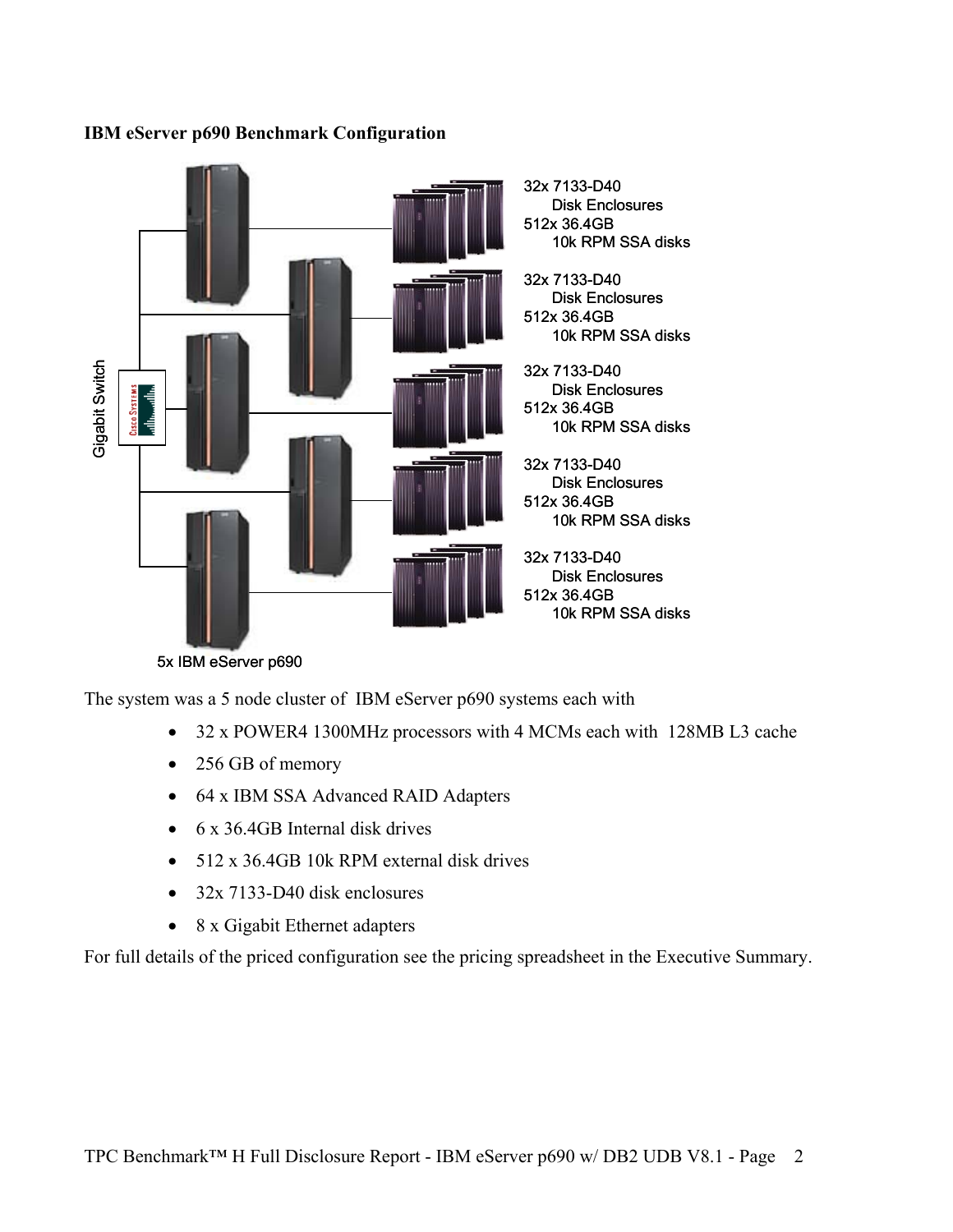**IBM eServer p690 Benchmark Configuration**

Gigabit Switch

32x 7133-D40 Disk Enclosures
512x 36.4GB 10k RPM SSA disks

32x 7133-D40 Disk Enclosures
512x 36.4GB 10k RPM SSA disks

32x 7133-D40 Disk Enclosures
512x 36.4GB 10k RPM SSA disks

32x 7133-D40 Disk Enclosures
512x 36.4GB 10k RPM SSA disks

32x 7133-D40 Disk Enclosures
512x 36.4GB 10k RPM SSA disks

5x IBM eServer p690

The system was a 5 node cluster of IBM eServer p690 systems each with

- 32 x POWER4 1300MHz processors with 4 MCMs each with 128MB L3 cache
- 256 GB of memory
- 64 x IBM SSA Advanced RAID Adapters
- 6 x 36.4GB Internal disk drives
- 512 x 36.4GB 10k RPM external disk drives
- 32x 7133-D40 disk enclosures
- 8 x Gigabit Ethernet adapters

For full details of the priced configuration see the pricing spreadsheet in the Executive Summary.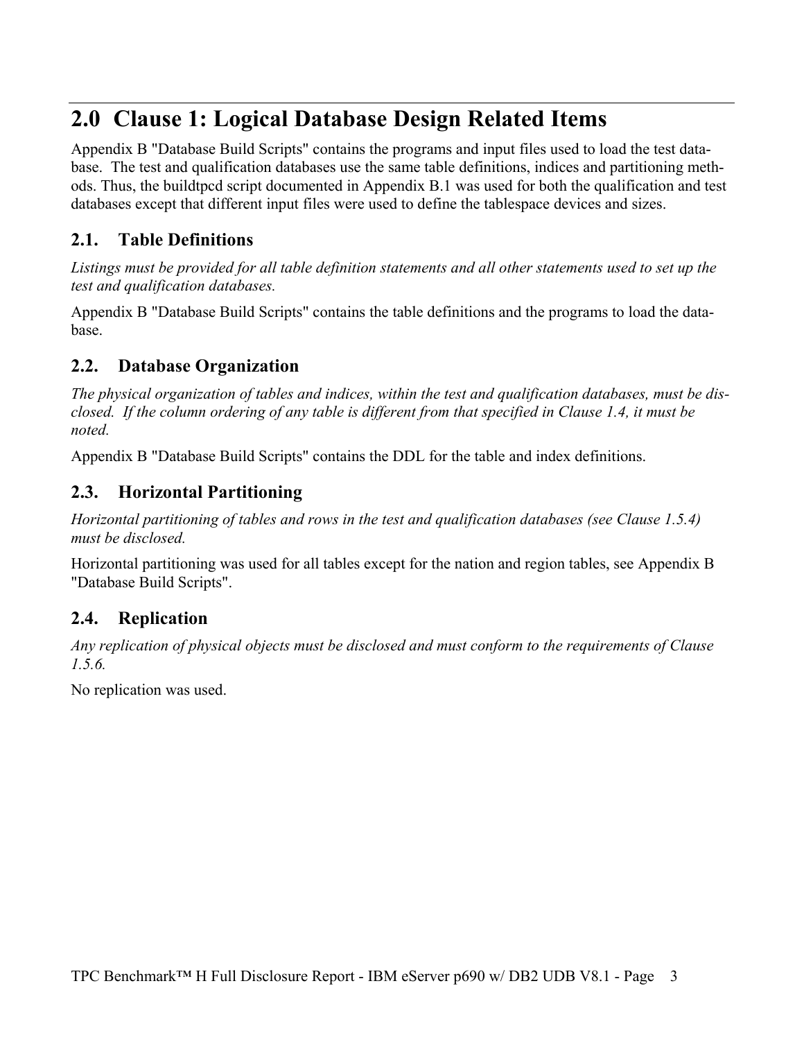# 2.0 Clause 1: Logical Database Design Related Items

Appendix B "Database Build Scripts" contains the programs and input files used to load the test database. The test and qualification databases use the same table definitions, indices and partitioning methods. Thus, the buildtpcd script documented in Appendix B.1 was used for both the qualification and test databases except that different input files were used to define the tablespace devices and sizes.

## 2.1. Table Definitions

*Listings must be provided for all table definition statements and all other statements used to set up the test and qualification databases.*

Appendix B "Database Build Scripts" contains the table definitions and the programs to load the database.

## 2.2. Database Organization

*The physical organization of tables and indices, within the test and qualification databases, must be disclosed. If the column ordering of any table is different from that specified in Clause 1.4, it must be noted.*

Appendix B "Database Build Scripts" contains the DDL for the table and index definitions.

## 2.3. Horizontal Partitioning

*Horizontal partitioning of tables and rows in the test and qualification databases (see Clause 1.5.4) must be disclosed.*

Horizontal partitioning was used for all tables except for the nation and region tables, see Appendix B "Database Build Scripts".

## 2.4. Replication

*Any replication of physical objects must be disclosed and must conform to the requirements of Clause 1.5.6.*

No replication was used.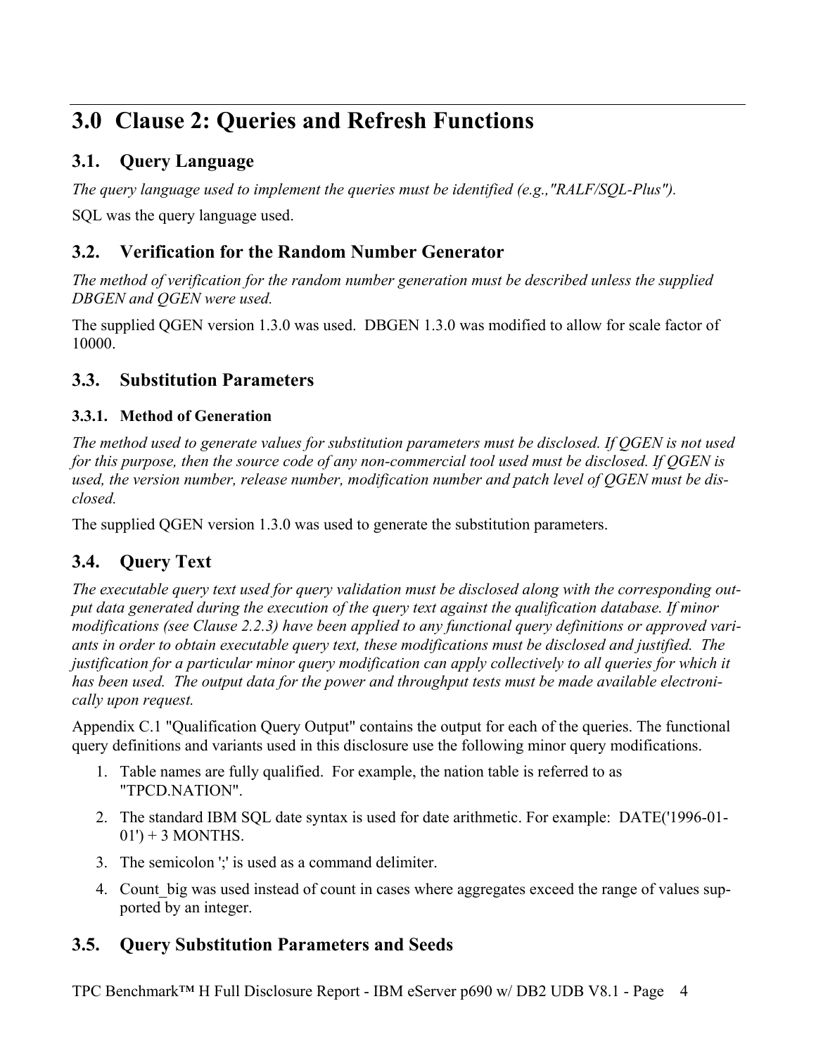# 3.0 Clause 2: Queries and Refresh Functions

## 3.1. Query Language

*The query language used to implement the queries must be identified (e.g.,"RALF/SQL-Plus").*

SQL was the query language used.

## 3.2. Verification for the Random Number Generator

*The method of verification for the random number generation must be described unless the supplied DBGEN and QGEN were used.*

The supplied QGEN version 1.3.0 was used. DBGEN 1.3.0 was modified to allow for scale factor of 10000.

## 3.3. Substitution Parameters

### 3.3.1. Method of Generation

*The method used to generate values for substitution parameters must be disclosed. If QGEN is not used for this purpose, then the source code of any non-commercial tool used must be disclosed. If QGEN is used, the version number, release number, modification number and patch level of QGEN must be disclosed.*

The supplied QGEN version 1.3.0 was used to generate the substitution parameters.

## 3.4. Query Text

*The executable query text used for query validation must be disclosed along with the corresponding output data generated during the execution of the query text against the qualification database. If minor modifications (see Clause 2.2.3) have been applied to any functional query definitions or approved variants in order to obtain executable query text, these modifications must be disclosed and justified. The justification for a particular minor query modification can apply collectively to all queries for which it has been used. The output data for the power and throughput tests must be made available electronically upon request.*

Appendix C.1 "Qualification Query Output" contains the output for each of the queries. The functional query definitions and variants used in this disclosure use the following minor query modifications.

1. Table names are fully qualified. For example, the nation table is referred to as "TPCD.NATION".
2. The standard IBM SQL date syntax is used for date arithmetic. For example: DATE('1996-01-01') + 3 MONTHS.
3. The semicolon ';' is used as a command delimiter.
4. Count_big was used instead of count in cases where aggregates exceed the range of values supported by an integer.

## 3.5. Query Substitution Parameters and Seeds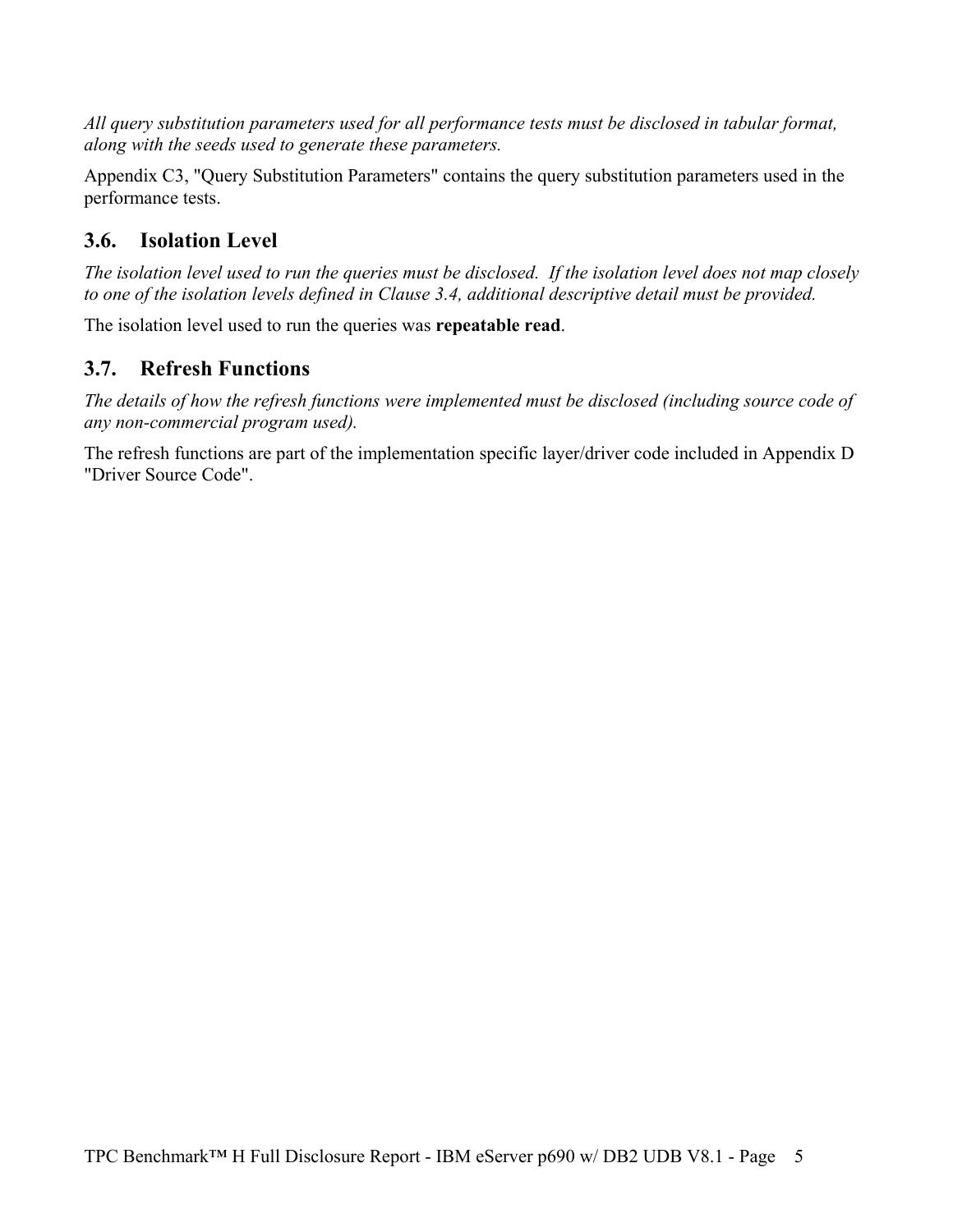*All query substitution parameters used for all performance tests must be disclosed in tabular format, along with the seeds used to generate these parameters.*

Appendix C3, "Query Substitution Parameters" contains the query substitution parameters used in the performance tests.

## 3.6. Isolation Level

*The isolation level used to run the queries must be disclosed. If the isolation level does not map closely to one of the isolation levels defined in Clause 3.4, additional descriptive detail must be provided.*

The isolation level used to run the queries was **repeatable read**.

## 3.7. Refresh Functions

*The details of how the refresh functions were implemented must be disclosed (including source code of any non-commercial program used).*

The refresh functions are part of the implementation specific layer/driver code included in Appendix D "Driver Source Code".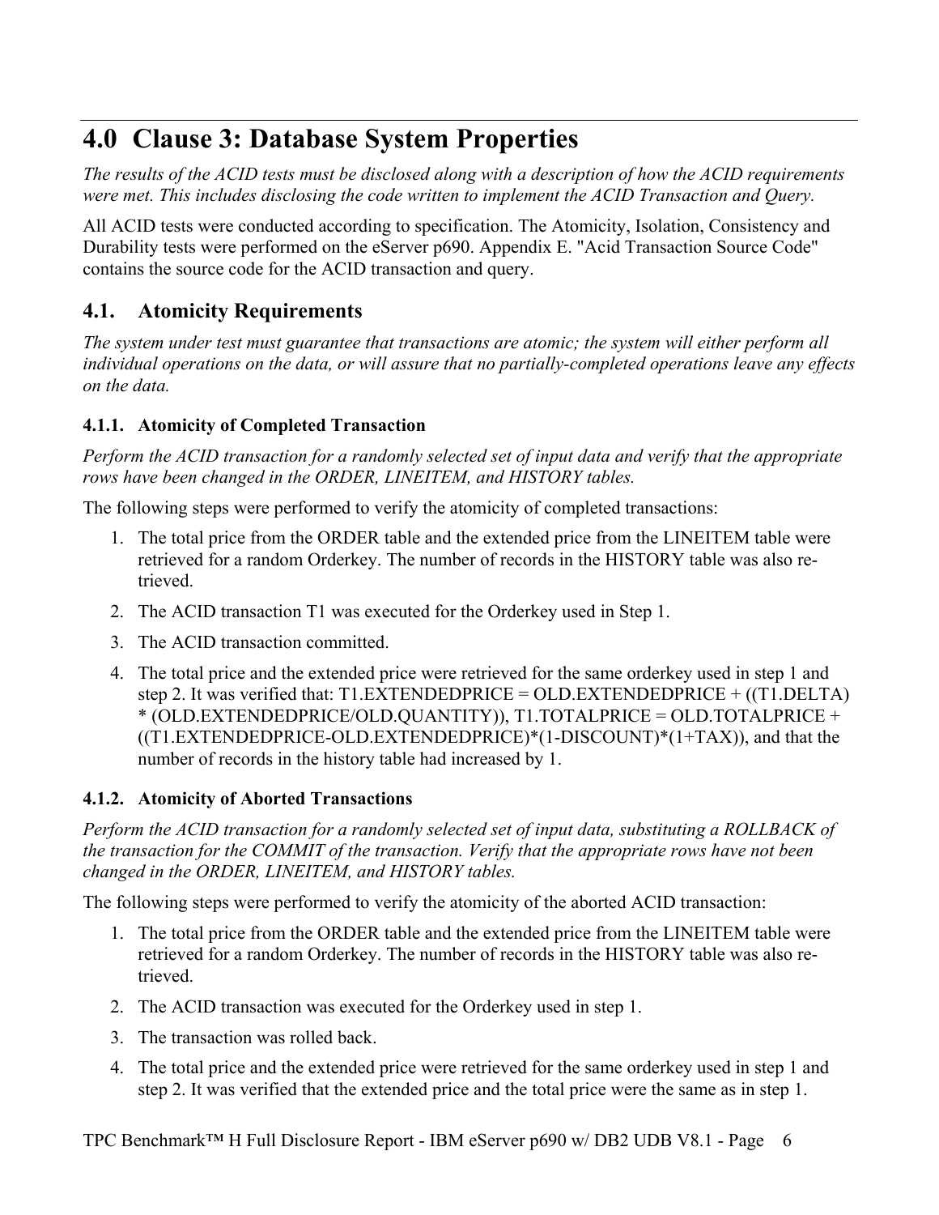# 4.0 Clause 3: Database System Properties

*The results of the ACID tests must be disclosed along with a description of how the ACID requirements were met. This includes disclosing the code written to implement the ACID Transaction and Query.*

All ACID tests were conducted according to specification. The Atomicity, Isolation, Consistency and Durability tests were performed on the eServer p690. Appendix E. "Acid Transaction Source Code" contains the source code for the ACID transaction and query.

## 4.1. Atomicity Requirements

*The system under test must guarantee that transactions are atomic; the system will either perform all individual operations on the data, or will assure that no partially-completed operations leave any effects on the data.*

### 4.1.1. Atomicity of Completed Transaction

*Perform the ACID transaction for a randomly selected set of input data and verify that the appropriate rows have been changed in the ORDER, LINEITEM, and HISTORY tables.*

The following steps were performed to verify the atomicity of completed transactions:

1. The total price from the ORDER table and the extended price from the LINEITEM table were retrieved for a random Orderkey. The number of records in the HISTORY table was also retrieved.
2. The ACID transaction T1 was executed for the Orderkey used in Step 1.
3. The ACID transaction committed.
4. The total price and the extended price were retrieved for the same orderkey used in step 1 and step 2. It was verified that: T1.EXTENDEDPRICE = OLD.EXTENDEDPRICE + ((T1.DELTA) * (OLD.EXTENDEDPRICE/OLD.QUANTITY)), T1.TOTALPRICE = OLD.TOTALPRICE + ((T1.EXTENDEDPRICE-OLD.EXTENDEDPRICE)*(1-DISCOUNT)*(1+TAX)), and that the number of records in the history table had increased by 1.

### 4.1.2. Atomicity of Aborted Transactions

*Perform the ACID transaction for a randomly selected set of input data, substituting a ROLLBACK of the transaction for the COMMIT of the transaction. Verify that the appropriate rows have not been changed in the ORDER, LINEITEM, and HISTORY tables.*

The following steps were performed to verify the atomicity of the aborted ACID transaction:

1. The total price from the ORDER table and the extended price from the LINEITEM table were retrieved for a random Orderkey. The number of records in the HISTORY table was also retrieved.
2. The ACID transaction was executed for the Orderkey used in step 1.
3. The transaction was rolled back.
4. The total price and the extended price were retrieved for the same orderkey used in step 1 and step 2. It was verified that the extended price and the total price were the same as in step 1.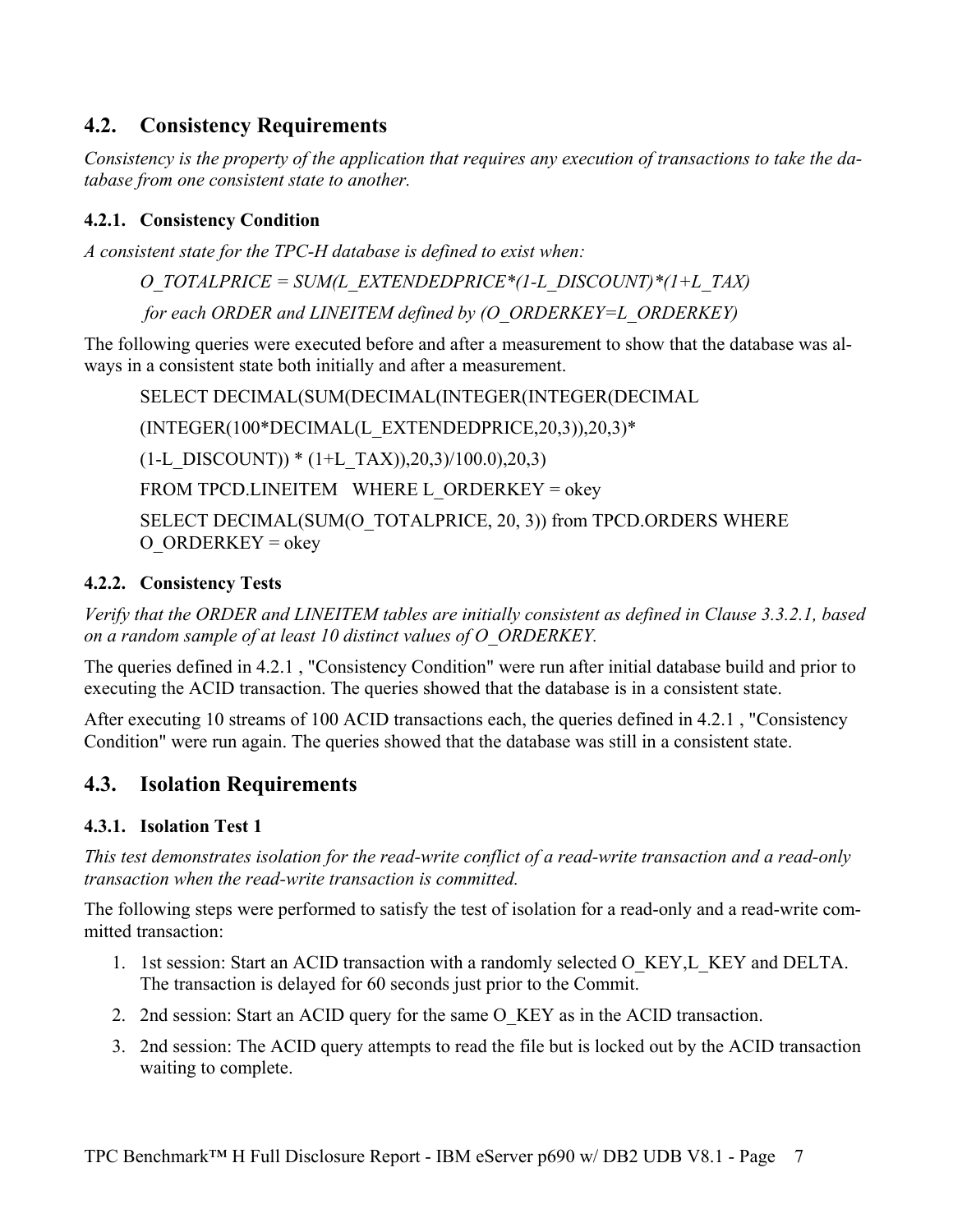## 4.2. Consistency Requirements

*Consistency is the property of the application that requires any execution of transactions to take the database from one consistent state to another.*

### 4.2.1. Consistency Condition

*A consistent state for the TPC-H database is defined to exist when:*

*O_TOTALPRICE = SUM(L_EXTENDEDPRICE*(1-L_DISCOUNT)*(1+L_TAX)*

*for each ORDER and LINEITEM defined by (O_ORDERKEY=L_ORDERKEY)*

The following queries were executed before and after a measurement to show that the database was always in a consistent state both initially and after a measurement.

```
SELECT DECIMAL(SUM(DECIMAL(INTEGER(INTEGER(DECIMAL
(INTEGER(100*DECIMAL(L_EXTENDEDPRICE,20,3)),20,3)*
(1-L_DISCOUNT)) * (1+L_TAX)),20,3)/100.0),20,3)
FROM TPCD.LINEITEM   WHERE L_ORDERKEY = okey
SELECT DECIMAL(SUM(O_TOTALPRICE, 20, 3)) from TPCD.ORDERS WHERE
O_ORDERKEY = okey
```

### 4.2.2. Consistency Tests

*Verify that the ORDER and LINEITEM tables are initially consistent as defined in Clause 3.3.2.1, based on a random sample of at least 10 distinct values of O_ORDERKEY.*

The queries defined in 4.2.1 , "Consistency Condition" were run after initial database build and prior to executing the ACID transaction. The queries showed that the database is in a consistent state.

After executing 10 streams of 100 ACID transactions each, the queries defined in 4.2.1 , "Consistency Condition" were run again. The queries showed that the database was still in a consistent state.

## 4.3. Isolation Requirements

### 4.3.1. Isolation Test 1

*This test demonstrates isolation for the read-write conflict of a read-write transaction and a read-only transaction when the read-write transaction is committed.*

The following steps were performed to satisfy the test of isolation for a read-only and a read-write committed transaction:

1. 1st session: Start an ACID transaction with a randomly selected O_KEY,L_KEY and DELTA. The transaction is delayed for 60 seconds just prior to the Commit.
2. 2nd session: Start an ACID query for the same O_KEY as in the ACID transaction.
3. 2nd session: The ACID query attempts to read the file but is locked out by the ACID transaction waiting to complete.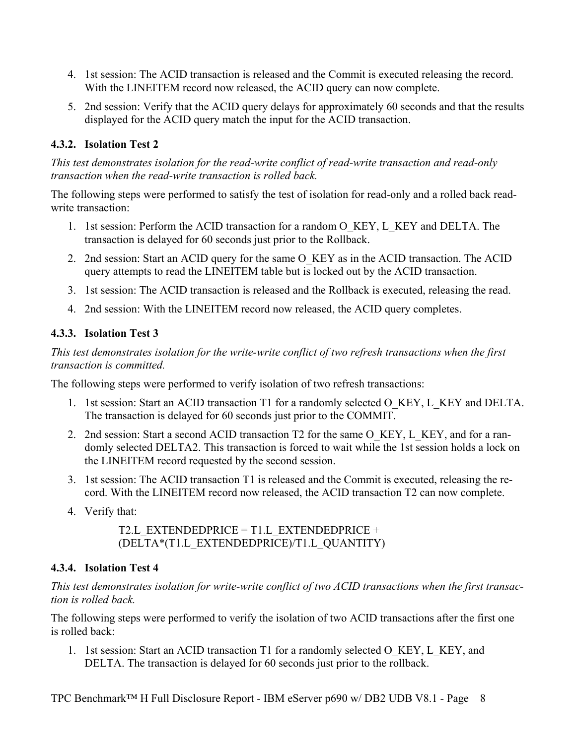4. 1st session: The ACID transaction is released and the Commit is executed releasing the record. With the LINEITEM record now released, the ACID query can now complete.
5. 2nd session: Verify that the ACID query delays for approximately 60 seconds and that the results displayed for the ACID query match the input for the ACID transaction.

### 4.3.2. Isolation Test 2

*This test demonstrates isolation for the read-write conflict of read-write transaction and read-only transaction when the read-write transaction is rolled back.*

The following steps were performed to satisfy the test of isolation for read-only and a rolled back read-write transaction:

1. 1st session: Perform the ACID transaction for a random O_KEY, L_KEY and DELTA. The transaction is delayed for 60 seconds just prior to the Rollback.
2. 2nd session: Start an ACID query for the same O_KEY as in the ACID transaction. The ACID query attempts to read the LINEITEM table but is locked out by the ACID transaction.
3. 1st session: The ACID transaction is released and the Rollback is executed, releasing the read.
4. 2nd session: With the LINEITEM record now released, the ACID query completes.

### 4.3.3. Isolation Test 3

*This test demonstrates isolation for the write-write conflict of two refresh transactions when the first transaction is committed.*

The following steps were performed to verify isolation of two refresh transactions:

1. 1st session: Start an ACID transaction T1 for a randomly selected O_KEY, L_KEY and DELTA. The transaction is delayed for 60 seconds just prior to the COMMIT.
2. 2nd session: Start a second ACID transaction T2 for the same O_KEY, L_KEY, and for a randomly selected DELTA2. This transaction is forced to wait while the 1st session holds a lock on the LINEITEM record requested by the second session.
3. 1st session: The ACID transaction T1 is released and the Commit is executed, releasing the record. With the LINEITEM record now released, the ACID transaction T2 can now complete.
4. Verify that:

   T2.L_EXTENDEDPRICE = T1.L_EXTENDEDPRICE + (DELTA*(T1.L_EXTENDEDPRICE)/T1.L_QUANTITY)

### 4.3.4. Isolation Test 4

*This test demonstrates isolation for write-write conflict of two ACID transactions when the first transaction is rolled back.*

The following steps were performed to verify the isolation of two ACID transactions after the first one is rolled back:

1. 1st session: Start an ACID transaction T1 for a randomly selected O_KEY, L_KEY, and DELTA. The transaction is delayed for 60 seconds just prior to the rollback.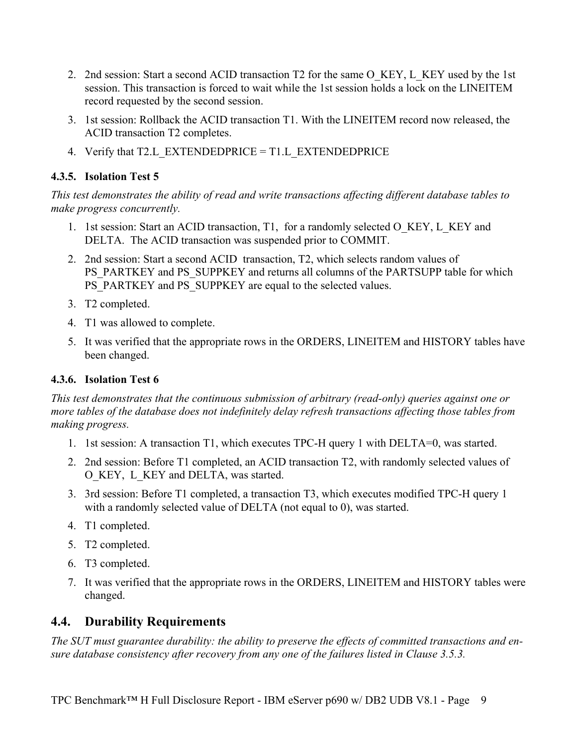2. 2nd session: Start a second ACID transaction T2 for the same O_KEY, L_KEY used by the 1st session. This transaction is forced to wait while the 1st session holds a lock on the LINEITEM record requested by the second session.
3. 1st session: Rollback the ACID transaction T1. With the LINEITEM record now released, the ACID transaction T2 completes.
4. Verify that T2.L_EXTENDEDPRICE = T1.L_EXTENDEDPRICE

### 4.3.5. Isolation Test 5

*This test demonstrates the ability of read and write transactions affecting different database tables to make progress concurrently.*

1. 1st session: Start an ACID transaction, T1, for a randomly selected O_KEY, L_KEY and DELTA. The ACID transaction was suspended prior to COMMIT.
2. 2nd session: Start a second ACID transaction, T2, which selects random values of PS_PARTKEY and PS_SUPPKEY and returns all columns of the PARTSUPP table for which PS_PARTKEY and PS_SUPPKEY are equal to the selected values.
3. T2 completed.
4. T1 was allowed to complete.
5. It was verified that the appropriate rows in the ORDERS, LINEITEM and HISTORY tables have been changed.

### 4.3.6. Isolation Test 6

*This test demonstrates that the continuous submission of arbitrary (read-only) queries against one or more tables of the database does not indefinitely delay refresh transactions affecting those tables from making progress.*

1. 1st session: A transaction T1, which executes TPC-H query 1 with DELTA=0, was started.
2. 2nd session: Before T1 completed, an ACID transaction T2, with randomly selected values of O_KEY, L_KEY and DELTA, was started.
3. 3rd session: Before T1 completed, a transaction T3, which executes modified TPC-H query 1 with a randomly selected value of DELTA (not equal to 0), was started.
4. T1 completed.
5. T2 completed.
6. T3 completed.
7. It was verified that the appropriate rows in the ORDERS, LINEITEM and HISTORY tables were changed.

## 4.4. Durability Requirements

*The SUT must guarantee durability: the ability to preserve the effects of committed transactions and ensure database consistency after recovery from any one of the failures listed in Clause 3.5.3.*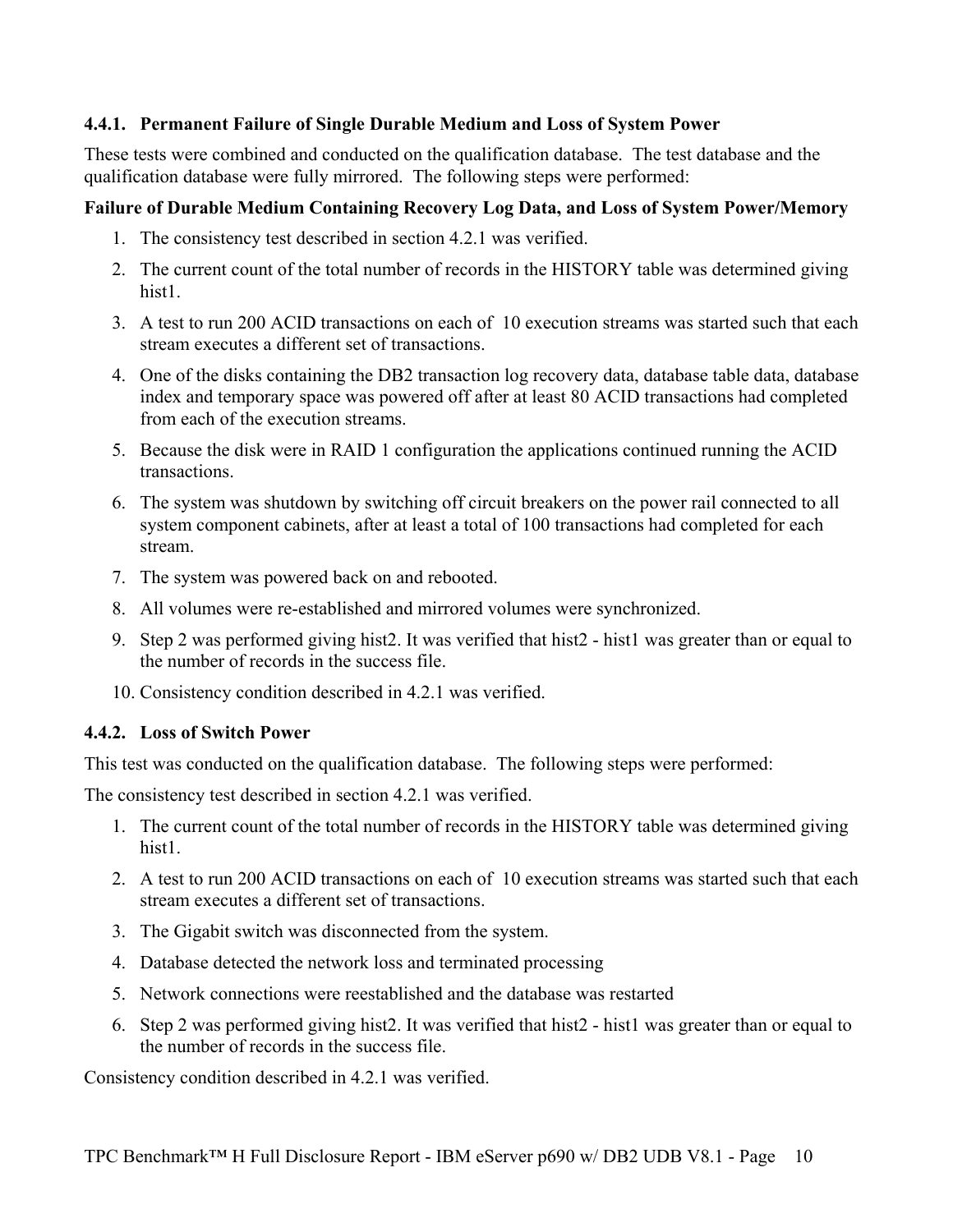### 4.4.1. Permanent Failure of Single Durable Medium and Loss of System Power

These tests were combined and conducted on the qualification database. The test database and the qualification database were fully mirrored. The following steps were performed:

**Failure of Durable Medium Containing Recovery Log Data, and Loss of System Power/Memory**

1. The consistency test described in section 4.2.1 was verified.
2. The current count of the total number of records in the HISTORY table was determined giving hist1.
3. A test to run 200 ACID transactions on each of 10 execution streams was started such that each stream executes a different set of transactions.
4. One of the disks containing the DB2 transaction log recovery data, database table data, database index and temporary space was powered off after at least 80 ACID transactions had completed from each of the execution streams.
5. Because the disk were in RAID 1 configuration the applications continued running the ACID transactions.
6. The system was shutdown by switching off circuit breakers on the power rail connected to all system component cabinets, after at least a total of 100 transactions had completed for each stream.
7. The system was powered back on and rebooted.
8. All volumes were re-established and mirrored volumes were synchronized.
9. Step 2 was performed giving hist2. It was verified that hist2 - hist1 was greater than or equal to the number of records in the success file.
10. Consistency condition described in 4.2.1 was verified.

### 4.4.2. Loss of Switch Power

This test was conducted on the qualification database. The following steps were performed:

The consistency test described in section 4.2.1 was verified.

1. The current count of the total number of records in the HISTORY table was determined giving hist1.
2. A test to run 200 ACID transactions on each of 10 execution streams was started such that each stream executes a different set of transactions.
3. The Gigabit switch was disconnected from the system.
4. Database detected the network loss and terminated processing
5. Network connections were reestablished and the database was restarted
6. Step 2 was performed giving hist2. It was verified that hist2 - hist1 was greater than or equal to the number of records in the success file.

Consistency condition described in 4.2.1 was verified.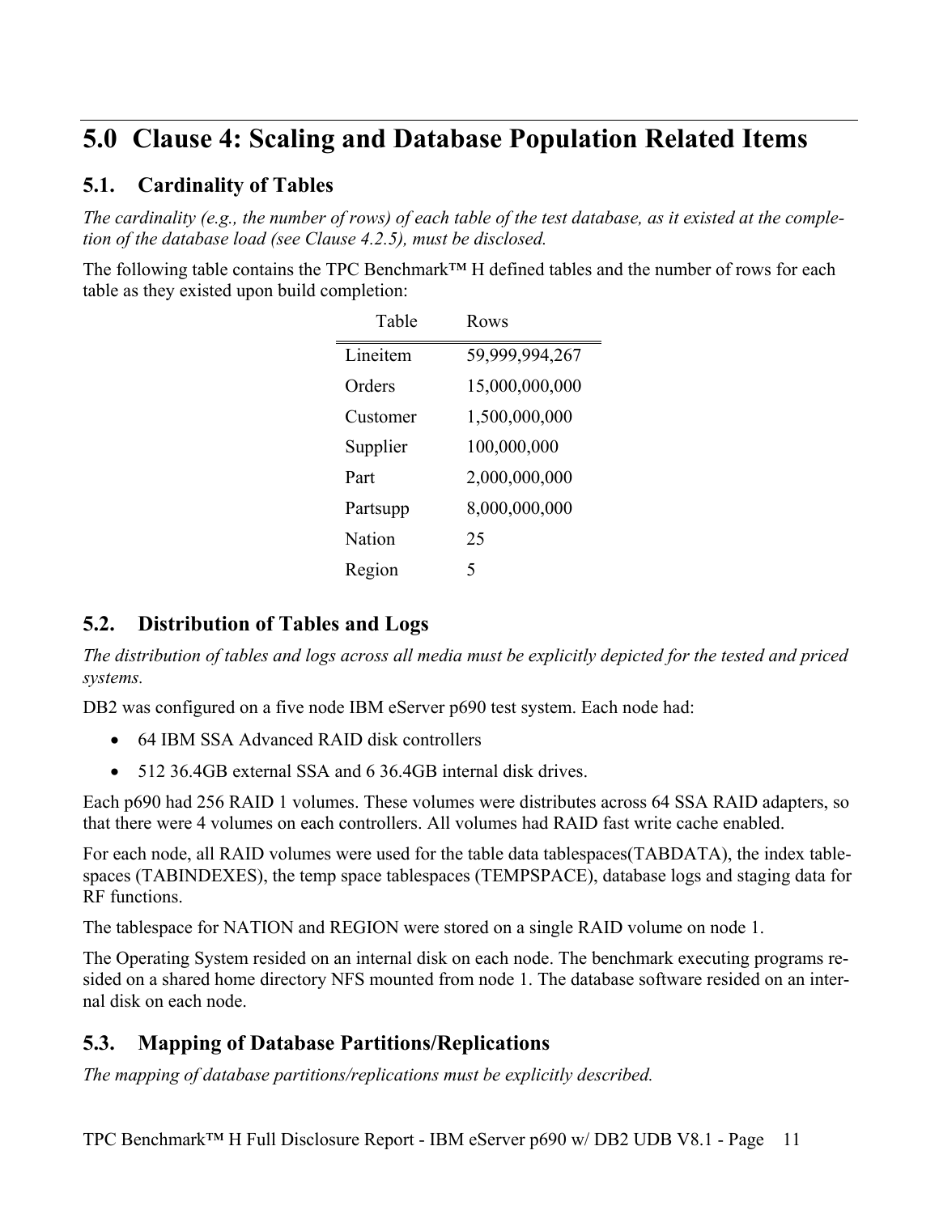# 5.0 Clause 4: Scaling and Database Population Related Items

## 5.1. Cardinality of Tables

*The cardinality (e.g., the number of rows) of each table of the test database, as it existed at the completion of the database load (see Clause 4.2.5), must be disclosed.*

The following table contains the TPC Benchmark™ H defined tables and the number of rows for each table as they existed upon build completion:

| Table | Rows |
|---|---|
| Lineitem | 59,999,994,267 |
| Orders | 15,000,000,000 |
| Customer | 1,500,000,000 |
| Supplier | 100,000,000 |
| Part | 2,000,000,000 |
| Partsupp | 8,000,000,000 |
| Nation | 25 |
| Region | 5 |

## 5.2. Distribution of Tables and Logs

*The distribution of tables and logs across all media must be explicitly depicted for the tested and priced systems.*

DB2 was configured on a five node IBM eServer p690 test system. Each node had:

- 64 IBM SSA Advanced RAID disk controllers
- 512 36.4GB external SSA and 6 36.4GB internal disk drives.

Each p690 had 256 RAID 1 volumes. These volumes were distributes across 64 SSA RAID adapters, so that there were 4 volumes on each controllers. All volumes had RAID fast write cache enabled.

For each node, all RAID volumes were used for the table data tablespaces(TABDATA), the index tablespaces (TABINDEXES), the temp space tablespaces (TEMPSPACE), database logs and staging data for RF functions.

The tablespace for NATION and REGION were stored on a single RAID volume on node 1.

The Operating System resided on an internal disk on each node. The benchmark executing programs resided on a shared home directory NFS mounted from node 1. The database software resided on an internal disk on each node.

## 5.3. Mapping of Database Partitions/Replications

*The mapping of database partitions/replications must be explicitly described.*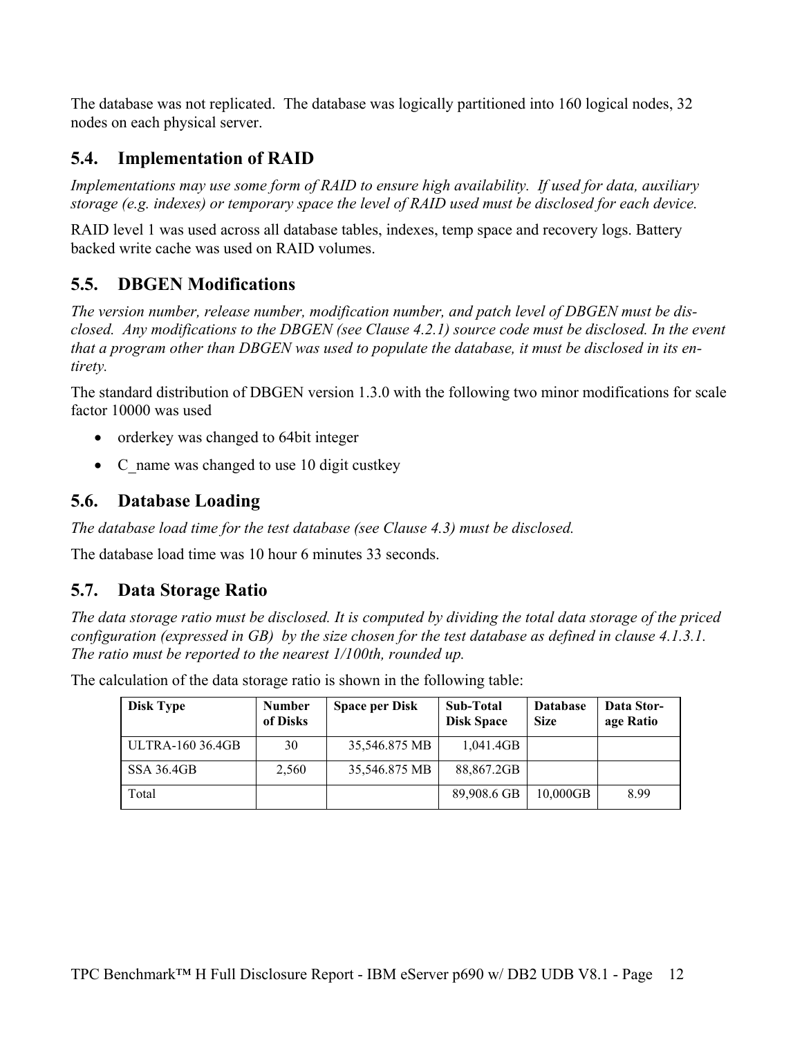The database was not replicated. The database was logically partitioned into 160 logical nodes, 32 nodes on each physical server.

## 5.4. Implementation of RAID

*Implementations may use some form of RAID to ensure high availability. If used for data, auxiliary storage (e.g. indexes) or temporary space the level of RAID used must be disclosed for each device.*

RAID level 1 was used across all database tables, indexes, temp space and recovery logs. Battery backed write cache was used on RAID volumes.

## 5.5. DBGEN Modifications

*The version number, release number, modification number, and patch level of DBGEN must be disclosed. Any modifications to the DBGEN (see Clause 4.2.1) source code must be disclosed. In the event that a program other than DBGEN was used to populate the database, it must be disclosed in its entirety.*

The standard distribution of DBGEN version 1.3.0 with the following two minor modifications for scale factor 10000 was used

- orderkey was changed to 64bit integer
- C_name was changed to use 10 digit custkey

## 5.6. Database Loading

*The database load time for the test database (see Clause 4.3) must be disclosed.*

The database load time was 10 hour 6 minutes 33 seconds.

## 5.7. Data Storage Ratio

*The data storage ratio must be disclosed. It is computed by dividing the total data storage of the priced configuration (expressed in GB) by the size chosen for the test database as defined in clause 4.1.3.1. The ratio must be reported to the nearest 1/100th, rounded up.*

The calculation of the data storage ratio is shown in the following table:

| Disk Type | Number of Disks | Space per Disk | Sub-Total Disk Space | Database Size | Data Storage Ratio |
|---|---|---|---|---|---|
| ULTRA-160 36.4GB | 30 | 35,546.875 MB | 1,041.4GB | | |
| SSA 36.4GB | 2,560 | 35,546.875 MB | 88,867.2GB | | |
| Total | | | 89,908.6 GB | 10,000GB | 8.99 |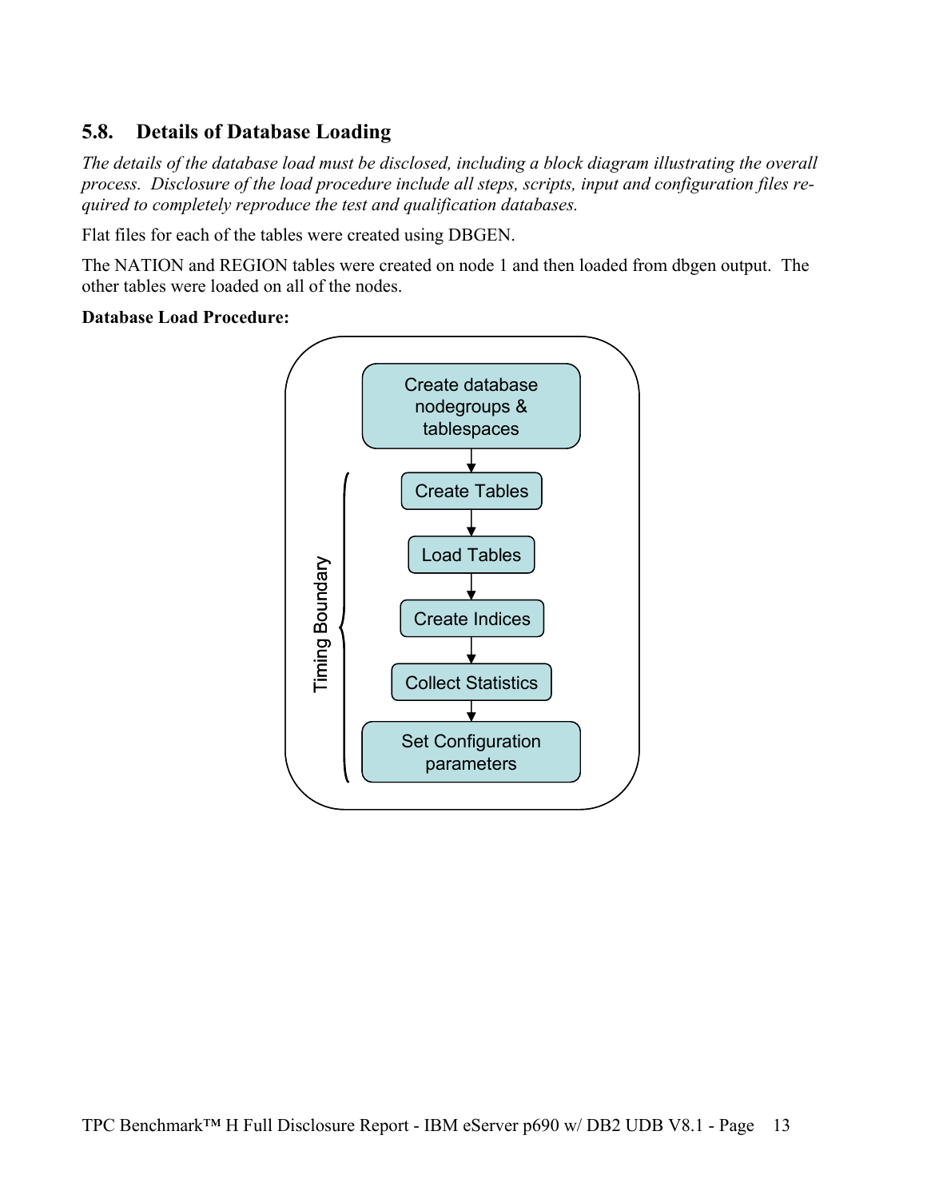## 5.8. Details of Database Loading

*The details of the database load must be disclosed, including a block diagram illustrating the overall process. Disclosure of the load procedure include all steps, scripts, input and configuration files required to completely reproduce the test and qualification databases.*

Flat files for each of the tables were created using DBGEN.

The NATION and REGION tables were created on node 1 and then loaded from dbgen output. The other tables were loaded on all of the nodes.

**Database Load Procedure:**

Create database nodegroups & tablespaces → Create Tables → Load Tables → Create Indices → Collect Statistics → Set Configuration parameters

Timing Boundary: Create Tables through Set Configuration parameters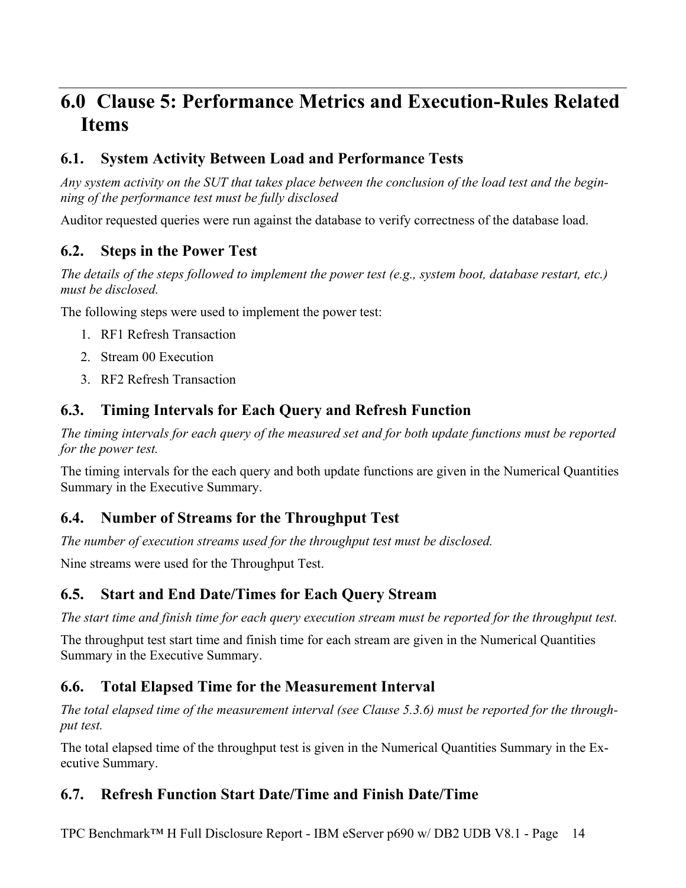# 6.0 Clause 5: Performance Metrics and Execution-Rules Related Items

## 6.1. System Activity Between Load and Performance Tests

*Any system activity on the SUT that takes place between the conclusion of the load test and the beginning of the performance test must be fully disclosed*

Auditor requested queries were run against the database to verify correctness of the database load.

## 6.2. Steps in the Power Test

*The details of the steps followed to implement the power test (e.g., system boot, database restart, etc.) must be disclosed.*

The following steps were used to implement the power test:

1. RF1 Refresh Transaction
2. Stream 00 Execution
3. RF2 Refresh Transaction

## 6.3. Timing Intervals for Each Query and Refresh Function

*The timing intervals for each query of the measured set and for both update functions must be reported for the power test.*

The timing intervals for the each query and both update functions are given in the Numerical Quantities Summary in the Executive Summary.

## 6.4. Number of Streams for the Throughput Test

*The number of execution streams used for the throughput test must be disclosed.*

Nine streams were used for the Throughput Test.

## 6.5. Start and End Date/Times for Each Query Stream

*The start time and finish time for each query execution stream must be reported for the throughput test.*

The throughput test start time and finish time for each stream are given in the Numerical Quantities Summary in the Executive Summary.

## 6.6. Total Elapsed Time for the Measurement Interval

*The total elapsed time of the measurement interval (see Clause 5.3.6) must be reported for the throughput test.*

The total elapsed time of the throughput test is given in the Numerical Quantities Summary in the Executive Summary.

## 6.7. Refresh Function Start Date/Time and Finish Date/Time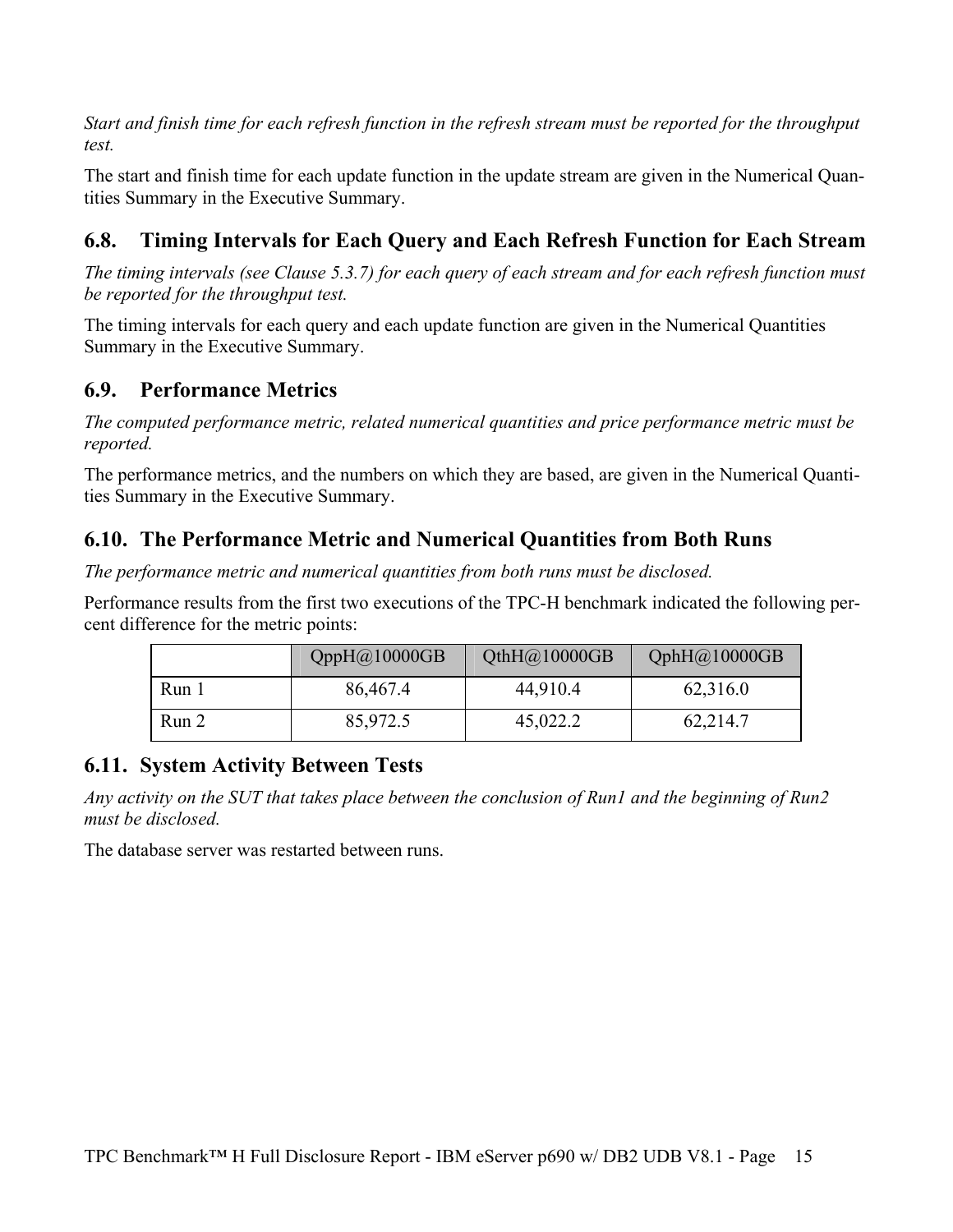*Start and finish time for each refresh function in the refresh stream must be reported for the throughput test.*

The start and finish time for each update function in the update stream are given in the Numerical Quantities Summary in the Executive Summary.

## 6.8. Timing Intervals for Each Query and Each Refresh Function for Each Stream

*The timing intervals (see Clause 5.3.7) for each query of each stream and for each refresh function must be reported for the throughput test.*

The timing intervals for each query and each update function are given in the Numerical Quantities Summary in the Executive Summary.

## 6.9. Performance Metrics

*The computed performance metric, related numerical quantities and price performance metric must be reported.*

The performance metrics, and the numbers on which they are based, are given in the Numerical Quantities Summary in the Executive Summary.

## 6.10. The Performance Metric and Numerical Quantities from Both Runs

*The performance metric and numerical quantities from both runs must be disclosed.*

Performance results from the first two executions of the TPC-H benchmark indicated the following percent difference for the metric points:

| | QppH@10000GB | QthH@10000GB | QphH@10000GB |
|---|---|---|---|
| Run 1 | 86,467.4 | 44,910.4 | 62,316.0 |
| Run 2 | 85,972.5 | 45,022.2 | 62,214.7 |

## 6.11. System Activity Between Tests

*Any activity on the SUT that takes place between the conclusion of Run1 and the beginning of Run2 must be disclosed.*

The database server was restarted between runs.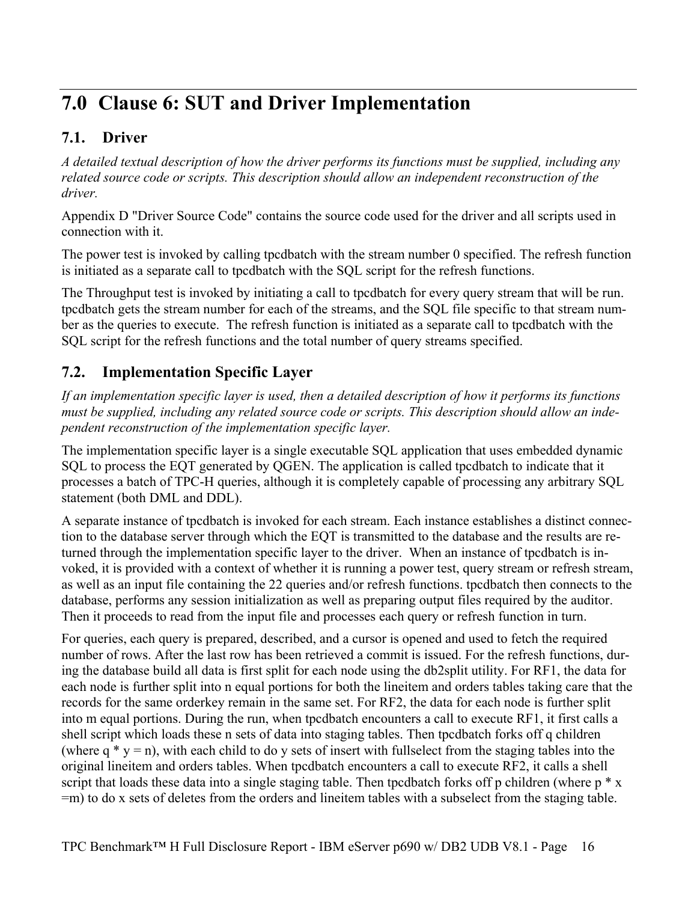# 7.0 Clause 6: SUT and Driver Implementation

## 7.1. Driver

*A detailed textual description of how the driver performs its functions must be supplied, including any related source code or scripts. This description should allow an independent reconstruction of the driver.*

Appendix D "Driver Source Code" contains the source code used for the driver and all scripts used in connection with it.

The power test is invoked by calling tpcdbatch with the stream number 0 specified. The refresh function is initiated as a separate call to tpcdbatch with the SQL script for the refresh functions.

The Throughput test is invoked by initiating a call to tpcdbatch for every query stream that will be run. tpcdbatch gets the stream number for each of the streams, and the SQL file specific to that stream number as the queries to execute. The refresh function is initiated as a separate call to tpcdbatch with the SQL script for the refresh functions and the total number of query streams specified.

## 7.2. Implementation Specific Layer

*If an implementation specific layer is used, then a detailed description of how it performs its functions must be supplied, including any related source code or scripts. This description should allow an independent reconstruction of the implementation specific layer.*

The implementation specific layer is a single executable SQL application that uses embedded dynamic SQL to process the EQT generated by QGEN. The application is called tpcdbatch to indicate that it processes a batch of TPC-H queries, although it is completely capable of processing any arbitrary SQL statement (both DML and DDL).

A separate instance of tpcdbatch is invoked for each stream. Each instance establishes a distinct connection to the database server through which the EQT is transmitted to the database and the results are returned through the implementation specific layer to the driver. When an instance of tpcdbatch is invoked, it is provided with a context of whether it is running a power test, query stream or refresh stream, as well as an input file containing the 22 queries and/or refresh functions. tpcdbatch then connects to the database, performs any session initialization as well as preparing output files required by the auditor. Then it proceeds to read from the input file and processes each query or refresh function in turn.

For queries, each query is prepared, described, and a cursor is opened and used to fetch the required number of rows. After the last row has been retrieved a commit is issued. For the refresh functions, during the database build all data is first split for each node using the db2split utility. For RF1, the data for each node is further split into n equal portions for both the lineitem and orders tables taking care that the records for the same orderkey remain in the same set. For RF2, the data for each node is further split into m equal portions. During the run, when tpcdbatch encounters a call to execute RF1, it first calls a shell script which loads these n sets of data into staging tables. Then tpcdbatch forks off q children (where $q * y = n$), with each child to do y sets of insert with fullselect from the staging tables into the original lineitem and orders tables. When tpcdbatch encounters a call to execute RF2, it calls a shell script that loads these data into a single staging table. Then tpcdbatch forks off p children (where $p * x = m$) to do x sets of deletes from the orders and lineitem tables with a subselect from the staging table.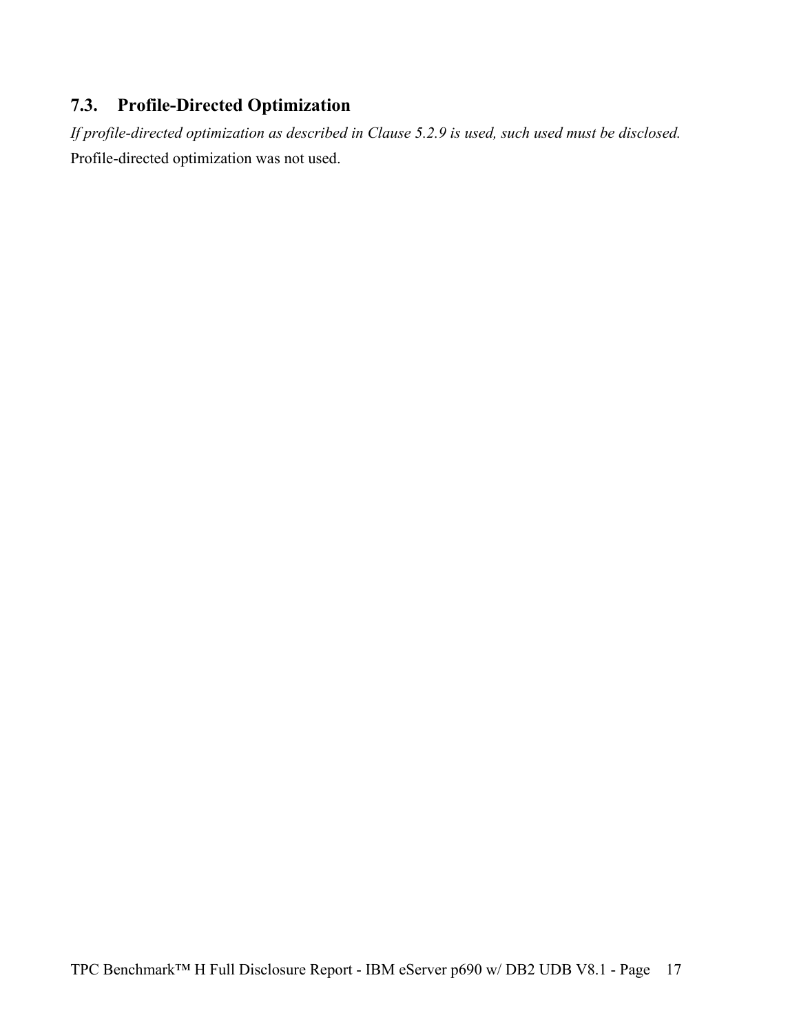## 7.3. Profile-Directed Optimization

*If profile-directed optimization as described in Clause 5.2.9 is used, such used must be disclosed.*

Profile-directed optimization was not used.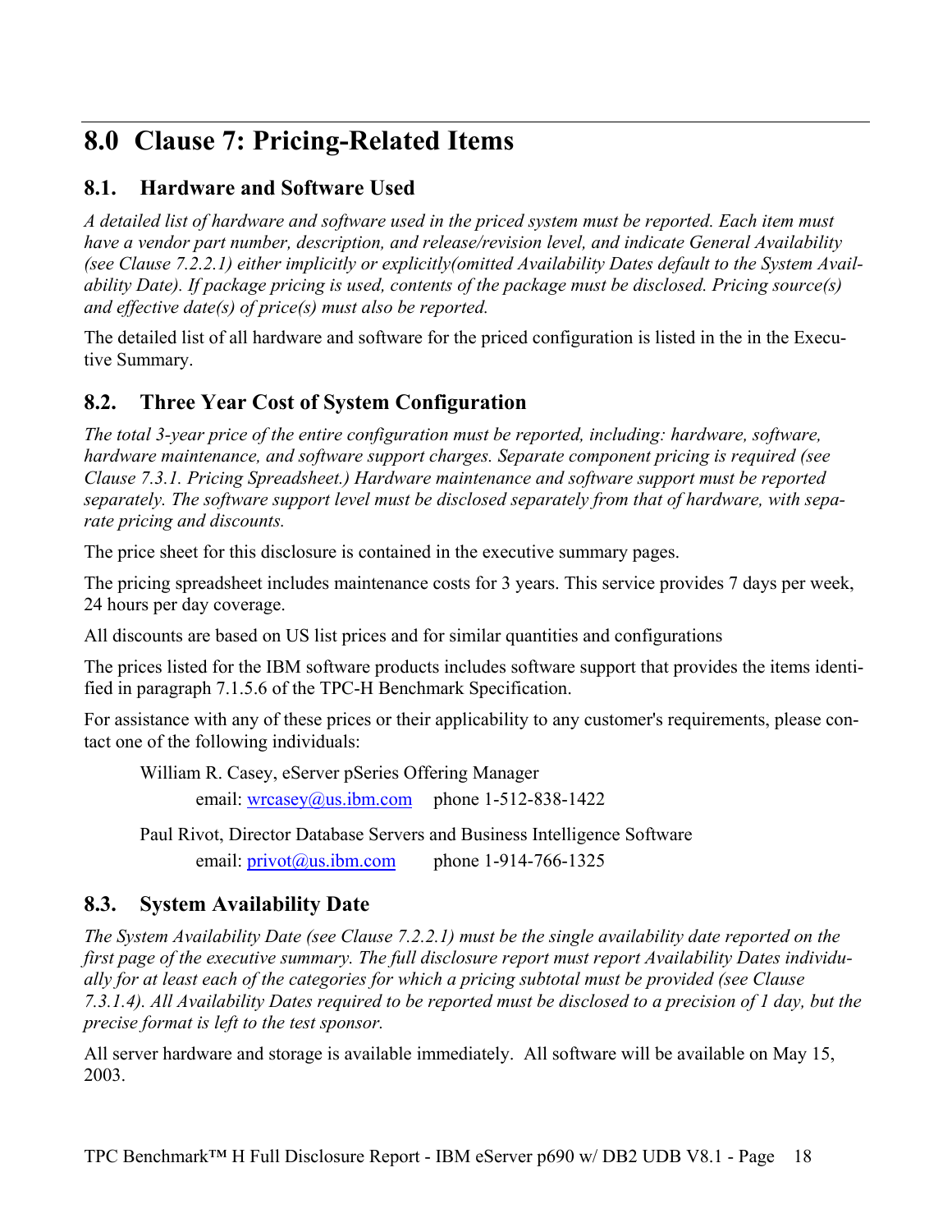# 8.0 Clause 7: Pricing-Related Items

## 8.1. Hardware and Software Used

*A detailed list of hardware and software used in the priced system must be reported. Each item must have a vendor part number, description, and release/revision level, and indicate General Availability (see Clause 7.2.2.1) either implicitly or explicitly(omitted Availability Dates default to the System Availability Date). If package pricing is used, contents of the package must be disclosed. Pricing source(s) and effective date(s) of price(s) must also be reported.*

The detailed list of all hardware and software for the priced configuration is listed in the in the Executive Summary.

## 8.2. Three Year Cost of System Configuration

*The total 3-year price of the entire configuration must be reported, including: hardware, software, hardware maintenance, and software support charges. Separate component pricing is required (see Clause 7.3.1. Pricing Spreadsheet.) Hardware maintenance and software support must be reported separately. The software support level must be disclosed separately from that of hardware, with separate pricing and discounts.*

The price sheet for this disclosure is contained in the executive summary pages.

The pricing spreadsheet includes maintenance costs for 3 years. This service provides 7 days per week, 24 hours per day coverage.

All discounts are based on US list prices and for similar quantities and configurations

The prices listed for the IBM software products includes software support that provides the items identified in paragraph 7.1.5.6 of the TPC-H Benchmark Specification.

For assistance with any of these prices or their applicability to any customer's requirements, please contact one of the following individuals:

William R. Casey, eServer pSeries Offering Manager
email: wrcasey@us.ibm.com phone 1-512-838-1422

Paul Rivot, Director Database Servers and Business Intelligence Software
email: privot@us.ibm.com phone 1-914-766-1325

## 8.3. System Availability Date

*The System Availability Date (see Clause 7.2.2.1) must be the single availability date reported on the first page of the executive summary. The full disclosure report must report Availability Dates individually for at least each of the categories for which a pricing subtotal must be provided (see Clause 7.3.1.4). All Availability Dates required to be reported must be disclosed to a precision of 1 day, but the precise format is left to the test sponsor.*

All server hardware and storage is available immediately. All software will be available on May 15, 2003.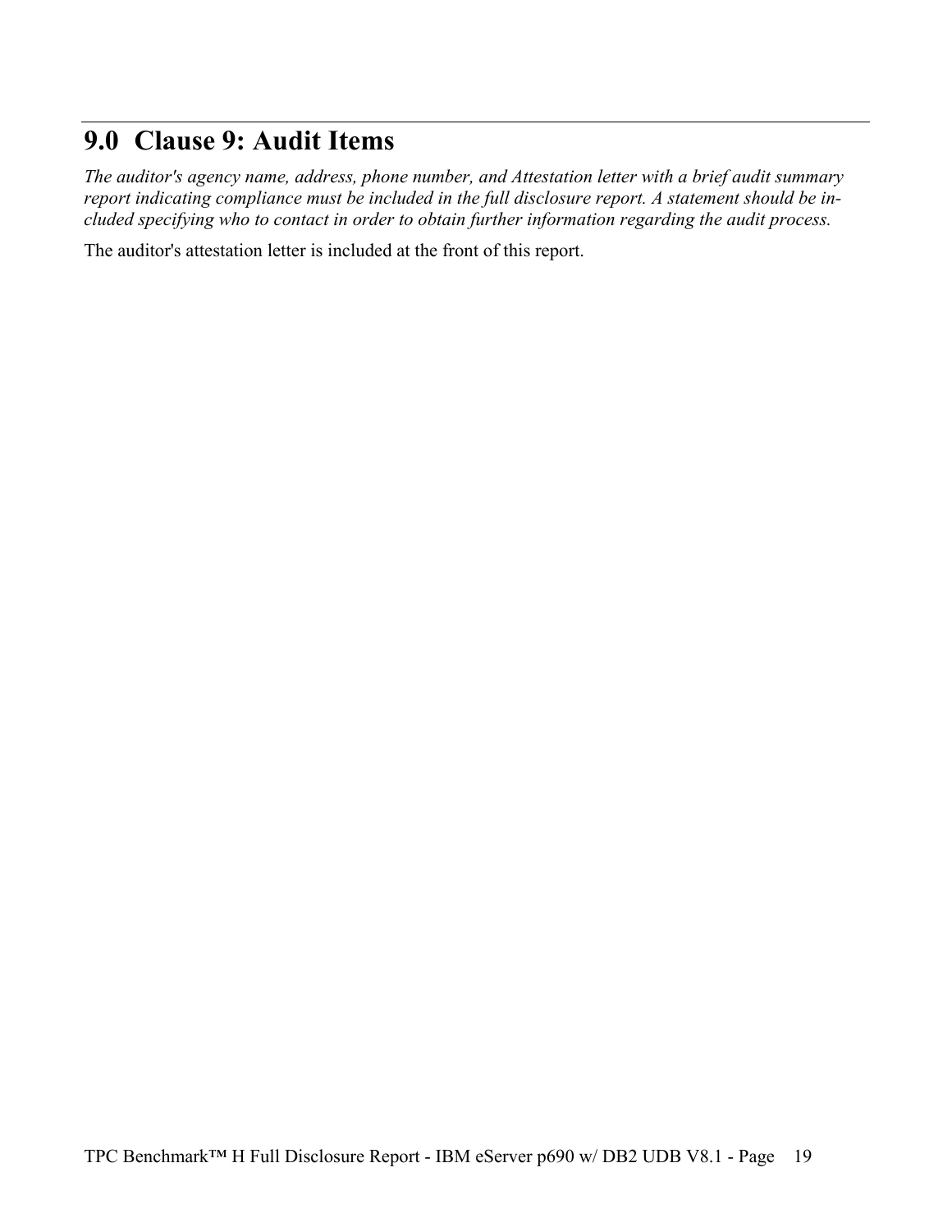# 9.0 Clause 9: Audit Items

*The auditor's agency name, address, phone number, and Attestation letter with a brief audit summary report indicating compliance must be included in the full disclosure report. A statement should be included specifying who to contact in order to obtain further information regarding the audit process.*

The auditor's attestation letter is included at the front of this report.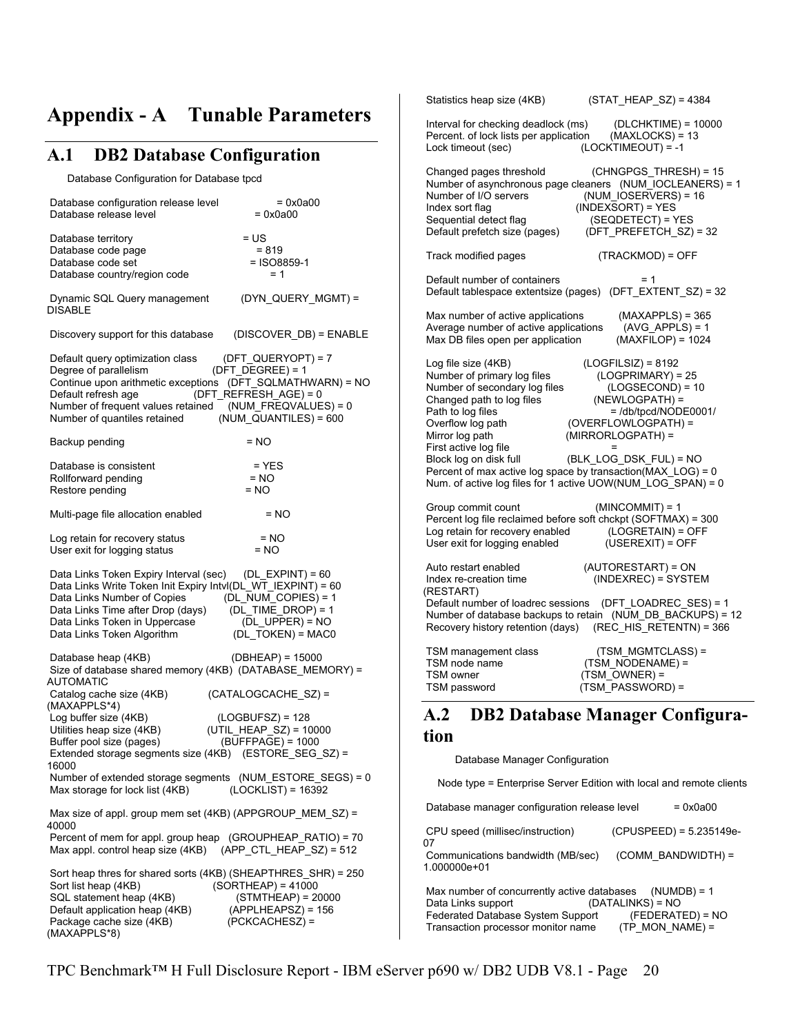# Appendix - A Tunable Parameters

## A.1 DB2 Database Configuration

Database Configuration for Database tpcd

```
Database configuration release level              = 0x0a00
Database release level                            = 0x0a00

Database territory                                = US
Database code page                                = 819
Database code set                                 = ISO8859-1
Database country/region code                      = 1

Dynamic SQL Query management          (DYN_QUERY_MGMT) = DISABLE

Discovery support for this database       (DISCOVER_DB) = ENABLE

Default query optimization class        (DFT_QUERYOPT) = 7
Degree of parallelism                   (DFT_DEGREE) = 1
Continue upon arithmetic exceptions   (DFT_SQLMATHWARN) = NO
Default refresh age                (DFT_REFRESH_AGE) = 0
Number of frequent values retained    (NUM_FREQVALUES) = 0
Number of quantiles retained           (NUM_QUANTILES) = 600

Backup pending                                    = NO

Database is consistent                            = YES
Rollforward pending                               = NO
Restore pending                                   = NO

Multi-page file allocation enabled                = NO

Log retain for recovery status                    = NO
User exit for logging status                      = NO

Data Links Token Expiry Interval (sec)     (DL_EXPINT) = 60
Data Links Write Token Init Expiry Intvl(DL_WT_IEXPINT) = 60
Data Links Number of Copies           (DL_NUM_COPIES) = 1
Data Links Time after Drop (days)      (DL_TIME_DROP) = 1
Data Links Token in Uppercase              (DL_UPPER) = NO
Data Links Token Algorithm                 (DL_TOKEN) = MAC0

Database heap (4KB)                          (DBHEAP) = 15000
Size of database shared memory (4KB)  (DATABASE_MEMORY) = AUTOMATIC
Catalog cache size (4KB)            (CATALOGCACHE_SZ) = (MAXAPPLS*4)
Log buffer size (4KB)                      (LOGBUFSZ) = 128
Utilities heap size (4KB)             (UTIL_HEAP_SZ) = 10000
Buffer pool size (pages)                   (BUFFPAGE) = 1000
Extended storage segments size (4KB)    (ESTORE_SEG_SZ) = 16000
Number of extended storage segments   (NUM_ESTORE_SEGS) = 0
Max storage for lock list (4KB)            (LOCKLIST) = 16392

Max size of appl. group mem set (4KB) (APPGROUP_MEM_SZ) = 40000
Percent of mem for appl. group heap   (GROUPHEAP_RATIO) = 70
Max appl. control heap size (4KB)     (APP_CTL_HEAP_SZ) = 512

Sort heap thres for shared sorts (4KB) (SHEAPTHRES_SHR) = 250
Sort list heap (4KB)                      (SORTHEAP) = 41000
SQL statement heap (4KB)                  (STMTHEAP) = 20000
Default application heap (4KB)          (APPLHEAPSZ) = 156
Package cache size (4KB)                (PCKCACHESZ) = (MAXAPPLS*8)
Statistics heap size (4KB)            (STAT_HEAP_SZ) = 4384

Interval for checking deadlock (ms)       (DLCHKTIME) = 10000
Percent. of lock lists per application     (MAXLOCKS) = 13
Lock timeout (sec)                      (LOCKTIMEOUT) = -1

Changed pages threshold              (CHNGPGS_THRESH) = 15
Number of asynchronous page cleaners   (NUM_IOCLEANERS) = 1
Number of I/O servers                  (NUM_IOSERVERS) = 16
Index sort flag                           (INDEXSORT) = YES
Sequential detect flag                    (SEQDETECT) = YES
Default prefetch size (pages)        (DFT_PREFETCH_SZ) = 32

Track modified pages                       (TRACKMOD) = OFF

Default number of containers                       = 1
Default tablespace extentsize (pages)   (DFT_EXTENT_SZ) = 32

Max number of active applications          (MAXAPPLS) = 365
Average number of active applications     (AVG_APPLS) = 1
Max DB files open per application          (MAXFILOP) = 1024

Log file size (4KB)                        (LOGFILSIZ) = 8192
Number of primary log files              (LOGPRIMARY) = 25
Number of secondary log files             (LOGSECOND) = 10
Changed path to log files                (NEWLOGPATH) =
Path to log files                                 = /db/tpcd/NODE0001/
Overflow log path                   (OVERFLOWLOGPATH) =
Mirror log path                       (MIRRORLOGPATH) =
First active log file                             =
Block log on disk full              (BLK_LOG_DSK_FUL) = NO
Percent of max active log space by transaction(MAX_LOG) = 0
Num. of active log files for 1 active UOW(NUM_LOG_SPAN) = 0

Group commit count                        (MINCOMMIT) = 1
Percent log file reclaimed before soft chckpt (SOFTMAX) = 300
Log retain for recovery enabled           (LOGRETAIN) = OFF
User exit for logging enabled               (USEREXIT) = OFF

Auto restart enabled                     (AUTORESTART) = ON
Index re-creation time                      (INDEXREC) = SYSTEM (RESTART)
Default number of loadrec sessions    (DFT_LOADREC_SES) = 1
Number of database backups to retain   (NUM_DB_BACKUPS) = 12
Recovery history retention (days)     (REC_HIS_RETENTN) = 366

TSM management class                   (TSM_MGMTCLASS) =
TSM node name                           (TSM_NODENAME) =
TSM owner                                  (TSM_OWNER) =
TSM password                            (TSM_PASSWORD) =
```

## A.2 DB2 Database Manager Configuration

Database Manager Configuration

```
Node type = Enterprise Server Edition with local and remote clients

Database manager configuration release level      = 0x0a00

CPU speed (millisec/instruction)           (CPUSPEED) = 5.235149e-07
Communications bandwidth (MB/sec)     (COMM_BANDWIDTH) = 1.000000e+01

Max number of concurrently active databases    (NUMDB) = 1
Data Links support                        (DATALINKS) = NO
Federated Database System Support         (FEDERATED) = NO
Transaction processor monitor name       (TP_MON_NAME) =
```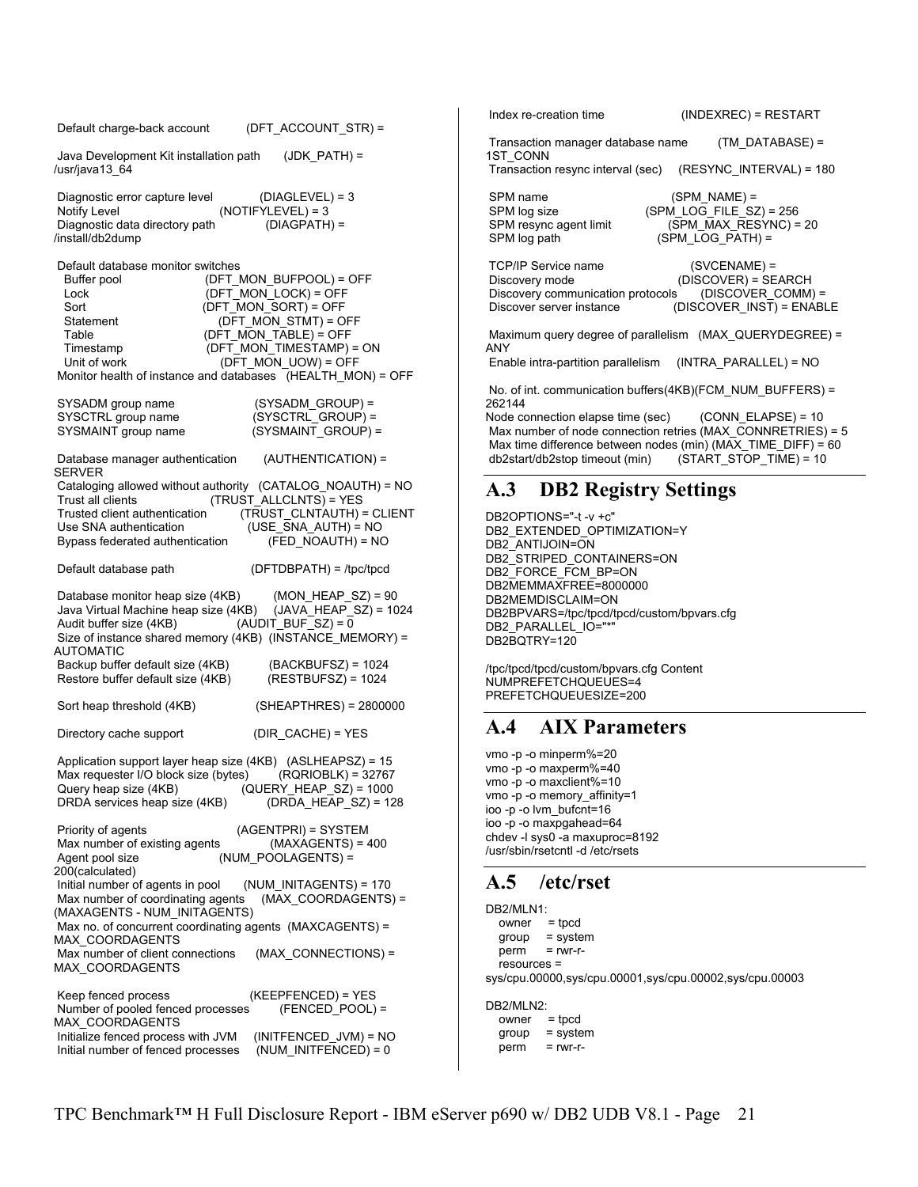Default charge-back account (DFT_ACCOUNT_STR) =

Java Development Kit installation path (JDK_PATH) = /usr/java13_64

Diagnostic error capture level (DIAGLEVEL) = 3
Notify Level (NOTIFYLEVEL) = 3
Diagnostic data directory path (DIAGPATH) = /install/db2dump

Default database monitor switches
Buffer pool (DFT_MON_BUFPOOL) = OFF
Lock (DFT_MON_LOCK) = OFF
Sort (DFT_MON_SORT) = OFF
Statement (DFT_MON_STMT) = OFF
Table (DFT_MON_TABLE) = OFF
Timestamp (DFT_MON_TIMESTAMP) = ON
Unit of work (DFT_MON_UOW) = OFF
Monitor health of instance and databases (HEALTH_MON) = OFF

SYSADM group name (SYSADM_GROUP) =
SYSCTRL group name (SYSCTRL_GROUP) =
SYSMAINT group name (SYSMAINT_GROUP) =

Database manager authentication (AUTHENTICATION) = SERVER
Cataloging allowed without authority (CATALOG_NOAUTH) = NO
Trust all clients (TRUST_ALLCLNTS) = YES
Trusted client authentication (TRUST_CLNTAUTH) = CLIENT
Use SNA authentication (USE_SNA_AUTH) = NO
Bypass federated authentication (FED_NOAUTH) = NO

Default database path (DFTDBPATH) = /tpc/tpcd

Database monitor heap size (4KB) (MON_HEAP_SZ) = 90
Java Virtual Machine heap size (4KB) (JAVA_HEAP_SZ) = 1024
Audit buffer size (4KB) (AUDIT_BUF_SZ) = 0
Size of instance shared memory (4KB) (INSTANCE_MEMORY) = AUTOMATIC
Backup buffer default size (4KB) (BACKBUFSZ) = 1024
Restore buffer default size (4KB) (RESTBUFSZ) = 1024

Sort heap threshold (4KB) (SHEAPTHRES) = 2800000

Directory cache support (DIR_CACHE) = YES

Application support layer heap size (4KB) (ASLHEAPSZ) = 15
Max requester I/O block size (bytes) (RQRIOBLK) = 32767
Query heap size (4KB) (QUERY_HEAP_SZ) = 1000
DRDA services heap size (4KB) (DRDA_HEAP_SZ) = 128

Priority of agents (AGENTPRI) = SYSTEM
Max number of existing agents (MAXAGENTS) = 400
Agent pool size (NUM_POOLAGENTS) = 200(calculated)
Initial number of agents in pool (NUM_INITAGENTS) = 170
Max number of coordinating agents (MAX_COORDAGENTS) = (MAXAGENTS - NUM_INITAGENTS)
Max no. of concurrent coordinating agents (MAXCAGENTS) = MAX_COORDAGENTS
Max number of client connections (MAX_CONNECTIONS) = MAX_COORDAGENTS

Keep fenced process (KEEPFENCED) = YES
Number of pooled fenced processes (FENCED_POOL) = MAX_COORDAGENTS
Initialize fenced process with JVM (INITFENCED_JVM) = NO
Initial number of fenced processes (NUM_INITFENCED) = 0

Index re-creation time (INDEXREC) = RESTART

Transaction manager database name (TM_DATABASE) = 1ST_CONN
Transaction resync interval (sec) (RESYNC_INTERVAL) = 180

SPM name (SPM_NAME) =
SPM log size (SPM_LOG_FILE_SZ) = 256
SPM resync agent limit (SPM_MAX_RESYNC) = 20
SPM log path (SPM_LOG_PATH) =

TCP/IP Service name (SVCENAME) =
Discovery mode (DISCOVER) = SEARCH
Discovery communication protocols (DISCOVER_COMM) =
Discover server instance (DISCOVER_INST) = ENABLE

Maximum query degree of parallelism (MAX_QUERYDEGREE) = ANY
Enable intra-partition parallelism (INTRA_PARALLEL) = NO

No. of int. communication buffers(4KB)(FCM_NUM_BUFFERS) = 262144
Node connection elapse time (sec) (CONN_ELAPSE) = 10
Max number of node connection retries (MAX_CONNRETRIES) = 5
Max time difference between nodes (min) (MAX_TIME_DIFF) = 60
db2start/db2stop timeout (min) (START_STOP_TIME) = 10

## A.3 DB2 Registry Settings

DB2OPTIONS="-t -v +c"
DB2_EXTENDED_OPTIMIZATION=Y
DB2_ANTIJOIN=ON
DB2_STRIPED_CONTAINERS=ON
DB2_FORCE_FCM_BP=ON
DB2MEMMAXFREE=8000000
DB2MEMDISCLAIM=ON
DB2BPVARS=/tpc/tpcd/tpcd/custom/bpvars.cfg
DB2_PARALLEL_IO="*"
DB2BQTRY=120

/tpc/tpcd/tpcd/custom/bpvars.cfg Content
NUMPREFETCHQUEUES=4
PREFETCHQUEUESIZE=200

## A.4 AIX Parameters

vmo -p -o minperm%=20
vmo -p -o maxperm%=40
vmo -p -o maxclient%=10
vmo -p -o memory_affinity=1
ioo -p -o lvm_bufcnt=16
ioo -p -o maxpgahead=64
chdev -l sys0 -a maxuproc=8192
/usr/sbin/rsetcntl -d /etc/rsets

## A.5 /etc/rset

DB2/MLN1:
owner = tpcd
group = system
perm = rwr-r-
resources = sys/cpu.00000,sys/cpu.00001,sys/cpu.00002,sys/cpu.00003

DB2/MLN2:
owner = tpcd
group = system
perm = rwr-r-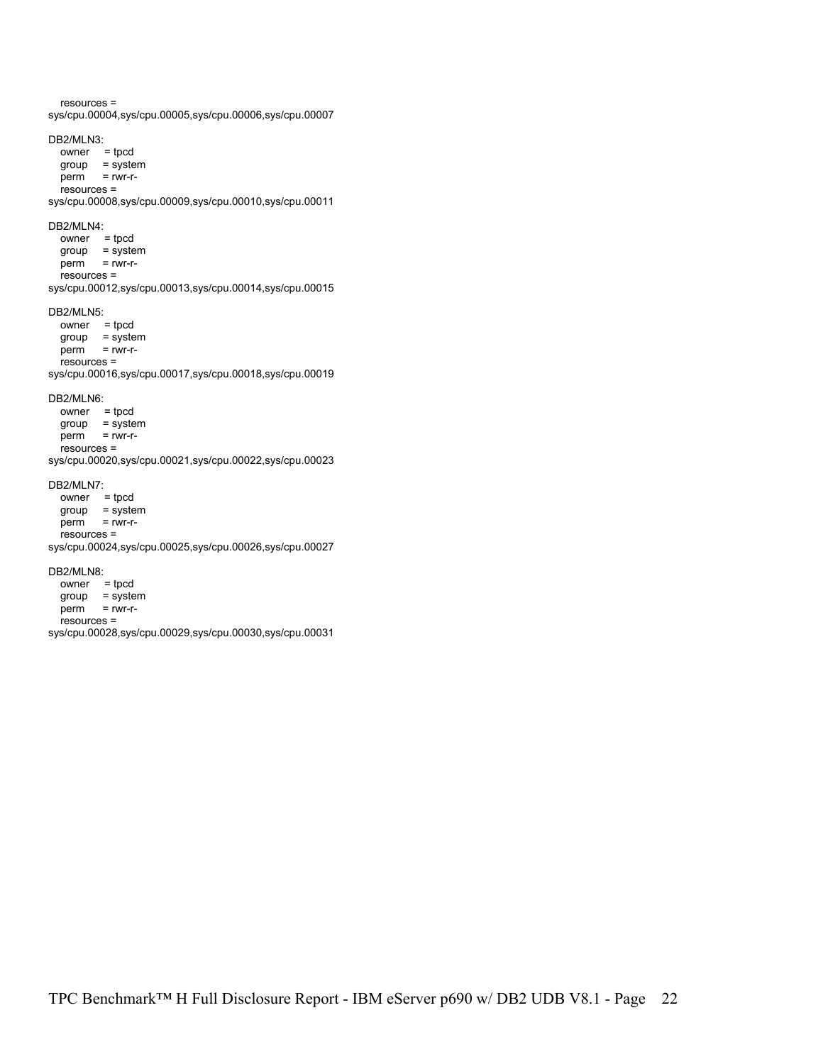```
   resources =
sys/cpu.00004,sys/cpu.00005,sys/cpu.00006,sys/cpu.00007

DB2/MLN3:
   owner    = tpcd
   group    = system
   perm     = rwr-r-
   resources =
sys/cpu.00008,sys/cpu.00009,sys/cpu.00010,sys/cpu.00011

DB2/MLN4:
   owner    = tpcd
   group    = system
   perm     = rwr-r-
   resources =
sys/cpu.00012,sys/cpu.00013,sys/cpu.00014,sys/cpu.00015

DB2/MLN5:
   owner    = tpcd
   group    = system
   perm     = rwr-r-
   resources =
sys/cpu.00016,sys/cpu.00017,sys/cpu.00018,sys/cpu.00019

DB2/MLN6:
   owner    = tpcd
   group    = system
   perm     = rwr-r-
   resources =
sys/cpu.00020,sys/cpu.00021,sys/cpu.00022,sys/cpu.00023

DB2/MLN7:
   owner    = tpcd
   group    = system
   perm     = rwr-r-
   resources =
sys/cpu.00024,sys/cpu.00025,sys/cpu.00026,sys/cpu.00027

DB2/MLN8:
   owner    = tpcd
   group    = system
   perm     = rwr-r-
   resources =
sys/cpu.00028,sys/cpu.00029,sys/cpu.00030,sys/cpu.00031
```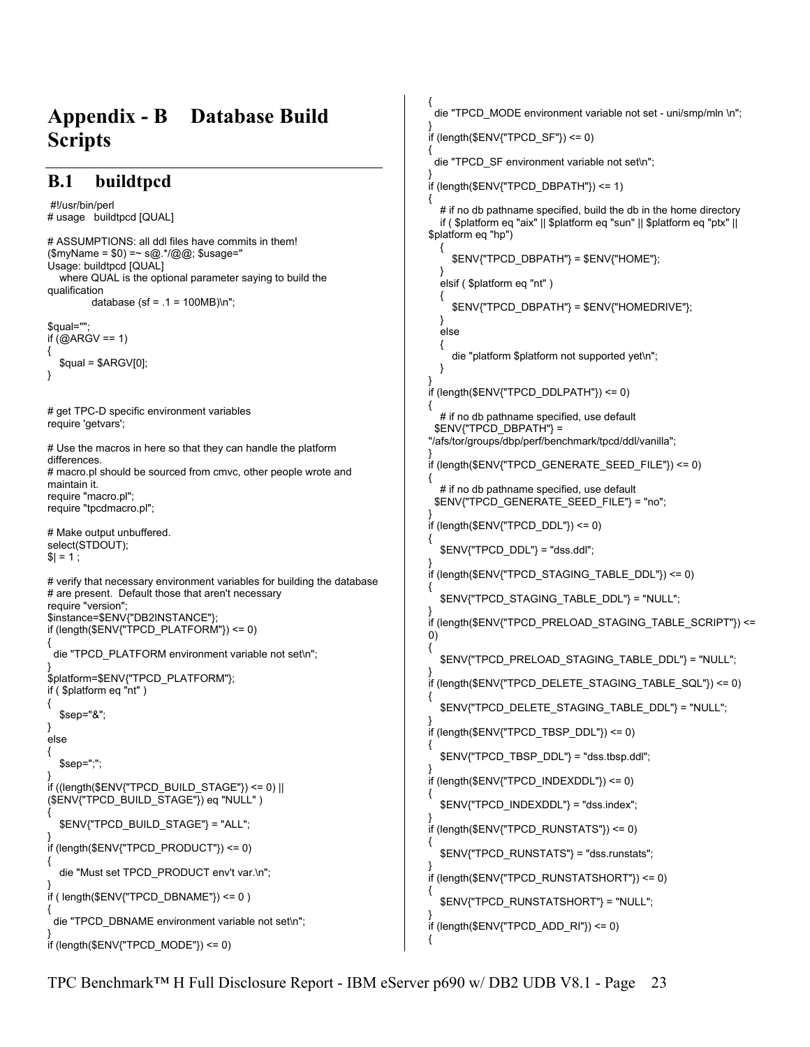# Appendix - B Database Build Scripts

## B.1 buildtpcd

```
#!/usr/bin/perl
# usage   buildtpcd [QUAL]

# ASSUMPTIONS: all ddl files have commits in them!
($myName = $0) =~ s@.*/@@; $usage="
Usage: buildtpcd [QUAL]
   where QUAL is the optional parameter saying to build the
qualification
            database (sf = .1 = 100MB)\n";

$qual="";
if (@ARGV == 1)
{
   $qual = $ARGV[0];
}


# get TPC-D specific environment variables
require 'getvars';

# Use the macros in here so that they can handle the platform
differences.
# macro.pl should be sourced from cmvc, other people wrote and
maintain it.
require "macro.pl";
require "tpcdmacro.pl";

# Make output unbuffered.
select(STDOUT);
$| = 1 ;

# verify that necessary environment variables for building the database
# are present.  Default those that aren't necessary
require "version";
$instance=$ENV{"DB2INSTANCE"};
if (length($ENV{"TPCD_PLATFORM"}) <= 0)
{
  die "TPCD_PLATFORM environment variable not set\n";
}
$platform=$ENV{"TPCD_PLATFORM"};
if ( $platform eq "nt" )
{
   $sep="&";
}
else
{
   $sep=";";
}
if ((length($ENV{"TPCD_BUILD_STAGE"}) <= 0) ||
($ENV{"TPCD_BUILD_STAGE"}) eq "NULL" )
{
   $ENV{"TPCD_BUILD_STAGE"} = "ALL";
}
if (length($ENV{"TPCD_PRODUCT"}) <= 0)
{
   die "Must set TPCD_PRODUCT env't var.\n";
}
if ( length($ENV{"TPCD_DBNAME"}) <= 0 )
{
  die "TPCD_DBNAME environment variable not set\n";
}
if (length($ENV{"TPCD_MODE"}) <= 0)
{
  die "TPCD_MODE environment variable not set - uni/smp/mln \n";
}
if (length($ENV{"TPCD_SF"}) <= 0)
{
  die "TPCD_SF environment variable not set\n";
}
if (length($ENV{"TPCD_DBPATH"}) <= 1)
{
   # if no db pathname specified, build the db in the home directory
   if ( $platform eq "aix" || $platform eq "sun" || $platform eq "ptx" ||
$platform eq "hp")
   {
      $ENV{"TPCD_DBPATH"} = $ENV{"HOME"};
   }
   elsif ( $platform eq "nt" )
   {
      $ENV{"TPCD_DBPATH"} = $ENV{"HOMEDRIVE"};
   }
   else
   {
      die "platform $platform not supported yet\n";
   }
}
if (length($ENV{"TPCD_DDLPATH"}) <= 0)
{
   # if no db pathname specified, use default
  $ENV{"TPCD_DBPATH"} =
"/afs/tor/groups/dbp/perf/benchmark/tpcd/ddl/vanilla";
}
if (length($ENV{"TPCD_GENERATE_SEED_FILE"}) <= 0)
{
   # if no db pathname specified, use default
  $ENV{"TPCD_GENERATE_SEED_FILE"} = "no";
}
if (length($ENV{"TPCD_DDL"}) <= 0)
{
   $ENV{"TPCD_DDL"} = "dss.ddl";
}
if (length($ENV{"TPCD_STAGING_TABLE_DDL"}) <= 0)
{
   $ENV{"TPCD_STAGING_TABLE_DDL"} = "NULL";
}
if (length($ENV{"TPCD_PRELOAD_STAGING_TABLE_SCRIPT"}) <=
0)
{
   $ENV{"TPCD_PRELOAD_STAGING_TABLE_DDL"} = "NULL";
}
if (length($ENV{"TPCD_DELETE_STAGING_TABLE_SQL"}) <= 0)
{
   $ENV{"TPCD_DELETE_STAGING_TABLE_DDL"} = "NULL";
}
if (length($ENV{"TPCD_TBSP_DDL"}) <= 0)
{
   $ENV{"TPCD_TBSP_DDL"} = "dss.tbsp.ddl";
}
if (length($ENV{"TPCD_INDEXDDL"}) <= 0)
{
   $ENV{"TPCD_INDEXDDL"} = "dss.index";
}
if (length($ENV{"TPCD_RUNSTATS"}) <= 0)
{
   $ENV{"TPCD_RUNSTATS"} = "dss.runstats";
}
if (length($ENV{"TPCD_RUNSTATSHORT"}) <= 0)
{
   $ENV{"TPCD_RUNSTATSHORT"} = "NULL";
}
if (length($ENV{"TPCD_ADD_RI"}) <= 0)
{
```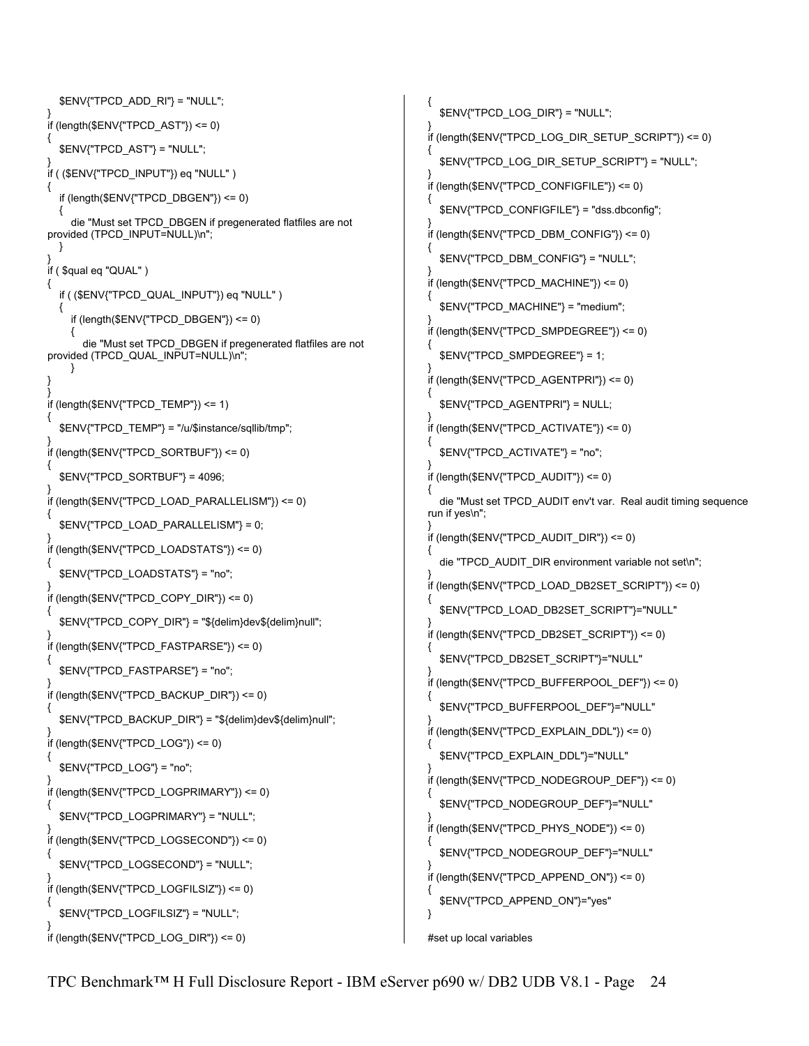```
   $ENV{"TPCD_ADD_RI"} = "NULL";
}
if (length($ENV{"TPCD_AST"}) <= 0)
{
   $ENV{"TPCD_AST"} = "NULL";
}
if ( ($ENV{"TPCD_INPUT"}) eq "NULL" )
{
   if (length($ENV{"TPCD_DBGEN"}) <= 0)
   {
      die "Must set TPCD_DBGEN if pregenerated flatfiles are not
provided (TPCD_INPUT=NULL)\n";
   }
}
if ( $qual eq "QUAL" )
{
   if ( ($ENV{"TPCD_QUAL_INPUT"}) eq "NULL" )
   {
      if (length($ENV{"TPCD_DBGEN"}) <= 0)
      {
         die "Must set TPCD_DBGEN if pregenerated flatfiles are not
provided (TPCD_QUAL_INPUT=NULL)\n";
      }
   }
}
if (length($ENV{"TPCD_TEMP"}) <= 1)
{
   $ENV{"TPCD_TEMP"} = "/u/$instance/sqllib/tmp";
}
if (length($ENV{"TPCD_SORTBUF"}) <= 0)
{
   $ENV{"TPCD_SORTBUF"} = 4096;
}
if (length($ENV{"TPCD_LOAD_PARALLELISM"}) <= 0)
{
   $ENV{"TPCD_LOAD_PARALLELISM"} = 0;
}
if (length($ENV{"TPCD_LOADSTATS"}) <= 0)
{
   $ENV{"TPCD_LOADSTATS"} = "no";
}
if (length($ENV{"TPCD_COPY_DIR"}) <= 0)
{
   $ENV{"TPCD_COPY_DIR"} = "${delim}dev${delim}null";
}
if (length($ENV{"TPCD_FASTPARSE"}) <= 0)
{
   $ENV{"TPCD_FASTPARSE"} = "no";
}
if (length($ENV{"TPCD_BACKUP_DIR"}) <= 0)
{
   $ENV{"TPCD_BACKUP_DIR"} = "${delim}dev${delim}null";
}
if (length($ENV{"TPCD_LOG"}) <= 0)
{
   $ENV{"TPCD_LOG"} = "no";
}
if (length($ENV{"TPCD_LOGPRIMARY"}) <= 0)
{
   $ENV{"TPCD_LOGPRIMARY"} = "NULL";
}
if (length($ENV{"TPCD_LOGSECOND"}) <= 0)
{
   $ENV{"TPCD_LOGSECOND"} = "NULL";
}
if (length($ENV{"TPCD_LOGFILSIZ"}) <= 0)
{
   $ENV{"TPCD_LOGFILSIZ"} = "NULL";
}
if (length($ENV{"TPCD_LOG_DIR"}) <= 0)
{
   $ENV{"TPCD_LOG_DIR"} = "NULL";
}
if (length($ENV{"TPCD_LOG_DIR_SETUP_SCRIPT"}) <= 0)
{
   $ENV{"TPCD_LOG_DIR_SETUP_SCRIPT"} = "NULL";
}
if (length($ENV{"TPCD_CONFIGFILE"}) <= 0)
{
   $ENV{"TPCD_CONFIGFILE"} = "dss.dbconfig";
}
if (length($ENV{"TPCD_DBM_CONFIG"}) <= 0)
{
   $ENV{"TPCD_DBM_CONFIG"} = "NULL";
}
if (length($ENV{"TPCD_MACHINE"}) <= 0)
{
   $ENV{"TPCD_MACHINE"} = "medium";
}
if (length($ENV{"TPCD_SMPDEGREE"}) <= 0)
{
   $ENV{"TPCD_SMPDEGREE"} = 1;
}
if (length($ENV{"TPCD_AGENTPRI"}) <= 0)
{
   $ENV{"TPCD_AGENTPRI"} = NULL;
}
if (length($ENV{"TPCD_ACTIVATE"}) <= 0)
{
   $ENV{"TPCD_ACTIVATE"} = "no";
}
if (length($ENV{"TPCD_AUDIT"}) <= 0)
{
   die "Must set TPCD_AUDIT env't var.  Real audit timing sequence
run if yes\n";
}
if (length($ENV{"TPCD_AUDIT_DIR"}) <= 0)
{
   die "TPCD_AUDIT_DIR environment variable not set\n";
}
if (length($ENV{"TPCD_LOAD_DB2SET_SCRIPT"}) <= 0)
{
   $ENV{"TPCD_LOAD_DB2SET_SCRIPT"}="NULL"
}
if (length($ENV{"TPCD_DB2SET_SCRIPT"}) <= 0)
{
   $ENV{"TPCD_DB2SET_SCRIPT"}="NULL"
}
if (length($ENV{"TPCD_BUFFERPOOL_DEF"}) <= 0)
{
   $ENV{"TPCD_BUFFERPOOL_DEF"}="NULL"
}
if (length($ENV{"TPCD_EXPLAIN_DDL"}) <= 0)
{
   $ENV{"TPCD_EXPLAIN_DDL"}="NULL"
}
if (length($ENV{"TPCD_NODEGROUP_DEF"}) <= 0)
{
   $ENV{"TPCD_NODEGROUP_DEF"}="NULL"
}
if (length($ENV{"TPCD_PHYS_NODE"}) <= 0)
{
   $ENV{"TPCD_NODEGROUP_DEF"}="NULL"
}
if (length($ENV{"TPCD_APPEND_ON"}) <= 0)
{
   $ENV{"TPCD_APPEND_ON"}="yes"
}

#set up local variables
```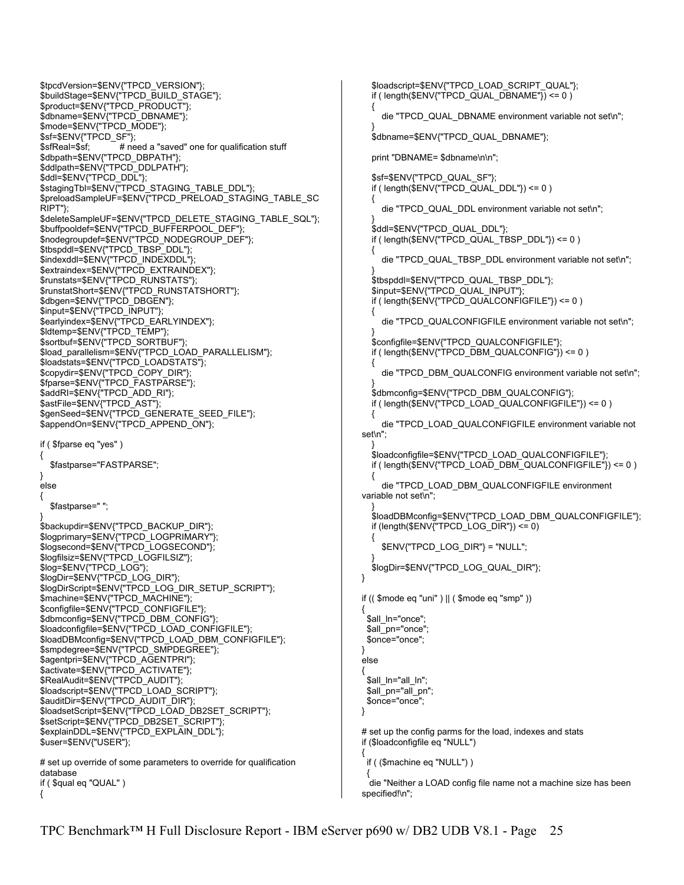```
$tpcdVersion=$ENV{"TPCD_VERSION"};
$buildStage=$ENV{"TPCD_BUILD_STAGE"};
$product=$ENV{"TPCD_PRODUCT"};
$dbname=$ENV{"TPCD_DBNAME"};
$mode=$ENV{"TPCD_MODE"};
$sf=$ENV{"TPCD_SF"};
$sfReal=$sf;           # need a "saved" one for qualification stuff
$dbpath=$ENV{"TPCD_DBPATH"};
$ddlpath=$ENV{"TPCD_DDLPATH"};
$ddl=$ENV{"TPCD_DDL"};
$stagingTbl=$ENV{"TPCD_STAGING_TABLE_DDL"};
$preloadSampleUF=$ENV{"TPCD_PRELOAD_STAGING_TABLE_SC
RIPT"};
$deleteSampleUF=$ENV{"TPCD_DELETE_STAGING_TABLE_SQL"};
$buffpooldef=$ENV{"TPCD_BUFFERPOOL_DEF"};
$nodegroupdef=$ENV{"TPCD_NODEGROUP_DEF"};
$tbspddl=$ENV{"TPCD_TBSP_DDL"};
$indexddl=$ENV{"TPCD_INDEXDDL"};
$extraindex=$ENV{"TPCD_EXTRAINDEX"};
$runstats=$ENV{"TPCD_RUNSTATS"};
$runstatShort=$ENV{"TPCD_RUNSTATSHORT"};
$dbgen=$ENV{"TPCD_DBGEN"};
$input=$ENV{"TPCD_INPUT"};
$earlyindex=$ENV{"TPCD_EARLYINDEX"};
$ldtemp=$ENV{"TPCD_TEMP"};
$sortbuf=$ENV{"TPCD_SORTBUF"};
$load_parallelism=$ENV{"TPCD_LOAD_PARALLELISM"};
$loadstats=$ENV{"TPCD_LOADSTATS"};
$copydir=$ENV{"TPCD_COPY_DIR"};
$fparse=$ENV{"TPCD_FASTPARSE"};
$addRI=$ENV{"TPCD_ADD_RI"};
$astFile=$ENV{"TPCD_AST"};
$genSeed=$ENV{"TPCD_GENERATE_SEED_FILE"};
$appendOn=$ENV{"TPCD_APPEND_ON"};

if ( $fparse eq "yes" )
{
   $fastparse="FASTPARSE";
}
else
{
   $fastparse=" ";
}
$backupdir=$ENV{"TPCD_BACKUP_DIR"};
$logprimary=$ENV{"TPCD_LOGPRIMARY"};
$logsecond=$ENV{"TPCD_LOGSECOND"};
$logfilsiz=$ENV{"TPCD_LOGFILSIZ"};
$log=$ENV{"TPCD_LOG"};
$logDir=$ENV{"TPCD_LOG_DIR"};
$logDirScript=$ENV{"TPCD_LOG_DIR_SETUP_SCRIPT"};
$machine=$ENV{"TPCD_MACHINE"};
$configfile=$ENV{"TPCD_CONFIGFILE"};
$dbmconfig=$ENV{"TPCD_DBM_CONFIG"};
$loadconfigfile=$ENV{"TPCD_LOAD_CONFIGFILE"};
$loadDBMconfig=$ENV{"TPCD_LOAD_DBM_CONFIGFILE"};
$smpdegree=$ENV{"TPCD_SMPDEGREE"};
$agentpri=$ENV{"TPCD_AGENTPRI"};
$activate=$ENV{"TPCD_ACTIVATE"};
$RealAudit=$ENV{"TPCD_AUDIT"};
$loadscript=$ENV{"TPCD_LOAD_SCRIPT"};
$auditDir=$ENV{"TPCD_AUDIT_DIR"};
$loadsetScript=$ENV{"TPCD_LOAD_DB2SET_SCRIPT"};
$setScript=$ENV{"TPCD_DB2SET_SCRIPT"};
$explainDDL=$ENV{"TPCD_EXPLAIN_DDL"};
$user=$ENV{"USER"};

# set up override of some parameters to override for qualification
database
if ( $qual eq "QUAL" )
{
   $loadscript=$ENV{"TPCD_LOAD_SCRIPT_QUAL"};
   if ( length($ENV{"TPCD_QUAL_DBNAME"}) <= 0 )
   {
      die "TPCD_QUAL_DBNAME environment variable not set\n";
   }
   $dbname=$ENV{"TPCD_QUAL_DBNAME"};

   print "DBNAME= $dbname\n\n";

   $sf=$ENV{"TPCD_QUAL_SF"};
   if ( length($ENV{"TPCD_QUAL_DDL"}) <= 0 )
   {
      die "TPCD_QUAL_DDL environment variable not set\n";
   }
   $ddl=$ENV{"TPCD_QUAL_DDL"};
   if ( length($ENV{"TPCD_QUAL_TBSP_DDL"}) <= 0 )
   {
      die "TPCD_QUAL_TBSP_DDL environment variable not set\n";
   }
   $tbspddl=$ENV{"TPCD_QUAL_TBSP_DDL"};
   $input=$ENV{"TPCD_QUAL_INPUT"};
   if ( length($ENV{"TPCD_QUALCONFIGFILE"}) <= 0 )
   {
      die "TPCD_QUALCONFIGFILE environment variable not set\n";
   }
   $configfile=$ENV{"TPCD_QUALCONFIGFILE"};
   if ( length($ENV{"TPCD_DBM_QUALCONFIG"}) <= 0 )
   {
      die "TPCD_DBM_QUALCONFIG environment variable not set\n";
   }
   $dbmconfig=$ENV{"TPCD_DBM_QUALCONFIG"};
   if ( length($ENV{"TPCD_LOAD_QUALCONFIGFILE"}) <= 0 )
   {
      die "TPCD_LOAD_QUALCONFIGFILE environment variable not
set\n";
   }
   $loadconfigfile=$ENV{"TPCD_LOAD_QUALCONFIGFILE"};
   if ( length($ENV{"TPCD_LOAD_DBM_QUALCONFIGFILE"}) <= 0 )
   {
      die "TPCD_LOAD_DBM_QUALCONFIGFILE environment
variable not set\n";
   }
   $loadDBMconfig=$ENV{"TPCD_LOAD_DBM_QUALCONFIGFILE"};
   if (length($ENV{"TPCD_LOG_DIR"}) <= 0)
   {
      $ENV{"TPCD_LOG_DIR"} = "NULL";
   }
   $logDir=$ENV{"TPCD_LOG_QUAL_DIR"};
}

if (( $mode eq "uni" ) || ( $mode eq "smp" ))
{
  $all_ln="once";
  $all_pn="once";
  $once="once";
}
else
{
  $all_ln="all_ln";
  $all_pn="all_pn";
  $once="once";
}

# set up the config parms for the load, indexes and stats
if ($loadconfigfile eq "NULL")
{
  if ( ($machine eq "NULL") )
  {
   die "Neither a LOAD config file name not a machine size has been
specified!\n";
```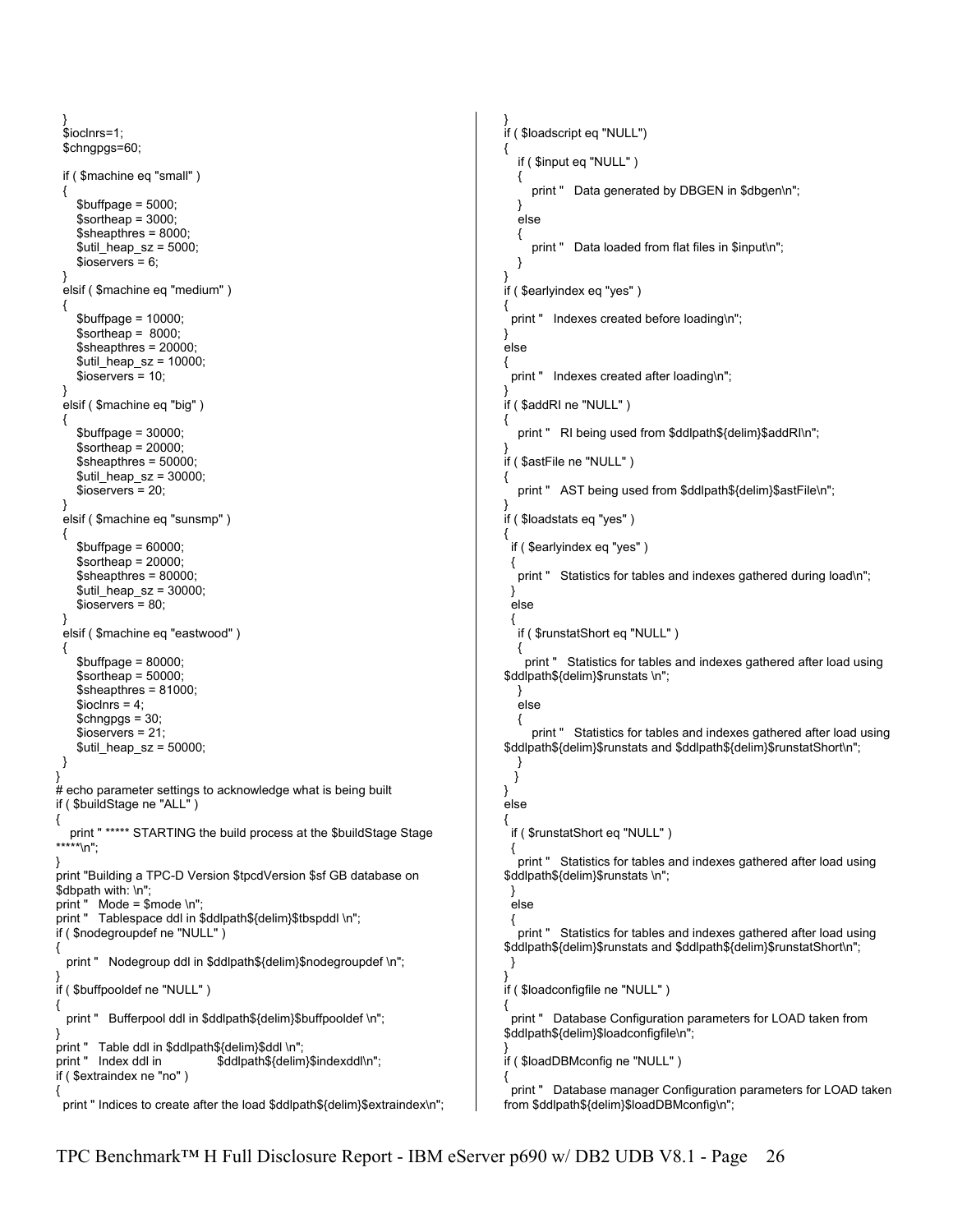```
  }
  $ioclnrs=1;
  $chngpgs=60;

  if ( $machine eq "small" )
  {
     $buffpage = 5000;
     $sortheap = 3000;
     $sheapthres = 8000;
     $util_heap_sz = 5000;
     $ioservers = 6;
  }
  elsif ( $machine eq "medium" )
  {
     $buffpage = 10000;
     $sortheap =  8000;
     $sheapthres = 20000;
     $util_heap_sz = 10000;
     $ioservers = 10;
  }
  elsif ( $machine eq "big" )
  {
     $buffpage = 30000;
     $sortheap = 20000;
     $sheapthres = 50000;
     $util_heap_sz = 30000;
     $ioservers = 20;
  }
  elsif ( $machine eq "sunsmp" )
  {
     $buffpage = 60000;
     $sortheap = 20000;
     $sheapthres = 80000;
     $util_heap_sz = 30000;
     $ioservers = 80;
  }
  elsif ( $machine eq "eastwood" )
  {
     $buffpage = 80000;
     $sortheap = 50000;
     $sheapthres = 81000;
     $ioclnrs = 4;
     $chngpgs = 30;
     $ioservers = 21;
     $util_heap_sz = 50000;
  }
}
# echo parameter settings to acknowledge what is being built
if ( $buildStage ne "ALL" )
{
   print " ***** STARTING the build process at the $buildStage Stage
*****\n";
}
print "Building a TPC-D Version $tpcdVersion $sf GB database on
$dbpath with: \n";
print "   Mode = $mode \n";
print "   Tablespace ddl in $ddlpath${delim}$tbspddl \n";
if ( $nodegroupdef ne "NULL" )
{
  print "   Nodegroup ddl in $ddlpath${delim}$nodegroupdef \n";
}
if ( $buffpooldef ne "NULL" )
{
  print "   Bufferpool ddl in $ddlpath${delim}$buffpooldef \n";
}
print "   Table ddl in $ddlpath${delim}$ddl \n";
print "   Index ddl in              $ddlpath${delim}$indexddl\n";
if ( $extraindex ne "no" )
{
  print " Indices to create after the load $ddlpath${delim}$extraindex\n";
}
if ( $loadscript eq "NULL")
{
   if ( $input eq "NULL" )
   {
      print "   Data generated by DBGEN in $dbgen\n";
   }
   else
   {
      print "   Data loaded from flat files in $input\n";
   }
}
if ( $earlyindex eq "yes" )
{
  print "   Indexes created before loading\n";
}
else
{
  print "   Indexes created after loading\n";
}
if ( $addRI ne "NULL" )
{
   print "   RI being used from $ddlpath${delim}$addRI\n";
}
if ( $astFile ne "NULL" )
{
   print "   AST being used from $ddlpath${delim}$astFile\n";
}
if ( $loadstats eq "yes" )
{
  if ( $earlyindex eq "yes" )
  {
    print "   Statistics for tables and indexes gathered during load\n";
  }
  else
  {
    if ( $runstatShort eq "NULL" )
    {
      print "   Statistics for tables and indexes gathered after load using
$ddlpath${delim}$runstats \n";
    }
    else
    {
       print "   Statistics for tables and indexes gathered after load using
$ddlpath${delim}$runstats and $ddlpath${delim}$runstatShort\n";
    }
   }
}
else
{
  if ( $runstatShort eq "NULL" )
  {
    print "   Statistics for tables and indexes gathered after load using
$ddlpath${delim}$runstats \n";
  }
  else
  {
    print "   Statistics for tables and indexes gathered after load using
$ddlpath${delim}$runstats and $ddlpath${delim}$runstatShort\n";
  }
}
if ( $loadconfigfile ne "NULL" )
{
  print "   Database Configuration parameters for LOAD taken from
$ddlpath${delim}$loadconfigfile\n";
}
if ( $loadDBMconfig ne "NULL" )
{
  print "   Database manager Configuration parameters for LOAD taken
from $ddlpath${delim}$loadDBMconfig\n";
```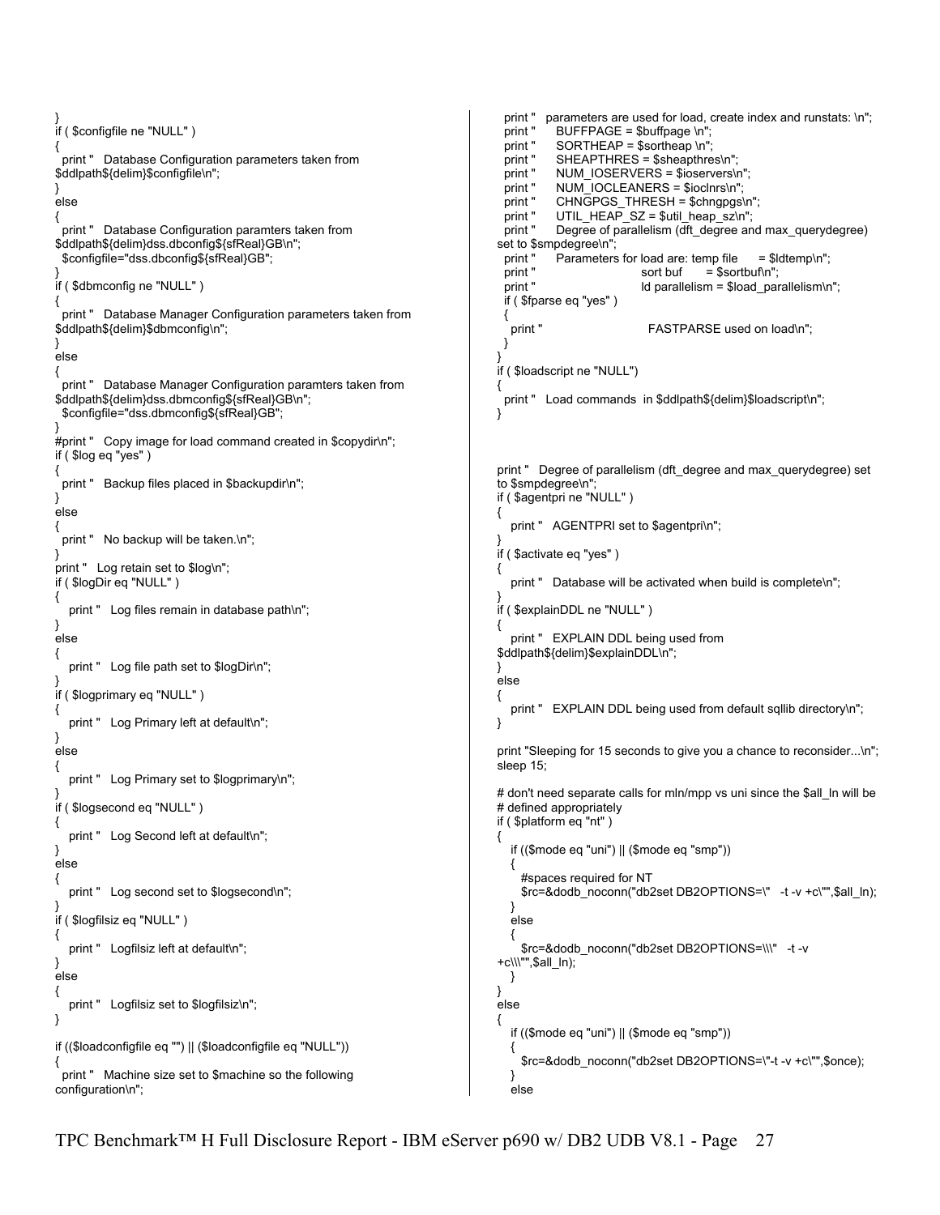```
}
if ( $configfile ne "NULL" )
{
  print "   Database Configuration parameters taken from
$ddlpath${delim}$configfile\n";
}
else
{
  print "   Database Configuration paramters taken from
$ddlpath${delim}dss.dbconfig${sfReal}GB\n";
  $configfile="dss.dbconfig${sfReal}GB";
}
if ( $dbmconfig ne "NULL" )
{
  print "   Database Manager Configuration parameters taken from
$ddlpath${delim}$dbmconfig\n";
}
else
{
  print "   Database Manager Configuration paramters taken from
$ddlpath${delim}dss.dbmconfig${sfReal}GB\n";
  $configfile="dss.dbmconfig${sfReal}GB";
}
#print "   Copy image for load command created in $copydir\n";
if ( $log eq "yes" )
{
  print "   Backup files placed in $backupdir\n";
}
else
{
  print "   No backup will be taken.\n";
}
print "   Log retain set to $log\n";
if ( $logDir eq "NULL" )
{
   print "   Log files remain in database path\n";
}
else
{
   print "   Log file path set to $logDir\n";
}
if ( $logprimary eq "NULL" )
{
   print "   Log Primary left at default\n";
}
else
{
   print "   Log Primary set to $logprimary\n";
}
if ( $logsecond eq "NULL" )
{
   print "   Log Second left at default\n";
}
else
{
   print "   Log second set to $logsecond\n";
}
if ( $logfilsiz eq "NULL" )
{
   print "   Logfilsiz left at default\n";
}
else
{
   print "   Logfilsiz set to $logfilsiz\n";
}

if (($loadconfigfile eq "") || ($loadconfigfile eq "NULL"))
{
  print "   Machine size set to $machine so the following
configuration\n";
  print "   parameters are used for load, create index and runstats: \n";
  print "      BUFFPAGE = $buffpage \n";
  print "      SORTHEAP = $sortheap \n";
  print "      SHEAPTHRES = $sheapthres\n";
  print "      NUM_IOSERVERS = $ioservers\n";
  print "      NUM_IOCLEANERS = $ioclnrs\n";
  print "      CHNGPGS_THRESH = $chngpgs\n";
  print "      UTIL_HEAP_SZ = $util_heap_sz\n";
  print "      Degree of parallelism (dft_degree and max_querydegree)
set to $smpdegree\n";
  print "      Parameters for load are: temp file      = $ldtemp\n";
  print "                              sort buf       = $sortbuf\n";
  print "                              ld parallelism = $load_parallelism\n";
  if ( $fparse eq "yes" )
  {
   print "                              FASTPARSE used on load\n";
  }
}
if ( $loadscript ne "NULL")
{
  print "   Load commands  in $ddlpath${delim}$loadscript\n";
}



print "   Degree of parallelism (dft_degree and max_querydegree) set
to $smpdegree\n";
if ( $agentpri ne "NULL" )
{
   print "   AGENTPRI set to $agentpri\n";
}
if ( $activate eq "yes" )
{
   print "   Database will be activated when build is complete\n";
}
if ( $explainDDL ne "NULL" )
{
   print "   EXPLAIN DDL being used from
$ddlpath${delim}$explainDDL\n";
}
else
{
   print "   EXPLAIN DDL being used from default sqllib directory\n";
}

print "Sleeping for 15 seconds to give you a chance to reconsider...\n";
sleep 15;

# don't need separate calls for mln/mpp vs uni since the $all_ln will be
# defined appropriately
if ( $platform eq "nt" )
{
   if (($mode eq "uni") || ($mode eq "smp"))
   {
     #spaces required for NT
     $rc=&dodb_noconn("db2set DB2OPTIONS=\"   -t -v +c\"",$all_ln);
   }
   else
   {
     $rc=&dodb_noconn("db2set DB2OPTIONS=\\\"   -t -v
+c\\\"",$all_ln);
   }
}
else
{
   if (($mode eq "uni") || ($mode eq "smp"))
   {
     $rc=&dodb_noconn("db2set DB2OPTIONS=\"-t -v +c\"",$once);
   }
   else
```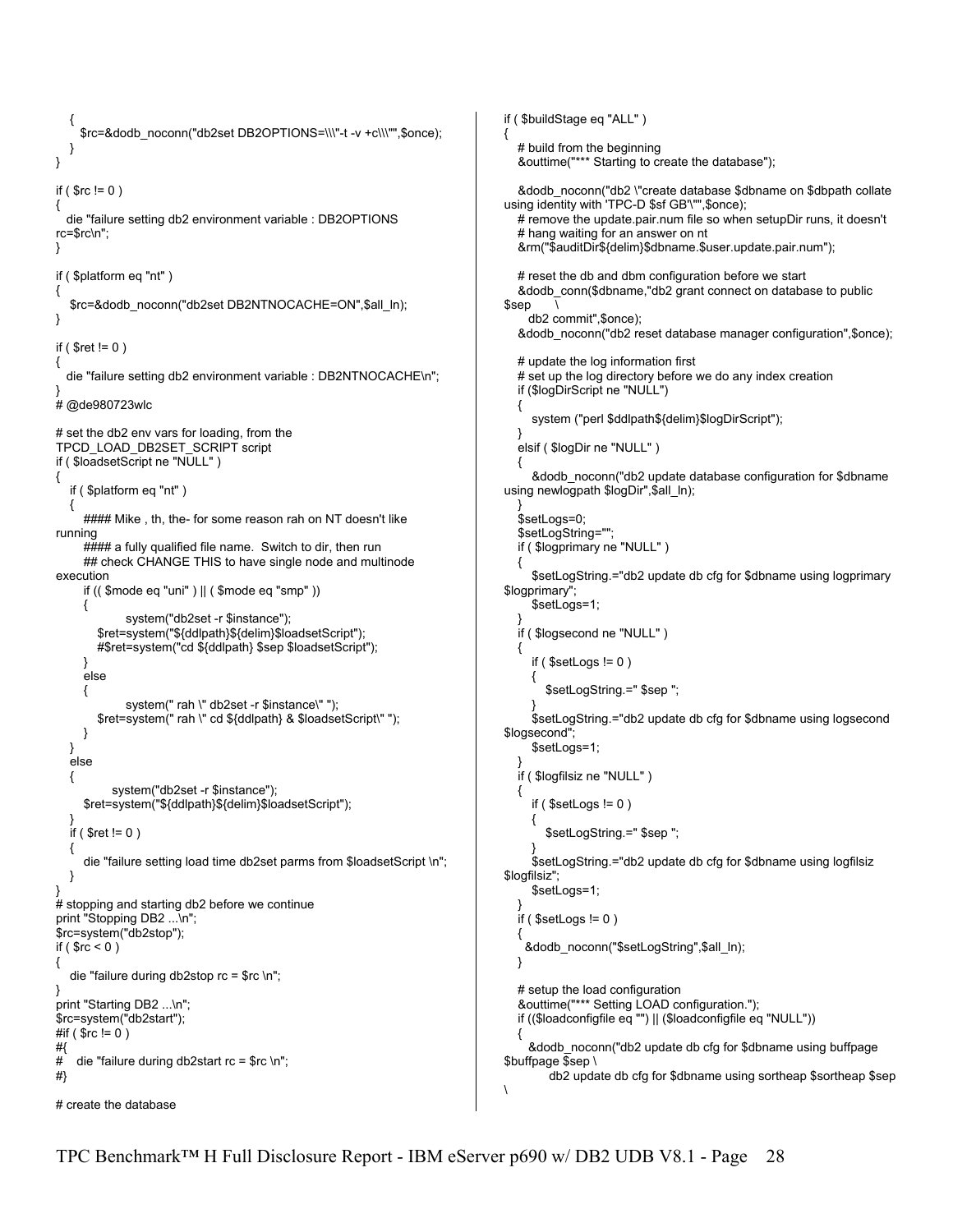```
    {
       $rc=&dodb_noconn("db2set DB2OPTIONS=\\\"-t -v +c\\\"",$once);
    }
}

if ( $rc != 0 )
{
   die "failure setting db2 environment variable : DB2OPTIONS
rc=$rc\n";
}

if ( $platform eq "nt" )
{
    $rc=&dodb_noconn("db2set DB2NTNOCACHE=ON",$all_ln);
}

if ( $ret != 0 )
{
   die "failure setting db2 environment variable : DB2NTNOCACHE\n";
}
# @de980723wlc

# set the db2 env vars for loading, from the
TPCD_LOAD_DB2SET_SCRIPT script
if ( $loadsetScript ne "NULL" )
{
   if ( $platform eq "nt" )
   {
       #### Mike , th, the- for some reason rah on NT doesn't like
running
       #### a fully qualified file name.  Switch to dir, then run
       ## check CHANGE THIS to have single node and multinode
execution
       if (( $mode eq "uni" ) || ( $mode eq "smp" ))
       {
                system("db2set -r $instance");
           $ret=system("${ddlpath}${delim}$loadsetScript");
           #$ret=system("cd ${ddlpath} $sep $loadsetScript");
       }
       else
       {
                system(" rah \" db2set -r $instance\" ");
           $ret=system(" rah \" cd ${ddlpath} & $loadsetScript\" ");
       }
   }
   else
   {
            system("db2set -r $instance");
       $ret=system("${ddlpath}${delim}$loadsetScript");
   }
   if ( $ret != 0 )
   {
       die "failure setting load time db2set parms from $loadsetScript \n";
   }
}
# stopping and starting db2 before we continue
print "Stopping DB2 ...\n";
$rc=system("db2stop");
if ( $rc < 0 )
{
   die "failure during db2stop rc = $rc \n";
}
print "Starting DB2 ...\n";
$rc=system("db2start");
#if ( $rc != 0 )
#{
#    die "failure during db2start rc = $rc \n";
#}

# create the database
if ( $buildStage eq "ALL" )
{
    # build from the beginning
    &outtime("*** Starting to create the database");

    &dodb_noconn("db2 \"create database $dbname on $dbpath collate
using identity with 'TPC-D $sf GB'\"",$once);
    # remove the update.pair.num file so when setupDir runs, it doesn't
    # hang waiting for an answer on nt
    &rm("$auditDir${delim}$dbname.$user.update.pair.num");

    # reset the db and dbm configuration before we start
    &dodb_conn($dbname,"db2 grant connect on database to public
$sep      \
      db2 commit",$once);
    &dodb_noconn("db2 reset database manager configuration",$once);

    # update the log information first
    # set up the log directory before we do any index creation
    if ($logDirScript ne "NULL")
    {
       system ("perl $ddlpath${delim}$logDirScript");
    }
    elsif ( $logDir ne "NULL" )
    {
       &dodb_noconn("db2 update database configuration for $dbname
using newlogpath $logDir",$all_ln);
    }
    $setLogs=0;
    $setLogString="";
    if ( $logprimary ne "NULL" )
    {
       $setLogString.="db2 update db cfg for $dbname using logprimary
$logprimary";
       $setLogs=1;
    }
    if ( $logsecond ne "NULL" )
    {
       if ( $setLogs != 0 )
       {
          $setLogString.=" $sep ";
       }
       $setLogString.="db2 update db cfg for $dbname using logsecond
$logsecond";
       $setLogs=1;
    }
    if ( $logfilsiz ne "NULL" )
    {
       if ( $setLogs != 0 )
       {
          $setLogString.=" $sep ";
       }
       $setLogString.="db2 update db cfg for $dbname using logfilsiz
$logfilsiz";
       $setLogs=1;
    }
    if ( $setLogs != 0 )
    {
      &dodb_noconn("$setLogString",$all_ln);
    }

    # setup the load configuration
    &outtime("*** Setting LOAD configuration.");
    if (($loadconfigfile eq "") || ($loadconfigfile eq "NULL"))
    {
      &dodb_noconn("db2 update db cfg for $dbname using buffpage
$buffpage $sep \
           db2 update db cfg for $dbname using sortheap $sortheap $sep
\
```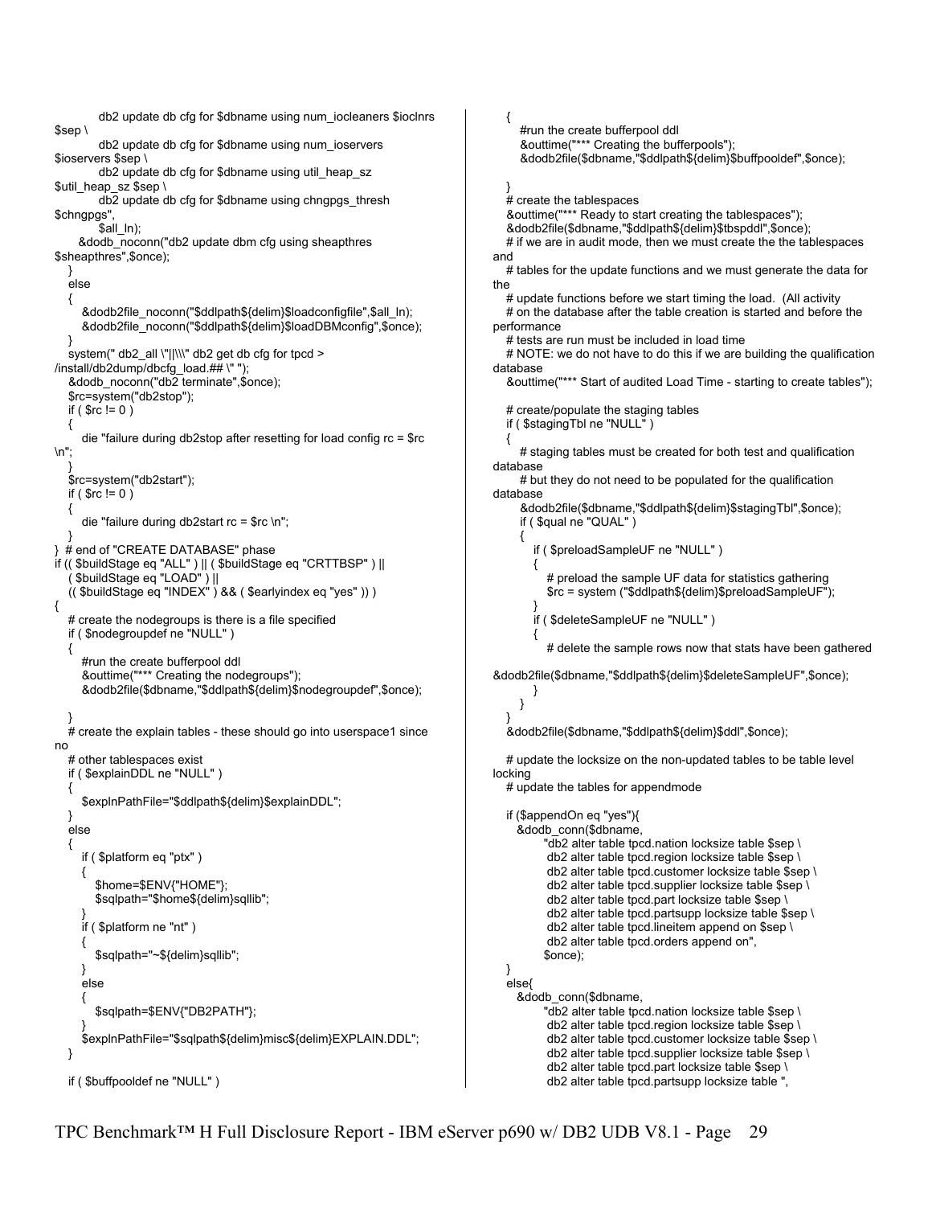```
            db2 update db cfg for $dbname using num_iocleaners $ioclnrs
$sep \
            db2 update db cfg for $dbname using num_ioservers
$ioservers $sep \
            db2 update db cfg for $dbname using util_heap_sz
$util_heap_sz $sep \
            db2 update db cfg for $dbname using chngpgs_thresh
$chngpgs",
            $all_ln);
      &dodb_noconn("db2 update dbm cfg using sheapthres
$sheapthres",$once);
   }
   else
   {
      &dodb2file_noconn("$ddlpath${delim}$loadconfigfile",$all_ln);
      &dodb2file_noconn("$ddlpath${delim}$loadDBMconfig",$once);
   }
   system(" db2_all \"||\\\\\" db2 get db cfg for tpcd >
/install/db2dump/dbcfg_load.## \" ");
   &dodb_noconn("db2 terminate",$once);
   $rc=system("db2stop");
   if ( $rc != 0 )
   {
      die "failure during db2stop after resetting for load config rc = $rc
\n";
   }
   $rc=system("db2start");
   if ( $rc != 0 )
   {
      die "failure during db2start rc = $rc \n";
   }
}  # end of "CREATE DATABASE" phase
if (( $buildStage eq "ALL" ) || ( $buildStage eq "CRTTBSP" ) ||
   ( $buildStage eq "LOAD" ) ||
   (( $buildStage eq "INDEX" ) && ( $earlyindex eq "yes" )) )
{
   # create the nodegroups is there is a file specified
   if ( $nodegroupdef ne "NULL" )
   {
      #run the create bufferpool ddl
      &outtime("*** Creating the nodegroups");
      &dodb2file($dbname,"$ddlpath${delim}$nodegroupdef",$once);

   }
   # create the explain tables - these should go into userspace1 since
no
   # other tablespaces exist
   if ( $explainDDL ne "NULL" )
   {
      $explnPathFile="$ddlpath${delim}$explainDDL";
   }
   else
   {
      if ( $platform eq "ptx" )
      {
         $home=$ENV{"HOME"};
         $sqlpath="$home${delim}sqllib";
      }
      if ( $platform ne "nt" )
      {
         $sqlpath="~${delim}sqllib";
      }
      else
      {
         $sqlpath=$ENV{"DB2PATH"};
      }
      $explnPathFile="$sqlpath${delim}misc${delim}EXPLAIN.DDL";
   }

   if ( $buffpooldef ne "NULL" )
   {
      #run the create bufferpool ddl
      &outtime("*** Creating the bufferpools");
      &dodb2file($dbname,"$ddlpath${delim}$buffpooldef",$once);

   }
   # create the tablespaces
   &outtime("*** Ready to start creating the tablespaces");
   &dodb2file($dbname,"$ddlpath${delim}$tbspddl",$once);
   # if we are in audit mode, then we must create the the tablespaces
and
   # tables for the update functions and we must generate the data for
the
   # update functions before we start timing the load.  (All activity
   # on the database after the table creation is started and before the
performance
   # tests are run must be included in load time
   # NOTE: we do not have to do this if we are building the qualification
database
   &outtime("*** Start of audited Load Time - starting to create tables");

   # create/populate the staging tables
   if ( $stagingTbl ne "NULL" )
   {
      # staging tables must be created for both test and qualification
database
      # but they do not need to be populated for the qualification
database
      &dodb2file($dbname,"$ddlpath${delim}$stagingTbl",$once);
      if ( $qual ne "QUAL" )
      {
         if ( $preloadSampleUF ne "NULL" )
         {
            # preload the sample UF data for statistics gathering
            $rc = system ("$ddlpath${delim}$preloadSampleUF");
         }
         if ( $deleteSampleUF ne "NULL" )
         {
            # delete the sample rows now that stats have been gathered

&dodb2file($dbname,"$ddlpath${delim}$deleteSampleUF",$once);
         }
      }
   }
   &dodb2file($dbname,"$ddlpath${delim}$ddl",$once);

   # update the locksize on the non-updated tables to be table level
locking
   # update the tables for appendmode

   if ($appendOn eq "yes"){
     &dodb_conn($dbname,
           "db2 alter table tpcd.nation locksize table $sep \
            db2 alter table tpcd.region locksize table $sep \
            db2 alter table tpcd.customer locksize table $sep \
            db2 alter table tpcd.supplier locksize table $sep \
            db2 alter table tpcd.part locksize table $sep \
            db2 alter table tpcd.partsupp locksize table $sep \
            db2 alter table tpcd.lineitem append on $sep \
            db2 alter table tpcd.orders append on",
           $once);
   }
   else{
     &dodb_conn($dbname,
           "db2 alter table tpcd.nation locksize table $sep \
            db2 alter table tpcd.region locksize table $sep \
            db2 alter table tpcd.customer locksize table $sep \
            db2 alter table tpcd.supplier locksize table $sep \
            db2 alter table tpcd.part locksize table $sep \
            db2 alter table tpcd.partsupp locksize table ",
```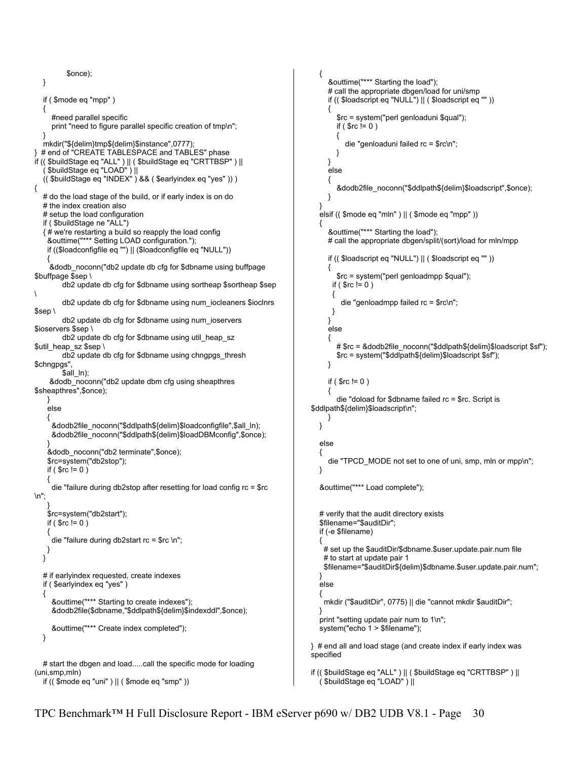```
            $once);
   }

   if ( $mode eq "mpp" )
   {
      #need parallel specific
      print "need to figure parallel specific creation of tmp\n";
   }
   mkdir("${delim}tmp${delim}$instance",0777);
}  # end of "CREATE TABLESPACE and TABLES" phase
if (( $buildStage eq "ALL" ) || ( $buildStage eq "CRTTBSP" ) ||
   ( $buildStage eq "LOAD" ) ||
   (( $buildStage eq "INDEX" ) && ( $earlyindex eq "yes" )) )
{
   # do the load stage of the build, or if early index is on do
   # the index creation also
   # setup the load configuration
   if ( $buildStage ne "ALL")
   { # we're restarting a build so reapply the load config
    &outtime("*** Setting LOAD configuration.");
    if (($loadconfigfile eq "") || ($loadconfigfile eq "NULL"))
    {
     &dodb_noconn("db2 update db cfg for $dbname using buffpage
$buffpage $sep \
          db2 update db cfg for $dbname using sortheap $sortheap $sep
\
          db2 update db cfg for $dbname using num_iocleaners $ioclnrs
$sep \
          db2 update db cfg for $dbname using num_ioservers
$ioservers $sep \
          db2 update db cfg for $dbname using util_heap_sz
$util_heap_sz $sep \
          db2 update db cfg for $dbname using chngpgs_thresh
$chngpgs",
          $all_ln);
     &dodb_noconn("db2 update dbm cfg using sheapthres
$sheapthres",$once);
    }
    else
    {
     &dodb2file_noconn("$ddlpath${delim}$loadconfigfile",$all_ln);
     &dodb2file_noconn("$ddlpath${delim}$loadDBMconfig",$once);
    }
    &dodb_noconn("db2 terminate",$once);
    $rc=system("db2stop");
    if ( $rc != 0 )
    {
     die "failure during db2stop after resetting for load config rc = $rc
\n";
    }
    $rc=system("db2start");
    if ( $rc != 0 )
    {
     die "failure during db2start rc = $rc \n";
    }
   }

   # if earlyindex requested, create indexes
   if ( $earlyindex eq "yes" )
   {
      &outtime("*** Starting to create indexes");
      &dodb2file($dbname,"$ddlpath${delim}$indexddl",$once);

      &outtime("*** Create index completed");
   }


   # start the dbgen and load.....call the specific mode for loading
(uni,smp,mln)
   if (( $mode eq "uni" ) || ( $mode eq "smp" ))
   {
      &outtime("*** Starting the load");
      # call the appropriate dbgen/load for uni/smp
      if (( $loadscript eq "NULL") || ( $loadscript eq "" ))
      {
         $rc = system("perl genloaduni $qual");
         if ( $rc != 0 )
         {
            die "genloaduni failed rc = $rc\n";
         }
      }
      else
      {
         &dodb2file_noconn("$ddlpath${delim}$loadscript",$once);
      }
   }
   elsif (( $mode eq "mln" ) || ( $mode eq "mpp" ))
   {
      &outtime("*** Starting the load");
      # call the appropriate dbgen/split/(sort)/load for mln/mpp

      if (( $loadscript eq "NULL") || ( $loadscript eq "" ))
      {
         $rc = system("perl genloadmpp $qual");
        if ( $rc != 0 )
        {
           die "genloadmpp failed rc = $rc\n";
        }
      }
      else
      {
         # $rc = &dodb2file_noconn("$ddlpath${delim}$loadscript $sf");
         $rc = system("$ddlpath${delim}$loadscript $sf");
      }

      if ( $rc != 0 )
      {
         die "doload for $dbname failed rc = $rc. Script is
$ddlpath${delim}$loadscript\n";
      }
   }

   else
   {
      die "TPCD_MODE not set to one of uni, smp, mln or mpp\n";
   }

   &outtime("*** Load complete");


   # verify that the audit directory exists
   $filename="$auditDir";
   if (-e $filename)
   {
    # set up the $auditDir/$dbname.$user.update.pair.num file
    # to start at update pair 1
    $filename="$auditDir${delim}$dbname.$user.update.pair.num";
   }
   else
   {
    mkdir ("$auditDir", 0775) || die "cannot mkdir $auditDir";
   }
   print "setting update pair num to 1\n";
   system("echo 1 > $filename");

}  # end all and load stage (and create index if early index was
specified

if (( $buildStage eq "ALL" ) || ( $buildStage eq "CRTTBSP" ) ||
   ( $buildStage eq "LOAD" ) ||
```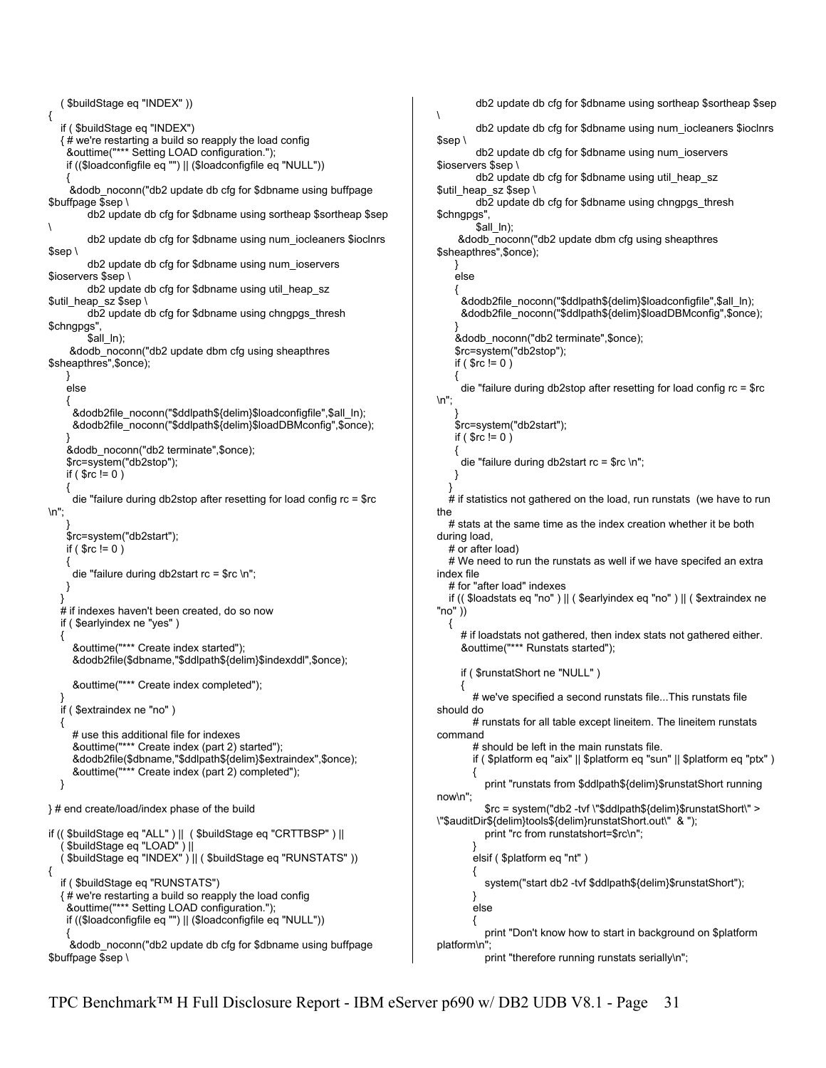```
   ( $buildStage eq "INDEX" ))
{
   if ( $buildStage eq "INDEX")
   { # we're restarting a build so reapply the load config
     &outtime("*** Setting LOAD configuration.");
     if (($loadconfigfile eq "") || ($loadconfigfile eq "NULL"))
     {
      &dodb_noconn("db2 update db cfg for $dbname using buffpage
$buffpage $sep \
           db2 update db cfg for $dbname using sortheap $sortheap $sep
\
           db2 update db cfg for $dbname using num_iocleaners $ioclnrs
$sep \
           db2 update db cfg for $dbname using num_ioservers
$ioservers $sep \
           db2 update db cfg for $dbname using util_heap_sz
$util_heap_sz $sep \
           db2 update db cfg for $dbname using chngpgs_thresh
$chngpgs",
           $all_ln);
      &dodb_noconn("db2 update dbm cfg using sheapthres
$sheapthres",$once);
     }
     else
     {
       &dodb2file_noconn("$ddlpath${delim}$loadconfigfile",$all_ln);
       &dodb2file_noconn("$ddlpath${delim}$loadDBMconfig",$once);
     }
     &dodb_noconn("db2 terminate",$once);
     $rc=system("db2stop");
     if ( $rc != 0 )
     {
       die "failure during db2stop after resetting for load config rc = $rc
\n";
     }
     $rc=system("db2start");
     if ( $rc != 0 )
     {
       die "failure during db2start rc = $rc \n";
     }
   }
   # if indexes haven't been created, do so now
   if ( $earlyindex ne "yes" )
   {
      &outtime("*** Create index started");
      &dodb2file($dbname,"$ddlpath${delim}$indexddl",$once);

      &outtime("*** Create index completed");
   }
   if ( $extraindex ne "no" )
   {
      # use this additional file for indexes
      &outtime("*** Create index (part 2) started");
      &dodb2file($dbname,"$ddlpath${delim}$extraindex",$once);
      &outtime("*** Create index (part 2) completed");
   }

} # end create/load/index phase of the build

if (( $buildStage eq "ALL" ) ||  ( $buildStage eq "CRTTBSP" ) ||
   ( $buildStage eq "LOAD" ) ||
   ( $buildStage eq "INDEX" ) || ( $buildStage eq "RUNSTATS" ))
{
   if ( $buildStage eq "RUNSTATS")
   { # we're restarting a build so reapply the load config
     &outtime("*** Setting LOAD configuration.");
     if (($loadconfigfile eq "") || ($loadconfigfile eq "NULL"))
     {
      &dodb_noconn("db2 update db cfg for $dbname using buffpage
$buffpage $sep \
           db2 update db cfg for $dbname using sortheap $sortheap $sep
\
           db2 update db cfg for $dbname using num_iocleaners $ioclnrs
$sep \
           db2 update db cfg for $dbname using num_ioservers
$ioservers $sep \
           db2 update db cfg for $dbname using util_heap_sz
$util_heap_sz $sep \
           db2 update db cfg for $dbname using chngpgs_thresh
$chngpgs",
           $all_ln);
      &dodb_noconn("db2 update dbm cfg using sheapthres
$sheapthres",$once);
     }
     else
     {
       &dodb2file_noconn("$ddlpath${delim}$loadconfigfile",$all_ln);
       &dodb2file_noconn("$ddlpath${delim}$loadDBMconfig",$once);
     }
     &dodb_noconn("db2 terminate",$once);
     $rc=system("db2stop");
     if ( $rc != 0 )
     {
       die "failure during db2stop after resetting for load config rc = $rc
\n";
     }
     $rc=system("db2start");
     if ( $rc != 0 )
     {
       die "failure during db2start rc = $rc \n";
     }
   }
   # if statistics not gathered on the load, run runstats  (we have to run
the
   # stats at the same time as the index creation whether it be both
during load,
   # or after load)
   # We need to run the runstats as well if we have specifed an extra
index file
   # for "after load" indexes
   if (( $loadstats eq "no" ) || ( $earlyindex eq "no" ) || ( $extraindex ne
"no" ))
   {
      # if loadstats not gathered, then index stats not gathered either.
      &outtime("*** Runstats started");

      if ( $runstatShort ne "NULL" )
      {
         # we've specified a second runstats file...This runstats file
should do
         # runstats for all table except lineitem. The lineitem runstats
command
         # should be left in the main runstats file.
         if ( $platform eq "aix" || $platform eq "sun" || $platform eq "ptx" )
         {
            print "runstats from $ddlpath${delim}$runstatShort running
now\n";
            $rc = system("db2 -tvf \"$ddlpath${delim}$runstatShort\" >
\"$auditDir${delim}tools${delim}runstatShort.out\"  & ");
            print "rc from runstatshort=$rc\n";
         }
         elsif ( $platform eq "nt" )
         {
            system("start db2 -tvf $ddlpath${delim}$runstatShort");
         }
         else
         {
            print "Don't know how to start in background on $platform
platform\n";
            print "therefore running runstats serially\n";
```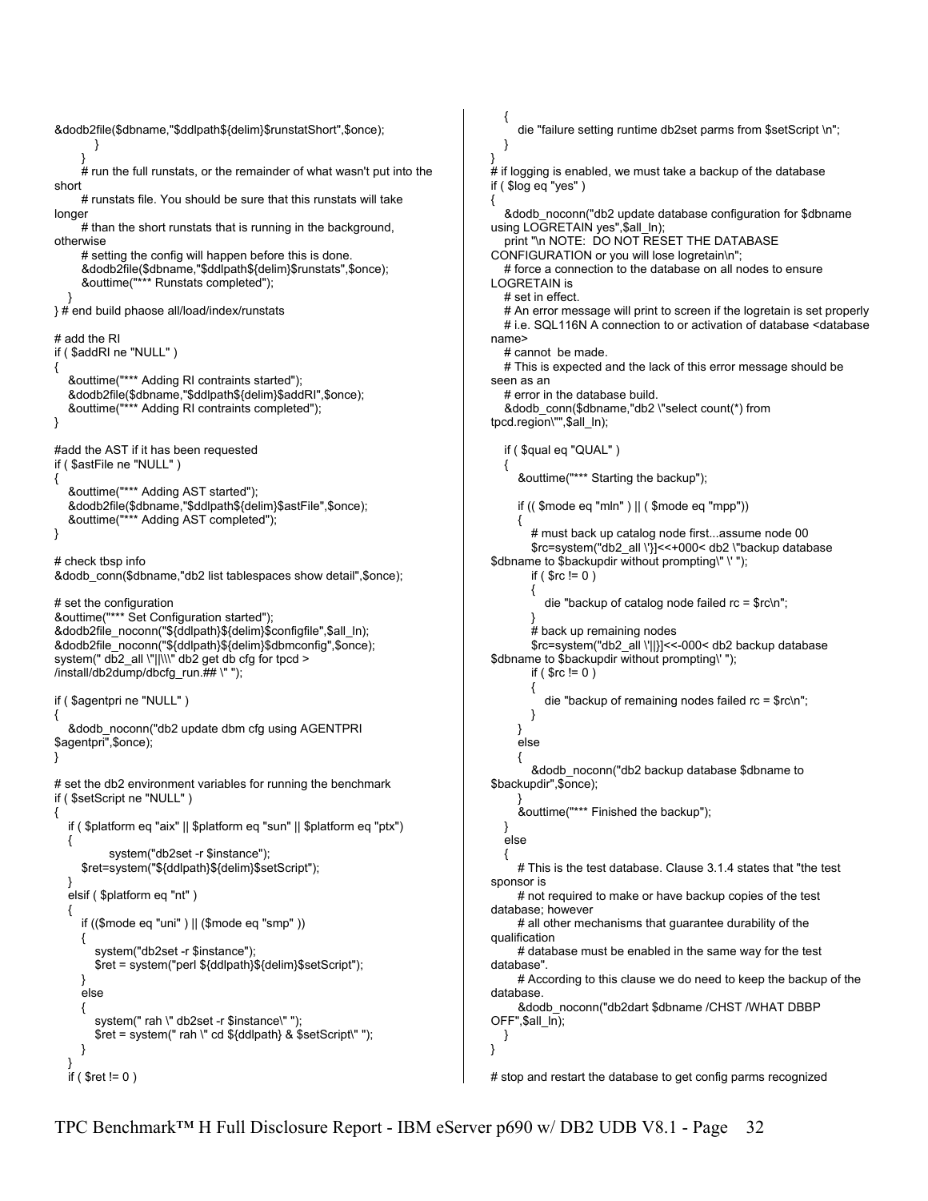```
&dodb2file($dbname,"$ddlpath${delim}$runstatShort",$once);
         }
      }
      # run the full runstats, or the remainder of what wasn't put into the short
      # runstats file. You should be sure that this runstats will take longer
      # than the short runstats that is running in the background, otherwise
      # setting the config will happen before this is done.
      &dodb2file($dbname,"$ddlpath${delim}$runstats",$once);
      &outtime("*** Runstats completed");
   }
} # end build phaose all/load/index/runstats

# add the RI
if ( $addRI ne "NULL" )
{
   &outtime("*** Adding RI contraints started");
   &dodb2file($dbname,"$ddlpath${delim}$addRI",$once);
   &outtime("*** Adding RI contraints completed");
}

#add the AST if it has been requested
if ( $astFile ne "NULL" )
{
   &outtime("*** Adding AST started");
   &dodb2file($dbname,"$ddlpath${delim}$astFile",$once);
   &outtime("*** Adding AST completed");
}

# check tbsp info
&dodb_conn($dbname,"db2 list tablespaces show detail",$once);

# set the configuration
&outtime("*** Set Configuration started");
&dodb2file_noconn("${ddlpath}${delim}$configfile",$all_ln);
&dodb2file_noconn("${ddlpath}${delim}$dbmconfig",$once);
system(" db2_all \"||\\\" db2 get db cfg for tpcd > /install/db2dump/dbcfg_run.## \" ");

if ( $agentpri ne "NULL" )
{
   &dodb_noconn("db2 update dbm cfg using AGENTPRI $agentpri",$once);
}

# set the db2 environment variables for running the benchmark
if ( $setScript ne "NULL" )
{
   if ( $platform eq "aix" || $platform eq "sun" || $platform eq "ptx")
   {
            system("db2set -r $instance");
      $ret=system("${ddlpath}${delim}$setScript");
   }
   elsif ( $platform eq "nt" )
   {
      if (($mode eq "uni" ) || ($mode eq "smp" ))
      {
         system("db2set -r $instance");
         $ret = system("perl ${ddlpath}${delim}$setScript");
      }
      else
      {
         system(" rah \" db2set -r $instance\" ");
         $ret = system(" rah \" cd ${ddlpath} & $setScript\" ");
      }
   }
   if ( $ret != 0 )
   {
      die "failure setting runtime db2set parms from $setScript \n";
   }
}
# if logging is enabled, we must take a backup of the database
if ( $log eq "yes" )
{
   &dodb_noconn("db2 update database configuration for $dbname using LOGRETAIN yes",$all_ln);
   print "\n NOTE:  DO NOT RESET THE DATABASE CONFIGURATION or you will lose logretain\n";
   # force a connection to the database on all nodes to ensure LOGRETAIN is
   # set in effect.
   # An error message will print to screen if the logretain is set properly
   # i.e. SQL116N A connection to or activation of database <database name>
   # cannot  be made.
   # This is expected and the lack of this error message should be seen as an
   # error in the database build.
   &dodb_conn($dbname,"db2 \"select count(*) from tpcd.region\"",$all_ln);

   if ( $qual eq "QUAL" )
   {
      &outtime("*** Starting the backup");

      if (( $mode eq "mln" ) || ( $mode eq "mpp"))
      {
         # must back up catalog node first...assume node 00
         $rc=system("db2_all \'}]<<+000< db2 \"backup database $dbname to $backupdir without prompting\" \' ");
         if ( $rc != 0 )
         {
            die "backup of catalog node failed rc = $rc\n";
         }
         # back up remaining nodes
         $rc=system("db2_all \'||}]<<-000< db2 backup database $dbname to $backupdir without prompting\' ");
         if ( $rc != 0 )
         {
            die "backup of remaining nodes failed rc = $rc\n";
         }
      }
      else
      {
         &dodb_noconn("db2 backup database $dbname to $backupdir",$once);
      }
      &outtime("*** Finished the backup");
   }
   else
   {
      # This is the test database. Clause 3.1.4 states that "the test sponsor is
      # not required to make or have backup copies of the test database; however
      # all other mechanisms that guarantee durability of the qualification
      # database must be enabled in the same way for the test database".
      # According to this clause we do need to keep the backup of the database.
      &dodb_noconn("db2dart $dbname /CHST /WHAT DBBP OFF",$all_ln);
   }
}

# stop and restart the database to get config parms recognized
```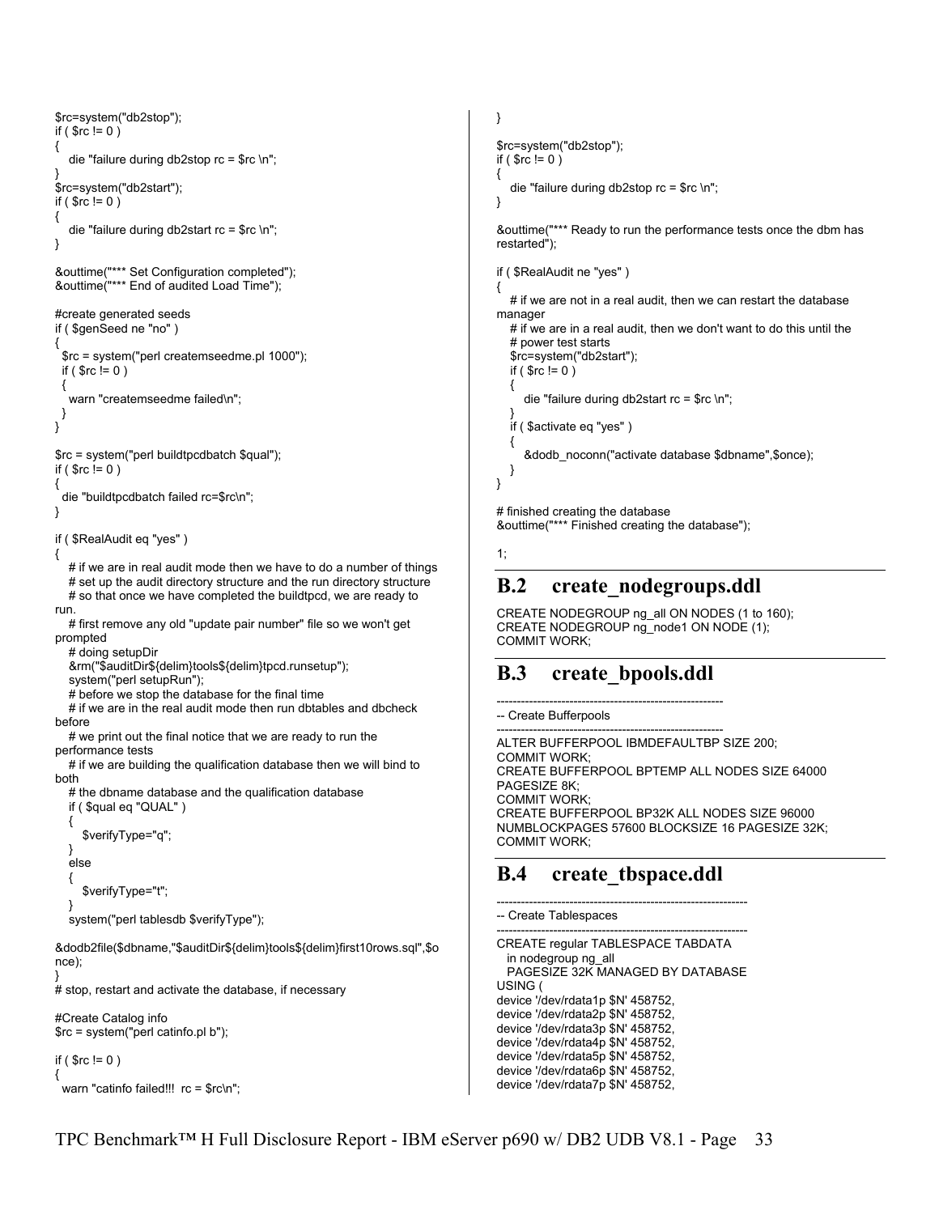```
$rc=system("db2stop");
if ( $rc != 0 )
{
   die "failure during db2stop rc = $rc \n";
}
$rc=system("db2start");
if ( $rc != 0 )
{
   die "failure during db2start rc = $rc \n";
}

&outtime("*** Set Configuration completed");
&outtime("*** End of audited Load Time");

#create generated seeds
if ( $genSeed ne "no" )
{
  $rc = system("perl createmseedme.pl 1000");
  if ( $rc != 0 )
  {
   warn "createmseedme failed\n";
  }
}

$rc = system("perl buildtpcdbatch $qual");
if ( $rc != 0 )
{
  die "buildtpcdbatch failed rc=$rc\n";
}

if ( $RealAudit eq "yes" )
{
   # if we are in real audit mode then we have to do a number of things
   # set up the audit directory structure and the run directory structure
   # so that once we have completed the buildtpcd, we are ready to
run.
   # first remove any old "update pair number" file so we won't get
prompted
   # doing setupDir
   &rm("$auditDir${delim}tools${delim}tpcd.runsetup");
   system("perl setupRun");
   # before we stop the database for the final time
   # if we are in the real audit mode then run dbtables and dbcheck
before
   # we print out the final notice that we are ready to run the
performance tests
   # if we are building the qualification database then we will bind to
both
   # the dbname database and the qualification database
   if ( $qual eq "QUAL" )
   {
      $verifyType="q";
   }
   else
   {
      $verifyType="t";
   }
   system("perl tablesdb $verifyType");

&dodb2file($dbname,"$auditDir${delim}tools${delim}first10rows.sql",$o
nce);
}
# stop, restart and activate the database, if necessary

#Create Catalog info
$rc = system("perl catinfo.pl b");

if ( $rc != 0 )
{
  warn "catinfo failed!!!  rc = $rc\n";
}

$rc=system("db2stop");
if ( $rc != 0 )
{
   die "failure during db2stop rc = $rc \n";
}

&outtime("*** Ready to run the performance tests once the dbm has
restarted");

if ( $RealAudit ne "yes" )
{
   # if we are not in a real audit, then we can restart the database
manager
   # if we are in a real audit, then we don't want to do this until the
   # power test starts
   $rc=system("db2start");
   if ( $rc != 0 )
   {
      die "failure during db2start rc = $rc \n";
   }
   if ( $activate eq "yes" )
   {
      &dodb_noconn("activate database $dbname",$once);
   }
}

# finished creating the database
&outtime("*** Finished creating the database");

1;
```

## B.2 create_nodegroups.ddl

```
CREATE NODEGROUP ng_all ON NODES (1 to 160);
CREATE NODEGROUP ng_node1 ON NODE (1);
COMMIT WORK;
```

## B.3 create_bpools.ddl

```
---------------------------------------------------------
-- Create Bufferpools
---------------------------------------------------------
ALTER BUFFERPOOL IBMDEFAULTBP SIZE 200;
COMMIT WORK;
CREATE BUFFERPOOL BPTEMP ALL NODES SIZE 64000
PAGESIZE 8K;
COMMIT WORK;
CREATE BUFFERPOOL BP32K ALL NODES SIZE 96000
NUMBLOCKPAGES 57600 BLOCKSIZE 16 PAGESIZE 32K;
COMMIT WORK;
```

## B.4 create_tbspace.ddl

```
----------------------------------------------------------------
-- Create Tablespaces
----------------------------------------------------------------
CREATE regular TABLESPACE TABDATA
  in nodegroup ng_all
  PAGESIZE 32K MANAGED BY DATABASE
USING (
device '/dev/rdata1p $N' 458752,
device '/dev/rdata2p $N' 458752,
device '/dev/rdata3p $N' 458752,
device '/dev/rdata4p $N' 458752,
device '/dev/rdata5p $N' 458752,
device '/dev/rdata6p $N' 458752,
device '/dev/rdata7p $N' 458752,
```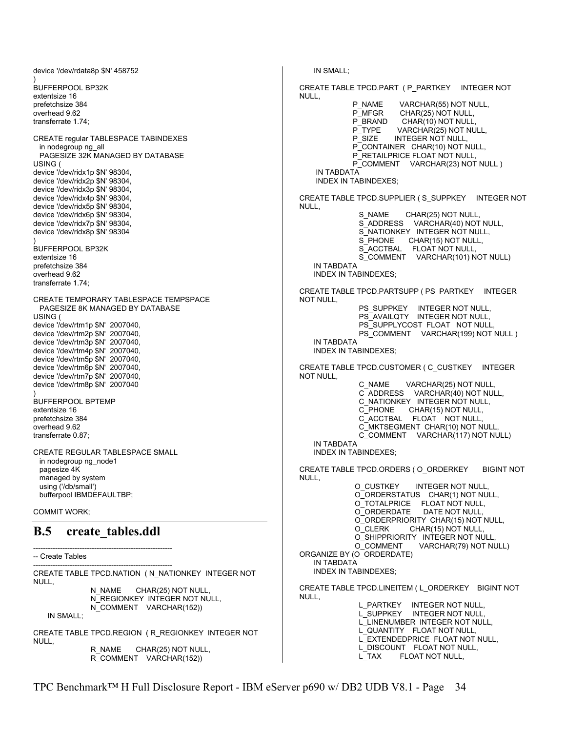```
device '/dev/rdata8p $N' 458752
)
BUFFERPOOL BP32K
extentsize 16
prefetchsize 384
overhead 9.62
transferrate 1.74;

CREATE regular TABLESPACE TABINDEXES
  in nodegroup ng_all
  PAGESIZE 32K MANAGED BY DATABASE
USING (
device '/dev/ridx1p $N' 98304,
device '/dev/ridx2p $N' 98304,
device '/dev/ridx3p $N' 98304,
device '/dev/ridx4p $N' 98304,
device '/dev/ridx5p $N' 98304,
device '/dev/ridx6p $N' 98304,
device '/dev/ridx7p $N' 98304,
device '/dev/ridx8p $N' 98304
)
BUFFERPOOL BP32K
extentsize 16
prefetchsize 384
overhead 9.62
transferrate 1.74;

CREATE TEMPORARY TABLESPACE TEMPSPACE
  PAGESIZE 8K MANAGED BY DATABASE
USING (
device '/dev/rtm1p $N'  2007040,
device '/dev/rtm2p $N'  2007040,
device '/dev/rtm3p $N'  2007040,
device '/dev/rtm4p $N'  2007040,
device '/dev/rtm5p $N'  2007040,
device '/dev/rtm6p $N'  2007040,
device '/dev/rtm7p $N'  2007040,
device '/dev/rtm8p $N'  2007040
)
BUFFERPOOL BPTEMP
extentsize 16
prefetchsize 384
overhead 9.62
transferrate 0.87;

CREATE REGULAR TABLESPACE SMALL
  in nodegroup ng_node1
  pagesize 4K
  managed by system
  using ('/db/small')
  bufferpool IBMDEFAULTBP;

COMMIT WORK;
```

## B.5 create_tables.ddl

```
--------------------------------------------------------
-- Create Tables
--------------------------------------------------------
CREATE TABLE TPCD.NATION  ( N_NATIONKEY  INTEGER NOT NULL,
                N_NAME       CHAR(25) NOT NULL,
                N_REGIONKEY  INTEGER NOT NULL,
                N_COMMENT    VARCHAR(152))
    IN SMALL;

CREATE TABLE TPCD.REGION  ( R_REGIONKEY  INTEGER NOT NULL,
                R_NAME       CHAR(25) NOT NULL,
                R_COMMENT    VARCHAR(152))
    IN SMALL;

CREATE TABLE TPCD.PART  ( P_PARTKEY     INTEGER NOT NULL,
                P_NAME        VARCHAR(55) NOT NULL,
                P_MFGR        CHAR(25) NOT NULL,
                P_BRAND       CHAR(10) NOT NULL,
                P_TYPE        VARCHAR(25) NOT NULL,
                P_SIZE        INTEGER NOT NULL,
                P_CONTAINER   CHAR(10) NOT NULL,
                P_RETAILPRICE FLOAT NOT NULL,
                P_COMMENT     VARCHAR(23) NOT NULL )
     IN TABDATA
     INDEX IN TABINDEXES;

CREATE TABLE TPCD.SUPPLIER ( S_SUPPKEY     INTEGER NOT NULL,
                S_NAME        CHAR(25) NOT NULL,
                S_ADDRESS     VARCHAR(40) NOT NULL,
                S_NATIONKEY   INTEGER NOT NULL,
                S_PHONE       CHAR(15) NOT NULL,
                S_ACCTBAL     FLOAT NOT NULL,
                S_COMMENT     VARCHAR(101) NOT NULL)
    IN TABDATA
    INDEX IN TABINDEXES;

CREATE TABLE TPCD.PARTSUPP ( PS_PARTKEY     INTEGER NOT NULL,
                PS_SUPPKEY     INTEGER NOT NULL,
                PS_AVAILQTY    INTEGER NOT NULL,
                PS_SUPPLYCOST  FLOAT   NOT NULL,
                PS_COMMENT     VARCHAR(199) NOT NULL )
    IN TABDATA
    INDEX IN TABINDEXES;

CREATE TABLE TPCD.CUSTOMER ( C_CUSTKEY     INTEGER NOT NULL,
                C_NAME        VARCHAR(25) NOT NULL,
                C_ADDRESS     VARCHAR(40) NOT NULL,
                C_NATIONKEY   INTEGER NOT NULL,
                C_PHONE       CHAR(15) NOT NULL,
                C_ACCTBAL     FLOAT   NOT NULL,
                C_MKTSEGMENT  CHAR(10) NOT NULL,
                C_COMMENT     VARCHAR(117) NOT NULL)
    IN TABDATA
    INDEX IN TABINDEXES;

CREATE TABLE TPCD.ORDERS ( O_ORDERKEY      BIGINT NOT NULL,
                O_CUSTKEY       INTEGER NOT NULL,
                O_ORDERSTATUS   CHAR(1) NOT NULL,
                O_TOTALPRICE    FLOAT NOT NULL,
                O_ORDERDATE     DATE NOT NULL,
                O_ORDERPRIORITY CHAR(15) NOT NULL,
                O_CLERK         CHAR(15) NOT NULL,
                O_SHIPPRIORITY  INTEGER NOT NULL,
                O_COMMENT       VARCHAR(79) NOT NULL)
ORGANIZE BY (O_ORDERDATE)
    IN TABDATA
    INDEX IN TABINDEXES;

CREATE TABLE TPCD.LINEITEM ( L_ORDERKEY    BIGINT NOT NULL,
                L_PARTKEY     INTEGER NOT NULL,
                L_SUPPKEY     INTEGER NOT NULL,
                L_LINENUMBER  INTEGER NOT NULL,
                L_QUANTITY    FLOAT NOT NULL,
                L_EXTENDEDPRICE  FLOAT NOT NULL,
                L_DISCOUNT    FLOAT NOT NULL,
                L_TAX         FLOAT NOT NULL,
```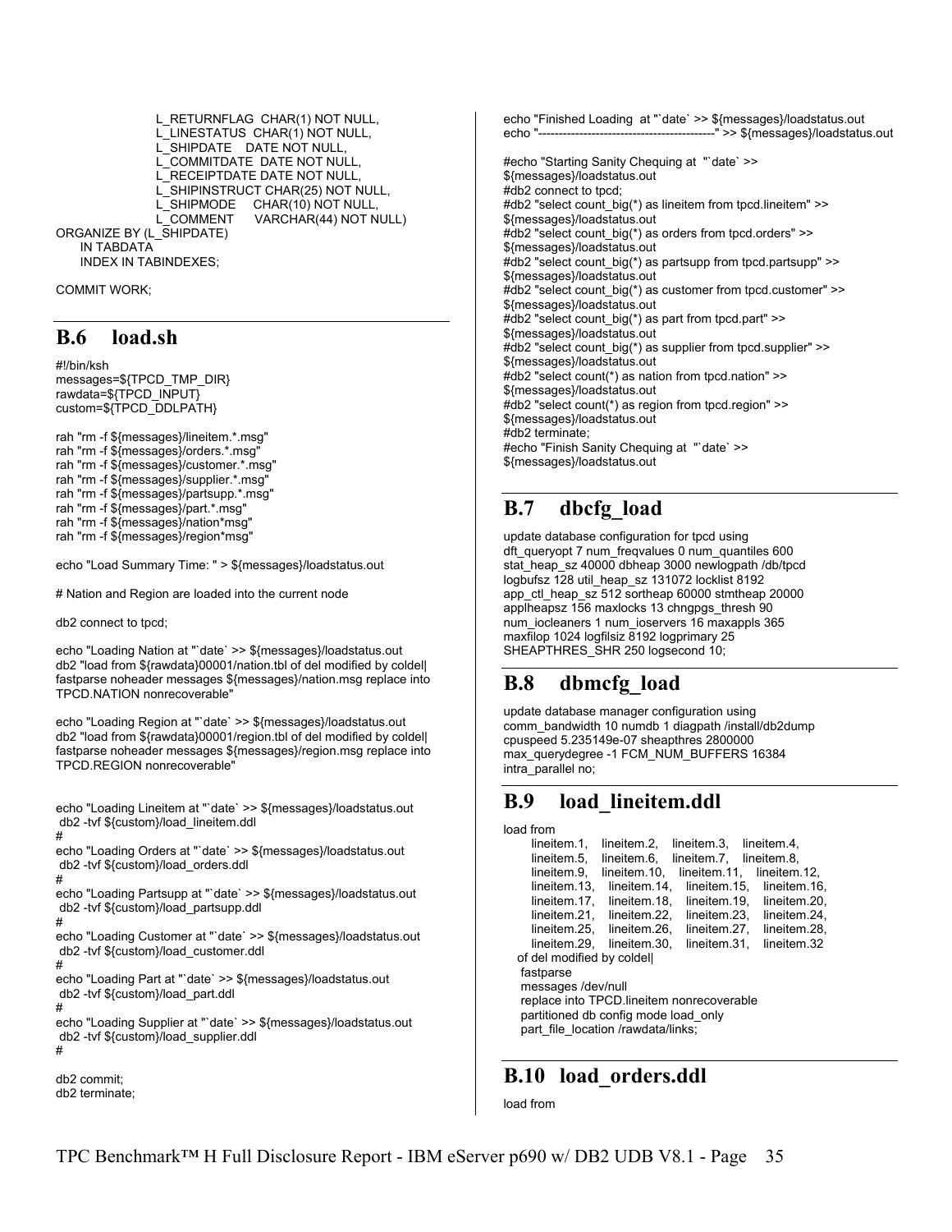```
                L_RETURNFLAG  CHAR(1) NOT NULL,
                L_LINESTATUS  CHAR(1) NOT NULL,
                L_SHIPDATE    DATE NOT NULL,
                L_COMMITDATE  DATE NOT NULL,
                L_RECEIPTDATE DATE NOT NULL,
                L_SHIPINSTRUCT CHAR(25) NOT NULL,
                L_SHIPMODE     CHAR(10) NOT NULL,
                L_COMMENT      VARCHAR(44) NOT NULL)
ORGANIZE BY (L_SHIPDATE)
     IN TABDATA
     INDEX IN TABINDEXES;

COMMIT WORK;
```

## B.6 load.sh

```
#!/bin/ksh
messages=${TPCD_TMP_DIR}
rawdata=${TPCD_INPUT}
custom=${TPCD_DDLPATH}

rah "rm -f ${messages}/lineitem.*.msg"
rah "rm -f ${messages}/orders.*.msg"
rah "rm -f ${messages}/customer.*.msg"
rah "rm -f ${messages}/supplier.*.msg"
rah "rm -f ${messages}/partsupp.*.msg"
rah "rm -f ${messages}/part.*.msg"
rah "rm -f ${messages}/nation*msg"
rah "rm -f ${messages}/region*msg"

echo "Load Summary Time: " > ${messages}/loadstatus.out

# Nation and Region are loaded into the current node

db2 connect to tpcd;

echo "Loading Nation at "`date` >> ${messages}/loadstatus.out
db2 "load from ${rawdata}00001/nation.tbl of del modified by coldel|
fastparse noheader messages ${messages}/nation.msg replace into
TPCD.NATION nonrecoverable"

echo "Loading Region at "`date` >> ${messages}/loadstatus.out
db2 "load from ${rawdata}00001/region.tbl of del modified by coldel|
fastparse noheader messages ${messages}/region.msg replace into
TPCD.REGION nonrecoverable"


echo "Loading Lineitem at "`date` >> ${messages}/loadstatus.out
 db2 -tvf ${custom}/load_lineitem.ddl
#
echo "Loading Orders at "`date` >> ${messages}/loadstatus.out
 db2 -tvf ${custom}/load_orders.ddl
#
echo "Loading Partsupp at "`date` >> ${messages}/loadstatus.out
 db2 -tvf ${custom}/load_partsupp.ddl
#
echo "Loading Customer at "`date` >> ${messages}/loadstatus.out
 db2 -tvf ${custom}/load_customer.ddl
#
echo "Loading Part at "`date` >> ${messages}/loadstatus.out
 db2 -tvf ${custom}/load_part.ddl
#
echo "Loading Supplier at "`date` >> ${messages}/loadstatus.out
 db2 -tvf ${custom}/load_supplier.ddl
#

db2 commit;
db2 terminate;
echo "Finished Loading  at "`date` >> ${messages}/loadstatus.out
echo "--------------------------------------------" >> ${messages}/loadstatus.out

#echo "Starting Sanity Chequing at  "`date` >>
${messages}/loadstatus.out
#db2 connect to tpcd;
#db2 "select count_big(*) as lineitem from tpcd.lineitem" >>
${messages}/loadstatus.out
#db2 "select count_big(*) as orders from tpcd.orders" >>
${messages}/loadstatus.out
#db2 "select count_big(*) as partsupp from tpcd.partsupp" >>
${messages}/loadstatus.out
#db2 "select count_big(*) as customer from tpcd.customer" >>
${messages}/loadstatus.out
#db2 "select count_big(*) as part from tpcd.part" >>
${messages}/loadstatus.out
#db2 "select count_big(*) as supplier from tpcd.supplier" >>
${messages}/loadstatus.out
#db2 "select count(*) as nation from tpcd.nation" >>
${messages}/loadstatus.out
#db2 "select count(*) as region from tpcd.region" >>
${messages}/loadstatus.out
#db2 terminate;
#echo "Finish Sanity Chequing at  "`date` >>
${messages}/loadstatus.out
```

## B.7 dbcfg_load

```
update database configuration for tpcd using
dft_queryopt 7 num_freqvalues 0 num_quantiles 600
stat_heap_sz 40000 dbheap 3000 newlogpath /db/tpcd
logbufsz 128 util_heap_sz 131072 locklist 8192
app_ctl_heap_sz 512 sortheap 60000 stmtheap 20000
applheapsz 156 maxlocks 13 chngpgs_thresh 90
num_iocleaners 1 num_ioservers 16 maxappls 365
maxfilop 1024 logfilsiz 8192 logprimary 25
SHEAPTHRES_SHR 250 logsecond 10;
```

## B.8 dbmcfg_load

```
update database manager configuration using
comm_bandwidth 10 numdb 1 diagpath /install/db2dump
cpuspeed 5.235149e-07 sheapthres 2800000
max_querydegree -1 FCM_NUM_BUFFERS 16384
intra_parallel no;
```

## B.9 load_lineitem.ddl

```
load from
      lineitem.1,   lineitem.2,   lineitem.3,   lineitem.4,
      lineitem.5,   lineitem.6,   lineitem.7,   lineitem.8,
      lineitem.9,   lineitem.10,   lineitem.11,   lineitem.12,
      lineitem.13,   lineitem.14,   lineitem.15,   lineitem.16,
      lineitem.17,   lineitem.18,   lineitem.19,   lineitem.20,
      lineitem.21,   lineitem.22,   lineitem.23,   lineitem.24,
      lineitem.25,   lineitem.26,   lineitem.27,   lineitem.28,
      lineitem.29,   lineitem.30,   lineitem.31,   lineitem.32
   of del modified by coldel|
    fastparse
    messages /dev/null
    replace into TPCD.lineitem nonrecoverable
    partitioned db config mode load_only
    part_file_location /rawdata/links;
```

## B.10 load_orders.ddl

```
load from
```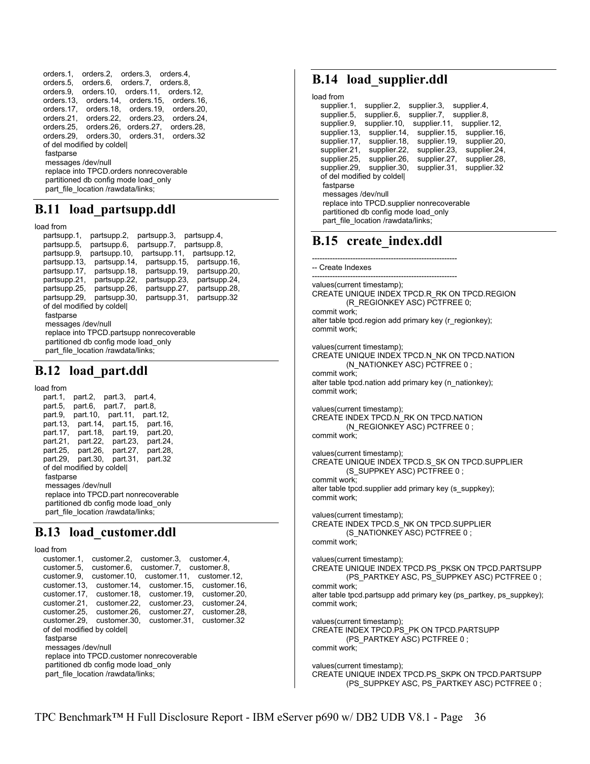```
orders.1,    orders.2,    orders.3,    orders.4,
orders.5,    orders.6,    orders.7,    orders.8,
orders.9,    orders.10,    orders.11,    orders.12,
orders.13,    orders.14,    orders.15,    orders.16,
orders.17,    orders.18,    orders.19,    orders.20,
orders.21,    orders.22,    orders.23,    orders.24,
orders.25,    orders.26,    orders.27,    orders.28,
orders.29,    orders.30,    orders.31,    orders.32
of del modified by coldel|
 fastparse
 messages /dev/null
 replace into TPCD.orders nonrecoverable
 partitioned db config mode load_only
 part_file_location /rawdata/links;
```

## B.11 load_partsupp.ddl

```
load from
   partsupp.1,    partsupp.2,    partsupp.3,    partsupp.4,
   partsupp.5,    partsupp.6,    partsupp.7,    partsupp.8,
   partsupp.9,    partsupp.10,    partsupp.11,    partsupp.12,
   partsupp.13,    partsupp.14,    partsupp.15,    partsupp.16,
   partsupp.17,    partsupp.18,    partsupp.19,    partsupp.20,
   partsupp.21,    partsupp.22,    partsupp.23,    partsupp.24,
   partsupp.25,    partsupp.26,    partsupp.27,    partsupp.28,
   partsupp.29,    partsupp.30,    partsupp.31,    partsupp.32
   of del modified by coldel|
    fastparse
    messages /dev/null
    replace into TPCD.partsupp nonrecoverable
    partitioned db config mode load_only
    part_file_location /rawdata/links;
```

## B.12 load_part.ddl

```
load from
   part.1,    part.2,    part.3,    part.4,
   part.5,    part.6,    part.7,    part.8,
   part.9,    part.10,    part.11,    part.12,
   part.13,    part.14,    part.15,    part.16,
   part.17,    part.18,    part.19,    part.20,
   part.21,    part.22,    part.23,    part.24,
   part.25,    part.26,    part.27,    part.28,
   part.29,    part.30,    part.31,    part.32
   of del modified by coldel|
    fastparse
    messages /dev/null
    replace into TPCD.part nonrecoverable
    partitioned db config mode load_only
    part_file_location /rawdata/links;
```

## B.13 load_customer.ddl

```
load from
   customer.1,    customer.2,    customer.3,    customer.4,
   customer.5,    customer.6,    customer.7,    customer.8,
   customer.9,    customer.10,    customer.11,    customer.12,
   customer.13,    customer.14,    customer.15,    customer.16,
   customer.17,    customer.18,    customer.19,    customer.20,
   customer.21,    customer.22,    customer.23,    customer.24,
   customer.25,    customer.26,    customer.27,    customer.28,
   customer.29,    customer.30,    customer.31,    customer.32
   of del modified by coldel|
    fastparse
    messages /dev/null
    replace into TPCD.customer nonrecoverable
    partitioned db config mode load_only
    part_file_location /rawdata/links;
```

## B.14 load_supplier.ddl

```
load from
   supplier.1,    supplier.2,    supplier.3,    supplier.4,
   supplier.5,    supplier.6,    supplier.7,    supplier.8,
   supplier.9,    supplier.10,    supplier.11,    supplier.12,
   supplier.13,    supplier.14,    supplier.15,    supplier.16,
   supplier.17,    supplier.18,    supplier.19,    supplier.20,
   supplier.21,    supplier.22,    supplier.23,    supplier.24,
   supplier.25,    supplier.26,    supplier.27,    supplier.28,
   supplier.29,    supplier.30,    supplier.31,    supplier.32
   of del modified by coldel|
    fastparse
    messages /dev/null
    replace into TPCD.supplier nonrecoverable
    partitioned db config mode load_only
    part_file_location /rawdata/links;
```

## B.15 create_index.ddl

```
------------------------------------------------------------
-- Create Indexes
------------------------------------------------------------
values(current timestamp);
CREATE UNIQUE INDEX TPCD.R_RK ON TPCD.REGION
          (R_REGIONKEY ASC) PCTFREE 0;
commit work;
alter table tpcd.region add primary key (r_regionkey);
commit work;

values(current timestamp);
CREATE UNIQUE INDEX TPCD.N_NK ON TPCD.NATION
          (N_NATIONKEY ASC) PCTFREE 0 ;
commit work;
alter table tpcd.nation add primary key (n_nationkey);
commit work;

values(current timestamp);
CREATE INDEX TPCD.N_RK ON TPCD.NATION
          (N_REGIONKEY ASC) PCTFREE 0 ;
commit work;

values(current timestamp);
CREATE UNIQUE INDEX TPCD.S_SK ON TPCD.SUPPLIER
          (S_SUPPKEY ASC) PCTFREE 0 ;
commit work;
alter table tpcd.supplier add primary key (s_suppkey);
commit work;

values(current timestamp);
CREATE INDEX TPCD.S_NK ON TPCD.SUPPLIER
          (S_NATIONKEY ASC) PCTFREE 0 ;
commit work;

values(current timestamp);
CREATE UNIQUE INDEX TPCD.PS_PKSK ON TPCD.PARTSUPP
          (PS_PARTKEY ASC, PS_SUPPKEY ASC) PCTFREE 0 ;
commit work;
alter table tpcd.partsupp add primary key (ps_partkey, ps_suppkey);
commit work;

values(current timestamp);
CREATE INDEX TPCD.PS_PK ON TPCD.PARTSUPP
          (PS_PARTKEY ASC) PCTFREE 0 ;
commit work;

values(current timestamp);
CREATE UNIQUE INDEX TPCD.PS_SKPK ON TPCD.PARTSUPP
          (PS_SUPPKEY ASC, PS_PARTKEY ASC) PCTFREE 0 ;
```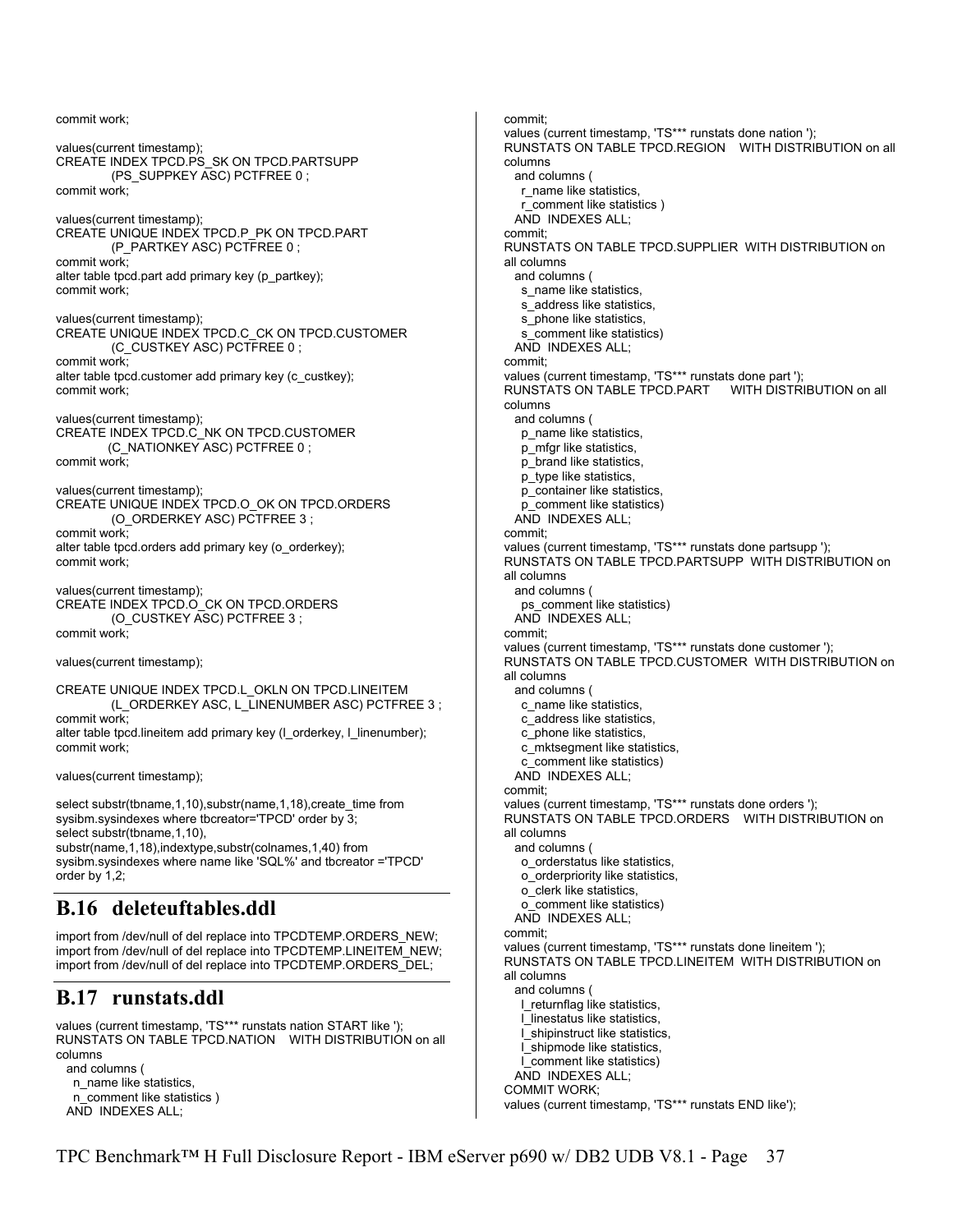```
commit work;

values(current timestamp);
CREATE INDEX TPCD.PS_SK ON TPCD.PARTSUPP
            (PS_SUPPKEY ASC) PCTFREE 0 ;
commit work;

values(current timestamp);
CREATE UNIQUE INDEX TPCD.P_PK ON TPCD.PART
            (P_PARTKEY ASC) PCTFREE 0 ;
commit work;
alter table tpcd.part add primary key (p_partkey);
commit work;

values(current timestamp);
CREATE UNIQUE INDEX TPCD.C_CK ON TPCD.CUSTOMER
            (C_CUSTKEY ASC) PCTFREE 0 ;
commit work;
alter table tpcd.customer add primary key (c_custkey);
commit work;

values(current timestamp);
CREATE INDEX TPCD.C_NK ON TPCD.CUSTOMER
           (C_NATIONKEY ASC) PCTFREE 0 ;
commit work;

values(current timestamp);
CREATE UNIQUE INDEX TPCD.O_OK ON TPCD.ORDERS
            (O_ORDERKEY ASC) PCTFREE 3 ;
commit work;
alter table tpcd.orders add primary key (o_orderkey);
commit work;

values(current timestamp);
CREATE INDEX TPCD.O_CK ON TPCD.ORDERS
            (O_CUSTKEY ASC) PCTFREE 3 ;
commit work;

values(current timestamp);

CREATE UNIQUE INDEX TPCD.L_OKLN ON TPCD.LINEITEM
            (L_ORDERKEY ASC, L_LINENUMBER ASC) PCTFREE 3 ;
commit work;
alter table tpcd.lineitem add primary key (l_orderkey, l_linenumber);
commit work;

values(current timestamp);

select substr(tbname,1,10),substr(name,1,18),create_time from
sysibm.sysindexes where tbcreator='TPCD' order by 3;
select substr(tbname,1,10),
substr(name,1,18),indextype,substr(colnames,1,40) from
sysibm.sysindexes where name like 'SQL%' and tbcreator ='TPCD'
order by 1,2;
```

## B.16 deleteuftables.ddl

```
import from /dev/null of del replace into TPCDTEMP.ORDERS_NEW;
import from /dev/null of del replace into TPCDTEMP.LINEITEM_NEW;
import from /dev/null of del replace into TPCDTEMP.ORDERS_DEL;
```

## B.17 runstats.ddl

```
values (current timestamp, 'TS*** runstats nation START like ');
RUNSTATS ON TABLE TPCD.NATION    WITH DISTRIBUTION on all
columns
  and columns (
    n_name like statistics,
    n_comment like statistics )
  AND  INDEXES ALL;
commit;
values (current timestamp, 'TS*** runstats done nation ');
RUNSTATS ON TABLE TPCD.REGION    WITH DISTRIBUTION on all
columns
  and columns (
    r_name like statistics,
    r_comment like statistics )
  AND  INDEXES ALL;
commit;
RUNSTATS ON TABLE TPCD.SUPPLIER  WITH DISTRIBUTION on
all columns
  and columns (
    s_name like statistics,
    s_address like statistics,
    s_phone like statistics,
    s_comment like statistics)
  AND  INDEXES ALL;
commit;
values (current timestamp, 'TS*** runstats done part ');
RUNSTATS ON TABLE TPCD.PART      WITH DISTRIBUTION on all
columns
  and columns (
    p_name like statistics,
    p_mfgr like statistics,
    p_brand like statistics,
    p_type like statistics,
    p_container like statistics,
    p_comment like statistics)
  AND  INDEXES ALL;
commit;
values (current timestamp, 'TS*** runstats done partsupp ');
RUNSTATS ON TABLE TPCD.PARTSUPP  WITH DISTRIBUTION on
all columns
  and columns (
    ps_comment like statistics)
  AND  INDEXES ALL;
commit;
values (current timestamp, 'TS*** runstats done customer ');
RUNSTATS ON TABLE TPCD.CUSTOMER  WITH DISTRIBUTION on
all columns
  and columns (
    c_name like statistics,
    c_address like statistics,
    c_phone like statistics,
    c_mktsegment like statistics,
    c_comment like statistics)
  AND  INDEXES ALL;
commit;
values (current timestamp, 'TS*** runstats done orders ');
RUNSTATS ON TABLE TPCD.ORDERS    WITH DISTRIBUTION on
all columns
  and columns (
    o_orderstatus like statistics,
    o_orderpriority like statistics,
    o_clerk like statistics,
    o_comment like statistics)
  AND  INDEXES ALL;
commit;
values (current timestamp, 'TS*** runstats done lineitem ');
RUNSTATS ON TABLE TPCD.LINEITEM  WITH DISTRIBUTION on
all columns
  and columns (
    l_returnflag like statistics,
    l_linestatus like statistics,
    l_shipinstruct like statistics,
    l_shipmode like statistics,
    l_comment like statistics)
  AND  INDEXES ALL;
COMMIT WORK;
values (current timestamp, 'TS*** runstats END like');
```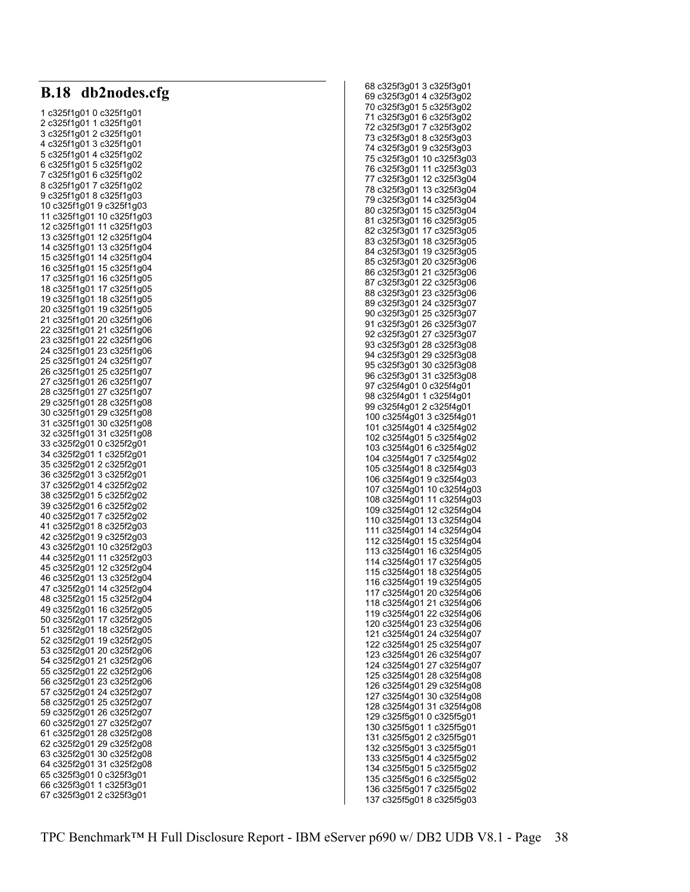## B.18 db2nodes.cfg

```
1 c325f1g01 0 c325f1g01
2 c325f1g01 1 c325f1g01
3 c325f1g01 2 c325f1g01
4 c325f1g01 3 c325f1g01
5 c325f1g01 4 c325f1g02
6 c325f1g01 5 c325f1g02
7 c325f1g01 6 c325f1g02
8 c325f1g01 7 c325f1g02
9 c325f1g01 8 c325f1g03
10 c325f1g01 9 c325f1g03
11 c325f1g01 10 c325f1g03
12 c325f1g01 11 c325f1g03
13 c325f1g01 12 c325f1g04
14 c325f1g01 13 c325f1g04
15 c325f1g01 14 c325f1g04
16 c325f1g01 15 c325f1g04
17 c325f1g01 16 c325f1g05
18 c325f1g01 17 c325f1g05
19 c325f1g01 18 c325f1g05
20 c325f1g01 19 c325f1g05
21 c325f1g01 20 c325f1g06
22 c325f1g01 21 c325f1g06
23 c325f1g01 22 c325f1g06
24 c325f1g01 23 c325f1g06
25 c325f1g01 24 c325f1g07
26 c325f1g01 25 c325f1g07
27 c325f1g01 26 c325f1g07
28 c325f1g01 27 c325f1g07
29 c325f1g01 28 c325f1g08
30 c325f1g01 29 c325f1g08
31 c325f1g01 30 c325f1g08
32 c325f1g01 31 c325f1g08
33 c325f2g01 0 c325f2g01
34 c325f2g01 1 c325f2g01
35 c325f2g01 2 c325f2g01
36 c325f2g01 3 c325f2g01
37 c325f2g01 4 c325f2g02
38 c325f2g01 5 c325f2g02
39 c325f2g01 6 c325f2g02
40 c325f2g01 7 c325f2g02
41 c325f2g01 8 c325f2g03
42 c325f2g01 9 c325f2g03
43 c325f2g01 10 c325f2g03
44 c325f2g01 11 c325f2g03
45 c325f2g01 12 c325f2g04
46 c325f2g01 13 c325f2g04
47 c325f2g01 14 c325f2g04
48 c325f2g01 15 c325f2g04
49 c325f2g01 16 c325f2g05
50 c325f2g01 17 c325f2g05
51 c325f2g01 18 c325f2g05
52 c325f2g01 19 c325f2g05
53 c325f2g01 20 c325f2g06
54 c325f2g01 21 c325f2g06
55 c325f2g01 22 c325f2g06
56 c325f2g01 23 c325f2g06
57 c325f2g01 24 c325f2g07
58 c325f2g01 25 c325f2g07
59 c325f2g01 26 c325f2g07
60 c325f2g01 27 c325f2g07
61 c325f2g01 28 c325f2g08
62 c325f2g01 29 c325f2g08
63 c325f2g01 30 c325f2g08
64 c325f2g01 31 c325f2g08
65 c325f3g01 0 c325f3g01
66 c325f3g01 1 c325f3g01
67 c325f3g01 2 c325f3g01
68 c325f3g01 3 c325f3g01
69 c325f3g01 4 c325f3g02
70 c325f3g01 5 c325f3g02
71 c325f3g01 6 c325f3g02
72 c325f3g01 7 c325f3g02
73 c325f3g01 8 c325f3g03
74 c325f3g01 9 c325f3g03
75 c325f3g01 10 c325f3g03
76 c325f3g01 11 c325f3g03
77 c325f3g01 12 c325f3g04
78 c325f3g01 13 c325f3g04
79 c325f3g01 14 c325f3g04
80 c325f3g01 15 c325f3g04
81 c325f3g01 16 c325f3g05
82 c325f3g01 17 c325f3g05
83 c325f3g01 18 c325f3g05
84 c325f3g01 19 c325f3g05
85 c325f3g01 20 c325f3g06
86 c325f3g01 21 c325f3g06
87 c325f3g01 22 c325f3g06
88 c325f3g01 23 c325f3g06
89 c325f3g01 24 c325f3g07
90 c325f3g01 25 c325f3g07
91 c325f3g01 26 c325f3g07
92 c325f3g01 27 c325f3g07
93 c325f3g01 28 c325f3g08
94 c325f3g01 29 c325f3g08
95 c325f3g01 30 c325f3g08
96 c325f3g01 31 c325f3g08
97 c325f4g01 0 c325f4g01
98 c325f4g01 1 c325f4g01
99 c325f4g01 2 c325f4g01
100 c325f4g01 3 c325f4g01
101 c325f4g01 4 c325f4g02
102 c325f4g01 5 c325f4g02
103 c325f4g01 6 c325f4g02
104 c325f4g01 7 c325f4g02
105 c325f4g01 8 c325f4g03
106 c325f4g01 9 c325f4g03
107 c325f4g01 10 c325f4g03
108 c325f4g01 11 c325f4g03
109 c325f4g01 12 c325f4g04
110 c325f4g01 13 c325f4g04
111 c325f4g01 14 c325f4g04
112 c325f4g01 15 c325f4g04
113 c325f4g01 16 c325f4g05
114 c325f4g01 17 c325f4g05
115 c325f4g01 18 c325f4g05
116 c325f4g01 19 c325f4g05
117 c325f4g01 20 c325f4g06
118 c325f4g01 21 c325f4g06
119 c325f4g01 22 c325f4g06
120 c325f4g01 23 c325f4g06
121 c325f4g01 24 c325f4g07
122 c325f4g01 25 c325f4g07
123 c325f4g01 26 c325f4g07
124 c325f4g01 27 c325f4g07
125 c325f4g01 28 c325f4g08
126 c325f4g01 29 c325f4g08
127 c325f4g01 30 c325f4g08
128 c325f4g01 31 c325f4g08
129 c325f5g01 0 c325f5g01
130 c325f5g01 1 c325f5g01
131 c325f5g01 2 c325f5g01
132 c325f5g01 3 c325f5g01
133 c325f5g01 4 c325f5g02
134 c325f5g01 5 c325f5g02
135 c325f5g01 6 c325f5g02
136 c325f5g01 7 c325f5g02
137 c325f5g01 8 c325f5g03
```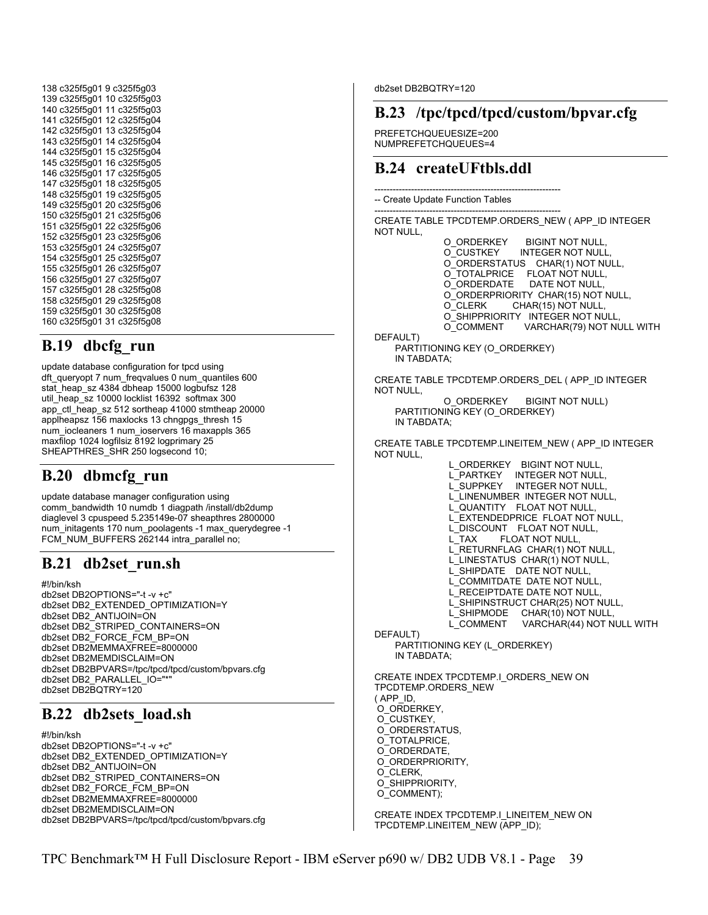```
138 c325f5g01 9 c325f5g03
139 c325f5g01 10 c325f5g03
140 c325f5g01 11 c325f5g03
141 c325f5g01 12 c325f5g04
142 c325f5g01 13 c325f5g04
143 c325f5g01 14 c325f5g04
144 c325f5g01 15 c325f5g04
145 c325f5g01 16 c325f5g05
146 c325f5g01 17 c325f5g05
147 c325f5g01 18 c325f5g05
148 c325f5g01 19 c325f5g05
149 c325f5g01 20 c325f5g06
150 c325f5g01 21 c325f5g06
151 c325f5g01 22 c325f5g06
152 c325f5g01 23 c325f5g06
153 c325f5g01 24 c325f5g07
154 c325f5g01 25 c325f5g07
155 c325f5g01 26 c325f5g07
156 c325f5g01 27 c325f5g07
157 c325f5g01 28 c325f5g08
158 c325f5g01 29 c325f5g08
159 c325f5g01 30 c325f5g08
160 c325f5g01 31 c325f5g08
```

## B.19 dbcfg_run

```
update database configuration for tpcd using
dft_queryopt 7 num_freqvalues 0 num_quantiles 600
stat_heap_sz 4384 dbheap 15000 logbufsz 128
util_heap_sz 10000 locklist 16392  softmax 300
app_ctl_heap_sz 512 sortheap 41000 stmtheap 20000
applheapsz 156 maxlocks 13 chngpgs_thresh 15
num_iocleaners 1 num_ioservers 16 maxappls 365
maxfilop 1024 logfilsiz 8192 logprimary 25
SHEAPTHRES_SHR 250 logsecond 10;
```

## B.20 dbmcfg_run

```
update database manager configuration using
comm_bandwidth 10 numdb 1 diagpath /install/db2dump
diaglevel 3 cpuspeed 5.235149e-07 sheapthres 2800000
num_initagents 170 num_poolagents -1 max_querydegree -1
FCM_NUM_BUFFERS 262144 intra_parallel no;
```

## B.21 db2set_run.sh

```
#!/bin/ksh
db2set DB2OPTIONS="-t -v +c"
db2set DB2_EXTENDED_OPTIMIZATION=Y
db2set DB2_ANTIJOIN=ON
db2set DB2_STRIPED_CONTAINERS=ON
db2set DB2_FORCE_FCM_BP=ON
db2set DB2MEMMAXFREE=8000000
db2set DB2MEMDISCLAIM=ON
db2set DB2BPVARS=/tpc/tpcd/tpcd/custom/bpvars.cfg
db2set DB2_PARALLEL_IO="*"
db2set DB2BQTRY=120
```

## B.22 db2sets_load.sh

```
#!/bin/ksh
db2set DB2OPTIONS="-t -v +c"
db2set DB2_EXTENDED_OPTIMIZATION=Y
db2set DB2_ANTIJOIN=ON
db2set DB2_STRIPED_CONTAINERS=ON
db2set DB2_FORCE_FCM_BP=ON
db2set DB2MEMMAXFREE=8000000
db2set DB2MEMDISCLAIM=ON
db2set DB2BPVARS=/tpc/tpcd/tpcd/custom/bpvars.cfg
db2set DB2BQTRY=120
```

## B.23 /tpc/tpcd/tpcd/custom/bpvar.cfg

```
PREFETCHQUEUESIZE=200
NUMPREFETCHQUEUES=4
```

## B.24 createUFtbls.ddl

```
----------------------------------------------------------------
-- Create Update Function Tables
----------------------------------------------------------------
CREATE TABLE TPCDTEMP.ORDERS_NEW ( APP_ID INTEGER NOT NULL,
                  O_ORDERKEY       BIGINT NOT NULL,
                  O_CUSTKEY        INTEGER NOT NULL,
                  O_ORDERSTATUS    CHAR(1) NOT NULL,
                  O_TOTALPRICE     FLOAT NOT NULL,
                  O_ORDERDATE      DATE NOT NULL,
                  O_ORDERPRIORITY  CHAR(15) NOT NULL,
                  O_CLERK          CHAR(15) NOT NULL,
                  O_SHIPPRIORITY   INTEGER NOT NULL,
                  O_COMMENT        VARCHAR(79) NOT NULL WITH DEFAULT)
      PARTITIONING KEY (O_ORDERKEY)
      IN TABDATA;

CREATE TABLE TPCDTEMP.ORDERS_DEL ( APP_ID INTEGER NOT NULL,
                  O_ORDERKEY       BIGINT NOT NULL)
      PARTITIONING KEY (O_ORDERKEY)
      IN TABDATA;

CREATE TABLE TPCDTEMP.LINEITEM_NEW ( APP_ID INTEGER NOT NULL,
                  L_ORDERKEY    BIGINT NOT NULL,
                  L_PARTKEY     INTEGER NOT NULL,
                  L_SUPPKEY     INTEGER NOT NULL,
                  L_LINENUMBER  INTEGER NOT NULL,
                  L_QUANTITY    FLOAT NOT NULL,
                  L_EXTENDEDPRICE  FLOAT NOT NULL,
                  L_DISCOUNT    FLOAT NOT NULL,
                  L_TAX         FLOAT NOT NULL,
                  L_RETURNFLAG  CHAR(1) NOT NULL,
                  L_LINESTATUS  CHAR(1) NOT NULL,
                  L_SHIPDATE    DATE NOT NULL,
                  L_COMMITDATE  DATE NOT NULL,
                  L_RECEIPTDATE DATE NOT NULL,
                  L_SHIPINSTRUCT CHAR(25) NOT NULL,
                  L_SHIPMODE    CHAR(10) NOT NULL,
                  L_COMMENT     VARCHAR(44) NOT NULL WITH DEFAULT)
      PARTITIONING KEY (L_ORDERKEY)
      IN TABDATA;

CREATE INDEX TPCDTEMP.I_ORDERS_NEW ON TPCDTEMP.ORDERS_NEW
( APP_ID,
 O_ORDERKEY,
 O_CUSTKEY,
 O_ORDERSTATUS,
 O_TOTALPRICE,
 O_ORDERDATE,
 O_ORDERPRIORITY,
 O_CLERK,
 O_SHIPPRIORITY,
 O_COMMENT);

CREATE INDEX TPCDTEMP.I_LINEITEM_NEW ON TPCDTEMP.LINEITEM_NEW (APP_ID);
```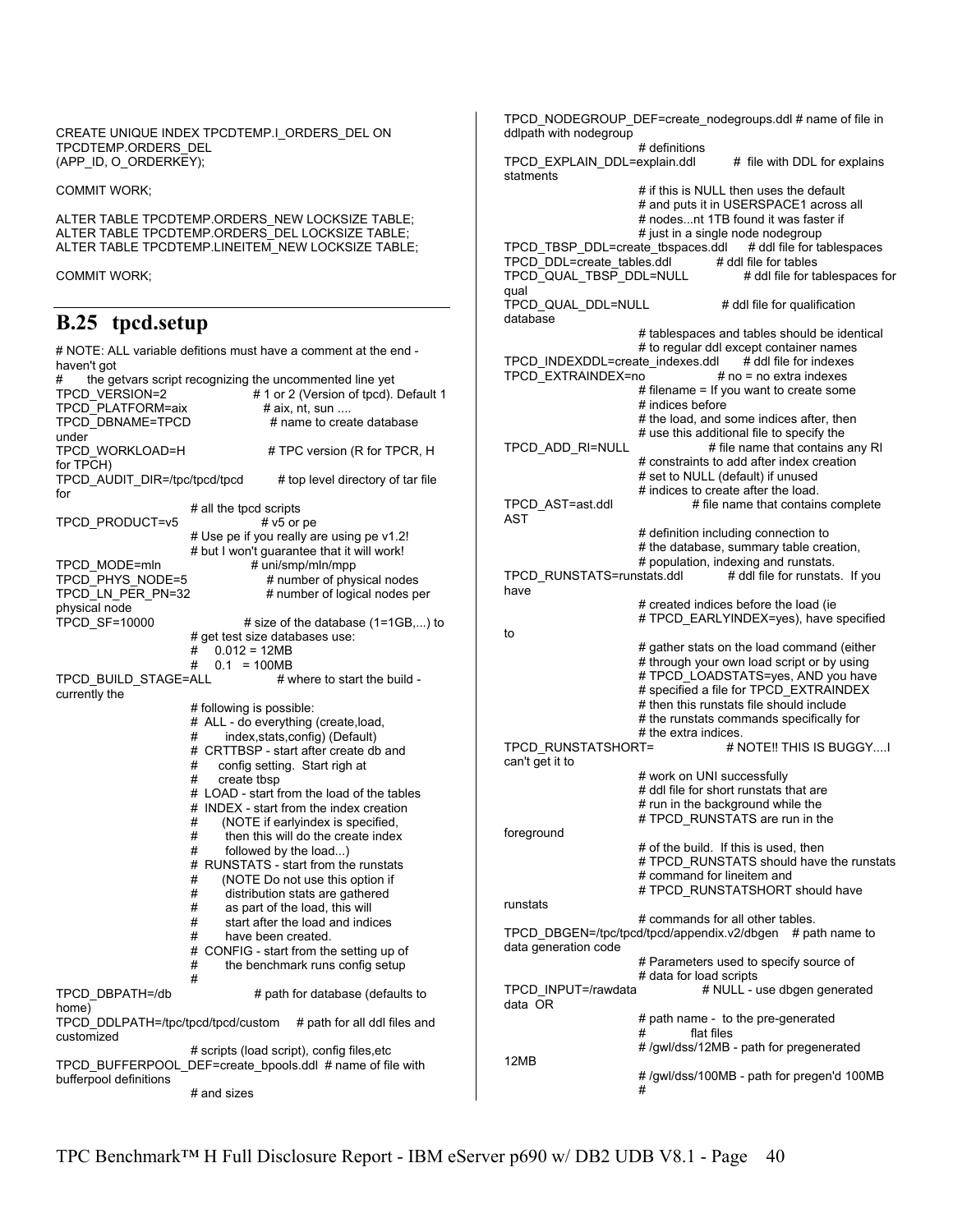```
CREATE UNIQUE INDEX TPCDTEMP.I_ORDERS_DEL ON
TPCDTEMP.ORDERS_DEL
(APP_ID, O_ORDERKEY);

COMMIT WORK;

ALTER TABLE TPCDTEMP.ORDERS_NEW LOCKSIZE TABLE;
ALTER TABLE TPCDTEMP.ORDERS_DEL LOCKSIZE TABLE;
ALTER TABLE TPCDTEMP.LINEITEM_NEW LOCKSIZE TABLE;

COMMIT WORK;
```

## B.25 tpcd.setup

```
# NOTE: ALL variable defitions must have a comment at the end -
haven't got
#      the getvars script recognizing the uncommented line yet
TPCD_VERSION=2                   # 1 or 2 (Version of tpcd). Default 1
TPCD_PLATFORM=aix                # aix, nt, sun ....
TPCD_DBNAME=TPCD                 # name to create database
under
TPCD_WORKLOAD=H                  # TPC version (R for TPCR, H
for TPCH)
TPCD_AUDIT_DIR=/tpc/tpcd/tpcd    # top level directory of tar file
for
                    # all the tpcd scripts
TPCD_PRODUCT=v5                  # v5 or pe
                    # Use pe if you really are using pe v1.2!
                    # but I won't guarantee that it will work!
TPCD_MODE=mln                    # uni/smp/mln/mpp
TPCD_PHYS_NODE=5                 # number of physical nodes
TPCD_LN_PER_PN=32                # number of logical nodes per
physical node
TPCD_SF=10000                    # size of the database (1=1GB,...) to
                    # get test size databases use:
                    #   0.012 = 12MB
                    #   0.1   = 100MB
TPCD_BUILD_STAGE=ALL             # where to start the build -
currently the
                    # following is possible:
                    #  ALL - do everything (create,load,
                    #       index,stats,config) (Default)
                    #  CRTTBSP - start after create db and
                    #     config setting.  Start righ at
                    #     create tbsp
                    #  LOAD - start from the load of the tables
                    #  INDEX - start from the index creation
                    #      (NOTE if earlyindex is specified,
                    #       then this will do the create index
                    #       followed by the load...)
                    #  RUNSTATS - start from the runstats
                    #      (NOTE Do not use this option if
                    #       distribution stats are gathered
                    #       as part of the load, this will
                    #       start after the load and indices
                    #       have been created.
                    #  CONFIG - start from the setting up of
                    #       the benchmark runs config setup
                    #
TPCD_DBPATH=/db                  # path for database (defaults to
home)
TPCD_DDLPATH=/tpc/tpcd/tpcd/custom    # path for all ddl files and
customized
                    # scripts (load script), config files,etc
TPCD_BUFFERPOOL_DEF=create_bpools.ddl  # name of file with
bufferpool definitions
                    # and sizes
TPCD_NODEGROUP_DEF=create_nodegroups.ddl # name of file in
ddlpath with nodegroup
                    # definitions
TPCD_EXPLAIN_DDL=explain.ddl     # file with DDL for explains
statments
                    # if this is NULL then uses the default
                    # and puts it in USERSPACE1 across all
                    # nodes...nt 1TB found it was faster if
                    # just in a single node nodegroup
TPCD_TBSP_DDL=create_tbspaces.ddl    # ddl file for tablespaces
TPCD_DDL=create_tables.ddl       # ddl file for tables
TPCD_QUAL_TBSP_DDL=NULL          # ddl file for tablespaces for
qual
TPCD_QUAL_DDL=NULL               # ddl file for qualification
database
                    # tablespaces and tables should be identical
                    # to regular ddl except container names
TPCD_INDEXDDL=create_indexes.ddl     # ddl file for indexes
TPCD_EXTRAINDEX=no               # no = no extra indexes
                    # filename = If you want to create some
                    # indices before
                    # the load, and some indices after, then
                    # use this additional file to specify the
TPCD_ADD_RI=NULL                 # file name that contains any RI
                    # constraints to add after index creation
                    # set to NULL (default) if unused
                    # indices to create after the load.
TPCD_AST=ast.ddl                 # file name that contains complete
AST
                    # definition including connection to
                    # the database, summary table creation,
                    # population, indexing and runstats.
TPCD_RUNSTATS=runstats.ddl       # ddl file for runstats.  If you
have
                    # created indices before the load (ie
                    # TPCD_EARLYINDEX=yes), have specified
to
                    # gather stats on the load command (either
                    # through your own load script or by using
                    # TPCD_LOADSTATS=yes, AND you have
                    # specified a file for TPCD_EXTRAINDEX
                    # then this runstats file should include
                    # the runstats commands specifically for
                    # the extra indices.
TPCD_RUNSTATSHORT=               # NOTE!! THIS IS BUGGY....I
can't get it to
                    # work on UNI successfully
                    # ddl file for short runstats that are
                    # run in the background while the
                    # TPCD_RUNSTATS are run in the
foreground
                    # of the build.  If this is used, then
                    # TPCD_RUNSTATS should have the runstats
                    # command for lineitem and
                    # TPCD_RUNSTATSHORT should have
runstats
                    # commands for all other tables.
TPCD_DBGEN=/tpc/tpcd/tpcd/appendix.v2/dbgen    # path name to
data generation code
                    # Parameters used to specify source of
                    # data for load scripts
TPCD_INPUT=/rawdata              # NULL - use dbgen generated
data  OR
                    # path name -  to the pre-generated
                    #         flat files
                    # /gwl/dss/12MB - path for pregenerated
12MB
                    # /gwl/dss/100MB - path for pregen'd 100MB
                    #
```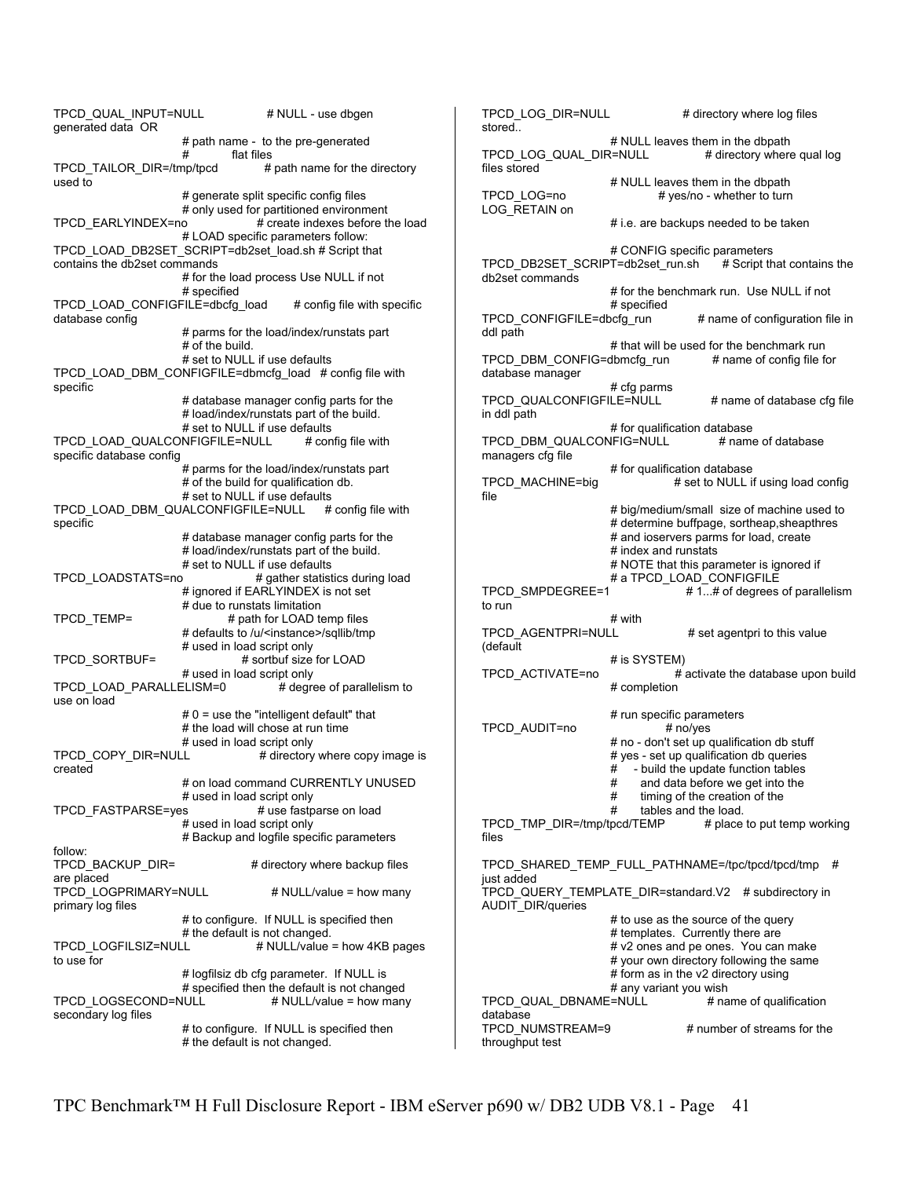```
TPCD_QUAL_INPUT=NULL                # NULL - use dbgen generated data  OR
                        # path name -  to the pre-generated
                        #           flat files
TPCD_TAILOR_DIR=/tmp/tpcd           # path name for the directory used to
                        # generate split specific config files
                        # only used for partitioned environment
TPCD_EARLYINDEX=no                  # create indexes before the load
                        # LOAD specific parameters follow:
TPCD_LOAD_DB2SET_SCRIPT=db2set_load.sh # Script that contains the db2set commands
                        # for the load process Use NULL if not
                        # specified
TPCD_LOAD_CONFIGFILE=dbcfg_load     # config file with specific database config
                        # parms for the load/index/runstats part
                        # of the build.
                        # set to NULL if use defaults
TPCD_LOAD_DBM_CONFIGFILE=dbmcfg_load   # config file with specific
                        # database manager config parts for the
                        # load/index/runstats part of the build.
                        # set to NULL if use defaults
TPCD_LOAD_QUALCONFIGFILE=NULL       # config file with specific database config
                        # parms for the load/index/runstats part
                        # of the build for qualification db.
                        # set to NULL if use defaults
TPCD_LOAD_DBM_QUALCONFIGFILE=NULL     # config file with specific
                        # database manager config parts for the
                        # load/index/runstats part of the build.
                        # set to NULL if use defaults
TPCD_LOADSTATS=no                   # gather statistics during load
                        # ignored if EARLYINDEX is not set
                        # due to runstats limitation
TPCD_TEMP=                          # path for LOAD temp files
                        # defaults to /u/<instance>/sqllib/tmp
                        # used in load script only
TPCD_SORTBUF=                       # sortbuf size for LOAD
                        # used in load script only
TPCD_LOAD_PARALLELISM=0             # degree of parallelism to use on load
                        # 0 = use the "intelligent default" that
                        # the load will chose at run time
                        # used in load script only
TPCD_COPY_DIR=NULL                  # directory where copy image is created
                        # on load command CURRENTLY UNUSED
                        # used in load script only
TPCD_FASTPARSE=yes                  # use fastparse on load
                        # used in load script only
                        # Backup and logfile specific parameters follow:
TPCD_BACKUP_DIR=                    # directory where backup files are placed
TPCD_LOGPRIMARY=NULL                # NULL/value = how many primary log files
                        # to configure.  If NULL is specified then
                        # the default is not changed.
TPCD_LOGFILSIZ=NULL                 # NULL/value = how 4KB pages to use for
                        # logfilsiz db cfg parameter.  If NULL is
                        # specified then the default is not changed
TPCD_LOGSECOND=NULL                 # NULL/value = how many secondary log files
                        # to configure.  If NULL is specified then
                        # the default is not changed.
TPCD_LOG_DIR=NULL                   # directory where log files stored..
                        # NULL leaves them in the dbpath
TPCD_LOG_QUAL_DIR=NULL              # directory where qual log files stored
                        # NULL leaves them in the dbpath
TPCD_LOG=no                         # yes/no - whether to turn LOG_RETAIN on
                        # i.e. are backups needed to be taken

                        # CONFIG specific parameters
TPCD_DB2SET_SCRIPT=db2set_run.sh    # Script that contains the db2set commands
                        # for the benchmark run.  Use NULL if not
                        # specified
TPCD_CONFIGFILE=dbcfg_run           # name of configuration file in ddl path
                        # that will be used for the benchmark run
TPCD_DBM_CONFIG=dbmcfg_run          # name of config file for database manager
                        # cfg parms
TPCD_QUALCONFIGFILE=NULL            # name of database cfg file in ddl path
                        # for qualification database
TPCD_DBM_QUALCONFIG=NULL            # name of database managers cfg file
                        # for qualification database
TPCD_MACHINE=big                    # set to NULL if using load config file
                        # big/medium/small  size of machine used to
                        # determine buffpage, sortheap,sheapthres
                        # and ioservers parms for load, create
                        # index and runstats
                        # NOTE that this parameter is ignored if
                        # a TPCD_LOAD_CONFIGFILE
TPCD_SMPDEGREE=1                    # 1...# of degrees of parallelism to run
                        # with
TPCD_AGENTPRI=NULL                  # set agentpri to this value (default
                        # is SYSTEM)
TPCD_ACTIVATE=no                    # activate the database upon build
                        # completion

                        # run specific parameters
TPCD_AUDIT=no                       # no/yes
                        # no - don't set up qualification db stuff
                        # yes - set up qualification db queries
                        #    - build the update function tables
                        #      and data before we get into the
                        #      timing of the creation of the
                        #      tables and the load.
TPCD_TMP_DIR=/tmp/tpcd/TEMP         # place to put temp working files

TPCD_SHARED_TEMP_FULL_PATHNAME=/tpc/tpcd/tpcd/tmp   # just added
TPCD_QUERY_TEMPLATE_DIR=standard.V2   # subdirectory in AUDIT_DIR/queries
                        # to use as the source of the query
                        # templates.  Currently there are
                        # v2 ones and pe ones.  You can make
                        # your own directory following the same
                        # form as in the v2 directory using
                        # any variant you wish
TPCD_QUAL_DBNAME=NULL               # name of qualification database
TPCD_NUMSTREAM=9                    # number of streams for the throughput test
```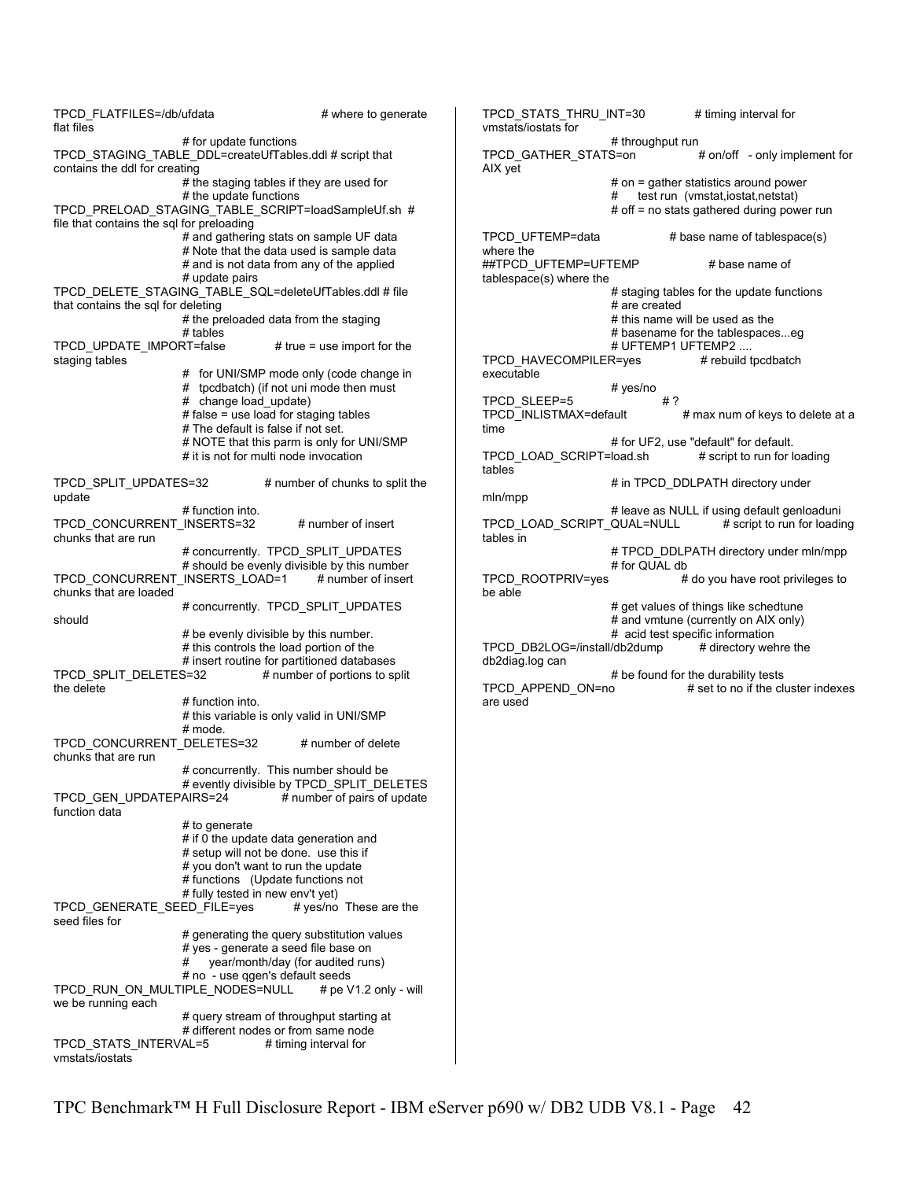```
TPCD_FLATFILES=/db/ufdata                    # where to generate flat files
                        # for update functions
TPCD_STAGING_TABLE_DDL=createUfTables.ddl # script that contains the ddl for creating
                        # the staging tables if they are used for
                        # the update functions
TPCD_PRELOAD_STAGING_TABLE_SCRIPT=loadSampleUf.sh  # file that contains the sql for preloading
                        # and gathering stats on sample UF data
                        # Note that the data used is sample data
                        # and is not data from any of the applied
                        # update pairs
TPCD_DELETE_STAGING_TABLE_SQL=deleteUfTables.ddl # file that contains the sql for deleting
                        # the preloaded data from the staging
                        # tables
TPCD_UPDATE_IMPORT=false            # true = use import for the staging tables
                        #   for UNI/SMP mode only (code change in
                        #   tpcdbatch) (if not uni mode then must
                        #   change load_update)
                        # false = use load for staging tables
                        # The default is false if not set.
                        # NOTE that this parm is only for UNI/SMP
                        # it is not for multi node invocation

TPCD_SPLIT_UPDATES=32               # number of chunks to split the update
                        # function into.
TPCD_CONCURRENT_INSERTS=32          # number of insert chunks that are run
                        # concurrently.  TPCD_SPLIT_UPDATES
                        # should be evenly divisible by this number
TPCD_CONCURRENT_INSERTS_LOAD=1      # number of insert chunks that are loaded
                        # concurrently.  TPCD_SPLIT_UPDATES should
                        # be evenly divisible by this number.
                        # this controls the load portion of the
                        # insert routine for partitioned databases
TPCD_SPLIT_DELETES=32               # number of portions to split the delete
                        # function into.
                        # this variable is only valid in UNI/SMP
                        # mode.
TPCD_CONCURRENT_DELETES=32          # number of delete chunks that are run
                        # concurrently.  This number should be
                        # evently divisible by TPCD_SPLIT_DELETES
TPCD_GEN_UPDATEPAIRS=24             # number of pairs of update function data
                        # to generate
                        # if 0 the update data generation and
                        # setup will not be done.  use this if
                        # you don't want to run the update
                        # functions   (Update functions not
                        # fully tested in new env't yet)
TPCD_GENERATE_SEED_FILE=yes         # yes/no  These are the seed files for
                        # generating the query substitution values
                        # yes - generate a seed file base on
                        #     year/month/day (for audited runs)
                        # no  - use qgen's default seeds
TPCD_RUN_ON_MULTIPLE_NODES=NULL     # pe V1.2 only - will we be running each
                        # query stream of throughput starting at
                        # different nodes or from same node
TPCD_STATS_INTERVAL=5               # timing interval for vmstats/iostats
TPCD_STATS_THRU_INT=30              # timing interval for vmstats/iostats for
                        # throughput run
TPCD_GATHER_STATS=on                # on/off  - only implement for AIX yet
                        # on = gather statistics around power
                        #      test run  (vmstat,iostat,netstat)
                        # off = no stats gathered during power run

TPCD_UFTEMP=data                    # base name of tablespace(s) where the
##TPCD_UFTEMP=UFTEMP                # base name of tablespace(s) where the
                        # staging tables for the update functions
                        # are created
                        # this name will be used as the
                        # basename for the tablespaces...eg
                        # UFTEMP1 UFTEMP2 ....
TPCD_HAVECOMPILER=yes               # rebuild tpcdbatch executable
                        # yes/no
TPCD_SLEEP=5                        # ?
TPCD_INLISTMAX=default              # max num of keys to delete at a time
                        # for UF2, use "default" for default.
TPCD_LOAD_SCRIPT=load.sh            # script to run for loading tables
                        # in TPCD_DDLPATH directory under mln/mpp
                        # leave as NULL if using default genloaduni
TPCD_LOAD_SCRIPT_QUAL=NULL          # script to run for loading tables in
                        # TPCD_DDLPATH directory under mln/mpp
                        # for QUAL db
TPCD_ROOTPRIV=yes                   # do you have root privileges to be able
                        # get values of things like schedtune
                        # and vmtune (currently on AIX only)
                        #  acid test specific information
TPCD_DB2LOG=/install/db2dump        # directory wehre the db2diag.log can
                        # be found for the durability tests
TPCD_APPEND_ON=no                   # set to no if the cluster indexes are used
```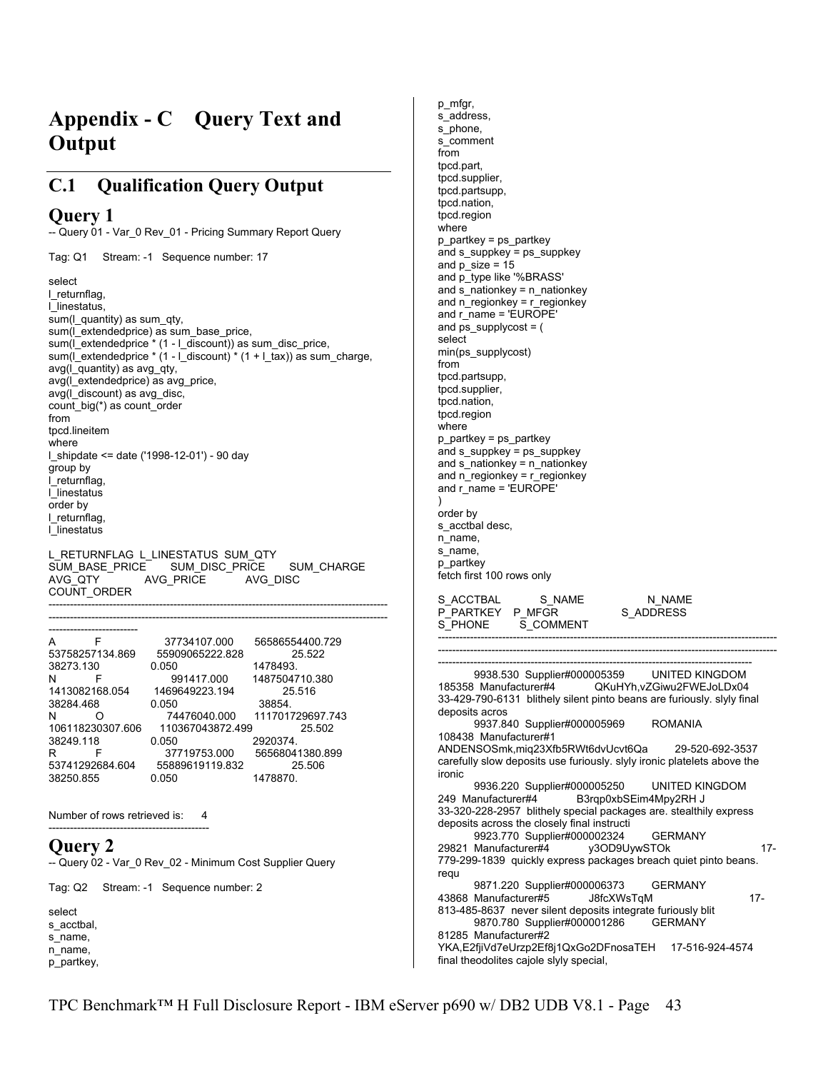# Appendix - C Query Text and Output

## C.1 Qualification Query Output

## Query 1

-- Query 01 - Var_0 Rev_01 - Pricing Summary Report Query

Tag: Q1 Stream: -1 Sequence number: 17

```
select
l_returnflag,
l_linestatus,
sum(l_quantity) as sum_qty,
sum(l_extendedprice) as sum_base_price,
sum(l_extendedprice * (1 - l_discount)) as sum_disc_price,
sum(l_extendedprice * (1 - l_discount) * (1 + l_tax)) as sum_charge,
avg(l_quantity) as avg_qty,
avg(l_extendedprice) as avg_price,
avg(l_discount) as avg_disc,
count_big(*) as count_order
from
tpcd.lineitem
where
l_shipdate <= date ('1998-12-01') - 90 day
group by
l_returnflag,
l_linestatus
order by
l_returnflag,
l_linestatus
```

```
L_RETURNFLAG  L_LINESTATUS  SUM_QTY
SUM_BASE_PRICE     SUM_DISC_PRICE     SUM_CHARGE
AVG_QTY            AVG_PRICE          AVG_DISC
COUNT_ORDER
------------------------------------------------------------------------------------------
------------------------------------------------------------------------------------------
-------------------------
A          F              37734107.000      56586554400.729
53758257134.869      55909065222.828           25.522
38273.130            0.050                1478493.
N          F              991417.000        1487504710.380
1413082168.054       1469649223.194            25.516
38284.468            0.050                38854.
N          O              74476040.000      111701729697.743
106118230307.606     110367043872.499          25.502
38249.118            0.050                2920374.
R          F              37719753.000      56568041380.899
53741292684.604      55889619119.832           25.506
38250.855            0.050                1478870.


Number of rows retrieved is:     4
---------------------------------------------
```

## Query 2

-- Query 02 - Var_0 Rev_02 - Minimum Cost Supplier Query

Tag: Q2 Stream: -1 Sequence number: 2

```
select
s_acctbal,
s_name,
n_name,
p_partkey,
p_mfgr,
s_address,
s_phone,
s_comment
from
tpcd.part,
tpcd.supplier,
tpcd.partsupp,
tpcd.nation,
tpcd.region
where
p_partkey = ps_partkey
and s_suppkey = ps_suppkey
and p_size = 15
and p_type like '%BRASS'
and s_nationkey = n_nationkey
and n_regionkey = r_regionkey
and r_name = 'EUROPE'
and ps_supplycost = (
select
min(ps_supplycost)
from
tpcd.partsupp,
tpcd.supplier,
tpcd.nation,
tpcd.region
where
p_partkey = ps_partkey
and s_suppkey = ps_suppkey
and s_nationkey = n_nationkey
and n_regionkey = r_regionkey
and r_name = 'EUROPE'
)
order by
s_acctbal desc,
n_name,
s_name,
p_partkey
fetch first 100 rows only
```

```
S_ACCTBAL          S_NAME                  N_NAME
P_PARTKEY   P_MFGR                  S_ADDRESS
S_PHONE        S_COMMENT
-------------------------------------------------------------------------------------------------
-------------------------------------------------------------------------------------------------
-------------------------------------------------------------------------------------------
       9938.530  Supplier#000005359        UNITED KINGDOM
185358  Manufacturer#4           QKuHYh,vZGiwu2FWEJoLDx04
33-429-790-6131  blithely silent pinto beans are furiously. slyly final
deposits acros
       9937.840  Supplier#000005969        ROMANIA
108438  Manufacturer#1
ANDENSOSmk,miq23Xfb5RWt6dvUcvt6Qa        29-520-692-3537
carefully slow deposits use furiously. slyly ironic platelets above the
ironic
       9936.220  Supplier#000005250        UNITED KINGDOM
249  Manufacturer#4          B3rqp0xbSEim4Mpy2RH J
33-320-228-2957  blithely special packages are. stealthily express
deposits across the closely final instructi
       9923.770  Supplier#000002324        GERMANY
29821  Manufacturer#4          y3OD9UywSTOk                         17-
779-299-1839  quickly express packages breach quiet pinto beans.
requ
       9871.220  Supplier#000006373        GERMANY
43868  Manufacturer#5          J8fcXWsTqM                           17-
813-485-8637  never silent deposits integrate furiously blit
       9870.780  Supplier#000001286        GERMANY
81285  Manufacturer#2
YKA,E2fjiVd7eUrzp2Ef8j1QxGo2DFnosaTEH     17-516-924-4574
final theodolites cajole slyly special,
```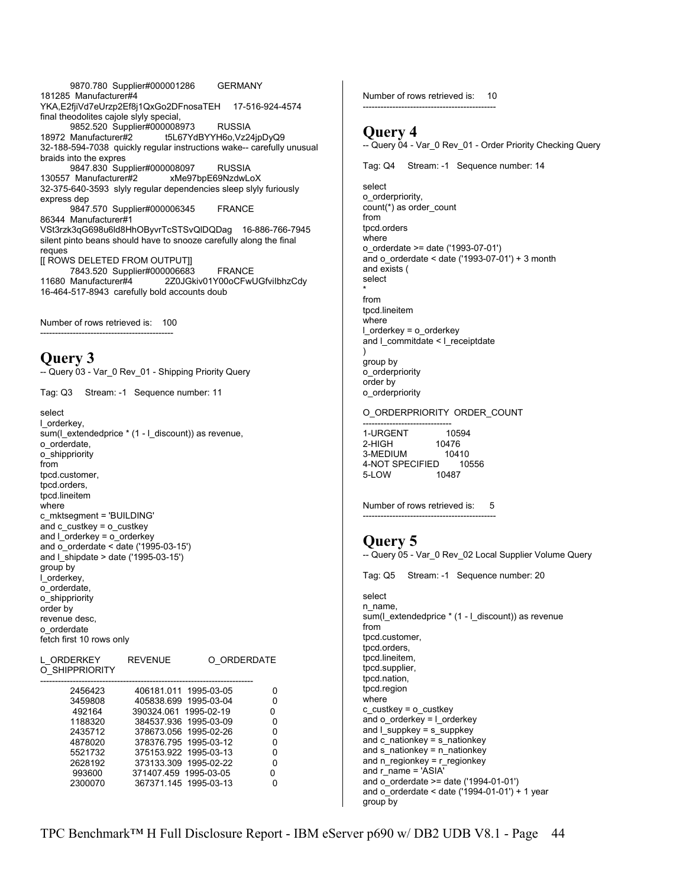9870.780 Supplier#000001286 GERMANY
181285 Manufacturer#4
YKA,E2fjiVd7eUrzp2Ef8j1QxGo2DFnosaTEH 17-516-924-4574
final theodolites cajole slyly special,
9852.520 Supplier#000008973 RUSSIA
18972 Manufacturer#2 t5L67YdBYYH6o,Vz24jpDyQ9
32-188-594-7038 quickly regular instructions wake-- carefully unusual braids into the expres
9847.830 Supplier#000008097 RUSSIA
130557 Manufacturer#2 xMe97bpE69NzdwLoX
32-375-640-3593 slyly regular dependencies sleep slyly furiously express dep
9847.570 Supplier#000006345 FRANCE
86344 Manufacturer#1
VSt3rzk3qG698u6ld8HhOByvrTcSTSvQlDQDag 16-886-766-7945
silent pinto beans should have to snooze carefully along the final reques
[[ ROWS DELETED FROM OUTPUT]]
7843.520 Supplier#000006683 FRANCE
11680 Manufacturer#4 2Z0JGkiv01Y00oCFwUGfviIbhzCdy
16-464-517-8943 carefully bold accounts doub

Number of rows retrieved is: 100

---

# Query 3

-- Query 03 - Var_0 Rev_01 - Shipping Priority Query

Tag: Q3 Stream: -1 Sequence number: 11

```
select
l_orderkey,
sum(l_extendedprice * (1 - l_discount)) as revenue,
o_orderdate,
o_shippriority
from
tpcd.customer,
tpcd.orders,
tpcd.lineitem
where
c_mktsegment = 'BUILDING'
and c_custkey = o_custkey
and l_orderkey = o_orderkey
and o_orderdate < date ('1995-03-15')
and l_shipdate > date ('1995-03-15')
group by
l_orderkey,
o_orderdate,
o_shippriority
order by
revenue desc,
o_orderdate
fetch first 10 rows only
```

| L_ORDERKEY | REVENUE | O_ORDERDATE | O_SHIPPRIORITY |
|---|---|---|---|
| 2456423 | 406181.011 | 1995-03-05 | 0 |
| 3459808 | 405838.699 | 1995-03-04 | 0 |
| 492164 | 390324.061 | 1995-02-19 | 0 |
| 1188320 | 384537.936 | 1995-03-09 | 0 |
| 2435712 | 378673.056 | 1995-02-26 | 0 |
| 4878020 | 378376.795 | 1995-03-12 | 0 |
| 5521732 | 375153.922 | 1995-03-13 | 0 |
| 2628192 | 373133.309 | 1995-02-22 | 0 |
| 993600 | 371407.459 | 1995-03-05 | 0 |
| 2300070 | 367371.145 | 1995-03-13 | 0 |

Number of rows retrieved is: 10

---

# Query 4

-- Query 04 - Var_0 Rev_01 - Order Priority Checking Query

Tag: Q4 Stream: -1 Sequence number: 14

```
select
o_orderpriority,
count(*) as order_count
from
tpcd.orders
where
o_orderdate >= date ('1993-07-01')
and o_orderdate < date ('1993-07-01') + 3 month
and exists (
select
*
from
tpcd.lineitem
where
l_orderkey = o_orderkey
and l_commitdate < l_receiptdate
)
group by
o_orderpriority
order by
o_orderpriority
```

| O_ORDERPRIORITY | ORDER_COUNT |
|---|---|
| 1-URGENT | 10594 |
| 2-HIGH | 10476 |
| 3-MEDIUM | 10410 |
| 4-NOT SPECIFIED | 10556 |
| 5-LOW | 10487 |

Number of rows retrieved is: 5

---

# Query 5

-- Query 05 - Var_0 Rev_02 Local Supplier Volume Query

Tag: Q5 Stream: -1 Sequence number: 20

```
select
n_name,
sum(l_extendedprice * (1 - l_discount)) as revenue
from
tpcd.customer,
tpcd.orders,
tpcd.lineitem,
tpcd.supplier,
tpcd.nation,
tpcd.region
where
c_custkey = o_custkey
and o_orderkey = l_orderkey
and l_suppkey = s_suppkey
and c_nationkey = s_nationkey
and s_nationkey = n_nationkey
and n_regionkey = r_regionkey
and r_name = 'ASIA'
and o_orderdate >= date ('1994-01-01')
and o_orderdate < date ('1994-01-01') + 1 year
group by
```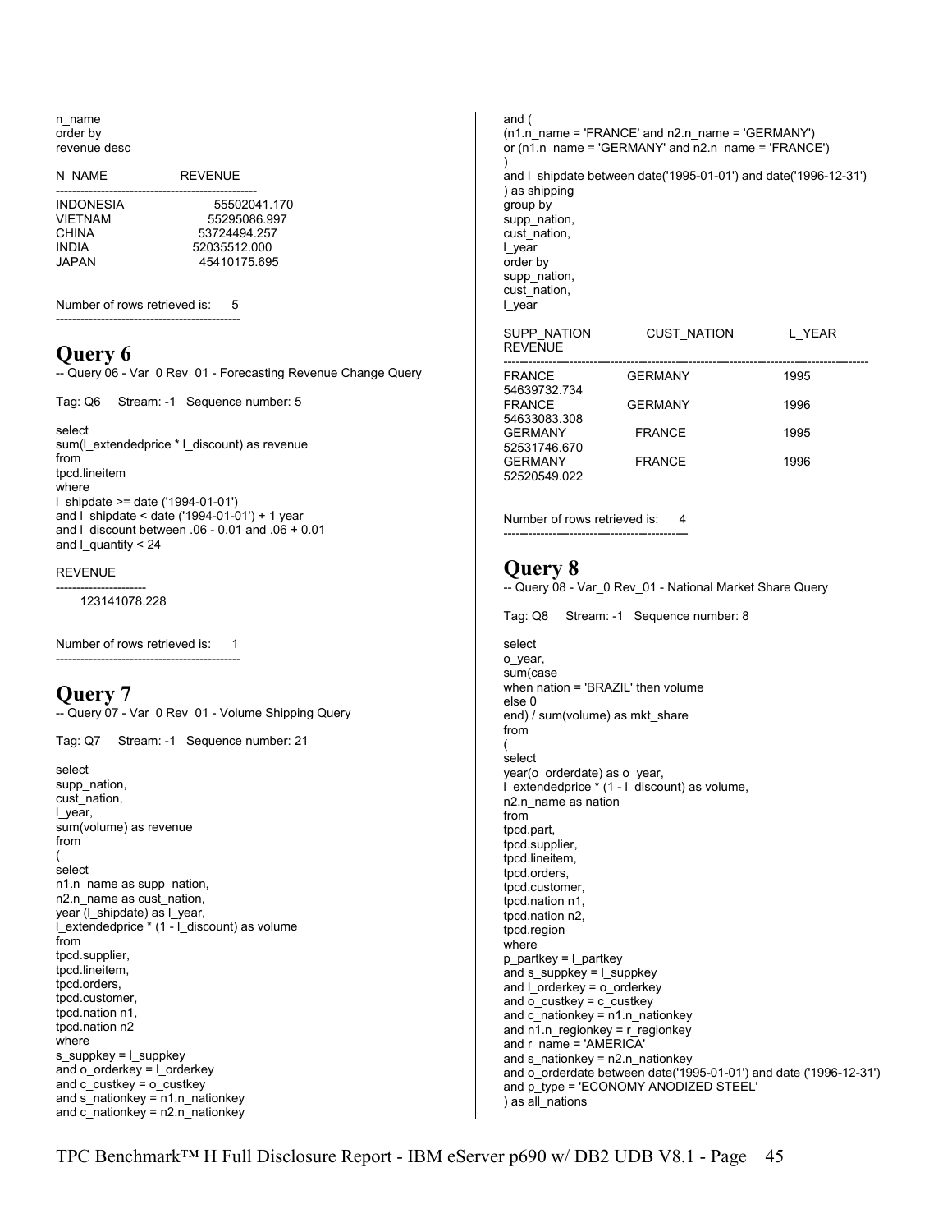n_name
order by
revenue desc

| N_NAME | REVENUE |
|---|---|
| INDONESIA | 55502041.170 |
| VIETNAM | 55295086.997 |
| CHINA | 53724494.257 |
| INDIA | 52035512.000 |
| JAPAN | 45410175.695 |

Number of rows retrieved is: 5

---

# Query 6

-- Query 06 - Var_0 Rev_01 - Forecasting Revenue Change Query

Tag: Q6 Stream: -1 Sequence number: 5

```
select
sum(l_extendedprice * l_discount) as revenue
from
tpcd.lineitem
where
l_shipdate >= date ('1994-01-01')
and l_shipdate < date ('1994-01-01') + 1 year
and l_discount between .06 - 0.01 and .06 + 0.01
and l_quantity < 24
```

| REVENUE |
|---|
| 123141078.228 |

Number of rows retrieved is: 1

---

# Query 7

-- Query 07 - Var_0 Rev_01 - Volume Shipping Query

Tag: Q7 Stream: -1 Sequence number: 21

```
select
supp_nation,
cust_nation,
l_year,
sum(volume) as revenue
from
(
select
n1.n_name as supp_nation,
n2.n_name as cust_nation,
year (l_shipdate) as l_year,
l_extendedprice * (1 - l_discount) as volume
from
tpcd.supplier,
tpcd.lineitem,
tpcd.orders,
tpcd.customer,
tpcd.nation n1,
tpcd.nation n2
where
s_suppkey = l_suppkey
and o_orderkey = l_orderkey
and c_custkey = o_custkey
and s_nationkey = n1.n_nationkey
and c_nationkey = n2.n_nationkey
and (
(n1.n_name = 'FRANCE' and n2.n_name = 'GERMANY')
or (n1.n_name = 'GERMANY' and n2.n_name = 'FRANCE')
)
and l_shipdate between date('1995-01-01') and date('1996-12-31')
) as shipping
group by
supp_nation,
cust_nation,
l_year
order by
supp_nation,
cust_nation,
l_year
```

| SUPP_NATION | CUST_NATION | L_YEAR | REVENUE |
|---|---|---|---|
| FRANCE | GERMANY | 1995 | 54639732.734 |
| FRANCE | GERMANY | 1996 | 54633083.308 |
| GERMANY | FRANCE | 1995 | 52531746.670 |
| GERMANY | FRANCE | 1996 | 52520549.022 |

Number of rows retrieved is: 4

---

# Query 8

-- Query 08 - Var_0 Rev_01 - National Market Share Query

Tag: Q8 Stream: -1 Sequence number: 8

```
select
o_year,
sum(case
when nation = 'BRAZIL' then volume
else 0
end) / sum(volume) as mkt_share
from
(
select
year(o_orderdate) as o_year,
l_extendedprice * (1 - l_discount) as volume,
n2.n_name as nation
from
tpcd.part,
tpcd.supplier,
tpcd.lineitem,
tpcd.orders,
tpcd.customer,
tpcd.nation n1,
tpcd.nation n2,
tpcd.region
where
p_partkey = l_partkey
and s_suppkey = l_suppkey
and l_orderkey = o_orderkey
and o_custkey = c_custkey
and c_nationkey = n1.n_nationkey
and n1.n_regionkey = r_regionkey
and r_name = 'AMERICA'
and s_nationkey = n2.n_nationkey
and o_orderdate between date('1995-01-01') and date ('1996-12-31')
and p_type = 'ECONOMY ANODIZED STEEL'
) as all_nations
```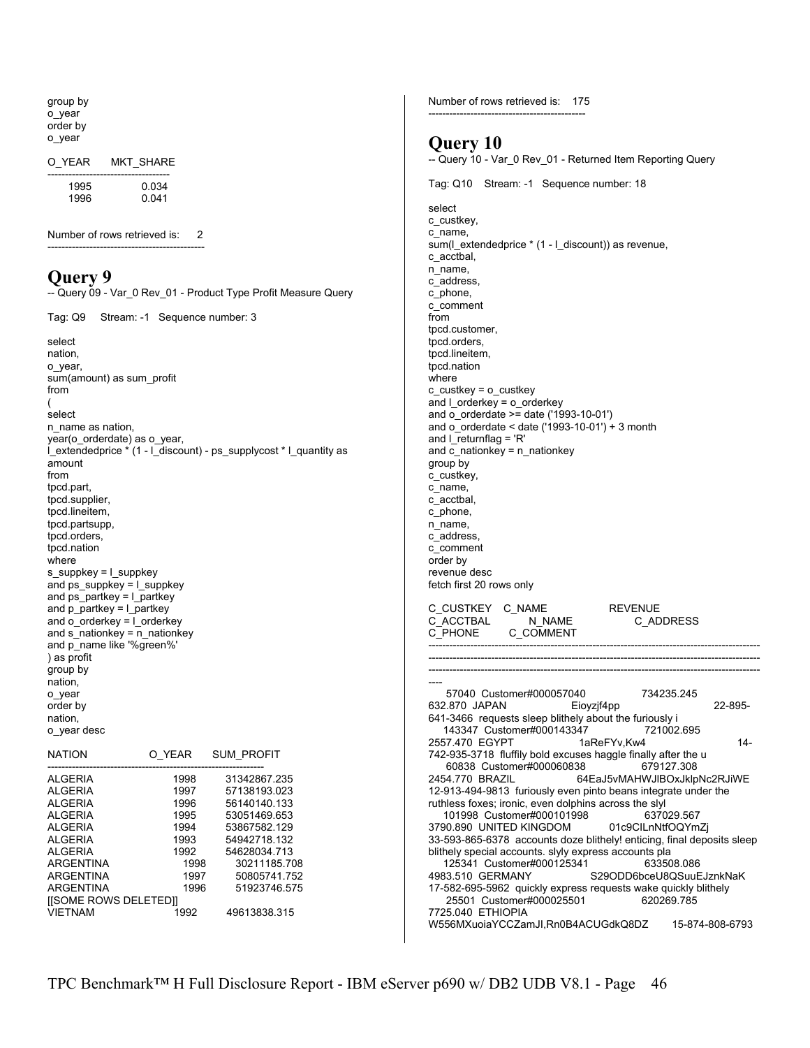```
group by
o_year
order by
o_year
```

| O_YEAR | MKT_SHARE |
|---|---|
| 1995 | 0.034 |
| 1996 | 0.041 |

Number of rows retrieved is: 2

---------------------------------------------

# Query 9

-- Query 09 - Var_0 Rev_01 - Product Type Profit Measure Query

Tag: Q9 Stream: -1 Sequence number: 3

```
select
nation,
o_year,
sum(amount) as sum_profit
from
(
select
n_name as nation,
year(o_orderdate) as o_year,
l_extendedprice * (1 - l_discount) - ps_supplycost * l_quantity as
amount
from
tpcd.part,
tpcd.supplier,
tpcd.lineitem,
tpcd.partsupp,
tpcd.orders,
tpcd.nation
where
s_suppkey = l_suppkey
and ps_suppkey = l_suppkey
and ps_partkey = l_partkey
and p_partkey = l_partkey
and o_orderkey = l_orderkey
and s_nationkey = n_nationkey
and p_name like '%green%'
) as profit
group by
nation,
o_year
order by
nation,
o_year desc
```

| NATION | O_YEAR | SUM_PROFIT |
|---|---|---|
| ALGERIA | 1998 | 31342867.235 |
| ALGERIA | 1997 | 57138193.023 |
| ALGERIA | 1996 | 56140140.133 |
| ALGERIA | 1995 | 53051469.653 |
| ALGERIA | 1994 | 53867582.129 |
| ALGERIA | 1993 | 54942718.132 |
| ALGERIA | 1992 | 54628034.713 |
| ARGENTINA | 1998 | 30211185.708 |
| ARGENTINA | 1997 | 50805741.752 |
| ARGENTINA | 1996 | 51923746.575 |
| [[SOME ROWS DELETED]] | | |
| VIETNAM | 1992 | 49613838.315 |

Number of rows retrieved is: 175

---------------------------------------------

# Query 10

-- Query 10 - Var_0 Rev_01 - Returned Item Reporting Query

Tag: Q10 Stream: -1 Sequence number: 18

```
select
c_custkey,
c_name,
sum(l_extendedprice * (1 - l_discount)) as revenue,
c_acctbal,
n_name,
c_address,
c_phone,
c_comment
from
tpcd.customer,
tpcd.orders,
tpcd.lineitem,
tpcd.nation
where
c_custkey = o_custkey
and l_orderkey = o_orderkey
and o_orderdate >= date ('1993-10-01')
and o_orderdate < date ('1993-10-01') + 3 month
and l_returnflag = 'R'
and c_nationkey = n_nationkey
group by
c_custkey,
c_name,
c_acctbal,
c_phone,
n_name,
c_address,
c_comment
order by
revenue desc
fetch first 20 rows only
```

```
C_CUSTKEY   C_NAME              REVENUE
C_ACCTBAL         N_NAME               C_ADDRESS
C_PHONE        C_COMMENT
----------------------------------------------------------------------------------------------
----------------------------------------------------------------------------------------------
----------------------------------------------------------------------------------------------
----
     57040  Customer#000057040              734235.245
632.870  JAPAN              Eioyzjf4pp                          22-895-
641-3466  requests sleep blithely about the furiously i
    143347  Customer#000143347              721002.695
2557.470  EGYPT              1aReFYv,Kw4                         14-
742-935-3718  fluffily bold excuses haggle finally after the u
     60838  Customer#000060838              679127.308
2454.770  BRAZIL             64EaJ5vMAHWJlBOxJklpNc2RJiWE
12-913-494-9813  furiously even pinto beans integrate under the
ruthless foxes; ironic, even dolphins across the slyl
    101998  Customer#000101998              637029.567
3790.890  UNITED KINGDOM      01c9CILnNtfOQYmZj
33-593-865-6378  accounts doze blithely! enticing, final deposits sleep
blithely special accounts. slyly express accounts pla
    125341  Customer#000125341              633508.086
4983.510  GERMANY            S29ODD6bceU8QSuuEJznkNaK
17-582-695-5962  quickly express requests wake quickly blithely
     25501  Customer#000025501              620269.785
7725.040  ETHIOPIA
W556MXuoiaYCCZamJI,Rn0B4ACUGdkQ8DZ        15-874-808-6793
```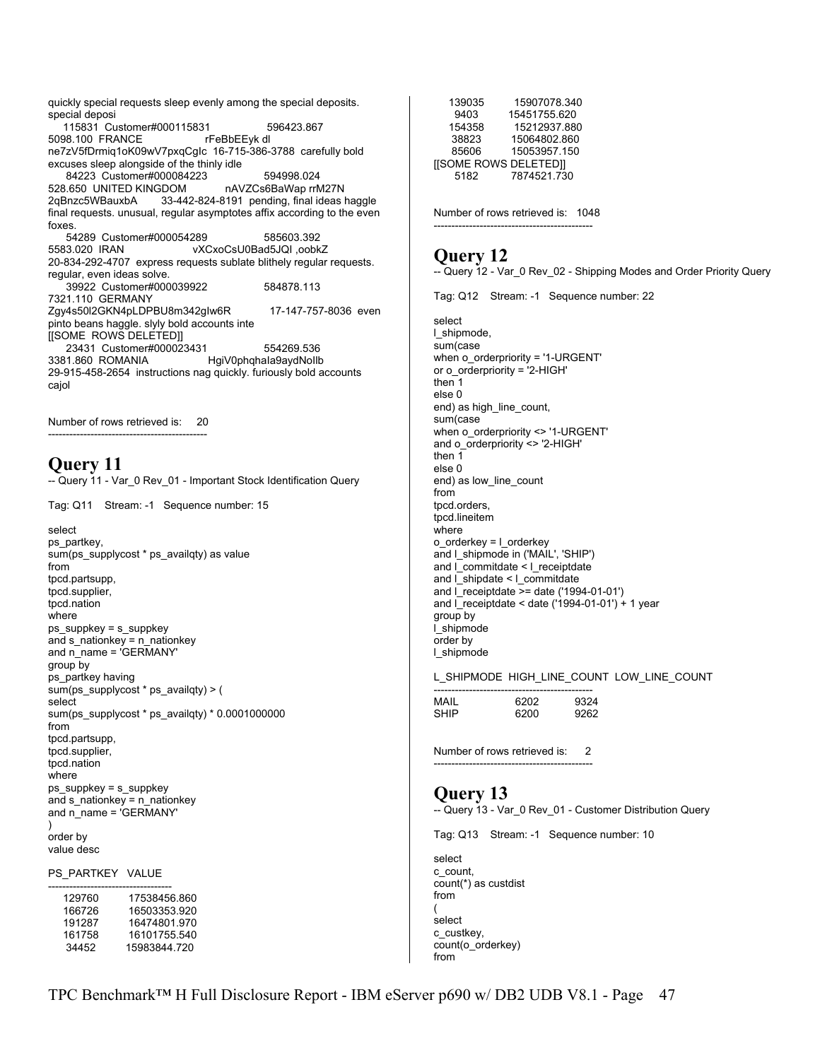quickly special requests sleep evenly among the special deposits. special deposi
 115831 Customer#000115831 596423.867 5098.100 FRANCE rFeBbEEyk dl ne7zV5fDrmiq1oK09wV7pxqCgIc 16-715-386-3788 carefully bold excuses sleep alongside of the thinly idle
 84223 Customer#000084223 594998.024 528.650 UNITED KINGDOM nAVZCs6BaWap rrM27N 2qBnzc5WBauxbA 33-442-824-8191 pending, final ideas haggle final requests. unusual, regular asymptotes affix according to the even foxes.
 54289 Customer#000054289 585603.392 5583.020 IRAN vXCxoCsU0Bad5JQI ,oobkZ 20-834-292-4707 express requests sublate blithely regular requests. regular, even ideas solve.
 39922 Customer#000039922 584878.113 7321.110 GERMANY Zgy4s50l2GKN4pLDPBU8m342gIw6R 17-147-757-8036 even pinto beans haggle. slyly bold accounts inte
[[SOME ROWS DELETED]]
 23431 Customer#000023431 554269.536 3381.860 ROMANIA HgiV0phqhaIa9aydNoIlb 29-915-458-2654 instructions nag quickly. furiously bold accounts cajol

Number of rows retrieved is: 20
---------------------------------------------

# Query 11

-- Query 11 - Var_0 Rev_01 - Important Stock Identification Query

Tag: Q11 Stream: -1 Sequence number: 15

```
select
ps_partkey,
sum(ps_supplycost * ps_availqty) as value
from
tpcd.partsupp,
tpcd.supplier,
tpcd.nation
where
ps_suppkey = s_suppkey
and s_nationkey = n_nationkey
and n_name = 'GERMANY'
group by
ps_partkey having
sum(ps_supplycost * ps_availqty) > (
select
sum(ps_supplycost * ps_availqty) * 0.0001000000
from
tpcd.partsupp,
tpcd.supplier,
tpcd.nation
where
ps_suppkey = s_suppkey
and s_nationkey = n_nationkey
and n_name = 'GERMANY'
)
order by
value desc
```

| PS_PARTKEY | VALUE |
|---|---|
| 129760 | 17538456.860 |
| 166726 | 16503353.920 |
| 191287 | 16474801.970 |
| 161758 | 16101755.540 |
| 34452 | 15983844.720 |
| 139035 | 15907078.340 |
| 9403 | 15451755.620 |
| 154358 | 15212937.880 |
| 38823 | 15064802.860 |
| 85606 | 15053957.150 |
| [[SOME ROWS DELETED]] | |
| 5182 | 7874521.730 |

Number of rows retrieved is: 1048
---------------------------------------------

# Query 12

-- Query 12 - Var_0 Rev_02 - Shipping Modes and Order Priority Query

Tag: Q12 Stream: -1 Sequence number: 22

```
select
l_shipmode,
sum(case
when o_orderpriority = '1-URGENT'
or o_orderpriority = '2-HIGH'
then 1
else 0
end) as high_line_count,
sum(case
when o_orderpriority <> '1-URGENT'
and o_orderpriority <> '2-HIGH'
then 1
else 0
end) as low_line_count
from
tpcd.orders,
tpcd.lineitem
where
o_orderkey = l_orderkey
and l_shipmode in ('MAIL', 'SHIP')
and l_commitdate < l_receiptdate
and l_shipdate < l_commitdate
and l_receiptdate >= date ('1994-01-01')
and l_receiptdate < date ('1994-01-01') + 1 year
group by
l_shipmode
order by
l_shipmode
```

| L_SHIPMODE | HIGH_LINE_COUNT | LOW_LINE_COUNT |
|---|---|---|
| MAIL | 6202 | 9324 |
| SHIP | 6200 | 9262 |

Number of rows retrieved is: 2
---------------------------------------------

# Query 13

-- Query 13 - Var_0 Rev_01 - Customer Distribution Query

Tag: Q13 Stream: -1 Sequence number: 10

```
select
c_count,
count(*) as custdist
from
(
select
c_custkey,
count(o_orderkey)
from
```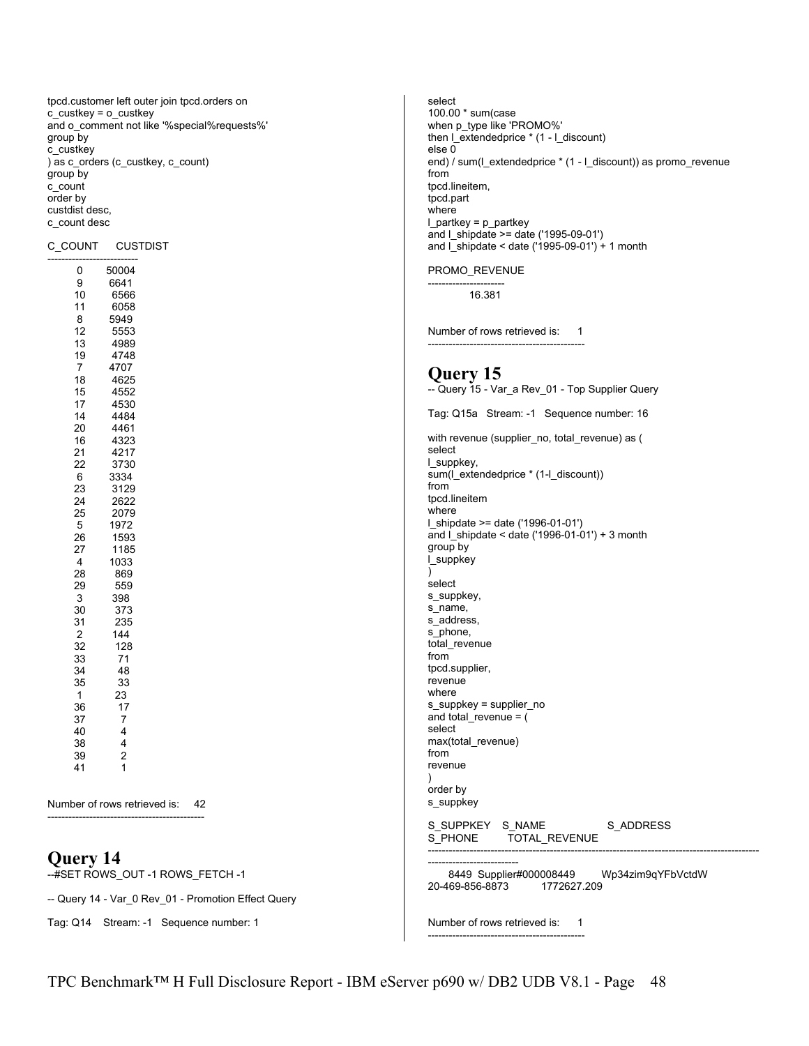```
tpcd.customer left outer join tpcd.orders on
c_custkey = o_custkey
and o_comment not like '%special%requests%'
group by
c_custkey
) as c_orders (c_custkey, c_count)
group by
c_count
order by
custdist desc,
c_count desc
```

| C_COUNT | CUSTDIST |
|---|---|
| 0 | 50004 |
| 9 | 6641 |
| 10 | 6566 |
| 11 | 6058 |
| 8 | 5949 |
| 12 | 5553 |
| 13 | 4989 |
| 19 | 4748 |
| 7 | 4707 |
| 18 | 4625 |
| 15 | 4552 |
| 17 | 4530 |
| 14 | 4484 |
| 20 | 4461 |
| 16 | 4323 |
| 21 | 4217 |
| 22 | 3730 |
| 6 | 3334 |
| 23 | 3129 |
| 24 | 2622 |
| 25 | 2079 |
| 5 | 1972 |
| 26 | 1593 |
| 27 | 1185 |
| 4 | 1033 |
| 28 | 869 |
| 29 | 559 |
| 3 | 398 |
| 30 | 373 |
| 31 | 235 |
| 2 | 144 |
| 32 | 128 |
| 33 | 71 |
| 34 | 48 |
| 35 | 33 |
| 1 | 23 |
| 36 | 17 |
| 37 | 7 |
| 40 | 4 |
| 38 | 4 |
| 39 | 2 |
| 41 | 1 |

Number of rows retrieved is: 42

---

# Query 14

--#SET ROWS_OUT -1 ROWS_FETCH -1

-- Query 14 - Var_0 Rev_01 - Promotion Effect Query

Tag: Q14 Stream: -1 Sequence number: 1

```
select
100.00 * sum(case
when p_type like 'PROMO%'
then l_extendedprice * (1 - l_discount)
else 0
end) / sum(l_extendedprice * (1 - l_discount)) as promo_revenue
from
tpcd.lineitem,
tpcd.part
where
l_partkey = p_partkey
and l_shipdate >= date ('1995-09-01')
and l_shipdate < date ('1995-09-01') + 1 month
```

| PROMO_REVENUE |
|---|
| 16.381 |

Number of rows retrieved is: 1

---

# Query 15

-- Query 15 - Var_a Rev_01 - Top Supplier Query

Tag: Q15a Stream: -1 Sequence number: 16

```
with revenue (supplier_no, total_revenue) as (
select
l_suppkey,
sum(l_extendedprice * (1-l_discount))
from
tpcd.lineitem
where
l_shipdate >= date ('1996-01-01')
and l_shipdate < date ('1996-01-01') + 3 month
group by
l_suppkey
)
select
s_suppkey,
s_name,
s_address,
s_phone,
total_revenue
from
tpcd.supplier,
revenue
where
s_suppkey = supplier_no
and total_revenue = (
select
max(total_revenue)
from
revenue
)
order by
s_suppkey
```

| S_SUPPKEY | S_NAME | S_ADDRESS | S_PHONE | TOTAL_REVENUE |
|---|---|---|---|---|
| 8449 | Supplier#000008449 | Wp34zim9qYFbVctdW | 20-469-856-8873 | 1772627.209 |

Number of rows retrieved is: 1

---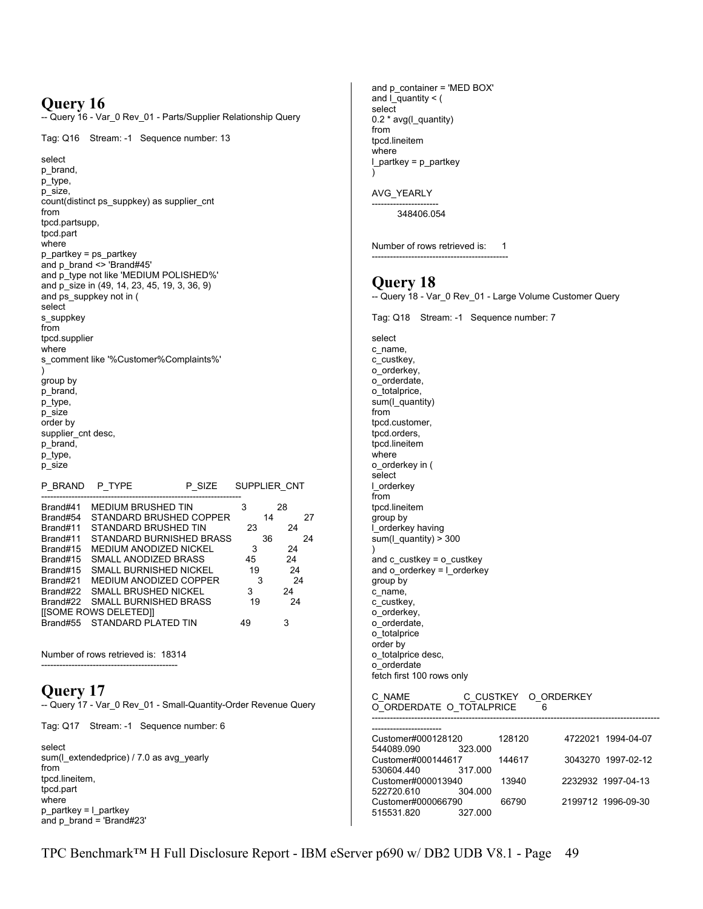# Query 16

-- Query 16 - Var_0 Rev_01 - Parts/Supplier Relationship Query

Tag: Q16 Stream: -1 Sequence number: 13

```
select
p_brand,
p_type,
p_size,
count(distinct ps_suppkey) as supplier_cnt
from
tpcd.partsupp,
tpcd.part
where
p_partkey = ps_partkey
and p_brand <> 'Brand#45'
and p_type not like 'MEDIUM POLISHED%'
and p_size in (49, 14, 23, 45, 19, 3, 36, 9)
and ps_suppkey not in (
select
s_suppkey
from
tpcd.supplier
where
s_comment like '%Customer%Complaints%'
)
group by
p_brand,
p_type,
p_size
order by
supplier_cnt desc,
p_brand,
p_type,
p_size
```

```
P_BRAND   P_TYPE                    P_SIZE    SUPPLIER_CNT
------------------------------------------------------------------
Brand#41  MEDIUM BRUSHED TIN             3           28
Brand#54  STANDARD BRUSHED COPPER       14           27
Brand#11  STANDARD BRUSHED TIN          23           24
Brand#11  STANDARD BURNISHED BRASS      36           24
Brand#15  MEDIUM ANODIZED NICKEL         3           24
Brand#15  SMALL ANODIZED BRASS          45           24
Brand#15  SMALL BURNISHED NICKEL        19           24
Brand#21  MEDIUM ANODIZED COPPER         3           24
Brand#22  SMALL BRUSHED NICKEL           3           24
Brand#22  SMALL BURNISHED BRASS         19           24
[[SOME ROWS DELETED]]
Brand#55  STANDARD PLATED TIN           49            3
```

Number of rows retrieved is: 18314

---

# Query 17

-- Query 17 - Var_0 Rev_01 - Small-Quantity-Order Revenue Query

Tag: Q17 Stream: -1 Sequence number: 6

```
select
sum(l_extendedprice) / 7.0 as avg_yearly
from
tpcd.lineitem,
tpcd.part
where
p_partkey = l_partkey
and p_brand = 'Brand#23'
and p_container = 'MED BOX'
and l_quantity < (
select
0.2 * avg(l_quantity)
from
tpcd.lineitem
where
l_partkey = p_partkey
)
```

```
AVG_YEARLY
----------------------
        348406.054
```

Number of rows retrieved is: 1

---

# Query 18

-- Query 18 - Var_0 Rev_01 - Large Volume Customer Query

Tag: Q18 Stream: -1 Sequence number: 7

```
select
c_name,
c_custkey,
o_orderkey,
o_orderdate,
o_totalprice,
sum(l_quantity)
from
tpcd.customer,
tpcd.orders,
tpcd.lineitem
where
o_orderkey in (
select
l_orderkey
from
tpcd.lineitem
group by
l_orderkey having
sum(l_quantity) > 300
)
and c_custkey = o_custkey
and o_orderkey = l_orderkey
group by
c_name,
c_custkey,
o_orderkey,
o_orderdate,
o_totalprice
order by
o_totalprice desc,
o_orderdate
fetch first 100 rows only
```

```
C_NAME                C_CUSTKEY    O_ORDERKEY
O_ORDERDATE  O_TOTALPRICE        6
------------------------------------------------------------------------------------------------------------
Customer#000128120          128120          4722021  1994-04-07
544089.090          323.000
Customer#000144617          144617          3043270  1997-02-12
530604.440          317.000
Customer#000013940           13940          2232932  1997-04-13
522720.610          304.000
Customer#000066790           66790          2199712  1996-09-30
515531.820          327.000
```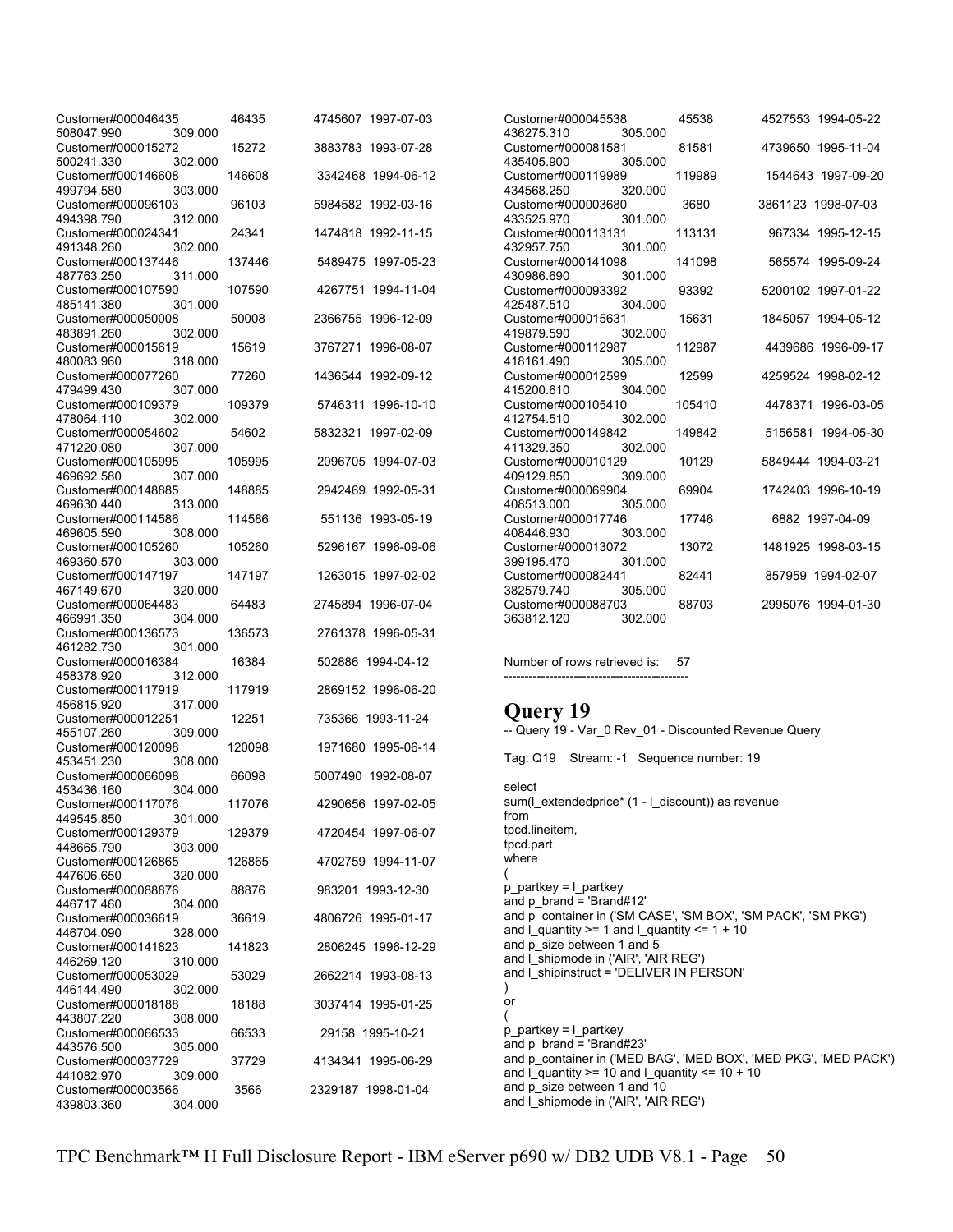```
Customer#000046435          46435      4745607  1997-07-03
508047.990        309.000
Customer#000015272          15272      3883783  1993-07-28
500241.330        302.000
Customer#000146608          146608     3342468  1994-06-12
499794.580        303.000
Customer#000096103          96103      5984582  1992-03-16
494398.790        312.000
Customer#000024341          24341      1474818  1992-11-15
491348.260        302.000
Customer#000137446          137446     5489475  1997-05-23
487763.250        311.000
Customer#000107590          107590     4267751  1994-11-04
485141.380        301.000
Customer#000050008          50008      2366755  1996-12-09
483891.260        302.000
Customer#000015619          15619      3767271  1996-08-07
480083.960        318.000
Customer#000077260          77260      1436544  1992-09-12
479499.430        307.000
Customer#000109379          109379     5746311  1996-10-10
478064.110        302.000
Customer#000054602          54602      5832321  1997-02-09
471220.080        307.000
Customer#000105995          105995     2096705  1994-07-03
469692.580        307.000
Customer#000148885          148885     2942469  1992-05-31
469630.440        313.000
Customer#000114586          114586     551136   1993-05-19
469605.590        308.000
Customer#000105260          105260     5296167  1996-09-06
469360.570        303.000
Customer#000147197          147197     1263015  1997-02-02
467149.670        320.000
Customer#000064483          64483      2745894  1996-07-04
466991.350        304.000
Customer#000136573          136573     2761378  1996-05-31
461282.730        301.000
Customer#000016384          16384      502886   1994-04-12
458378.920        312.000
Customer#000117919          117919     2869152  1996-06-20
456815.920        317.000
Customer#000012251          12251      735366   1993-11-24
455107.260        309.000
Customer#000120098          120098     1971680  1995-06-14
453451.230        308.000
Customer#000066098          66098      5007490  1992-08-07
453436.160        304.000
Customer#000117076          117076     4290656  1997-02-05
449545.850        301.000
Customer#000129379          129379     4720454  1997-06-07
448665.790        303.000
Customer#000126865          126865     4702759  1994-11-07
447606.650        320.000
Customer#000088876          88876      983201   1993-12-30
446717.460        304.000
Customer#000036619          36619      4806726  1995-01-17
446704.090        328.000
Customer#000141823          141823     2806245  1996-12-29
446269.120        310.000
Customer#000053029          53029      2662214  1993-08-13
446144.490        302.000
Customer#000018188          18188      3037414  1995-01-25
443807.220        308.000
Customer#000066533          66533      29158    1995-10-21
443576.500        305.000
Customer#000037729          37729      4134341  1995-06-29
441082.970        309.000
Customer#000003566          3566       2329187  1998-01-04
439803.360        304.000
Customer#000045538          45538      4527553  1994-05-22
436275.310        305.000
Customer#000081581          81581      4739650  1995-11-04
435405.900        305.000
Customer#000119989          119989     1544643  1997-09-20
434568.250        320.000
Customer#000003680          3680       3861123  1998-07-03
433525.970        301.000
Customer#000113131          113131     967334   1995-12-15
432957.750        301.000
Customer#000141098          141098     565574   1995-09-24
430986.690        301.000
Customer#000093392          93392      5200102  1997-01-22
425487.510        304.000
Customer#000015631          15631      1845057  1994-05-12
419879.590        302.000
Customer#000112987          112987     4439686  1996-09-17
418161.490        305.000
Customer#000012599          12599      4259524  1998-02-12
415200.610        304.000
Customer#000105410          105410     4478371  1996-03-05
412754.510        302.000
Customer#000149842          149842     5156581  1994-05-30
411329.350        302.000
Customer#000010129          10129      5849444  1994-03-21
409129.850        309.000
Customer#000069904          69904      1742403  1996-10-19
408513.000        305.000
Customer#000017746          17746      6882     1997-04-09
408446.930        303.000
Customer#000013072          13072      1481925  1998-03-15
399195.470        301.000
Customer#000082441          82441      857959   1994-02-07
382579.740        305.000
Customer#000088703          88703      2995076  1994-01-30
363812.120        302.000
```

Number of rows retrieved is: 57

---------------------------------------------

## Query 19

-- Query 19 - Var_0 Rev_01 - Discounted Revenue Query

Tag: Q19 Stream: -1 Sequence number: 19

```
select
sum(l_extendedprice* (1 - l_discount)) as revenue
from
tpcd.lineitem,
tpcd.part
where
(
p_partkey = l_partkey
and p_brand = 'Brand#12'
and p_container in ('SM CASE', 'SM BOX', 'SM PACK', 'SM PKG')
and l_quantity >= 1 and l_quantity <= 1 + 10
and p_size between 1 and 5
and l_shipmode in ('AIR', 'AIR REG')
and l_shipinstruct = 'DELIVER IN PERSON'
)
or
(
p_partkey = l_partkey
and p_brand = 'Brand#23'
and p_container in ('MED BAG', 'MED BOX', 'MED PKG', 'MED PACK')
and l_quantity >= 10 and l_quantity <= 10 + 10
and p_size between 1 and 10
and l_shipmode in ('AIR', 'AIR REG')
```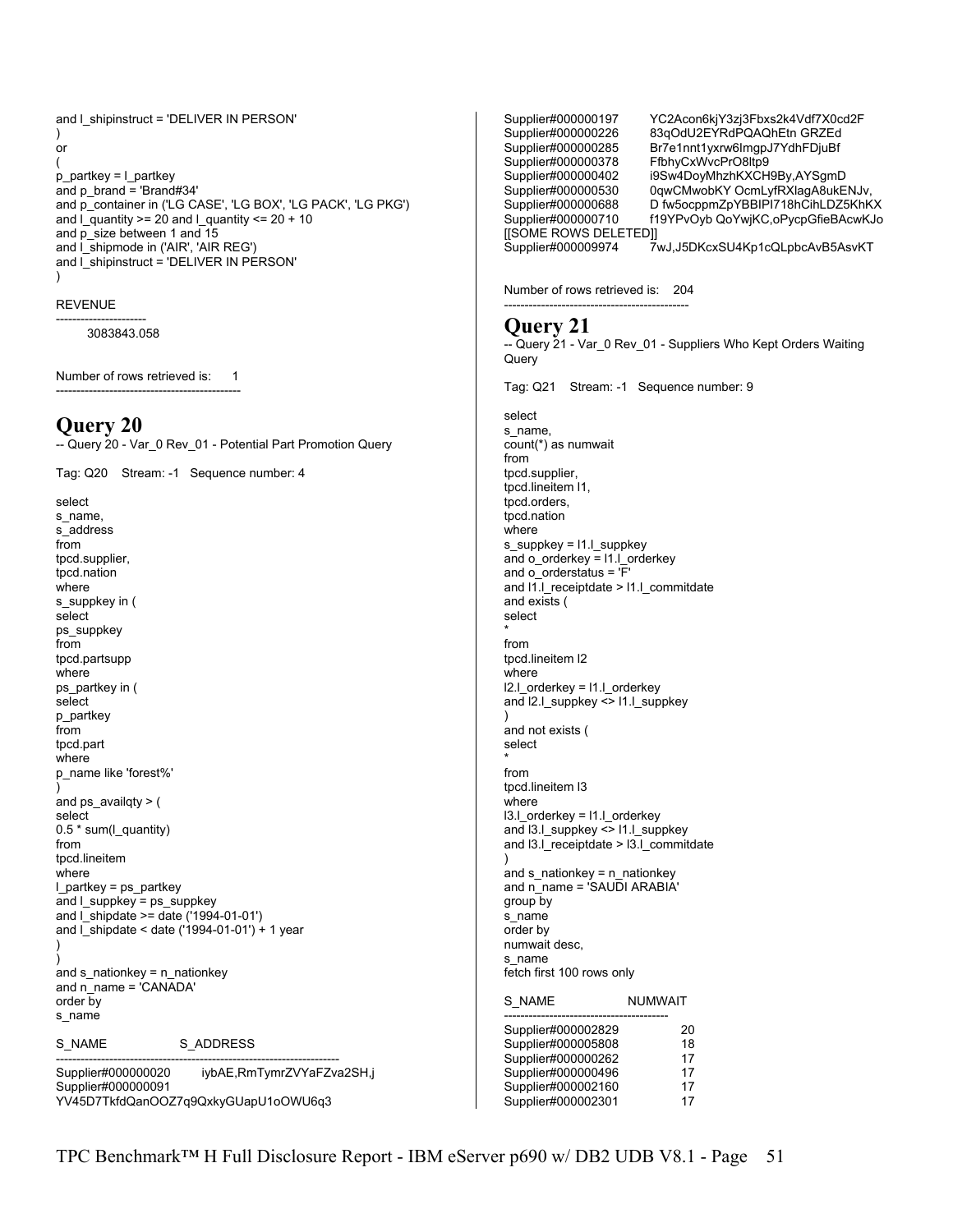```
and l_shipinstruct = 'DELIVER IN PERSON'
)
or
(
p_partkey = l_partkey
and p_brand = 'Brand#34'
and p_container in ('LG CASE', 'LG BOX', 'LG PACK', 'LG PKG')
and l_quantity >= 20 and l_quantity <= 20 + 10
and p_size between 1 and 15
and l_shipmode in ('AIR', 'AIR REG')
and l_shipinstruct = 'DELIVER IN PERSON'
)
```

```
REVENUE
----------------------
       3083843.058
```

Number of rows retrieved is: 1

---

# Query 20

-- Query 20 - Var_0 Rev_01 - Potential Part Promotion Query

Tag: Q20 Stream: -1 Sequence number: 4

```
select
s_name,
s_address
from
tpcd.supplier,
tpcd.nation
where
s_suppkey in (
select
ps_suppkey
from
tpcd.partsupp
where
ps_partkey in (
select
p_partkey
from
tpcd.part
where
p_name like 'forest%'
)
and ps_availqty > (
select
0.5 * sum(l_quantity)
from
tpcd.lineitem
where
l_partkey = ps_partkey
and l_suppkey = ps_suppkey
and l_shipdate >= date ('1994-01-01')
and l_shipdate < date ('1994-01-01') + 1 year
)
)
and s_nationkey = n_nationkey
and n_name = 'CANADA'
order by
s_name
```

```
S_NAME                S_ADDRESS
---------------------------------------------------------------------------
Supplier#000000020    iybAE,RmTymrZVYaFZva2SH,j
Supplier#000000091
YV45D7TkfdQanOOZ7q9QxkyGUapU1oOWU6q3
Supplier#000000197    YC2Acon6kjY3zj3Fbxs2k4Vdf7X0cd2F
Supplier#000000226    83qOdU2EYRdPQAQhEtn GRZEd
Supplier#000000285    Br7e1nnt1yxrw6ImgpJ7YdhFDjuBf
Supplier#000000378    FfbhyCxWvcPrO8ltp9
Supplier#000000402    i9Sw4DoyMhzhKXCH9By,AYSgmD
Supplier#000000530    0qwCMwobKY OcmLyfRXlagA8ukENJv,
Supplier#000000688    D fw5ocppmZpYBBIPl718hCihLDZ5KhKX
Supplier#000000710    f19YPvOyb QoYwjKC,oPycpGfieBAcwKJo
[[SOME ROWS DELETED]]
Supplier#000009974    7wJ,J5DKcxSU4Kp1cQLpbcAvB5AsvKT
```

Number of rows retrieved is: 204

---

# Query 21

-- Query 21 - Var_0 Rev_01 - Suppliers Who Kept Orders Waiting Query

Tag: Q21 Stream: -1 Sequence number: 9

```
select
s_name,
count(*) as numwait
from
tpcd.supplier,
tpcd.lineitem l1,
tpcd.orders,
tpcd.nation
where
s_suppkey = l1.l_suppkey
and o_orderkey = l1.l_orderkey
and o_orderstatus = 'F'
and l1.l_receiptdate > l1.l_commitdate
and exists (
select
*
from
tpcd.lineitem l2
where
l2.l_orderkey = l1.l_orderkey
and l2.l_suppkey <> l1.l_suppkey
)
and not exists (
select
*
from
tpcd.lineitem l3
where
l3.l_orderkey = l1.l_orderkey
and l3.l_suppkey <> l1.l_suppkey
and l3.l_receiptdate > l3.l_commitdate
)
and s_nationkey = n_nationkey
and n_name = 'SAUDI ARABIA'
group by
s_name
order by
numwait desc,
s_name
fetch first 100 rows only
```

```
S_NAME                  NUMWAIT
----------------------------------------
Supplier#000002829           20
Supplier#000005808           18
Supplier#000000262           17
Supplier#000000496           17
Supplier#000002160           17
Supplier#000002301           17
```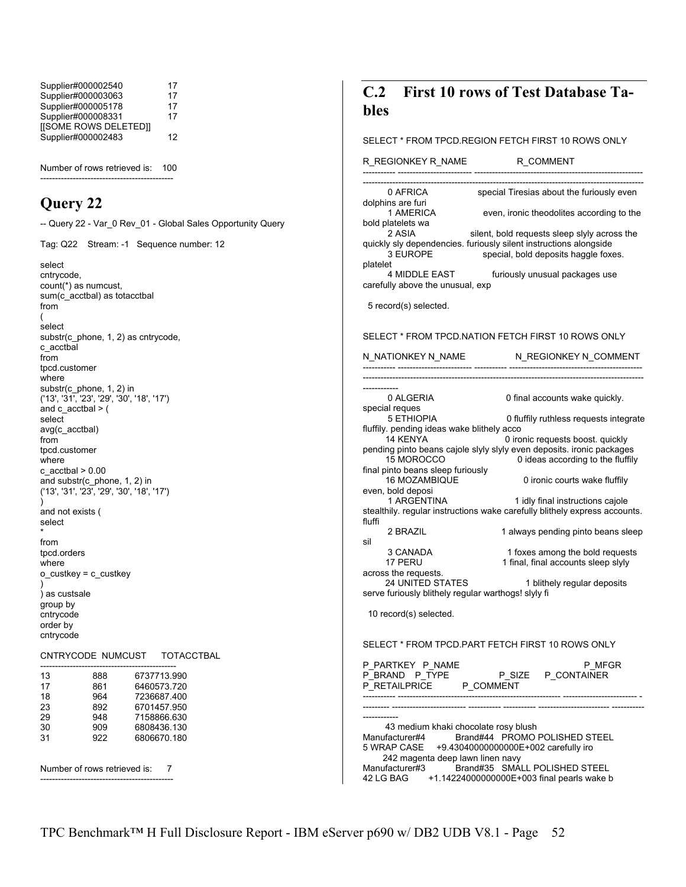| | |
|---|---|
| Supplier#000002540 | 17 |
| Supplier#000003063 | 17 |
| Supplier#000005178 | 17 |
| Supplier#000008331 | 17 |
| [[SOME ROWS DELETED]] | |
| Supplier#000002483 | 12 |

Number of rows retrieved is: 100

---------------------------------------------

# Query 22

-- Query 22 - Var_0 Rev_01 - Global Sales Opportunity Query

Tag: Q22 Stream: -1 Sequence number: 12

```
select
cntrycode,
count(*) as numcust,
sum(c_acctbal) as totacctbal
from
(
select
substr(c_phone, 1, 2) as cntrycode,
c_acctbal
from
tpcd.customer
where
substr(c_phone, 1, 2) in
('13', '31', '23', '29', '30', '18', '17')
and c_acctbal > (
select
avg(c_acctbal)
from
tpcd.customer
where
c_acctbal > 0.00
and substr(c_phone, 1, 2) in
('13', '31', '23', '29', '30', '18', '17')
)
and not exists (
select
*
from
tpcd.orders
where
o_custkey = c_custkey
)
) as custsale
group by
cntrycode
order by
cntrycode
```

| CNTRYCODE | NUMCUST | TOTACCTBAL |
|---|---|---|
| 13 | 888 | 6737713.990 |
| 17 | 861 | 6460573.720 |
| 18 | 964 | 7236687.400 |
| 23 | 892 | 6701457.950 |
| 29 | 948 | 7158866.630 |
| 30 | 909 | 6808436.130 |
| 31 | 922 | 6806670.180 |

Number of rows retrieved is: 7

---------------------------------------------

## C.2 First 10 rows of Test Database Tables

SELECT * FROM TPCD.REGION FETCH FIRST 10 ROWS ONLY

```
R_REGIONKEY R_NAME                    R_COMMENT
----------- ------------------------- --------------------------------------------------------
---------------------------------------------------------------------------------------------
          0 AFRICA                    special Tiresias about the furiously even dolphins are furi
          1 AMERICA                   even, ironic theodolites according to the bold platelets wa
          2 ASIA                      silent, bold requests sleep slyly across the quickly sly dependencies. furiously silent instructions alongside
          3 EUROPE                    special, bold deposits haggle foxes. platelet
          4 MIDDLE EAST               furiously unusual packages use carefully above the unusual, exp

  5 record(s) selected.
```

SELECT * FROM TPCD.NATION FETCH FIRST 10 ROWS ONLY

```
N_NATIONKEY N_NAME                    N_REGIONKEY N_COMMENT
----------- ------------------------- ----------- --------------------------------------------
---------------------------------------------------------------------------------------------
------------
          0 ALGERIA                             0 final accounts wake quickly. special reques
          5 ETHIOPIA                            0 fluffily ruthless requests integrate fluffily. pending ideas wake blithely acco
         14 KENYA                               0 ironic requests boost. quickly pending pinto beans cajole slyly slyly even deposits. ironic packages
         15 MOROCCO                             0 ideas according to the fluffily final pinto beans sleep furiously
         16 MOZAMBIQUE                          0 ironic courts wake fluffily even, bold deposi
          1 ARGENTINA                           1 idly final instructions cajole stealthily. regular instructions wake carefully blithely express accounts. fluffi
          2 BRAZIL                              1 always pending pinto beans sleep sil
          3 CANADA                              1 foxes among the bold requests
         17 PERU                                1 final, final accounts sleep slyly across the requests.
         24 UNITED STATES                       1 blithely regular deposits serve furiously blithely regular warthogs! slyly fi

  10 record(s) selected.
```

SELECT * FROM TPCD.PART FETCH FIRST 10 ROWS ONLY

```
P_PARTKEY   P_NAME                                                   P_MFGR
P_BRAND   P_TYPE                    P_SIZE      P_CONTAINER
P_RETAILPRICE            P_COMMENT
----------- -------------------------------------------------------- ------------------------- -
--------- ------------------------- ----------- ----------- ------------------------ -----------
------------
         43 medium khaki chocolate rosy blush
Manufacturer#4            Brand#44  PROMO POLISHED STEEL
5 WRAP CASE     +9.43040000000000E+002 carefully iro
        242 magenta deep lawn linen navy
Manufacturer#3            Brand#35  SMALL POLISHED STEEL
42 LG BAG       +1.14224000000000E+003 final pearls wake b
```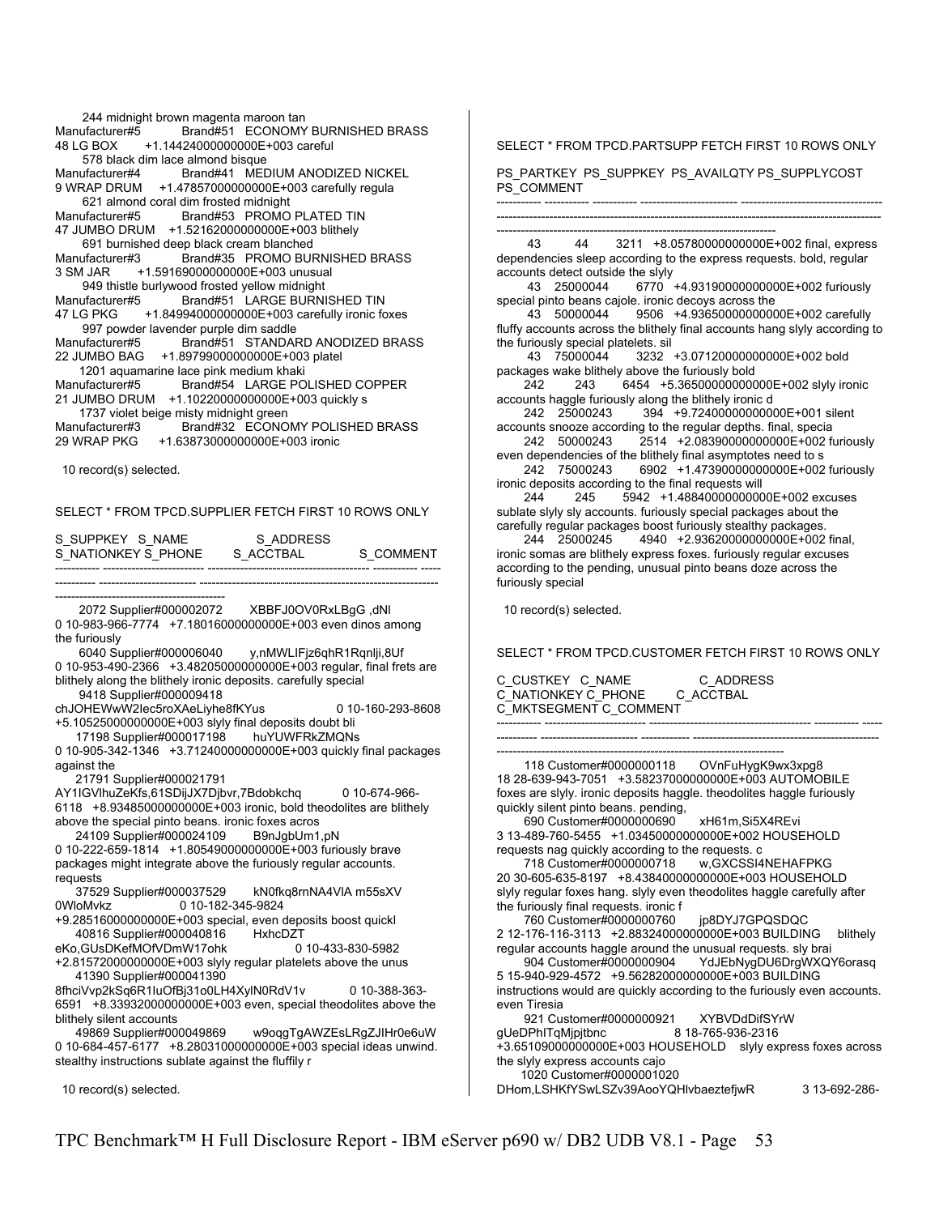```
      244 midnight brown magenta maroon tan
Manufacturer#5           Brand#51   ECONOMY BURNISHED BRASS
48 LG BOX       +1.14424000000000E+003 careful
      578 black dim lace almond bisque
Manufacturer#4           Brand#41   MEDIUM ANODIZED NICKEL
9 WRAP DRUM     +1.47857000000000E+003 carefully regula
      621 almond coral dim frosted midnight
Manufacturer#5           Brand#53   PROMO PLATED TIN
47 JUMBO DRUM   +1.52162000000000E+003 blithely
      691 burnished deep black cream blanched
Manufacturer#3           Brand#35   PROMO BURNISHED BRASS
3 SM JAR        +1.59169000000000E+003 unusual
      949 thistle burlywood frosted yellow midnight
Manufacturer#5           Brand#51   LARGE BURNISHED TIN
47 LG PKG       +1.84994000000000E+003 carefully ironic foxes
      997 powder lavender purple dim saddle
Manufacturer#5           Brand#51   STANDARD ANODIZED BRASS
22 JUMBO BAG    +1.89799000000000E+003 platel
      1201 aquamarine lace pink medium khaki
Manufacturer#5           Brand#54   LARGE POLISHED COPPER
21 JUMBO DRUM   +1.10220000000000E+003 quickly s
      1737 violet beige misty midnight green
Manufacturer#3           Brand#32   ECONOMY POLISHED BRASS
29 WRAP PKG     +1.63873000000000E+003 ironic

  10 record(s) selected.
```

SELECT * FROM TPCD.SUPPLIER FETCH FIRST 10 ROWS ONLY

```
S_SUPPKEY  S_NAME                 S_ADDRESS
S_NATIONKEY S_PHONE        S_ACCTBAL          S_COMMENT
----------- ------------------------- ---------------------------------------- ----------- -----
---------- ------------------------ -----------------------------------------------------------
----------------------------------------
     2072 Supplier#000002072       XBBFJ0OV0RxLBgG ,dNl
0 10-983-966-7774  +7.18016000000000E+003 even dinos among
the furiously
     6040 Supplier#000006040       y,nMWLIFjz6qhR1Rqnlji,8Uf
0 10-953-490-2366  +3.48205000000000E+003 regular, final frets are
blithely along the blithely ironic deposits. carefully special
     9418 Supplier#000009418
chJOHEWwW2Iec5roXAeLiyhe8fKYus                    0 10-160-293-8608
+5.10525000000000E+003 slyly final deposits doubt bli
    17198 Supplier#000017198       huYUWFRkZMQNs
0 10-905-342-1346  +3.71240000000000E+003 quickly final packages
against the
    21791 Supplier#000021791
AY1IGVlhuZeKfs,61SDijJX7Djbvr,7Bdobkchq           0 10-674-966-
6118  +8.93485000000000E+003 ironic, bold theodolites are blithely
above the special pinto beans. ironic foxes acros
    24109 Supplier#000024109       B9nJgbUm1,pN
0 10-222-659-1814  +1.80549000000000E+003 furiously brave
packages might integrate above the furiously regular accounts.
requests
    37529 Supplier#000037529       kN0fkq8rnNA4VIA m55sXV
0WloMvkz              0 10-182-345-9824
+9.28516000000000E+003 special, even deposits boost quickl
    40816 Supplier#000040816       HxhcDZT
eKo,GUsDKefMOfVDmW17ohk                   0 10-433-830-5982
+2.81572000000000E+003 slyly regular platelets above the unus
    41390 Supplier#000041390
8fhciVvp2kSq6R1IuOfBj31o0LH4XylN0RdV1v            0 10-388-363-
6591  +8.33932000000000E+003 even, special theodolites above the
blithely silent accounts
    49869 Supplier#000049869       w9oqgTgAWZEsLRgZJIHr0e6uW
0 10-684-457-6177  +8.28031000000000E+003 special ideas unwind.
stealthy instructions sublate against the fluffily r

  10 record(s) selected.
```

SELECT * FROM TPCD.PARTSUPP FETCH FIRST 10 ROWS ONLY

```
PS_PARTKEY  PS_SUPPKEY  PS_AVAILQTY PS_SUPPLYCOST
PS_COMMENT
----------- ----------- ----------- ------------------------ ----------------------------------
-----------------------------------------------------------------------------------------------
---------------------------------------------------------------------
         43          44       3211  +8.05780000000000E+002 final, express
dependencies sleep according to the express requests. bold, regular
accounts detect outside the slyly
         43    25000044       6770  +4.93190000000000E+002 furiously
special pinto beans cajole. ironic decoys across the
         43    50000044       9506  +4.93650000000000E+002 carefully
fluffy accounts across the blithely final accounts hang slyly according to
the furiously special platelets. sil
         43    75000044       3232  +3.07120000000000E+002 bold
packages wake blithely above the furiously bold
        242         243       6454  +5.36500000000000E+002 slyly ironic
accounts haggle furiously along the blithely ironic d
        242    25000243        394  +9.72400000000000E+001 silent
accounts snooze according to the regular depths. final, specia
        242    50000243       2514  +2.08390000000000E+002 furiously
even dependencies of the blithely final asymptotes need to s
        242    75000243       6902  +1.47390000000000E+002 furiously
ironic deposits according to the final requests will
        244         245       5942  +1.48840000000000E+002 excuses
sublate slyly sly accounts. furiously special packages about the
carefully regular packages boost furiously stealthy packages.
        244    25000245       4940  +2.93620000000000E+002 final,
ironic somas are blithely express foxes. furiously regular excuses
according to the pending, unusual pinto beans doze across the
furiously special

  10 record(s) selected.
```

SELECT * FROM TPCD.CUSTOMER FETCH FIRST 10 ROWS ONLY

```
C_CUSTKEY   C_NAME                    C_ADDRESS
C_NATIONKEY C_PHONE        C_ACCTBAL
C_MKTSEGMENT C_COMMENT
----------- ------------------------- ---------------------------------------- ----------- -----
---------- ------------------------ ------------ ---------------------------------------------
---------------------------------------------------------------------------
      118 Customer#000000118       OVnFuHygK9wx3xpg8
18 28-639-943-7051  +3.58237000000000E+003 AUTOMOBILE
foxes are slyly. ironic deposits haggle. theodolites haggle furiously
quickly silent pinto beans. pending,
      690 Customer#000000690       xH61m,Si5X4REvi
3 13-489-760-5455  +1.03450000000000E+002 HOUSEHOLD
requests nag quickly according to the requests. c
      718 Customer#000000718       w,GXCSSI4NEHAFPKG
20 30-605-635-8197  +8.43840000000000E+003 HOUSEHOLD
slyly regular foxes hang. slyly even theodolites haggle carefully after
the furiously final requests. ironic f
      760 Customer#000000760       jp8DYJ7GPQSDQC
2 12-176-116-3113  +2.88324000000000E+003 BUILDING     blithely
regular accounts haggle around the unusual requests. sly brai
      904 Customer#000000904       YdJEbNygDU6DrgWXQY6orasq
5 15-940-929-4572  +9.56282000000000E+003 BUILDING
instructions would are quickly according to the furiously even accounts.
even Tiresia
      921 Customer#000000921       XYBVDdDifSYrW
gUeDPhITqMjpjtbnc                 8 18-765-936-2316
+3.65109000000000E+003 HOUSEHOLD    slyly express foxes across
the slyly express accounts cajo
     1020 Customer#000001020
DHom,LSHKfYSwLSZv39AooYQHlvbaeztefjwR             3 13-692-286-
```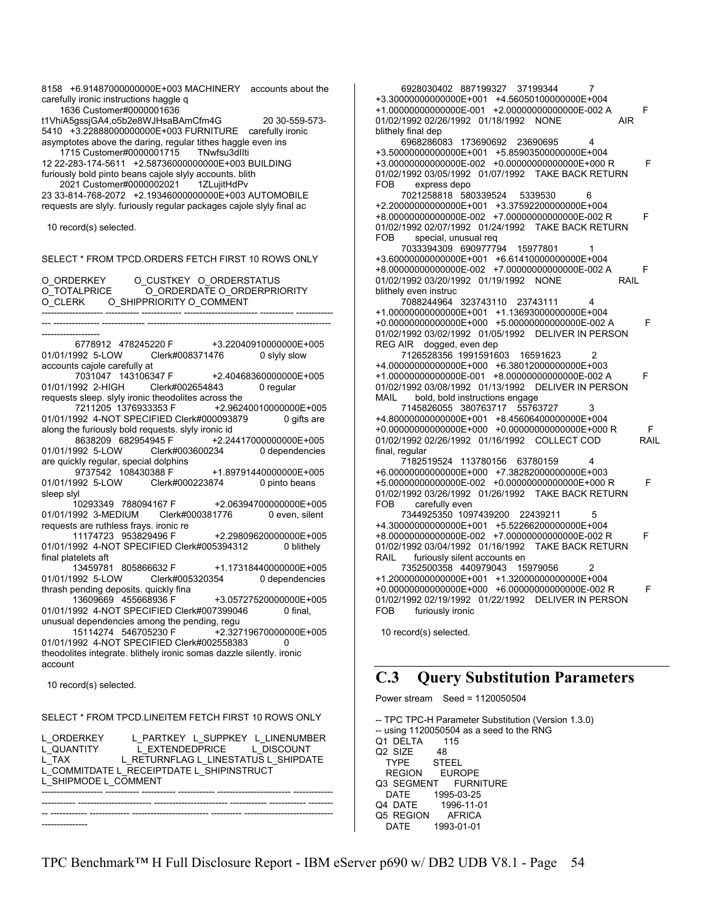8158 +6.91487000000000E+003 MACHINERY accounts about the carefully ironic instructions haggle q
1636 Customer#0000001636
t1VhiA5gssjGA4,o5b2e8WJHsaBAmCfm4G 20 30-559-573-5410 +3.22888000000000E+003 FURNITURE carefully ironic asymptotes above the daring, regular tithes haggle even ins
1715 Customer#0000001715 TNwfsu3dlIti
12 22-283-174-5611 +2.58736000000000E+003 BUILDING furiously bold pinto beans cajole slyly accounts. blith
2021 Customer#0000002021 1ZLujitHdPv
23 33-814-768-2072 +2.19346000000000E+003 AUTOMOBILE requests are slyly. furiously regular packages cajole slyly final ac

10 record(s) selected.

SELECT * FROM TPCD.ORDERS FETCH FIRST 10 ROWS ONLY

```
O_ORDERKEY          O_CUSTKEY   O_ORDERSTATUS
O_TOTALPRICE              O_ORDERDATE O_ORDERPRIORITY
O_CLERK       O_SHIPPRIORITY O_COMMENT
-------------------- ----------- ------------- ------------------------ ----------- ------------
--- --------------- -------------- -----------------------------------------------------------
-------------------
      6778912  478245220 F           +3.22040910000000E+005
01/01/1992  5-LOW          Clerk#008371476        0 slyly slow
accounts cajole carefully at
      7031047  143106347 F           +2.40468360000000E+005
01/01/1992  2-HIGH         Clerk#002654843        0 regular
requests sleep. slyly ironic theodolites across the
      7211205  1376933353 F          +2.96240010000000E+005
01/01/1992  4-NOT SPECIFIED Clerk#000093879       0 gifts are
along the furiously bold requests. slyly ironic id
      8638209  682954945 F           +2.24417000000000E+005
01/01/1992  5-LOW          Clerk#003600234        0 dependencies
are quickly regular, special dolphins
      9737542  108430388 F           +1.89791440000000E+005
01/01/1992  5-LOW          Clerk#000223874        0 pinto beans
sleep slyl
      10293349  788094167 F          +2.06394700000000E+005
01/01/1992  3-MEDIUM       Clerk#000381776        0 even, silent
requests are ruthless frays. ironic re
      11174723  953829496 F          +2.29809620000000E+005
01/01/1992  4-NOT SPECIFIED Clerk#005394312       0 blithely
final platelets aft
      13459781  805866632 F          +1.17318440000000E+005
01/01/1992  5-LOW          Clerk#005320354        0 dependencies
thrash pending deposits. quickly fina
      13609669  455668936 F          +3.05727520000000E+005
01/01/1992  4-NOT SPECIFIED Clerk#007399046       0 final,
unusual dependencies among the pending, regu
      15114274  546705230 F          +2.32719670000000E+005
01/01/1992  4-NOT SPECIFIED Clerk#002558383       0
theodolites integrate. blithely ironic somas dazzle silently. ironic
account
```

10 record(s) selected.

SELECT * FROM TPCD.LINEITEM FETCH FIRST 10 ROWS ONLY

```
L_ORDERKEY          L_PARTKEY  L_SUPPKEY  L_LINENUMBER
L_QUANTITY              L_EXTENDEDPRICE          L_DISCOUNT
L_TAX                   L_RETURNFLAG L_LINESTATUS L_SHIPDATE
L_COMMITDATE L_RECEIPTDATE L_SHIPINSTRUCT
L_SHIPMODE L_COMMENT
-------------------- ----------- ----------- ------------ ------------------------ ------------
---------- ------------------------ ------------------------ ------------ ------------ --------
-- ------------ ------------- ------------------------- ---------- -----------------------------
---------------
      6928030402  887199327  37199344        7
+3.30000000000000E+001  +4.56050100000000E+004
+1.00000000000000E-001  +2.00000000000000E-002 A          F
01/02/1992 02/26/1992  01/18/1992   NONE                AIR
blithely final dep
      6968286083  173690692  23690695        4
+3.50000000000000E+001  +5.85903500000000E+004
+3.00000000000000E-002  +0.00000000000000E+000 R          F
01/02/1992 03/05/1992  01/07/1992   TAKE BACK RETURN
FOB      express depo
      7021258818  580339524   5339530        6
+2.20000000000000E+001  +3.37592200000000E+004
+8.00000000000000E-002  +7.00000000000000E-002 R          F
01/02/1992 02/07/1992  01/24/1992   TAKE BACK RETURN
FOB      special, unusual req
      7033394309  690977794  15977801        1
+3.60000000000000E+001  +6.61410000000000E+004
+8.00000000000000E-002  +7.00000000000000E-002 A          F
01/02/1992 03/20/1992  01/19/1992   NONE                RAIL
blithely even instruc
      7088244964  323743110  23743111        4
+1.00000000000000E+001  +1.13693000000000E+004
+0.00000000000000E+000  +5.00000000000000E-002 A          F
01/02/1992 03/02/1992  01/05/1992   DELIVER IN PERSON
REG AIR   dogged, even dep
      7126528356  1991591603  16591623       2
+4.00000000000000E+000  +6.38012000000000E+003
+1.00000000000000E-001  +8.00000000000000E-002 A          F
01/02/1992 03/08/1992  01/13/1992   DELIVER IN PERSON
MAIL     bold, bold instructions engage
      7145826055  380763717  55763727        3
+4.80000000000000E+001  +8.45606400000000E+004
+0.00000000000000E+000  +0.00000000000000E+000 R          F
01/02/1992 02/26/1992  01/16/1992   COLLECT COD         RAIL
final, regular
      7182519524  113780156  63780159        4
+6.00000000000000E+000  +7.38282000000000E+003
+5.00000000000000E-002  +0.00000000000000E+000 R          F
01/02/1992 03/26/1992  01/26/1992   TAKE BACK RETURN
FOB      carefully even
      7344925350  1097439200  22439211       5
+4.30000000000000E+001  +5.52266200000000E+004
+8.00000000000000E-002  +7.00000000000000E-002 R          F
01/02/1992 03/04/1992  01/16/1992   TAKE BACK RETURN
RAIL     furiously silent accounts en
      7352500358  440979043  15979056        2
+1.20000000000000E+001  +1.32000000000000E+004
+0.00000000000000E+000  +6.00000000000000E-002 R          F
01/02/1992 02/19/1992  01/22/1992   DELIVER IN PERSON
FOB      furiously ironic
```

10 record(s) selected.

## C.3 Query Substitution Parameters

Power stream Seed = 1120050504

```
-- TPC TPC-H Parameter Substitution (Version 1.3.0)
-- using 1120050504 as a seed to the RNG
Q1 DELTA      115
Q2 SIZE       48
   TYPE       STEEL
   REGION     EUROPE
Q3 SEGMENT    FURNITURE
   DATE       1995-03-25
Q4 DATE       1996-11-01
Q5 REGION     AFRICA
   DATE       1993-01-01
```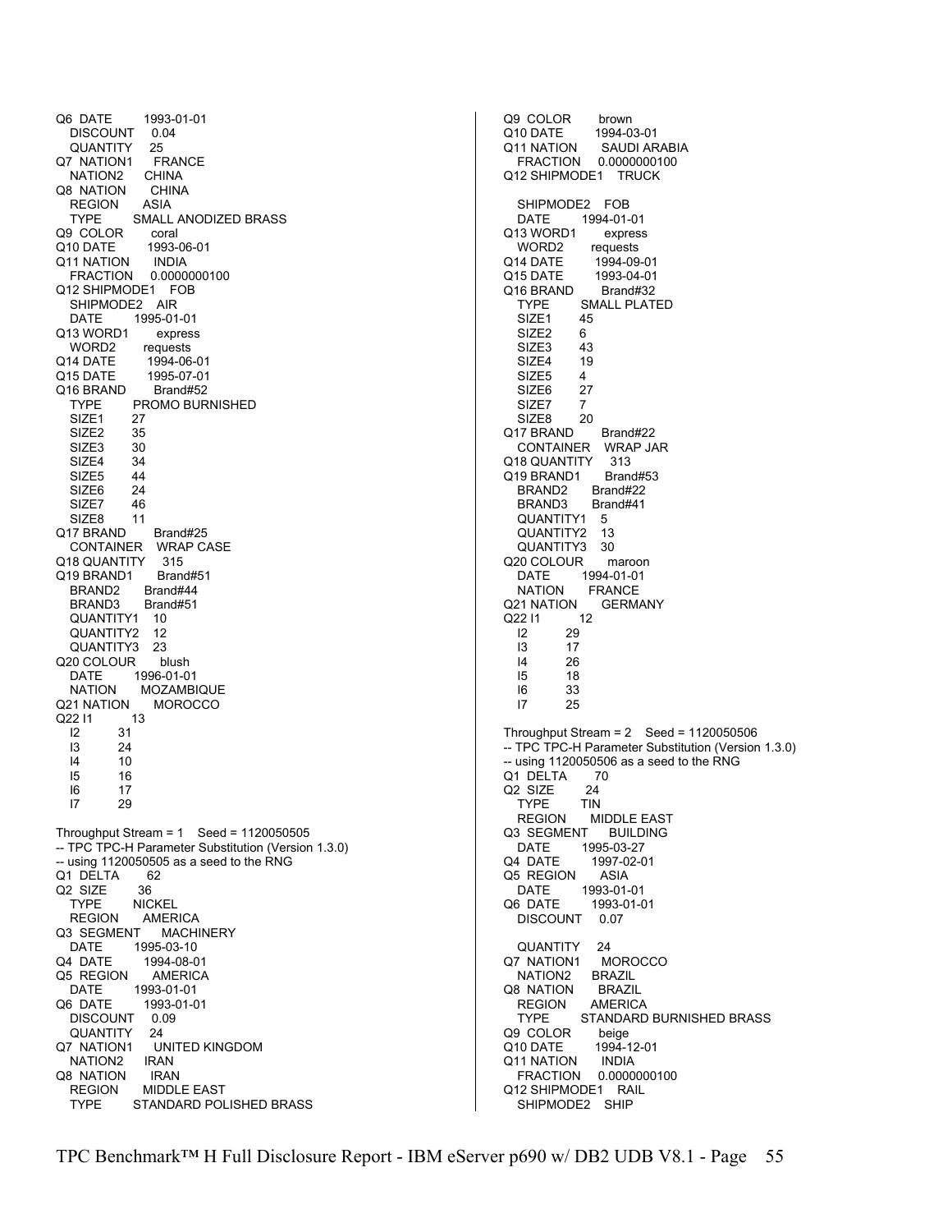```
Q6 DATE        1993-01-01
   DISCOUNT    0.04
   QUANTITY    25
Q7 NATION1     FRANCE
   NATION2     CHINA
Q8 NATION      CHINA
   REGION      ASIA
   TYPE        SMALL ANODIZED BRASS
Q9 COLOR       coral
Q10 DATE       1993-06-01
Q11 NATION     INDIA
   FRACTION    0.0000000100
Q12 SHIPMODE1  FOB
   SHIPMODE2   AIR
   DATE        1995-01-01
Q13 WORD1      express
   WORD2       requests
Q14 DATE       1994-06-01
Q15 DATE       1995-07-01
Q16 BRAND      Brand#52
   TYPE        PROMO BURNISHED
   SIZE1       27
   SIZE2       35
   SIZE3       30
   SIZE4       34
   SIZE5       44
   SIZE6       24
   SIZE7       46
   SIZE8       11
Q17 BRAND      Brand#25
   CONTAINER   WRAP CASE
Q18 QUANTITY   315
Q19 BRAND1     Brand#51
   BRAND2      Brand#44
   BRAND3      Brand#51
   QUANTITY1   10
   QUANTITY2   12
   QUANTITY3   23
Q20 COLOUR     blush
   DATE        1996-01-01
   NATION      MOZAMBIQUE
Q21 NATION     MOROCCO
Q22 I1         13
   I2          31
   I3          24
   I4          10
   I5          16
   I6          17
   I7          29

Throughput Stream = 1    Seed = 1120050505
-- TPC TPC-H Parameter Substitution (Version 1.3.0)
-- using 1120050505 as a seed to the RNG
Q1 DELTA       62
Q2 SIZE        36
   TYPE        NICKEL
   REGION      AMERICA
Q3 SEGMENT     MACHINERY
   DATE        1995-03-10
Q4 DATE        1994-08-01
Q5 REGION      AMERICA
   DATE        1993-01-01
Q6 DATE        1993-01-01
   DISCOUNT    0.09
   QUANTITY    24
Q7 NATION1     UNITED KINGDOM
   NATION2     IRAN
Q8 NATION      IRAN
   REGION      MIDDLE EAST
   TYPE        STANDARD POLISHED BRASS
Q9 COLOR       brown
Q10 DATE       1994-03-01
Q11 NATION     SAUDI ARABIA
   FRACTION    0.0000000100
Q12 SHIPMODE1  TRUCK

   SHIPMODE2   FOB
   DATE        1994-01-01
Q13 WORD1      express
   WORD2       requests
Q14 DATE       1994-09-01
Q15 DATE       1993-04-01
Q16 BRAND      Brand#32
   TYPE        SMALL PLATED
   SIZE1       45
   SIZE2       6
   SIZE3       43
   SIZE4       19
   SIZE5       4
   SIZE6       27
   SIZE7       7
   SIZE8       20
Q17 BRAND      Brand#22
   CONTAINER   WRAP JAR
Q18 QUANTITY   313
Q19 BRAND1     Brand#53
   BRAND2      Brand#22
   BRAND3      Brand#41
   QUANTITY1   5
   QUANTITY2   13
   QUANTITY3   30
Q20 COLOUR     maroon
   DATE        1994-01-01
   NATION      FRANCE
Q21 NATION     GERMANY
Q22 I1         12
   I2          29
   I3          17
   I4          26
   I5          18
   I6          33
   I7          25

Throughput Stream = 2    Seed = 1120050506
-- TPC TPC-H Parameter Substitution (Version 1.3.0)
-- using 1120050506 as a seed to the RNG
Q1 DELTA       70
Q2 SIZE        24
   TYPE        TIN
   REGION      MIDDLE EAST
Q3 SEGMENT     BUILDING
   DATE        1995-03-27
Q4 DATE        1997-02-01
Q5 REGION      ASIA
   DATE        1993-01-01
Q6 DATE        1993-01-01
   DISCOUNT    0.07

   QUANTITY    24
Q7 NATION1     MOROCCO
   NATION2     BRAZIL
Q8 NATION      BRAZIL
   REGION      AMERICA
   TYPE        STANDARD BURNISHED BRASS
Q9 COLOR       beige
Q10 DATE       1994-12-01
Q11 NATION     INDIA
   FRACTION    0.0000000100
Q12 SHIPMODE1  RAIL
   SHIPMODE2   SHIP
```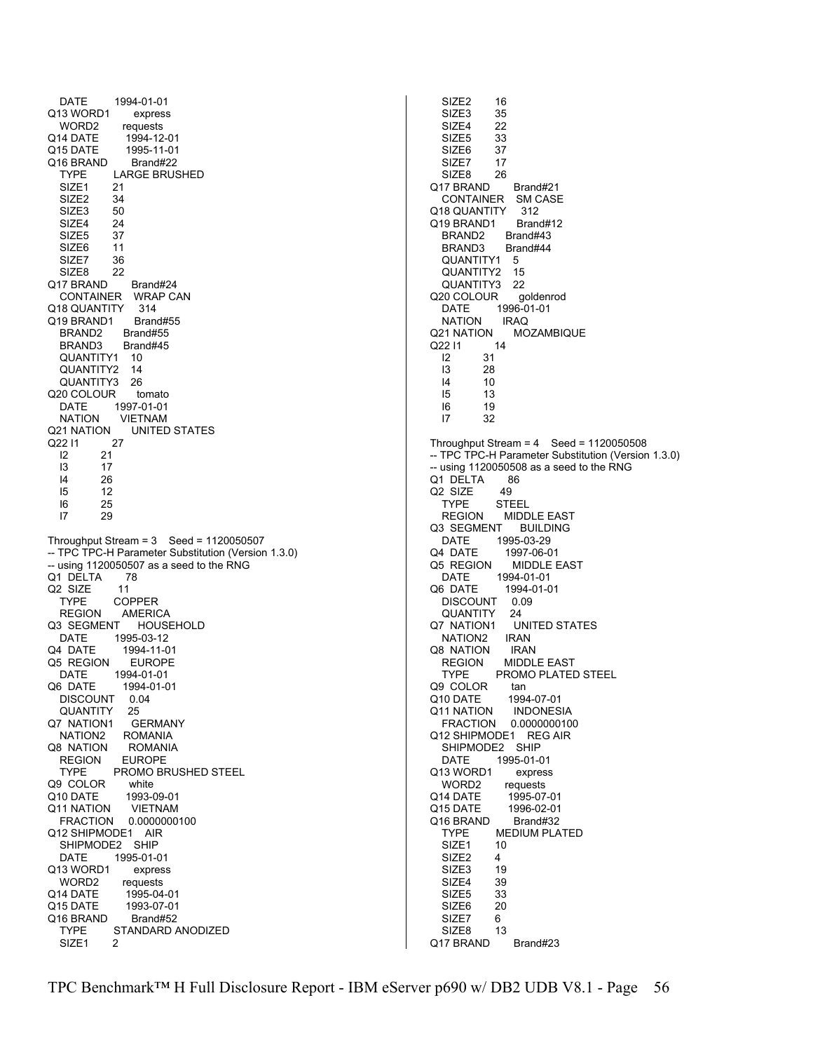```
   DATE        1994-01-01
Q13 WORD1       express
   WORD2       requests
Q14 DATE        1994-12-01
Q15 DATE        1995-11-01
Q16 BRAND       Brand#22
   TYPE        LARGE BRUSHED
   SIZE1       21
   SIZE2       34
   SIZE3       50
   SIZE4       24
   SIZE5       37
   SIZE6       11
   SIZE7       36
   SIZE8       22
Q17 BRAND       Brand#24
   CONTAINER   WRAP CAN
Q18 QUANTITY    314
Q19 BRAND1      Brand#55
   BRAND2      Brand#55
   BRAND3      Brand#45
   QUANTITY1   10
   QUANTITY2   14
   QUANTITY3   26
Q20 COLOUR      tomato
   DATE        1997-01-01
   NATION      VIETNAM
Q21 NATION      UNITED STATES
Q22 I1          27
   I2          21
   I3          17
   I4          26
   I5          12
   I6          25
   I7          29

Throughput Stream = 3    Seed = 1120050507
-- TPC TPC-H Parameter Substitution (Version 1.3.0)
-- using 1120050507 as a seed to the RNG
Q1  DELTA       78
Q2  SIZE        11
   TYPE        COPPER
   REGION      AMERICA
Q3  SEGMENT     HOUSEHOLD
   DATE        1995-03-12
Q4  DATE        1994-11-01
Q5  REGION      EUROPE
   DATE        1994-01-01
Q6  DATE        1994-01-01
   DISCOUNT    0.04
   QUANTITY    25
Q7  NATION1     GERMANY
   NATION2     ROMANIA
Q8  NATION      ROMANIA
   REGION      EUROPE
   TYPE        PROMO BRUSHED STEEL
Q9  COLOR       white
Q10 DATE        1993-09-01
Q11 NATION      VIETNAM
   FRACTION    0.0000000100
Q12 SHIPMODE1   AIR
   SHIPMODE2   SHIP
   DATE        1995-01-01
Q13 WORD1       express
   WORD2       requests
Q14 DATE        1995-04-01
Q15 DATE        1993-07-01
Q16 BRAND       Brand#52
   TYPE        STANDARD ANODIZED
   SIZE1       2
   SIZE2       16
   SIZE3       35
   SIZE4       22
   SIZE5       33
   SIZE6       37
   SIZE7       17
   SIZE8       26
Q17 BRAND       Brand#21
   CONTAINER   SM CASE
Q18 QUANTITY    312
Q19 BRAND1      Brand#12
   BRAND2      Brand#43
   BRAND3      Brand#44
   QUANTITY1   5
   QUANTITY2   15
   QUANTITY3   22
Q20 COLOUR      goldenrod
   DATE        1996-01-01
   NATION      IRAQ
Q21 NATION      MOZAMBIQUE
Q22 I1          14
   I2          31
   I3          28
   I4          10
   I5          13
   I6          19
   I7          32

Throughput Stream = 4    Seed = 1120050508
-- TPC TPC-H Parameter Substitution (Version 1.3.0)
-- using 1120050508 as a seed to the RNG
Q1  DELTA       86
Q2  SIZE        49
   TYPE        STEEL
   REGION      MIDDLE EAST
Q3  SEGMENT     BUILDING
   DATE        1995-03-29
Q4  DATE        1997-06-01
Q5  REGION      MIDDLE EAST
   DATE        1994-01-01
Q6  DATE        1994-01-01
   DISCOUNT    0.09
   QUANTITY    24
Q7  NATION1     UNITED STATES
   NATION2     IRAN
Q8  NATION      IRAN
   REGION      MIDDLE EAST
   TYPE        PROMO PLATED STEEL
Q9  COLOR       tan
Q10 DATE        1994-07-01
Q11 NATION      INDONESIA
   FRACTION    0.0000000100
Q12 SHIPMODE1   REG AIR
   SHIPMODE2   SHIP
   DATE        1995-01-01
Q13 WORD1       express
   WORD2       requests
Q14 DATE        1995-07-01
Q15 DATE        1996-02-01
Q16 BRAND       Brand#32
   TYPE        MEDIUM PLATED
   SIZE1       10
   SIZE2       4
   SIZE3       19
   SIZE4       39
   SIZE5       33
   SIZE6       20
   SIZE7       6
   SIZE8       13
Q17 BRAND       Brand#23
```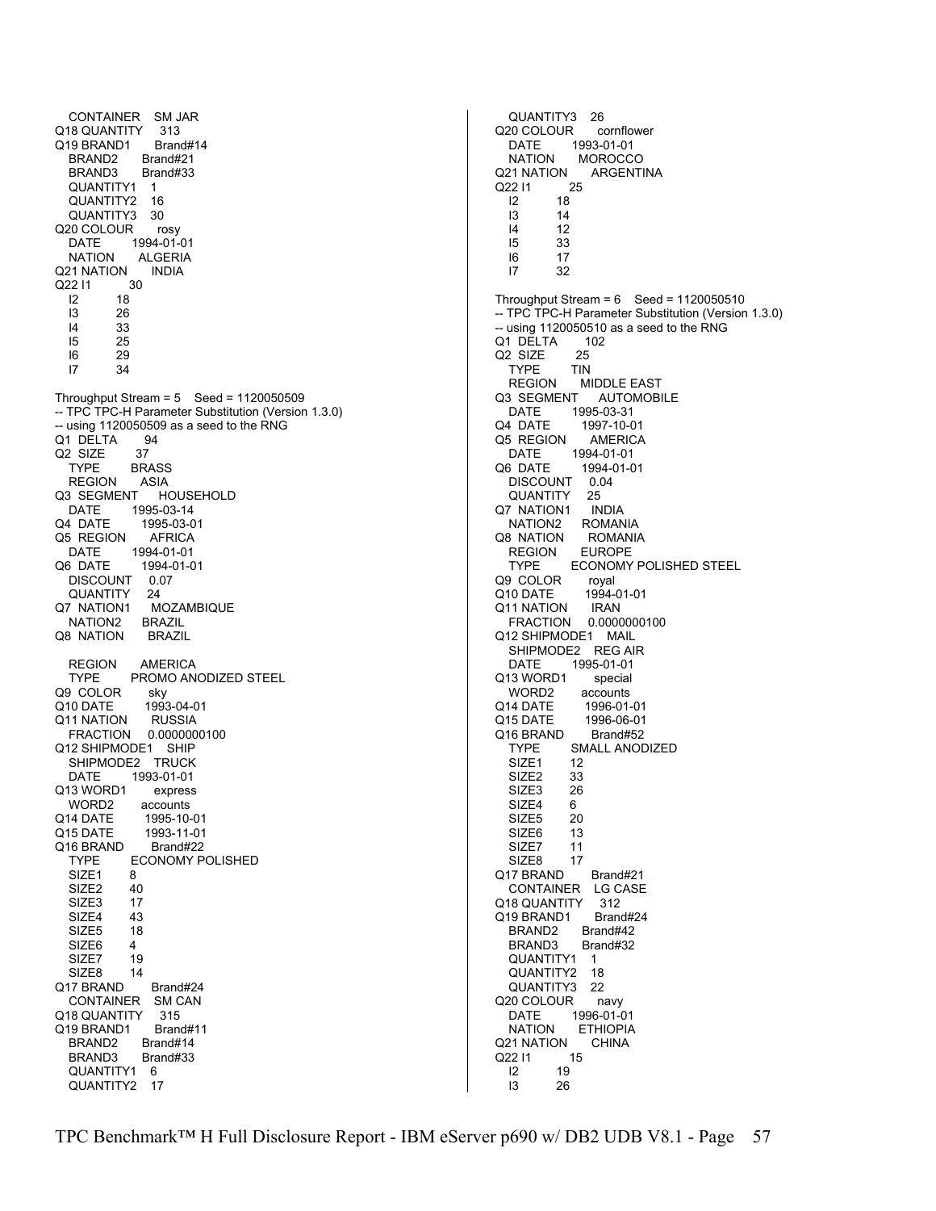```
   CONTAINER    SM JAR
Q18 QUANTITY    313
Q19 BRAND1      Brand#14
   BRAND2       Brand#21
   BRAND3       Brand#33
   QUANTITY1    1
   QUANTITY2    16
   QUANTITY3    30
Q20 COLOUR      rosy
   DATE         1994-01-01
   NATION       ALGERIA
Q21 NATION      INDIA
Q22 I1          30
   I2           18
   I3           26
   I4           33
   I5           25
   I6           29
   I7           34

Throughput Stream = 5    Seed = 1120050509
-- TPC TPC-H Parameter Substitution (Version 1.3.0)
-- using 1120050509 as a seed to the RNG
Q1  DELTA       94
Q2  SIZE        37
   TYPE         BRASS
   REGION       ASIA
Q3  SEGMENT     HOUSEHOLD
   DATE         1995-03-14
Q4  DATE        1995-03-01
Q5  REGION      AFRICA
   DATE         1994-01-01
Q6  DATE        1994-01-01
   DISCOUNT     0.07
   QUANTITY     24
Q7  NATION1     MOZAMBIQUE
   NATION2      BRAZIL
Q8  NATION      BRAZIL

   REGION       AMERICA
   TYPE         PROMO ANODIZED STEEL
Q9  COLOR       sky
Q10 DATE        1993-04-01
Q11 NATION      RUSSIA
   FRACTION     0.0000000100
Q12 SHIPMODE1   SHIP
   SHIPMODE2    TRUCK
   DATE         1993-01-01
Q13 WORD1       express
   WORD2        accounts
Q14 DATE        1995-10-01
Q15 DATE        1993-11-01
Q16 BRAND       Brand#22
   TYPE         ECONOMY POLISHED
   SIZE1        8
   SIZE2        40
   SIZE3        17
   SIZE4        43
   SIZE5        18
   SIZE6        4
   SIZE7        19
   SIZE8        14
Q17 BRAND       Brand#24
   CONTAINER    SM CAN
Q18 QUANTITY    315
Q19 BRAND1      Brand#11
   BRAND2       Brand#14
   BRAND3       Brand#33
   QUANTITY1    6
   QUANTITY2    17
   QUANTITY3    26
Q20 COLOUR      cornflower
   DATE         1993-01-01
   NATION       MOROCCO
Q21 NATION      ARGENTINA
Q22 I1          25
   I2           18
   I3           14
   I4           12
   I5           33
   I6           17
   I7           32

Throughput Stream = 6    Seed = 1120050510
-- TPC TPC-H Parameter Substitution (Version 1.3.0)
-- using 1120050510 as a seed to the RNG
Q1  DELTA       102
Q2  SIZE        25
   TYPE         TIN
   REGION       MIDDLE EAST
Q3  SEGMENT     AUTOMOBILE
   DATE         1995-03-31
Q4  DATE        1997-10-01
Q5  REGION      AMERICA
   DATE         1994-01-01
Q6  DATE        1994-01-01
   DISCOUNT     0.04
   QUANTITY     25
Q7  NATION1     INDIA
   NATION2      ROMANIA
Q8  NATION      ROMANIA
   REGION       EUROPE
   TYPE         ECONOMY POLISHED STEEL
Q9  COLOR       royal
Q10 DATE        1994-01-01
Q11 NATION      IRAN
   FRACTION     0.0000000100
Q12 SHIPMODE1   MAIL
   SHIPMODE2    REG AIR
   DATE         1995-01-01
Q13 WORD1       special
   WORD2        accounts
Q14 DATE        1996-01-01
Q15 DATE        1996-06-01
Q16 BRAND       Brand#52
   TYPE         SMALL ANODIZED
   SIZE1        12
   SIZE2        33
   SIZE3        26
   SIZE4        6
   SIZE5        20
   SIZE6        13
   SIZE7        11
   SIZE8        17
Q17 BRAND       Brand#21
   CONTAINER    LG CASE
Q18 QUANTITY    312
Q19 BRAND1      Brand#24
   BRAND2       Brand#42
   BRAND3       Brand#32
   QUANTITY1    1
   QUANTITY2    18
   QUANTITY3    22
Q20 COLOUR      navy
   DATE         1996-01-01
   NATION       ETHIOPIA
Q21 NATION      CHINA
Q22 I1          15
   I2           19
   I3           26
```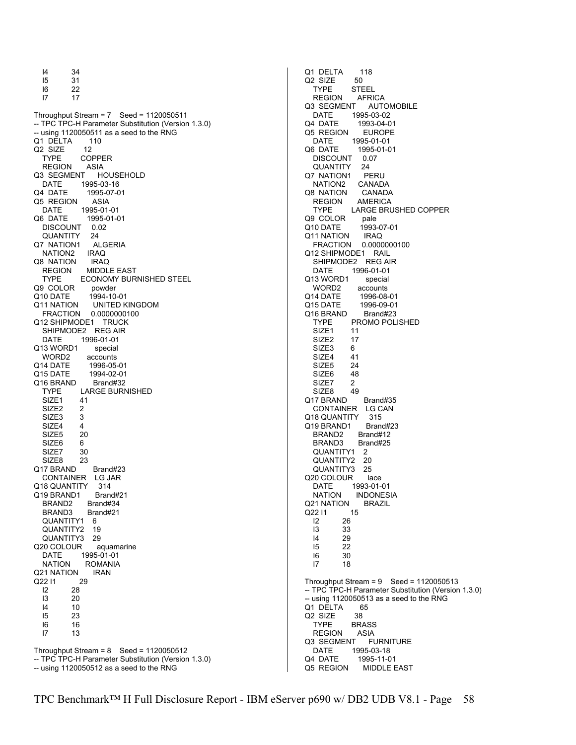```
  I4        34
  I5        31
  I6        22
  I7        17

Throughput Stream = 7    Seed = 1120050511
-- TPC TPC-H Parameter Substitution (Version 1.3.0)
-- using 1120050511 as a seed to the RNG
Q1  DELTA       110
Q2  SIZE        12
   TYPE        COPPER
   REGION      ASIA
Q3  SEGMENT     HOUSEHOLD
   DATE        1995-03-16
Q4  DATE        1995-07-01
Q5  REGION      ASIA
   DATE        1995-01-01
Q6  DATE        1995-01-01
   DISCOUNT    0.02
   QUANTITY    24
Q7  NATION1     ALGERIA
   NATION2     IRAQ
Q8  NATION      IRAQ
   REGION      MIDDLE EAST
   TYPE        ECONOMY BURNISHED STEEL
Q9  COLOR       powder
Q10 DATE        1994-10-01
Q11 NATION      UNITED KINGDOM
   FRACTION    0.0000000100
Q12 SHIPMODE1   TRUCK
   SHIPMODE2   REG AIR
   DATE        1996-01-01
Q13 WORD1       special
   WORD2       accounts
Q14 DATE        1996-05-01
Q15 DATE        1994-02-01
Q16 BRAND       Brand#32
   TYPE        LARGE BURNISHED
   SIZE1       41
   SIZE2       2
   SIZE3       3
   SIZE4       4
   SIZE5       20
   SIZE6       6
   SIZE7       30
   SIZE8       23
Q17 BRAND       Brand#23
   CONTAINER   LG JAR
Q18 QUANTITY    314
Q19 BRAND1      Brand#21
   BRAND2      Brand#34
   BRAND3      Brand#21
   QUANTITY1   6
   QUANTITY2   19
   QUANTITY3   29
Q20 COLOUR      aquamarine
   DATE        1995-01-01
   NATION      ROMANIA
Q21 NATION      IRAN
Q22 I1          29
   I2          28
   I3          20
   I4          10
   I5          23
   I6          16
   I7          13

Throughput Stream = 8    Seed = 1120050512
-- TPC TPC-H Parameter Substitution (Version 1.3.0)
-- using 1120050512 as a seed to the RNG
Q1  DELTA       118
Q2  SIZE        50
   TYPE        STEEL
   REGION      AFRICA
Q3  SEGMENT     AUTOMOBILE
   DATE        1995-03-02
Q4  DATE        1993-04-01
Q5  REGION      EUROPE
   DATE        1995-01-01
Q6  DATE        1995-01-01
   DISCOUNT    0.07
   QUANTITY    24
Q7  NATION1     PERU
   NATION2     CANADA
Q8  NATION      CANADA
   REGION      AMERICA
   TYPE        LARGE BRUSHED COPPER
Q9  COLOR       pale
Q10 DATE        1993-07-01
Q11 NATION      IRAQ
   FRACTION    0.0000000100
Q12 SHIPMODE1   RAIL
   SHIPMODE2   REG AIR
   DATE        1996-01-01
Q13 WORD1       special
   WORD2       accounts
Q14 DATE        1996-08-01
Q15 DATE        1996-09-01
Q16 BRAND       Brand#23
   TYPE        PROMO POLISHED
   SIZE1       11
   SIZE2       17
   SIZE3       6
   SIZE4       41
   SIZE5       24
   SIZE6       48
   SIZE7       2
   SIZE8       49
Q17 BRAND       Brand#35
   CONTAINER   LG CAN
Q18 QUANTITY    315
Q19 BRAND1      Brand#23
   BRAND2      Brand#12
   BRAND3      Brand#25
   QUANTITY1   2
   QUANTITY2   20
   QUANTITY3   25
Q20 COLOUR      lace
   DATE        1993-01-01
   NATION      INDONESIA
Q21 NATION      BRAZIL
Q22 I1          15
   I2          26
   I3          33
   I4          29
   I5          22
   I6          30
   I7          18

Throughput Stream = 9    Seed = 1120050513
-- TPC TPC-H Parameter Substitution (Version 1.3.0)
-- using 1120050513 as a seed to the RNG
Q1  DELTA       65
Q2  SIZE        38
   TYPE        BRASS
   REGION      ASIA
Q3  SEGMENT     FURNITURE
   DATE        1995-03-18
Q4  DATE        1995-11-01
Q5  REGION      MIDDLE EAST
```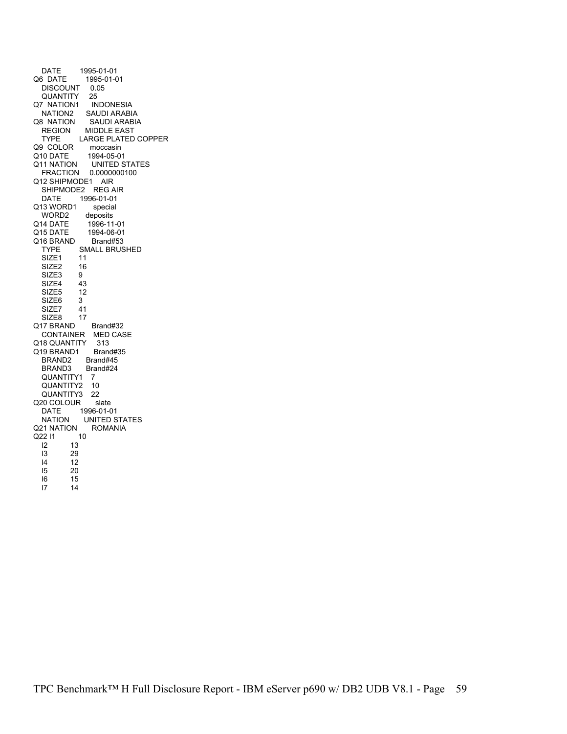```
   DATE        1995-01-01
Q6  DATE        1995-01-01
   DISCOUNT     0.05
   QUANTITY     25
Q7  NATION1      INDONESIA
   NATION2      SAUDI ARABIA
Q8  NATION       SAUDI ARABIA
   REGION       MIDDLE EAST
   TYPE         LARGE PLATED COPPER
Q9  COLOR        moccasin
Q10 DATE         1994-05-01
Q11 NATION       UNITED STATES
   FRACTION     0.0000000100
Q12 SHIPMODE1    AIR
   SHIPMODE2    REG AIR
   DATE         1996-01-01
Q13 WORD1        special
   WORD2        deposits
Q14 DATE         1996-11-01
Q15 DATE         1994-06-01
Q16 BRAND        Brand#53
   TYPE         SMALL BRUSHED
   SIZE1        11
   SIZE2        16
   SIZE3        9
   SIZE4        43
   SIZE5        12
   SIZE6        3
   SIZE7        41
   SIZE8        17
Q17 BRAND        Brand#32
   CONTAINER    MED CASE
Q18 QUANTITY     313
Q19 BRAND1       Brand#35
   BRAND2       Brand#45
   BRAND3       Brand#24
   QUANTITY1    7
   QUANTITY2    10
   QUANTITY3    22
Q20 COLOUR       slate
   DATE         1996-01-01
   NATION       UNITED STATES
Q21 NATION       ROMANIA
Q22 I1           10
   I2           13
   I3           29
   I4           12
   I5           20
   I6           15
   I7           14
```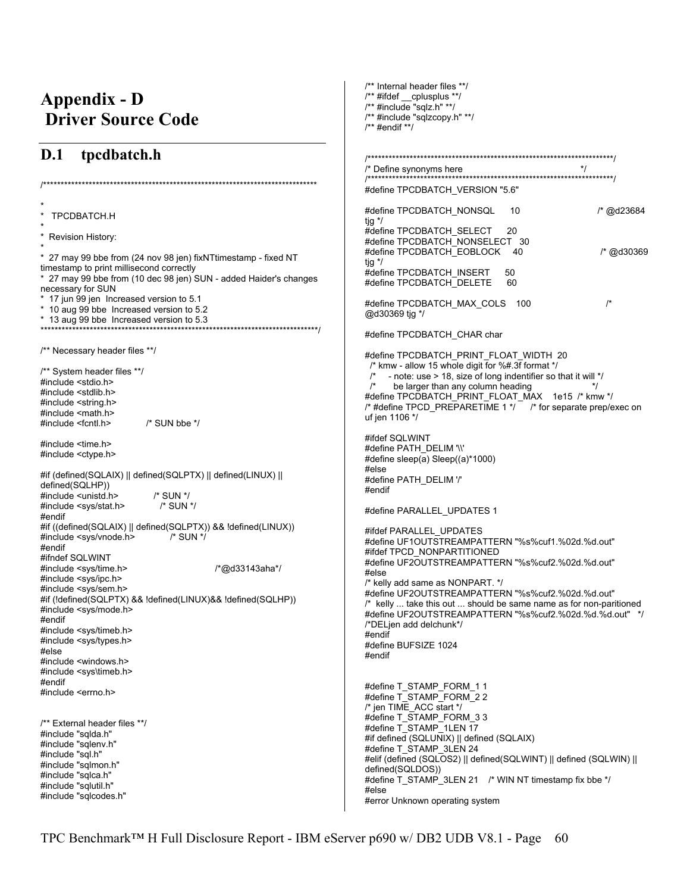# Appendix - D Driver Source Code

## D.1 tpcdbatch.h

```
/*******************************************************************************

*
*  TPCDBATCH.H
*
*  Revision History:
*
*  27 may 99 bbe from (24 nov 98 jen) fixNTtimestamp - fixed NT
timestamp to print millisecond correctly
*  27 may 99 bbe from (10 dec 98 jen) SUN - added Haider's changes
necessary for SUN
*  17 jun 99 jen  Increased version to 5.1
*  10 aug 99 bbe  Increased version to 5.2
*  13 aug 99 bbe  Increased version to 5.3
*******************************************************************************/

/** Necessary header files **/

/** System header files **/
#include <stdio.h>
#include <stdlib.h>
#include <string.h>
#include <math.h>
#include <fcntl.h>           /* SUN bbe */

#include <time.h>
#include <ctype.h>

#if (defined(SQLAIX) || defined(SQLPTX) || defined(LINUX) ||
defined(SQLHP))
#include <unistd.h>           /* SUN */
#include <sys/stat.h>           /* SUN */
#endif
#if ((defined(SQLAIX) || defined(SQLPTX)) && !defined(LINUX))
#include <sys/vnode.h>           /* SUN */
#endif
#ifndef SQLWINT
#include <sys/time.h>                            /*@d33143aha*/
#include <sys/ipc.h>
#include <sys/sem.h>
#if (!defined(SQLPTX) && !defined(LINUX)&& !defined(SQLHP))
#include <sys/mode.h>
#endif
#include <sys/timeb.h>
#include <sys/types.h>
#else
#include <windows.h>
#include <sys\timeb.h>
#endif
#include <errno.h>


/** External header files **/
#include "sqlda.h"
#include "sqlenv.h"
#include "sql.h"
#include "sqlmon.h"
#include "sqlca.h"
#include "sqlutil.h"
#include "sqlcodes.h"

/** Internal header files **/
/** #ifdef __cplusplus **/
/** #include "sqlz.h" **/
/** #include "sqlzcopy.h" **/
/** #endif **/


/*********************************************************************/
/* Define synonyms here                                              */
/*********************************************************************/
#define TPCDBATCH_VERSION "5.6"

#define TPCDBATCH_NONSQL      10                       /* @d23684
tjg */
#define TPCDBATCH_SELECT      20
#define TPCDBATCH_NONSELECT   30
#define TPCDBATCH_EOBLOCK     40                       /* @d30369
tjg */
#define TPCDBATCH_INSERT      50
#define TPCDBATCH_DELETE      60

#define TPCDBATCH_MAX_COLS    100                      /*
@d30369 tjg */

#define TPCDBATCH_CHAR char

#define TPCDBATCH_PRINT_FLOAT_WIDTH  20
  /* kmw - allow 15 whole digit for %#.3f format */
  /*    - note: use > 18, size of long indentifier so that it will */
  /*      be larger than any column heading                     */
#define TPCDBATCH_PRINT_FLOAT_MAX    1e15  /* kmw */
/* #define TPCD_PREPARETIME 1 */    /* for separate prep/exec on
uf jen 1106 */

#ifdef SQLWINT
#define PATH_DELIM '\\'
#define sleep(a) Sleep((a)*1000)
#else
#define PATH_DELIM '/'
#endif

#define PARALLEL_UPDATES 1

#ifdef PARALLEL_UPDATES
#define UF1OUTSTREAMPATTERN "%s%cuf1.%02d.%d.out"
#ifdef TPCD_NONPARTITIONED
#define UF2OUTSTREAMPATTERN "%s%cuf2.%02d.%d.out"
#else
/* kelly add same as NONPART. */
#define UF2OUTSTREAMPATTERN "%s%cuf2.%02d.%d.out"
/*  kelly ... take this out ... should be same name as for non-paritioned
#define UF2OUTSTREAMPATTERN "%s%cuf2.%02d.%d.%d.out"   */
/*DELjen add delchunk*/
#endif
#define BUFSIZE 1024
#endif


#define T_STAMP_FORM_1 1
#define T_STAMP_FORM_2 2
/* jen TIME_ACC start */
#define T_STAMP_FORM_3 3
#define T_STAMP_1LEN 17
#if defined (SQLUNIX) || defined (SQLAIX)
#define T_STAMP_3LEN 24
#elif (defined (SQLOS2) || defined(SQLWINT) || defined (SQLWIN) ||
defined(SQLDOS))
#define T_STAMP_3LEN 21   /* WIN NT timestamp fix bbe */
#else
#error Unknown operating system
```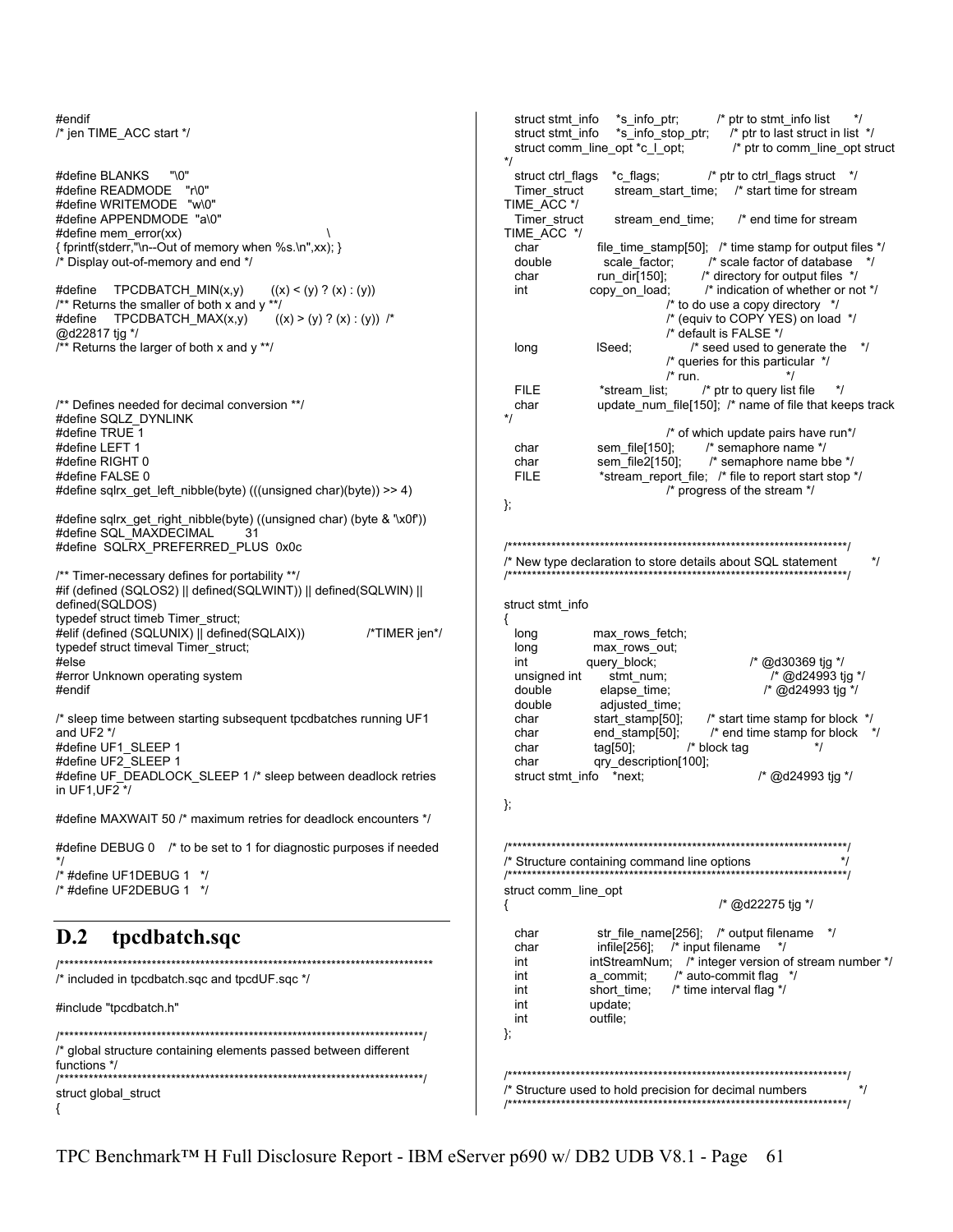```
#endif
/* jen TIME_ACC start */


#define BLANKS     "\0"
#define READMODE   "r\0"
#define WRITEMODE  "w\0"
#define APPENDMODE "a\0"
#define mem_error(xx)                                    \
{ fprintf(stderr,"\n--Out of memory when %s.\n",xx); }
/* Display out-of-memory and end */

#define    TPCDBATCH_MIN(x,y)       ((x) < (y) ? (x) : (y))
/** Returns the smaller of both x and y **/
#define    TPCDBATCH_MAX(x,y)       ((x) > (y) ? (x) : (y))  /*
@d22817 tjg */
/** Returns the larger of both x and y **/



/** Defines needed for decimal conversion **/
#define SQLZ_DYNLINK
#define TRUE 1
#define LEFT 1
#define RIGHT 0
#define FALSE 0
#define sqlrx_get_left_nibble(byte) (((unsigned char)(byte)) >> 4)

#define sqlrx_get_right_nibble(byte) ((unsigned char) (byte & '\x0f'))
#define SQL_MAXDECIMAL      31
#define  SQLRX_PREFERRED_PLUS  0x0c

/** Timer-necessary defines for portability **/
#if (defined (SQLOS2) || defined(SQLWINT)) || defined(SQLWIN) ||
defined(SQLDOS)
typedef struct timeb Timer_struct;
#elif (defined (SQLUNIX) || defined(SQLAIX))             /*TIMER jen*/
typedef struct timeval Timer_struct;
#else
#error Unknown operating system
#endif

/* sleep time between starting subsequent tpcdbatches running UF1
and UF2 */
#define UF1_SLEEP 1
#define UF2_SLEEP 1
#define UF_DEADLOCK_SLEEP 1 /* sleep between deadlock retries
in UF1,UF2 */

#define MAXWAIT 50 /* maximum retries for deadlock encounters */

#define DEBUG 0    /* to be set to 1 for diagnostic purposes if needed
*/
/* #define UF1DEBUG 1   */
/* #define UF2DEBUG 1   */
```

## D.2 tpcdbatch.sqc

```
/***************************************************************************
/* included in tpcdbatch.sqc and tpcdUF.sqc */

#include "tpcdbatch.h"

/***************************************************************************/
/* global structure containing elements passed between different
functions */
/***************************************************************************/
struct global_struct
{
   struct stmt_info     *s_info_ptr;          /* ptr to stmt_info list      */
   struct stmt_info     *s_info_stop_ptr;      /* ptr to last struct in list  */
   struct comm_line_opt *c_l_opt;             /* ptr to comm_line_opt struct
*/
   struct ctrl_flags    *c_flags;             /* ptr to ctrl_flags struct    */
   Timer_struct         stream_start_time;    /* start time for stream
TIME_ACC */
   Timer_struct         stream_end_time;      /* end time for stream
TIME_ACC  */
   char              file_time_stamp[50];   /* time stamp for output files */
   double            scale_factor;          /* scale factor of database    */
   char              run_dir[150];          /* directory for output files  */
   int               copy_on_load;          /* indication of whether or not */
                                /* to do use a copy directory   */
                                /* (equiv to COPY YES) on load  */
                                /* default is FALSE */
   long              lSeed;                 /* seed used to generate the    */
                                /* queries for this particular  */
                                /* run.                         */
   FILE              *stream_list;          /* ptr to query list file      */
   char              update_num_file[150];  /* name of file that keeps track
*/
                                /* of which update pairs have run*/
   char              sem_file[150];         /* semaphore name */
   char              sem_file2[150];        /* semaphore name bbe */
   FILE              *stream_report_file;   /* file to report start stop */
                                /* progress of the stream */
};


/***********************************************************************/
/* New type declaration to store details about SQL statement           */
/***********************************************************************/

struct stmt_info
{
   long              max_rows_fetch;
   long              max_rows_out;
   int               query_block;                       /* @d30369 tjg */
   unsigned int      stmt_num;                          /* @d24993 tjg */
   double            elapse_time;                       /* @d24993 tjg */
   double            adjusted_time;
   char              start_stamp[50];       /* start time stamp for block  */
   char              end_stamp[50];         /* end time stamp for block    */
   char              tag[50];              /* block tag                   */
   char              qry_description[100];
   struct stmt_info    *next;                           /* @d24993 tjg */

};


/***********************************************************************/
/* Structure containing command line options                           */
/***********************************************************************/
struct comm_line_opt
{                                                       /* @d22275 tjg */

   char              str_file_name[256];    /* output filename    */
   char              infile[256];     /* input filename     */
   int               intStreamNum;    /* integer version of stream number */
   int               a_commit;        /* auto-commit flag   */
   int               short_time;      /* time interval flag */
   int               update;
   int               outfile;
};


/***********************************************************************/
/* Structure used to hold precision for decimal numbers                */
/***********************************************************************/
```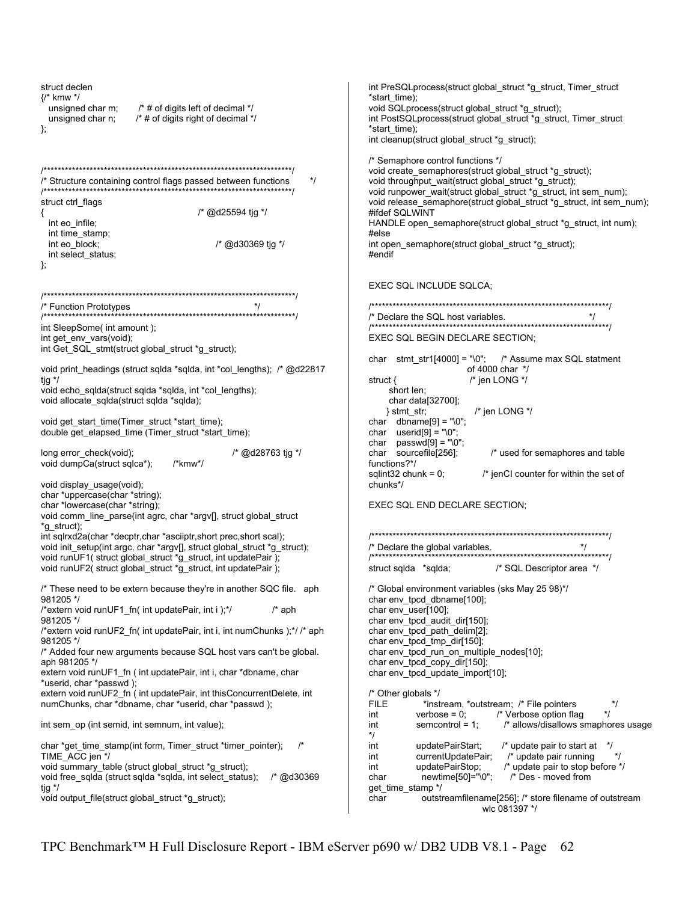```c
struct declen
{/* kmw */
   unsigned char m;        /* # of digits left of decimal */
   unsigned char n;        /* # of digits right of decimal */
};


/************************************************************************/
/* Structure containing control flags passed between functions        */
/************************************************************************/
struct ctrl_flags
{                                                   /* @d25594 tjg */
   int eo_infile;
   int time_stamp;
   int eo_block;                                    /* @d30369 tjg */
   int select_status;
};


/*************************************************************************/
/* Function Prototypes                                                   */
/*************************************************************************/
int SleepSome( int amount );
int get_env_vars(void);
int Get_SQL_stmt(struct global_struct *g_struct);

void print_headings (struct sqlda *sqlda, int *col_lengths);  /* @d22817
tjg */
void echo_sqlda(struct sqlda *sqlda, int *col_lengths);
void allocate_sqlda(struct sqlda *sqlda);

void get_start_time(Timer_struct *start_time);
double get_elapsed_time (Timer_struct *start_time);

long error_check(void);                             /* @d28763 tjg */
void dumpCa(struct sqlca*);       /*kmw*/

void display_usage(void);
char *uppercase(char *string);
char *lowercase(char *string);
void comm_line_parse(int agrc, char *argv[], struct global_struct
*g_struct);
int sqlrxd2a(char *decptr,char *asciiptr,short prec,short scal);
void init_setup(int argc, char *argv[], struct global_struct *g_struct);
void runUF1( struct global_struct *g_struct, int updatePair );
void runUF2( struct global_struct *g_struct, int updatePair );

/* These need to be extern because they're in another SQC file.   aph
981205 */
/*extern void runUF1_fn( int updatePair, int i );*/             /* aph
981205 */
/*extern void runUF2_fn( int updatePair, int i, int numChunks );*/ /* aph
981205 */
/* Added four new arguments because SQL host vars can't be global.
aph 981205 */
extern void runUF1_fn ( int updatePair, int i, char *dbname, char
*userid, char *passwd );
extern void runUF2_fn ( int updatePair, int thisConcurrentDelete, int
numChunks, char *dbname, char *userid, char *passwd );

int sem_op (int semid, int semnum, int value);

char *get_time_stamp(int form, Timer_struct *timer_pointer);     /*
TIME_ACC jen */
void summary_table (struct global_struct *g_struct);
void free_sqlda (struct sqlda *sqlda, int select_status);     /* @d30369
tjg */
void output_file(struct global_struct *g_struct);
int PreSQLprocess(struct global_struct *g_struct, Timer_struct
*start_time);
void SQLprocess(struct global_struct *g_struct);
int PostSQLprocess(struct global_struct *g_struct, Timer_struct
*start_time);
int cleanup(struct global_struct *g_struct);

/* Semaphore control functions */
void create_semaphores(struct global_struct *g_struct);
void throughput_wait(struct global_struct *g_struct);
void runpower_wait(struct global_struct *g_struct, int sem_num);
void release_semaphore(struct global_struct *g_struct, int sem_num);
#ifdef SQLWINT
HANDLE open_semaphore(struct global_struct *g_struct, int num);
#else
int open_semaphore(struct global_struct *g_struct);
#endif


EXEC SQL INCLUDE SQLCA;

/*********************************************************************/
/* Declare the SQL host variables.                                   */
/*********************************************************************/
EXEC SQL BEGIN DECLARE SECTION;

char   stmt_str1[4000] = "\0";     /* Assume max SQL statment
                                   of 4000 char  */
struct {                           /* jen LONG */
       short len;
       char data[32700];
      } stmt_str;                  /* jen LONG */
char   dbname[9] = "\0";
char   userid[9] = "\0";
char   passwd[9] = "\0";
char   sourcefile[256];            /* used for semaphores and table
functions?*/
sqlint32 chunk = 0;                /* jenCI counter for within the set of
chunks*/

EXEC SQL END DECLARE SECTION;


/*********************************************************************/
/* Declare the global variables.                                     */
/*********************************************************************/
struct sqlda   *sqlda;             /* SQL Descriptor area  */

/* Global environment variables (sks May 25 98)*/
char env_tpcd_dbname[100];
char env_user[100];
char env_tpcd_audit_dir[150];
char env_tpcd_path_delim[2];
char env_tpcd_tmp_dir[150];
char env_tpcd_run_on_multiple_nodes[10];
char env_tpcd_copy_dir[150];
char env_tpcd_update_import[10];

/* Other globals */
FILE            *instream, *outstream;  /* File pointers            */
int             verbose = 0;          /* Verbose option flag       */
int             semcontrol = 1;       /* allows/disallows smaphores usage
*/
int             updatePairStart;      /* update pair to start at   */
int             currentUpdatePair;    /* update pair running       */
int             updatePairStop;       /* update pair to stop before */
char            newtime[50]="\0";     /* Des - moved from
get_time_stamp */
char            outstreamfilename[256]; /* store filename of outstream
                                  wlc 081397 */
```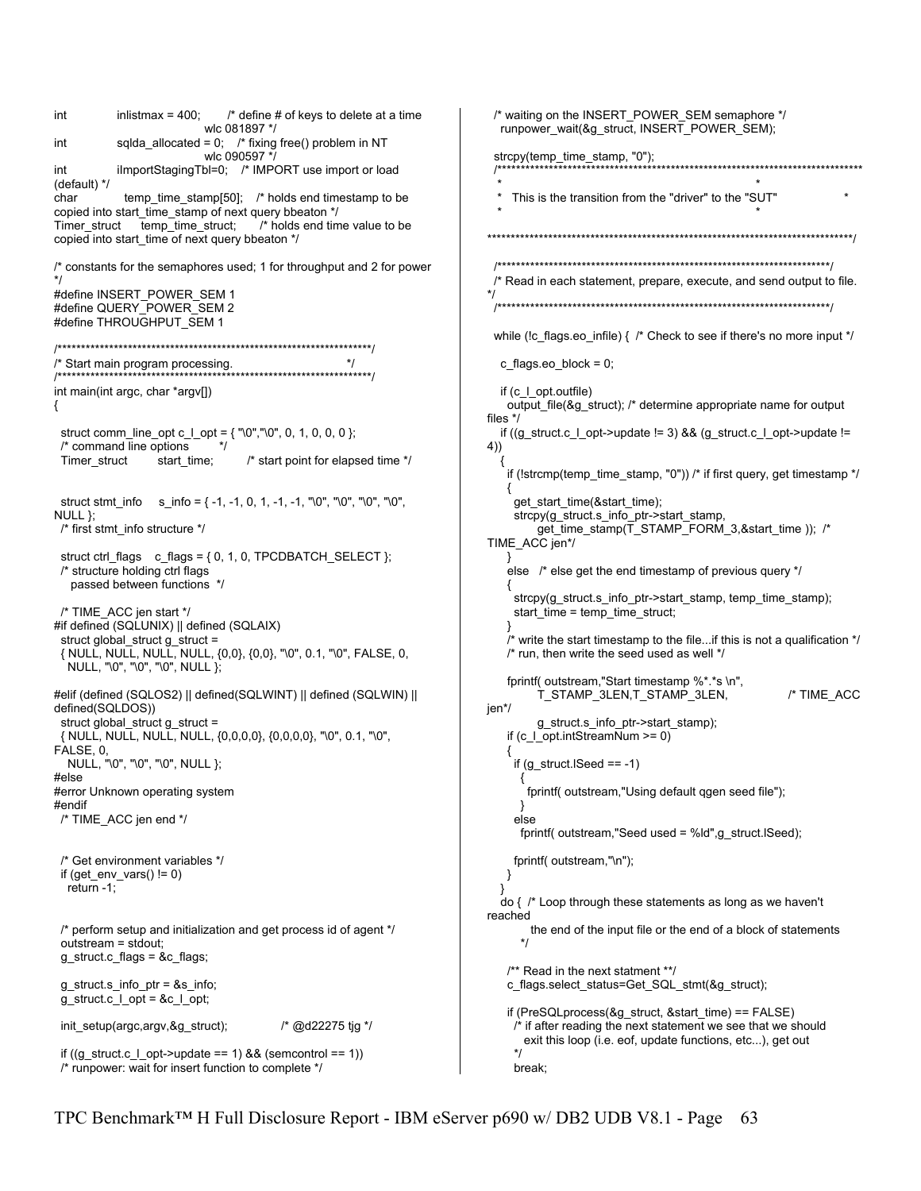```
int          inlistmax = 400;       /* define # of keys to delete at a time
                                       wlc 081897 */
int          sqlda_allocated = 0;   /* fixing free() problem in NT
                                       wlc 090597 */
int          iImportStagingTbl=0;   /* IMPORT use import or load
(default) */
char         temp_time_stamp[50];   /* holds end timestamp to be
copied into start_time_stamp of next query bbeaton */
Timer_struct    temp_time_struct;   /* holds end time value to be
copied into start_time of next query bbeaton */

/* constants for the semaphores used; 1 for throughput and 2 for power
*/
#define INSERT_POWER_SEM 1
#define QUERY_POWER_SEM 2
#define THROUGHPUT_SEM 1

/*****************************************************************/
/* Start main program processing.                                */
/*****************************************************************/
int main(int argc, char *argv[])
{

  struct comm_line_opt c_l_opt = { "\0","\0", 0, 1, 0, 0, 0 };
  /* command line options        */
  Timer_struct      start_time;       /* start point for elapsed time */


  struct stmt_info    s_info = { -1, -1, 0, 1, -1, -1, "\0", "\0", "\0", "\0",
NULL };
  /* first stmt_info structure */

  struct ctrl_flags   c_flags = { 0, 1, 0, TPCDBATCH_SELECT };
  /* structure holding ctrl flags
     passed between functions */

  /* TIME_ACC jen start */
#if defined (SQLUNIX) || defined (SQLAIX)
  struct global_struct g_struct =
  { NULL, NULL, NULL, NULL, {0,0}, {0,0}, "\0", 0.1, "\0", FALSE, 0,
    NULL, "\0", "\0", "\0", NULL };

#elif (defined (SQLOS2) || defined(SQLWINT) || defined (SQLWIN) ||
defined(SQLDOS))
  struct global_struct g_struct =
  { NULL, NULL, NULL, NULL, {0,0,0,0}, {0,0,0,0}, "\0", 0.1, "\0",
FALSE, 0,
    NULL, "\0", "\0", "\0", NULL };
#else
#error Unknown operating system
#endif
  /* TIME_ACC jen end */


  /* Get environment variables */
  if (get_env_vars() != 0)
    return -1;


  /* perform setup and initialization and get process id of agent */
  outstream = stdout;
  g_struct.c_flags = &c_flags;

  g_struct.s_info_ptr = &s_info;
  g_struct.c_l_opt = &c_l_opt;

  init_setup(argc,argv,&g_struct);          /* @d22275 tjg */

  if ((g_struct.c_l_opt->update == 1) && (semcontrol == 1))
  /* runpower: wait for insert function to complete */
  /* waiting on the INSERT_POWER_SEM semaphore */
    runpower_wait(&g_struct, INSERT_POWER_SEM);

  strcpy(temp_time_stamp, "0");
  /*****************************************************************************
   *                                                                           *
   *   This is the transition from the "driver" to the "SUT"                   *
   *                                                                           *
*****************************************************************************/

  /*********************************************************************/
  /* Read in each statement, prepare, execute, and send output to file.
*/
  /*********************************************************************/

  while (!c_flags.eo_infile) {  /* Check to see if there's no more input */

    c_flags.eo_block = 0;

    if (c_l_opt.outfile)
      output_file(&g_struct); /* determine appropriate name for output
files */
    if ((g_struct.c_l_opt->update != 3) && (g_struct.c_l_opt->update !=
4))
    {
      if (!strcmp(temp_time_stamp, "0")) /* if first query, get timestamp */
      {
        get_start_time(&start_time);
        strcpy(g_struct.s_info_ptr->start_stamp,
             get_time_stamp(T_STAMP_FORM_3,&start_time ));  /*
TIME_ACC jen*/
      }
      else   /* else get the end timestamp of previous query */
      {
        strcpy(g_struct.s_info_ptr->start_stamp, temp_time_stamp);
        start_time = temp_time_struct;
      }
      /* write the start timestamp to the file...if this is not a qualification */
      /* run, then write the seed used as well */

      fprintf( outstream,"Start timestamp %*.*s \n",
              T_STAMP_3LEN,T_STAMP_3LEN,              /* TIME_ACC
jen*/
              g_struct.s_info_ptr->start_stamp);
      if (c_l_opt.intStreamNum >= 0)
      {
        if (g_struct.lSeed == -1)
        {
          fprintf( outstream,"Using default qgen seed file");
        }
        else
          fprintf( outstream,"Seed used = %ld",g_struct.lSeed);

        fprintf( outstream,"\n");
      }
    }
    do {  /* Loop through these statements as long as we haven't
reached
            the end of the input file or the end of a block of statements
          */

      /** Read in the next statment **/
      c_flags.select_status=Get_SQL_stmt(&g_struct);

      if (PreSQLprocess(&g_struct, &start_time) == FALSE)
        /* if after reading the next statement we see that we should
           exit this loop (i.e. eof, update functions, etc...), get out
        */
        break;
```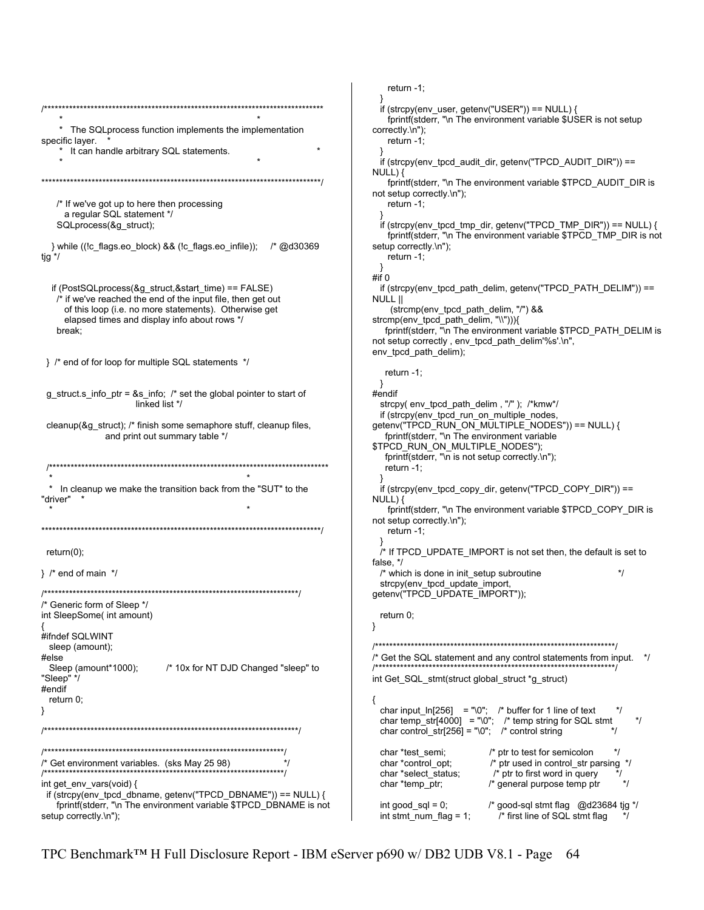```
/*******************************************************************************
     *                                                                         *
     * The SQLprocess function implements the implementation
specific layer.   *
     * It can handle arbitrary SQL statements.                                 *
     *                                                                         *

*******************************************************************************/

    /* If we've got up to here then processing
       a regular SQL statement */
    SQLprocess(&g_struct);

  } while ((!c_flags.eo_block) && (!c_flags.eo_infile));    /* @d30369
tjg */


  if (PostSQLprocess(&g_struct,&start_time) == FALSE)
    /* if we've reached the end of the input file, then get out
       of this loop (i.e. no more statements).  Otherwise get
       elapsed times and display info about rows */
    break;


 } /* end of for loop for multiple SQL statements */


 g_struct.s_info_ptr = &s_info;  /* set the global pointer to start of
                                    linked list */

 cleanup(&g_struct); /* finish some semaphore stuff, cleanup files,
                        and print out summary table */


 /*******************************************************************************
  *                                                                           *
  * In cleanup we make the transition back from the "SUT" to the
"driver"    *
  *                                                                           *

*******************************************************************************/

 return(0);

} /* end of main */

/***********************************************************************/
/* Generic form of Sleep */
int SleepSome( int amount)
{
#ifndef SQLWINT
  sleep (amount);
#else
  Sleep (amount*1000);        /* 10x for NT DJD Changed "sleep" to
"Sleep" */
#endif
  return 0;
}

/***********************************************************************/

/**********************************************************************/
/* Get environment variables.  (sks May 25 98)                        */
/**********************************************************************/
int get_env_vars(void) {
  if (strcpy(env_tpcd_dbname, getenv("TPCD_DBNAME")) == NULL) {
     fprintf(stderr, "\n The environment variable $TPCD_DBNAME is not
setup correctly.\n");
     return -1;
  }
  if (strcpy(env_user, getenv("USER")) == NULL) {
     fprintf(stderr, "\n The environment variable $USER is not setup
correctly.\n");
     return -1;
  }
  if (strcpy(env_tpcd_audit_dir, getenv("TPCD_AUDIT_DIR")) ==
NULL) {
     fprintf(stderr, "\n The environment variable $TPCD_AUDIT_DIR is
not setup correctly.\n");
     return -1;
  }
  if (strcpy(env_tpcd_tmp_dir, getenv("TPCD_TMP_DIR")) == NULL) {
     fprintf(stderr, "\n The environment variable $TPCD_TMP_DIR is not
setup correctly.\n");
     return -1;
  }
#if 0
  if (strcpy(env_tpcd_path_delim, getenv("TPCD_PATH_DELIM")) ==
NULL ||
      (strcmp(env_tpcd_path_delim, "/") &&
strcmp(env_tpcd_path_delim, "\\"))){
    fprintf(stderr, "\n The environment variable $TPCD_PATH_DELIM is
not setup correctly , env_tpcd_path_delim'%s'.\n",
env_tpcd_path_delim);

    return -1;
  }
#endif
  strcpy( env_tpcd_path_delim , "/" );  /*kmw*/
  if (strcpy(env_tpcd_run_on_multiple_nodes,
getenv("TPCD_RUN_ON_MULTIPLE_NODES")) == NULL) {
    fprintf(stderr, "\n The environment variable
$TPCD_RUN_ON_MULTIPLE_NODES");
    fprintf(stderr, "\n is not setup correctly.\n");
    return -1;
  }
  if (strcpy(env_tpcd_copy_dir, getenv("TPCD_COPY_DIR")) ==
NULL) {
     fprintf(stderr, "\n The environment variable $TPCD_COPY_DIR is
not setup correctly.\n");
     return -1;
  }
  /* If TPCD_UPDATE_IMPORT is not set then, the default is set to
false, */
  /* which is done in init_setup subroutine                          */
  strcpy(env_tpcd_update_import,
getenv("TPCD_UPDATE_IMPORT"));

  return 0;
}

/**********************************************************************/
/* Get the SQL statement and any control statements from input.    */
/**********************************************************************/
int Get_SQL_stmt(struct global_struct *g_struct)

{
  char input_ln[256]    = "\0";   /* buffer for 1 line of text        */
  char temp_str[4000]   = "\0";   /* temp string for SQL stmt         */
  char control_str[256] = "\0";   /* control string                   */

  char *test_semi;               /* ptr to test for semicolon        */
  char *control_opt;             /* ptr used in control_str parsing  */
  char *select_status;           /* ptr to first word in query       */
  char *temp_ptr;                /* general purpose temp ptr         */

  int good_sql = 0;              /* good-sql stmt flag  @d23684 tjg */
  int stmt_num_flag = 1;         /* first line of SQL stmt flag      */
```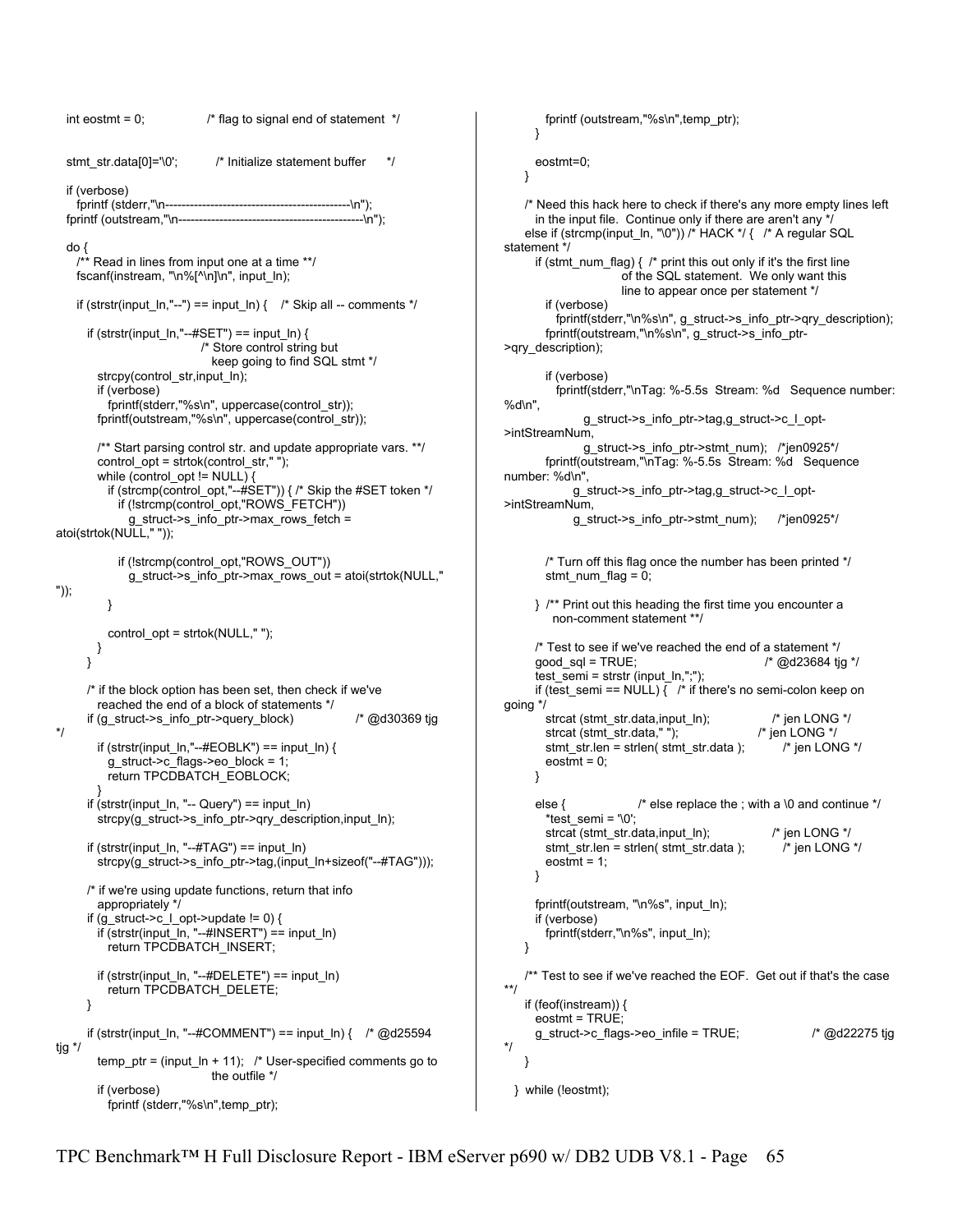```
   int eostmt = 0;                /* flag to signal end of statement  */


   stmt_str.data[0]='\0';          /* Initialize statement buffer     */

   if (verbose)
      fprintf (stderr,"\n---------------------------------------------\n");
   fprintf (outstream,"\n---------------------------------------------\n");

   do {
      /** Read in lines from input one at a time **/
      fscanf(instream, "\n%[^\n]\n", input_ln);

      if (strstr(input_ln,"--") == input_ln) {    /* Skip all -- comments */

         if (strstr(input_ln,"--#SET") == input_ln) {
                                    /* Store control string but
                                       keep going to find SQL stmt */
            strcpy(control_str,input_ln);
            if (verbose)
               fprintf(stderr,"%s\n", uppercase(control_str));
            fprintf(outstream,"%s\n", uppercase(control_str));

            /** Start parsing control str. and update appropriate vars. **/
            control_opt = strtok(control_str," ");
            while (control_opt != NULL) {
               if (strcmp(control_opt,"--#SET")) { /* Skip the #SET token */
                  if (!strcmp(control_opt,"ROWS_FETCH"))
                     g_struct->s_info_ptr->max_rows_fetch =
atoi(strtok(NULL," "));

                  if (!strcmp(control_opt,"ROWS_OUT"))
                     g_struct->s_info_ptr->max_rows_out = atoi(strtok(NULL,"
"));
               }

               control_opt = strtok(NULL," ");
            }
         }

         /* if the block option has been set, then check if we've
            reached the end of a block of statements */
         if (g_struct->s_info_ptr->query_block)               /* @d30369 tjg
*/
            if (strstr(input_ln,"--#EOBLK") == input_ln) {
               g_struct->c_flags->eo_block = 1;
               return TPCDBATCH_EOBLOCK;
            }
         if (strstr(input_ln, "-- Query") == input_ln)
            strcpy(g_struct->s_info_ptr->qry_description,input_ln);

         if (strstr(input_ln, "--#TAG") == input_ln)
            strcpy(g_struct->s_info_ptr->tag,(input_ln+sizeof("--#TAG")));

         /* if we're using update functions, return that info
            appropriately */
         if (g_struct->c_l_opt->update != 0) {
            if (strstr(input_ln, "--#INSERT") == input_ln)
               return TPCDBATCH_INSERT;

            if (strstr(input_ln, "--#DELETE") == input_ln)
               return TPCDBATCH_DELETE;
         }

         if (strstr(input_ln, "--#COMMENT") == input_ln) {    /* @d25594
tjg */
            temp_ptr = (input_ln + 11);   /* User-specified comments go to
                                             the outfile */
            if (verbose)
               fprintf (stderr,"%s\n",temp_ptr);
            fprintf (outstream,"%s\n",temp_ptr);
         }

         eostmt=0;
      }

      /* Need this hack here to check if there's any more empty lines left
         in the input file.  Continue only if there are aren't any */
      else if (strcmp(input_ln, "\0")) /* HACK */ {   /* A regular SQL
statement */
         if (stmt_num_flag) {  /* print this out only if it's the first line
                                  of the SQL statement.  We only want this
                                  line to appear once per statement */
            if (verbose)
               fprintf(stderr,"\n%s\n", g_struct->s_info_ptr->qry_description);
            fprintf(outstream,"\n%s\n", g_struct->s_info_ptr-
>qry_description);

            if (verbose)
               fprintf(stderr,"\nTag: %-5.5s  Stream: %d   Sequence number:
%d\n",
                  g_struct->s_info_ptr->tag,g_struct->c_l_opt-
>intStreamNum,
                  g_struct->s_info_ptr->stmt_num);   /*jen0925*/
            fprintf(outstream,"\nTag: %-5.5s  Stream: %d   Sequence
number: %d\n",
               g_struct->s_info_ptr->tag,g_struct->c_l_opt-
>intStreamNum,
               g_struct->s_info_ptr->stmt_num);      /*jen0925*/


            /* Turn off this flag once the number has been printed */
            stmt_num_flag = 0;

         }  /** Print out this heading the first time you encounter a
               non-comment statement **/

         /* Test to see if we've reached the end of a statement */
         good_sql = TRUE;                                /* @d23684 tjg */
         test_semi = strstr (input_ln,";");
         if (test_semi == NULL) {   /* if there's no semi-colon keep on
going */
            strcat (stmt_str.data,input_ln);               /* jen LONG */
            strcat (stmt_str.data," ");                  /* jen LONG */
            stmt_str.len = strlen( stmt_str.data );           /* jen LONG */
            eostmt = 0;
         }

         else {                  /* else replace the ; with a \0 and continue */
            *test_semi = '\0';
            strcat (stmt_str.data,input_ln);               /* jen LONG */
            stmt_str.len = strlen( stmt_str.data );           /* jen LONG */
            eostmt = 1;
         }

         fprintf(outstream, "\n%s", input_ln);
         if (verbose)
            fprintf(stderr,"\n%s", input_ln);
      }

      /** Test to see if we've reached the EOF.  Get out if that's the case
**/
      if (feof(instream)) {
         eostmt = TRUE;
         g_struct->c_flags->eo_infile = TRUE;                    /* @d22275 tjg
*/
      }

   }  while (!eostmt);
```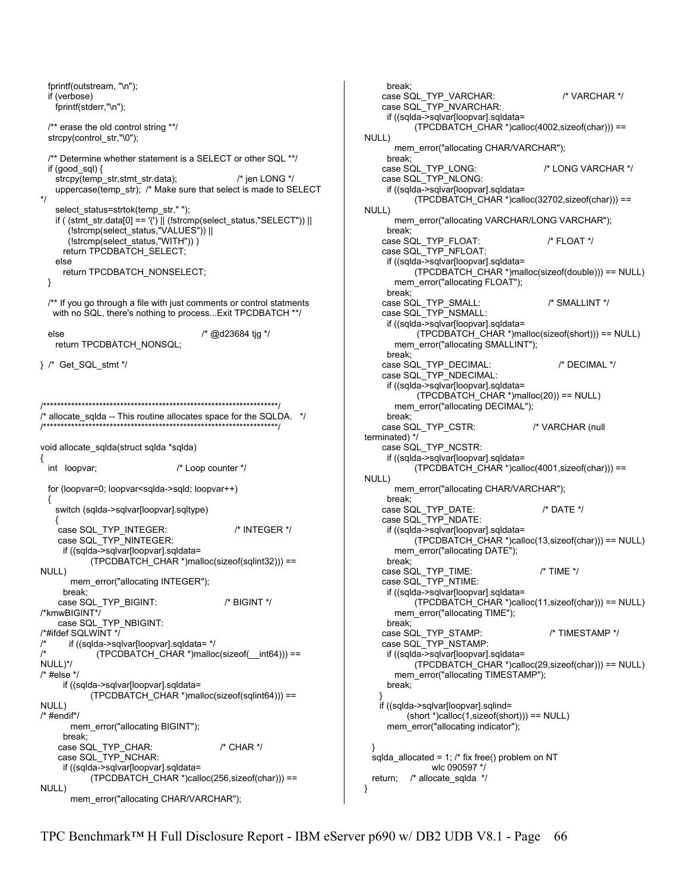```
  fprintf(outstream, "\n");
  if (verbose)
    fprintf(stderr,"\n");

  /** erase the old control string **/
  strcpy(control_str,"\0");

  /** Determine whether statement is a SELECT or other SQL **/
  if (good_sql) {
    strcpy(temp_str,stmt_str.data);                    /* jen LONG */
    uppercase(temp_str);  /* Make sure that select is made to SELECT
*/
    select_status=strtok(temp_str," ");
    if ( (stmt_str.data[0] == '(') || (!strcmp(select_status,"SELECT")) ||
         (!strcmp(select_status,"VALUES")) ||
         (!strcmp(select_status,"WITH")) )
      return TPCDBATCH_SELECT;
    else
      return TPCDBATCH_NONSELECT;
  }

  /** If you go through a file with just comments or control statments
    with no SQL, there's nothing to process...Exit TPCDBATCH **/

  else                                          /* @d23684 tjg */
    return TPCDBATCH_NONSQL;

} /*  Get_SQL_stmt */



/*********************************************************************/
/* allocate_sqlda -- This routine allocates space for the SQLDA.   */
/*********************************************************************/

void allocate_sqlda(struct sqlda *sqlda)
{
  int   loopvar;                      /* Loop counter */

  for (loopvar=0; loopvar<sqlda->sqld; loopvar++)
  {
    switch (sqlda->sqlvar[loopvar].sqltype)
    {
     case SQL_TYP_INTEGER:                      /* INTEGER */
     case SQL_TYP_NINTEGER:
       if ((sqlda->sqlvar[loopvar].sqldata=
              (TPCDBATCH_CHAR *)malloc(sizeof(sqlint32))) ==
NULL)
          mem_error("allocating INTEGER");
       break;
     case SQL_TYP_BIGINT:                       /* BIGINT */
/*kmwBIGINT*/
     case SQL_TYP_NBIGINT:
/*#ifdef SQLWINT */
/*       if ((sqlda->sqlvar[loopvar].sqldata= */
/*              (TPCDBATCH_CHAR *)malloc(sizeof(__int64))) ==
NULL)*/
/* #else */
       if ((sqlda->sqlvar[loopvar].sqldata=
              (TPCDBATCH_CHAR *)malloc(sizeof(sqlint64))) ==
NULL)
/* #endif*/
          mem_error("allocating BIGINT");
       break;
     case SQL_TYP_CHAR:                         /* CHAR */
     case SQL_TYP_NCHAR:
       if ((sqlda->sqlvar[loopvar].sqldata=
              (TPCDBATCH_CHAR *)calloc(256,sizeof(char))) ==
NULL)
          mem_error("allocating CHAR/VARCHAR");
       break;
     case SQL_TYP_VARCHAR:                      /* VARCHAR */
     case SQL_TYP_NVARCHAR:
       if ((sqlda->sqlvar[loopvar].sqldata=
              (TPCDBATCH_CHAR *)calloc(4002,sizeof(char))) ==
NULL)
          mem_error("allocating CHAR/VARCHAR");
       break;
     case SQL_TYP_LONG:                         /* LONG VARCHAR */
     case SQL_TYP_NLONG:
       if ((sqlda->sqlvar[loopvar].sqldata=
              (TPCDBATCH_CHAR *)calloc(32702,sizeof(char))) ==
NULL)
          mem_error("allocating VARCHAR/LONG VARCHAR");
       break;
     case SQL_TYP_FLOAT:                        /* FLOAT */
     case SQL_TYP_NFLOAT:
       if ((sqlda->sqlvar[loopvar].sqldata=
              (TPCDBATCH_CHAR *)malloc(sizeof(double))) == NULL)
         mem_error("allocating FLOAT");
       break;
     case SQL_TYP_SMALL:                        /* SMALLINT */
     case SQL_TYP_NSMALL:
       if ((sqlda->sqlvar[loopvar].sqldata=
              (TPCDBATCH_CHAR *)malloc(sizeof(short))) == NULL)
         mem_error("allocating SMALLINT");
       break;
     case SQL_TYP_DECIMAL:                      /* DECIMAL */
     case SQL_TYP_NDECIMAL:
       if ((sqlda->sqlvar[loopvar].sqldata=
              (TPCDBATCH_CHAR *)malloc(20)) == NULL)
         mem_error("allocating DECIMAL");
       break;
     case SQL_TYP_CSTR:                   /* VARCHAR (null
terminated) */
     case SQL_TYP_NCSTR:
       if ((sqlda->sqlvar[loopvar].sqldata=
              (TPCDBATCH_CHAR *)calloc(4001,sizeof(char))) ==
NULL)
          mem_error("allocating CHAR/VARCHAR");
       break;
     case SQL_TYP_DATE:                         /* DATE */
     case SQL_TYP_NDATE:
       if ((sqlda->sqlvar[loopvar].sqldata=
              (TPCDBATCH_CHAR *)calloc(13,sizeof(char))) == NULL)
         mem_error("allocating DATE");
       break;
     case SQL_TYP_TIME:                         /* TIME */
     case SQL_TYP_NTIME:
       if ((sqlda->sqlvar[loopvar].sqldata=
              (TPCDBATCH_CHAR *)calloc(11,sizeof(char))) == NULL)
         mem_error("allocating TIME");
       break;
     case SQL_TYP_STAMP:                        /* TIMESTAMP */
     case SQL_TYP_NSTAMP:
       if ((sqlda->sqlvar[loopvar].sqldata=
              (TPCDBATCH_CHAR *)calloc(29,sizeof(char))) == NULL)
         mem_error("allocating TIMESTAMP");
       break;
    }
    if ((sqlda->sqlvar[loopvar].sqlind=
            (short *)calloc(1,sizeof(short))) == NULL)
       mem_error("allocating indicator");

  }
  sqlda_allocated = 1; /* fix free() problem on NT
                    wlc 090597 */
  return;    /* allocate_sqlda  */
}
```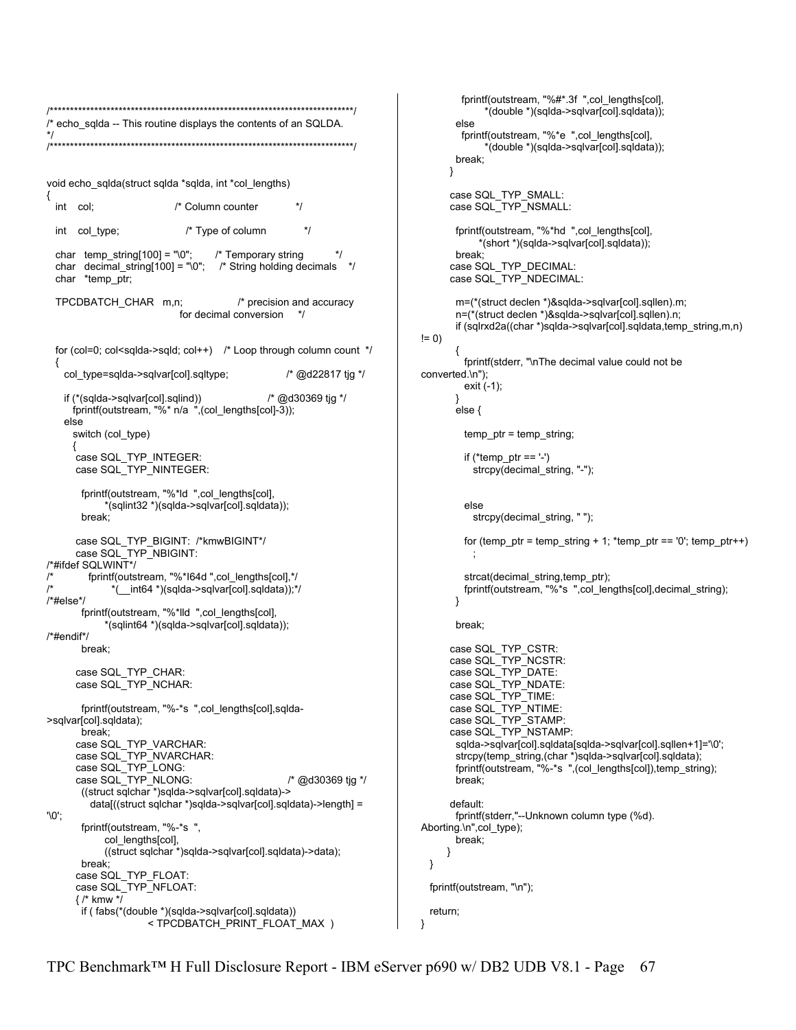```c
/**************************************************************************/
/* echo_sqlda -- This routine displays the contents of an SQLDA.
*/
/**************************************************************************/


void echo_sqlda(struct sqlda *sqlda, int *col_lengths)
{
  int   col;                    /* Column counter           */

  int   col_type;               /* Type of column           */

  char  temp_string[100] = "\0";     /* Temporary string        */
  char  decimal_string[100] = "\0";  /* String holding decimals  */
  char  *temp_ptr;

  TPCDBATCH_CHAR  m,n;              /* precision and accuracy
                                     for decimal conversion    */


  for (col=0; col<sqlda->sqld; col++)   /* Loop through column count  */
  {
    col_type=sqlda->sqlvar[col].sqltype;              /* @d22817 tjg */

    if (*(sqlda->sqlvar[col].sqlind))                 /* @d30369 tjg */
      fprintf(outstream, "%* n/a  ",(col_lengths[col]-3));
    else
      switch (col_type)
      {
       case SQL_TYP_INTEGER:
       case SQL_TYP_NINTEGER:

         fprintf(outstream, "%*ld  ",col_lengths[col],
                 *(sqlint32 *)(sqlda->sqlvar[col].sqldata));
         break;

       case SQL_TYP_BIGINT:  /*kmwBIGINT*/
       case SQL_TYP_NBIGINT:
/*#ifdef SQLWINT*/
/*          fprintf(outstream, "%*I64d ",col_lengths[col],*/
/*                 *(__int64 *)(sqlda->sqlvar[col].sqldata));*/
/*#else*/
         fprintf(outstream, "%*lld  ",col_lengths[col],
                 *(sqlint64 *)(sqlda->sqlvar[col].sqldata));
/*#endif*/
         break;

       case SQL_TYP_CHAR:
       case SQL_TYP_NCHAR:

         fprintf(outstream, "%-*s  ",col_lengths[col],sqlda-
>sqlvar[col].sqldata);
         break;
       case SQL_TYP_VARCHAR:
       case SQL_TYP_NVARCHAR:
       case SQL_TYP_LONG:
       case SQL_TYP_NLONG:                          /* @d30369 tjg */
         ((struct sqlchar *)sqlda->sqlvar[col].sqldata)->
           data[((struct sqlchar *)sqlda->sqlvar[col].sqldata)->length] =
'\0';
         fprintf(outstream, "%-*s  ",
                 col_lengths[col],
                 ((struct sqlchar *)sqlda->sqlvar[col].sqldata)->data);
         break;
       case SQL_TYP_FLOAT:
       case SQL_TYP_NFLOAT:
       { /* kmw */
         if ( fabs(*(double *)(sqlda->sqlvar[col].sqldata))
                          < TPCDBATCH_PRINT_FLOAT_MAX  )
           fprintf(outstream, "%#*.3f  ",col_lengths[col],
                   *(double *)(sqlda->sqlvar[col].sqldata));
         else
           fprintf(outstream, "%*e  ",col_lengths[col],
                   *(double *)(sqlda->sqlvar[col].sqldata));
         break;
       }

       case SQL_TYP_SMALL:
       case SQL_TYP_NSMALL:

         fprintf(outstream, "%*hd  ",col_lengths[col],
                 *(short *)(sqlda->sqlvar[col].sqldata));
         break;
       case SQL_TYP_DECIMAL:
       case SQL_TYP_NDECIMAL:

         m=(*(struct declen *)&sqlda->sqlvar[col].sqllen).m;
         n=(*(struct declen *)&sqlda->sqlvar[col].sqllen).n;
         if (sqlrxd2a((char *)sqlda->sqlvar[col].sqldata,temp_string,m,n)
!= 0)
         {
           fprintf(stderr, "\nThe decimal value could not be
converted.\n");
           exit (-1);
         }
         else {

           temp_ptr = temp_string;

           if (*temp_ptr == '-')
             strcpy(decimal_string, "-");


           else
             strcpy(decimal_string, " ");

           for (temp_ptr = temp_string + 1; *temp_ptr == '0'; temp_ptr++)
             ;

           strcat(decimal_string,temp_ptr);
           fprintf(outstream, "%*s  ",col_lengths[col],decimal_string);
         }

         break;

       case SQL_TYP_CSTR:
       case SQL_TYP_NCSTR:
       case SQL_TYP_DATE:
       case SQL_TYP_NDATE:
       case SQL_TYP_TIME:
       case SQL_TYP_NTIME:
       case SQL_TYP_STAMP:
       case SQL_TYP_NSTAMP:
         sqlda->sqlvar[col].sqldata[sqlda->sqlvar[col].sqllen+1]='\0';
         strcpy(temp_string,(char *)sqlda->sqlvar[col].sqldata);
         fprintf(outstream, "%-*s  ",(col_lengths[col]),temp_string);
         break;

       default:
         fprintf(stderr,"--Unknown column type (%d).
Aborting.\n",col_type);
         break;
      }
  }

  fprintf(outstream, "\n");

  return;
}
```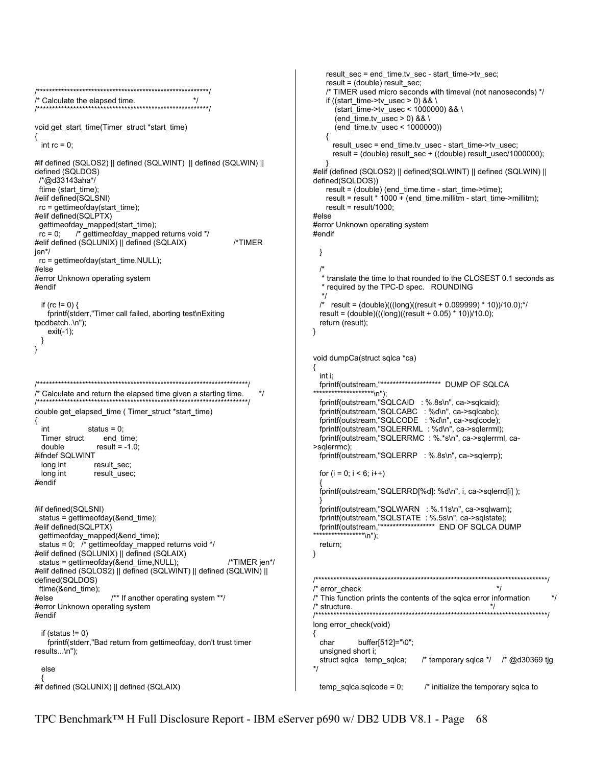```
/*********************************************************/
/* Calculate the elapsed time.                           */
/*********************************************************/

void get_start_time(Timer_struct *start_time)
{
   int rc = 0;

#if defined (SQLOS2) || defined (SQLWINT)  || defined (SQLWIN) ||
defined (SQLDOS)
  /*@d33143aha*/
  ftime (start_time);
#elif defined(SQLSNI)
  rc = gettimeofday(start_time);
#elif defined(SQLPTX)
  gettimeofday_mapped(start_time);
  rc = 0;      /* gettimeofday_mapped returns void */
#elif defined (SQLUNIX) || defined (SQLAIX)                    /*TIMER
jen*/
  rc = gettimeofday(start_time,NULL);
#else
#error Unknown operating system
#endif

   if (rc != 0) {
      fprintf(stderr,"Timer call failed, aborting test\nExiting
tpcdbatch..\n");
      exit(-1);
   }
}



/**********************************************************************/
/* Calculate and return the elapsed time given a starting time.      */
/**********************************************************************/
double get_elapsed_time ( Timer_struct *start_time)
{
   int                status = 0;
   Timer_struct        end_time;
   double              result = -1.0;
#ifndef SQLWINT
   long int            result_sec;
   long int            result_usec;
#endif


#if defined(SQLSNI)
  status = gettimeofday(&end_time);
#elif defined(SQLPTX)
  gettimeofday_mapped(&end_time);
  status = 0;  /* gettimeofday_mapped returns void */
#elif defined (SQLUNIX) || defined (SQLAIX)
  status = gettimeofday(&end_time,NULL);                    /*TIMER jen*/
#elif defined (SQLOS2) || defined (SQLWINT) || defined (SQLWIN) ||
defined(SQLDOS)
  ftime(&end_time);
#else                       /** If another operating system **/
#error Unknown operating system
#endif

   if (status != 0)
      fprintf(stderr,"Bad return from gettimeofday, don't trust timer
results...\n");

   else
   {
#if defined (SQLUNIX) || defined (SQLAIX)
      result_sec = end_time.tv_sec - start_time->tv_sec;
      result = (double) result_sec;
      /* TIMER used micro seconds with timeval (not nanoseconds) */
      if ((start_time->tv_usec > 0) && \
          (start_time->tv_usec < 1000000) && \
          (end_time.tv_usec > 0) && \
          (end_time.tv_usec < 1000000))
      {
         result_usec = end_time.tv_usec - start_time->tv_usec;
         result = (double) result_sec + ((double) result_usec/1000000);
      }
#elif (defined (SQLOS2) || defined(SQLWINT) || defined (SQLWIN) ||
defined(SQLDOS))
      result = (double) (end_time.time - start_time->time);
      result = result * 1000 + (end_time.millitm - start_time->millitm);
      result = result/1000;
#else
#error Unknown operating system
#endif

   }

   /*
    * translate the time to that rounded to the CLOSEST 0.1 seconds as
    * required by the TPC-D spec.   ROUNDING
    */
   /*   result = (double)(((long)((result + 0.099999) * 10))/10.0);*/
   result = (double)(((long)((result + 0.05) * 10))/10.0);
   return (result);
}


void dumpCa(struct sqlca *ca)
{
   int i;
   fprintf(outstream,"********************  DUMP OF SQLCA
********************\n");
   fprintf(outstream,"SQLCAID   : %.8s\n", ca->sqlcaid);
   fprintf(outstream,"SQLCABC   : %d\n", ca->sqlcabc);
   fprintf(outstream,"SQLCODE   : %d\n", ca->sqlcode);
   fprintf(outstream,"SQLERRML  : %d\n", ca->sqlerrml);
   fprintf(outstream,"SQLERRMC  : %.*s\n", ca->sqlerrml, ca-
>sqlerrmc);
   fprintf(outstream,"SQLERRP   : %.8s\n", ca->sqlerrp);

   for (i = 0; i < 6; i++)
   {
   fprintf(outstream,"SQLERRD[%d]: %d\n", i, ca->sqlerrd[i] );
   }
   fprintf(outstream,"SQLWARN   : %.11s\n", ca->sqlwarn);
   fprintf(outstream,"SQLSTATE  : %.5s\n", ca->sqlstate);
   fprintf(outstream,"******************  END OF SQLCA DUMP
******************\n");
   return;
}


/*****************************************************************************/
/* error_check                                                               */
/* This function prints the contents of the sqlca error information         */
/* structure.                                                                */
/*****************************************************************************/
long error_check(void)
{
   char          buffer[512]="\0";
   unsigned short i;
   struct sqlca   temp_sqlca;      /* temporary sqlca */    /* @d30369 tjg
*/

   temp_sqlca.sqlcode = 0;         /* initialize the temporary sqlca to
```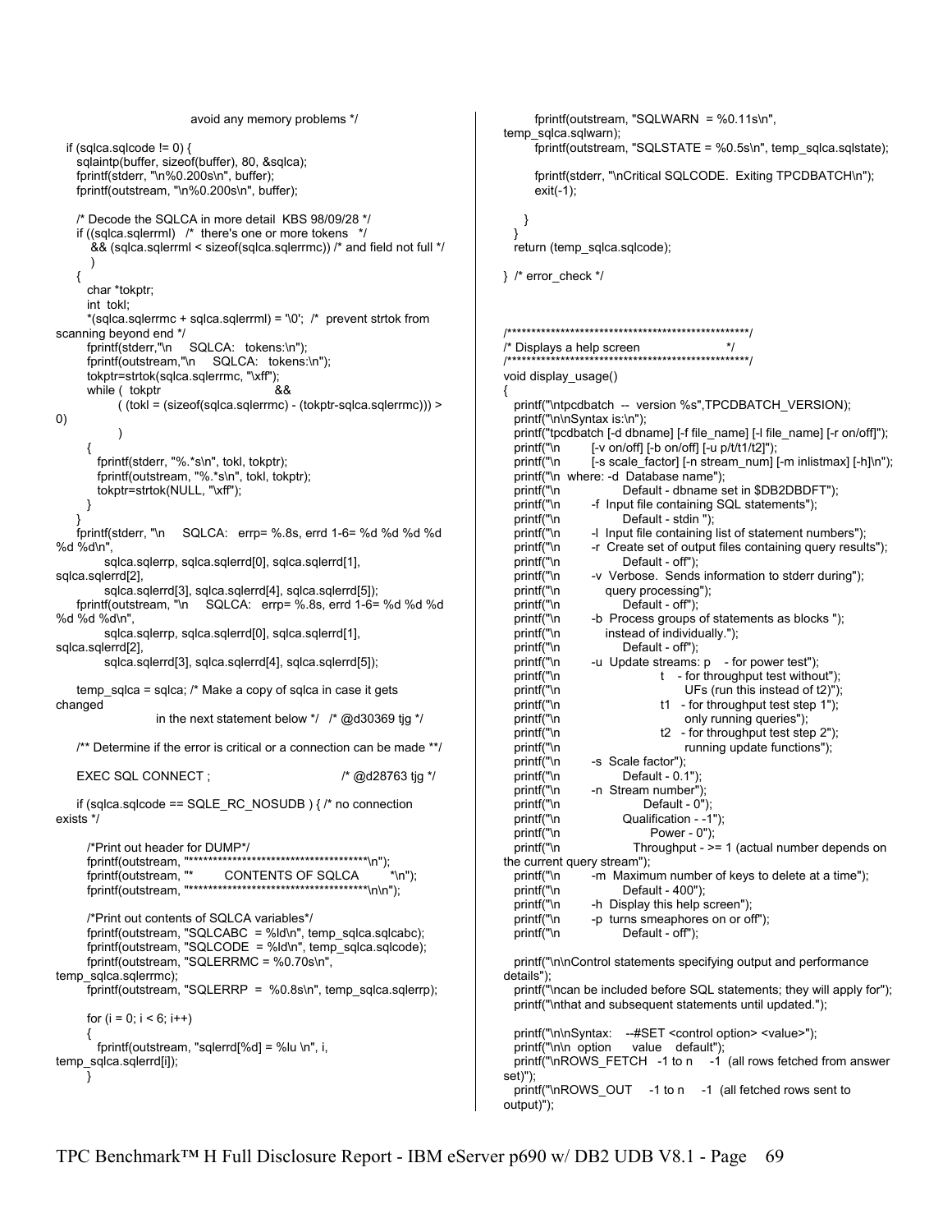```
                        avoid any memory problems */

   if (sqlca.sqlcode != 0) {
      sqlaintp(buffer, sizeof(buffer), 80, &sqlca);
      fprintf(stderr, "\n%0.200s\n", buffer);
      fprintf(outstream, "\n%0.200s\n", buffer);

      /* Decode the SQLCA in more detail  KBS 98/09/28 */
      if ((sqlca.sqlerrml)   /*  there's one or more tokens   */
          && (sqlca.sqlerrml < sizeof(sqlca.sqlerrmc)) /* and field not full */
         )
      {
         char *tokptr;
         int  tokl;
         *(sqlca.sqlerrmc + sqlca.sqlerrml) = '\0';  /*  prevent strtok from
scanning beyond end */
         fprintf(stderr,"\n     SQLCA:   tokens:\n");
         fprintf(outstream,"\n     SQLCA:   tokens:\n");
         tokptr=strtok(sqlca.sqlerrmc, "\xff");
         while (  tokptr                              &&
               ( (tokl = (sizeof(sqlca.sqlerrmc) - (tokptr-sqlca.sqlerrmc))) >
0)
               )
         {
            fprintf(stderr, "%.*s\n", tokl, tokptr);
            fprintf(outstream, "%.*s\n", tokl, tokptr);
            tokptr=strtok(NULL, "\xff");
         }
      }
      fprintf(stderr, "\n     SQLCA:   errp= %.8s, errd 1-6= %d %d %d %d
%d %d\n",
            sqlca.sqlerrp, sqlca.sqlerrd[0], sqlca.sqlerrd[1],
sqlca.sqlerrd[2],
            sqlca.sqlerrd[3], sqlca.sqlerrd[4], sqlca.sqlerrd[5]);
      fprintf(outstream, "\n     SQLCA:   errp= %.8s, errd 1-6= %d %d
%d %d %d\n",
            sqlca.sqlerrp, sqlca.sqlerrd[0], sqlca.sqlerrd[1],
sqlca.sqlerrd[2],
            sqlca.sqlerrd[3], sqlca.sqlerrd[4], sqlca.sqlerrd[5]);

      temp_sqlca = sqlca; /* Make a copy of sqlca in case it gets
changed
                        in the next statement below */   /* @d30369 tjg */

      /** Determine if the error is critical or a connection can be made **/

      EXEC SQL CONNECT ;                            /* @d28763 tjg */

      if (sqlca.sqlcode == SQLE_RC_NOSUDB ) { /* no connection
exists */

         /*Print out header for DUMP*/
         fprintf(outstream, "**************************************\n");
         fprintf(outstream, "*         CONTENTS OF SQLCA         *\n");
         fprintf(outstream, "**************************************\n\n");

         /*Print out contents of SQLCA variables*/
         fprintf(outstream, "SQLCABC  = %ld\n", temp_sqlca.sqlcabc);
         fprintf(outstream, "SQLCODE  = %ld\n", temp_sqlca.sqlcode);
         fprintf(outstream, "SQLERRMC = %0.70s\n",
temp_sqlca.sqlerrmc);
         fprintf(outstream, "SQLERRP  =  %0.8s\n", temp_sqlca.sqlerrp);

         for (i = 0; i < 6; i++)
         {
            fprintf(outstream, "sqlerrd[%d] = %lu \n", i,
temp_sqlca.sqlerrd[i]);
         }
         fprintf(outstream, "SQLWARN  = %0.11s\n",
temp_sqlca.sqlwarn);
         fprintf(outstream, "SQLSTATE = %0.5s\n", temp_sqlca.sqlstate);

         fprintf(stderr, "\nCritical SQLCODE.  Exiting TPCDBATCH\n");
         exit(-1);

      }
   }
   return (temp_sqlca.sqlcode);

}  /* error_check */



/***************************************************/
/* Displays a help screen                          */
/***************************************************/
void display_usage()
{
   printf("\ntpcdbatch  --  version %s",TPCDBATCH_VERSION);
   printf("\n\nSyntax is:\n");
   printf("tpcdbatch [-d dbname] [-f file_name] [-l file_name] [-r on/off]");
   printf("\n         [-v on/off] [-b on/off] [-u p/t/t1/t2]");
   printf("\n         [-s scale_factor] [-n stream_num] [-m inlistmax] [-h]\n");
   printf("\n  where: -d  Database name");
   printf("\n                Default - dbname set in $DB2DBDFT");
   printf("\n         -f  Input file containing SQL statements");
   printf("\n                Default - stdin ");
   printf("\n         -l  Input file containing list of statement numbers");
   printf("\n         -r  Create set of output files containing query results");
   printf("\n                Default - off");
   printf("\n         -v  Verbose.  Sends information to stderr during");
   printf("\n             query processing");
   printf("\n                Default - off");
   printf("\n         -b  Process groups of statements as blocks ");
   printf("\n             instead of individually.");
   printf("\n                Default - off");
   printf("\n         -u  Update streams: p    - for power test");
   printf("\n                             t    - for throughput test without");
   printf("\n                                    UFs (run this instead of t2)");
   printf("\n                             t1   - for throughput test step 1");
   printf("\n                                    only running queries");
   printf("\n                             t2   - for throughput test step 2");
   printf("\n                                    running update functions");
   printf("\n         -s  Scale factor");
   printf("\n                Default - 0.1");
   printf("\n         -n  Stream number");
   printf("\n                       Default - 0");
   printf("\n                Qualification - -1");
   printf("\n                        Power - 0");
   printf("\n                   Throughput - >= 1 (actual number depends on
the current query stream)");
   printf("\n         -m  Maximum number of keys to delete at a time");
   printf("\n                Default - 400");
   printf("\n         -h  Display this help screen");
   printf("\n         -p  turns smeaphores on or off");
   printf("\n                Default - off");

   printf("\n\nControl statements specifying output and performance
details");
   printf("\ncan be included before SQL statements; they will apply for");
   printf("\nthat and subsequent statements until updated.");

   printf("\n\nSyntax:   --#SET <control option> <value>");
   printf("\n\n  option      value    default");
   printf("\nROWS_FETCH   -1 to n    -1  (all rows fetched from answer
set)");
   printf("\nROWS_OUT     -1 to n    -1  (all fetched rows sent to
output)");
```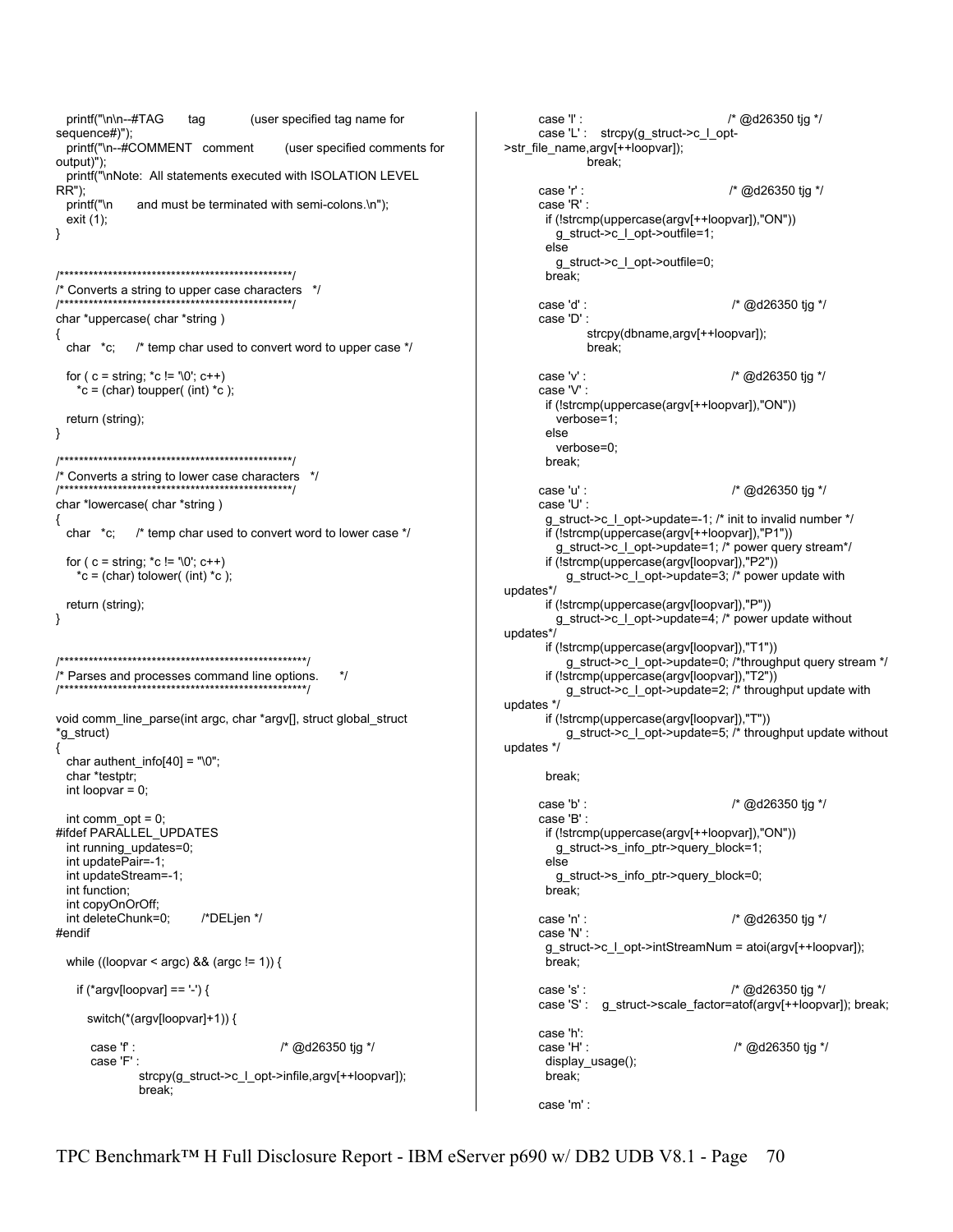```
  printf("\n\n--#TAG       tag            (user specified tag name for
sequence#)");
  printf("\n--#COMMENT   comment        (user specified comments for
output)");
  printf("\nNote:  All statements executed with ISOLATION LEVEL
RR");
  printf("\n       and must be terminated with semi-colons.\n");
  exit (1);
}


/************************************************/
/* Converts a string to upper case characters   */
/************************************************/
char *uppercase( char *string )
{
  char   *c;      /* temp char used to convert word to upper case */

  for ( c = string; *c != '\0'; c++)
    *c = (char) toupper( (int) *c );

  return (string);
}

/************************************************/
/* Converts a string to lower case characters   */
/************************************************/
char *lowercase( char *string )
{
  char   *c;      /* temp char used to convert word to lower case */

  for ( c = string; *c != '\0'; c++)
    *c = (char) tolower( (int) *c );

  return (string);
}


/****************************************************/
/* Parses and processes command line options.      */
/****************************************************/

void comm_line_parse(int argc, char *argv[], struct global_struct
*g_struct)
{
  char authent_info[40] = "\0";
  char *testptr;
  int loopvar = 0;

  int comm_opt = 0;
#ifdef PARALLEL_UPDATES
  int running_updates=0;
  int updatePair=-1;
  int updateStream=-1;
  int function;
  int copyOnOrOff;
  int deleteChunk=0;        /*DELjen */
#endif

  while ((loopvar < argc) && (argc != 1)) {

    if (*argv[loopvar] == '-') {

      switch(*(argv[loopvar]+1)) {

        case 'f' :                                      /* @d26350 tjg */
        case 'F' :
                strcpy(g_struct->c_l_opt->infile,argv[++loopvar]);
                break;

        case 'l' :                                      /* @d26350 tjg */
        case 'L' :   strcpy(g_struct->c_l_opt-
>str_file_name,argv[++loopvar]);
                break;

        case 'r' :                                      /* @d26350 tjg */
        case 'R' :
          if (!strcmp(uppercase(argv[++loopvar]),"ON"))
            g_struct->c_l_opt->outfile=1;
          else
            g_struct->c_l_opt->outfile=0;
          break;

        case 'd' :                                      /* @d26350 tjg */
        case 'D' :
                strcpy(dbname,argv[++loopvar]);
                break;

        case 'v' :                                      /* @d26350 tjg */
        case 'V' :
          if (!strcmp(uppercase(argv[++loopvar]),"ON"))
            verbose=1;
          else
            verbose=0;
          break;

        case 'u' :                                      /* @d26350 tjg */
        case 'U' :
          g_struct->c_l_opt->update=-1; /* init to invalid number */
          if (!strcmp(uppercase(argv[++loopvar]),"P1"))
            g_struct->c_l_opt->update=1; /* power query stream*/
          if (!strcmp(uppercase(argv[loopvar]),"P2"))
              g_struct->c_l_opt->update=3; /* power update with
updates*/
          if (!strcmp(uppercase(argv[loopvar]),"P"))
            g_struct->c_l_opt->update=4; /* power update without
updates*/
          if (!strcmp(uppercase(argv[loopvar]),"T1"))
              g_struct->c_l_opt->update=0; /*throughput query stream */
          if (!strcmp(uppercase(argv[loopvar]),"T2"))
              g_struct->c_l_opt->update=2; /* throughput update with
updates */
          if (!strcmp(uppercase(argv[loopvar]),"T"))
              g_struct->c_l_opt->update=5; /* throughput update without
updates */

          break;

        case 'b' :                                      /* @d26350 tjg */
        case 'B' :
          if (!strcmp(uppercase(argv[++loopvar]),"ON"))
            g_struct->s_info_ptr->query_block=1;
          else
            g_struct->s_info_ptr->query_block=0;
          break;

        case 'n' :                                      /* @d26350 tjg */
        case 'N' :
          g_struct->c_l_opt->intStreamNum = atoi(argv[++loopvar]);
          break;

        case 's' :                                      /* @d26350 tjg */
        case 'S' :   g_struct->scale_factor=atof(argv[++loopvar]); break;

        case 'h':
        case 'H' :                                      /* @d26350 tjg */
          display_usage();
          break;

        case 'm' :
```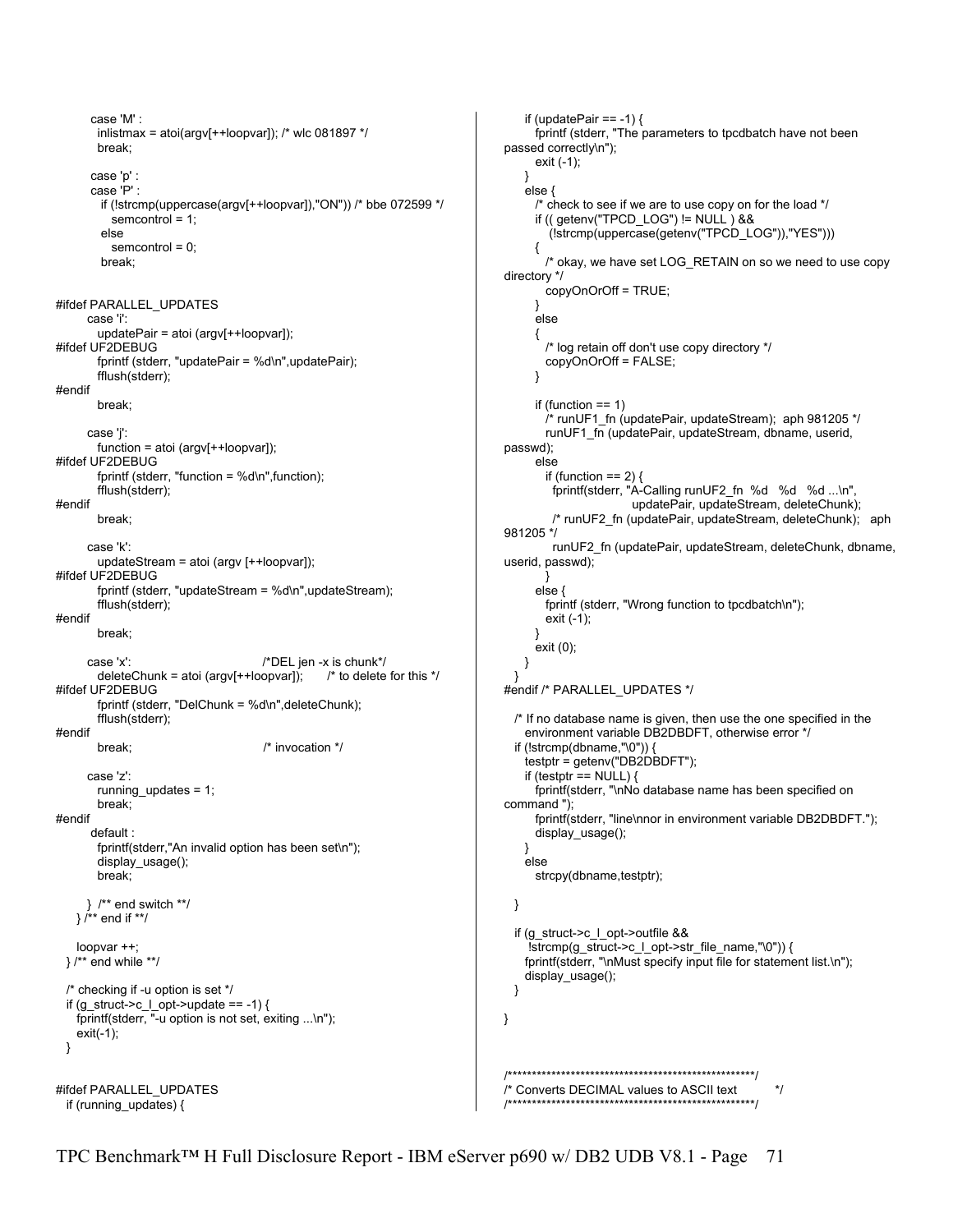```
        case 'M' :
          inlistmax = atoi(argv[++loopvar]); /* wlc 081897 */
          break;

        case 'p' :
        case 'P' :
          if (!strcmp(uppercase(argv[++loopvar]),"ON")) /* bbe 072599 */
             semcontrol = 1;
          else
             semcontrol = 0;
          break;


#ifdef PARALLEL_UPDATES
       case 'i':
          updatePair = atoi (argv[++loopvar]);
#ifdef UF2DEBUG
          fprintf (stderr, "updatePair = %d\n",updatePair);
          fflush(stderr);
#endif
          break;

       case 'j':
          function = atoi (argv[++loopvar]);
#ifdef UF2DEBUG
          fprintf (stderr, "function = %d\n",function);
          fflush(stderr);
#endif
          break;

       case 'k':
          updateStream = atoi (argv [++loopvar]);
#ifdef UF2DEBUG
          fprintf (stderr, "updateStream = %d\n",updateStream);
          fflush(stderr);
#endif
          break;

       case 'x':                              /*DEL jen -x is chunk*/
          deleteChunk = atoi (argv[++loopvar]);      /* to delete for this */
#ifdef UF2DEBUG
          fprintf (stderr, "DelChunk = %d\n",deleteChunk);
          fflush(stderr);
#endif
          break;                              /* invocation */

       case 'z':
          running_updates = 1;
          break;
#endif
        default :
          fprintf(stderr,"An invalid option has been set\n");
          display_usage();
          break;

       }  /** end switch **/
    } /** end if **/

    loopvar ++;
  } /** end while **/

  /* checking if -u option is set */
  if (g_struct->c_l_opt->update == -1) {
    fprintf(stderr, "-u option is not set, exiting ...\n");
    exit(-1);
  }


#ifdef PARALLEL_UPDATES
  if (running_updates) {
     if (updatePair == -1) {
        fprintf (stderr, "The parameters to tpcdbatch have not been
passed correctly\n");
        exit (-1);
     }
     else {
        /* check to see if we are to use copy on for the load */
        if (( getenv("TPCD_LOG") != NULL ) &&
            (!strcmp(uppercase(getenv("TPCD_LOG")),"YES")))
        {
           /* okay, we have set LOG_RETAIN on so we need to use copy
directory */
           copyOnOrOff = TRUE;
        }
        else
        {
           /* log retain off don't use copy directory */
           copyOnOrOff = FALSE;
        }

        if (function == 1)
           /* runUF1_fn (updatePair, updateStream);  aph 981205 */
           runUF1_fn (updatePair, updateStream, dbname, userid,
passwd);
        else
           if (function == 2) {
             fprintf(stderr, "A-Calling runUF2_fn  %d   %d   %d ...\n",
                             updatePair, updateStream, deleteChunk);
             /* runUF2_fn (updatePair, updateStream, deleteChunk);   aph
981205 */
             runUF2_fn (updatePair, updateStream, deleteChunk, dbname,
userid, passwd);
           }
        else {
           fprintf (stderr, "Wrong function to tpcdbatch\n");
           exit (-1);
        }
        exit (0);
     }
  }
#endif /* PARALLEL_UPDATES */

  /* If no database name is given, then use the one specified in the
     environment variable DB2DBDFT, otherwise error */
  if (!strcmp(dbname,"\0")) {
     testptr = getenv("DB2DBDFT");
     if (testptr == NULL) {
        fprintf(stderr, "\nNo database name has been specified on
command ");
        fprintf(stderr, "line\nor in environment variable DB2DBDFT.");
        display_usage();
     }
     else
        strcpy(dbname,testptr);

  }

  if (g_struct->c_l_opt->outfile &&
      !strcmp(g_struct->c_l_opt->str_file_name,"\0")) {
     fprintf(stderr, "\nMust specify input file for statement list.\n");
     display_usage();
  }

}



/****************************************************/
/* Converts DECIMAL values to ASCII text            */
/****************************************************/
```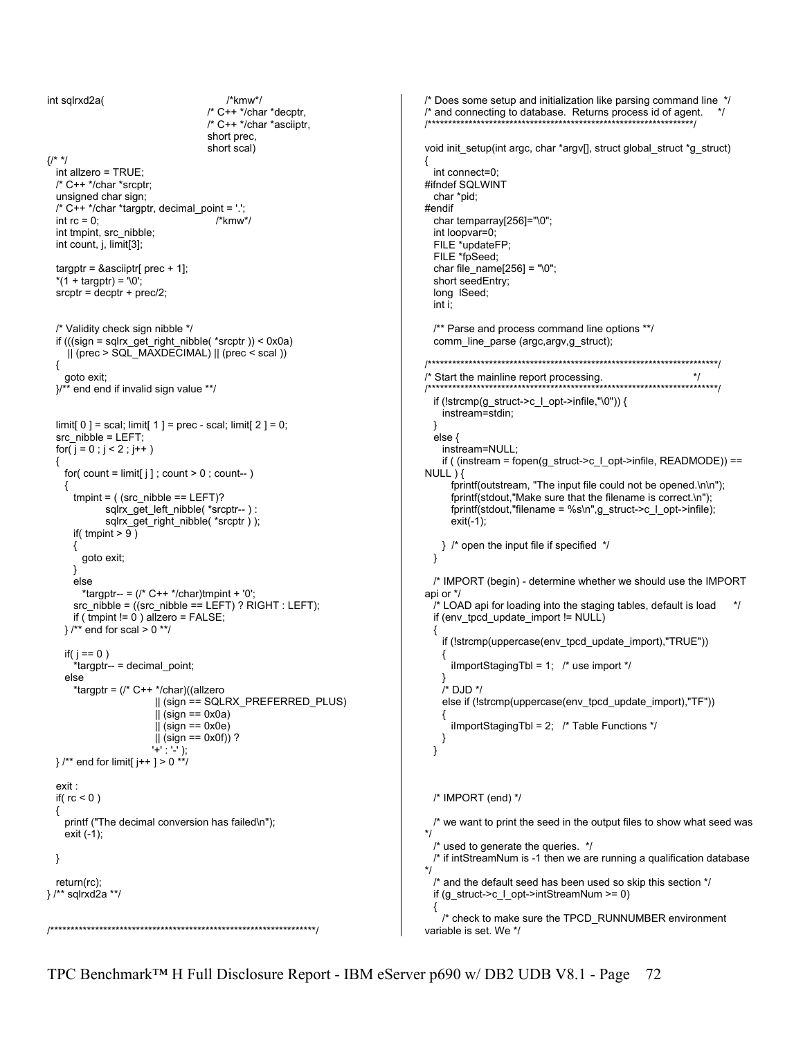```
int sqlrxd2a(                              /*kmw*/
                              /* C++ */char *decptr,
                              /* C++ */char *asciiptr,
                              short prec,
                              short scal)
{/* */
  int allzero = TRUE;
  /* C++ */char *srcptr;
  unsigned char sign;
  /* C++ */char *targptr, decimal_point = '.';
  int rc = 0;                              /*kmw*/
  int tmpint, src_nibble;
  int count, j, limit[3];

  targptr = &asciiptr[ prec + 1];
  *(1 + targptr) = '\0';
  srcptr = decptr + prec/2;


  /* Validity check sign nibble */
  if (((sign = sqlrx_get_right_nibble( *srcptr )) < 0x0a)
      || (prec > SQL_MAXDECIMAL) || (prec < scal ))
  {
    goto exit;
  }/** end end if invalid sign value **/


  limit[ 0 ] = scal; limit[ 1 ] = prec - scal; limit[ 2 ] = 0;
  src_nibble = LEFT;
  for( j = 0 ; j < 2 ; j++ )
  {
    for( count = limit[ j ] ; count > 0 ; count-- )
    {
      tmpint = ( (src_nibble == LEFT)?
              sqlrx_get_left_nibble( *srcptr-- ) :
              sqlrx_get_right_nibble( *srcptr ) );
      if( tmpint > 9 )
      {
        goto exit;
      }
      else
        *targptr-- = (/* C++ */char)tmpint + '0';
      src_nibble = ((src_nibble == LEFT) ? RIGHT : LEFT);
      if ( tmpint != 0 ) allzero = FALSE;
    } /** end for scal > 0 **/

    if( j == 0 )
      *targptr-- = decimal_point;
    else
      *targptr = (/* C++ */char)((allzero
                         || (sign == SQLRX_PREFERRED_PLUS)
                         || (sign == 0x0a)
                         || (sign == 0x0e)
                         || (sign == 0x0f)) ?
                        '+' : '-' );
  } /** end for limit[ j++ ] > 0 **/

  exit :
  if( rc < 0 )
  {
    printf ("The decimal conversion has failed\n");
    exit (-1);

  }

  return(rc);
} /** sqlrxd2a **/


/******************************************************************/
/* Does some setup and initialization like parsing command line  */
/* and connecting to database.  Returns process id of agent.     */
/******************************************************************/

void init_setup(int argc, char *argv[], struct global_struct *g_struct)
{
  int connect=0;
#ifndef SQLWINT
  char *pid;
#endif
  char temparray[256]="\0";
  int loopvar=0;
  FILE *updateFP;
  FILE *fpSeed;
  char file_name[256] = "\0";
  short seedEntry;
  long  lSeed;
  int i;

  /** Parse and process command line options **/
  comm_line_parse (argc,argv,g_struct);

/**********************************************************************/
/* Start the mainline report processing.                              */
/**********************************************************************/
  if (!strcmp(g_struct->c_l_opt->infile,"\0")) {
    instream=stdin;
  }
  else {
    instream=NULL;
    if ( (instream = fopen(g_struct->c_l_opt->infile, READMODE)) ==
NULL ) {
        fprintf(outstream, "The input file could not be opened.\n\n");
        fprintf(stdout,"Make sure that the filename is correct.\n");
        fprintf(stdout,"filename = %s\n",g_struct->c_l_opt->infile);
        exit(-1);

    }  /* open the input file if specified  */
  }

  /* IMPORT (begin) - determine whether we should use the IMPORT
api or */
  /* LOAD api for loading into the staging tables, default is load      */
  if (env_tpcd_update_import != NULL)
  {
    if (!strcmp(uppercase(env_tpcd_update_import),"TRUE"))
    {
      iImportStagingTbl = 1;   /* use import */
    }
    /* DJD */
    else if (!strcmp(uppercase(env_tpcd_update_import),"TF"))
    {
      iImportStagingTbl = 2;   /* Table Functions */
    }
  }



  /* IMPORT (end) */

  /* we want to print the seed in the output files to show what seed was
*/
  /* used to generate the queries.  */
  /* if intStreamNum is -1 then we are running a qualification database
*/
  /* and the default seed has been used so skip this section */
  if (g_struct->c_l_opt->intStreamNum >= 0)
  {
    /* check to make sure the TPCD_RUNNUMBER environment
variable is set. We */
```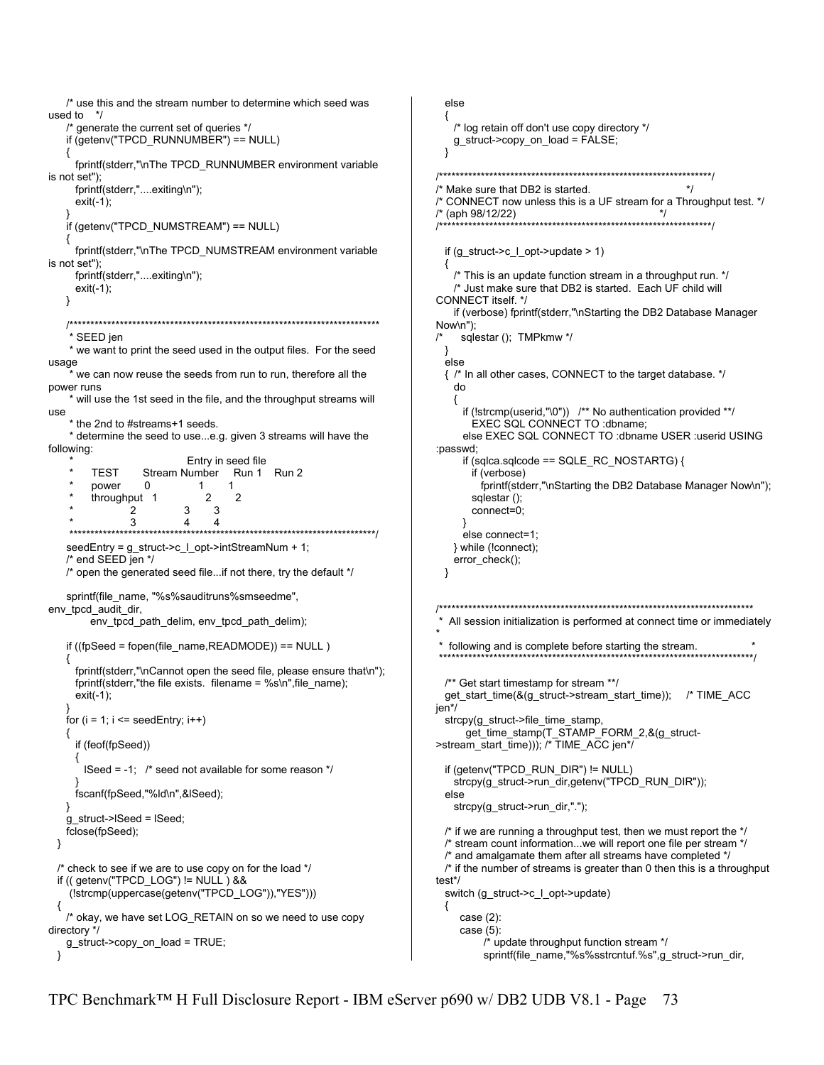```
    /* use this and the stream number to determine which seed was
used to    */
    /* generate the current set of queries */
    if (getenv("TPCD_RUNNUMBER") == NULL)
    {
      fprintf(stderr,"\nThe TPCD_RUNNUMBER environment variable
is not set");
      fprintf(stderr,"....exiting\n");
      exit(-1);
    }
    if (getenv("TPCD_NUMSTREAM") == NULL)
    {
      fprintf(stderr,"\nThe TPCD_NUMSTREAM environment variable
is not set");
      fprintf(stderr,"....exiting\n");
      exit(-1);
    }

    /************************************************************************
     * SEED jen
     * we want to print the seed used in the output files.  For the seed
usage
     * we can now reuse the seeds from run to run, therefore all the
power runs
     * will use the 1st seed in the file, and the throughput streams will
use
     * the 2nd to #streams+1 seeds.
     * determine the seed to use...e.g. given 3 streams will have the
following:
     *                          Entry in seed file
     *     TEST       Stream Number    Run 1   Run 2
     *     power       0              1       1
     *     throughput  1              2       2
     *                 2              3       3
     *                 3              4       4
     ***********************************************************************/
    seedEntry = g_struct->c_l_opt->intStreamNum + 1;
    /* end SEED jen */
    /* open the generated seed file...if not there, try the default */

    sprintf(file_name, "%s%sauditruns%smseedme",
env_tpcd_audit_dir,
        env_tpcd_path_delim, env_tpcd_path_delim);

    if ((fpSeed = fopen(file_name,READMODE)) == NULL )
    {
      fprintf(stderr,"\nCannot open the seed file, please ensure that\n");
      fprintf(stderr,"the file exists.  filename = %s\n",file_name);
      exit(-1);
    }
    for (i = 1; i <= seedEntry; i++)
    {
      if (feof(fpSeed))
      {
        lSeed = -1;   /* seed not available for some reason */
      }
      fscanf(fpSeed,"%ld\n",&lSeed);
    }
    g_struct->lSeed = lSeed;
    fclose(fpSeed);
  }

  /* check to see if we are to use copy on for the load */
  if (( getenv("TPCD_LOG") != NULL ) &&
      (!strcmp(uppercase(getenv("TPCD_LOG")),"YES")))
  {
    /* okay, we have set LOG_RETAIN on so we need to use copy
directory */
    g_struct->copy_on_load = TRUE;
  }
  else
  {
    /* log retain off don't use copy directory */
    g_struct->copy_on_load = FALSE;
  }

/******************************************************************/
/* Make sure that DB2 is started.                                 */
/* CONNECT now unless this is a UF stream for a Throughput test. */
/* (aph 98/12/22)                                                 */
/******************************************************************/

  if (g_struct->c_l_opt->update > 1)
  {
    /* This is an update function stream in a throughput run. */
    /* Just make sure that DB2 is started.  Each UF child will
CONNECT itself. */
    if (verbose) fprintf(stderr,"\nStarting the DB2 Database Manager
Now\n");
/*      sqlestar ();  TMPkmw */
  }
  else
  { /* In all other cases, CONNECT to the target database. */
    do
    {
      if (!strcmp(userid,"\0"))   /** No authentication provided **/
        EXEC SQL CONNECT TO :dbname;
      else EXEC SQL CONNECT TO :dbname USER :userid USING
:passwd;
      if (sqlca.sqlcode == SQLE_RC_NOSTARTG) {
        if (verbose)
          fprintf(stderr,"\nStarting the DB2 Database Manager Now\n");
        sqlestar ();
        connect=0;
      }
      else connect=1;
    } while (!connect);
    error_check();
  }


/****************************************************************************
 * All session initialization is performed at connect time or immediately
*
 * following and is complete before starting the stream.               *
 ****************************************************************************/

  /** Get start timestamp for stream **/
  get_start_time(&(g_struct->stream_start_time));    /* TIME_ACC
jen*/
  strcpy(g_struct->file_time_stamp,
        get_time_stamp(T_STAMP_FORM_2,&(g_struct-
>stream_start_time))); /* TIME_ACC jen*/

  if (getenv("TPCD_RUN_DIR") != NULL)
    strcpy(g_struct->run_dir,getenv("TPCD_RUN_DIR"));
  else
    strcpy(g_struct->run_dir,".");

  /* if we are running a throughput test, then we must report the */
  /* stream count information...we will report one file per stream */
  /* and amalgamate them after all streams have completed */
  /* if the number of streams is greater than 0 then this is a throughput
test*/
  switch (g_struct->c_l_opt->update)
  {
      case (2):
      case (5):
            /* update throughput function stream */
            sprintf(file_name,"%s%sstrcntuf.%s",g_struct->run_dir,
```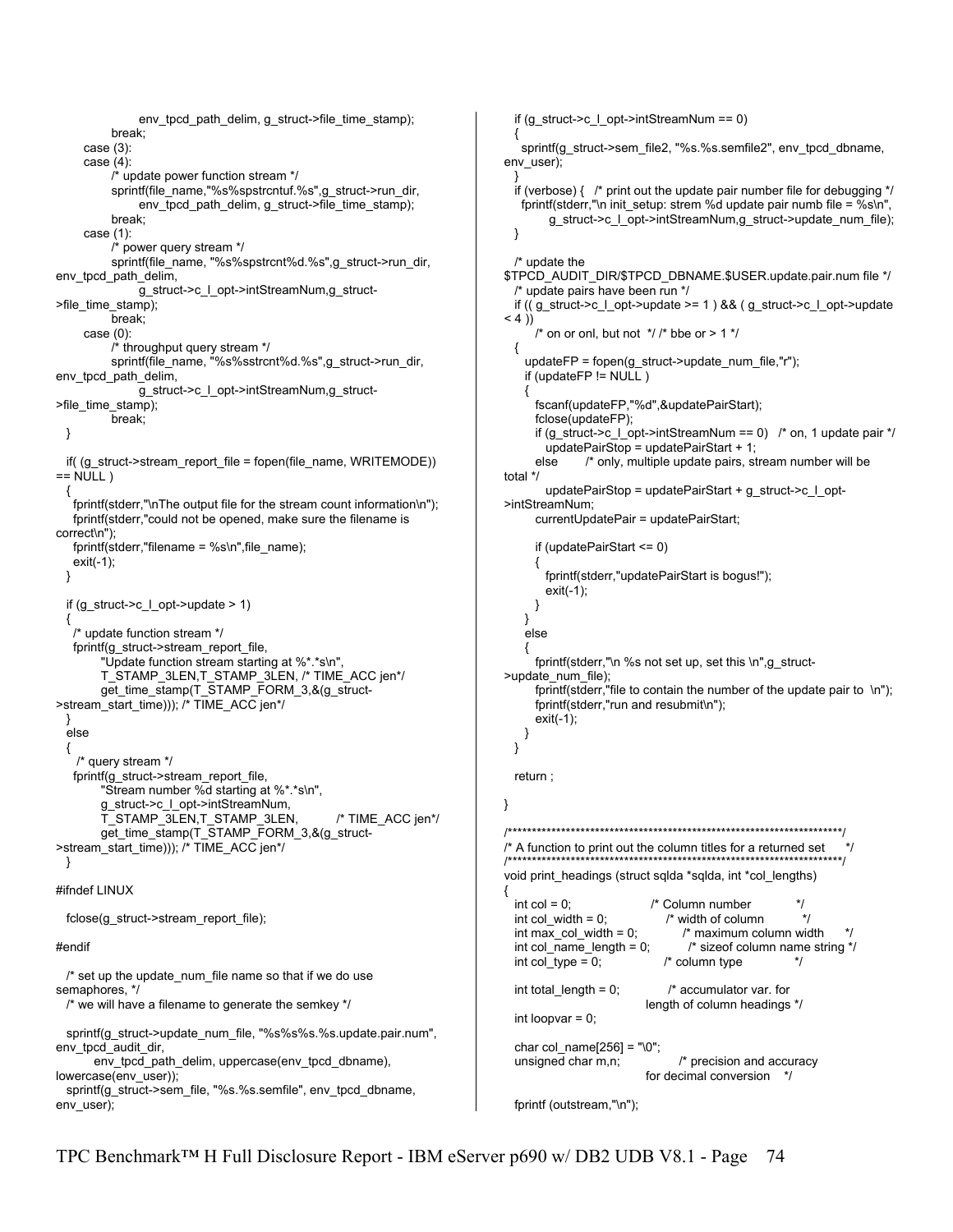```c
                env_tpcd_path_delim, g_struct->file_time_stamp);
            break;
        case (3):
        case (4):
            /* update power function stream */
            sprintf(file_name,"%s%spstrcntuf.%s",g_struct->run_dir,
                env_tpcd_path_delim, g_struct->file_time_stamp);
            break;
        case (1):
            /* power query stream */
            sprintf(file_name, "%s%spstrcnt%d.%s",g_struct->run_dir,
env_tpcd_path_delim,
                g_struct->c_l_opt->intStreamNum,g_struct-
>file_time_stamp);
            break;
        case (0):
            /* throughput query stream */
            sprintf(file_name, "%s%sstrcnt%d.%s",g_struct->run_dir,
env_tpcd_path_delim,
                g_struct->c_l_opt->intStreamNum,g_struct-
>file_time_stamp);
            break;
    }

    if( (g_struct->stream_report_file = fopen(file_name, WRITEMODE))
== NULL )
    {
      fprintf(stderr,"\nThe output file for the stream count information\n");
      fprintf(stderr,"could not be opened, make sure the filename is
correct\n");
      fprintf(stderr,"filename = %s\n",file_name);
      exit(-1);
    }

    if (g_struct->c_l_opt->update > 1)
    {
      /* update function stream */
      fprintf(g_struct->stream_report_file,
            "Update function stream starting at %*.*s\n",
            T_STAMP_3LEN,T_STAMP_3LEN, /* TIME_ACC jen*/
            get_time_stamp(T_STAMP_FORM_3,&(g_struct-
>stream_start_time))); /* TIME_ACC jen*/
    }
    else
    {
       /* query stream */
      fprintf(g_struct->stream_report_file,
            "Stream number %d starting at %*.*s\n",
            g_struct->c_l_opt->intStreamNum,
            T_STAMP_3LEN,T_STAMP_3LEN,           /* TIME_ACC jen*/
            get_time_stamp(T_STAMP_FORM_3,&(g_struct-
>stream_start_time))); /* TIME_ACC jen*/
    }

#ifndef LINUX

    fclose(g_struct->stream_report_file);

#endif

    /* set up the update_num_file name so that if we do use
semaphores, */
    /* we will have a filename to generate the semkey */

    sprintf(g_struct->update_num_file, "%s%s%s.%s.update.pair.num",
env_tpcd_audit_dir,
          env_tpcd_path_delim, uppercase(env_tpcd_dbname),
lowercase(env_user));
    sprintf(g_struct->sem_file, "%s.%s.semfile", env_tpcd_dbname,
env_user);

    if (g_struct->c_l_opt->intStreamNum == 0)
    {
      sprintf(g_struct->sem_file2, "%s.%s.semfile2", env_tpcd_dbname,
env_user);
    }
    if (verbose) {   /* print out the update pair number file for debugging */
      fprintf(stderr,"\n init_setup: strem %d update pair numb file = %s\n",
            g_struct->c_l_opt->intStreamNum,g_struct->update_num_file);
    }

    /* update the
$TPCD_AUDIT_DIR/$TPCD_DBNAME.$USER.update.pair.num file */
    /* update pairs have been run */
    if (( g_struct->c_l_opt->update >= 1 ) && ( g_struct->c_l_opt->update
< 4 ))
        /* on or onl, but not  */ /* bbe or > 1 */
    {
      updateFP = fopen(g_struct->update_num_file,"r");
      if (updateFP != NULL )
      {
        fscanf(updateFP,"%d",&updatePairStart);
        fclose(updateFP);
        if (g_struct->c_l_opt->intStreamNum == 0)   /* on, 1 update pair */
          updatePairStop = updatePairStart + 1;
        else        /* only, multiple update pairs, stream number will be
total */
          updatePairStop = updatePairStart + g_struct->c_l_opt-
>intStreamNum;
        currentUpdatePair = updatePairStart;

        if (updatePairStart <= 0)
        {
          fprintf(stderr,"updatePairStart is bogus!");
          exit(-1);
        }
      }
      else
      {
        fprintf(stderr,"\n %s not set up, set this \n",g_struct-
>update_num_file);
        fprintf(stderr,"file to contain the number of the update pair to  \n");
        fprintf(stderr,"run and resubmit\n");
        exit(-1);
      }
    }

    return ;

}

/***********************************************************************/
/* A function to print out the column titles for a returned set      */
/***********************************************************************/
void print_headings (struct sqlda *sqlda, int *col_lengths)
{
    int col = 0;                    /* Column number            */
    int col_width = 0;              /* width of column          */
    int max_col_width = 0;          /* maximum column width     */
    int col_name_length = 0;        /* sizeof column name string */
    int col_type = 0;               /* column type              */

    int total_length = 0;           /* accumulator var. for
                                       length of column headings */
    int loopvar = 0;

    char col_name[256] = "\0";
    unsigned char m,n;              /* precision and accuracy
                                       for decimal conversion    */

    fprintf (outstream,"\n");
```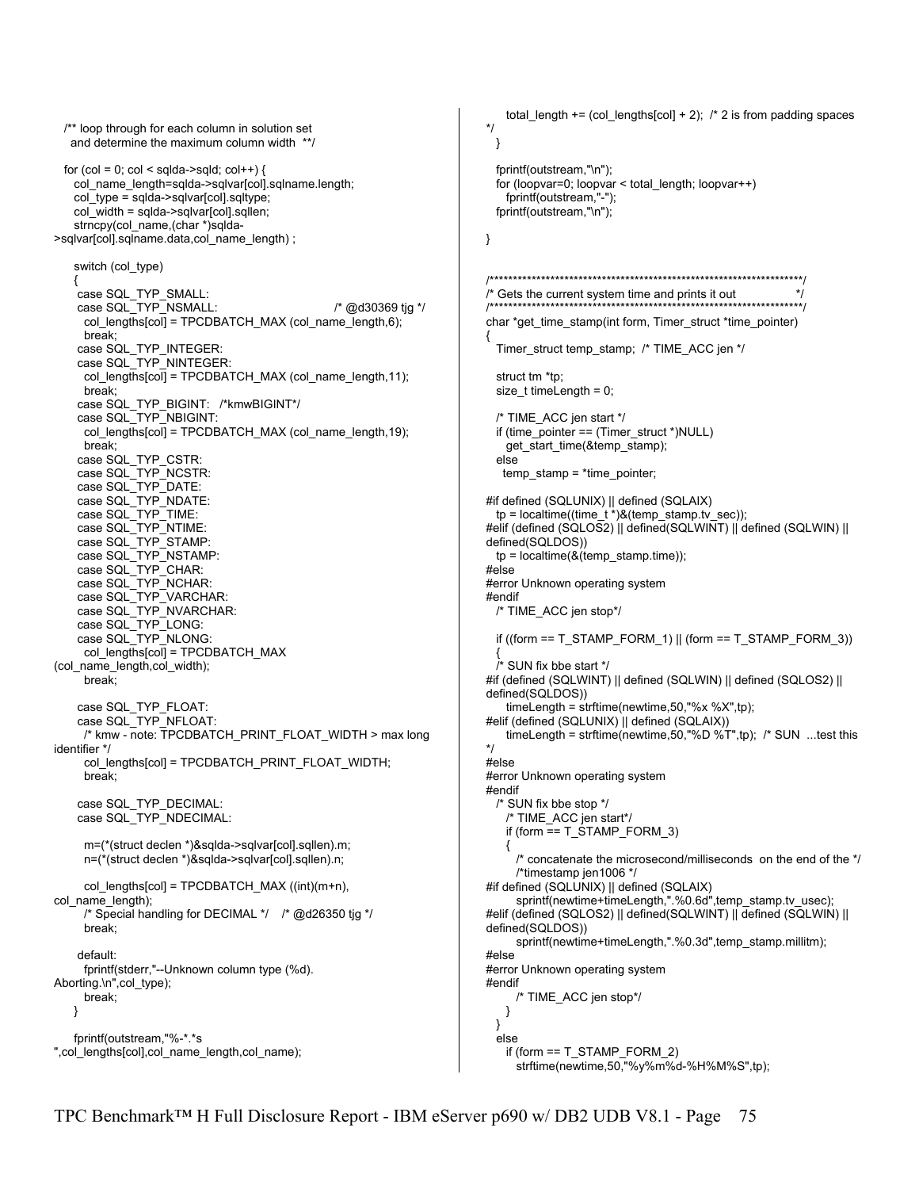```
   /** loop through for each column in solution set
     and determine the maximum column width  **/

   for (col = 0; col < sqlda->sqld; col++) {
     col_name_length=sqlda->sqlvar[col].sqlname.length;
     col_type = sqlda->sqlvar[col].sqltype;
     col_width = sqlda->sqlvar[col].sqllen;
     strncpy(col_name,(char *)sqlda-
>sqlvar[col].sqlname.data,col_name_length) ;

     switch (col_type)
     {
      case SQL_TYP_SMALL:
      case SQL_TYP_NSMALL:                              /* @d30369 tjg */
        col_lengths[col] = TPCDBATCH_MAX (col_name_length,6);
        break;
      case SQL_TYP_INTEGER:
      case SQL_TYP_NINTEGER:
        col_lengths[col] = TPCDBATCH_MAX (col_name_length,11);
        break;
      case SQL_TYP_BIGINT:   /*kmwBIGINT*/
      case SQL_TYP_NBIGINT:
        col_lengths[col] = TPCDBATCH_MAX (col_name_length,19);
        break;
      case SQL_TYP_CSTR:
      case SQL_TYP_NCSTR:
      case SQL_TYP_DATE:
      case SQL_TYP_NDATE:
      case SQL_TYP_TIME:
      case SQL_TYP_NTIME:
      case SQL_TYP_STAMP:
      case SQL_TYP_NSTAMP:
      case SQL_TYP_CHAR:
      case SQL_TYP_NCHAR:
      case SQL_TYP_VARCHAR:
      case SQL_TYP_NVARCHAR:
      case SQL_TYP_LONG:
      case SQL_TYP_NLONG:
        col_lengths[col] = TPCDBATCH_MAX
(col_name_length,col_width);
        break;

      case SQL_TYP_FLOAT:
      case SQL_TYP_NFLOAT:
        /* kmw - note: TPCDBATCH_PRINT_FLOAT_WIDTH > max long
identifier */
        col_lengths[col] = TPCDBATCH_PRINT_FLOAT_WIDTH;
        break;

      case SQL_TYP_DECIMAL:
      case SQL_TYP_NDECIMAL:

        m=(*(struct declen *)&sqlda->sqlvar[col].sqllen).m;
        n=(*(struct declen *)&sqlda->sqlvar[col].sqllen).n;

        col_lengths[col] = TPCDBATCH_MAX ((int)(m+n),
col_name_length);
        /* Special handling for DECIMAL */    /* @d26350 tjg */
        break;

      default:
        fprintf(stderr,"--Unknown column type (%d).
Aborting.\n",col_type);
        break;
     }

     fprintf(outstream,"%-*.*s
",col_lengths[col],col_name_length,col_name);
       total_length += (col_lengths[col] + 2);  /* 2 is from padding spaces
*/
     }

     fprintf(outstream,"\n");
     for (loopvar=0; loopvar < total_length; loopvar++)
       fprintf(outstream,"-");
     fprintf(outstream,"\n");

}


/**********************************************************************/
/* Gets the current system time and prints it out                   */
/**********************************************************************/
char *get_time_stamp(int form, Timer_struct *time_pointer)
{
   Timer_struct temp_stamp;  /* TIME_ACC jen */

   struct tm *tp;
   size_t timeLength = 0;

   /* TIME_ACC jen start */
   if (time_pointer == (Timer_struct *)NULL)
     get_start_time(&temp_stamp);
   else
    temp_stamp = *time_pointer;

#if defined (SQLUNIX) || defined (SQLAIX)
   tp = localtime((time_t *)&(temp_stamp.tv_sec));
#elif (defined (SQLOS2) || defined(SQLWINT) || defined (SQLWIN) ||
defined(SQLDOS))
   tp = localtime(&(temp_stamp.time));
#else
#error Unknown operating system
#endif
   /* TIME_ACC jen stop*/

   if ((form == T_STAMP_FORM_1) || (form == T_STAMP_FORM_3))
   {
   /* SUN fix bbe start */
#if (defined (SQLWINT) || defined (SQLWIN) || defined (SQLOS2) ||
defined(SQLDOS))
      timeLength = strftime(newtime,50,"%x %X",tp);
#elif (defined (SQLUNIX) || defined (SQLAIX))
      timeLength = strftime(newtime,50,"%D %T",tp);  /* SUN  ...test this
*/
#else
#error Unknown operating system
#endif
   /* SUN fix bbe stop */
      /* TIME_ACC jen start*/
      if (form == T_STAMP_FORM_3)
      {
         /* concatenate the microsecond/milliseconds  on the end of the */
         /*timestamp jen1006 */
#if defined (SQLUNIX) || defined (SQLAIX)
         sprintf(newtime+timeLength,".%0.6d",temp_stamp.tv_usec);
#elif defined (SQLOS2) || defined(SQLWINT) || defined (SQLWIN) ||
defined(SQLDOS))
         sprintf(newtime+timeLength,".%0.3d",temp_stamp.millitm);
#else
#error Unknown operating system
#endif
         /* TIME_ACC jen stop*/
      }
   }
   else
      if (form == T_STAMP_FORM_2)
         strftime(newtime,50,"%y%m%d-%H%M%S",tp);
```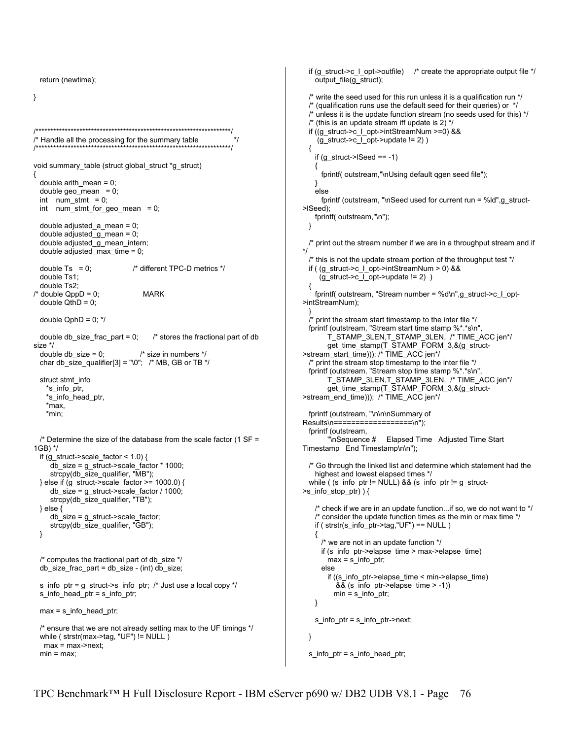```
   return (newtime);

}



/*******************************************************************/
/* Handle all the processing for the summary table               */
/*******************************************************************/

void summary_table (struct global_struct *g_struct)
{
   double arith_mean = 0;
   double geo_mean   = 0;
   int    num_stmt   = 0;
   int    num_stmt_for_geo_mean   = 0;

   double adjusted_a_mean = 0;
   double adjusted_g_mean = 0;
   double adjusted_g_mean_intern;
   double adjusted_max_time = 0;

   double Ts   = 0;                  /* different TPC-D metrics */
   double Ts1;
   double Ts2;
/* double QppD = 0;                    MARK
   double QthD = 0;

   double QphD = 0; */

   double db_size_frac_part = 0;       /* stores the fractional part of db
size */
   double db_size = 0;               /* size in numbers */
   char db_size_qualifier[3] = "\0";   /* MB, GB or TB */

   struct stmt_info
      *s_info_ptr,
      *s_info_head_ptr,
      *max,
      *min;


   /* Determine the size of the database from the scale factor (1 SF =
1GB) */
   if (g_struct->scale_factor < 1.0) {
       db_size = g_struct->scale_factor * 1000;
       strcpy(db_size_qualifier, "MB");
   } else if (g_struct->scale_factor >= 1000.0) {
       db_size = g_struct->scale_factor / 1000;
       strcpy(db_size_qualifier, "TB");
   } else {
       db_size = g_struct->scale_factor;
       strcpy(db_size_qualifier, "GB");
   }


   /* computes the fractional part of db_size */
   db_size_frac_part = db_size - (int) db_size;

   s_info_ptr = g_struct->s_info_ptr;  /* Just use a local copy */
   s_info_head_ptr = s_info_ptr;

   max = s_info_head_ptr;

   /* ensure that we are not already setting max to the UF timings */
   while ( strstr(max->tag, "UF") != NULL )
     max = max->next;
   min = max;

   if (g_struct->c_l_opt->outfile)     /* create the appropriate output file */
      output_file(g_struct);

   /* write the seed used for this run unless it is a qualification run */
   /* (qualification runs use the default seed for their queries) or  */
   /* unless it is the update function stream (no seeds used for this) */
   /* (this is an update stream iff update is 2) */
   if ((g_struct->c_l_opt->intStreamNum >=0) &&
       (g_struct->c_l_opt->update != 2) )
   {
      if (g_struct->lSeed == -1)
      {
         fprintf( outstream,"\nUsing default qgen seed file");
      }
      else
         fprintf (outstream, "\nSeed used for current run = %ld",g_struct-
>lSeed);
      fprintf( outstream,"\n");
   }

   /* print out the stream number if we are in a throughput stream and if
*/
   /* this is not the update stream portion of the throughput test */
   if ( (g_struct->c_l_opt->intStreamNum > 0) &&
       (g_struct->c_l_opt->update != 2)  )
   {
      fprintf( outstream, "Stream number = %d\n",g_struct->c_l_opt-
>intStreamNum);
   }
   /* print the stream start timestamp to the inter file */
   fprintf (outstream, "Stream start time stamp %*.*s\n",
           T_STAMP_3LEN,T_STAMP_3LEN,  /* TIME_ACC jen*/
           get_time_stamp(T_STAMP_FORM_3,&(g_struct-
>stream_start_time))); /* TIME_ACC jen*/
   /* print the stream stop timestamp to the inter file */
   fprintf (outstream, "Stream stop time stamp %*.*s\n",
           T_STAMP_3LEN,T_STAMP_3LEN,  /* TIME_ACC jen*/
           get_time_stamp(T_STAMP_FORM_3,&(g_struct-
>stream_end_time)));  /* TIME_ACC jen*/

   fprintf (outstream, "\n\n\nSummary of
Results\n==================\n");
   fprintf (outstream,
           "\nSequence #     Elapsed Time   Adjusted Time Start
Timestamp   End Timestamp\n\n");

   /* Go through the linked list and determine which statement had the
      highest and lowest elapsed times */
   while ( (s_info_ptr != NULL) && (s_info_ptr != g_struct-
>s_info_stop_ptr) ) {

       /* check if we are in an update function...if so, we do not want to */
       /* consider the update function times as the min or max time */
       if ( strstr(s_info_ptr->tag,"UF") == NULL )
       {
          /* we are not in an update function */
          if (s_info_ptr->elapse_time > max->elapse_time)
             max = s_info_ptr;
          else
             if ((s_info_ptr->elapse_time < min->elapse_time)
               && (s_info_ptr->elapse_time > -1))
               min = s_info_ptr;
       }

       s_info_ptr = s_info_ptr->next;

   }

   s_info_ptr = s_info_head_ptr;
```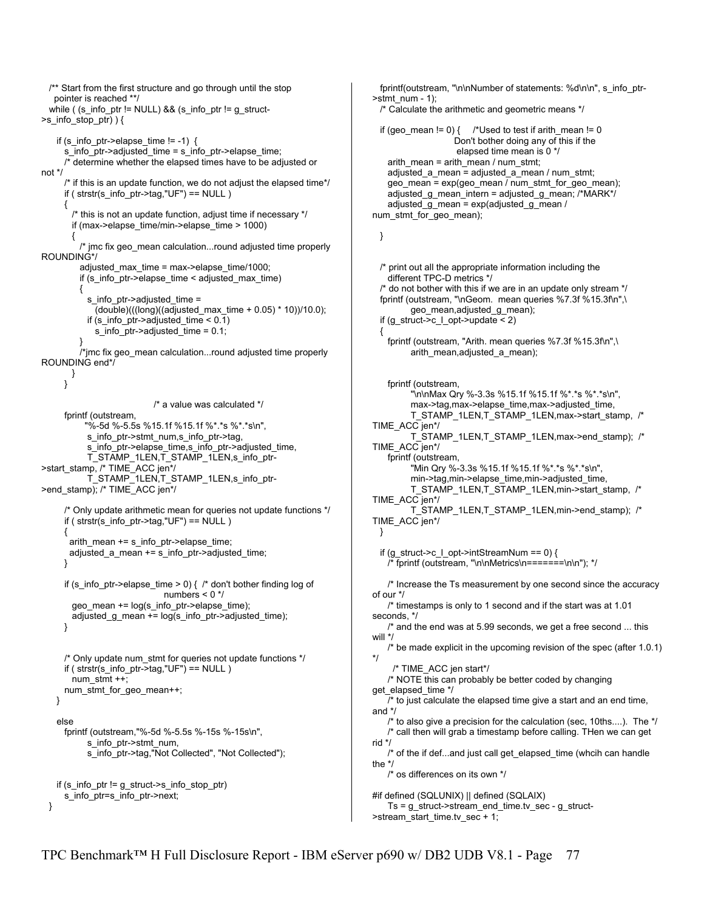```
   /** Start from the first structure and go through until the stop
     pointer is reached **/
   while ( (s_info_ptr != NULL) && (s_info_ptr != g_struct->s_info_stop_ptr) ) {

      if (s_info_ptr->elapse_time != -1)  {
         s_info_ptr->adjusted_time = s_info_ptr->elapse_time;
         /* determine whether the elapsed times have to be adjusted or not */
         /* if this is an update function, we do not adjust the elapsed time*/
         if ( strstr(s_info_ptr->tag,"UF") == NULL )
         {
            /* this is not an update function, adjust time if necessary */
            if (max->elapse_time/min->elapse_time > 1000)
            {
               /* jmc fix geo_mean calculation...round adjusted time properly ROUNDING*/
               adjusted_max_time = max->elapse_time/1000;
               if (s_info_ptr->elapse_time < adjusted_max_time)
               {
                  s_info_ptr->adjusted_time =
                     (double)(((long)((adjusted_max_time + 0.05) * 10))/10.0);
                  if (s_info_ptr->adjusted_time < 0.1)
                     s_info_ptr->adjusted_time = 0.1;
               }
               /*jmc fix geo_mean calculation...round adjusted time properly ROUNDING end*/
            }
         }

                                  /* a value was calculated */
         fprintf (outstream,
                "%-5d %-5.5s %15.1f %15.1f %*.*s %*.*s\n",
                 s_info_ptr->stmt_num,s_info_ptr->tag,
                 s_info_ptr->elapse_time,s_info_ptr->adjusted_time,
                 T_STAMP_1LEN,T_STAMP_1LEN,s_info_ptr->start_stamp, /* TIME_ACC jen*/
                 T_STAMP_1LEN,T_STAMP_1LEN,s_info_ptr->end_stamp); /* TIME_ACC jen*/

         /* Only update arithmetic mean for queries not update functions */
         if ( strstr(s_info_ptr->tag,"UF") == NULL )
         {
           arith_mean += s_info_ptr->elapse_time;
           adjusted_a_mean += s_info_ptr->adjusted_time;
         }

         if (s_info_ptr->elapse_time > 0) {  /* don't bother finding log of
                                           numbers < 0 */
            geo_mean += log(s_info_ptr->elapse_time);
            adjusted_g_mean += log(s_info_ptr->adjusted_time);
         }


         /* Only update num_stmt for queries not update functions */
         if ( strstr(s_info_ptr->tag,"UF") == NULL )
            num_stmt ++;
         num_stmt_for_geo_mean++;
      }

      else
         fprintf (outstream,"%-5d %-5.5s %-15s %-15s\n",
                 s_info_ptr->stmt_num,
                 s_info_ptr->tag,"Not Collected", "Not Collected");


      if (s_info_ptr != g_struct->s_info_stop_ptr)
         s_info_ptr=s_info_ptr->next;
   }

   fprintf(outstream, "\n\nNumber of statements: %d\n\n", s_info_ptr->stmt_num - 1);
   /* Calculate the arithmetic and geometric means */

   if (geo_mean != 0) {     /*Used to test if arith_mean != 0
                              Don't bother doing any of this if the
                              elapsed time mean is 0 */
      arith_mean = arith_mean / num_stmt;
      adjusted_a_mean = adjusted_a_mean / num_stmt;
      geo_mean = exp(geo_mean / num_stmt_for_geo_mean);
      adjusted_g_mean_intern = adjusted_g_mean; /*MARK*/
      adjusted_g_mean = exp(adjusted_g_mean / num_stmt_for_geo_mean);

   }


   /* print out all the appropriate information including the
      different TPC-D metrics */
   /* do not bother with this if we are in an update only stream */
   fprintf (outstream, "\nGeom.  mean queries %7.3f %15.3f\n",\
           geo_mean,adjusted_g_mean);
   if (g_struct->c_l_opt->update < 2)
   {
      fprintf (outstream, "Arith. mean queries %7.3f %15.3f\n",\
              arith_mean,adjusted_a_mean);


      fprintf (outstream,
              "\n\nMax Qry %-3.3s %15.1f %15.1f %*.*s %*.*s\n",
              max->tag,max->elapse_time,max->adjusted_time,
              T_STAMP_1LEN,T_STAMP_1LEN,max->start_stamp,  /* TIME_ACC jen*/
              T_STAMP_1LEN,T_STAMP_1LEN,max->end_stamp);  /* TIME_ACC jen*/
      fprintf (outstream,
              "Min Qry %-3.3s %15.1f %15.1f %*.*s %*.*s\n",
              min->tag,min->elapse_time,min->adjusted_time,
              T_STAMP_1LEN,T_STAMP_1LEN,min->start_stamp,  /* TIME_ACC jen*/
              T_STAMP_1LEN,T_STAMP_1LEN,min->end_stamp);  /* TIME_ACC jen*/
   }

   if (g_struct->c_l_opt->intStreamNum == 0) {
      /* fprintf (outstream, "\n\nMetrics\n=======\n\n"); */

      /* Increase the Ts measurement by one second since the accuracy of our */
      /* timestamps is only to 1 second and if the start was at 1.01 seconds, */
      /* and the end was at 5.99 seconds, we get a free second ... this will */
      /* be made explicit in the upcoming revision of the spec (after 1.0.1) */
        /* TIME_ACC jen start*/
      /* NOTE this can probably be better coded by changing get_elapsed_time */
      /* to just calculate the elapsed time give a start and an end time, and */
      /* to also give a precision for the calculation (sec, 10ths....).  The */
      /* call then will grab a timestamp before calling. THen we can get rid */
      /* of the if def...and just call get_elapsed_time (whcih can handle the */
      /* os differences on its own */

#if defined (SQLUNIX) || defined (SQLAIX)
      Ts = g_struct->stream_end_time.tv_sec - g_struct->stream_start_time.tv_sec + 1;
```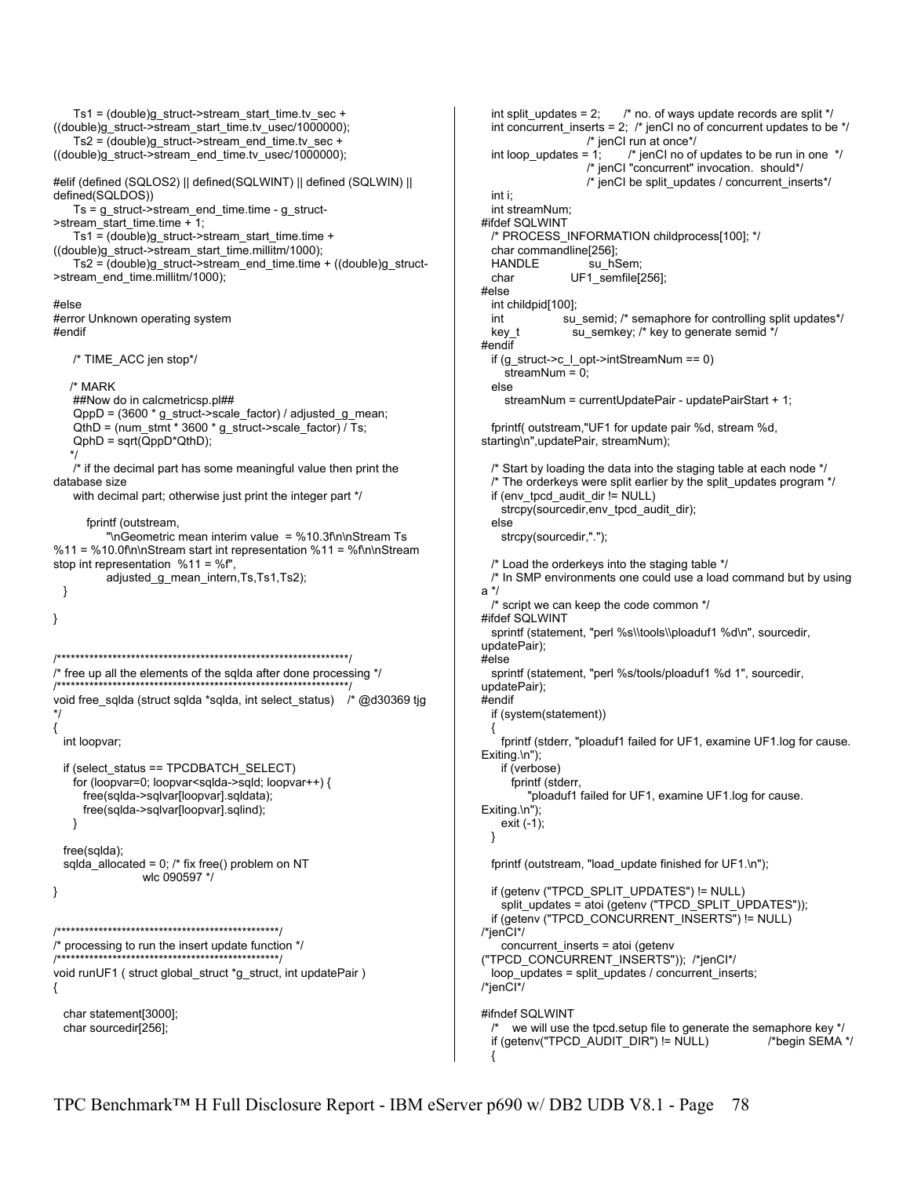```
    Ts1 = (double)g_struct->stream_start_time.tv_sec +
((double)g_struct->stream_start_time.tv_usec/1000000);
    Ts2 = (double)g_struct->stream_end_time.tv_sec +
((double)g_struct->stream_end_time.tv_usec/1000000);

#elif (defined (SQLOS2) || defined(SQLWINT) || defined (SQLWIN) ||
defined(SQLDOS))
    Ts = g_struct->stream_end_time.time - g_struct-
>stream_start_time.time + 1;
    Ts1 = (double)g_struct->stream_start_time.time +
((double)g_struct->stream_start_time.millitm/1000);
    Ts2 = (double)g_struct->stream_end_time.time + ((double)g_struct-
>stream_end_time.millitm/1000);

#else
#error Unknown operating system
#endif

    /* TIME_ACC jen stop*/

   /* MARK
    ##Now do in calcmetricsp.pl##
    QppD = (3600 * g_struct->scale_factor) / adjusted_g_mean;
    QthD = (num_stmt * 3600 * g_struct->scale_factor) / Ts;
    QphD = sqrt(QppD*QthD);
   */
    /* if the decimal part has some meaningful value then print the
database size
    with decimal part; otherwise just print the integer part */

       fprintf (outstream,
            "\nGeometric mean interim value  = %10.3f\n\nStream Ts
%11 = %10.0f\n\nStream start int representation %11 = %f\n\nStream
stop int representation  %11 = %f",
            adjusted_g_mean_intern,Ts,Ts1,Ts2);
  }

}


/*****************************************************************/
/* free up all the elements of the sqlda after done processing */
/*****************************************************************/
void free_sqlda (struct sqlda *sqlda, int select_status)   /* @d30369 tjg
*/
{
  int loopvar;

  if (select_status == TPCDBATCH_SELECT)
    for (loopvar=0; loopvar<sqlda->sqld; loopvar++) {
      free(sqlda->sqlvar[loopvar].sqldata);
      free(sqlda->sqlvar[loopvar].sqlind);
    }

  free(sqlda);
  sqlda_allocated = 0; /* fix free() problem on NT
                    wlc 090597 */
}


/************************************************/
/* processing to run the insert update function */
/************************************************/
void runUF1 ( struct global_struct *g_struct, int updatePair )
{

  char statement[3000];
  char sourcedir[256];
  int split_updates = 2;      /* no. of ways update records are split */
  int concurrent_inserts = 2;  /* jenCI no of concurrent updates to be */
                        /* jenCI run at once*/
  int loop_updates = 1;       /* jenCI no of updates to be run in one  */
                        /* jenCI "concurrent" invocation.  should*/
                        /* jenCI be split_updates / concurrent_inserts*/
  int i;
  int streamNum;
#ifdef SQLWINT
  /* PROCESS_INFORMATION childprocess[100]; */
  char commandline[256];
  HANDLE            su_hSem;
  char              UF1_semfile[256];
#else
  int childpid[100];
  int               su_semid; /* semaphore for controlling split updates*/
  key_t              su_semkey; /* key to generate semid */
#endif
  if (g_struct->c_l_opt->intStreamNum == 0)
     streamNum = 0;
  else
     streamNum = currentUpdatePair - updatePairStart + 1;

  fprintf( outstream,"UF1 for update pair %d, stream %d,
starting\n",updatePair, streamNum);

  /* Start by loading the data into the staging table at each node */
  /* The orderkeys were split earlier by the split_updates program */
  if (env_tpcd_audit_dir != NULL)
    strcpy(sourcedir,env_tpcd_audit_dir);
  else
    strcpy(sourcedir,".");

  /* Load the orderkeys into the staging table */
  /* In SMP environments one could use a load command but by using
a */
  /* script we can keep the code common */
#ifdef SQLWINT
  sprintf (statement, "perl %s\\tools\\ploaduf1 %d\n", sourcedir,
updatePair);
#else
  sprintf (statement, "perl %s/tools/ploaduf1 %d 1", sourcedir,
updatePair);
#endif
  if (system(statement))
  {
    fprintf (stderr, "ploaduf1 failed for UF1, examine UF1.log for cause.
Exiting.\n");
    if (verbose)
      fprintf (stderr,
          "ploaduf1 failed for UF1, examine UF1.log for cause.
Exiting.\n");
    exit (-1);
  }

  fprintf (outstream, "load_update finished for UF1.\n");

  if (getenv ("TPCD_SPLIT_UPDATES") != NULL)
    split_updates = atoi (getenv ("TPCD_SPLIT_UPDATES"));
  if (getenv ("TPCD_CONCURRENT_INSERTS") != NULL)
/*jenCI*/
    concurrent_inserts = atoi (getenv
("TPCD_CONCURRENT_INSERTS"));  /*jenCI*/
  loop_updates = split_updates / concurrent_inserts;
/*jenCI*/

#ifndef SQLWINT
  /*   we will use the tpcd.setup file to generate the semaphore key */
  if (getenv("TPCD_AUDIT_DIR") != NULL)               /*begin SEMA */
  {
```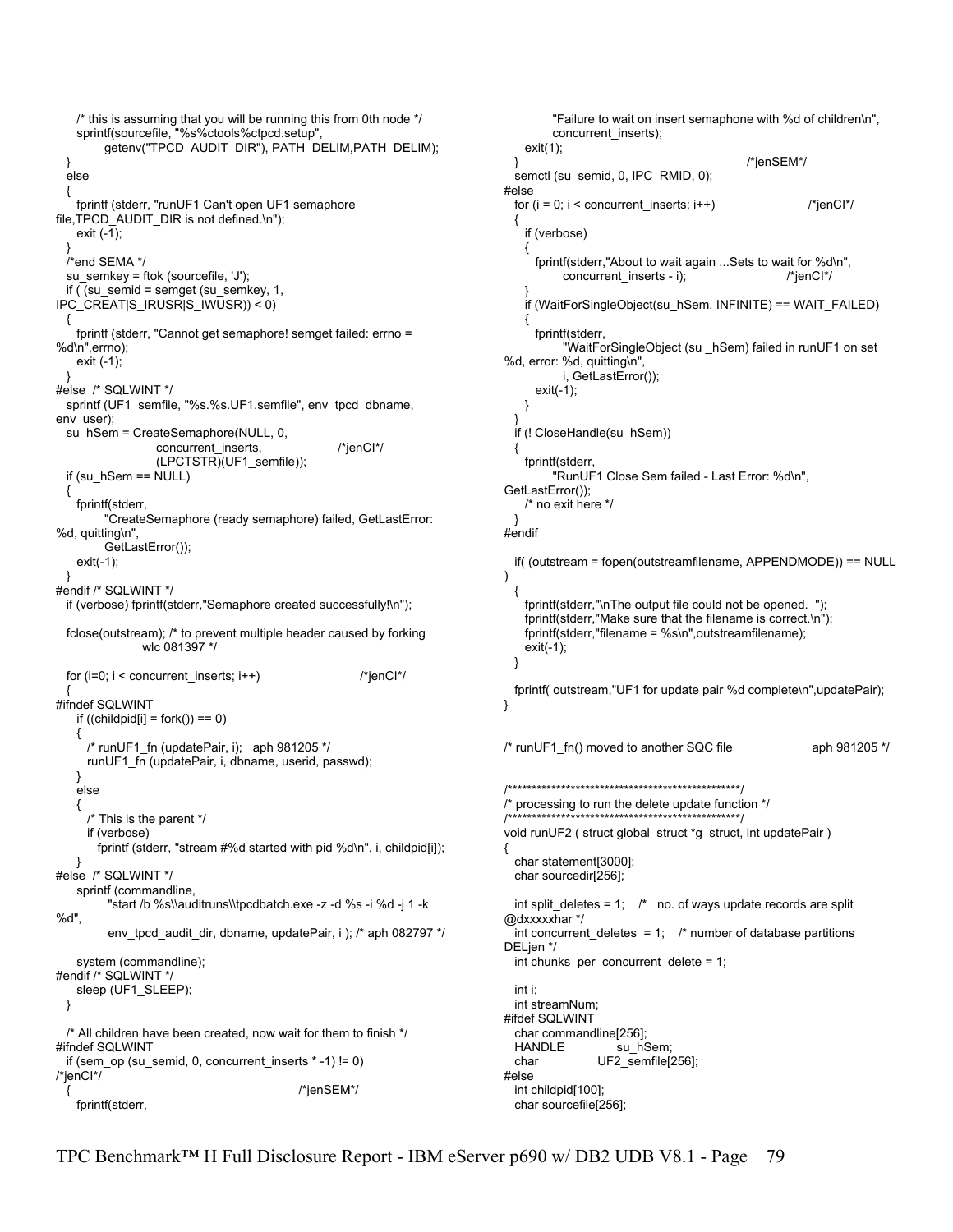```
    /* this is assuming that you will be running this from 0th node */
    sprintf(sourcefile, "%s%ctools%ctpcd.setup",
          getenv("TPCD_AUDIT_DIR"), PATH_DELIM,PATH_DELIM);
  }
  else
  {
    fprintf (stderr, "runUF1 Can't open UF1 semaphore
file,TPCD_AUDIT_DIR is not defined.\n");
    exit (-1);
  }
  /*end SEMA */
  su_semkey = ftok (sourcefile, 'J');
  if ( (su_semid = semget (su_semkey, 1,
IPC_CREAT|S_IRUSR|S_IWUSR)) < 0)
  {
    fprintf (stderr, "Cannot get semaphore! semget failed: errno =
%d\n",errno);
    exit (-1);
  }
#else  /* SQLWINT */
  sprintf (UF1_semfile, "%s.%s.UF1.semfile", env_tpcd_dbname,
env_user);
  su_hSem = CreateSemaphore(NULL, 0,
                  concurrent_inserts,              /*jenCI*/
                  (LPCTSTR)(UF1_semfile));
  if (su_hSem == NULL)
  {
    fprintf(stderr,
        "CreateSemaphore (ready semaphore) failed, GetLastError:
%d, quitting\n",
        GetLastError());
    exit(-1);
  }
#endif /* SQLWINT */
  if (verbose) fprintf(stderr,"Semaphore created successfully!\n");

  fclose(outstream); /* to prevent multiple header caused by forking
                  wlc 081397 */

  for (i=0; i < concurrent_inserts; i++)                   /*jenCI*/
  {
#ifndef SQLWINT
    if ((childpid[i] = fork()) == 0)
    {
      /* runUF1_fn (updatePair, i);   aph 981205 */
      runUF1_fn (updatePair, i, dbname, userid, passwd);
    }
    else
    {
      /* This is the parent */
      if (verbose)
        fprintf (stderr, "stream #%d started with pid %d\n", i, childpid[i]);
    }
#else  /* SQLWINT */
    sprintf (commandline,
          "start /b %s\\auditruns\\tpcdbatch.exe -z -d %s -i %d -j 1 -k
%d",
          env_tpcd_audit_dir, dbname, updatePair, i ); /* aph 082797 */

    system (commandline);
#endif /* SQLWINT */
    sleep (UF1_SLEEP);
  }

  /* All children have been created, now wait for them to finish */
#ifndef SQLWINT
  if (sem_op (su_semid, 0, concurrent_inserts * -1) != 0)
/*jenCI*/
  {                                              /*jenSEM*/
    fprintf(stderr,
        "Failure to wait on insert semaphone with %d of children\n",
        concurrent_inserts);
    exit(1);
  }                                              /*jenSEM*/
  semctl (su_semid, 0, IPC_RMID, 0);
#else
  for (i = 0; i < concurrent_inserts; i++)                 /*jenCI*/
  {
    if (verbose)
    {
      fprintf(stderr,"About to wait again ...Sets to wait for %d\n",
          concurrent_inserts - i);                    /*jenCI*/
    }
    if (WaitForSingleObject(su_hSem, INFINITE) == WAIT_FAILED)
    {
      fprintf(stderr,
          "WaitForSingleObject (su _hSem) failed in runUF1 on set
%d, error: %d, quitting\n",
          i, GetLastError());
      exit(-1);
    }
  }
  if (! CloseHandle(su_hSem))
  {
    fprintf(stderr,
        "RunUF1 Close Sem failed - Last Error: %d\n",
GetLastError());
    /* no exit here */
  }
#endif

  if( (outstream = fopen(outstreamfilename, APPENDMODE)) == NULL
)
  {
    fprintf(stderr,"\nThe output file could not be opened.  ");
    fprintf(stderr,"Make sure that the filename is correct.\n");
    fprintf(stderr,"filename = %s\n",outstreamfilename);
    exit(-1);
  }

  fprintf( outstream,"UF1 for update pair %d complete\n",updatePair);
}


/* runUF1_fn() moved to another SQC file                    aph 981205 */


/*************************************************/
/* processing to run the delete update function */
/*************************************************/
void runUF2 ( struct global_struct *g_struct, int updatePair )
{
  char statement[3000];
  char sourcedir[256];

  int split_deletes = 1;    /*  no. of ways update records are split
@dxxxxxhar */
  int concurrent_deletes  = 1;    /* number of database partitions
DELjen */
  int chunks_per_concurrent_delete = 1;

  int i;
  int streamNum;
#ifdef SQLWINT
  char commandline[256];
  HANDLE          su_hSem;
  char            UF2_semfile[256];
#else
  int childpid[100];
  char sourcefile[256];
```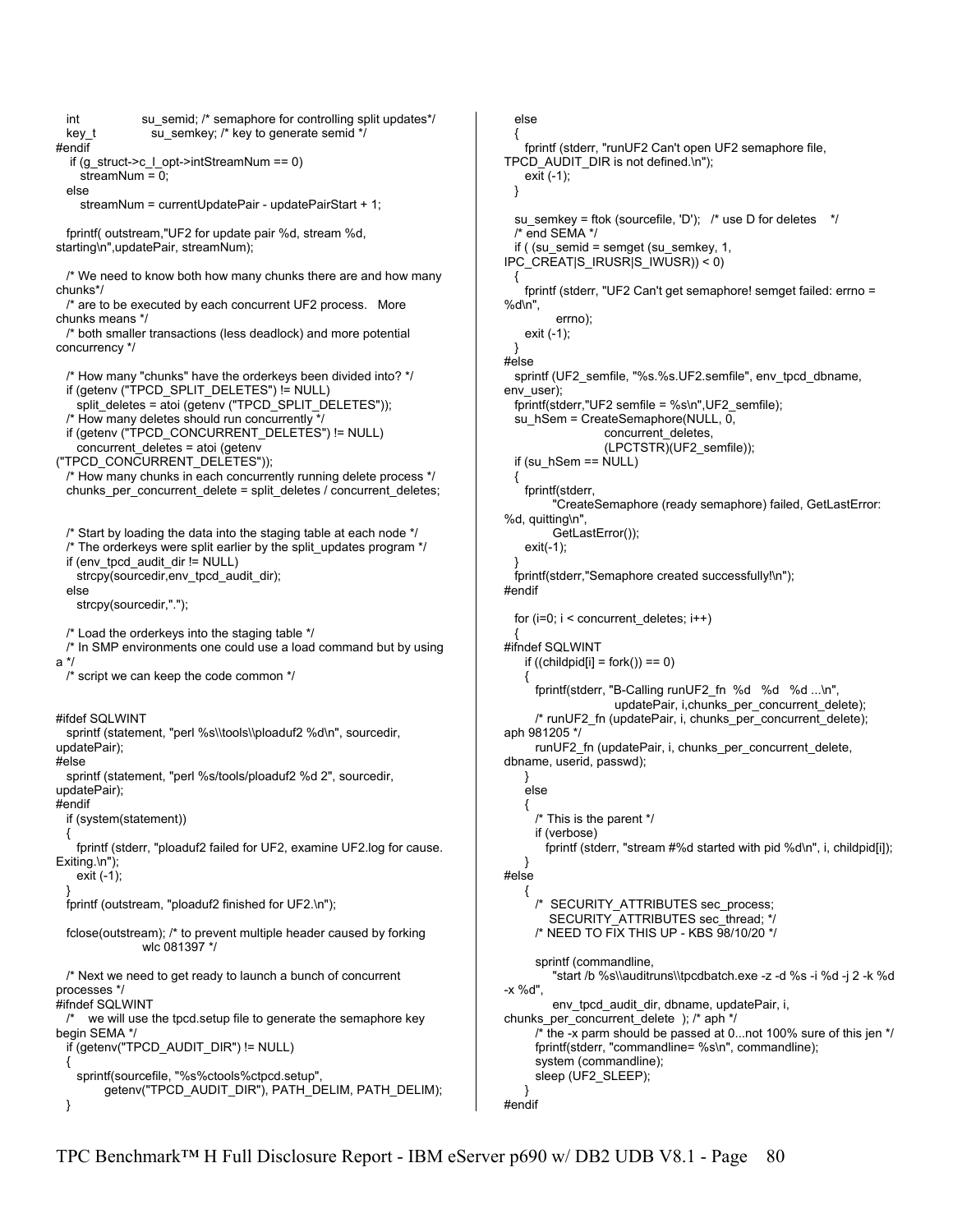```
   int              su_semid; /* semaphore for controlling split updates*/
   key_t            su_semkey; /* key to generate semid */
#endif
    if (g_struct->c_l_opt->intStreamNum == 0)
      streamNum = 0;
   else
      streamNum = currentUpdatePair - updatePairStart + 1;

   fprintf( outstream,"UF2 for update pair %d, stream %d,
starting\n",updatePair, streamNum);

   /* We need to know both how many chunks there are and how many
chunks*/
   /* are to be executed by each concurrent UF2 process.   More
chunks means */
   /* both smaller transactions (less deadlock) and more potential
concurrency */

   /* How many "chunks" have the orderkeys been divided into? */
   if (getenv ("TPCD_SPLIT_DELETES") != NULL)
      split_deletes = atoi (getenv ("TPCD_SPLIT_DELETES"));
   /* How many deletes should run concurrently */
   if (getenv ("TPCD_CONCURRENT_DELETES") != NULL)
      concurrent_deletes = atoi (getenv
("TPCD_CONCURRENT_DELETES"));
   /* How many chunks in each concurrently running delete process */
   chunks_per_concurrent_delete = split_deletes / concurrent_deletes;


   /* Start by loading the data into the staging table at each node */
   /* The orderkeys were split earlier by the split_updates program */
   if (env_tpcd_audit_dir != NULL)
      strcpy(sourcedir,env_tpcd_audit_dir);
   else
      strcpy(sourcedir,".");

   /* Load the orderkeys into the staging table */
   /* In SMP environments one could use a load command but by using
a */
   /* script we can keep the code common */


#ifdef SQLWINT
   sprintf (statement, "perl %s\\tools\\ploaduf2 %d\n", sourcedir,
updatePair);
#else
   sprintf (statement, "perl %s/tools/ploaduf2 %d 2", sourcedir,
updatePair);
#endif
   if (system(statement))
   {
      fprintf (stderr, "ploaduf2 failed for UF2, examine UF2.log for cause.
Exiting.\n");
      exit (-1);
   }
   fprintf (outstream, "ploaduf2 finished for UF2.\n");

   fclose(outstream); /* to prevent multiple header caused by forking
                    wlc 081397 */

   /* Next we need to get ready to launch a bunch of concurrent
processes */
#ifndef SQLWINT
   /*    we will use the tpcd.setup file to generate the semaphore key
begin SEMA */
   if (getenv("TPCD_AUDIT_DIR") != NULL)
   {
      sprintf(sourcefile, "%s%ctools%ctpcd.setup",
            getenv("TPCD_AUDIT_DIR"), PATH_DELIM, PATH_DELIM);
   }
   else
   {
      fprintf (stderr, "runUF2 Can't open UF2 semaphore file,
TPCD_AUDIT_DIR is not defined.\n");
      exit (-1);
   }

   su_semkey = ftok (sourcefile, 'D');   /* use D for deletes    */
   /* end SEMA */
   if ( (su_semid = semget (su_semkey, 1,
IPC_CREAT|S_IRUSR|S_IWUSR)) < 0)
   {
      fprintf (stderr, "UF2 Can't get semaphore! semget failed: errno =
%d\n",
            errno);
      exit (-1);
   }
#else
   sprintf (UF2_semfile, "%s.%s.UF2.semfile", env_tpcd_dbname,
env_user);
   fprintf(stderr,"UF2 semfile = %s\n",UF2_semfile);
   su_hSem = CreateSemaphore(NULL, 0,
                       concurrent_deletes,
                       (LPCTSTR)(UF2_semfile));
   if (su_hSem == NULL)
   {
      fprintf(stderr,
            "CreateSemaphore (ready semaphore) failed, GetLastError:
%d, quitting\n",
            GetLastError());
      exit(-1);
   }
   fprintf(stderr,"Semaphore created successfully!\n");
#endif

   for (i=0; i < concurrent_deletes; i++)
   {
#ifndef SQLWINT
      if ((childpid[i] = fork()) == 0)
      {
         fprintf(stderr, "B-Calling runUF2_fn  %d   %d   %d ...\n",
                      updatePair, i,chunks_per_concurrent_delete);
         /* runUF2_fn (updatePair, i, chunks_per_concurrent_delete);
aph 981205 */
         runUF2_fn (updatePair, i, chunks_per_concurrent_delete,
dbname, userid, passwd);
      }
      else
      {
         /* This is the parent */
         if (verbose)
            fprintf (stderr, "stream #%d started with pid %d\n", i, childpid[i]);
      }
#else
      {
         /*  SECURITY_ATTRIBUTES sec_process;
             SECURITY_ATTRIBUTES sec_thread; */
         /* NEED TO FIX THIS UP - KBS 98/10/20 */

         sprintf (commandline,
             "start /b %s\\auditruns\\tpcdbatch.exe -z -d %s -i %d -j 2 -k %d
-x %d",
             env_tpcd_audit_dir, dbname, updatePair, i,
chunks_per_concurrent_delete  ); /* aph */
         /* the -x parm should be passed at 0...not 100% sure of this jen */
         fprintf(stderr, "commandline= %s\n", commandline);
         system (commandline);
         sleep (UF2_SLEEP);
      }
#endif
```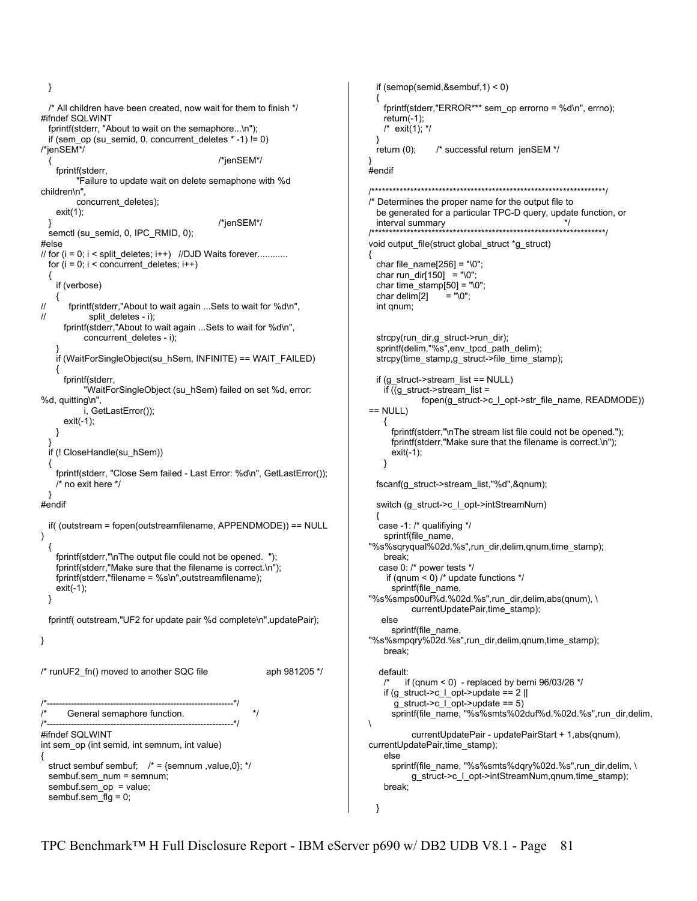```
   }

   /* All children have been created, now wait for them to finish */
#ifndef SQLWINT
   fprintf(stderr, "About to wait on the semaphore...\n");
   if (sem_op (su_semid, 0, concurrent_deletes * -1) != 0)
/*jenSEM*/
   {                                                   /*jenSEM*/
      fprintf(stderr,
            "Failure to update wait on delete semaphone with %d
children\n",
            concurrent_deletes);
      exit(1);
   }                                                   /*jenSEM*/
   semctl (su_semid, 0, IPC_RMID, 0);
#else
// for (i = 0; i < split_deletes; i++)   //DJD Waits forever............
   for (i = 0; i < concurrent_deletes; i++)
   {
      if (verbose)
      {
//         fprintf(stderr,"About to wait again ...Sets to wait for %d\n",
//                 split_deletes - i);
         fprintf(stderr,"About to wait again ...Sets to wait for %d\n",
               concurrent_deletes - i);
      }
      if (WaitForSingleObject(su_hSem, INFINITE) == WAIT_FAILED)
      {
         fprintf(stderr,
               "WaitForSingleObject (su_hSem) failed on set %d, error:
%d, quitting\n",
               i, GetLastError());
         exit(-1);
      }
   }
   if (! CloseHandle(su_hSem))
   {
      fprintf(stderr, "Close Sem failed - Last Error: %d\n", GetLastError());
      /* no exit here */
   }
#endif

   if( (outstream = fopen(outstreamfilename, APPENDMODE)) == NULL
)
   {
      fprintf(stderr,"\nThe output file could not be opened.  ");
      fprintf(stderr,"Make sure that the filename is correct.\n");
      fprintf(stderr,"filename = %s\n",outstreamfilename);
      exit(-1);
   }

   fprintf( outstream,"UF2 for update pair %d complete\n",updatePair);

}


/* runUF2_fn() moved to another SQC file                    aph 981205 */


/*--------------------------------------------------------------*/
/*       General semaphore function.                            */
/*--------------------------------------------------------------*/
#ifndef SQLWINT
int sem_op (int semid, int semnum, int value)
{
   struct sembuf sembuf;    /* = {semnum ,value,0}; */
   sembuf.sem_num = semnum;
   sembuf.sem_op  = value;
   sembuf.sem_flg = 0;

   if (semop(semid,&sembuf,1) < 0)
   {
      fprintf(stderr,"ERROR*** sem_op errorno = %d\n", errno);
      return(-1);
      /*  exit(1); */
   }
   return (0);       /* successful return  jenSEM */
}
#endif

/*****************************************************************/
/* Determines the proper name for the output file to
   be generated for a particular TPC-D query, update function, or
   interval summary                                              */
/*****************************************************************/
void output_file(struct global_struct *g_struct)
{
   char file_name[256] = "\0";
   char run_dir[150]   = "\0";
   char time_stamp[50] = "\0";
   char delim[2]       = "\0";
   int qnum;


   strcpy(run_dir,g_struct->run_dir);
   sprintf(delim,"%s",env_tpcd_path_delim);
   strcpy(time_stamp,g_struct->file_time_stamp);

   if (g_struct->stream_list == NULL)
      if ((g_struct->stream_list =
                  fopen(g_struct->c_l_opt->str_file_name, READMODE))
== NULL)
      {
         fprintf(stderr,"\nThe stream list file could not be opened.");
         fprintf(stderr,"Make sure that the filename is correct.\n");
         exit(-1);
      }

   fscanf(g_struct->stream_list,"%d",&qnum);

   switch (g_struct->c_l_opt->intStreamNum)
   {
    case -1: /* qualifiying */
      sprintf(file_name,
"%s%sqryqual%02d.%s",run_dir,delim,qnum,time_stamp);
      break;
    case 0: /* power tests */
      if (qnum < 0) /* update functions */
        sprintf(file_name,
"%s%smps00uf%d.%02d.%s",run_dir,delim,abs(qnum), \
              currentUpdatePair,time_stamp);
     else
        sprintf(file_name,
"%s%smpqry%02d.%s",run_dir,delim,qnum,time_stamp);
      break;

    default:
      /*      if (qnum < 0)  - replaced by berni 96/03/26 */
      if (g_struct->c_l_opt->update == 2 ||
          g_struct->c_l_opt->update == 5)
         sprintf(file_name, "%s%smts%02duf%d.%02d.%s",run_dir,delim,
\
              currentUpdatePair - updatePairStart + 1,abs(qnum),
currentUpdatePair,time_stamp);
      else
         sprintf(file_name, "%s%smts%dqry%02d.%s",run_dir,delim, \
              g_struct->c_l_opt->intStreamNum,qnum,time_stamp);
      break;

   }
```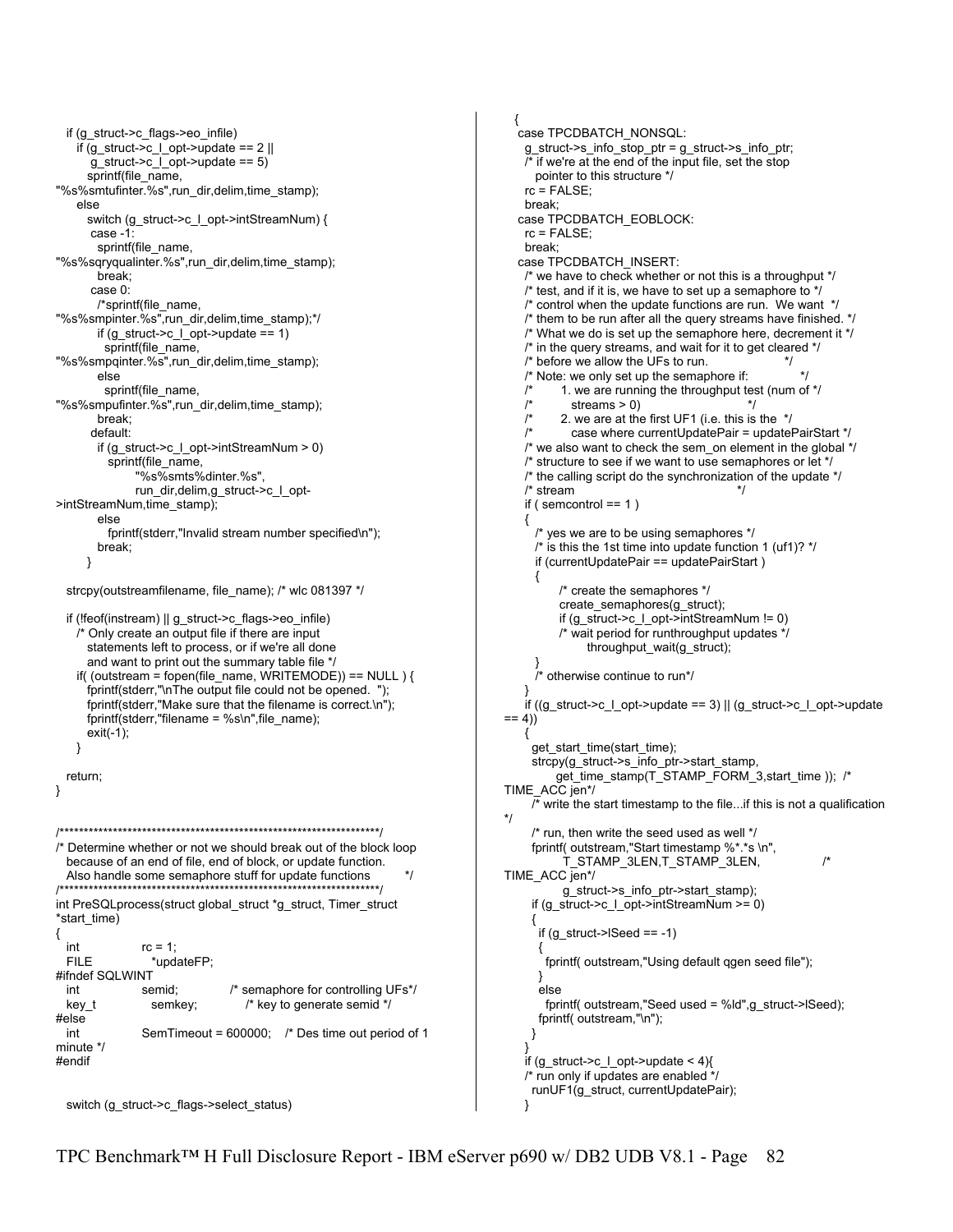```
   if (g_struct->c_flags->eo_infile)
      if (g_struct->c_l_opt->update == 2 ||
          g_struct->c_l_opt->update == 5)
         sprintf(file_name,
"%s%smtufinter.%s",run_dir,delim,time_stamp);
      else
         switch (g_struct->c_l_opt->intStreamNum) {
          case -1:
            sprintf(file_name,
"%s%sqryqualinter.%s",run_dir,delim,time_stamp);
            break;
          case 0:
            /*sprintf(file_name,
"%s%smpinter.%s",run_dir,delim,time_stamp);*/
            if (g_struct->c_l_opt->update == 1)
              sprintf(file_name,
"%s%smpqinter.%s",run_dir,delim,time_stamp);
            else
              sprintf(file_name,
"%s%smpufinter.%s",run_dir,delim,time_stamp);
            break;
          default:
            if (g_struct->c_l_opt->intStreamNum > 0)
              sprintf(file_name,
                     "%s%smts%dinter.%s",
                     run_dir,delim,g_struct->c_l_opt-
>intStreamNum,time_stamp);
            else
              fprintf(stderr,"Invalid stream number specified\n");
            break;
         }

   strcpy(outstreamfilename, file_name); /* wlc 081397 */

   if (!feof(instream) || g_struct->c_flags->eo_infile)
      /* Only create an output file if there are input
         statements left to process, or if we're all done
         and want to print out the summary table file */
      if( (outstream = fopen(file_name, WRITEMODE)) == NULL ) {
         fprintf(stderr,"\nThe output file could not be opened.  ");
         fprintf(stderr,"Make sure that the filename is correct.\n");
         fprintf(stderr,"filename = %s\n",file_name);
         exit(-1);
      }

   return;
}


/********************************************************************/
/* Determine whether or not we should break out of the block loop
   because of an end of file, end of block, or update function.
   Also handle some semaphore stuff for update functions        */
/********************************************************************/
int PreSQLprocess(struct global_struct *g_struct, Timer_struct
*start_time)
{
   int              rc = 1;
   FILE             *updateFP;
#ifndef SQLWINT
   int              semid;          /* semaphore for controlling UFs*/
   key_t            semkey;         /* key to generate semid */
#else
   int              SemTimeout = 600000;   /* Des time out period of 1
minute */
#endif


   switch (g_struct->c_flags->select_status)
   {
    case TPCDBATCH_NONSQL:
      g_struct->s_info_stop_ptr = g_struct->s_info_ptr;
      /* if we're at the end of the input file, set the stop
         pointer to this structure */
      rc = FALSE;
      break;
    case TPCDBATCH_EOBLOCK:
      rc = FALSE;
      break;
    case TPCDBATCH_INSERT:
      /* we have to check whether or not this is a throughput */
      /* test, and if it is, we have to set up a semaphore to */
      /* control when the update functions are run.  We want  */
      /* them to be run after all the query streams have finished. */
      /* What we do is set up the semaphore here, decrement it */
      /* in the query streams, and wait for it to get cleared */
      /* before we allow the UFs to run.                   */
      /* Note: we only set up the semaphore if:            */
      /*       1. we are running the throughput test (num of */
      /*          streams > 0)                              */
      /*       2. we are at the first UF1 (i.e. this is the  */
      /*          case where currentUpdatePair = updatePairStart */
      /* we also want to check the sem_on element in the global */
      /* structure to see if we want to use semaphores or let */
      /* the calling script do the synchronization of the update */
      /* stream                                             */
      if ( semcontrol == 1 )
      {
         /* yes we are to be using semaphores */
         /* is this the 1st time into update function 1 (uf1)? */
         if (currentUpdatePair == updatePairStart )
         {
               /* create the semaphores */
               create_semaphores(g_struct);
               if (g_struct->c_l_opt->intStreamNum != 0)
               /* wait period for runthroughput updates */
                     throughput_wait(g_struct);
         }
         /* otherwise continue to run*/
      }
      if ((g_struct->c_l_opt->update == 3) || (g_struct->c_l_opt->update
== 4))
      {
        get_start_time(start_time);
        strcpy(g_struct->s_info_ptr->start_stamp,
             get_time_stamp(T_STAMP_FORM_3,start_time ));  /*
TIME_ACC jen*/
        /* write the start timestamp to the file...if this is not a qualification
*/
        /* run, then write the seed used as well */
        fprintf( outstream,"Start timestamp %*.*s \n",
                T_STAMP_3LEN,T_STAMP_3LEN,                /*
TIME_ACC jen*/
                g_struct->s_info_ptr->start_stamp);
        if (g_struct->c_l_opt->intStreamNum >= 0)
        {
          if (g_struct->lSeed == -1)
          {
            fprintf( outstream,"Using default qgen seed file");
          }
          else
            fprintf( outstream,"Seed used = %ld",g_struct->lSeed);
          fprintf( outstream,"\n");
        }
      }
      if (g_struct->c_l_opt->update < 4){
      /* run only if updates are enabled */
        runUF1(g_struct, currentUpdatePair);
      }
```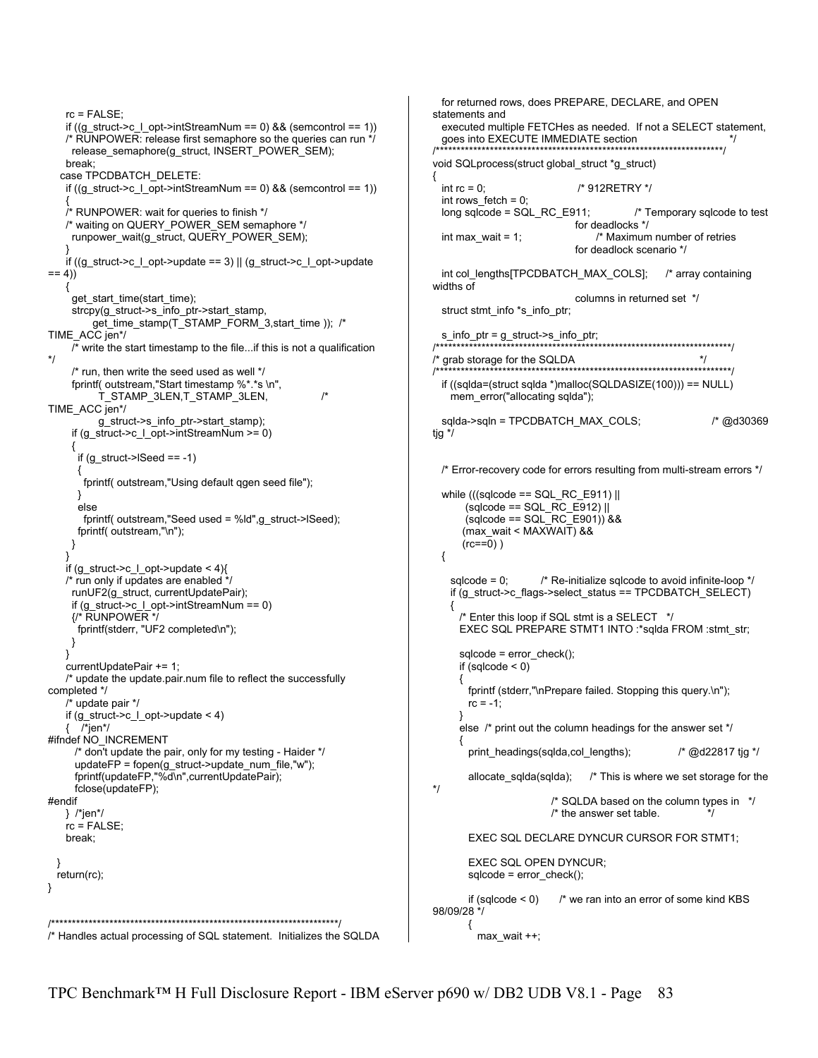```
    rc = FALSE;
    if ((g_struct->c_l_opt->intStreamNum == 0) && (semcontrol == 1))
    /* RUNPOWER: release first semaphore so the queries can run */
      release_semaphore(g_struct, INSERT_POWER_SEM);
    break;
   case TPCDBATCH_DELETE:
    if ((g_struct->c_l_opt->intStreamNum == 0) && (semcontrol == 1))
    {
    /* RUNPOWER: wait for queries to finish */
    /* waiting on QUERY_POWER_SEM semaphore */
      runpower_wait(g_struct, QUERY_POWER_SEM);
    }
    if ((g_struct->c_l_opt->update == 3) || (g_struct->c_l_opt->update
== 4))
    {
      get_start_time(start_time);
      strcpy(g_struct->s_info_ptr->start_stamp,
            get_time_stamp(T_STAMP_FORM_3,start_time ));  /*
TIME_ACC jen*/
      /* write the start timestamp to the file...if this is not a qualification
*/
      /* run, then write the seed used as well */
      fprintf( outstream,"Start timestamp %*.*s \n",
              T_STAMP_3LEN,T_STAMP_3LEN,                /*
TIME_ACC jen*/
              g_struct->s_info_ptr->start_stamp);
      if (g_struct->c_l_opt->intStreamNum >= 0)
      {
        if (g_struct->lSeed == -1)
        {
          fprintf( outstream,"Using default qgen seed file");
        }
        else
          fprintf( outstream,"Seed used = %ld",g_struct->lSeed);
        fprintf( outstream,"\n");
      }
    }
    if (g_struct->c_l_opt->update < 4){
    /* run only if updates are enabled */
      runUF2(g_struct, currentUpdatePair);
      if (g_struct->c_l_opt->intStreamNum == 0)
      {/* RUNPOWER */
        fprintf(stderr, "UF2 completed\n");
      }
    }
    currentUpdatePair += 1;
    /* update the update.pair.num file to reflect the successfully
completed */
    /* update pair */
    if (g_struct->c_l_opt->update < 4)
    {   /*jen*/
#ifndef NO_INCREMENT
       /* don't update the pair, only for my testing - Haider */
       updateFP = fopen(g_struct->update_num_file,"w");
       fprintf(updateFP,"%d\n",currentUpdatePair);
       fclose(updateFP);
#endif
    }  /*jen*/
    rc = FALSE;
    break;

  }
  return(rc);
}


/***********************************************************************/
/* Handles actual processing of SQL statement.  Initializes the SQLDA
   for returned rows, does PREPARE, DECLARE, and OPEN
statements and
   executed multiple FETCHes as needed.  If not a SELECT statement,
   goes into EXECUTE IMMEDIATE section                              */
/***********************************************************************/
void SQLprocess(struct global_struct *g_struct)
{
  int rc = 0;                              /* 912RETRY */
  int rows_fetch = 0;
  long sqlcode = SQL_RC_E911;              /* Temporary sqlcode to test
                                   for deadlocks */
  int max_wait = 1;                        /* Maximum number of retries
                                   for deadlock scenario */

  int col_lengths[TPCDBATCH_MAX_COLS];     /* array containing
widths of
                                   columns in returned set  */
  struct stmt_info *s_info_ptr;

  s_info_ptr = g_struct->s_info_ptr;
/***********************************************************************/
/* grab storage for the SQLDA                                          */
/***********************************************************************/
  if ((sqlda=(struct sqlda *)malloc(SQLDASIZE(100))) == NULL)
    mem_error("allocating sqlda");

  sqlda->sqln = TPCDBATCH_MAX_COLS;                     /* @d30369
tjg */


  /* Error-recovery code for errors resulting from multi-stream errors */

  while (((sqlcode == SQL_RC_E911) ||
         (sqlcode == SQL_RC_E912) ||
         (sqlcode == SQL_RC_E901)) &&
        (max_wait < MAXWAIT) &&
        (rc==0) )
  {

    sqlcode = 0;          /* Re-initialize sqlcode to avoid infinite-loop */
    if (g_struct->c_flags->select_status == TPCDBATCH_SELECT)
    {
      /* Enter this loop if SQL stmt is a SELECT   */
      EXEC SQL PREPARE STMT1 INTO :*sqlda FROM :stmt_str;

      sqlcode = error_check();
      if (sqlcode < 0)
      {
        fprintf (stderr,"\nPrepare failed. Stopping this query.\n");
        rc = -1;
      }
      else  /* print out the column headings for the answer set */
      {
        print_headings(sqlda,col_lengths);            /* @d22817 tjg */

        allocate_sqlda(sqlda);      /* This is where we set storage for the
*/
                              /* SQLDA based on the column types in   */
                              /* the answer set table.               */

        EXEC SQL DECLARE DYNCUR CURSOR FOR STMT1;

        EXEC SQL OPEN DYNCUR;
        sqlcode = error_check();

        if (sqlcode < 0)      /* we ran into an error of some kind KBS
98/09/28 */
        {
          max_wait ++;
```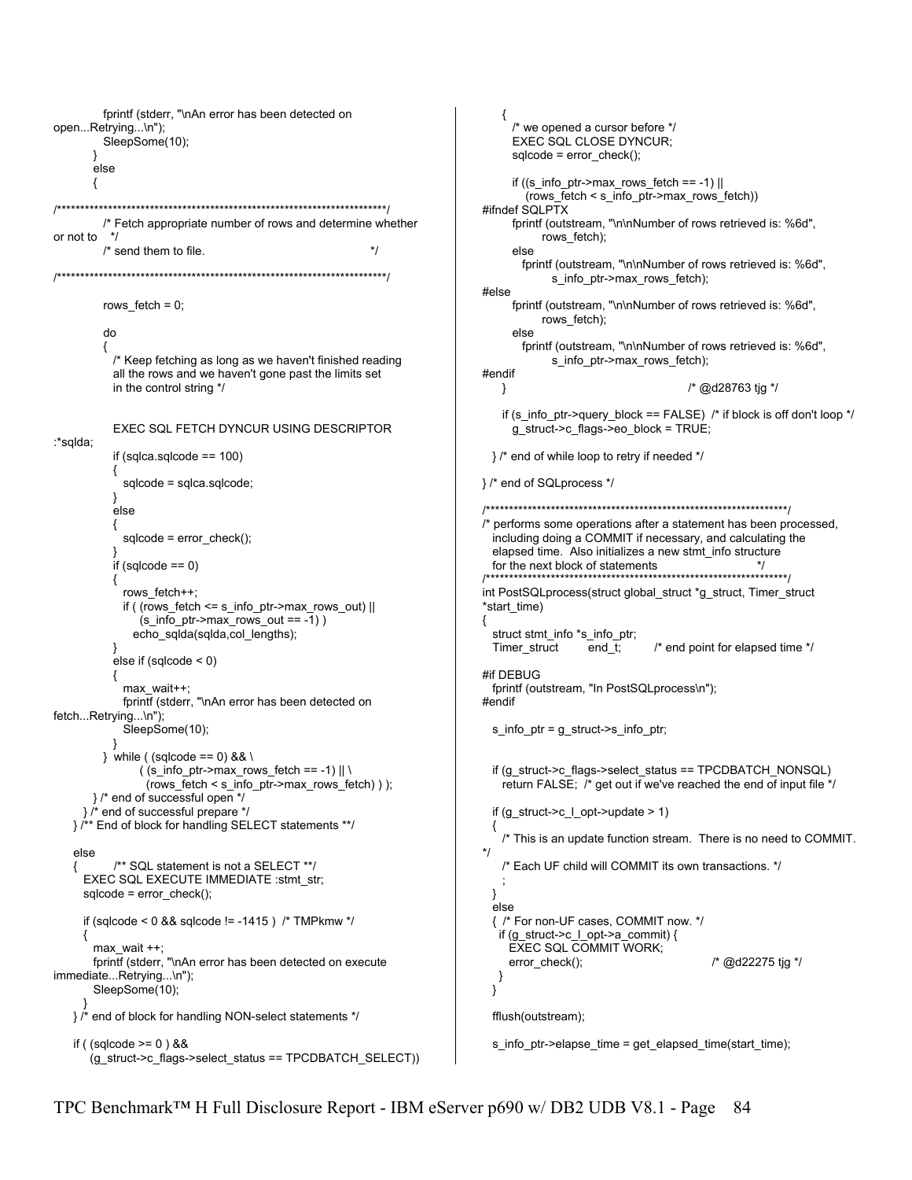```c
            fprintf (stderr, "\nAn error has been detected on
open...Retrying...\n");
            SleepSome(10);
         }
         else
         {

/************************************************************************/
            /* Fetch appropriate number of rows and determine whether
or not to   */
            /* send them to file.                                    */

/************************************************************************/

            rows_fetch = 0;

            do
            {
               /* Keep fetching as long as we haven't finished reading
               all the rows and we haven't gone past the limits set
               in the control string */


               EXEC SQL FETCH DYNCUR USING DESCRIPTOR
:*sqlda;
               if (sqlca.sqlcode == 100)
               {
                  sqlcode = sqlca.sqlcode;
               }
               else
               {
                  sqlcode = error_check();
               }
               if (sqlcode == 0)
               {
                  rows_fetch++;
                  if ( (rows_fetch <= s_info_ptr->max_rows_out) ||
                       (s_info_ptr->max_rows_out == -1) )
                     echo_sqlda(sqlda,col_lengths);
               }
               else if (sqlcode < 0)
               {
                  max_wait++;
                  fprintf (stderr, "\nAn error has been detected on
fetch...Retrying...\n");
                  SleepSome(10);
               }
            }  while ( (sqlcode == 0) && \
                       ( (s_info_ptr->max_rows_fetch == -1) || \
                         (rows_fetch < s_info_ptr->max_rows_fetch) ) );
         } /* end of successful open */
      } /* end of successful prepare */
   } /** End of block for handling SELECT statements **/

   else
   {        /** SQL statement is not a SELECT **/
      EXEC SQL EXECUTE IMMEDIATE :stmt_str;
      sqlcode = error_check();

      if (sqlcode < 0 && sqlcode != -1415 )  /* TMPkmw */
      {
         max_wait ++;
         fprintf (stderr, "\nAn error has been detected on execute
immediate...Retrying...\n");
         SleepSome(10);
      }
   } /* end of block for handling NON-select statements */

   if ( (sqlcode >= 0 ) &&
        (g_struct->c_flags->select_status == TPCDBATCH_SELECT))
      {
         /* we opened a cursor before */
         EXEC SQL CLOSE DYNCUR;
         sqlcode = error_check();

         if ((s_info_ptr->max_rows_fetch == -1) ||
             (rows_fetch < s_info_ptr->max_rows_fetch))
#ifndef SQLPTX
         fprintf (outstream, "\n\nNumber of rows retrieved is: %6d",
                  rows_fetch);
         else
            fprintf (outstream, "\n\nNumber of rows retrieved is: %6d",
                     s_info_ptr->max_rows_fetch);
#else
         fprintf (outstream, "\n\nNumber of rows retrieved is: %6d",
                  rows_fetch);
         else
            fprintf (outstream, "\n\nNumber of rows retrieved is: %6d",
                     s_info_ptr->max_rows_fetch);
#endif
      }                                          /* @d28763 tjg */

      if (s_info_ptr->query_block == FALSE)  /* if block is off don't loop */
         g_struct->c_flags->eo_block = TRUE;

   } /* end of while loop to retry if needed */

} /* end of SQLprocess */

/*******************************************************************/
/* performs some operations after a statement has been processed,
   including doing a COMMIT if necessary, and calculating the
   elapsed time.  Also initializes a new stmt_info structure
   for the next block of statements                         */
/*******************************************************************/
int PostSQLprocess(struct global_struct *g_struct, Timer_struct
*start_time)
{
   struct stmt_info *s_info_ptr;
   Timer_struct        end_t;         /* end point for elapsed time */

#if DEBUG
   fprintf (outstream, "In PostSQLprocess\n");
#endif

   s_info_ptr = g_struct->s_info_ptr;


   if (g_struct->c_flags->select_status == TPCDBATCH_NONSQL)
      return FALSE;  /* get out if we've reached the end of input file */

   if (g_struct->c_l_opt->update > 1)
   {
      /* This is an update function stream.  There is no need to COMMIT.
*/
      /* Each UF child will COMMIT its own transactions. */
      ;
   }
   else
   {  /* For non-UF cases, COMMIT now. */
     if (g_struct->c_l_opt->a_commit) {
        EXEC SQL COMMIT WORK;
        error_check();                              /* @d22275 tjg */
     }
   }

   fflush(outstream);

   s_info_ptr->elapse_time = get_elapsed_time(start_time);
```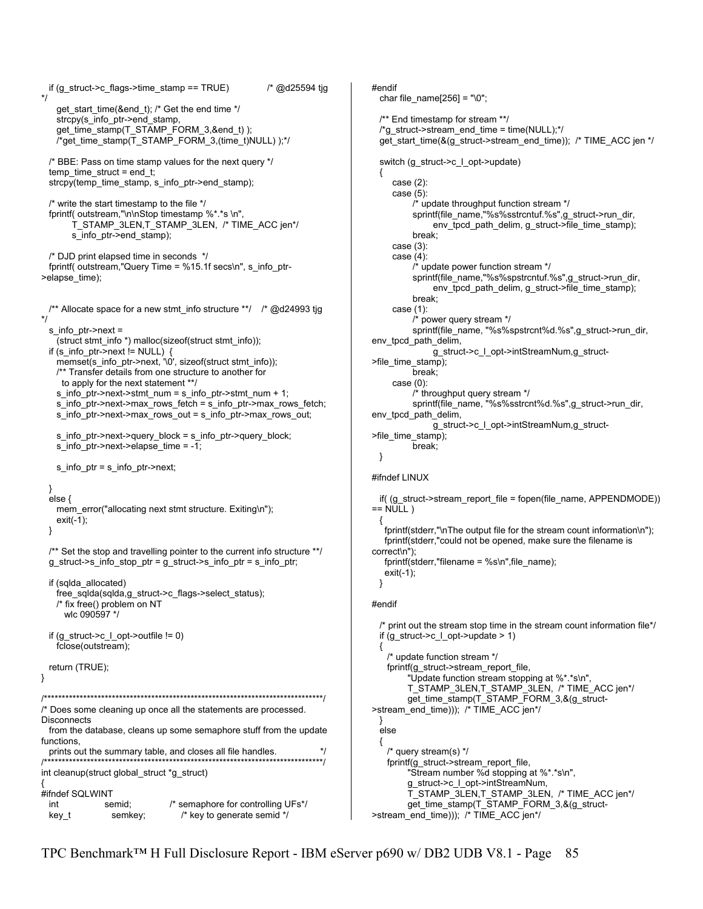```
  if (g_struct->c_flags->time_stamp == TRUE)             /* @d25594 tjg
*/
      get_start_time(&end_t); /* Get the end time */
      strcpy(s_info_ptr->end_stamp,
      get_time_stamp(T_STAMP_FORM_3,&end_t) );
      /*get_time_stamp(T_STAMP_FORM_3,(time_t)NULL) );*/

  /* BBE: Pass on time stamp values for the next query */
  temp_time_struct = end_t;
  strcpy(temp_time_stamp, s_info_ptr->end_stamp);

  /* write the start timestamp to the file */
  fprintf( outstream,"\n\nStop timestamp %*.*s \n",
          T_STAMP_3LEN,T_STAMP_3LEN,  /* TIME_ACC jen*/
          s_info_ptr->end_stamp);

  /* DJD print elapsed time in seconds  */
  fprintf( outstream,"Query Time = %15.1f secs\n", s_info_ptr-
>elapse_time);


  /** Allocate space for a new stmt_info structure **/    /* @d24993 tjg
*/
  s_info_ptr->next =
     (struct stmt_info *) malloc(sizeof(struct stmt_info));
  if (s_info_ptr->next != NULL)  {
     memset(s_info_ptr->next, '\0', sizeof(struct stmt_info));
     /** Transfer details from one structure to another for
       to apply for the next statement **/
     s_info_ptr->next->stmt_num = s_info_ptr->stmt_num + 1;
     s_info_ptr->next->max_rows_fetch = s_info_ptr->max_rows_fetch;
     s_info_ptr->next->max_rows_out = s_info_ptr->max_rows_out;

     s_info_ptr->next->query_block = s_info_ptr->query_block;
     s_info_ptr->next->elapse_time = -1;

     s_info_ptr = s_info_ptr->next;

  }
  else {
     mem_error("allocating next stmt structure. Exiting\n");
     exit(-1);
  }

  /** Set the stop and travelling pointer to the current info structure **/
  g_struct->s_info_stop_ptr = g_struct->s_info_ptr = s_info_ptr;

  if (sqlda_allocated)
     free_sqlda(sqlda,g_struct->c_flags->select_status);
     /* fix free() problem on NT
        wlc 090597 */

  if (g_struct->c_l_opt->outfile != 0)
     fclose(outstream);

  return (TRUE);
}

/*****************************************************************************/
/* Does some cleaning up once all the statements are processed.
Disconnects
   from the database, cleans up some semaphore stuff from the update
functions,
   prints out the summary table, and closes all file handles.              */
/*****************************************************************************/
int cleanup(struct global_struct *g_struct)
{
#ifndef SQLWINT
  int              semid;             /* semaphore for controlling UFs*/
  key_t            semkey;            /* key to generate semid */
#endif
  char file_name[256] = "\0";

  /** End timestamp for stream **/
  /*g_struct->stream_end_time = time(NULL);*/
  get_start_time(&(g_struct->stream_end_time));  /* TIME_ACC jen */

  switch (g_struct->c_l_opt->update)
  {
     case (2):
     case (5):
           /* update throughput function stream */
           sprintf(file_name,"%s%sstrcntuf.%s",g_struct->run_dir,
                  env_tpcd_path_delim, g_struct->file_time_stamp);
           break;
     case (3):
     case (4):
           /* update power function stream */
           sprintf(file_name,"%s%spstrcntuf.%s",g_struct->run_dir,
                  env_tpcd_path_delim, g_struct->file_time_stamp);
           break;
     case (1):
           /* power query stream */
           sprintf(file_name, "%s%spstrcnt%d.%s",g_struct->run_dir,
env_tpcd_path_delim,
                  g_struct->c_l_opt->intStreamNum,g_struct-
>file_time_stamp);
           break;
     case (0):
           /* throughput query stream */
           sprintf(file_name, "%s%sstrcnt%d.%s",g_struct->run_dir,
env_tpcd_path_delim,
                  g_struct->c_l_opt->intStreamNum,g_struct-
>file_time_stamp);
           break;
  }

#ifndef LINUX

  if( (g_struct->stream_report_file = fopen(file_name, APPENDMODE))
== NULL )
  {
    fprintf(stderr,"\nThe output file for the stream count information\n");
    fprintf(stderr,"could not be opened, make sure the filename is
correct\n");
    fprintf(stderr,"filename = %s\n",file_name);
    exit(-1);
  }

#endif

  /* print out the stream stop time in the stream count information file*/
  if (g_struct->c_l_opt->update > 1)
  {
    /* update function stream */
    fprintf(g_struct->stream_report_file,
          "Update function stream stopping at %*.*s\n",
          T_STAMP_3LEN,T_STAMP_3LEN,  /* TIME_ACC jen*/
          get_time_stamp(T_STAMP_FORM_3,&(g_struct-
>stream_end_time)));  /* TIME_ACC jen*/
  }
  else
  {
    /* query stream(s) */
    fprintf(g_struct->stream_report_file,
          "Stream number %d stopping at %*.*s\n",
          g_struct->c_l_opt->intStreamNum,
          T_STAMP_3LEN,T_STAMP_3LEN,  /* TIME_ACC jen*/
          get_time_stamp(T_STAMP_FORM_3,&(g_struct-
>stream_end_time)));  /* TIME_ACC jen*/
```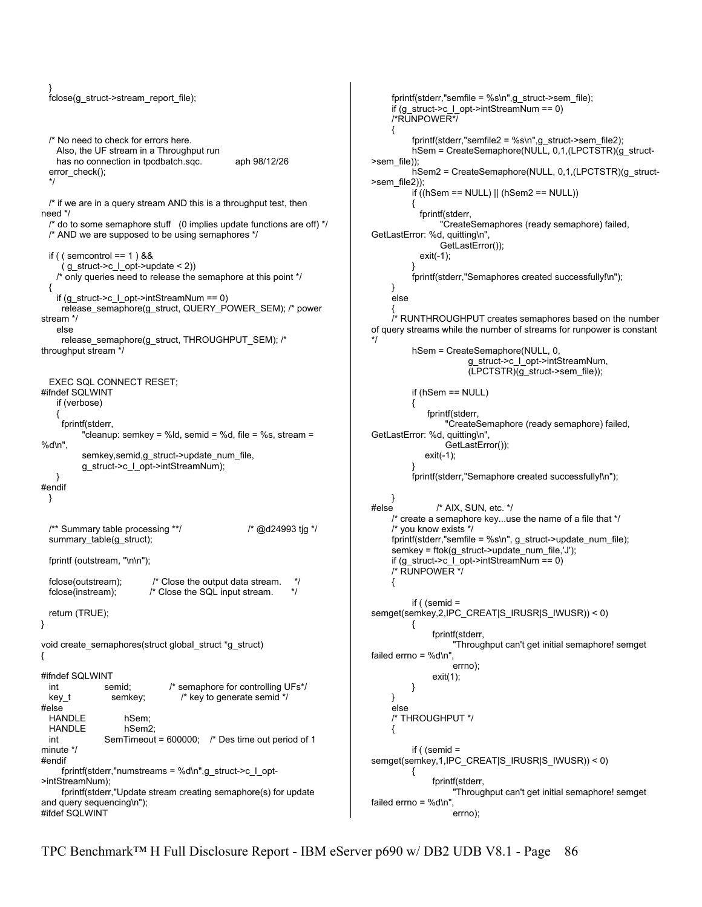```
    }
    fclose(g_struct->stream_report_file);


    /* No need to check for errors here.
       Also, the UF stream in a Throughput run
       has no connection in tpcdbatch.sqc.          aph 98/12/26
    error_check();
    */

    /* if we are in a query stream AND this is a throughput test, then need */
    /* do to some semaphore stuff   (0 implies update functions are off) */
    /* AND we are supposed to be using semaphores */

    if ( ( semcontrol == 1 ) &&
         ( g_struct->c_l_opt->update < 2))
       /* only queries need to release the semaphore at this point */
    {
       if (g_struct->c_l_opt->intStreamNum == 0)
         release_semaphore(g_struct, QUERY_POWER_SEM); /* power stream */
       else
         release_semaphore(g_struct, THROUGHPUT_SEM); /* throughput stream */


    EXEC SQL CONNECT RESET;
#ifndef SQLWINT
      if (verbose)
      {
        fprintf(stderr,
              "cleanup: semkey = %ld, semid = %d, file = %s, stream = %d\n",
              semkey,semid,g_struct->update_num_file,
              g_struct->c_l_opt->intStreamNum);
      }
#endif
    }


    /** Summary table processing **/                       /* @d24993 tjg */
    summary_table(g_struct);

    fprintf (outstream, "\n\n");

    fclose(outstream);          /* Close the output data stream.    */
    fclose(instream);           /* Close the SQL input stream.      */

    return (TRUE);
}

void create_semaphores(struct global_struct *g_struct)
{

#ifndef SQLWINT
    int             semid;            /* semaphore for controlling UFs*/
    key_t           semkey;           /* key to generate semid */
#else
    HANDLE          hSem;
    HANDLE          hSem2;
    int             SemTimeout = 600000;   /* Des time out period of 1 minute */
#endif
        fprintf(stderr,"numstreams = %d\n",g_struct->c_l_opt->intStreamNum);
        fprintf(stderr,"Update stream creating semaphore(s) for update and query sequencing\n");
#ifdef SQLWINT
        fprintf(stderr,"semfile = %s\n",g_struct->sem_file);
        if (g_struct->c_l_opt->intStreamNum == 0)
        /*RUNPOWER*/
        {
              fprintf(stderr,"semfile2 = %s\n",g_struct->sem_file2);
              hSem = CreateSemaphore(NULL, 0,1,(LPCTSTR)(g_struct->sem_file));
              hSem2 = CreateSemaphore(NULL, 0,1,(LPCTSTR)(g_struct->sem_file2));
              if ((hSem == NULL) || (hSem2 == NULL))
              {
                 fprintf(stderr,
                       "CreateSemaphores (ready semaphore) failed, GetLastError: %d, quitting\n",
                       GetLastError());
                 exit(-1);
              }
              fprintf(stderr,"Semaphores created successfully!\n");
        }
        else
        {
        /* RUNTHROUGHPUT creates semaphores based on the number of query streams while the number of streams for runpower is constant */
              hSem = CreateSemaphore(NULL, 0,
                              g_struct->c_l_opt->intStreamNum,
                              (LPCTSTR)(g_struct->sem_file));

              if (hSem == NULL)
              {
                   fprintf(stderr,
                         "CreateSemaphore (ready semaphore) failed, GetLastError: %d, quitting\n",
                         GetLastError());
                   exit(-1);
              }
              fprintf(stderr,"Semaphore created successfully!\n");

        }
#else              /* AIX, SUN, etc. */
        /* create a semaphore key...use the name of a file that */
        /* you know exists */
        fprintf(stderr,"semfile = %s\n", g_struct->update_num_file);
        semkey = ftok(g_struct->update_num_file,'J');
        if (g_struct->c_l_opt->intStreamNum == 0)
        /* RUNPOWER */
        {

              if ( (semid = semget(semkey,2,IPC_CREAT|S_IRUSR|S_IWUSR)) < 0)
              {
                    fprintf(stderr,
                          "Throughput can't get initial semaphore! semget failed errno = %d\n",
                          errno);
                    exit(1);
              }
        }
        else
        /* THROUGHPUT */
        {

              if ( (semid = semget(semkey,1,IPC_CREAT|S_IRUSR|S_IWUSR)) < 0)
              {
                    fprintf(stderr,
                          "Throughput can't get initial semaphore! semget failed errno = %d\n",
                          errno);
```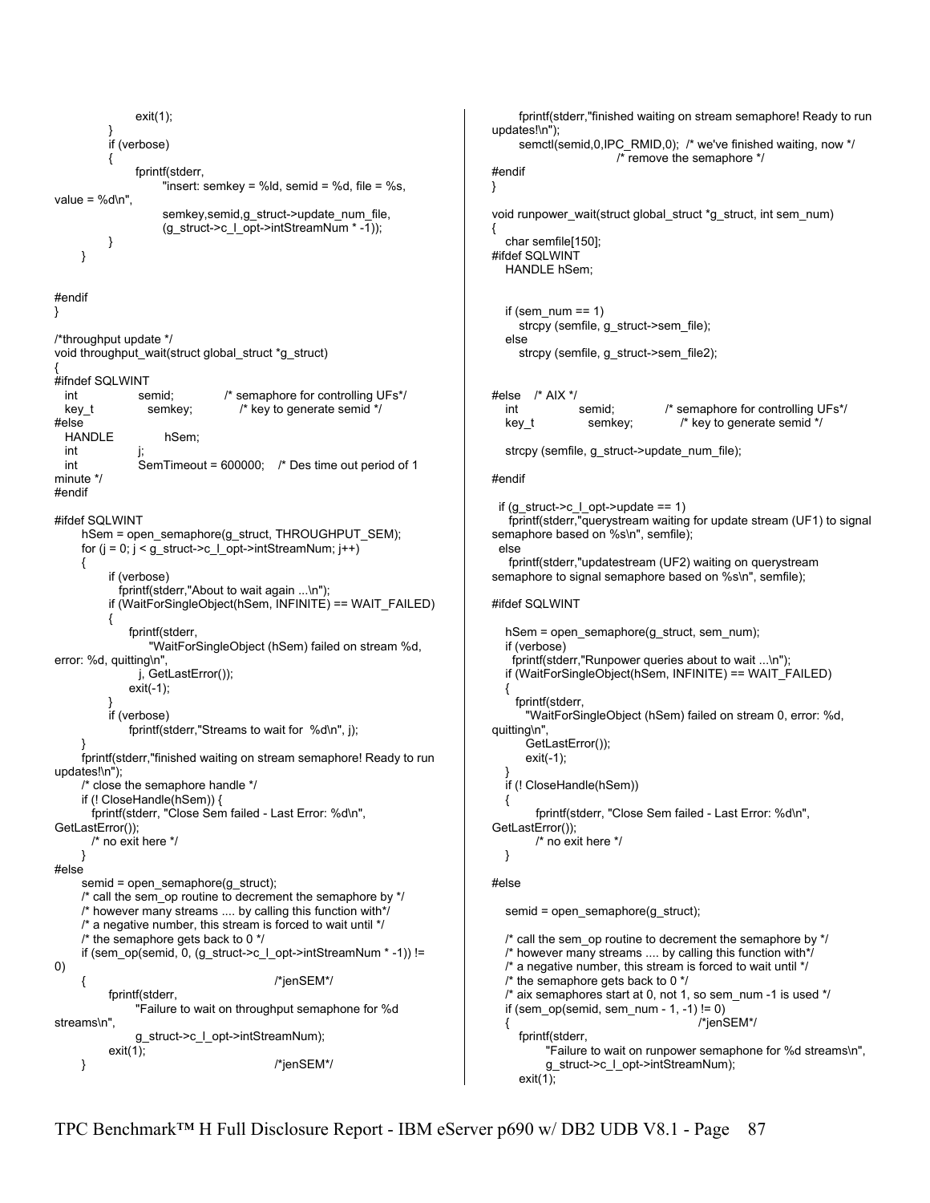```
                exit(1);
            }
            if (verbose)
            {
                fprintf(stderr,
                        "insert: semkey = %ld, semid = %d, file = %s,
value = %d\n",
                        semkey,semid,g_struct->update_num_file,
                        (g_struct->c_l_opt->intStreamNum * -1));
            }
    }


#endif
}

/*throughput update */
void throughput_wait(struct global_struct *g_struct)
{
#ifndef SQLWINT
   int              semid;          /* semaphore for controlling UFs*/
   key_t            semkey;         /* key to generate semid */
#else
   HANDLE           hSem;
   int              j;
   int              SemTimeout = 600000;   /* Des time out period of 1
minute */
#endif

#ifdef SQLWINT
      hSem = open_semaphore(g_struct, THROUGHPUT_SEM);
      for (j = 0; j < g_struct->c_l_opt->intStreamNum; j++)
      {
          if (verbose)
             fprintf(stderr,"About to wait again ...\n");
          if (WaitForSingleObject(hSem, INFINITE) == WAIT_FAILED)
          {
              fprintf(stderr,
                  "WaitForSingleObject (hSem) failed on stream %d,
error: %d, quitting\n",
                  j, GetLastError());
              exit(-1);
          }
          if (verbose)
              fprintf(stderr,"Streams to wait for  %d\n", j);
      }
      fprintf(stderr,"finished waiting on stream semaphore! Ready to run
updates!\n");
      /* close the semaphore handle */
      if (! CloseHandle(hSem)) {
        fprintf(stderr, "Close Sem failed - Last Error: %d\n",
GetLastError());
        /* no exit here */
      }
#else
      semid = open_semaphore(g_struct);
      /* call the sem_op routine to decrement the semaphore by */
      /* however many streams .... by calling this function with*/
      /* a negative number, this stream is forced to wait until */
      /* the semaphore gets back to 0 */
      if (sem_op(semid, 0, (g_struct->c_l_opt->intStreamNum * -1)) !=
0)
      {                                         /*jenSEM*/
          fprintf(stderr,
                 "Failure to wait on throughput semaphone for %d
streams\n",
                 g_struct->c_l_opt->intStreamNum);
          exit(1);
      }                                         /*jenSEM*/
      fprintf(stderr,"finished waiting on stream semaphore! Ready to run
updates!\n");
      semctl(semid,0,IPC_RMID,0);  /* we've finished waiting, now */
                                   /* remove the semaphore */
#endif
}

void runpower_wait(struct global_struct *g_struct, int sem_num)
{
   char semfile[150];
#ifdef SQLWINT
   HANDLE hSem;


   if (sem_num == 1)
      strcpy (semfile, g_struct->sem_file);
   else
      strcpy (semfile, g_struct->sem_file2);


#else    /* AIX */
   int              semid;          /* semaphore for controlling UFs*/
   key_t            semkey;         /* key to generate semid */

   strcpy (semfile, g_struct->update_num_file);

#endif

  if (g_struct->c_l_opt->update == 1)
    fprintf(stderr,"querystream waiting for update stream (UF1) to signal
semaphore based on %s\n", semfile);
  else
    fprintf(stderr,"updatestream (UF2) waiting on querystream
semaphore to signal semaphore based on %s\n", semfile);

#ifdef SQLWINT

   hSem = open_semaphore(g_struct, sem_num);
   if (verbose)
     fprintf(stderr,"Runpower queries about to wait ...\n");
   if (WaitForSingleObject(hSem, INFINITE) == WAIT_FAILED)
   {
     fprintf(stderr,
        "WaitForSingleObject (hSem) failed on stream 0, error: %d,
quitting\n",
        GetLastError());
        exit(-1);
   }
   if (! CloseHandle(hSem))
   {
         fprintf(stderr, "Close Sem failed - Last Error: %d\n",
GetLastError());
         /* no exit here */
   }

#else

   semid = open_semaphore(g_struct);

   /* call the sem_op routine to decrement the semaphore by */
   /* however many streams .... by calling this function with*/
   /* a negative number, this stream is forced to wait until */
   /* the semaphore gets back to 0 */
   /* aix semaphores start at 0, not 1, so sem_num -1 is used */
   if (sem_op(semid, sem_num - 1, -1) != 0)
   {                                         /*jenSEM*/
      fprintf(stderr,
            "Failure to wait on runpower semaphone for %d streams\n",
            g_struct->c_l_opt->intStreamNum);
      exit(1);
```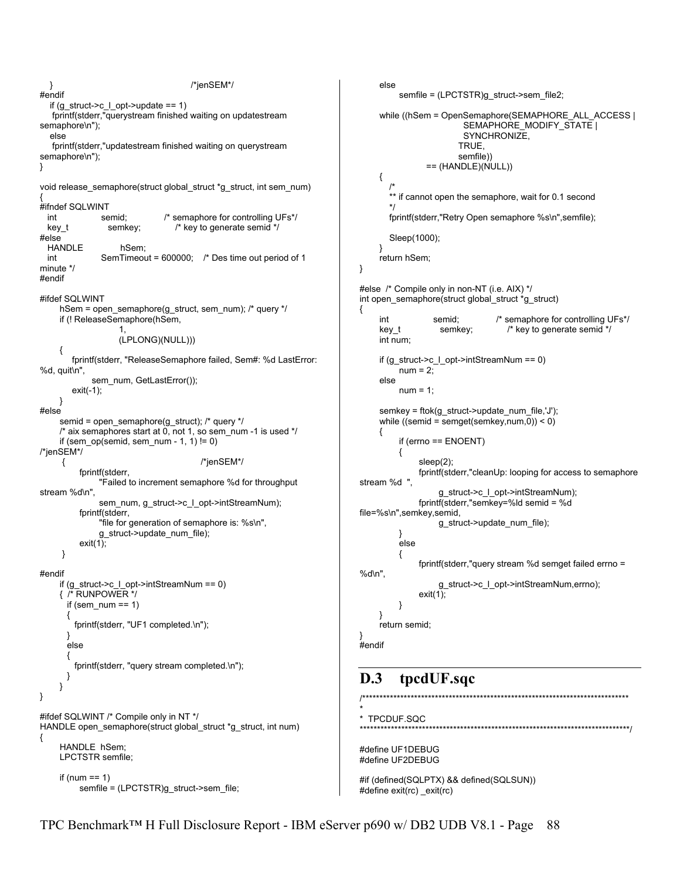```
   }                                          /*jenSEM*/
#endif
   if (g_struct->c_l_opt->update == 1)
    fprintf(stderr,"querystream finished waiting on updatestream
semaphore\n");
   else
    fprintf(stderr,"updatestream finished waiting on querystream
semaphore\n");
}

void release_semaphore(struct global_struct *g_struct, int sem_num)
{
#ifndef SQLWINT
  int              semid;            /* semaphore for controlling UFs*/
  key_t            semkey;           /* key to generate semid */
#else
  HANDLE           hSem;
  int              SemTimeout = 600000;   /* Des time out period of 1
minute */
#endif

#ifdef SQLWINT
      hSem = open_semaphore(g_struct, sem_num); /* query */
      if (! ReleaseSemaphore(hSem,
                        1,
                        (LPLONG)(NULL)))
      {
          fprintf(stderr, "ReleaseSemaphore failed, Sem#: %d LastError:
%d, quit\n",
                sem_num, GetLastError());
          exit(-1);
      }
#else
      semid = open_semaphore(g_struct); /* query */
      /* aix semaphores start at 0, not 1, so sem_num -1 is used */
      if (sem_op(semid, sem_num - 1, 1) != 0)
/*jenSEM*/
       {                                          /*jenSEM*/
           fprintf(stderr,
                "Failed to increment semaphore %d for throughput
stream %d\n",
                sem_num, g_struct->c_l_opt->intStreamNum);
           fprintf(stderr,
                "file for generation of semaphore is: %s\n",
                g_struct->update_num_file);
           exit(1);
       }

#endif
      if (g_struct->c_l_opt->intStreamNum == 0)
      {  /* RUNPOWER */
        if (sem_num == 1)
        {
          fprintf(stderr, "UF1 completed.\n");
        }
        else
        {
          fprintf(stderr, "query stream completed.\n");
        }
      }
}

#ifdef SQLWINT /* Compile only in NT */
HANDLE open_semaphore(struct global_struct *g_struct, int num)
{
      HANDLE  hSem;
      LPCTSTR semfile;

      if (num == 1)
            semfile = (LPCTSTR)g_struct->sem_file;
      else
            semfile = (LPCTSTR)g_struct->sem_file2;

      while ((hSem = OpenSemaphore(SEMAPHORE_ALL_ACCESS |
                              SEMAPHORE_MODIFY_STATE |
                              SYNCHRONIZE,
                              TRUE,
                              semfile))
                 == (HANDLE)(NULL))
      {
         /*
         ** if cannot open the semaphore, wait for 0.1 second
         */
         fprintf(stderr,"Retry Open semaphore %s\n",semfile);

         Sleep(1000);
      }
      return hSem;
}

#else  /* Compile only in non-NT (i.e. AIX) */
int open_semaphore(struct global_struct *g_struct)
{
      int              semid;            /* semaphore for controlling UFs*/
      key_t            semkey;           /* key to generate semid */
      int num;

      if (g_struct->c_l_opt->intStreamNum == 0)
            num = 2;
      else
            num = 1;

      semkey = ftok(g_struct->update_num_file,'J');
      while ((semid = semget(semkey,num,0)) < 0)
      {
            if (errno == ENOENT)
            {
                  sleep(2);
                  fprintf(stderr,"cleanUp: looping for access to semaphore
stream %d  ",
                        g_struct->c_l_opt->intStreamNum);
                  fprintf(stderr,"semkey=%ld semid = %d
file=%s\n",semkey,semid,
                        g_struct->update_num_file);
            }
            else
            {
                  fprintf(stderr,"query stream %d semget failed errno =
%d\n",
                        g_struct->c_l_opt->intStreamNum,errno);
                  exit(1);
            }
      }
      return semid;
}
#endif
```

## D.3 tpcdUF.sqc

```
/******************************************************************************
*
* TPCDUF.SQC
******************************************************************************/

#define UF1DEBUG
#define UF2DEBUG

#if (defined(SQLPTX) && defined(SQLSUN))
#define exit(rc) _exit(rc)
```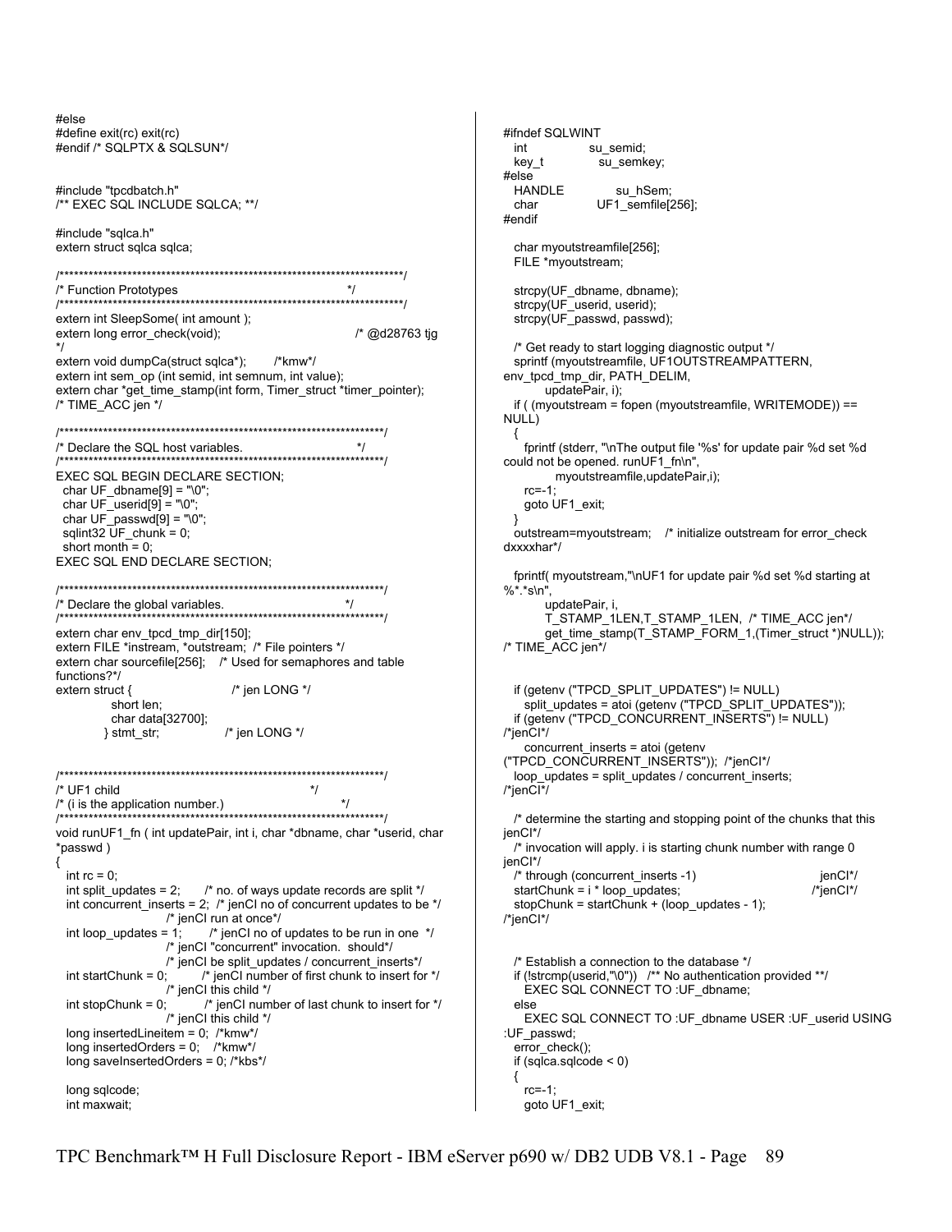```
#else
#define exit(rc) exit(rc)
#endif /* SQLPTX & SQLSUN*/


#include "tpcdbatch.h"
/** EXEC SQL INCLUDE SQLCA; **/

#include "sqlca.h"
extern struct sqlca sqlca;

/*********************************************************************/
/* Function Prototypes                                               */
/*********************************************************************/
extern int SleepSome( int amount );
extern long error_check(void);                          /* @d28763 tjg
*/
extern void dumpCa(struct sqlca*);     /*kmw*/
extern int sem_op (int semid, int semnum, int value);
extern char *get_time_stamp(int form, Timer_struct *timer_pointer);
/* TIME_ACC jen */

/*******************************************************************/
/* Declare the SQL host variables.                                 */
/*******************************************************************/
EXEC SQL BEGIN DECLARE SECTION;
  char UF_dbname[9] = "\0";
  char UF_userid[9] = "\0";
  char UF_passwd[9] = "\0";
  sqlint32 UF_chunk = 0;
  short month = 0;
EXEC SQL END DECLARE SECTION;

/*******************************************************************/
/* Declare the global variables.                                   */
/*******************************************************************/
extern char env_tpcd_tmp_dir[150];
extern FILE *instream, *outstream;  /* File pointers */
extern char sourcefile[256];    /* Used for semaphores and table
functions?*/
extern struct {                    /* jen LONG */
            short len;
            char data[32700];
          } stmt_str;              /* jen LONG */


/*******************************************************************/
/* UF1 child                                                       */
/* (i is the application number.)                                  */
/*******************************************************************/
void runUF1_fn ( int updatePair, int i, char *dbname, char *userid, char
*passwd )
{
  int rc = 0;
  int split_updates = 2;      /* no. of ways update records are split */
  int concurrent_inserts = 2;  /* jenCI no of concurrent updates to be */
                      /* jenCI run at once*/
  int loop_updates = 1;       /* jenCI no of updates to be run in one  */
                      /* jenCI "concurrent" invocation.  should*/
                      /* jenCI be split_updates / concurrent_inserts*/
  int startChunk = 0;         /* jenCI number of first chunk to insert for */
                      /* jenCI this child */
  int stopChunk = 0;          /* jenCI number of last chunk to insert for */
                      /* jenCI this child */
  long insertedLineitem = 0;  /*kmw*/
  long insertedOrders = 0;    /*kmw*/
  long saveInsertedOrders = 0; /*kbs*/

  long sqlcode;
  int maxwait;

#ifndef SQLWINT
  int              su_semid;
  key_t            su_semkey;
#else
  HANDLE           su_hSem;
  char             UF1_semfile[256];
#endif

  char myoutstreamfile[256];
  FILE *myoutstream;

  strcpy(UF_dbname, dbname);
  strcpy(UF_userid, userid);
  strcpy(UF_passwd, passwd);

  /* Get ready to start logging diagnostic output */
  sprintf (myoutstreamfile, UF1OUTSTREAMPATTERN,
env_tpcd_tmp_dir, PATH_DELIM,
        updatePair, i);
  if ( (myoutstream = fopen (myoutstreamfile, WRITEMODE)) ==
NULL)
  {
    fprintf (stderr, "\nThe output file '%s' for update pair %d set %d
could not be opened. runUF1_fn\n",
           myoutstreamfile,updatePair,i);
    rc=-1;
    goto UF1_exit;
  }
  outstream=myoutstream;   /* initialize outstream for error_check
dxxxxhar*/

  fprintf( myoutstream,"\nUF1 for update pair %d set %d starting at
%*.*s\n",
        updatePair, i,
        T_STAMP_1LEN,T_STAMP_1LEN,  /* TIME_ACC jen*/
        get_time_stamp(T_STAMP_FORM_1,(Timer_struct *)NULL));
/* TIME_ACC jen*/


  if (getenv ("TPCD_SPLIT_UPDATES") != NULL)
    split_updates = atoi (getenv ("TPCD_SPLIT_UPDATES"));
  if (getenv ("TPCD_CONCURRENT_INSERTS") != NULL)
/*jenCI*/
    concurrent_inserts = atoi (getenv
("TPCD_CONCURRENT_INSERTS"));  /*jenCI*/
  loop_updates = split_updates / concurrent_inserts;
/*jenCI*/

  /* determine the starting and stopping point of the chunks that this
jenCI*/
  /* invocation will apply. i is starting chunk number with range 0
jenCI*/
  /* through (concurrent_inserts -1)                           jenCI*/
  startChunk = i * loop_updates;                              /*jenCI*/
  stopChunk = startChunk + (loop_updates - 1);
/*jenCI*/


  /* Establish a connection to the database */
  if (!strcmp(userid,"\0"))  /** No authentication provided **/
    EXEC SQL CONNECT TO :UF_dbname;
  else
    EXEC SQL CONNECT TO :UF_dbname USER :UF_userid USING
:UF_passwd;
  error_check();
  if (sqlca.sqlcode < 0)
  {
    rc=-1;
    goto UF1_exit;
```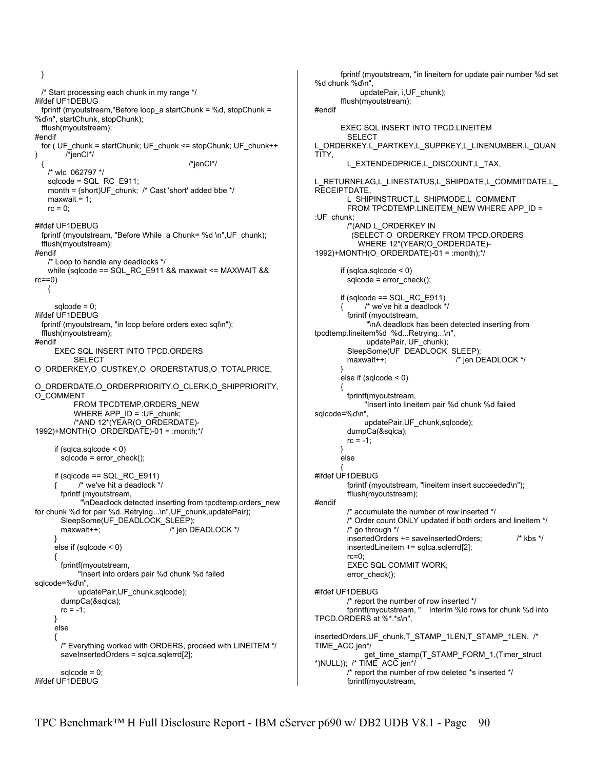```
  }

  /* Start processing each chunk in my range */
#ifdef UF1DEBUG
  fprintf (myoutstream,"Before loop_a startChunk = %d, stopChunk =
%d\n", startChunk, stopChunk);
  fflush(myoutstream);
#endif
  for ( UF_chunk = startChunk; UF_chunk <= stopChunk; UF_chunk++
)           /*jenCI*/
  {                                              /*jenCI*/
    /* wlc  062797 */
    sqlcode = SQL_RC_E911;
    month = (short)UF_chunk;  /* Cast 'short' added bbe */
    maxwait = 1;
    rc = 0;

#ifdef UF1DEBUG
  fprintf (myoutstream, "Before While_a Chunk= %d \n",UF_chunk);
  fflush(myoutstream);
#endif
    /* Loop to handle any deadlocks */
    while (sqlcode == SQL_RC_E911 && maxwait <= MAXWAIT &&
rc==0)
    {

      sqlcode = 0;
#ifdef UF1DEBUG
  fprintf (myoutstream, "in loop before orders exec sql\n");
  fflush(myoutstream);
#endif
      EXEC SQL INSERT INTO TPCD.ORDERS
            SELECT
O_ORDERKEY,O_CUSTKEY,O_ORDERSTATUS,O_TOTALPRICE,

O_ORDERDATE,O_ORDERPRIORITY,O_CLERK,O_SHIPPRIORITY,
O_COMMENT
            FROM TPCDTEMP.ORDERS_NEW
            WHERE APP_ID = :UF_chunk;
            /*AND 12*(YEAR(O_ORDERDATE)-
1992)+MONTH(O_ORDERDATE)-01 = :month;*/

      if (sqlca.sqlcode < 0)
        sqlcode = error_check();

      if (sqlcode == SQL_RC_E911)
      {        /* we've hit a deadlock */
        fprintf (myoutstream,
                "\nDeadlock detected inserting from tpcdtemp.orders_new
for chunk %d for pair %d..Retrying...\n",UF_chunk,updatePair);
        SleepSome(UF_DEADLOCK_SLEEP);
        maxwait++;                          /* jen DEADLOCK */
      }
      else if (sqlcode < 0)
      {
        fprintf(myoutstream,
              "Insert into orders pair %d chunk %d failed
sqlcode=%d\n",
              updatePair,UF_chunk,sqlcode);
        dumpCa(&sqlca);
        rc = -1;
      }
      else
      {
        /* Everything worked with ORDERS, proceed with LINEITEM */
        saveInsertedOrders = sqlca.sqlerrd[2];

        sqlcode = 0;
#ifdef UF1DEBUG
        fprintf (myoutstream, "in lineitem for update pair number %d set
%d chunk %d\n",
              updatePair, i,UF_chunk);
        fflush(myoutstream);
#endif

        EXEC SQL INSERT INTO TPCD.LINEITEM
          SELECT
L_ORDERKEY,L_PARTKEY,L_SUPPKEY,L_LINENUMBER,L_QUAN
TITY,
          L_EXTENDEDPRICE,L_DISCOUNT,L_TAX,

L_RETURNFLAG,L_LINESTATUS,L_SHIPDATE,L_COMMITDATE,L_
RECEIPTDATE,
          L_SHIPINSTRUCT,L_SHIPMODE,L_COMMENT
          FROM TPCDTEMP.LINEITEM_NEW WHERE APP_ID =
:UF_chunk;
          /*(AND L_ORDERKEY IN
            (SELECT O_ORDERKEY FROM TPCD.ORDERS
              WHERE 12*(YEAR(O_ORDERDATE)-
1992)+MONTH(O_ORDERDATE)-01 = :month);*/

        if (sqlca.sqlcode < 0)
          sqlcode = error_check();

        if (sqlcode == SQL_RC_E911)
        {        /* we've hit a deadlock */
          fprintf (myoutstream,
                "\nA deadlock has been detected inserting from
tpcdtemp.lineitem%d_%d...Retrying...\n",
                updatePair, UF_chunk);
          SleepSome(UF_DEADLOCK_SLEEP);
          maxwait++;                          /* jen DEADLOCK */
        }
        else if (sqlcode < 0)
        {
          fprintf(myoutstream,
                "Insert into lineitem pair %d chunk %d failed
sqlcode=%d\n",
                updatePair,UF_chunk,sqlcode);
          dumpCa(&sqlca);
          rc = -1;
        }
        else
        {
#ifdef UF1DEBUG
          fprintf (myoutstream, "lineitem insert succeeded\n");
          fflush(myoutstream);
#endif
          /* accumulate the number of row inserted */
          /* Order count ONLY updated if both orders and lineitem */
          /* go through */
          insertedOrders += saveInsertedOrders;            /* kbs */
          insertedLineitem += sqlca.sqlerrd[2];
          rc=0;
          EXEC SQL COMMIT WORK;
          error_check();

#ifdef UF1DEBUG
          /* report the number of row inserted */
          fprintf(myoutstream, "    interim %ld rows for chunk %d into
TPCD.ORDERS at %*.*s\n",

insertedOrders,UF_chunk,T_STAMP_1LEN,T_STAMP_1LEN,  /*
TIME_ACC jen*/
                get_time_stamp(T_STAMP_FORM_1,(Timer_struct
*)NULL));  /* TIME_ACC jen*/
          /* report the number of row deleted *s inserted */
          fprintf(myoutstream,
```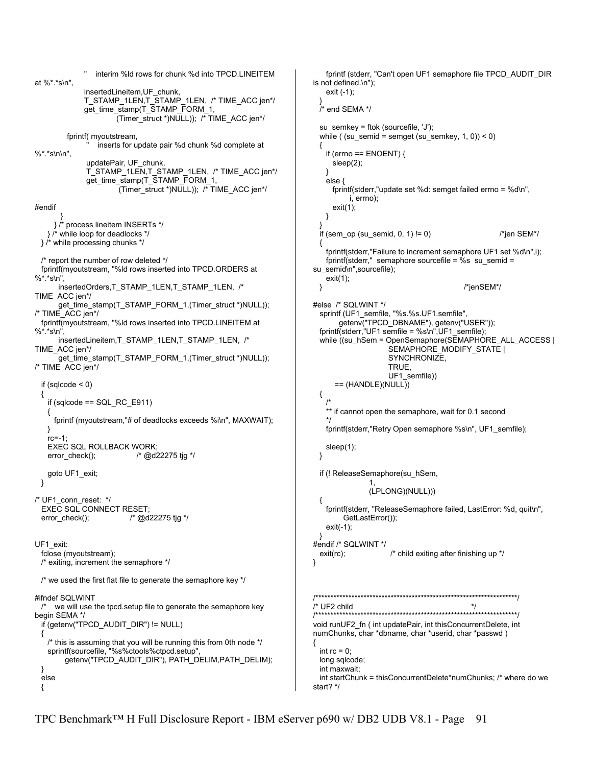```
                "    interim %ld rows for chunk %d into TPCD.LINEITEM
at %*.*s\n",
                insertedLineitem,UF_chunk,
                T_STAMP_1LEN,T_STAMP_1LEN,  /* TIME_ACC jen*/
                get_time_stamp(T_STAMP_FORM_1,
                          (Timer_struct *)NULL));  /* TIME_ACC jen*/

            fprintf( myoutstream,
                "    inserts for update pair %d chunk %d complete at
%*.*s\n\n",
                updatePair, UF_chunk,
                T_STAMP_1LEN,T_STAMP_1LEN,  /* TIME_ACC jen*/
                get_time_stamp(T_STAMP_FORM_1,
                          (Timer_struct *)NULL));  /* TIME_ACC jen*/

#endif
          }
        } /* process lineitem INSERTs */
      } /* while loop for deadlocks */
   } /* while processing chunks */

   /* report the number of row deleted */
   fprintf(myoutstream, "%ld rows inserted into TPCD.ORDERS at
%*.*s\n",
         insertedOrders,T_STAMP_1LEN,T_STAMP_1LEN,  /*
TIME_ACC jen*/
         get_time_stamp(T_STAMP_FORM_1,(Timer_struct *)NULL));
/* TIME_ACC jen*/
   fprintf(myoutstream, "%ld rows inserted into TPCD.LINEITEM at
%*.*s\n",
         insertedLineitem,T_STAMP_1LEN,T_STAMP_1LEN,  /*
TIME_ACC jen*/
         get_time_stamp(T_STAMP_FORM_1,(Timer_struct *)NULL));
/* TIME_ACC jen*/

   if (sqlcode < 0)
   {
      if (sqlcode == SQL_RC_E911)
      {
         fprintf (myoutstream,"# of deadlocks exceeds %i\n", MAXWAIT);
      }
      rc=-1;
      EXEC SQL ROLLBACK WORK;
      error_check();              /* @d22275 tjg */

      goto UF1_exit;
   }

/* UF1_conn_reset:  */
   EXEC SQL CONNECT RESET;
   error_check();              /* @d22275 tjg */


UF1_exit:
   fclose (myoutstream);
   /* exiting, increment the semaphore */

   /* we used the first flat file to generate the semaphore key */

#ifndef SQLWINT
   /*    we will use the tpcd.setup file to generate the semaphore key
begin SEMA */
   if (getenv("TPCD_AUDIT_DIR") != NULL)
   {
      /* this is assuming that you will be running this from 0th node */
      sprintf(sourcefile, "%s%ctools%ctpcd.setup",
            getenv("TPCD_AUDIT_DIR"), PATH_DELIM,PATH_DELIM);
   }
   else
   {
      fprintf (stderr, "Can't open UF1 semaphore file TPCD_AUDIT_DIR
is not defined.\n");
      exit (-1);
   }
   /* end SEMA */

   su_semkey = ftok (sourcefile, 'J');
   while ( (su_semid = semget (su_semkey, 1, 0)) < 0)
   {
      if (errno == ENOENT) {
         sleep(2);
      }
      else {
         fprintf(stderr,"update set %d: semget failed errno = %d\n",
               i, errno);
         exit(1);
      }
   }
   if (sem_op (su_semid, 0, 1) != 0)                    /*jen SEM*/
   {
      fprintf(stderr,"Failure to increment semaphore UF1 set %d\n",i);
      fprintf(stderr,"  semaphore sourcefile = %s  su_semid =
su_semid\n",sourcefile);
      exit(1);
   }                                                    /*jenSEM*/

#else  /* SQLWINT */
   sprintf (UF1_semfile, "%s.%s.UF1.semfile",
         getenv("TPCD_DBNAME"), getenv("USER"));
   fprintf(stderr,"UF1 semfile = %s\n",UF1_semfile);
   while ((su_hSem = OpenSemaphore(SEMAPHORE_ALL_ACCESS |
                           SEMAPHORE_MODIFY_STATE |
                           SYNCHRONIZE,
                           TRUE,
                           UF1_semfile))
         == (HANDLE)(NULL))
   {
      /*
      ** if cannot open the semaphore, wait for 0.1 second
      */
      fprintf(stderr,"Retry Open semaphore %s\n", UF1_semfile);

      sleep(1);
   }

   if (! ReleaseSemaphore(su_hSem,
                     1,
                     (LPLONG)(NULL)))
   {
      fprintf(stderr, "ReleaseSemaphore failed, LastError: %d, quit\n",
            GetLastError());
      exit(-1);
   }
#endif /* SQLWINT */
   exit(rc);                  /* child exiting after finishing up */
}



/*******************************************************************/
/* UF2 child                                                       */
/*******************************************************************/
void runUF2_fn ( int updatePair, int thisConcurrentDelete, int
numChunks, char *dbname, char *userid, char *passwd )
{
   int rc = 0;
   long sqlcode;
   int maxwait;
   int startChunk = thisConcurrentDelete*numChunks; /* where do we
start? */
```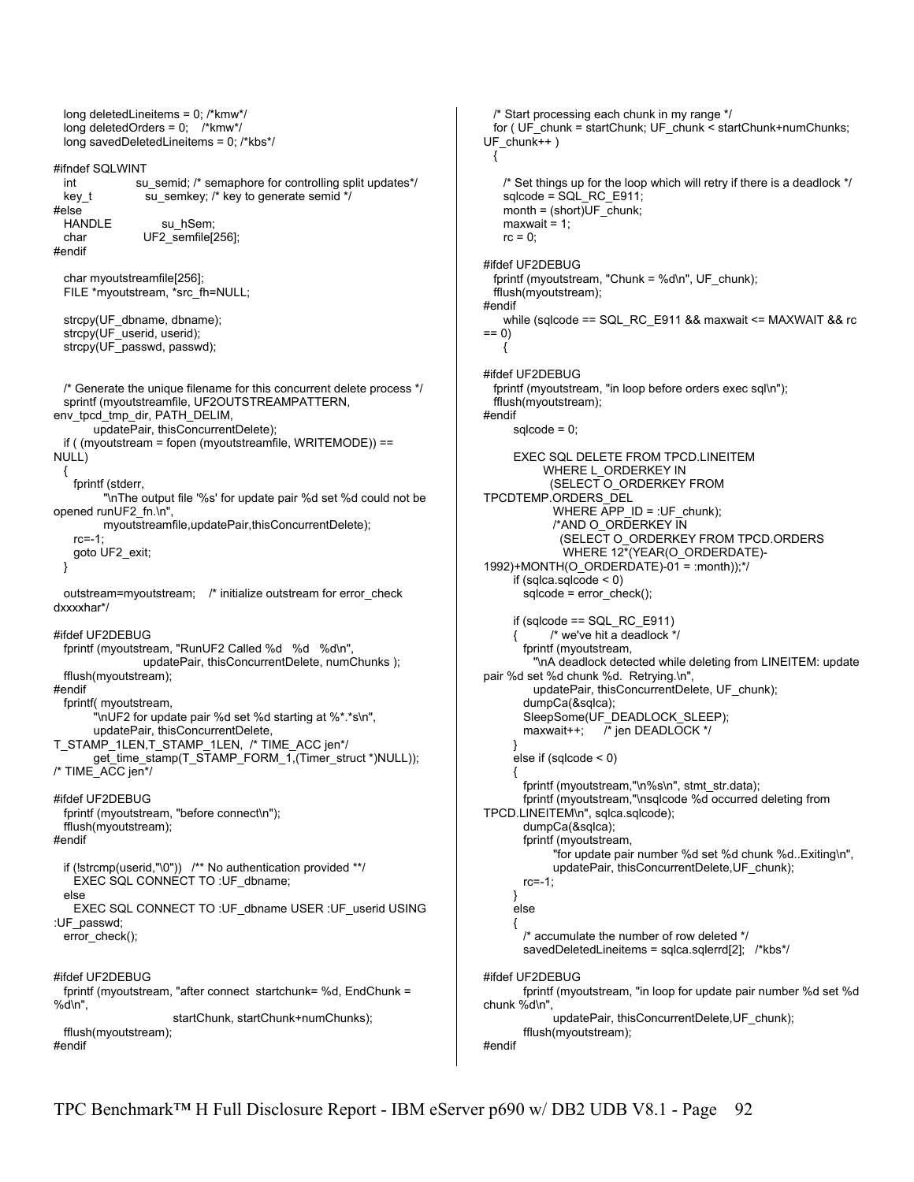```
  long deletedLineitems = 0; /*kmw*/
  long deletedOrders = 0;    /*kmw*/
  long savedDeletedLineitems = 0; /*kbs*/

#ifndef SQLWINT
  int                su_semid; /* semaphore for controlling split updates*/
  key_t              su_semkey; /* key to generate semid */
#else
  HANDLE             su_hSem;
  char               UF2_semfile[256];
#endif

  char myoutstreamfile[256];
  FILE *myoutstream, *src_fh=NULL;

  strcpy(UF_dbname, dbname);
  strcpy(UF_userid, userid);
  strcpy(UF_passwd, passwd);


  /* Generate the unique filename for this concurrent delete process */
  sprintf (myoutstreamfile, UF2OUTSTREAMPATTERN,
env_tpcd_tmp_dir, PATH_DELIM,
         updatePair, thisConcurrentDelete);
  if ( (myoutstream = fopen (myoutstreamfile, WRITEMODE)) ==
NULL)
  {
    fprintf (stderr,
           "\nThe output file '%s' for update pair %d set %d could not be
opened runUF2_fn.\n",
           myoutstreamfile,updatePair,thisConcurrentDelete);
    rc=-1;
    goto UF2_exit;
  }

  outstream=myoutstream;    /* initialize outstream for error_check
dxxxxhar*/

#ifdef UF2DEBUG
  fprintf (myoutstream, "RunUF2 Called %d   %d   %d\n",
                    updatePair, thisConcurrentDelete, numChunks );
  fflush(myoutstream);
#endif
  fprintf( myoutstream,
         "\nUF2 for update pair %d set %d starting at %*.*s\n",
         updatePair, thisConcurrentDelete,
T_STAMP_1LEN,T_STAMP_1LEN,  /* TIME_ACC jen*/
         get_time_stamp(T_STAMP_FORM_1,(Timer_struct *)NULL));
/* TIME_ACC jen*/

#ifdef UF2DEBUG
  fprintf (myoutstream, "before connect\n");
  fflush(myoutstream);
#endif

  if (!strcmp(userid,"\0"))   /** No authentication provided **/
    EXEC SQL CONNECT TO :UF_dbname;
  else
    EXEC SQL CONNECT TO :UF_dbname USER :UF_userid USING
:UF_passwd;
  error_check();


#ifdef UF2DEBUG
  fprintf (myoutstream, "after connect  startchunk= %d, EndChunk =
%d\n",
                         startChunk, startChunk+numChunks);
  fflush(myoutstream);
#endif
  /* Start processing each chunk in my range */
  for ( UF_chunk = startChunk; UF_chunk < startChunk+numChunks;
UF_chunk++ )
  {

    /* Set things up for the loop which will retry if there is a deadlock */
    sqlcode = SQL_RC_E911;
    month = (short)UF_chunk;
    maxwait = 1;
    rc = 0;

#ifdef UF2DEBUG
  fprintf (myoutstream, "Chunk = %d\n", UF_chunk);
  fflush(myoutstream);
#endif
    while (sqlcode == SQL_RC_E911 && maxwait <= MAXWAIT && rc
== 0)
    {

#ifdef UF2DEBUG
  fprintf (myoutstream, "in loop before orders exec sql\n");
  fflush(myoutstream);
#endif
      sqlcode = 0;

      EXEC SQL DELETE FROM TPCD.LINEITEM
             WHERE L_ORDERKEY IN
              (SELECT O_ORDERKEY FROM
TPCDTEMP.ORDERS_DEL
                WHERE APP_ID = :UF_chunk);
               /*AND O_ORDERKEY IN
                 (SELECT O_ORDERKEY FROM TPCD.ORDERS
                  WHERE 12*(YEAR(O_ORDERDATE)-
1992)+MONTH(O_ORDERDATE)-01 = :month));*/
      if (sqlca.sqlcode < 0)
        sqlcode = error_check();

      if (sqlcode == SQL_RC_E911)
      {       /* we've hit a deadlock */
        fprintf (myoutstream,
          "\nA deadlock detected while deleting from LINEITEM: update
pair %d set %d chunk %d.  Retrying.\n",
          updatePair, thisConcurrentDelete, UF_chunk);
        dumpCa(&sqlca);
        SleepSome(UF_DEADLOCK_SLEEP);
        maxwait++;      /* jen DEADLOCK */
      }
      else if (sqlcode < 0)
      {
        fprintf (myoutstream,"\n%s\n", stmt_str.data);
        fprintf (myoutstream,"\nsqlcode %d occurred deleting from
TPCD.LINEITEM\n", sqlca.sqlcode);
        dumpCa(&sqlca);
        fprintf (myoutstream,
             "for update pair number %d set %d chunk %d..Exiting\n",
             updatePair, thisConcurrentDelete,UF_chunk);
        rc=-1;
      }
      else
      {
        /* accumulate the number of row deleted */
        savedDeletedLineitems = sqlca.sqlerrd[2];   /*kbs*/

#ifdef UF2DEBUG
        fprintf (myoutstream, "in loop for update pair number %d set %d
chunk %d\n",
             updatePair, thisConcurrentDelete,UF_chunk);
        fflush(myoutstream);
#endif
```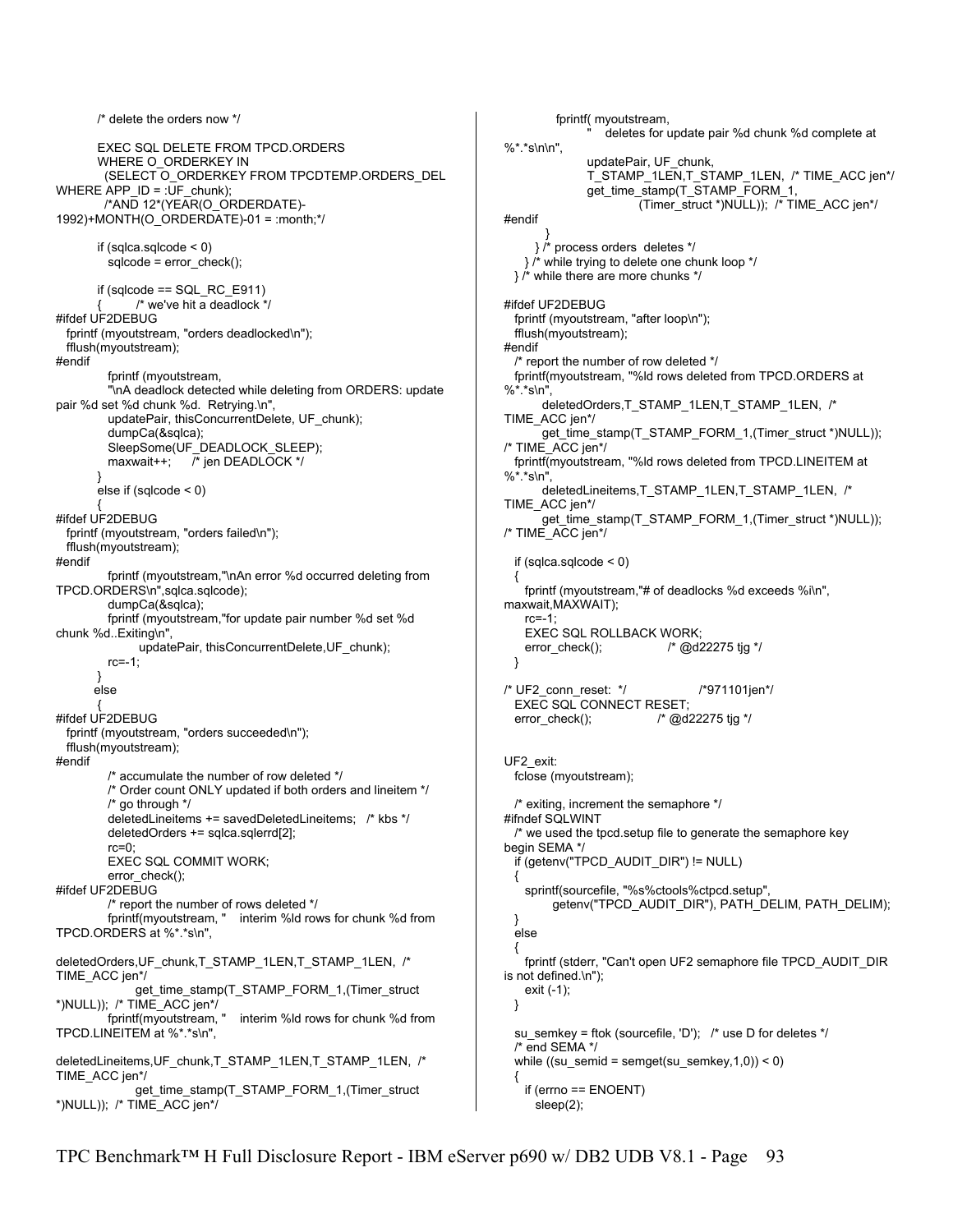```
        /* delete the orders now */

        EXEC SQL DELETE FROM TPCD.ORDERS
        WHERE O_ORDERKEY IN
         (SELECT O_ORDERKEY FROM TPCDTEMP.ORDERS_DEL
WHERE APP_ID = :UF_chunk);
         /*AND 12*(YEAR(O_ORDERDATE)-
1992)+MONTH(O_ORDERDATE)-01 = :month;*/

        if (sqlca.sqlcode < 0)
           sqlcode = error_check();

        if (sqlcode == SQL_RC_E911)
        {         /* we've hit a deadlock */
#ifdef UF2DEBUG
  fprintf (myoutstream, "orders deadlocked\n");
  fflush(myoutstream);
#endif
           fprintf (myoutstream,
           "\nA deadlock detected while deleting from ORDERS: update
pair %d set %d chunk %d.  Retrying.\n",
           updatePair, thisConcurrentDelete, UF_chunk);
           dumpCa(&sqlca);
           SleepSome(UF_DEADLOCK_SLEEP);
           maxwait++;     /* jen DEADLOCK */
        }
        else if (sqlcode < 0)
        {
#ifdef UF2DEBUG
  fprintf (myoutstream, "orders failed\n");
  fflush(myoutstream);
#endif
           fprintf (myoutstream,"\nAn error %d occurred deleting from
TPCD.ORDERS\n",sqlca.sqlcode);
           dumpCa(&sqlca);
           fprintf (myoutstream,"for update pair number %d set %d
chunk %d..Exiting\n",
                  updatePair, thisConcurrentDelete,UF_chunk);
           rc=-1;
        }
        else
        {
#ifdef UF2DEBUG
  fprintf (myoutstream, "orders succeeded\n");
  fflush(myoutstream);
#endif
           /* accumulate the number of row deleted */
           /* Order count ONLY updated if both orders and lineitem */
           /* go through */
           deletedLineitems += savedDeletedLineitems;   /* kbs */
           deletedOrders += sqlca.sqlerrd[2];
           rc=0;
           EXEC SQL COMMIT WORK;
           error_check();
#ifdef UF2DEBUG
           /* report the number of rows deleted */
           fprintf(myoutstream, "    interim %ld rows for chunk %d from
TPCD.ORDERS at %*.*s\n",

deletedOrders,UF_chunk,T_STAMP_1LEN,T_STAMP_1LEN,  /*
TIME_ACC jen*/
                get_time_stamp(T_STAMP_FORM_1,(Timer_struct
*)NULL));  /* TIME_ACC jen*/
           fprintf(myoutstream, "    interim %ld rows for chunk %d from
TPCD.LINEITEM at %*.*s\n",

deletedLineitems,UF_chunk,T_STAMP_1LEN,T_STAMP_1LEN,  /*
TIME_ACC jen*/
                get_time_stamp(T_STAMP_FORM_1,(Timer_struct
*)NULL));  /* TIME_ACC jen*/
           fprintf( myoutstream,
                "    deletes for update pair %d chunk %d complete at
%*.*s\n\n",
                updatePair, UF_chunk,
                T_STAMP_1LEN,T_STAMP_1LEN,  /* TIME_ACC jen*/
                get_time_stamp(T_STAMP_FORM_1,
                        (Timer_struct *)NULL));  /* TIME_ACC jen*/
#endif
         }
       } /* process orders  deletes */
    } /* while trying to delete one chunk loop */
  } /* while there are more chunks */

#ifdef UF2DEBUG
  fprintf (myoutstream, "after loop\n");
  fflush(myoutstream);
#endif
  /* report the number of row deleted */
  fprintf(myoutstream, "%ld rows deleted from TPCD.ORDERS at
%*.*s\n",
       deletedOrders,T_STAMP_1LEN,T_STAMP_1LEN,  /*
TIME_ACC jen*/
       get_time_stamp(T_STAMP_FORM_1,(Timer_struct *)NULL));
/* TIME_ACC jen*/
  fprintf(myoutstream, "%ld rows deleted from TPCD.LINEITEM at
%*.*s\n",
       deletedLineitems,T_STAMP_1LEN,T_STAMP_1LEN,  /*
TIME_ACC jen*/
       get_time_stamp(T_STAMP_FORM_1,(Timer_struct *)NULL));
/* TIME_ACC jen*/

  if (sqlca.sqlcode < 0)
  {
    fprintf (myoutstream,"# of deadlocks %d exceeds %i\n",
maxwait,MAXWAIT);
    rc=-1;
    EXEC SQL ROLLBACK WORK;
    error_check();               /* @d22275 tjg */
  }

/* UF2_conn_reset:  */                  /*971101jen*/
  EXEC SQL CONNECT RESET;
  error_check();               /* @d22275 tjg */


UF2_exit:
  fclose (myoutstream);

  /* exiting, increment the semaphore */
#ifndef SQLWINT
  /* we used the tpcd.setup file to generate the semaphore key
begin SEMA */
  if (getenv("TPCD_AUDIT_DIR") != NULL)
  {
    sprintf(sourcefile, "%s%ctools%ctpcd.setup",
         getenv("TPCD_AUDIT_DIR"), PATH_DELIM, PATH_DELIM);
  }
  else
  {
    fprintf (stderr, "Can't open UF2 semaphore file TPCD_AUDIT_DIR
is not defined.\n");
    exit (-1);
  }

  su_semkey = ftok (sourcefile, 'D');   /* use D for deletes */
  /* end SEMA */
  while ((su_semid = semget(su_semkey,1,0)) < 0)
  {
    if (errno == ENOENT)
      sleep(2);
```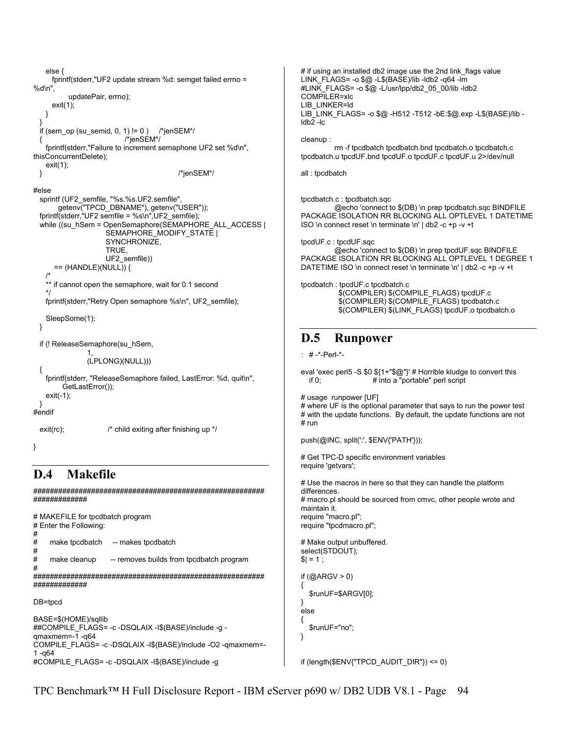```
    else {
      fprintf(stderr,"UF2 update stream %d: semget failed errno =
%d\n",
              updatePair, errno);
      exit(1);
    }
  }
  if (sem_op (su_semid, 0, 1) != 0 )     /*jenSEM*/
  {                                 /*jenSEM*/
    fprintf(stderr,"Failure to increment semaphone UF2 set %d\n",
thisConcurrentDelete);
    exit(1);
  }                                               /*jenSEM*/

#else
  sprintf (UF2_semfile, "%s.%s.UF2.semfile",
         getenv("TPCD_DBNAME"), getenv("USER"));
  fprintf(stderr,"UF2 semfile = %s\n",UF2_semfile);
  while ((su_hSem = OpenSemaphore(SEMAPHORE_ALL_ACCESS |
                           SEMAPHORE_MODIFY_STATE |
                           SYNCHRONIZE,
                           TRUE,
                           UF2_semfile))
      == (HANDLE)(NULL)) {
    /*
    ** if cannot open the semaphore, wait for 0.1 second
    */
    fprintf(stderr,"Retry Open semaphore %s\n", UF2_semfile);

    SleepSome(1);
  }

  if (! ReleaseSemaphore(su_hSem,
                    1,
                    (LPLONG)(NULL)))
  {
    fprintf(stderr, "ReleaseSemaphore failed, LastError: %d, quit\n",
         GetLastError());
    exit(-1);
  }
#endif

  exit(rc);                  /* child exiting after finishing up */

}
```

## D.4 Makefile

```
#########################################################
#############

# MAKEFILE for tpcdbatch program
# Enter the Following:
#
#     make tpcdbatch     -- makes tpcdbatch
#
#     make cleanup       -- removes builds from tpcdbatch program
#
#########################################################
#############

DB=tpcd

BASE=$(HOME)/sqllib
##COMPILE_FLAGS= -c -DSQLAIX -I$(BASE)/include -g -
qmaxmem=-1 -q64
COMPILE_FLAGS= -c -DSQLAIX -I$(BASE)/include -O2 -qmaxmem=-
1 -q64
#COMPILE_FLAGS= -c -DSQLAIX -I$(BASE)/include -g
# if using an installed db2 image use the 2nd link_flags value
LINK_FLAGS= -o $@ -L$(BASE)/lib -ldb2 -q64 -lm
#LINK_FLAGS= -o $@ -L/usr/lpp/db2_05_00/lib -ldb2
COMPILER=xlc
LIB_LINKER=ld
LIB_LINK_FLAGS= -o $@ -H512 -T512 -bE:$@.exp -L$(BASE)/lib -
ldb2 -lc

cleanup :
        rm -f tpcdbatch tpcdbatch.bnd tpcdbatch.o tpcdbatch.c
tpcdbatch.u tpcdUF.bnd tpcdUF.o tpcdUF.c tpcdUF.u 2>/dev/null

all : tpcdbatch


tpcdbatch.c : tpcdbatch.sqc
        @echo 'connect to $(DB) \n prep tpcdbatch.sqc BINDFILE
PACKAGE ISOLATION RR BLOCKING ALL OPTLEVEL 1 DATETIME
ISO \n connect reset \n terminate \n' | db2 -c +p -v +t

tpcdUF.c : tpcdUF.sqc
        @echo 'connect to $(DB) \n prep tpcdUF.sqc BINDFILE
PACKAGE ISOLATION RR BLOCKING ALL OPTLEVEL 1 DEGREE 1
DATETIME ISO \n connect reset \n terminate \n' | db2 -c +p -v +t

tpcdbatch : tpcdUF.c tpcdbatch.c
        $(COMPILER) $(COMPILE_FLAGS) tpcdUF.c
        $(COMPILER) $(COMPILE_FLAGS) tpcdbatch.c
        $(COMPILER) $(LINK_FLAGS) tpcdUF.o tpcdbatch.o
```

## D.5 Runpower

```
:  # -*-Perl-*-

eval 'exec perl5 -S $0 ${1+"$@"}' # Horrible kludge to convert this
   if 0;                  # into a "portable" perl script

# usage  runpower [UF]
# where UF is the optional parameter that says to run the power test
# with the update functions.  By default, the update functions are not
# run

push(@INC, split(':', $ENV{'PATH'}));

# Get TPC-D specific environment variables
require 'getvars';

# Use the macros in here so that they can handle the platform
differences.
# macro.pl should be sourced from cmvc, other people wrote and
maintain it.
require "macro.pl";
require "tpcdmacro.pl";

# Make output unbuffered.
select(STDOUT);
$| = 1 ;

if (@ARGV > 0)
{
   $runUF=$ARGV[0];
}
else
{
   $runUF="no";
}


if (length($ENV{"TPCD_AUDIT_DIR"}) <= 0)
```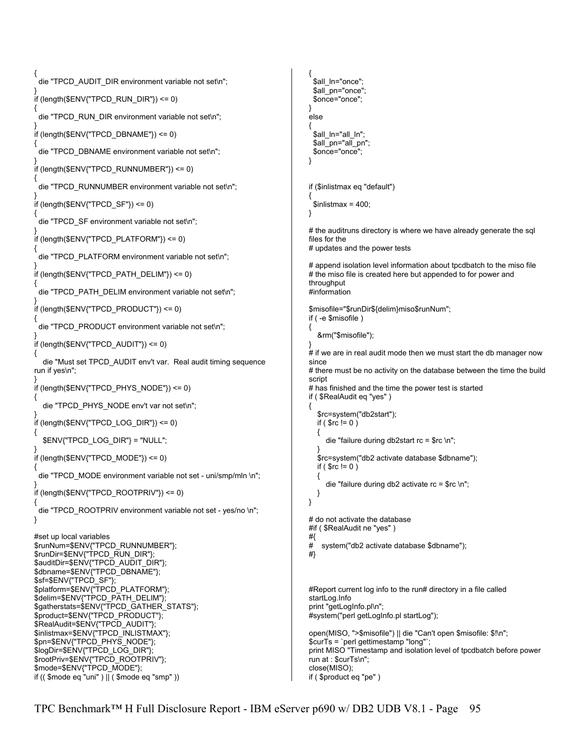```
{
  die "TPCD_AUDIT_DIR environment variable not set\n";
}
if (length($ENV{"TPCD_RUN_DIR"}) <= 0)
{
  die "TPCD_RUN_DIR environment variable not set\n";
}
if (length($ENV{"TPCD_DBNAME"}) <= 0)
{
  die "TPCD_DBNAME environment variable not set\n";
}
if (length($ENV{"TPCD_RUNNUMBER"}) <= 0)
{
  die "TPCD_RUNNUMBER environment variable not set\n";
}
if (length($ENV{"TPCD_SF"}) <= 0)
{
  die "TPCD_SF environment variable not set\n";
}
if (length($ENV{"TPCD_PLATFORM"}) <= 0)
{
  die "TPCD_PLATFORM environment variable not set\n";
}
if (length($ENV{"TPCD_PATH_DELIM"}) <= 0)
{
  die "TPCD_PATH_DELIM environment variable not set\n";
}
if (length($ENV{"TPCD_PRODUCT"}) <= 0)
{
  die "TPCD_PRODUCT environment variable not set\n";
}
if (length($ENV{"TPCD_AUDIT"}) <= 0)
{
    die "Must set TPCD_AUDIT env't var.  Real audit timing sequence
run if yes\n";
}
if (length($ENV{"TPCD_PHYS_NODE"}) <= 0)
{
    die "TPCD_PHYS_NODE env't var not set\n";
}
if (length($ENV{"TPCD_LOG_DIR"}) <= 0)
{
    $ENV{"TPCD_LOG_DIR"} = "NULL";
}
if (length($ENV{"TPCD_MODE"}) <= 0)
{
  die "TPCD_MODE environment variable not set - uni/smp/mln \n";
}
if (length($ENV{"TPCD_ROOTPRIV"}) <= 0)
{
  die "TPCD_ROOTPRIV environment variable not set - yes/no \n";
}

#set up local variables
$runNum=$ENV{"TPCD_RUNNUMBER"};
$runDir=$ENV{"TPCD_RUN_DIR"};
$auditDir=$ENV{"TPCD_AUDIT_DIR"};
$dbname=$ENV{"TPCD_DBNAME"};
$sf=$ENV{"TPCD_SF"};
$platform=$ENV{"TPCD_PLATFORM"};
$delim=$ENV{"TPCD_PATH_DELIM"};
$gatherstats=$ENV{"TPCD_GATHER_STATS"};
$product=$ENV{"TPCD_PRODUCT"};
$RealAudit=$ENV{"TPCD_AUDIT"};
$inlistmax=$ENV{"TPCD_INLISTMAX"};
$pn=$ENV{"TPCD_PHYS_NODE"};
$logDir=$ENV{"TPCD_LOG_DIR"};
$rootPriv=$ENV{"TPCD_ROOTPRIV"};
$mode=$ENV{"TPCD_MODE"};
if (( $mode eq "uni" ) || ( $mode eq "smp" ))
{
  $all_ln="once";
  $all_pn="once";
  $once="once";
}
else
{
  $all_ln="all_ln";
  $all_pn="all_pn";
  $once="once";
}


if ($inlistmax eq "default")
{
  $inlistmax = 400;
}

# the auditruns directory is where we have already generate the sql
files for the
# updates and the power tests

# append isolation level information about tpcdbatch to the miso file
# the miso file is created here but appended to for power and
throughput
#information

$misofile="$runDir${delim}miso$runNum";
if ( -e $misofile )
{
    &rm("$misofile");
}
# if we are in real audit mode then we must start the db manager now
since
# there must be no activity on the database between the time the build
script
# has finished and the time the power test is started
if ( $RealAudit eq "yes" )
{
    $rc=system("db2start");
    if ( $rc != 0 )
    {
       die "failure during db2start rc = $rc \n";
    }
    $rc=system("db2 activate database $dbname");
    if ( $rc != 0 )
    {
       die "failure during db2 activate rc = $rc \n";
    }
}

# do not activate the database
#if ( $RealAudit ne "yes" )
#{
#    system("db2 activate database $dbname");
#}



#Report current log info to the run# directory in a file called
startLog.Info
print "getLogInfo.pl\n";
#system("perl getLogInfo.pl startLog");

open(MISO, ">$misofile") || die "Can't open $misofile: $!\n";
$curTs = `perl gettimestamp "long"`;
print MISO "Timestamp and isolation level of tpcdbatch before power
run at : $curTs\n";
close(MISO);
if ( $product eq "pe" )
```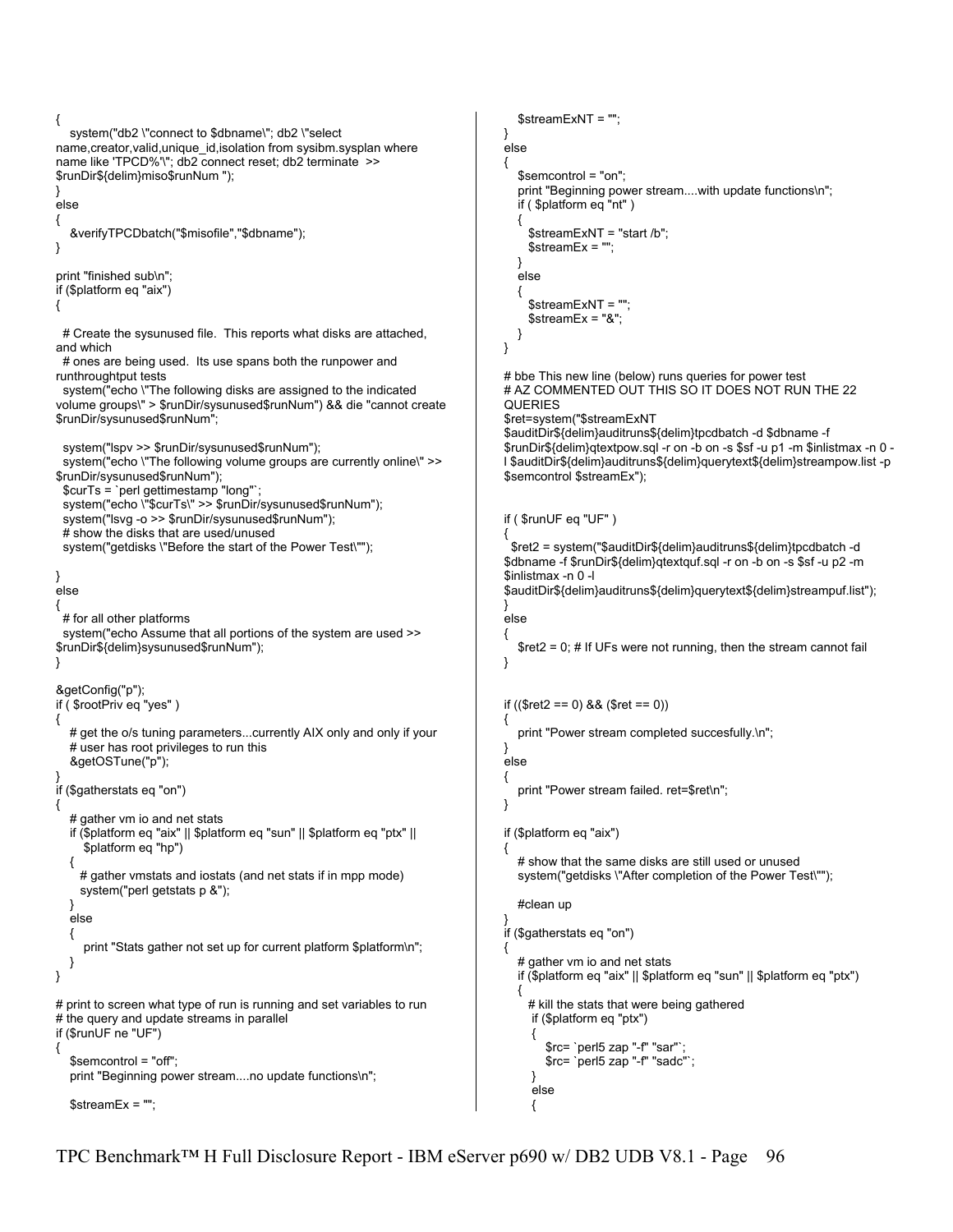```
{
   system("db2 \"connect to $dbname\"; db2 \"select
name,creator,valid,unique_id,isolation from sysibm.sysplan where
name like 'TPCD%'\"; db2 connect reset; db2 terminate  >>
$runDir${delim}miso$runNum ");
}
else
{
   &verifyTPCDbatch("$misofile","$dbname");
}

print "finished sub\n";
if ($platform eq "aix")
{

  # Create the sysunused file.  This reports what disks are attached,
and which
  # ones are being used.  Its use spans both the runpower and
runthroughtput tests
  system("echo \"The following disks are assigned to the indicated
volume groups\" > $runDir/sysunused$runNum") && die "cannot create
$runDir/sysunused$runNum";

  system("lspv >> $runDir/sysunused$runNum");
  system("echo \"The following volume groups are currently online\" >>
$runDir/sysunused$runNum");
  $curTs = `perl gettimestamp "long"`;
  system("echo \"$curTs\" >> $runDir/sysunused$runNum");
  system("lsvg -o >> $runDir/sysunused$runNum");
  # show the disks that are used/unused
  system("getdisks \"Before the start of the Power Test\"");

}
else
{
  # for all other platforms
  system("echo Assume that all portions of the system are used >>
$runDir${delim}sysunused$runNum");
}

&getConfig("p");
if ( $rootPriv eq "yes" )
{
   # get the o/s tuning parameters...currently AIX only and only if your
   # user has root privileges to run this
   &getOSTune("p");
}
if ($gatherstats eq "on")
{
   # gather vm io and net stats
   if ($platform eq "aix" || $platform eq "sun" || $platform eq "ptx" ||
      $platform eq "hp")
   {
     # gather vmstats and iostats (and net stats if in mpp mode)
     system("perl getstats p &");
   }
   else
   {
      print "Stats gather not set up for current platform $platform\n";
   }
}

# print to screen what type of run is running and set variables to run
# the query and update streams in parallel
if ($runUF ne "UF")
{
   $semcontrol = "off";
   print "Beginning power stream....no update functions\n";

   $streamEx = "";
   $streamExNT = "";
}
else
{
   $semcontrol = "on";
   print "Beginning power stream....with update functions\n";
   if ( $platform eq "nt" )
   {
     $streamExNT = "start /b";
     $streamEx = "";
   }
   else
   {
     $streamExNT = "";
     $streamEx = "&";
   }
}

# bbe This new line (below) runs queries for power test
# AZ COMMENTED OUT THIS SO IT DOES NOT RUN THE 22
QUERIES
$ret=system("$streamExNT
$auditDir${delim}auditruns${delim}tpcdbatch -d $dbname -f
$runDir${delim}qtextpow.sql -r on -b on -s $sf -u p1 -m $inlistmax -n 0 -
l $auditDir${delim}auditruns${delim}querytext${delim}streampow.list -p
$semcontrol $streamEx");


if ( $runUF eq "UF" )
{
  $ret2 = system("$auditDir${delim}auditruns${delim}tpcdbatch -d
$dbname -f $runDir${delim}qtextquf.sql -r on -b on -s $sf -u p2 -m
$inlistmax -n 0 -l
$auditDir${delim}auditruns${delim}querytext${delim}streampuf.list");
}
else
{
   $ret2 = 0; # If UFs were not running, then the stream cannot fail
}


if (($ret2 == 0) && ($ret == 0))
{
   print "Power stream completed succesfully.\n";
}
else
{
   print "Power stream failed. ret=$ret\n";
}

if ($platform eq "aix")
{
   # show that the same disks are still used or unused
   system("getdisks \"After completion of the Power Test\"");

   #clean up
}
if ($gatherstats eq "on")
{
   # gather vm io and net stats
   if ($platform eq "aix" || $platform eq "sun" || $platform eq "ptx")
   {
     # kill the stats that were being gathered
      if ($platform eq "ptx")
      {
         $rc= `perl5 zap "-f" "sar"`;
         $rc= `perl5 zap "-f" "sadc"`;
      }
      else
      {
```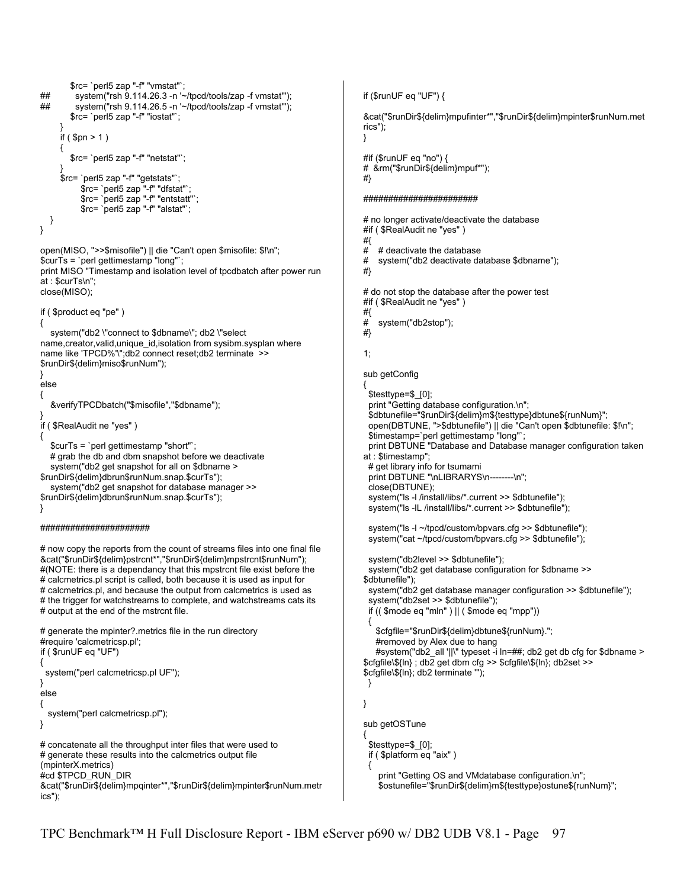```
         $rc= `perl5 zap "-f" "vmstat"`;
##         system("rsh 9.114.26.3 -n '~/tpcd/tools/zap -f vmstat'");
##         system("rsh 9.114.26.5 -n '~/tpcd/tools/zap -f vmstat'");
         $rc= `perl5 zap "-f" "iostat"`;
      }
      if ( $pn > 1 )
      {
         $rc= `perl5 zap "-f" "netstat"`;
      }
      $rc= `perl5 zap "-f" "getstats"`;
            $rc= `perl5 zap "-f" "dfstat"`;
            $rc= `perl5 zap "-f" "entstatt"`;
            $rc= `perl5 zap "-f" "alstat"`;
   }
}

open(MISO, ">>$misofile") || die "Can't open $misofile: $!\n";
$curTs = `perl gettimestamp "long"`;
print MISO "Timestamp and isolation level of tpcdbatch after power run
at : $curTs\n";
close(MISO);

if ( $product eq "pe" )
{
   system("db2 \"connect to $dbname\"; db2 \"select
name,creator,valid,unique_id,isolation from sysibm.sysplan where
name like 'TPCD%'\";db2 connect reset;db2 terminate  >>
$runDir${delim}miso$runNum");
}
else
{
   &verifyTPCDbatch("$misofile","$dbname");
}
if ( $RealAudit ne "yes" )
{
   $curTs = `perl gettimestamp "short"`;
   # grab the db and dbm snapshot before we deactivate
   system("db2 get snapshot for all on $dbname >
$runDir${delim}dbrun$runNum.snap.$curTs");
   system("db2 get snapshot for database manager >>
$runDir${delim}dbrun$runNum.snap.$curTs");
}

######################

# now copy the reports from the count of streams files into one final file
&cat("$runDir${delim}pstrcnt*","$runDir${delim}mpstrcnt$runNum");
#(NOTE: there is a dependancy that this mpstrcnt file exist before the
# calcmetrics.pl script is called, both because it is used as input for
# calcmetrics.pl, and because the output from calcmetrics is used as
# the trigger for watchstreams to complete, and watchstreams cats its
# output at the end of the mstrcnt file.

# generate the mpinter?.metrics file in the run directory
#require 'calcmetricsp.pl';
if ( $runUF eq "UF")
{
  system("perl calcmetricsp.pl UF");
}
else
{
  system("perl calcmetricsp.pl");
}

# concatenate all the throughput inter files that were used to
# generate these results into the calcmetrics output file
(mpinterX.metrics)
#cd $TPCD_RUN_DIR
&cat("$runDir${delim}mpqinter*","$runDir${delim}mpinter$runNum.metr
ics");

if ($runUF eq "UF") {

&cat("$runDir${delim}mpufinter*","$runDir${delim}mpinter$runNum.met
rics");
}

#if ($runUF eq "no") {
#  &rm("$runDir${delim}mpuf*");
#}

#######################

# no longer activate/deactivate the database
#if ( $RealAudit ne "yes" )
#{
#    # deactivate the database
#    system("db2 deactivate database $dbname");
#}

# do not stop the database after the power test
#if ( $RealAudit ne "yes" )
#{
#    system("db2stop");
#}

1;

sub getConfig
{
  $testtype=$_[0];
  print "Getting database configuration.\n";
  $dbtunefile="$runDir${delim}m${testtype}dbtune${runNum}";
  open(DBTUNE, ">$dbtunefile") || die "Can't open $dbtunefile: $!\n";
  $timestamp=`perl gettimestamp "long"`;
  print DBTUNE "Database and Database manager configuration taken
at : $timestamp";
  # get library info for tsumami
  print DBTUNE "\nLIBRARYS\n--------\n";
  close(DBTUNE);
  system("ls -l /install/libs/*.current >> $dbtunefile");
  system("ls -lL /install/libs/*.current >> $dbtunefile");

  system("ls -l ~/tpcd/custom/bpvars.cfg >> $dbtunefile");
  system("cat ~/tpcd/custom/bpvars.cfg >> $dbtunefile");

  system("db2level >> $dbtunefile");
  system("db2 get database configuration for $dbname >>
$dbtunefile");
  system("db2 get database manager configuration >> $dbtunefile");
  system("db2set >> $dbtunefile");
  if (( $mode eq "mln" ) || ( $mode eq "mpp"))
  {
     $cfgfile="$runDir${delim}dbtune${runNum}.";
     #removed by Alex due to hang
     #system("db2_all '||\" typeset -i ln=##; db2 get db cfg for $dbname >
$cfgfile\${ln} ; db2 get dbm cfg >> $cfgfile\${ln}; db2set >>
$cfgfile\${ln}; db2 terminate '");
  }

}

sub getOSTune
{
  $testtype=$_[0];
  if ( $platform eq "aix" )
  {
     print "Getting OS and VMdatabase configuration.\n";
     $ostunefile="$runDir${delim}m${testtype}ostune${runNum}";
```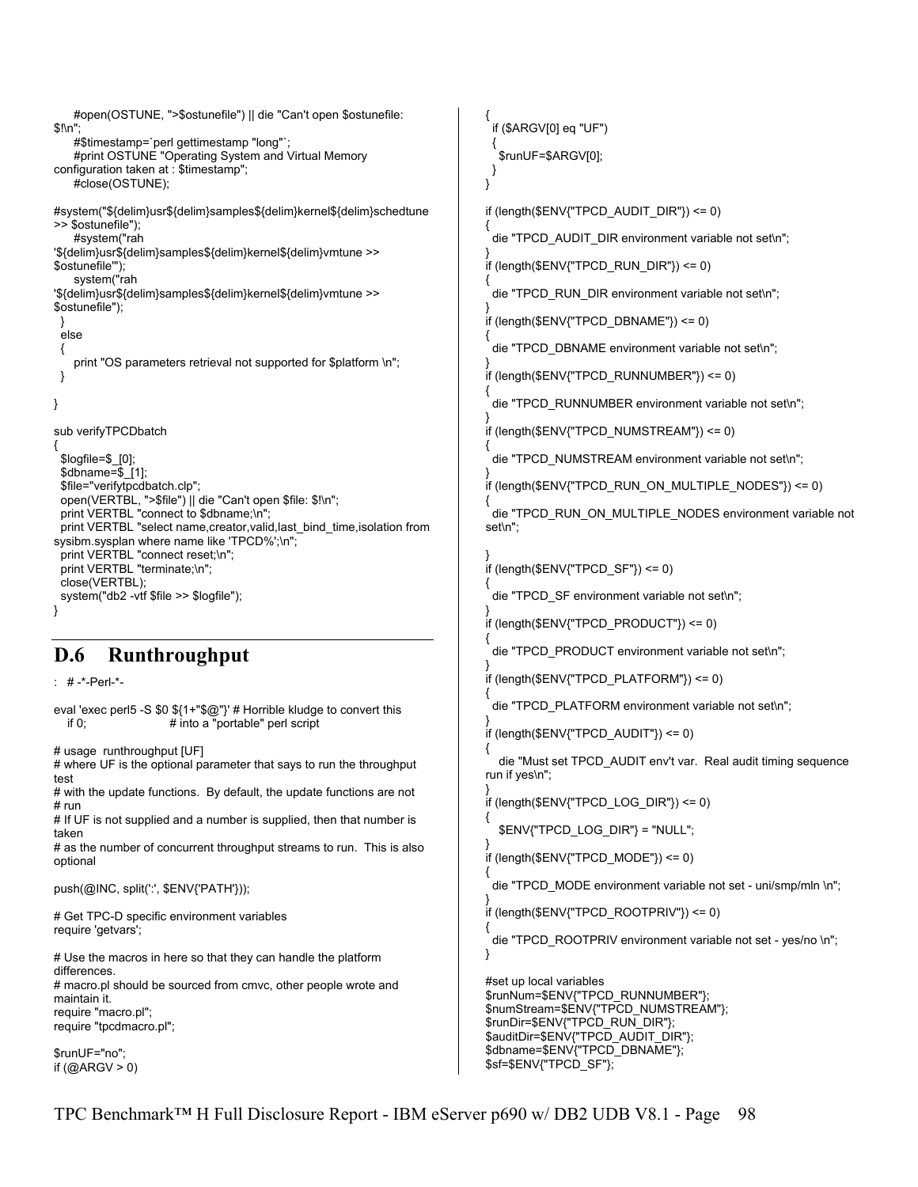```
    #open(OSTUNE, ">$ostunefile") || die "Can't open $ostunefile:
$!\n";
    #$timestamp=`perl gettimestamp "long"`;
    #print OSTUNE "Operating System and Virtual Memory
configuration taken at : $timestamp";
    #close(OSTUNE);

#system("${delim}usr${delim}samples${delim}kernel${delim}schedtune
>> $ostunefile");
    #system("rah
'${delim}usr${delim}samples${delim}kernel${delim}vmtune >>
$ostunefile'");
    system("rah
'${delim}usr${delim}samples${delim}kernel${delim}vmtune >>
$ostunefile");
  }
  else
  {
    print "OS parameters retrieval not supported for $platform \n";
  }

}

sub verifyTPCDbatch
{
  $logfile=$_[0];
  $dbname=$_[1];
  $file="verifytpcdbatch.clp";
  open(VERTBL, ">$file") || die "Can't open $file: $!\n";
  print VERTBL "connect to $dbname;\n";
  print VERTBL "select name,creator,valid,last_bind_time,isolation from
sysibm.sysplan where name like 'TPCD%';\n";
  print VERTBL "connect reset;\n";
  print VERTBL "terminate;\n";
  close(VERTBL);
  system("db2 -vtf $file >> $logfile");
}
```

## D.6 Runthroughput

```
:  # -*-Perl-*-

eval 'exec perl5 -S $0 ${1+"$@"}' # Horrible kludge to convert this
   if 0;                          # into a "portable" perl script

# usage  runthroughput [UF]
# where UF is the optional parameter that says to run the throughput
test
# with the update functions.  By default, the update functions are not
# run
# If UF is not supplied and a number is supplied, then that number is
taken
# as the number of concurrent throughput streams to run.  This is also
optional

push(@INC, split(':', $ENV{'PATH'}));

# Get TPC-D specific environment variables
require 'getvars';

# Use the macros in here so that they can handle the platform
differences.
# macro.pl should be sourced from cmvc, other people wrote and
maintain it.
require "macro.pl";
require "tpcdmacro.pl";

$runUF="no";
if (@ARGV > 0)
{
  if ($ARGV[0] eq "UF")
  {
    $runUF=$ARGV[0];
  }
}

if (length($ENV{"TPCD_AUDIT_DIR"}) <= 0)
{
  die "TPCD_AUDIT_DIR environment variable not set\n";
}
if (length($ENV{"TPCD_RUN_DIR"}) <= 0)
{
  die "TPCD_RUN_DIR environment variable not set\n";
}
if (length($ENV{"TPCD_DBNAME"}) <= 0)
{
  die "TPCD_DBNAME environment variable not set\n";
}
if (length($ENV{"TPCD_RUNNUMBER"}) <= 0)
{
  die "TPCD_RUNNUMBER environment variable not set\n";
}
if (length($ENV{"TPCD_NUMSTREAM"}) <= 0)
{
  die "TPCD_NUMSTREAM environment variable not set\n";
}
if (length($ENV{"TPCD_RUN_ON_MULTIPLE_NODES"}) <= 0)
{
  die "TPCD_RUN_ON_MULTIPLE_NODES environment variable not
set\n";

}
if (length($ENV{"TPCD_SF"}) <= 0)
{
  die "TPCD_SF environment variable not set\n";
}
if (length($ENV{"TPCD_PRODUCT"}) <= 0)
{
  die "TPCD_PRODUCT environment variable not set\n";
}
if (length($ENV{"TPCD_PLATFORM"}) <= 0)
{
  die "TPCD_PLATFORM environment variable not set\n";
}
if (length($ENV{"TPCD_AUDIT"}) <= 0)
{
   die "Must set TPCD_AUDIT env't var.  Real audit timing sequence
run if yes\n";
}
if (length($ENV{"TPCD_LOG_DIR"}) <= 0)
{
   $ENV{"TPCD_LOG_DIR"} = "NULL";
}
if (length($ENV{"TPCD_MODE"}) <= 0)
{
  die "TPCD_MODE environment variable not set - uni/smp/mln \n";
}
if (length($ENV{"TPCD_ROOTPRIV"}) <= 0)
{
  die "TPCD_ROOTPRIV environment variable not set - yes/no \n";
}

#set up local variables
$runNum=$ENV{"TPCD_RUNNUMBER"};
$numStream=$ENV{"TPCD_NUMSTREAM"};
$runDir=$ENV{"TPCD_RUN_DIR"};
$auditDir=$ENV{"TPCD_AUDIT_DIR"};
$dbname=$ENV{"TPCD_DBNAME"};
$sf=$ENV{"TPCD_SF"};
```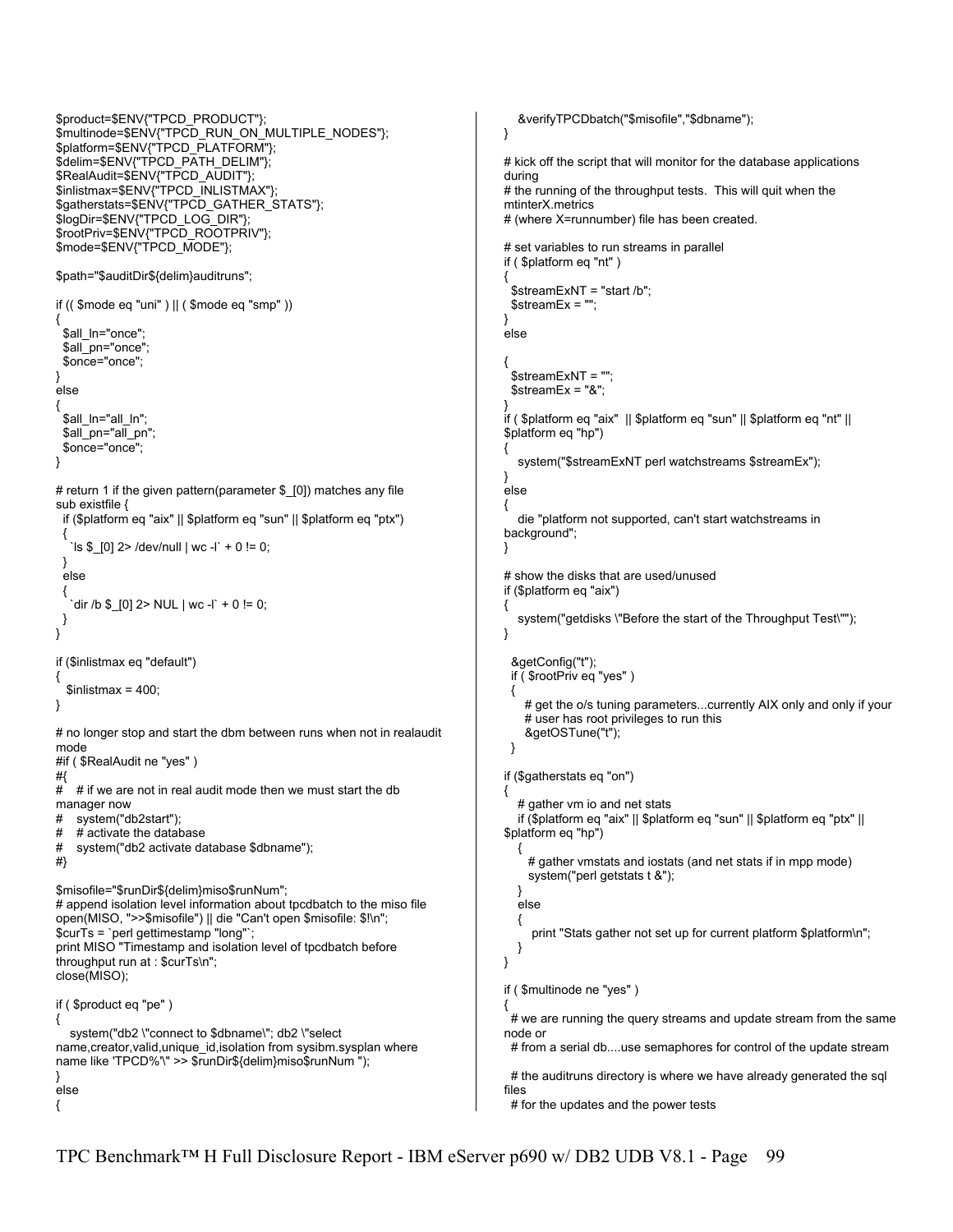```
$product=$ENV{"TPCD_PRODUCT"};
$multinode=$ENV{"TPCD_RUN_ON_MULTIPLE_NODES"};
$platform=$ENV{"TPCD_PLATFORM"};
$delim=$ENV{"TPCD_PATH_DELIM"};
$RealAudit=$ENV{"TPCD_AUDIT"};
$inlistmax=$ENV{"TPCD_INLISTMAX"};
$gatherstats=$ENV{"TPCD_GATHER_STATS"};
$logDir=$ENV{"TPCD_LOG_DIR"};
$rootPriv=$ENV{"TPCD_ROOTPRIV"};
$mode=$ENV{"TPCD_MODE"};

$path="$auditDir${delim}auditruns";

if (( $mode eq "uni" ) || ( $mode eq "smp" ))
{
  $all_ln="once";
  $all_pn="once";
  $once="once";
}
else
{
  $all_ln="all_ln";
  $all_pn="all_pn";
  $once="once";
}

# return 1 if the given pattern(parameter $_[0]) matches any file
sub existfile {
  if ($platform eq "aix" || $platform eq "sun" || $platform eq "ptx")
  {
    `ls $_[0] 2> /dev/null | wc -l` + 0 != 0;
  }
  else
  {
    `dir /b $_[0] 2> NUL | wc -l` + 0 != 0;
  }
}

if ($inlistmax eq "default")
{
   $inlistmax = 400;
}

# no longer stop and start the dbm between runs when not in realaudit
mode
#if ( $RealAudit ne "yes" )
#{
#   # if we are not in real audit mode then we must start the db
manager now
#   system("db2start");
#   # activate the database
#   system("db2 activate database $dbname");
#}

$misofile="$runDir${delim}miso$runNum";
# append isolation level information about tpcdbatch to the miso file
open(MISO, ">>$misofile") || die "Can't open $misofile: $!\n";
$curTs = `perl gettimestamp "long"`;
print MISO "Timestamp and isolation level of tpcdbatch before
throughput run at : $curTs\n";
close(MISO);

if ( $product eq "pe" )
{
   system("db2 \"connect to $dbname\"; db2 \"select
name,creator,valid,unique_id,isolation from sysibm.sysplan where
name like 'TPCD%'\" >> $runDir${delim}miso$runNum ");
}
else
{
   &verifyTPCDbatch("$misofile","$dbname");
}

# kick off the script that will monitor for the database applications
during
# the running of the throughput tests.  This will quit when the
mtinterX.metrics
# (where X=runnumber) file has been created.

# set variables to run streams in parallel
if ( $platform eq "nt" )
{
  $streamExNT = "start /b";
  $streamEx = "";
}
else

{
  $streamExNT = "";
  $streamEx = "&";
}
if ( $platform eq "aix"  || $platform eq "sun" || $platform eq "nt" ||
$platform eq "hp")
{
   system("$streamExNT perl watchstreams $streamEx");
}
else
{
   die "platform not supported, can't start watchstreams in
background";
}

# show the disks that are used/unused
if ($platform eq "aix")
{
   system("getdisks \"Before the start of the Throughput Test\"");
}

  &getConfig("t");
  if ( $rootPriv eq "yes" )
  {
     # get the o/s tuning parameters...currently AIX only and only if your
     # user has root privileges to run this
     &getOSTune("t");
  }

if ($gatherstats eq "on")
{
   # gather vm io and net stats
   if ($platform eq "aix" || $platform eq "sun" || $platform eq "ptx" ||
$platform eq "hp")
   {
     # gather vmstats and iostats (and net stats if in mpp mode)
     system("perl getstats t &");
   }
   else
   {
      print "Stats gather not set up for current platform $platform\n";
   }
}

if ( $multinode ne "yes" )
{
  # we are running the query streams and update stream from the same
node or
  # from a serial db....use semaphores for control of the update stream

  # the auditruns directory is where we have already generated the sql
files
  # for the updates and the power tests
```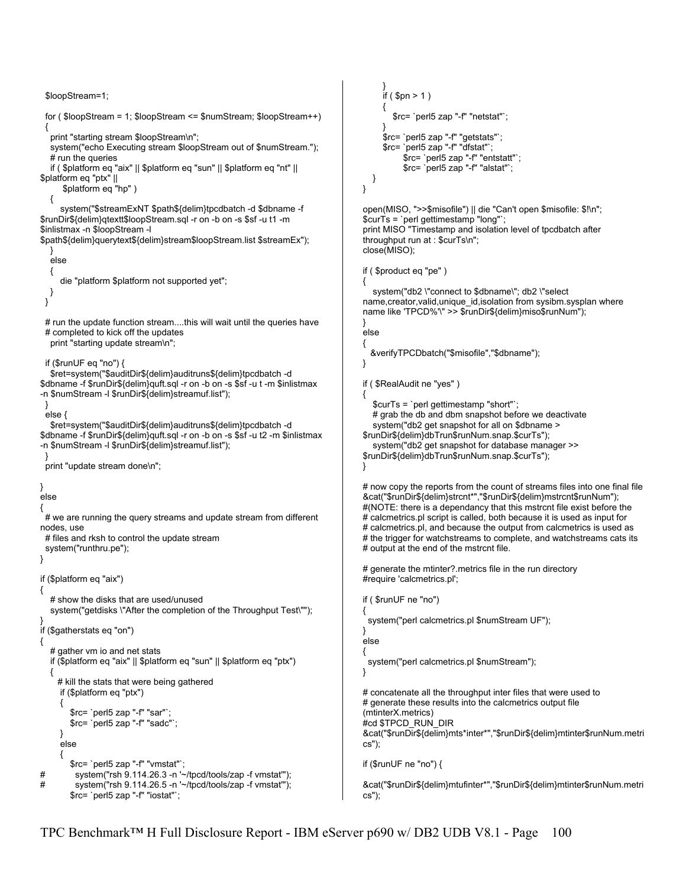```
  $loopStream=1;

  for ( $loopStream = 1; $loopStream <= $numStream; $loopStream++)
  {
    print "starting stream $loopStream\n";
    system("echo Executing stream $loopStream out of $numStream.");
    # run the queries
    if ( $platform eq "aix" || $platform eq "sun" || $platform eq "nt" ||
$platform eq "ptx" ||
         $platform eq "hp" )
    {
        system("$streamExNT $path${delim}tpcdbatch -d $dbname -f
$runDir${delim}qtextt$loopStream.sql -r on -b on -s $sf -u t1 -m
$inlistmax -n $loopStream -l
$path${delim}querytext${delim}stream$loopStream.list $streamEx");
    }
    else
    {
        die "platform $platform not supported yet";
    }
  }

  # run the update function stream....this will wait until the queries have
  # completed to kick off the updates
    print "starting update stream\n";

  if ($runUF eq "no") {
    $ret=system("$auditDir${delim}auditruns${delim}tpcdbatch -d
$dbname -f $runDir${delim}quft.sql -r on -b on -s $sf -u t -m $inlistmax
-n $numStream -l $runDir${delim}streamuf.list");
  }
  else {
    $ret=system("$auditDir${delim}auditruns${delim}tpcdbatch -d
$dbname -f $runDir${delim}quft.sql -r on -b on -s $sf -u t2 -m $inlistmax
-n $numStream -l $runDir${delim}streamuf.list");
  }
  print "update stream done\n";

}
else
{
  # we are running the query streams and update stream from different
nodes, use
  # files and rksh to control the update stream
  system("runthru.pe");
}

if ($platform eq "aix")
{
    # show the disks that are used/unused
    system("getdisks \"After the completion of the Throughput Test\"");
}
if ($gatherstats eq "on")
{
    # gather vm io and net stats
    if ($platform eq "aix" || $platform eq "sun" || $platform eq "ptx")
    {
      # kill the stats that were being gathered
       if ($platform eq "ptx")
       {
          $rc= `perl5 zap "-f" "sar"`;
          $rc= `perl5 zap "-f" "sadc"`;
       }
       else
       {
          $rc= `perl5 zap "-f" "vmstat"`;
#           system("rsh 9.114.26.3 -n '~/tpcd/tools/zap -f vmstat'");
#           system("rsh 9.114.26.5 -n '~/tpcd/tools/zap -f vmstat'");
          $rc= `perl5 zap "-f" "iostat"`;
       }
       if ( $pn > 1 )
       {
          $rc= `perl5 zap "-f" "netstat"`;
       }
       $rc= `perl5 zap "-f" "getstats"`;
       $rc= `perl5 zap "-f" "dfstat"`;
             $rc= `perl5 zap "-f" "entstatt"`;
             $rc= `perl5 zap "-f" "alstat"`;
    }
}

open(MISO, ">>$misofile") || die "Can't open $misofile: $!\n";
$curTs = `perl gettimestamp "long"`;
print MISO "Timestamp and isolation level of tpcdbatch after
throughput run at : $curTs\n";
close(MISO);

if ( $product eq "pe" )
{
    system("db2 \"connect to $dbname\"; db2 \"select
name,creator,valid,unique_id,isolation from sysibm.sysplan where
name like 'TPCD%'\" >> $runDir${delim}miso$runNum");
}
else
{
  &verifyTPCDbatch("$misofile","$dbname");
}

if ( $RealAudit ne "yes" )
{
    $curTs = `perl gettimestamp "short"`;
    # grab the db and dbm snapshot before we deactivate
    system("db2 get snapshot for all on $dbname >
$runDir${delim}dbTrun$runNum.snap.$curTs");
    system("db2 get snapshot for database manager >>
$runDir${delim}dbTrun$runNum.snap.$curTs");
}

# now copy the reports from the count of streams files into one final file
&cat("$runDir${delim}strcnt*","$runDir${delim}mstrcnt$runNum");
#(NOTE: there is a dependancy that this mstrcnt file exist before the
# calcmetrics.pl script is called, both because it is used as input for
# calcmetrics.pl, and because the output from calcmetrics is used as
# the trigger for watchstreams to complete, and watchstreams cats its
# output at the end of the mstrcnt file.

# generate the mtinter?.metrics file in the run directory
#require 'calcmetrics.pl';

if ( $runUF ne "no")
{
  system("perl calcmetrics.pl $numStream UF");
}
else
{
  system("perl calcmetrics.pl $numStream");
}

# concatenate all the throughput inter files that were used to
# generate these results into the calcmetrics output file
(mtinterX.metrics)
#cd $TPCD_RUN_DIR
&cat("$runDir${delim}mts*inter*","$runDir${delim}mtinter$runNum.metri
cs");

if ($runUF ne "no") {

&cat("$runDir${delim}mtufinter*","$runDir${delim}mtinter$runNum.metri
cs");
```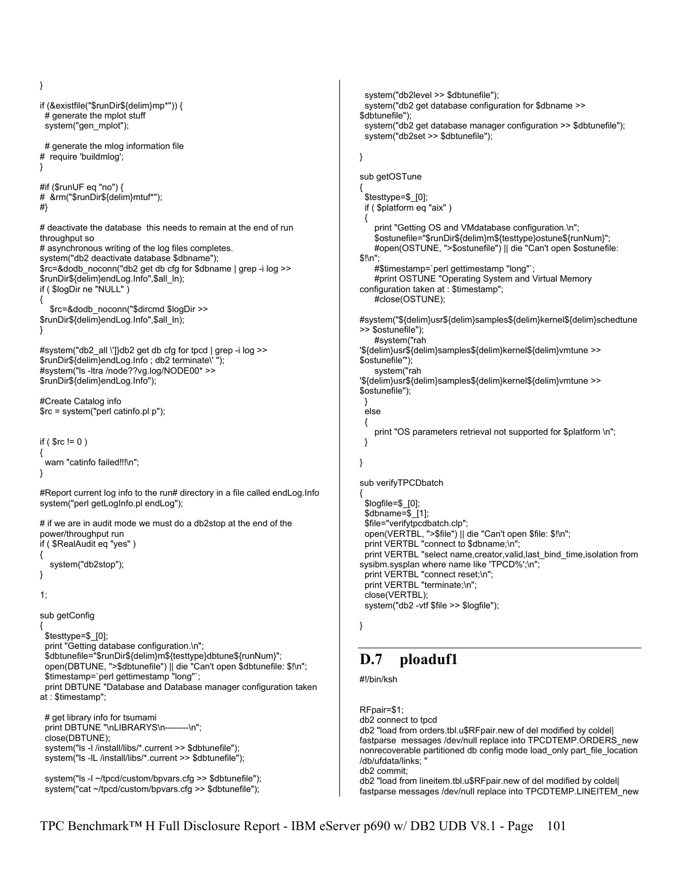```
}

if (&existfile("$runDir${delim}mp*")) {
  # generate the mplot stuff
  system("gen_mplot");

  # generate the mlog information file
#  require 'buildmlog';
}

#if ($runUF eq "no") {
#  &rm("$runDir${delim}mtuf*");
#}

# deactivate the database  this needs to remain at the end of run
throughput so
# asynchronous writing of the log files completes.
system("db2 deactivate database $dbname");
$rc=&dodb_noconn("db2 get db cfg for $dbname | grep -i log >>
$runDir${delim}endLog.Info",$all_ln);
if ( $logDir ne "NULL" )
{
   $rc=&dodb_noconn("$dircmd $logDir >>
$runDir${delim}endLog.Info",$all_ln);
}

#system("db2_all \'}]db2 get db cfg for tpcd | grep -i log >>
$runDir${delim}endLog.Info ; db2 terminate\' ");
#system("ls -ltra /node??vg.log/NODE00* >>
$runDir${delim}endLog.Info");

#Create Catalog info
$rc = system("perl catinfo.pl p");


if ( $rc != 0 )
{
  warn "catinfo failed!!!\n";
}

#Report current log info to the run# directory in a file called endLog.Info
system("perl getLogInfo.pl endLog");

# if we are in audit mode we must do a db2stop at the end of the
power/throughput run
if ( $RealAudit eq "yes" )
{
   system("db2stop");
}

1;

sub getConfig
{
  $testtype=$_[0];
  print "Getting database configuration.\n";
  $dbtunefile="$runDir${delim}m${testtype}dbtune${runNum}";
  open(DBTUNE, ">$dbtunefile") || die "Can't open $dbtunefile: $!\n";
  $timestamp=`perl gettimestamp "long"`;
  print DBTUNE "Database and Database manager configuration taken
at : $timestamp";

  # get library info for tsumami
  print DBTUNE "\nLIBRARYS\n--------\n";
  close(DBTUNE);
  system("ls -l /install/libs/*.current >> $dbtunefile");
  system("ls -lL /install/libs/*.current >> $dbtunefile");

  system("ls -l ~/tpcd/custom/bpvars.cfg >> $dbtunefile");
  system("cat ~/tpcd/custom/bpvars.cfg >> $dbtunefile");
  system("db2level >> $dbtunefile");
  system("db2 get database configuration for $dbname >>
$dbtunefile");
  system("db2 get database manager configuration >> $dbtunefile");
  system("db2set >> $dbtunefile");

}

sub getOSTune
{
  $testtype=$_[0];
  if ( $platform eq "aix" )
  {
     print "Getting OS and VMdatabase configuration.\n";
     $ostunefile="$runDir${delim}m${testtype}ostune${runNum}";
     #open(OSTUNE, ">$ostunefile") || die "Can't open $ostunefile:
$!\n";
     #$timestamp=`perl gettimestamp "long"`;
     #print OSTUNE "Operating System and Virtual Memory
configuration taken at : $timestamp";
     #close(OSTUNE);

#system("${delim}usr${delim}samples${delim}kernel${delim}schedtune
>> $ostunefile");
     #system("rah
'${delim}usr${delim}samples${delim}kernel${delim}vmtune >>
$ostunefile'");
     system("rah
'${delim}usr${delim}samples${delim}kernel${delim}vmtune >>
$ostunefile");
  }
  else
  {
     print "OS parameters retrieval not supported for $platform \n";
  }

}

sub verifyTPCDbatch
{
  $logfile=$_[0];
  $dbname=$_[1];
  $file="verifytpcdbatch.clp";
  open(VERTBL, ">$file") || die "Can't open $file: $!\n";
  print VERTBL "connect to $dbname;\n";
  print VERTBL "select name,creator,valid,last_bind_time,isolation from
sysibm.sysplan where name like 'TPCD%';\n";
  print VERTBL "connect reset;\n";
  print VERTBL "terminate;\n";
  close(VERTBL);
  system("db2 -vtf $file >> $logfile");

}
```

## D.7 ploaduf1

```
#!/bin/ksh


RFpair=$1;
db2 connect to tpcd
db2 "load from orders.tbl.u$RFpair.new of del modified by coldel|
fastparse  messages /dev/null replace into TPCDTEMP.ORDERS_new
nonrecoverable partitioned db config mode load_only part_file_location
/db/ufdata/links; "
db2 commit;
db2 "load from lineitem.tbl.u$RFpair.new of del modified by coldel|
fastparse messages /dev/null replace into TPCDTEMP.LINEITEM_new
```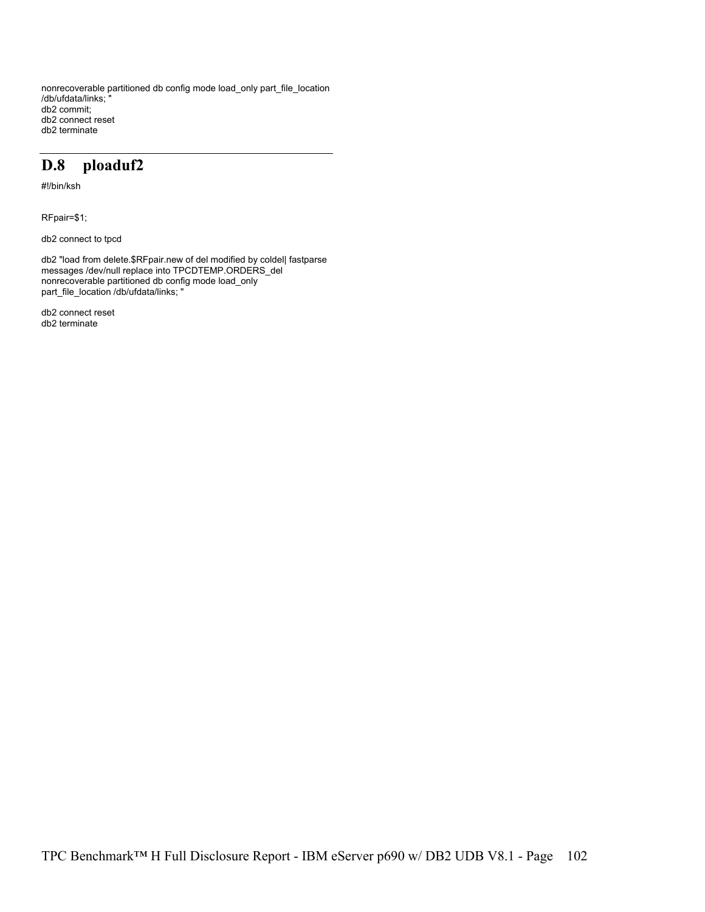```
nonrecoverable partitioned db config mode load_only part_file_location
/db/ufdata/links; "
db2 commit;
db2 connect reset
db2 terminate
```

## D.8 ploaduf2

```
#!/bin/ksh


RFpair=$1;

db2 connect to tpcd

db2 "load from delete.$RFpair.new of del modified by coldel| fastparse
messages /dev/null replace into TPCDTEMP.ORDERS_del
nonrecoverable partitioned db config mode load_only
part_file_location /db/ufdata/links; "

db2 connect reset
db2 terminate
```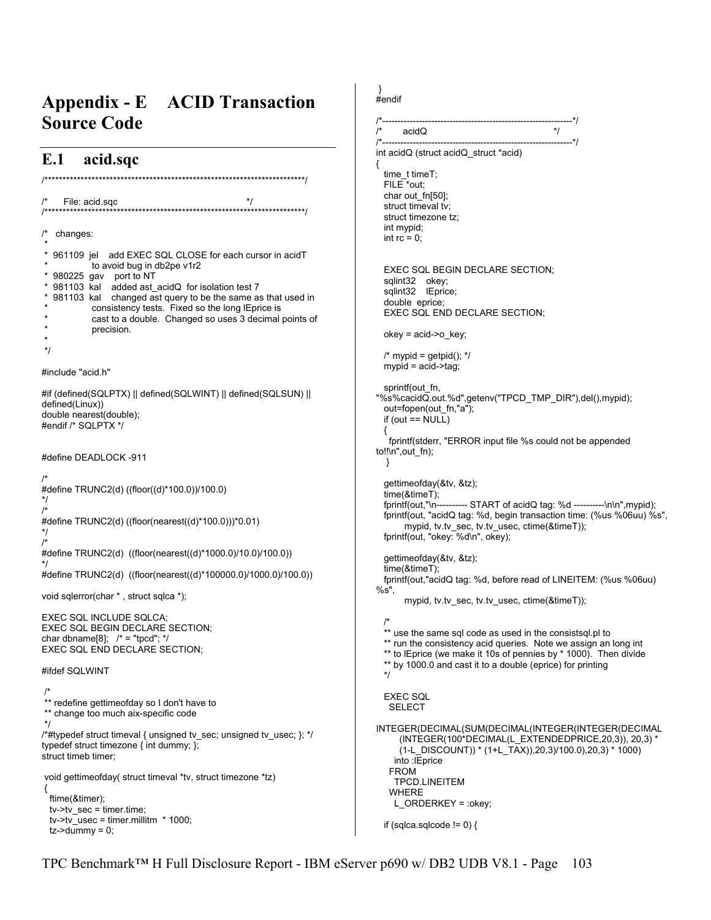# Appendix - E ACID Transaction Source Code

## E.1 acid.sqc

```
/*************************************************************************/
/*      File: acid.sqc                                                   */
/*************************************************************************/

/*   changes:
 *
 *  961109  jel    add EXEC SQL CLOSE for each cursor in acidT
 *                 to avoid bug in db2pe v1r2
 *  980225  gav    port to NT
 *  981103  kal    added ast_acidQ  for isolation test 7
 *  981103  kal    changed ast query to be the same as that used in
 *                 consistency tests.  Fixed so the long lEprice is
 *                 cast to a double.  Changed so uses 3 decimal points of
 *                 precision.
 *
 */

#include "acid.h"

#if (defined(SQLPTX) || defined(SQLWINT) || defined(SQLSUN) ||
defined(Linux))
double nearest(double);
#endif /* SQLPTX */


#define DEADLOCK -911

/*
#define TRUNC2(d) ((floor((d)*100.0))/100.0)
*/
/*
#define TRUNC2(d) ((floor(nearest((d)*100.0)))*0.01)
*/
/*
#define TRUNC2(d)  ((floor(nearest((d)*1000.0)/10.0)/100.0))
*/
#define TRUNC2(d)  ((floor(nearest((d)*100000.0)/1000.0)/100.0))

void sqlerror(char * , struct sqlca *);

EXEC SQL INCLUDE SQLCA;
EXEC SQL BEGIN DECLARE SECTION;
char dbname[8];   /* = "tpcd"; */
EXEC SQL END DECLARE SECTION;

#ifdef SQLWINT

 /*
 ** redefine gettimeofday so I don't have to
 ** change too much aix-specific code
 */
/*#typedef struct timeval { unsigned tv_sec; unsigned tv_usec; }; */
typedef struct timezone { int dummy; };
struct timeb timer;

 void gettimeofday( struct timeval *tv, struct timezone *tz)
 {
   ftime(&timer);
   tv->tv_sec = timer.time;
   tv->tv_usec = timer.millitm  * 1000;
   tz->dummy = 0;
 }
#endif

/*---------------------------------------------------------------*/
/*      acidQ                                                    */
/*---------------------------------------------------------------*/
int acidQ (struct acidQ_struct *acid)
{
   time_t timeT;
   FILE *out;
   char out_fn[50];
   struct timeval tv;
   struct timezone tz;
   int mypid;
   int rc = 0;


   EXEC SQL BEGIN DECLARE SECTION;
   sqlint32    okey;
   sqlint32    lEprice;
   double  eprice;
   EXEC SQL END DECLARE SECTION;

   okey = acid->o_key;

   /* mypid = getpid(); */
   mypid = acid->tag;

   sprintf(out_fn,
"%s%cacidQ.out.%d",getenv("TPCD_TMP_DIR"),del(),mypid);
   out=fopen(out_fn,"a");
   if (out == NULL)
   {
     fprintf(stderr, "ERROR input file %s could not be appended
to!!\n",out_fn);
    }

   gettimeofday(&tv, &tz);
   time(&timeT);
   fprintf(out,"\n---------- START of acidQ tag: %d ----------\n\n",mypid);
   fprintf(out, "acidQ tag: %d, begin transaction time: (%us %06uu) %s",
         mypid, tv.tv_sec, tv.tv_usec, ctime(&timeT));
   fprintf(out, "okey: %d\n", okey);

   gettimeofday(&tv, &tz);
   time(&timeT);
   fprintf(out,"acidQ tag: %d, before read of LINEITEM: (%us %06uu)
%s",
         mypid, tv.tv_sec, tv.tv_usec, ctime(&timeT));

   /*
   ** use the same sql code as used in the consistsql.pl to
   ** run the consistency acid queries.  Note we assign an long int
   ** to lEprice (we make it 10s of pennies by * 1000).  Then divide
   ** by 1000.0 and cast it to a double (eprice) for printing
   */

   EXEC SQL
    SELECT

INTEGER(DECIMAL(SUM(DECIMAL(INTEGER(INTEGER(DECIMAL
       (INTEGER(100*DECIMAL(L_EXTENDEDPRICE,20,3)), 20,3) *
       (1-L_DISCOUNT)) * (1+L_TAX)),20,3)/100.0),20,3) * 1000)
     into :lEprice
    FROM
     TPCD.LINEITEM
    WHERE
     L_ORDERKEY = :okey;

   if (sqlca.sqlcode != 0) {
```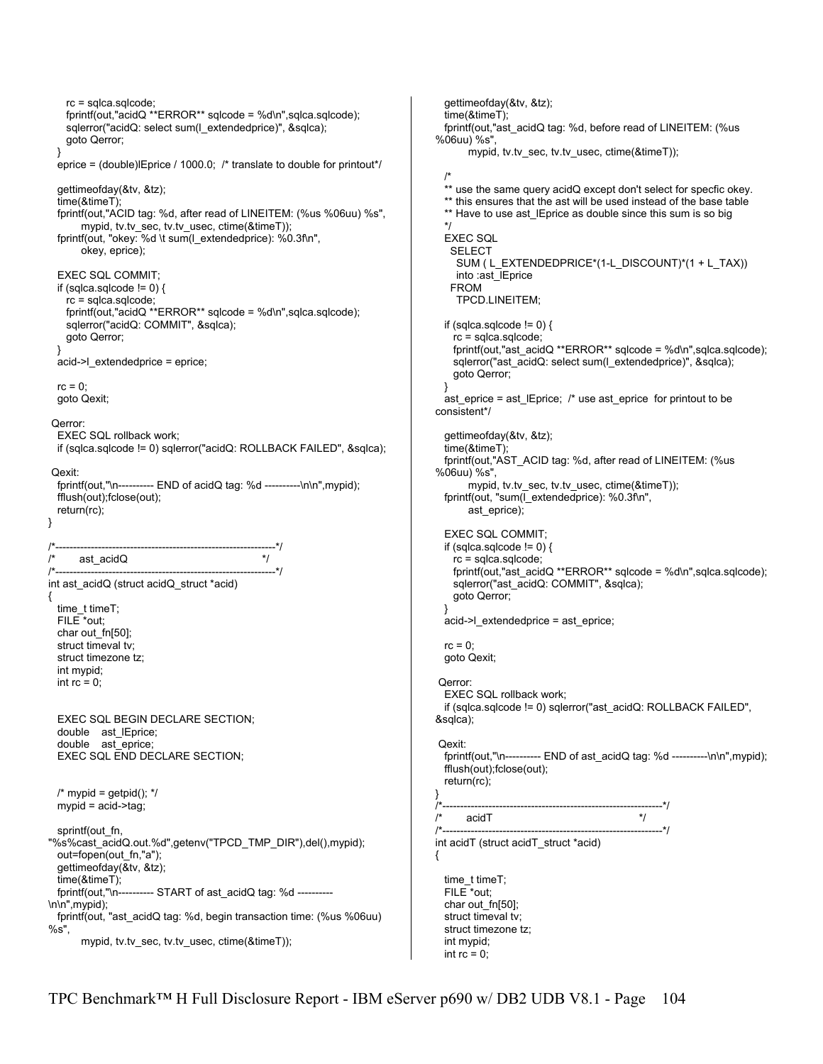```
    rc = sqlca.sqlcode;
    fprintf(out,"acidQ **ERROR** sqlcode = %d\n",sqlca.sqlcode);
    sqlerror("acidQ: select sum(l_extendedprice)", &sqlca);
    goto Qerror;
  }
  eprice = (double)lEprice / 1000.0;  /* translate to double for printout*/

  gettimeofday(&tv, &tz);
  time(&timeT);
  fprintf(out,"ACID tag: %d, after read of LINEITEM: (%us %06uu) %s",
         mypid, tv.tv_sec, tv.tv_usec, ctime(&timeT));
  fprintf(out, "okey: %d \t sum(l_extendedprice): %0.3f\n",
         okey, eprice);

  EXEC SQL COMMIT;
  if (sqlca.sqlcode != 0) {
    rc = sqlca.sqlcode;
    fprintf(out,"acidQ **ERROR** sqlcode = %d\n",sqlca.sqlcode);
    sqlerror("acidQ: COMMIT", &sqlca);
    goto Qerror;
  }
  acid->l_extendedprice = eprice;

  rc = 0;
  goto Qexit;

 Qerror:
  EXEC SQL rollback work;
  if (sqlca.sqlcode != 0) sqlerror("acidQ: ROLLBACK FAILED", &sqlca);

 Qexit:
  fprintf(out,"\n---------- END of acidQ tag: %d ----------\n\n",mypid);
  fflush(out);fclose(out);
  return(rc);
}

/*--------------------------------------------------------------*/
/*       ast_acidQ                                              */
/*--------------------------------------------------------------*/
int ast_acidQ (struct acidQ_struct *acid)
{
  time_t timeT;
  FILE *out;
  char out_fn[50];
  struct timeval tv;
  struct timezone tz;
  int mypid;
  int rc = 0;


  EXEC SQL BEGIN DECLARE SECTION;
  double    ast_lEprice;
  double    ast_eprice;
  EXEC SQL END DECLARE SECTION;


  /* mypid = getpid(); */
  mypid = acid->tag;

  sprintf(out_fn,
"%s%cast_acidQ.out.%d",getenv("TPCD_TMP_DIR"),del(),mypid);
  out=fopen(out_fn,"a");
  gettimeofday(&tv, &tz);
  time(&timeT);
  fprintf(out,"\n---------- START of ast_acidQ tag: %d ----------
\n\n",mypid);
  fprintf(out, "ast_acidQ tag: %d, begin transaction time: (%us %06uu)
%s",
         mypid, tv.tv_sec, tv.tv_usec, ctime(&timeT));

  gettimeofday(&tv, &tz);
  time(&timeT);
  fprintf(out,"ast_acidQ tag: %d, before read of LINEITEM: (%us
%06uu) %s",
         mypid, tv.tv_sec, tv.tv_usec, ctime(&timeT));

  /*
  ** use the same query acidQ except don't select for specfic okey.
  ** this ensures that the ast will be used instead of the base table
  ** Have to use ast_lEprice as double since this sum is so big
  */
  EXEC SQL
   SELECT
    SUM ( L_EXTENDEDPRICE*(1-L_DISCOUNT)*(1 + L_TAX))
    into :ast_lEprice
   FROM
    TPCD.LINEITEM;

  if (sqlca.sqlcode != 0) {
    rc = sqlca.sqlcode;
    fprintf(out,"ast_acidQ **ERROR** sqlcode = %d\n",sqlca.sqlcode);
    sqlerror("ast_acidQ: select sum(l_extendedprice)", &sqlca);
    goto Qerror;
  }
  ast_eprice = ast_lEprice;  /* use ast_eprice  for printout to be
consistent*/

  gettimeofday(&tv, &tz);
  time(&timeT);
  fprintf(out,"AST_ACID tag: %d, after read of LINEITEM: (%us
%06uu) %s",
         mypid, tv.tv_sec, tv.tv_usec, ctime(&timeT));
  fprintf(out, "sum(l_extendedprice): %0.3f\n",
         ast_eprice);

  EXEC SQL COMMIT;
  if (sqlca.sqlcode != 0) {
    rc = sqlca.sqlcode;
    fprintf(out,"ast_acidQ **ERROR** sqlcode = %d\n",sqlca.sqlcode);
    sqlerror("ast_acidQ: COMMIT", &sqlca);
    goto Qerror;
  }
  acid->l_extendedprice = ast_eprice;

  rc = 0;
  goto Qexit;

 Qerror:
  EXEC SQL rollback work;
  if (sqlca.sqlcode != 0) sqlerror("ast_acidQ: ROLLBACK FAILED",
&sqlca);

 Qexit:
  fprintf(out,"\n---------- END of ast_acidQ tag: %d ----------\n\n",mypid);
  fflush(out);fclose(out);
  return(rc);
}
/*--------------------------------------------------------------*/
/*       acidT                                                  */
/*--------------------------------------------------------------*/
int acidT (struct acidT_struct *acid)
{

  time_t timeT;
  FILE *out;
  char out_fn[50];
  struct timeval tv;
  struct timezone tz;
  int mypid;
  int rc = 0;
```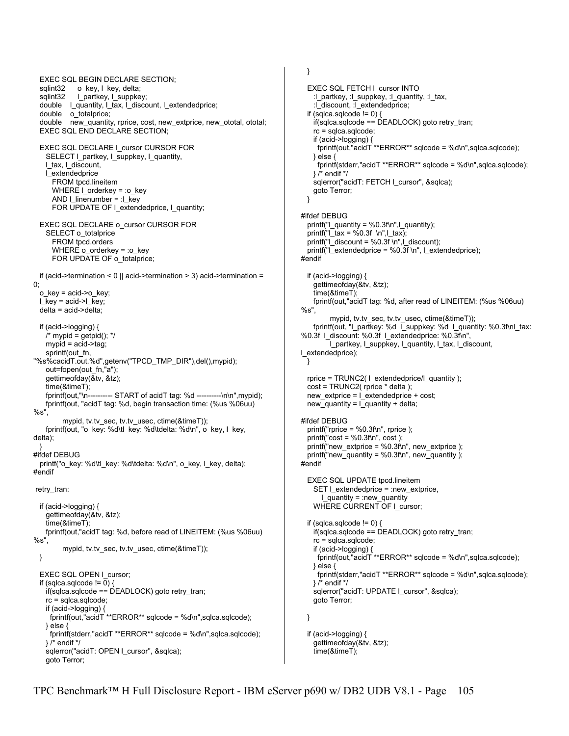```
   EXEC SQL BEGIN DECLARE SECTION;
   sqlint32      o_key, l_key, delta;
   sqlint32      l_partkey, l_suppkey;
   double    l_quantity, l_tax, l_discount, l_extendedprice;
   double    o_totalprice;
   double    new_quantity, rprice, cost, new_extprice, new_ototal, ototal;
   EXEC SQL END DECLARE SECTION;

   EXEC SQL DECLARE l_cursor CURSOR FOR
     SELECT l_partkey, l_suppkey, l_quantity,
     l_tax, l_discount,
     l_extendedprice
       FROM tpcd.lineitem
       WHERE l_orderkey = :o_key
       AND l_linenumber = :l_key
       FOR UPDATE OF l_extendedprice, l_quantity;

   EXEC SQL DECLARE o_cursor CURSOR FOR
     SELECT o_totalprice
       FROM tpcd.orders
       WHERE o_orderkey = :o_key
       FOR UPDATE OF o_totalprice;

   if (acid->termination < 0 || acid->termination > 3) acid->termination =
0;
   o_key = acid->o_key;
   l_key = acid->l_key;
   delta = acid->delta;

   if (acid->logging) {
      /* mypid = getpid(); */
      mypid = acid->tag;
      sprintf(out_fn,
"%s%cacidT.out.%d",getenv("TPCD_TMP_DIR"),del(),mypid);
      out=fopen(out_fn,"a");
      gettimeofday(&tv, &tz);
      time(&timeT);
      fprintf(out,"\n---------- START of acidT tag: %d ----------\n\n",mypid);
      fprintf(out, "acidT tag: %d, begin transaction time: (%us %06uu)
%s",
             mypid, tv.tv_sec, tv.tv_usec, ctime(&timeT));
      fprintf(out, "o_key: %d\tl_key: %d\tdelta: %d\n", o_key, l_key,
delta);
   }
#ifdef DEBUG
   printf("o_key: %d\tl_key: %d\tdelta: %d\n", o_key, l_key, delta);
#endif

 retry_tran:

   if (acid->logging) {
      gettimeofday(&tv, &tz);
      time(&timeT);
      fprintf(out,"acidT tag: %d, before read of LINEITEM: (%us %06uu)
%s",
             mypid, tv.tv_sec, tv.tv_usec, ctime(&timeT));
   }

   EXEC SQL OPEN l_cursor;
   if (sqlca.sqlcode != 0) {
      if(sqlca.sqlcode == DEADLOCK) goto retry_tran;
      rc = sqlca.sqlcode;
      if (acid->logging) {
        fprintf(out,"acidT **ERROR** sqlcode = %d\n",sqlca.sqlcode);
      } else {
        fprintf(stderr,"acidT **ERROR** sqlcode = %d\n",sqlca.sqlcode);
      } /* endif */
      sqlerror("acidT: OPEN l_cursor", &sqlca);
      goto Terror;
   }

   EXEC SQL FETCH l_cursor INTO
      :l_partkey, :l_suppkey, :l_quantity, :l_tax,
      :l_discount, :l_extendedprice;
   if (sqlca.sqlcode != 0) {
      if(sqlca.sqlcode == DEADLOCK) goto retry_tran;
      rc = sqlca.sqlcode;
      if (acid->logging) {
        fprintf(out,"acidT **ERROR** sqlcode = %d\n",sqlca.sqlcode);
      } else {
        fprintf(stderr,"acidT **ERROR** sqlcode = %d\n",sqlca.sqlcode);
      } /* endif */
      sqlerror("acidT: FETCH l_cursor", &sqlca);
      goto Terror;
   }

#ifdef DEBUG
   printf("l_quantity = %0.3f\n",l_quantity);
   printf("l_tax = %0.3f  \n",l_tax);
   printf("l_discount = %0.3f \n",l_discount);
   printf("l_extendedprice = %0.3f \n", l_extendedprice);
#endif

   if (acid->logging) {
      gettimeofday(&tv, &tz);
      time(&timeT);
      fprintf(out,"acidT tag: %d, after read of LINEITEM: (%us %06uu)
%s",
             mypid, tv.tv_sec, tv.tv_usec, ctime(&timeT));
      fprintf(out, "l_partkey: %d  l_suppkey: %d  l_quantity: %0.3f\nl_tax:
%0.3f  l_discount: %0.3f  l_extendedprice: %0.3f\n",
             l_partkey, l_suppkey, l_quantity, l_tax, l_discount,
l_extendedprice);
   }

   rprice = TRUNC2( l_extendedprice/l_quantity );
   cost = TRUNC2( rprice * delta );
   new_extprice = l_extendedprice + cost;
   new_quantity = l_quantity + delta;

#ifdef DEBUG
   printf("rprice = %0.3f\n", rprice );
   printf("cost = %0.3f\n", cost );
   printf("new_extprice = %0.3f\n", new_extprice );
   printf("new_quantity = %0.3f\n", new_quantity );
#endif

   EXEC SQL UPDATE tpcd.lineitem
      SET l_extendedprice = :new_extprice,
          l_quantity = :new_quantity
      WHERE CURRENT OF l_cursor;

   if (sqlca.sqlcode != 0) {
      if(sqlca.sqlcode == DEADLOCK) goto retry_tran;
      rc = sqlca.sqlcode;
      if (acid->logging) {
        fprintf(out,"acidT **ERROR** sqlcode = %d\n",sqlca.sqlcode);
      } else {
        fprintf(stderr,"acidT **ERROR** sqlcode = %d\n",sqlca.sqlcode);
      } /* endif */
      sqlerror("acidT: UPDATE l_cursor", &sqlca);
      goto Terror;

   }

   if (acid->logging) {
      gettimeofday(&tv, &tz);
      time(&timeT);
```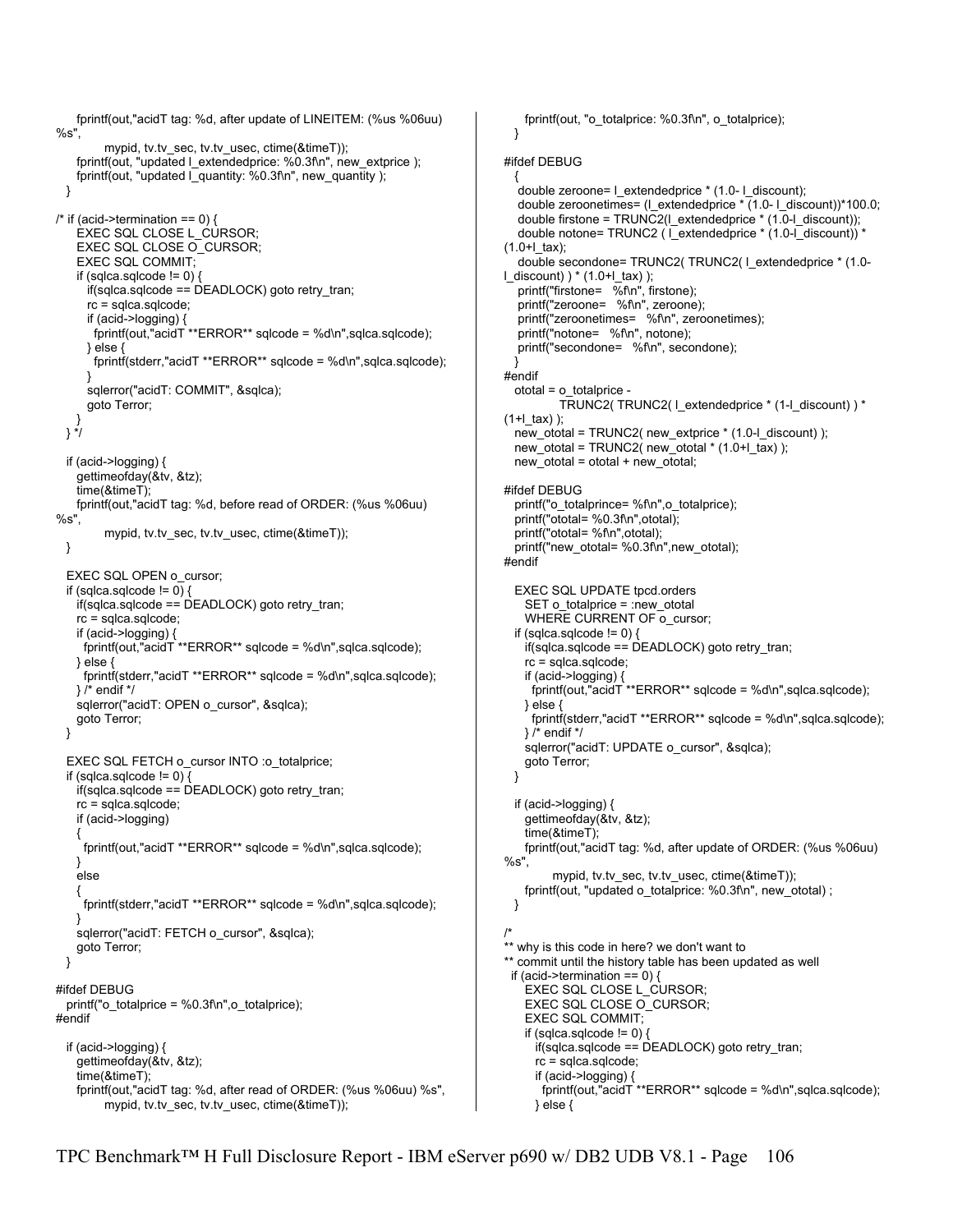```
      fprintf(out,"acidT tag: %d, after update of LINEITEM: (%us %06uu)
%s",
            mypid, tv.tv_sec, tv.tv_usec, ctime(&timeT));
      fprintf(out, "updated l_extendedprice: %0.3f\n", new_extprice );
      fprintf(out, "updated l_quantity: %0.3f\n", new_quantity );
   }

/* if (acid->termination == 0) {
      EXEC SQL CLOSE L_CURSOR;
      EXEC SQL CLOSE O_CURSOR;
      EXEC SQL COMMIT;
      if (sqlca.sqlcode != 0) {
        if(sqlca.sqlcode == DEADLOCK) goto retry_tran;
        rc = sqlca.sqlcode;
        if (acid->logging) {
          fprintf(out,"acidT **ERROR** sqlcode = %d\n",sqlca.sqlcode);
        } else {
          fprintf(stderr,"acidT **ERROR** sqlcode = %d\n",sqlca.sqlcode);
        }
        sqlerror("acidT: COMMIT", &sqlca);
        goto Terror;
      }
   } */

   if (acid->logging) {
      gettimeofday(&tv, &tz);
      time(&timeT);
      fprintf(out,"acidT tag: %d, before read of ORDER: (%us %06uu)
%s",
            mypid, tv.tv_sec, tv.tv_usec, ctime(&timeT));
   }

   EXEC SQL OPEN o_cursor;
   if (sqlca.sqlcode != 0) {
      if(sqlca.sqlcode == DEADLOCK) goto retry_tran;
      rc = sqlca.sqlcode;
      if (acid->logging) {
        fprintf(out,"acidT **ERROR** sqlcode = %d\n",sqlca.sqlcode);
      } else {
        fprintf(stderr,"acidT **ERROR** sqlcode = %d\n",sqlca.sqlcode);
      } /* endif */
      sqlerror("acidT: OPEN o_cursor", &sqlca);
      goto Terror;
   }

   EXEC SQL FETCH o_cursor INTO :o_totalprice;
   if (sqlca.sqlcode != 0) {
      if(sqlca.sqlcode == DEADLOCK) goto retry_tran;
      rc = sqlca.sqlcode;
      if (acid->logging)
      {
        fprintf(out,"acidT **ERROR** sqlcode = %d\n",sqlca.sqlcode);
      }
      else
      {
        fprintf(stderr,"acidT **ERROR** sqlcode = %d\n",sqlca.sqlcode);
      }
      sqlerror("acidT: FETCH o_cursor", &sqlca);
      goto Terror;
   }

#ifdef DEBUG
   printf("o_totalprice = %0.3f\n",o_totalprice);
#endif

   if (acid->logging) {
      gettimeofday(&tv, &tz);
      time(&timeT);
      fprintf(out,"acidT tag: %d, after read of ORDER: (%us %06uu) %s",
            mypid, tv.tv_sec, tv.tv_usec, ctime(&timeT));
      fprintf(out, "o_totalprice: %0.3f\n", o_totalprice);
   }

#ifdef DEBUG
   {
    double zeroone= l_extendedprice * (1.0- l_discount);
    double zeroonetimes= (l_extendedprice * (1.0- l_discount))*100.0;
    double firstone = TRUNC2(l_extendedprice * (1.0-l_discount));
    double notone= TRUNC2 ( l_extendedprice * (1.0-l_discount)) *
(1.0+l_tax);
    double secondone= TRUNC2( TRUNC2( l_extendedprice * (1.0-
l_discount) ) * (1.0+l_tax) );
    printf("firstone=   %f\n", firstone);
    printf("zeroone=   %f\n", zeroone);
    printf("zeroonetimes=   %f\n", zeroonetimes);
    printf("notone=   %f\n", notone);
    printf("secondone=   %f\n", secondone);
   }
#endif
   ototal = o_totalprice -
            TRUNC2( TRUNC2( l_extendedprice * (1-l_discount) ) *
(1+l_tax) );
   new_ototal = TRUNC2( new_extprice * (1.0-l_discount) );
   new_ototal = TRUNC2( new_ototal * (1.0+l_tax) );
   new_ototal = ototal + new_ototal;

#ifdef DEBUG
   printf("o_totalprince= %f\n",o_totalprice);
   printf("ototal= %0.3f\n",ototal);
   printf("ototal= %f\n",ototal);
   printf("new_ototal= %0.3f\n",new_ototal);
#endif

   EXEC SQL UPDATE tpcd.orders
      SET o_totalprice = :new_ototal
      WHERE CURRENT OF o_cursor;
   if (sqlca.sqlcode != 0) {
      if(sqlca.sqlcode == DEADLOCK) goto retry_tran;
      rc = sqlca.sqlcode;
      if (acid->logging) {
        fprintf(out,"acidT **ERROR** sqlcode = %d\n",sqlca.sqlcode);
      } else {
        fprintf(stderr,"acidT **ERROR** sqlcode = %d\n",sqlca.sqlcode);
      } /* endif */
      sqlerror("acidT: UPDATE o_cursor", &sqlca);
      goto Terror;
   }

   if (acid->logging) {
      gettimeofday(&tv, &tz);
      time(&timeT);
      fprintf(out,"acidT tag: %d, after update of ORDER: (%us %06uu)
%s",
            mypid, tv.tv_sec, tv.tv_usec, ctime(&timeT));
      fprintf(out, "updated o_totalprice: %0.3f\n", new_ototal) ;
   }

/*
** why is this code in here? we don't want to
** commit until the history table has been updated as well
  if (acid->termination == 0) {
      EXEC SQL CLOSE L_CURSOR;
      EXEC SQL CLOSE O_CURSOR;
      EXEC SQL COMMIT;
      if (sqlca.sqlcode != 0) {
        if(sqlca.sqlcode == DEADLOCK) goto retry_tran;
        rc = sqlca.sqlcode;
        if (acid->logging) {
          fprintf(out,"acidT **ERROR** sqlcode = %d\n",sqlca.sqlcode);
        } else {
```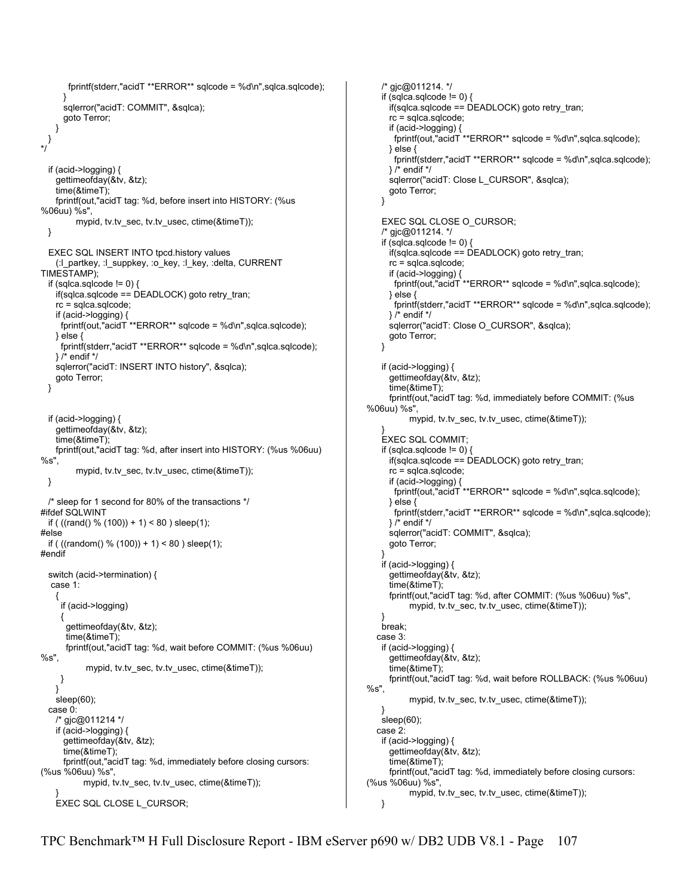```
        fprintf(stderr,"acidT **ERROR** sqlcode = %d\n",sqlca.sqlcode);
      }
      sqlerror("acidT: COMMIT", &sqlca);
      goto Terror;
    }
  }
*/

  if (acid->logging) {
    gettimeofday(&tv, &tz);
    time(&timeT);
    fprintf(out,"acidT tag: %d, before insert into HISTORY: (%us
%06uu) %s",
          mypid, tv.tv_sec, tv.tv_usec, ctime(&timeT));
  }

  EXEC SQL INSERT INTO tpcd.history values
    (:l_partkey, :l_suppkey, :o_key, :l_key, :delta, CURRENT
TIMESTAMP);
  if (sqlca.sqlcode != 0) {
    if(sqlca.sqlcode == DEADLOCK) goto retry_tran;
    rc = sqlca.sqlcode;
    if (acid->logging) {
      fprintf(out,"acidT **ERROR** sqlcode = %d\n",sqlca.sqlcode);
    } else {
      fprintf(stderr,"acidT **ERROR** sqlcode = %d\n",sqlca.sqlcode);
    } /* endif */
    sqlerror("acidT: INSERT INTO history", &sqlca);
    goto Terror;
  }


  if (acid->logging) {
    gettimeofday(&tv, &tz);
    time(&timeT);
    fprintf(out,"acidT tag: %d, after insert into HISTORY: (%us %06uu)
%s",
          mypid, tv.tv_sec, tv.tv_usec, ctime(&timeT));
  }

  /* sleep for 1 second for 80% of the transactions */
#ifdef SQLWINT
  if ( ((rand() % (100)) + 1) < 80 ) sleep(1);
#else
  if ( ((random() % (100)) + 1) < 80 ) sleep(1);
#endif

  switch (acid->termination) {
   case 1:
    {
      if (acid->logging)
      {
        gettimeofday(&tv, &tz);
        time(&timeT);
        fprintf(out,"acidT tag: %d, wait before COMMIT: (%us %06uu)
%s",
              mypid, tv.tv_sec, tv.tv_usec, ctime(&timeT));
      }
    }
    sleep(60);
  case 0:
    /* gjc@011214 */
    if (acid->logging) {
      gettimeofday(&tv, &tz);
      time(&timeT);
      fprintf(out,"acidT tag: %d, immediately before closing cursors:
(%us %06uu) %s",
            mypid, tv.tv_sec, tv.tv_usec, ctime(&timeT));
    }
    EXEC SQL CLOSE L_CURSOR;
    /* gjc@011214. */
    if (sqlca.sqlcode != 0) {
      if(sqlca.sqlcode == DEADLOCK) goto retry_tran;
      rc = sqlca.sqlcode;
      if (acid->logging) {
        fprintf(out,"acidT **ERROR** sqlcode = %d\n",sqlca.sqlcode);
      } else {
        fprintf(stderr,"acidT **ERROR** sqlcode = %d\n",sqlca.sqlcode);
      } /* endif */
      sqlerror("acidT: Close L_CURSOR", &sqlca);
      goto Terror;
    }

    EXEC SQL CLOSE O_CURSOR;
    /* gjc@011214. */
    if (sqlca.sqlcode != 0) {
      if(sqlca.sqlcode == DEADLOCK) goto retry_tran;
      rc = sqlca.sqlcode;
      if (acid->logging) {
        fprintf(out,"acidT **ERROR** sqlcode = %d\n",sqlca.sqlcode);
      } else {
        fprintf(stderr,"acidT **ERROR** sqlcode = %d\n",sqlca.sqlcode);
      } /* endif */
      sqlerror("acidT: Close O_CURSOR", &sqlca);
      goto Terror;
    }

    if (acid->logging) {
      gettimeofday(&tv, &tz);
      time(&timeT);
      fprintf(out,"acidT tag: %d, immediately before COMMIT: (%us
%06uu) %s",
            mypid, tv.tv_sec, tv.tv_usec, ctime(&timeT));
    }
    EXEC SQL COMMIT;
    if (sqlca.sqlcode != 0) {
      if(sqlca.sqlcode == DEADLOCK) goto retry_tran;
      rc = sqlca.sqlcode;
      if (acid->logging) {
        fprintf(out,"acidT **ERROR** sqlcode = %d\n",sqlca.sqlcode);
      } else {
        fprintf(stderr,"acidT **ERROR** sqlcode = %d\n",sqlca.sqlcode);
      } /* endif */
      sqlerror("acidT: COMMIT", &sqlca);
      goto Terror;
    }
    if (acid->logging) {
      gettimeofday(&tv, &tz);
      time(&timeT);
      fprintf(out,"acidT tag: %d, after COMMIT: (%us %06uu) %s",
            mypid, tv.tv_sec, tv.tv_usec, ctime(&timeT));
    }
    break;
  case 3:
    if (acid->logging) {
      gettimeofday(&tv, &tz);
      time(&timeT);
      fprintf(out,"acidT tag: %d, wait before ROLLBACK: (%us %06uu)
%s",
            mypid, tv.tv_sec, tv.tv_usec, ctime(&timeT));
    }
    sleep(60);
  case 2:
    if (acid->logging) {
      gettimeofday(&tv, &tz);
      time(&timeT);
      fprintf(out,"acidT tag: %d, immediately before closing cursors:
(%us %06uu) %s",
            mypid, tv.tv_sec, tv.tv_usec, ctime(&timeT));
    }
```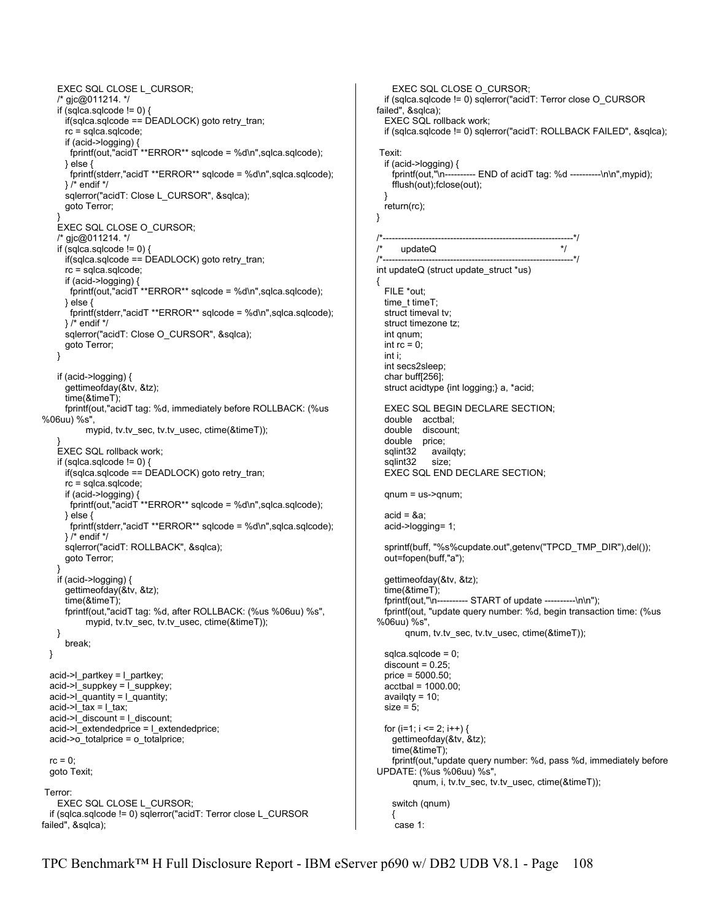```
    EXEC SQL CLOSE L_CURSOR;
    /* gjc@011214. */
    if (sqlca.sqlcode != 0) {
      if(sqlca.sqlcode == DEADLOCK) goto retry_tran;
      rc = sqlca.sqlcode;
      if (acid->logging) {
        fprintf(out,"acidT **ERROR** sqlcode = %d\n",sqlca.sqlcode);
      } else {
        fprintf(stderr,"acidT **ERROR** sqlcode = %d\n",sqlca.sqlcode);
      } /* endif */
      sqlerror("acidT: Close L_CURSOR", &sqlca);
      goto Terror;
    }
    EXEC SQL CLOSE O_CURSOR;
    /* gjc@011214. */
    if (sqlca.sqlcode != 0) {
      if(sqlca.sqlcode == DEADLOCK) goto retry_tran;
      rc = sqlca.sqlcode;
      if (acid->logging) {
        fprintf(out,"acidT **ERROR** sqlcode = %d\n",sqlca.sqlcode);
      } else {
        fprintf(stderr,"acidT **ERROR** sqlcode = %d\n",sqlca.sqlcode);
      } /* endif */
      sqlerror("acidT: Close O_CURSOR", &sqlca);
      goto Terror;
    }

    if (acid->logging) {
      gettimeofday(&tv, &tz);
      time(&timeT);
      fprintf(out,"acidT tag: %d, immediately before ROLLBACK: (%us
%06uu) %s",
              mypid, tv.tv_sec, tv.tv_usec, ctime(&timeT));
    }
    EXEC SQL rollback work;
    if (sqlca.sqlcode != 0) {
      if(sqlca.sqlcode == DEADLOCK) goto retry_tran;
      rc = sqlca.sqlcode;
      if (acid->logging) {
        fprintf(out,"acidT **ERROR** sqlcode = %d\n",sqlca.sqlcode);
      } else {
        fprintf(stderr,"acidT **ERROR** sqlcode = %d\n",sqlca.sqlcode);
      } /* endif */
      sqlerror("acidT: ROLLBACK", &sqlca);
      goto Terror;
    }
    if (acid->logging) {
      gettimeofday(&tv, &tz);
      time(&timeT);
      fprintf(out,"acidT tag: %d, after ROLLBACK: (%us %06uu) %s",
              mypid, tv.tv_sec, tv.tv_usec, ctime(&timeT));
    }
      break;
  }

  acid->l_partkey = l_partkey;
  acid->l_suppkey = l_suppkey;
  acid->l_quantity = l_quantity;
  acid->l_tax = l_tax;
  acid->l_discount = l_discount;
  acid->l_extendedprice = l_extendedprice;
  acid->o_totalprice = o_totalprice;

  rc = 0;
  goto Texit;

 Terror:
    EXEC SQL CLOSE L_CURSOR;
  if (sqlca.sqlcode != 0) sqlerror("acidT: Terror close L_CURSOR
failed", &sqlca);
    EXEC SQL CLOSE O_CURSOR;
  if (sqlca.sqlcode != 0) sqlerror("acidT: Terror close O_CURSOR
failed", &sqlca);
    EXEC SQL rollback work;
  if (sqlca.sqlcode != 0) sqlerror("acidT: ROLLBACK FAILED", &sqlca);

 Texit:
  if (acid->logging) {
    fprintf(out,"\n---------- END of acidT tag: %d ----------\n\n",mypid);
    fflush(out);fclose(out);
  }
  return(rc);
}

/*----------------------------------------------------------------*/
/*       updateQ                                                  */
/*----------------------------------------------------------------*/
int updateQ (struct update_struct *us)
{
  FILE *out;
  time_t timeT;
  struct timeval tv;
  struct timezone tz;
  int qnum;
  int rc = 0;
  int i;
  int secs2sleep;
  char buff[256];
  struct acidtype {int logging;} a, *acid;

  EXEC SQL BEGIN DECLARE SECTION;
  double    acctbal;
  double    discount;
  double    price;
  sqlint32      availqty;
  sqlint32      size;
  EXEC SQL END DECLARE SECTION;

  qnum = us->qnum;

  acid = &a;
  acid->logging= 1;

  sprintf(buff, "%s%cupdate.out",getenv("TPCD_TMP_DIR"),del());
  out=fopen(buff,"a");

  gettimeofday(&tv, &tz);
  time(&timeT);
  fprintf(out,"\n---------- START of update ----------\n\n");
  fprintf(out, "update query number: %d, begin transaction time: (%us
%06uu) %s",
        qnum, tv.tv_sec, tv.tv_usec, ctime(&timeT));

  sqlca.sqlcode = 0;
  discount = 0.25;
  price = 5000.50;
  acctbal = 1000.00;
  availqty = 10;
  size = 5;

  for (i=1; i <= 2; i++) {
    gettimeofday(&tv, &tz);
    time(&timeT);
    fprintf(out,"update query number: %d, pass %d, immediately before
UPDATE: (%us %06uu) %s",
            qnum, i, tv.tv_sec, tv.tv_usec, ctime(&timeT));

    switch (qnum)
    {
     case 1:
```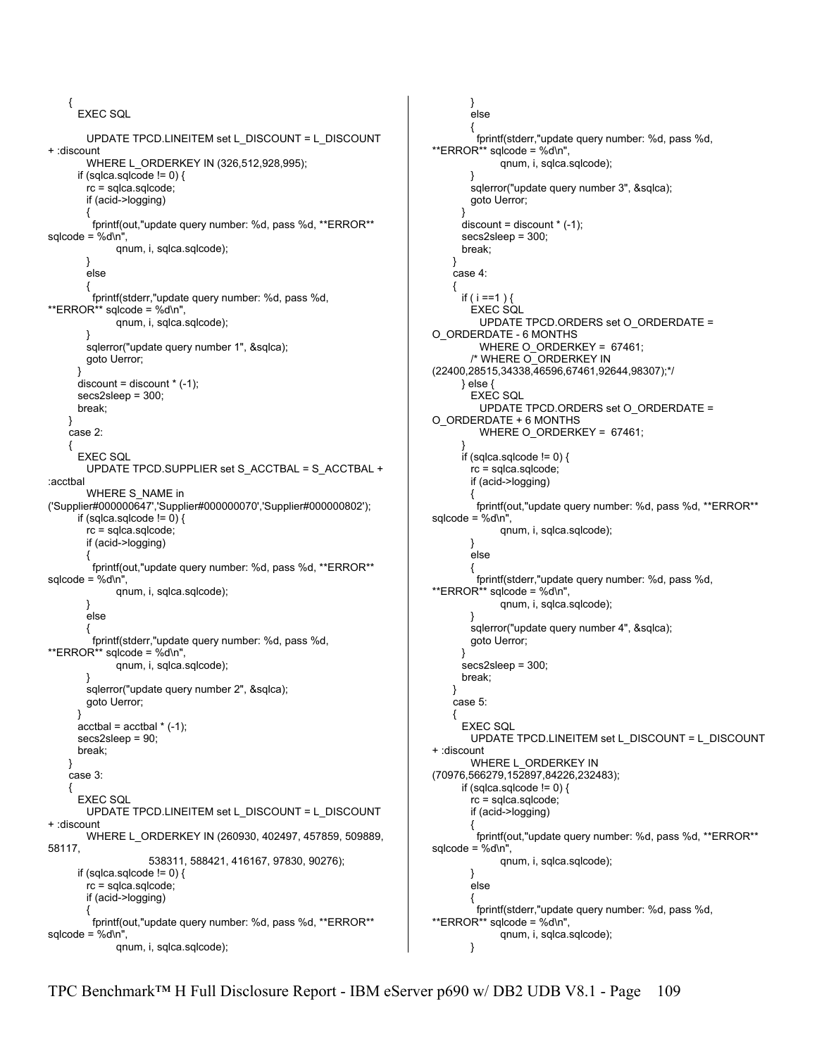```
      {
        EXEC SQL

          UPDATE TPCD.LINEITEM set L_DISCOUNT = L_DISCOUNT
+ :discount
          WHERE L_ORDERKEY IN (326,512,928,995);
        if (sqlca.sqlcode != 0) {
          rc = sqlca.sqlcode;
          if (acid->logging)
          {
            fprintf(out,"update query number: %d, pass %d, **ERROR**
sqlcode = %d\n",
                    qnum, i, sqlca.sqlcode);
          }
          else
          {
            fprintf(stderr,"update query number: %d, pass %d,
**ERROR** sqlcode = %d\n",
                    qnum, i, sqlca.sqlcode);
          }
          sqlerror("update query number 1", &sqlca);
          goto Uerror;
        }
        discount = discount * (-1);
        secs2sleep = 300;
        break;
      }
      case 2:
      {
        EXEC SQL
          UPDATE TPCD.SUPPLIER set S_ACCTBAL = S_ACCTBAL +
:acctbal
          WHERE S_NAME in
('Supplier#000000647','Supplier#000000070','Supplier#000000802');
        if (sqlca.sqlcode != 0) {
          rc = sqlca.sqlcode;
          if (acid->logging)
          {
            fprintf(out,"update query number: %d, pass %d, **ERROR**
sqlcode = %d\n",
                    qnum, i, sqlca.sqlcode);
          }
          else
          {
            fprintf(stderr,"update query number: %d, pass %d,
**ERROR** sqlcode = %d\n",
                    qnum, i, sqlca.sqlcode);
          }
          sqlerror("update query number 2", &sqlca);
          goto Uerror;
        }
        acctbal = acctbal * (-1);
        secs2sleep = 90;
        break;
      }
      case 3:
      {
        EXEC SQL
          UPDATE TPCD.LINEITEM set L_DISCOUNT = L_DISCOUNT
+ :discount
          WHERE L_ORDERKEY IN (260930, 402497, 457859, 509889,
58117,
                        538311, 588421, 416167, 97830, 90276);
        if (sqlca.sqlcode != 0) {
          rc = sqlca.sqlcode;
          if (acid->logging)
          {
            fprintf(out,"update query number: %d, pass %d, **ERROR**
sqlcode = %d\n",
                    qnum, i, sqlca.sqlcode);
          }
          else
          {
            fprintf(stderr,"update query number: %d, pass %d,
**ERROR** sqlcode = %d\n",
                    qnum, i, sqlca.sqlcode);
          }
          sqlerror("update query number 3", &sqlca);
          goto Uerror;
        }
        discount = discount * (-1);
        secs2sleep = 300;
        break;
      }
      case 4:
      {
        if ( i ==1 ) {
          EXEC SQL
            UPDATE TPCD.ORDERS set O_ORDERDATE =
O_ORDERDATE - 6 MONTHS
            WHERE O_ORDERKEY =  67461;
          /* WHERE O_ORDERKEY IN
(22400,28515,34338,46596,67461,92644,98307);*/
        } else {
          EXEC SQL
            UPDATE TPCD.ORDERS set O_ORDERDATE =
O_ORDERDATE + 6 MONTHS
            WHERE O_ORDERKEY =  67461;
        }
        if (sqlca.sqlcode != 0) {
          rc = sqlca.sqlcode;
          if (acid->logging)
          {
            fprintf(out,"update query number: %d, pass %d, **ERROR**
sqlcode = %d\n",
                    qnum, i, sqlca.sqlcode);
          }
          else
          {
            fprintf(stderr,"update query number: %d, pass %d,
**ERROR** sqlcode = %d\n",
                    qnum, i, sqlca.sqlcode);
          }
          sqlerror("update query number 4", &sqlca);
          goto Uerror;
        }
        secs2sleep = 300;
        break;
      }
      case 5:
      {
        EXEC SQL
          UPDATE TPCD.LINEITEM set L_DISCOUNT = L_DISCOUNT
+ :discount
          WHERE L_ORDERKEY IN
(70976,566279,152897,84226,232483);
        if (sqlca.sqlcode != 0) {
          rc = sqlca.sqlcode;
          if (acid->logging)
          {
            fprintf(out,"update query number: %d, pass %d, **ERROR**
sqlcode = %d\n",
                    qnum, i, sqlca.sqlcode);
          }
          else
          {
            fprintf(stderr,"update query number: %d, pass %d,
**ERROR** sqlcode = %d\n",
                    qnum, i, sqlca.sqlcode);
          }
```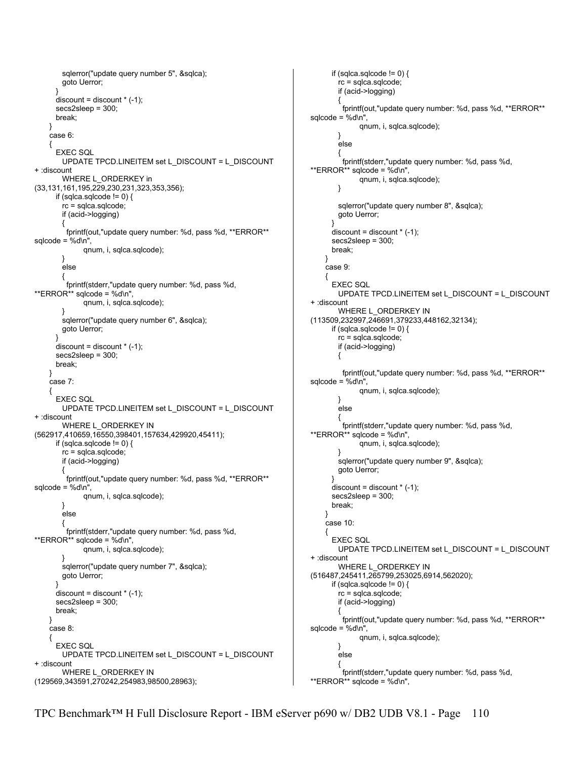```
          sqlerror("update query number 5", &sqlca);
          goto Uerror;
        }
        discount = discount * (-1);
        secs2sleep = 300;
        break;
      }
      case 6:
      {
        EXEC SQL
          UPDATE TPCD.LINEITEM set L_DISCOUNT = L_DISCOUNT
+ :discount
          WHERE L_ORDERKEY in
(33,131,161,195,229,230,231,323,353,356);
        if (sqlca.sqlcode != 0) {
          rc = sqlca.sqlcode;
          if (acid->logging)
          {
            fprintf(out,"update query number: %d, pass %d, **ERROR**
sqlcode = %d\n",
                    qnum, i, sqlca.sqlcode);
          }
          else
          {
            fprintf(stderr,"update query number: %d, pass %d,
**ERROR** sqlcode = %d\n",
                    qnum, i, sqlca.sqlcode);
          }
          sqlerror("update query number 6", &sqlca);
          goto Uerror;
        }
        discount = discount * (-1);
        secs2sleep = 300;
        break;
      }
      case 7:
      {
        EXEC SQL
          UPDATE TPCD.LINEITEM set L_DISCOUNT = L_DISCOUNT
+ :discount
          WHERE L_ORDERKEY IN
(562917,410659,16550,398401,157634,429920,45411);
        if (sqlca.sqlcode != 0) {
          rc = sqlca.sqlcode;
          if (acid->logging)
          {
            fprintf(out,"update query number: %d, pass %d, **ERROR**
sqlcode = %d\n",
                    qnum, i, sqlca.sqlcode);
          }
          else
          {
            fprintf(stderr,"update query number: %d, pass %d,
**ERROR** sqlcode = %d\n",
                    qnum, i, sqlca.sqlcode);
          }
          sqlerror("update query number 7", &sqlca);
          goto Uerror;
        }
        discount = discount * (-1);
        secs2sleep = 300;
        break;
      }
      case 8:
      {
        EXEC SQL
          UPDATE TPCD.LINEITEM set L_DISCOUNT = L_DISCOUNT
+ :discount
          WHERE L_ORDERKEY IN
(129569,343591,270242,254983,98500,28963);
        if (sqlca.sqlcode != 0) {
          rc = sqlca.sqlcode;
          if (acid->logging)
          {
            fprintf(out,"update query number: %d, pass %d, **ERROR**
sqlcode = %d\n",
                    qnum, i, sqlca.sqlcode);
          }
          else
          {
            fprintf(stderr,"update query number: %d, pass %d,
**ERROR** sqlcode = %d\n",
                    qnum, i, sqlca.sqlcode);
          }

          sqlerror("update query number 8", &sqlca);
          goto Uerror;
        }
        discount = discount * (-1);
        secs2sleep = 300;
        break;
      }
      case 9:
      {
        EXEC SQL
          UPDATE TPCD.LINEITEM set L_DISCOUNT = L_DISCOUNT
+ :discount
          WHERE L_ORDERKEY IN
(113509,232997,246691,379233,448162,32134);
        if (sqlca.sqlcode != 0) {
          rc = sqlca.sqlcode;
          if (acid->logging)
          {

            fprintf(out,"update query number: %d, pass %d, **ERROR**
sqlcode = %d\n",
                    qnum, i, sqlca.sqlcode);
          }
          else
          {
            fprintf(stderr,"update query number: %d, pass %d,
**ERROR** sqlcode = %d\n",
                    qnum, i, sqlca.sqlcode);
          }
          sqlerror("update query number 9", &sqlca);
          goto Uerror;
        }
        discount = discount * (-1);
        secs2sleep = 300;
        break;
      }
      case 10:
      {
        EXEC SQL
          UPDATE TPCD.LINEITEM set L_DISCOUNT = L_DISCOUNT
+ :discount
          WHERE L_ORDERKEY IN
(516487,245411,265799,253025,6914,562020);
        if (sqlca.sqlcode != 0) {
          rc = sqlca.sqlcode;
          if (acid->logging)
          {
            fprintf(out,"update query number: %d, pass %d, **ERROR**
sqlcode = %d\n",
                    qnum, i, sqlca.sqlcode);
          }
          else
          {
            fprintf(stderr,"update query number: %d, pass %d,
**ERROR** sqlcode = %d\n",
```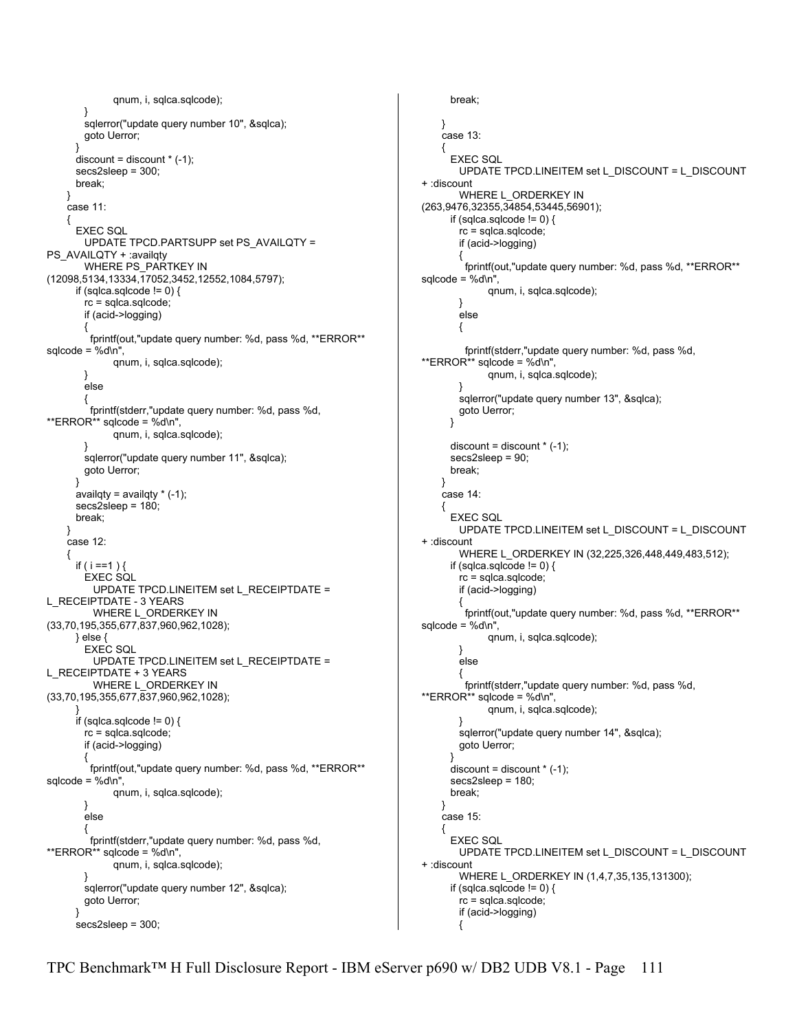```
                qnum, i, sqlca.sqlcode);
          }
          sqlerror("update query number 10", &sqlca);
          goto Uerror;
        }
        discount = discount * (-1);
        secs2sleep = 300;
        break;
      }
      case 11:
      {
        EXEC SQL
          UPDATE TPCD.PARTSUPP set PS_AVAILQTY =
PS_AVAILQTY + :availqty
          WHERE PS_PARTKEY IN
(12098,5134,13334,17052,3452,12552,1084,5797);
        if (sqlca.sqlcode != 0) {
          rc = sqlca.sqlcode;
          if (acid->logging)
          {
            fprintf(out,"update query number: %d, pass %d, **ERROR**
sqlcode = %d\n",
                qnum, i, sqlca.sqlcode);
          }
          else
          {
            fprintf(stderr,"update query number: %d, pass %d,
**ERROR** sqlcode = %d\n",
                qnum, i, sqlca.sqlcode);
          }
          sqlerror("update query number 11", &sqlca);
          goto Uerror;
        }
        availqty = availqty * (-1);
        secs2sleep = 180;
        break;
      }
      case 12:
      {
        if ( i ==1 ) {
          EXEC SQL
            UPDATE TPCD.LINEITEM set L_RECEIPTDATE =
L_RECEIPTDATE - 3 YEARS
            WHERE L_ORDERKEY IN
(33,70,195,355,677,837,960,962,1028);
        } else {
          EXEC SQL
            UPDATE TPCD.LINEITEM set L_RECEIPTDATE =
L_RECEIPTDATE + 3 YEARS
            WHERE L_ORDERKEY IN
(33,70,195,355,677,837,960,962,1028);
        }
        if (sqlca.sqlcode != 0) {
          rc = sqlca.sqlcode;
          if (acid->logging)
          {
            fprintf(out,"update query number: %d, pass %d, **ERROR**
sqlcode = %d\n",
                qnum, i, sqlca.sqlcode);
          }
          else
          {
            fprintf(stderr,"update query number: %d, pass %d,
**ERROR** sqlcode = %d\n",
                qnum, i, sqlca.sqlcode);
          }
          sqlerror("update query number 12", &sqlca);
          goto Uerror;
        }
        secs2sleep = 300;
        break;

      }
      case 13:
      {
        EXEC SQL
          UPDATE TPCD.LINEITEM set L_DISCOUNT = L_DISCOUNT
+ :discount
          WHERE L_ORDERKEY IN
(263,9476,32355,34854,53445,56901);
        if (sqlca.sqlcode != 0) {
          rc = sqlca.sqlcode;
          if (acid->logging)
          {
            fprintf(out,"update query number: %d, pass %d, **ERROR**
sqlcode = %d\n",
                qnum, i, sqlca.sqlcode);
          }
          else
          {

            fprintf(stderr,"update query number: %d, pass %d,
**ERROR** sqlcode = %d\n",
                qnum, i, sqlca.sqlcode);
          }
          sqlerror("update query number 13", &sqlca);
          goto Uerror;
        }

        discount = discount * (-1);
        secs2sleep = 90;
        break;
      }
      case 14:
      {
        EXEC SQL
          UPDATE TPCD.LINEITEM set L_DISCOUNT = L_DISCOUNT
+ :discount
          WHERE L_ORDERKEY IN (32,225,326,448,449,483,512);
        if (sqlca.sqlcode != 0) {
          rc = sqlca.sqlcode;
          if (acid->logging)
          {
            fprintf(out,"update query number: %d, pass %d, **ERROR**
sqlcode = %d\n",
                qnum, i, sqlca.sqlcode);
          }
          else
          {
            fprintf(stderr,"update query number: %d, pass %d,
**ERROR** sqlcode = %d\n",
                qnum, i, sqlca.sqlcode);
          }
          sqlerror("update query number 14", &sqlca);
          goto Uerror;
        }
        discount = discount * (-1);
        secs2sleep = 180;
        break;
      }
      case 15:
      {
        EXEC SQL
          UPDATE TPCD.LINEITEM set L_DISCOUNT = L_DISCOUNT
+ :discount
          WHERE L_ORDERKEY IN (1,4,7,35,135,131300);
        if (sqlca.sqlcode != 0) {
          rc = sqlca.sqlcode;
          if (acid->logging)
          {
```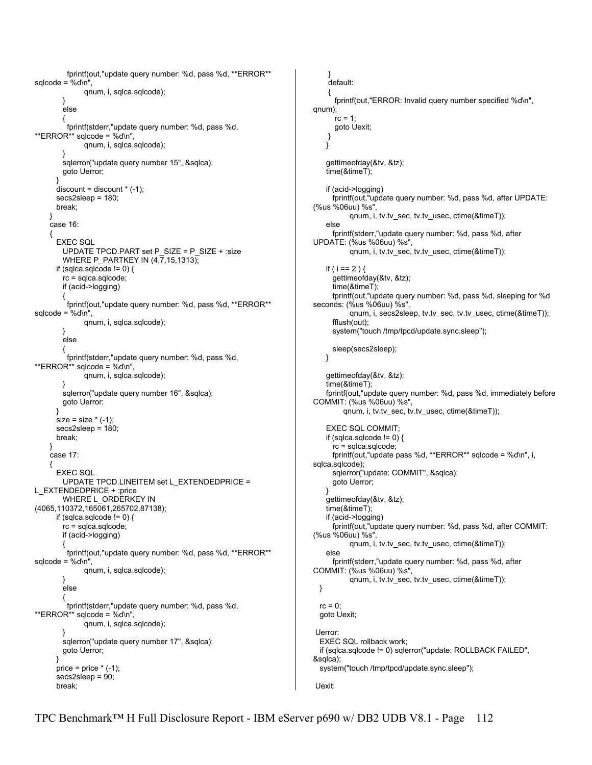```
            fprintf(out,"update query number: %d, pass %d, **ERROR**
sqlcode = %d\n",
                    qnum, i, sqlca.sqlcode);
          }
          else
          {
            fprintf(stderr,"update query number: %d, pass %d,
**ERROR** sqlcode = %d\n",
                    qnum, i, sqlca.sqlcode);
          }
          sqlerror("update query number 15", &sqlca);
          goto Uerror;
        }
        discount = discount * (-1);
        secs2sleep = 180;
        break;
      }
      case 16:
      {
        EXEC SQL
          UPDATE TPCD.PART set P_SIZE = P_SIZE + :size
          WHERE P_PARTKEY IN (4,7,15,1313);
        if (sqlca.sqlcode != 0) {
          rc = sqlca.sqlcode;
          if (acid->logging)
          {
            fprintf(out,"update query number: %d, pass %d, **ERROR**
sqlcode = %d\n",
                    qnum, i, sqlca.sqlcode);
          }
          else
          {
            fprintf(stderr,"update query number: %d, pass %d,
**ERROR** sqlcode = %d\n",
                    qnum, i, sqlca.sqlcode);
          }
          sqlerror("update query number 16", &sqlca);
          goto Uerror;
        }
        size = size * (-1);
        secs2sleep = 180;
        break;
      }
      case 17:
      {
        EXEC SQL
          UPDATE TPCD.LINEITEM set L_EXTENDEDPRICE =
L_EXTENDEDPRICE + :price
          WHERE L_ORDERKEY IN
(4065,110372,165061,265702,87138);
        if (sqlca.sqlcode != 0) {
          rc = sqlca.sqlcode;
          if (acid->logging)
          {
            fprintf(out,"update query number: %d, pass %d, **ERROR**
sqlcode = %d\n",
                    qnum, i, sqlca.sqlcode);
          }
          else
          {
            fprintf(stderr,"update query number: %d, pass %d,
**ERROR** sqlcode = %d\n",
                    qnum, i, sqlca.sqlcode);
          }
          sqlerror("update query number 17", &sqlca);
          goto Uerror;
        }
        price = price * (-1);
        secs2sleep = 90;
        break;
      }
      default:
      {
        fprintf(out,"ERROR: Invalid query number specified %d\n",
qnum);
        rc = 1;
        goto Uexit;
      }
    }

    gettimeofday(&tv, &tz);
    time(&timeT);

    if (acid->logging)
      fprintf(out,"update query number: %d, pass %d, after UPDATE:
(%us %06uu) %s",
              qnum, i, tv.tv_sec, tv.tv_usec, ctime(&timeT));
    else
      fprintf(stderr,"update query number: %d, pass %d, after
UPDATE: (%us %06uu) %s",
              qnum, i, tv.tv_sec, tv.tv_usec, ctime(&timeT));

    if ( i == 2 ) {
      gettimeofday(&tv, &tz);
      time(&timeT);
      fprintf(out,"update query number: %d, pass %d, sleeping for %d
seconds: (%us %06uu) %s",
              qnum, i, secs2sleep, tv.tv_sec, tv.tv_usec, ctime(&timeT));
      fflush(out);
      system("touch /tmp/tpcd/update.sync.sleep");

      sleep(secs2sleep);
    }

    gettimeofday(&tv, &tz);
    time(&timeT);
    fprintf(out,"update query number: %d, pass %d, immediately before
COMMIT: (%us %06uu) %s",
            qnum, i, tv.tv_sec, tv.tv_usec, ctime(&timeT));

    EXEC SQL COMMIT;
    if (sqlca.sqlcode != 0) {
      rc = sqlca.sqlcode;
      fprintf(out,"update pass %d, **ERROR** sqlcode = %d\n", i,
sqlca.sqlcode);
      sqlerror("update: COMMIT", &sqlca);
      goto Uerror;
    }
    gettimeofday(&tv, &tz);
    time(&timeT);
    if (acid->logging)
      fprintf(out,"update query number: %d, pass %d, after COMMIT:
(%us %06uu) %s",
              qnum, i, tv.tv_sec, tv.tv_usec, ctime(&timeT));
    else
      fprintf(stderr,"update query number: %d, pass %d, after
COMMIT: (%us %06uu) %s",
              qnum, i, tv.tv_sec, tv.tv_usec, ctime(&timeT));
  }

  rc = 0;
  goto Uexit;

 Uerror:
  EXEC SQL rollback work;
  if (sqlca.sqlcode != 0) sqlerror("update: ROLLBACK FAILED",
&sqlca);
  system("touch /tmp/tpcd/update.sync.sleep");

 Uexit:
```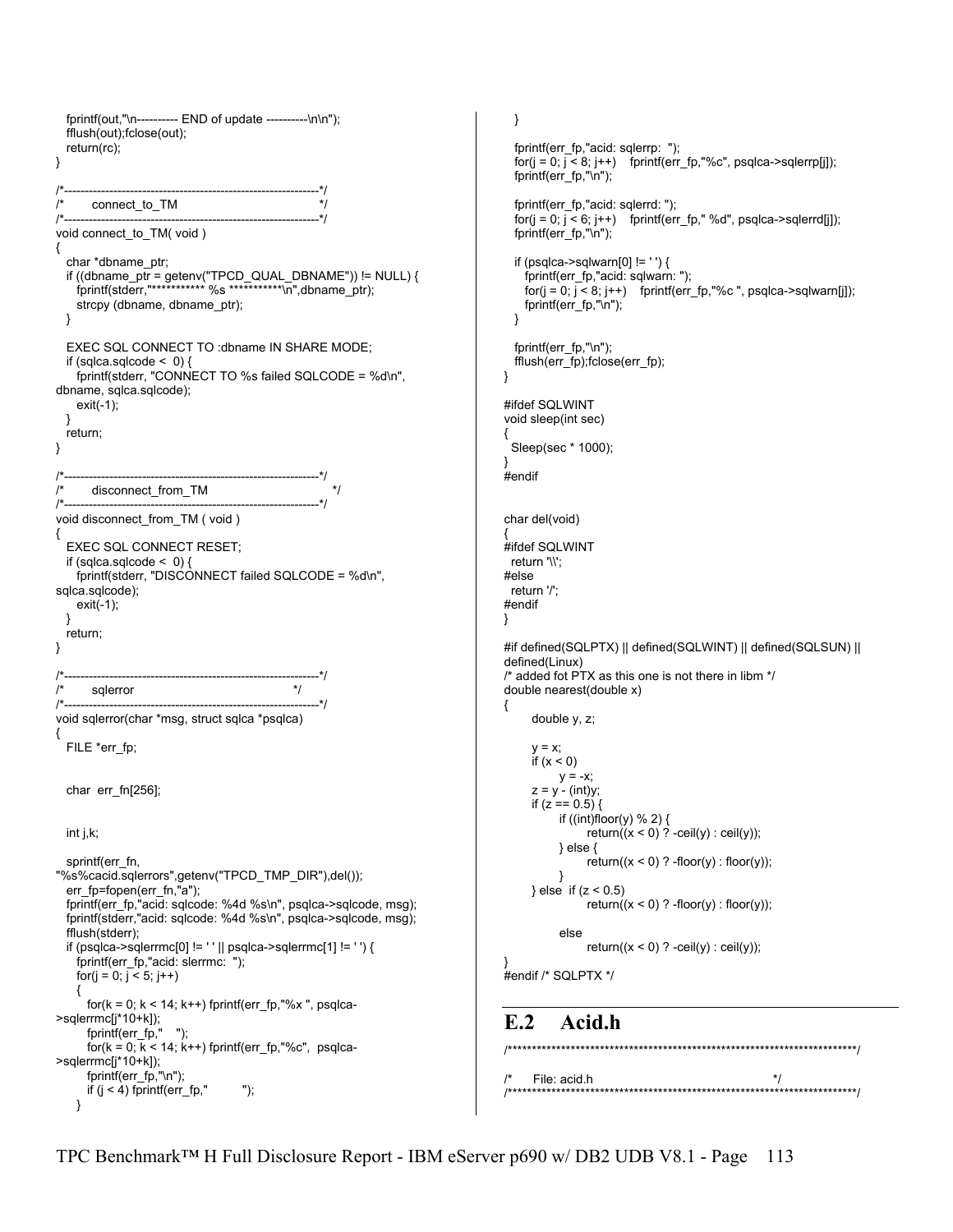```
  fprintf(out,"\n---------- END of update ----------\n\n");
  fflush(out);fclose(out);
  return(rc);
}

/*----------------------------------------------------------------*/
/*        connect_to_TM                                            */
/*----------------------------------------------------------------*/
void connect_to_TM( void )
{
  char *dbname_ptr;
  if ((dbname_ptr = getenv("TPCD_QUAL_DBNAME")) != NULL) {
    fprintf(stderr,"*********** %s ***********\n",dbname_ptr);
    strcpy (dbname, dbname_ptr);
  }

  EXEC SQL CONNECT TO :dbname IN SHARE MODE;
  if (sqlca.sqlcode <  0) {
    fprintf(stderr, "CONNECT TO %s failed SQLCODE = %d\n",
dbname, sqlca.sqlcode);
    exit(-1);
  }
  return;
}

/*----------------------------------------------------------------*/
/*        disconnect_from_TM                                       */
/*----------------------------------------------------------------*/
void disconnect_from_TM ( void )
{
  EXEC SQL CONNECT RESET;
  if (sqlca.sqlcode <  0) {
    fprintf(stderr, "DISCONNECT failed SQLCODE = %d\n",
sqlca.sqlcode);
    exit(-1);
  }
  return;
}

/*----------------------------------------------------------------*/
/*        sqlerror                                                 */
/*----------------------------------------------------------------*/
void sqlerror(char *msg, struct sqlca *psqlca)
{
  FILE *err_fp;


  char  err_fn[256];


  int j,k;

  sprintf(err_fn,
"%s%cacid.sqlerrors",getenv("TPCD_TMP_DIR"),del());
  err_fp=fopen(err_fn,"a");
  fprintf(err_fp,"acid: sqlcode: %4d %s\n", psqlca->sqlcode, msg);
  fprintf(stderr,"acid: sqlcode: %4d %s\n", psqlca->sqlcode, msg);
  fflush(stderr);
  if (psqlca->sqlerrmc[0] != ' ' || psqlca->sqlerrmc[1] != ' ') {
    fprintf(err_fp,"acid: slerrmc:  ");
    for(j = 0; j < 5; j++)
    {
      for(k = 0; k < 14; k++) fprintf(err_fp,"%x ", psqlca-
>sqlerrmc[j*10+k]);
      fprintf(err_fp,"    ");
      for(k = 0; k < 14; k++) fprintf(err_fp,"%c",  psqlca-
>sqlerrmc[j*10+k]);
      fprintf(err_fp,"\n");
      if (j < 4) fprintf(err_fp,"          ");
    }
  }

  fprintf(err_fp,"acid: sqlerrp:  ");
  for(j = 0; j < 8; j++)    fprintf(err_fp,"%c", psqlca->sqlerrp[j]);
  fprintf(err_fp,"\n");

  fprintf(err_fp,"acid: sqlerrd: ");
  for(j = 0; j < 6; j++)    fprintf(err_fp," %d", psqlca->sqlerrd[j]);
  fprintf(err_fp,"\n");

  if (psqlca->sqlwarn[0] != ' ') {
    fprintf(err_fp,"acid: sqlwarn: ");
    for(j = 0; j < 8; j++)    fprintf(err_fp,"%c ", psqlca->sqlwarn[j]);
    fprintf(err_fp,"\n");
  }

  fprintf(err_fp,"\n");
  fflush(err_fp);fclose(err_fp);
}

#ifdef SQLWINT
void sleep(int sec)
{
 Sleep(sec * 1000);
}
#endif


char del(void)
{
#ifdef SQLWINT
  return '\\';
#else
  return '/';
#endif
}

#if defined(SQLPTX) || defined(SQLWINT) || defined(SQLSUN) ||
defined(Linux)
/* added fot PTX as this one is not there in libm */
double nearest(double x)
{
      double y, z;

      y = x;
      if (x < 0)
            y = -x;
      z = y - (int)y;
      if (z == 0.5) {
            if ((int)floor(y) % 2) {
                  return((x < 0) ? -ceil(y) : ceil(y));
            } else {
                  return((x < 0) ? -floor(y) : floor(y));
            }
      } else  if (z < 0.5)
                  return((x < 0) ? -floor(y) : floor(y));

            else
                  return((x < 0) ? -ceil(y) : ceil(y));
}
#endif /* SQLPTX */
```

## E.2 Acid.h

```
/************************************************************************/
/*      File: acid.h                                                    */
/************************************************************************/
```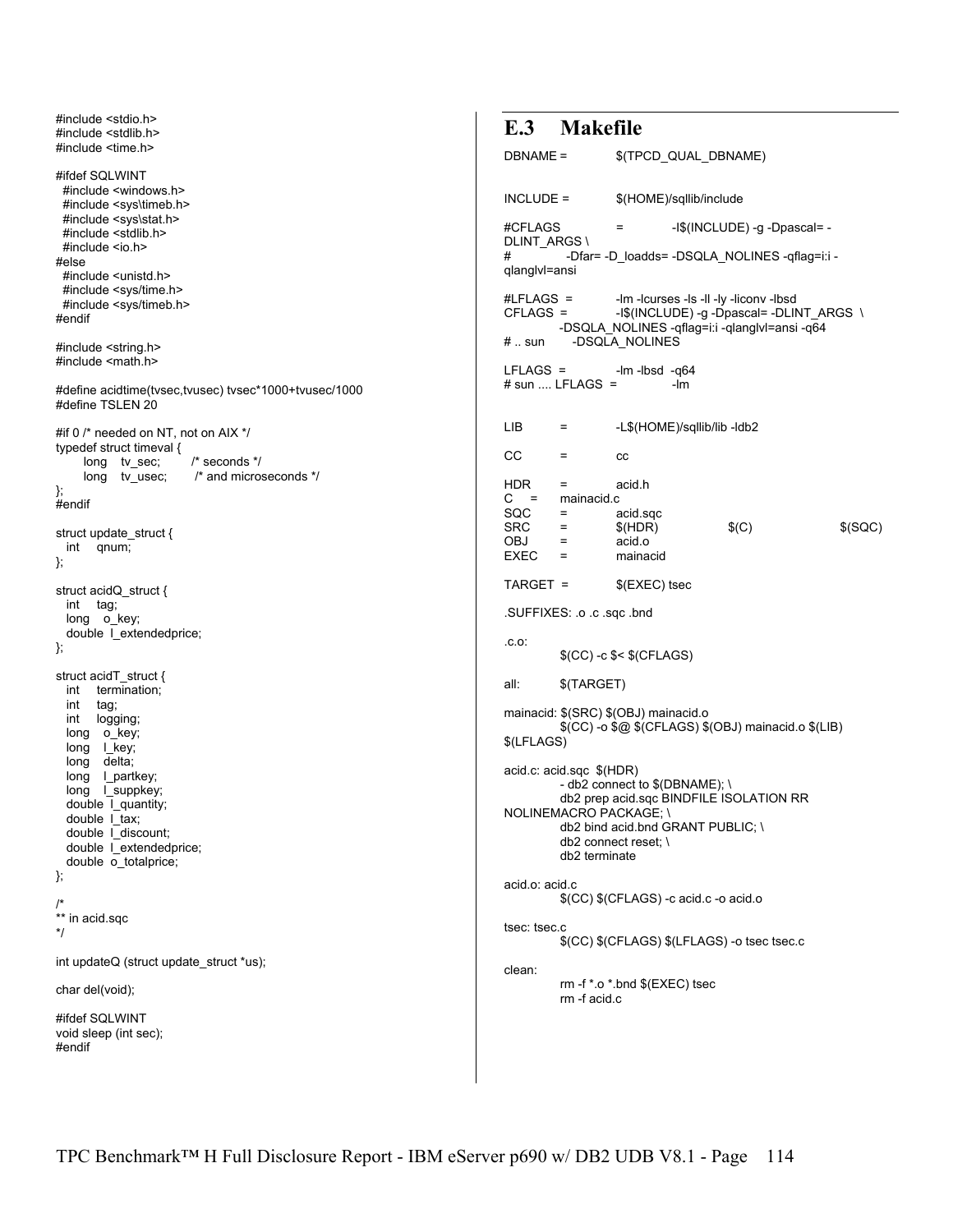```c
#include <stdio.h>
#include <stdlib.h>
#include <time.h>

#ifdef SQLWINT
  #include <windows.h>
  #include <sys\timeb.h>
  #include <sys\stat.h>
  #include <stdlib.h>
  #include <io.h>
#else
  #include <unistd.h>
  #include <sys/time.h>
  #include <sys/timeb.h>
#endif

#include <string.h>
#include <math.h>

#define acidtime(tvsec,tvusec) tvsec*1000+tvusec/1000
#define TSLEN 20

#if 0 /* needed on NT, not on AIX */
typedef struct timeval {
       long    tv_sec;         /* seconds */
       long    tv_usec;        /* and microseconds */
};
#endif

struct update_struct {
   int     qnum;
};

struct acidQ_struct {
   int     tag;
   long    o_key;
   double  l_extendedprice;
};

struct acidT_struct {
   int     termination;
   int     tag;
   int     logging;
   long    o_key;
   long    l_key;
   long    delta;
   long    l_partkey;
   long    l_suppkey;
   double  l_quantity;
   double  l_tax;
   double  l_discount;
   double  l_extendedprice;
   double  o_totalprice;
};

/*
** in acid.sqc
*/

int updateQ (struct update_struct *us);

char del(void);

#ifdef SQLWINT
void sleep (int sec);
#endif
```

## E.3 Makefile

```makefile
DBNAME =        $(TPCD_QUAL_DBNAME)


INCLUDE =       $(HOME)/sqllib/include

#CFLAGS         =       -I$(INCLUDE) -g -Dpascal= -DLINT_ARGS \
#           -Dfar= -D_loadds= -DSQLA_NOLINES -qflag=i:i -qlanglvl=ansi

#LFLAGS =       -lm -lcurses -ls -ll -ly -liconv -lbsd
CFLAGS =        -I$(INCLUDE) -g -Dpascal= -DLINT_ARGS  \
           -DSQLA_NOLINES -qflag=i:i -qlanglvl=ansi -q64
# .. sun       -DSQLA_NOLINES

LFLAGS =        -lm -lbsd  -q64
# sun .... LFLAGS  =            -lm


LIB     =       -L$(HOME)/sqllib/lib -ldb2

CC      =       cc

HDR     =       acid.h
C   =   mainacid.c
SQC     =       acid.sqc
SRC     =       $(HDR)          $(C)            $(SQC)
OBJ     =       acid.o
EXEC    =       mainacid

TARGET  =       $(EXEC) tsec

.SUFFIXES: .o .c .sqc .bnd

.c.o:
        $(CC) -c $< $(CFLAGS)

all:    $(TARGET)

mainacid: $(SRC) $(OBJ) mainacid.o
        $(CC) -o $@ $(CFLAGS) $(OBJ) mainacid.o $(LIB) $(LFLAGS)

acid.c: acid.sqc  $(HDR)
        - db2 connect to $(DBNAME); \
        db2 prep acid.sqc BINDFILE ISOLATION RR NOLINEMACRO PACKAGE; \
        db2 bind acid.bnd GRANT PUBLIC; \
        db2 connect reset; \
        db2 terminate

acid.o: acid.c
        $(CC) $(CFLAGS) -c acid.c -o acid.o

tsec: tsec.c
        $(CC) $(CFLAGS) $(LFLAGS) -o tsec tsec.c

clean:
        rm -f *.o *.bnd $(EXEC) tsec
        rm -f acid.c
```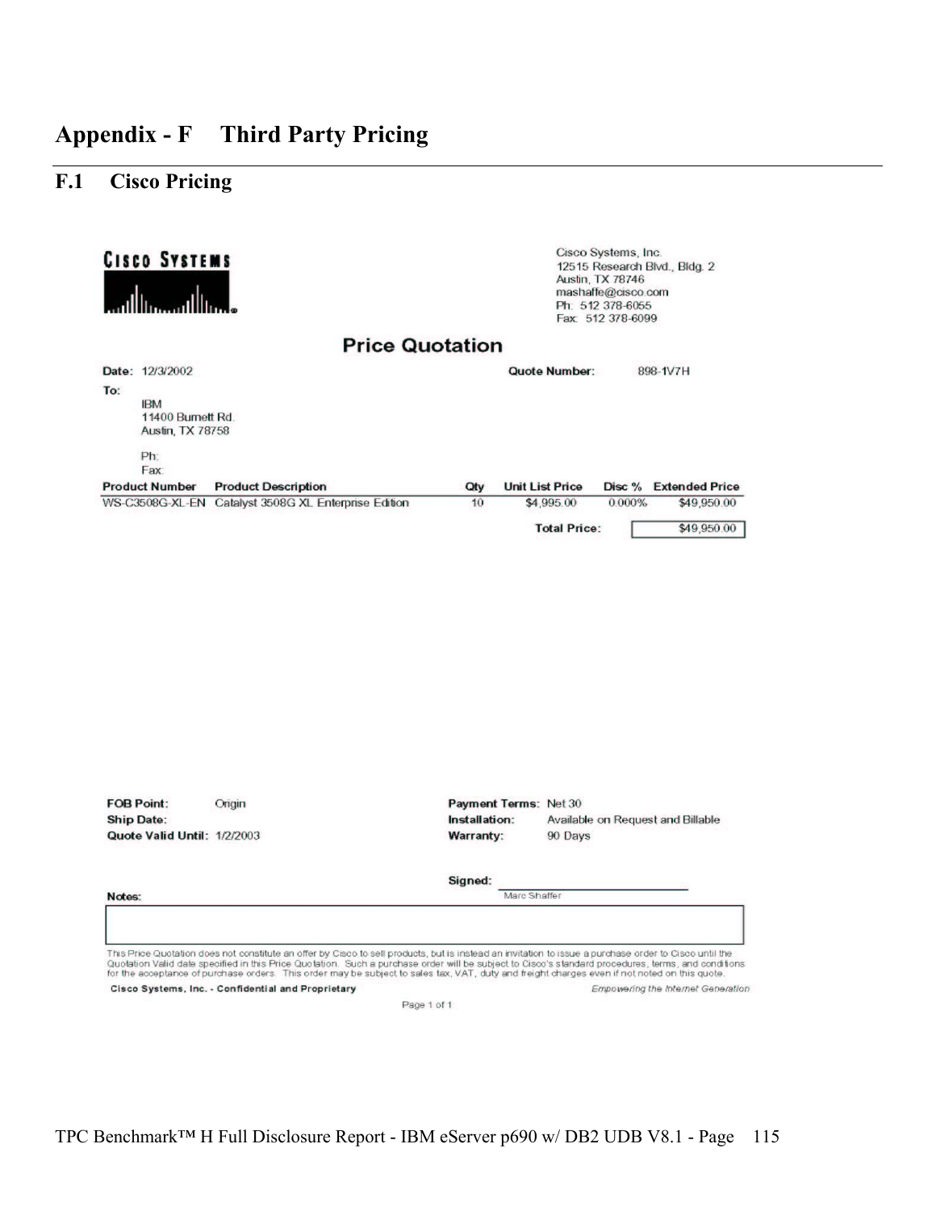# Appendix - F Third Party Pricing

## F.1 Cisco Pricing

**CISCO SYSTEMS**

Cisco Systems, Inc.
12515 Research Blvd., Bldg. 2
Austin, TX 78746
mashaffe@cisco.com
Ph: 512 378-6055
Fax: 512 378-6099

### Price Quotation

**Date:** 12/3/2002 **Quote Number:** 898-1V7H

**To:**
IBM
11400 Burnett Rd.
Austin, TX 78758

Ph:
Fax:

| Product Number | Product Description | Qty | Unit List Price | Disc % | Extended Price |
|---|---|---|---|---|---|
| WS-C3508G-XL-EN | Catalyst 3508G XL Enterprise Edition | 10 | $4,995.00 | 0.000% | $49,950.00 |
| | | | | **Total Price:** | $49,950.00 |

| | | | |
|---|---|---|---|
| **FOB Point:** | Origin | **Payment Terms:** | Net 30 |
| **Ship Date:** | | **Installation:** | Available on Request and Billable |
| **Quote Valid Until:** | 1/2/2003 | **Warranty:** | 90 Days |

**Signed:** ______________________
Marc Shaffer

**Notes:**

This Price Quotation does not constitute an offer by Cisco to sell products, but is instead an invitation to issue a purchase order to Cisco until the Quotation Valid date specified in this Price Quotation. Such a purchase order will be subject to Cisco's standard procedures, terms, and conditions for the acceptance of purchase orders. This order may be subject to sales tax, VAT, duty and freight charges even if not noted on this quote.

**Cisco Systems, Inc. - Confidential and Proprietary** *Empowering the Internet Generation*

Page 1 of 1